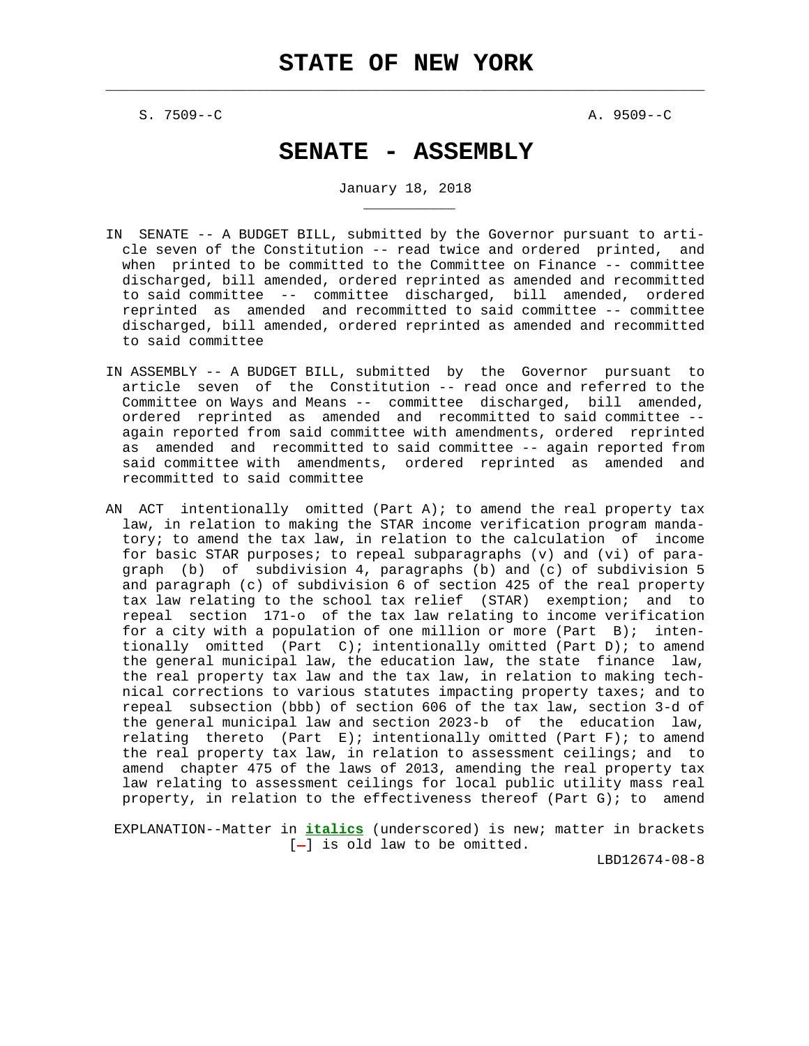# STATE OF NEW YORK

S. 7509--C A. 9509--C

# SENATE - ASSEMBLY

January 18, 2018

IN SENATE -- A BUDGET BILL, submitted by the Governor pursuant to article seven of the Constitution -- read twice and ordered printed, and when printed to be committed to the Committee on Finance -- committee discharged, bill amended, ordered reprinted as amended and recommitted to said committee -- committee discharged, bill amended, ordered reprinted as amended and recommitted to said committee -- committee discharged, bill amended, ordered reprinted as amended and recommitted to said committee

IN ASSEMBLY -- A BUDGET BILL, submitted by the Governor pursuant to article seven of the Constitution -- read once and referred to the Committee on Ways and Means -- committee discharged, bill amended, ordered reprinted as amended and recommitted to said committee -- again reported from said committee with amendments, ordered reprinted as amended and recommitted to said committee -- again reported from said committee with amendments, ordered reprinted as amended and recommitted to said committee

AN ACT intentionally omitted (Part A); to amend the real property tax law, in relation to making the STAR income verification program mandatory; to amend the tax law, in relation to the calculation of income for basic STAR purposes; to repeal subparagraphs (v) and (vi) of paragraph (b) of subdivision 4, paragraphs (b) and (c) of subdivision 5 and paragraph (c) of subdivision 6 of section 425 of the real property tax law relating to the school tax relief (STAR) exemption; and to repeal section 171-o of the tax law relating to income verification for a city with a population of one million or more (Part B); intentionally omitted (Part C); intentionally omitted (Part D); to amend the general municipal law, the education law, the state finance law, the real property tax law and the tax law, in relation to making technical corrections to various statutes impacting property taxes; and to repeal subsection (bbb) of section 606 of the tax law, section 3-d of the general municipal law and section 2023-b of the education law, relating thereto (Part E); intentionally omitted (Part F); to amend the real property tax law, in relation to assessment ceilings; and to amend chapter 475 of the laws of 2013, amending the real property tax law relating to assessment ceilings for local public utility mass real property, in relation to the effectiveness thereof (Part G); to amend

EXPLANATION--Matter in ***italics*** (underscored) is new; matter in brackets [-] is old law to be omitted.

LBD12674-08-8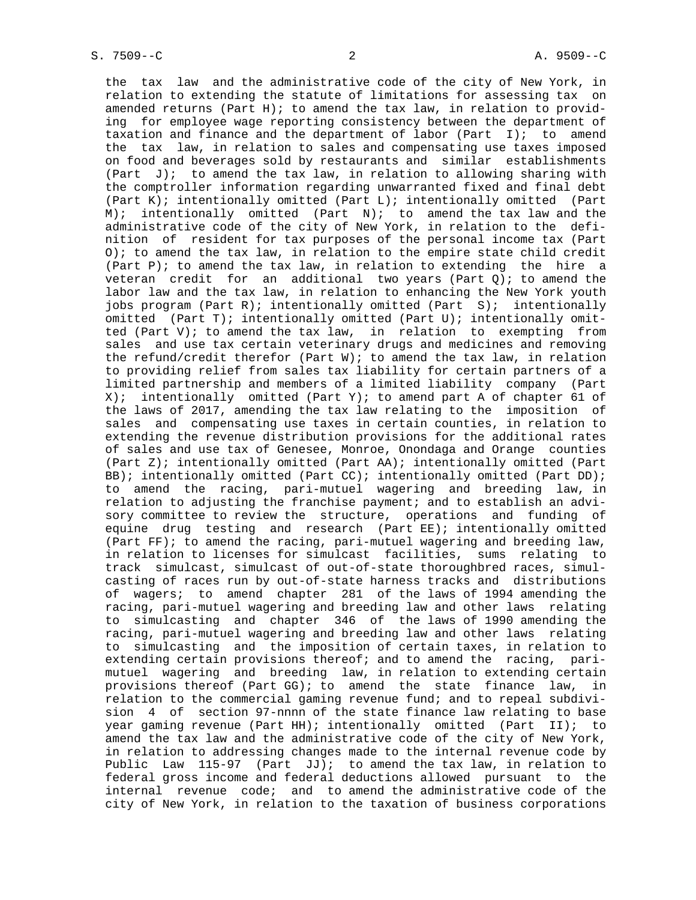the tax law and the administrative code of the city of New York, in relation to extending the statute of limitations for assessing tax on amended returns (Part H); to amend the tax law, in relation to providing for employee wage reporting consistency between the department of taxation and finance and the department of labor (Part I); to amend the tax law, in relation to sales and compensating use taxes imposed on food and beverages sold by restaurants and similar establishments (Part J); to amend the tax law, in relation to allowing sharing with the comptroller information regarding unwarranted fixed and final debt (Part K); intentionally omitted (Part L); intentionally omitted (Part M); intentionally omitted (Part N); to amend the tax law and the administrative code of the city of New York, in relation to the definition of resident for tax purposes of the personal income tax (Part O); to amend the tax law, in relation to the empire state child credit (Part P); to amend the tax law, in relation to extending the hire a veteran credit for an additional two years (Part Q); to amend the labor law and the tax law, in relation to enhancing the New York youth jobs program (Part R); intentionally omitted (Part S); intentionally omitted (Part T); intentionally omitted (Part U); intentionally omitted (Part V); to amend the tax law, in relation to exempting from sales and use tax certain veterinary drugs and medicines and removing the refund/credit therefor (Part W); to amend the tax law, in relation to providing relief from sales tax liability for certain partners of a limited partnership and members of a limited liability company (Part X); intentionally omitted (Part Y); to amend part A of chapter 61 of the laws of 2017, amending the tax law relating to the imposition of sales and compensating use taxes in certain counties, in relation to extending the revenue distribution provisions for the additional rates of sales and use tax of Genesee, Monroe, Onondaga and Orange counties (Part Z); intentionally omitted (Part AA); intentionally omitted (Part BB); intentionally omitted (Part CC); intentionally omitted (Part DD); to amend the racing, pari-mutuel wagering and breeding law, in relation to adjusting the franchise payment; and to establish an advisory committee to review the structure, operations and funding of equine drug testing and research (Part EE); intentionally omitted (Part FF); to amend the racing, pari-mutuel wagering and breeding law, in relation to licenses for simulcast facilities, sums relating to track simulcast, simulcast of out-of-state thoroughbred races, simulcasting of races run by out-of-state harness tracks and distributions of wagers; to amend chapter 281 of the laws of 1994 amending the racing, pari-mutuel wagering and breeding law and other laws relating to simulcasting and chapter 346 of the laws of 1990 amending the racing, pari-mutuel wagering and breeding law and other laws relating to simulcasting and the imposition of certain taxes, in relation to extending certain provisions thereof; and to amend the racing, pari-mutuel wagering and breeding law, in relation to extending certain provisions thereof (Part GG); to amend the state finance law, in relation to the commercial gaming revenue fund; and to repeal subdivision 4 of section 97-nnnn of the state finance law relating to base year gaming revenue (Part HH); intentionally omitted (Part II); to amend the tax law and the administrative code of the city of New York, in relation to addressing changes made to the internal revenue code by Public Law 115-97 (Part JJ); to amend the tax law, in relation to federal gross income and federal deductions allowed pursuant to the internal revenue code; and to amend the administrative code of the city of New York, in relation to the taxation of business corporations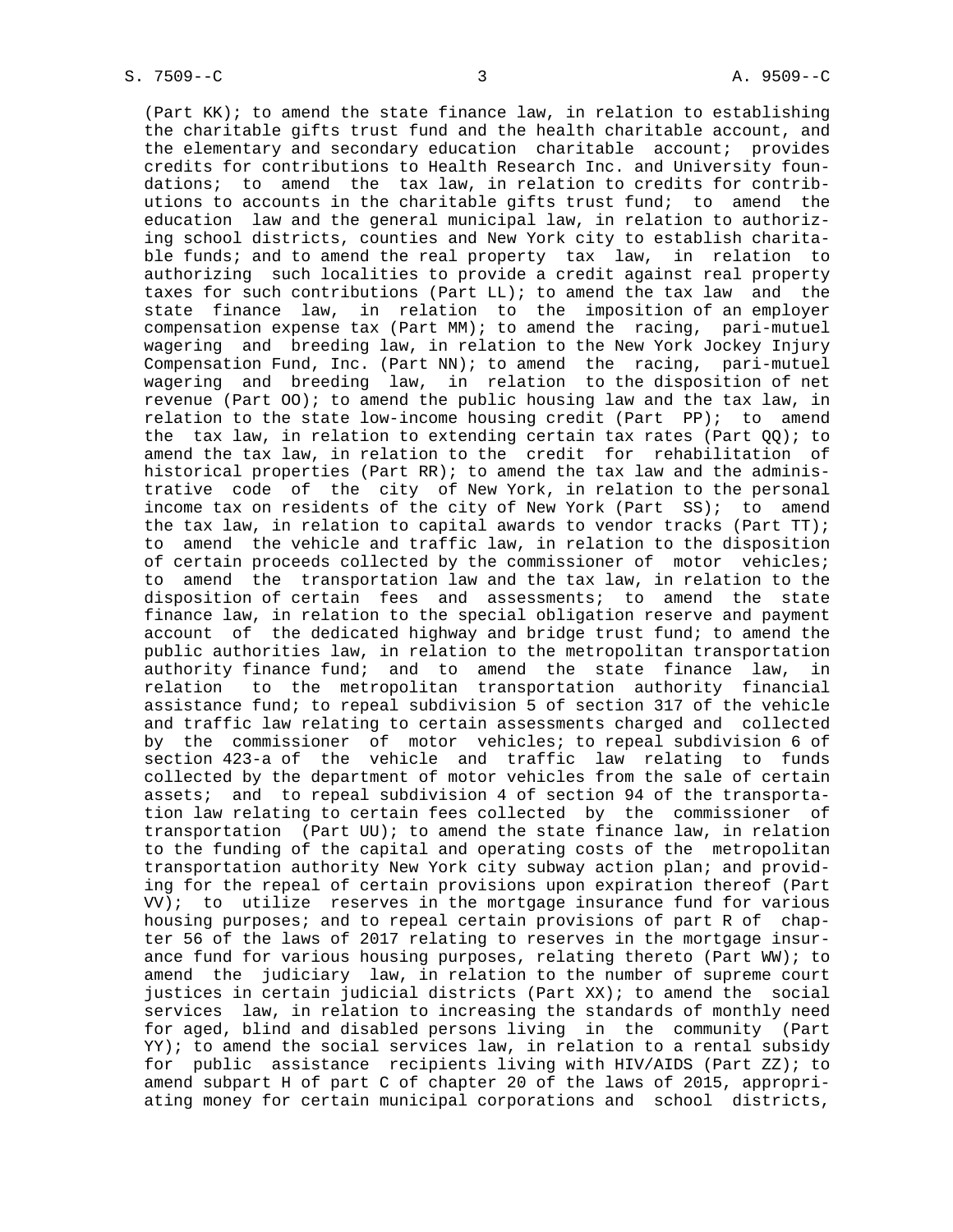(Part KK); to amend the state finance law, in relation to establishing the charitable gifts trust fund and the health charitable account, and the elementary and secondary education charitable account; provides credits for contributions to Health Research Inc. and University foundations; to amend the tax law, in relation to credits for contributions to accounts in the charitable gifts trust fund; to amend the education law and the general municipal law, in relation to authorizing school districts, counties and New York city to establish charitable funds; and to amend the real property tax law, in relation to authorizing such localities to provide a credit against real property taxes for such contributions (Part LL); to amend the tax law and the state finance law, in relation to the imposition of an employer compensation expense tax (Part MM); to amend the racing, pari-mutuel wagering and breeding law, in relation to the New York Jockey Injury Compensation Fund, Inc. (Part NN); to amend the racing, pari-mutuel wagering and breeding law, in relation to the disposition of net revenue (Part OO); to amend the public housing law and the tax law, in relation to the state low-income housing credit (Part PP); to amend the tax law, in relation to extending certain tax rates (Part QQ); to amend the tax law, in relation to the credit for rehabilitation of historical properties (Part RR); to amend the tax law and the administrative code of the city of New York, in relation to the personal income tax on residents of the city of New York (Part SS); to amend the tax law, in relation to capital awards to vendor tracks (Part TT); to amend the vehicle and traffic law, in relation to the disposition of certain proceeds collected by the commissioner of motor vehicles; to amend the transportation law and the tax law, in relation to the disposition of certain fees and assessments; to amend the state finance law, in relation to the special obligation reserve and payment account of the dedicated highway and bridge trust fund; to amend the public authorities law, in relation to the metropolitan transportation authority finance fund; and to amend the state finance law, in relation to the metropolitan transportation authority financial assistance fund; to repeal subdivision 5 of section 317 of the vehicle and traffic law relating to certain assessments charged and collected by the commissioner of motor vehicles; to repeal subdivision 6 of section 423-a of the vehicle and traffic law relating to funds collected by the department of motor vehicles from the sale of certain assets; and to repeal subdivision 4 of section 94 of the transportation law relating to certain fees collected by the commissioner of transportation (Part UU); to amend the state finance law, in relation to the funding of the capital and operating costs of the metropolitan transportation authority New York city subway action plan; and providing for the repeal of certain provisions upon expiration thereof (Part VV); to utilize reserves in the mortgage insurance fund for various housing purposes; and to repeal certain provisions of part R of chapter 56 of the laws of 2017 relating to reserves in the mortgage insurance fund for various housing purposes, relating thereto (Part WW); to amend the judiciary law, in relation to the number of supreme court justices in certain judicial districts (Part XX); to amend the social services law, in relation to increasing the standards of monthly need for aged, blind and disabled persons living in the community (Part YY); to amend the social services law, in relation to a rental subsidy for public assistance recipients living with HIV/AIDS (Part ZZ); to amend subpart H of part C of chapter 20 of the laws of 2015, appropriating money for certain municipal corporations and school districts,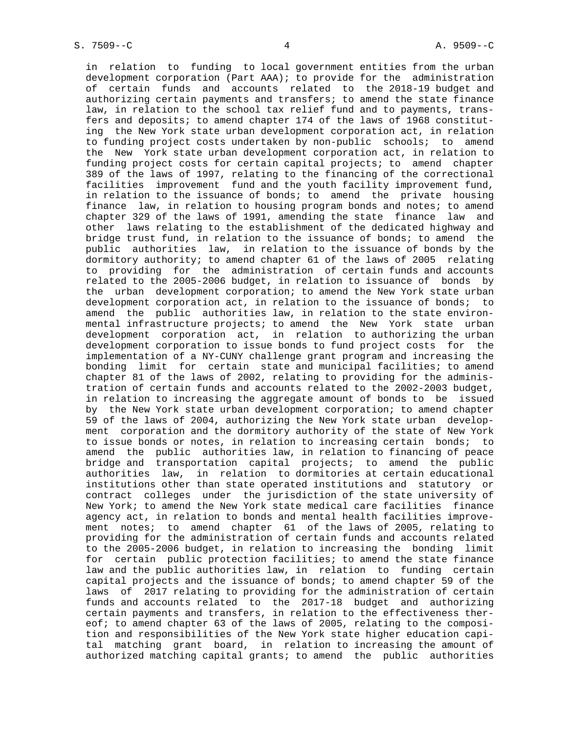in relation to funding to local government entities from the urban development corporation (Part AAA); to provide for the administration of certain funds and accounts related to the 2018-19 budget and authorizing certain payments and transfers; to amend the state finance law, in relation to the school tax relief fund and to payments, transfers and deposits; to amend chapter 174 of the laws of 1968 constituting the New York state urban development corporation act, in relation to funding project costs undertaken by non-public schools; to amend the New York state urban development corporation act, in relation to funding project costs for certain capital projects; to amend chapter 389 of the laws of 1997, relating to the financing of the correctional facilities improvement fund and the youth facility improvement fund, in relation to the issuance of bonds; to amend the private housing finance law, in relation to housing program bonds and notes; to amend chapter 329 of the laws of 1991, amending the state finance law and other laws relating to the establishment of the dedicated highway and bridge trust fund, in relation to the issuance of bonds; to amend the public authorities law, in relation to the issuance of bonds by the dormitory authority; to amend chapter 61 of the laws of 2005 relating to providing for the administration of certain funds and accounts related to the 2005-2006 budget, in relation to issuance of bonds by the urban development corporation; to amend the New York state urban development corporation act, in relation to the issuance of bonds; to amend the public authorities law, in relation to the state environmental infrastructure projects; to amend the New York state urban development corporation act, in relation to authorizing the urban development corporation to issue bonds to fund project costs for the implementation of a NY-CUNY challenge grant program and increasing the bonding limit for certain state and municipal facilities; to amend chapter 81 of the laws of 2002, relating to providing for the administration of certain funds and accounts related to the 2002-2003 budget, in relation to increasing the aggregate amount of bonds to be issued by the New York state urban development corporation; to amend chapter 59 of the laws of 2004, authorizing the New York state urban development corporation and the dormitory authority of the state of New York to issue bonds or notes, in relation to increasing certain bonds; to amend the public authorities law, in relation to financing of peace bridge and transportation capital projects; to amend the public authorities law, in relation to dormitories at certain educational institutions other than state operated institutions and statutory or contract colleges under the jurisdiction of the state university of New York; to amend the New York state medical care facilities finance agency act, in relation to bonds and mental health facilities improvement notes; to amend chapter 61 of the laws of 2005, relating to providing for the administration of certain funds and accounts related to the 2005-2006 budget, in relation to increasing the bonding limit for certain public protection facilities; to amend the state finance law and the public authorities law, in relation to funding certain capital projects and the issuance of bonds; to amend chapter 59 of the laws of 2017 relating to providing for the administration of certain funds and accounts related to the 2017-18 budget and authorizing certain payments and transfers, in relation to the effectiveness thereof; to amend chapter 63 of the laws of 2005, relating to the composition and responsibilities of the New York state higher education capital matching grant board, in relation to increasing the amount of authorized matching capital grants; to amend the public authorities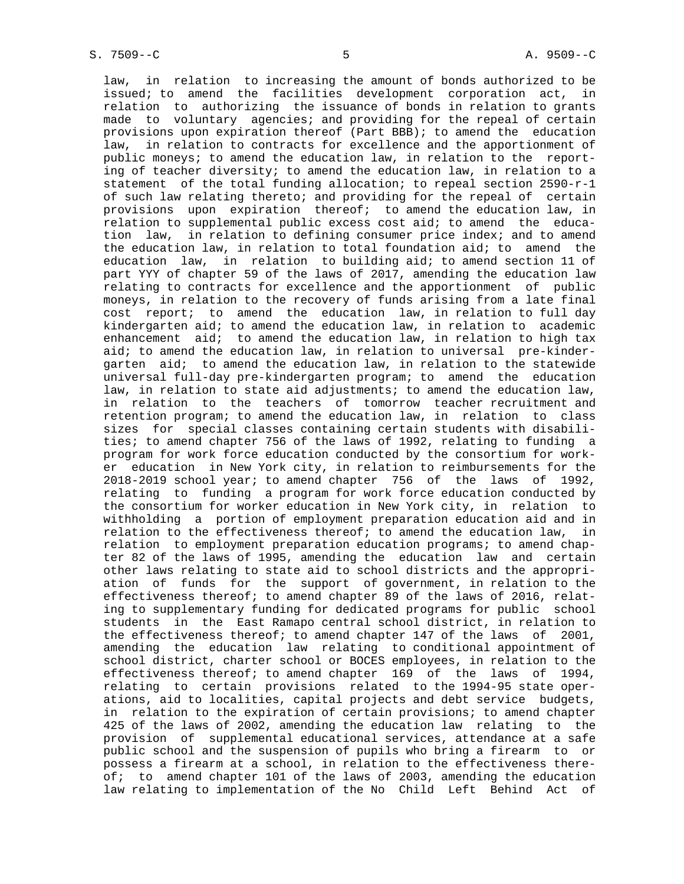law, in relation to increasing the amount of bonds authorized to be issued; to amend the facilities development corporation act, in relation to authorizing the issuance of bonds in relation to grants made to voluntary agencies; and providing for the repeal of certain provisions upon expiration thereof (Part BBB); to amend the education law, in relation to contracts for excellence and the apportionment of public moneys; to amend the education law, in relation to the reporting of teacher diversity; to amend the education law, in relation to a statement of the total funding allocation; to repeal section 2590-r-1 of such law relating thereto; and providing for the repeal of certain provisions upon expiration thereof; to amend the education law, in relation to supplemental public excess cost aid; to amend the education law, in relation to defining consumer price index; and to amend the education law, in relation to total foundation aid; to amend the education law, in relation to building aid; to amend section 11 of part YYY of chapter 59 of the laws of 2017, amending the education law relating to contracts for excellence and the apportionment of public moneys, in relation to the recovery of funds arising from a late final cost report; to amend the education law, in relation to full day kindergarten aid; to amend the education law, in relation to academic enhancement aid; to amend the education law, in relation to high tax aid; to amend the education law, in relation to universal pre-kindergarten aid; to amend the education law, in relation to the statewide universal full-day pre-kindergarten program; to amend the education law, in relation to state aid adjustments; to amend the education law, in relation to the teachers of tomorrow teacher recruitment and retention program; to amend the education law, in relation to class sizes for special classes containing certain students with disabilities; to amend chapter 756 of the laws of 1992, relating to funding a program for work force education conducted by the consortium for worker education in New York city, in relation to reimbursements for the 2018-2019 school year; to amend chapter 756 of the laws of 1992, relating to funding a program for work force education conducted by the consortium for worker education in New York city, in relation to withholding a portion of employment preparation education aid and in relation to the effectiveness thereof; to amend the education law, in relation to employment preparation education programs; to amend chapter 82 of the laws of 1995, amending the education law and certain other laws relating to state aid to school districts and the appropriation of funds for the support of government, in relation to the effectiveness thereof; to amend chapter 89 of the laws of 2016, relating to supplementary funding for dedicated programs for public school students in the East Ramapo central school district, in relation to the effectiveness thereof; to amend chapter 147 of the laws of 2001, amending the education law relating to conditional appointment of school district, charter school or BOCES employees, in relation to the effectiveness thereof; to amend chapter 169 of the laws of 1994, relating to certain provisions related to the 1994-95 state operations, aid to localities, capital projects and debt service budgets, in relation to the expiration of certain provisions; to amend chapter 425 of the laws of 2002, amending the education law relating to the provision of supplemental educational services, attendance at a safe public school and the suspension of pupils who bring a firearm to or possess a firearm at a school, in relation to the effectiveness thereof; to amend chapter 101 of the laws of 2003, amending the education law relating to implementation of the No Child Left Behind Act of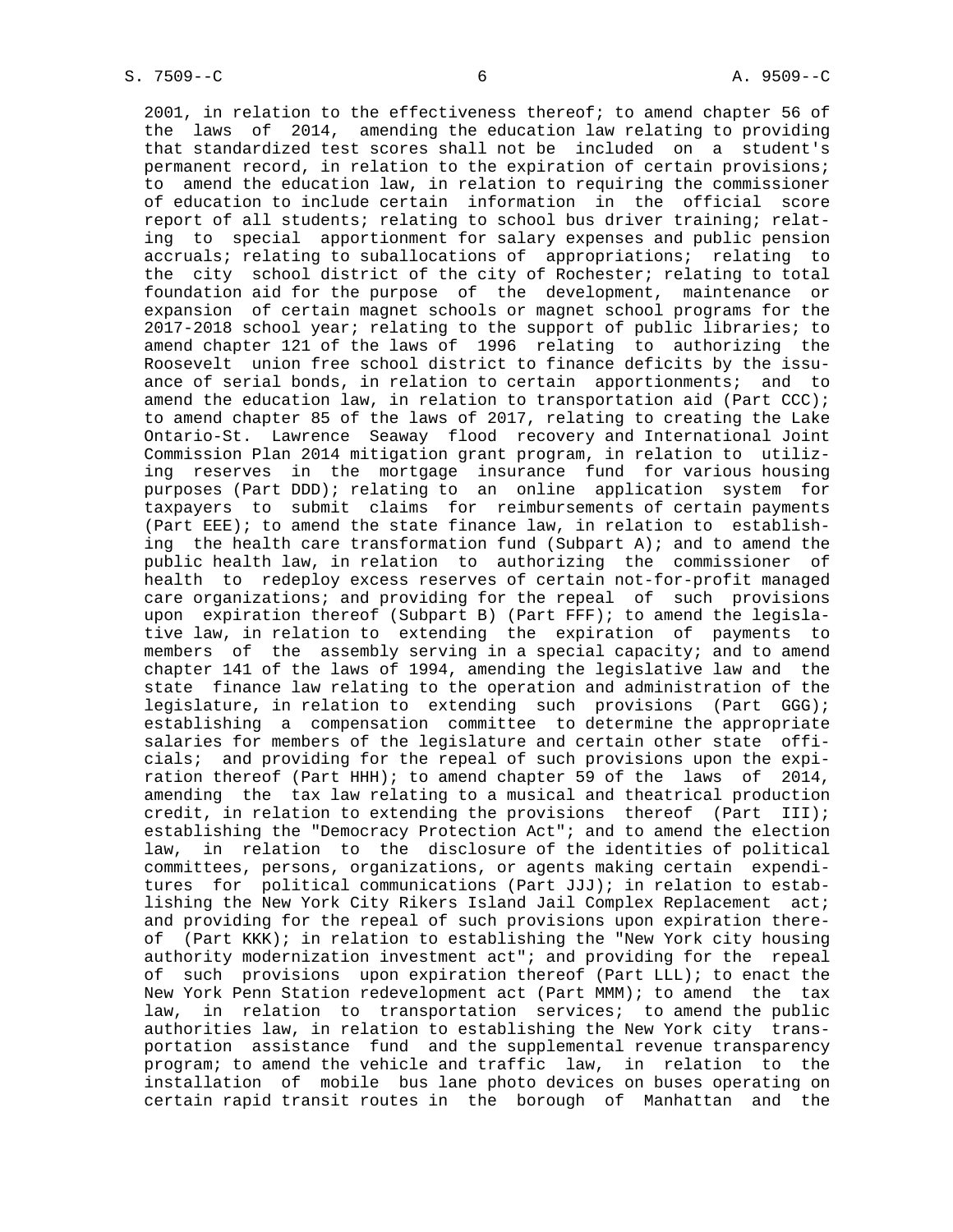2001, in relation to the effectiveness thereof; to amend chapter 56 of the laws of 2014, amending the education law relating to providing that standardized test scores shall not be included on a student's permanent record, in relation to the expiration of certain provisions; to amend the education law, in relation to requiring the commissioner of education to include certain information in the official score report of all students; relating to school bus driver training; relating to special apportionment for salary expenses and public pension accruals; relating to suballocations of appropriations; relating to the city school district of the city of Rochester; relating to total foundation aid for the purpose of the development, maintenance or expansion of certain magnet schools or magnet school programs for the 2017-2018 school year; relating to the support of public libraries; to amend chapter 121 of the laws of 1996 relating to authorizing the Roosevelt union free school district to finance deficits by the issuance of serial bonds, in relation to certain apportionments; and to amend the education law, in relation to transportation aid (Part CCC); to amend chapter 85 of the laws of 2017, relating to creating the Lake Ontario-St. Lawrence Seaway flood recovery and International Joint Commission Plan 2014 mitigation grant program, in relation to utilizing reserves in the mortgage insurance fund for various housing purposes (Part DDD); relating to an online application system for taxpayers to submit claims for reimbursements of certain payments (Part EEE); to amend the state finance law, in relation to establishing the health care transformation fund (Subpart A); and to amend the public health law, in relation to authorizing the commissioner of health to redeploy excess reserves of certain not-for-profit managed care organizations; and providing for the repeal of such provisions upon expiration thereof (Subpart B) (Part FFF); to amend the legislative law, in relation to extending the expiration of payments to members of the assembly serving in a special capacity; and to amend chapter 141 of the laws of 1994, amending the legislative law and the state finance law relating to the operation and administration of the legislature, in relation to extending such provisions (Part GGG); establishing a compensation committee to determine the appropriate salaries for members of the legislature and certain other state officials; and providing for the repeal of such provisions upon the expiration thereof (Part HHH); to amend chapter 59 of the laws of 2014, amending the tax law relating to a musical and theatrical production credit, in relation to extending the provisions thereof (Part III); establishing the "Democracy Protection Act"; and to amend the election law, in relation to the disclosure of the identities of political committees, persons, organizations, or agents making certain expenditures for political communications (Part JJJ); in relation to establishing the New York City Rikers Island Jail Complex Replacement act; and providing for the repeal of such provisions upon expiration thereof (Part KKK); in relation to establishing the "New York city housing authority modernization investment act"; and providing for the repeal of such provisions upon expiration thereof (Part LLL); to enact the New York Penn Station redevelopment act (Part MMM); to amend the tax law, in relation to transportation services; to amend the public authorities law, in relation to establishing the New York city transportation assistance fund and the supplemental revenue transparency program; to amend the vehicle and traffic law, in relation to the installation of mobile bus lane photo devices on buses operating on certain rapid transit routes in the borough of Manhattan and the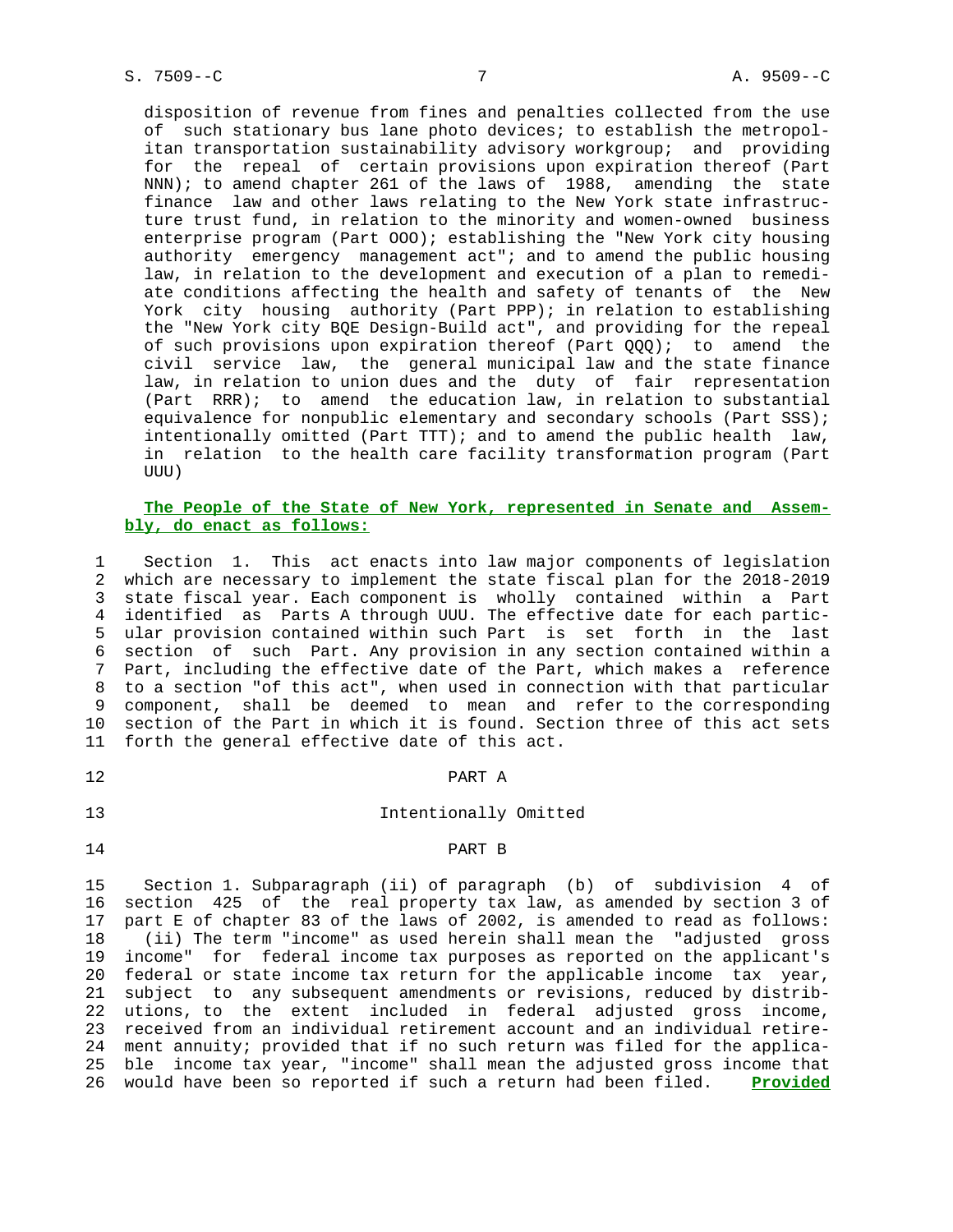disposition of revenue from fines and penalties collected from the use of such stationary bus lane photo devices; to establish the metropolitan transportation sustainability advisory workgroup; and providing for the repeal of certain provisions upon expiration thereof (Part NNN); to amend chapter 261 of the laws of 1988, amending the state finance law and other laws relating to the New York state infrastructure trust fund, in relation to the minority and women-owned business enterprise program (Part OOO); establishing the "New York city housing authority emergency management act"; and to amend the public housing law, in relation to the development and execution of a plan to remediate conditions affecting the health and safety of tenants of the New York city housing authority (Part PPP); in relation to establishing the "New York city BQE Design-Build act", and providing for the repeal of such provisions upon expiration thereof (Part QQQ); to amend the civil service law, the general municipal law and the state finance law, in relation to union dues and the duty of fair representation (Part RRR); to amend the education law, in relation to substantial equivalence for nonpublic elementary and secondary schools (Part SSS); intentionally omitted (Part TTT); and to amend the public health law, in relation to the health care facility transformation program (Part UUU)

**The People of the State of New York, represented in Senate and Assembly, do enact as follows:**

Section 1. This act enacts into law major components of legislation which are necessary to implement the state fiscal plan for the 2018-2019 state fiscal year. Each component is wholly contained within a Part identified as Parts A through UUU. The effective date for each particular provision contained within such Part is set forth in the last section of such Part. Any provision in any section contained within a Part, including the effective date of the Part, which makes a reference to a section "of this act", when used in connection with that particular component, shall be deemed to mean and refer to the corresponding section of the Part in which it is found. Section three of this act sets forth the general effective date of this act.

PART A

Intentionally Omitted

PART B

Section 1. Subparagraph (ii) of paragraph (b) of subdivision 4 of section 425 of the real property tax law, as amended by section 3 of part E of chapter 83 of the laws of 2002, is amended to read as follows:

(ii) The term "income" as used herein shall mean the "adjusted gross income" for federal income tax purposes as reported on the applicant's federal or state income tax return for the applicable income tax year, subject to any subsequent amendments or revisions, reduced by distributions, to the extent included in federal adjusted gross income, received from an individual retirement account and an individual retirement annuity; provided that if no such return was filed for the applicable income tax year, "income" shall mean the adjusted gross income that would have been so reported if such a return had been filed. <u>Provided</u>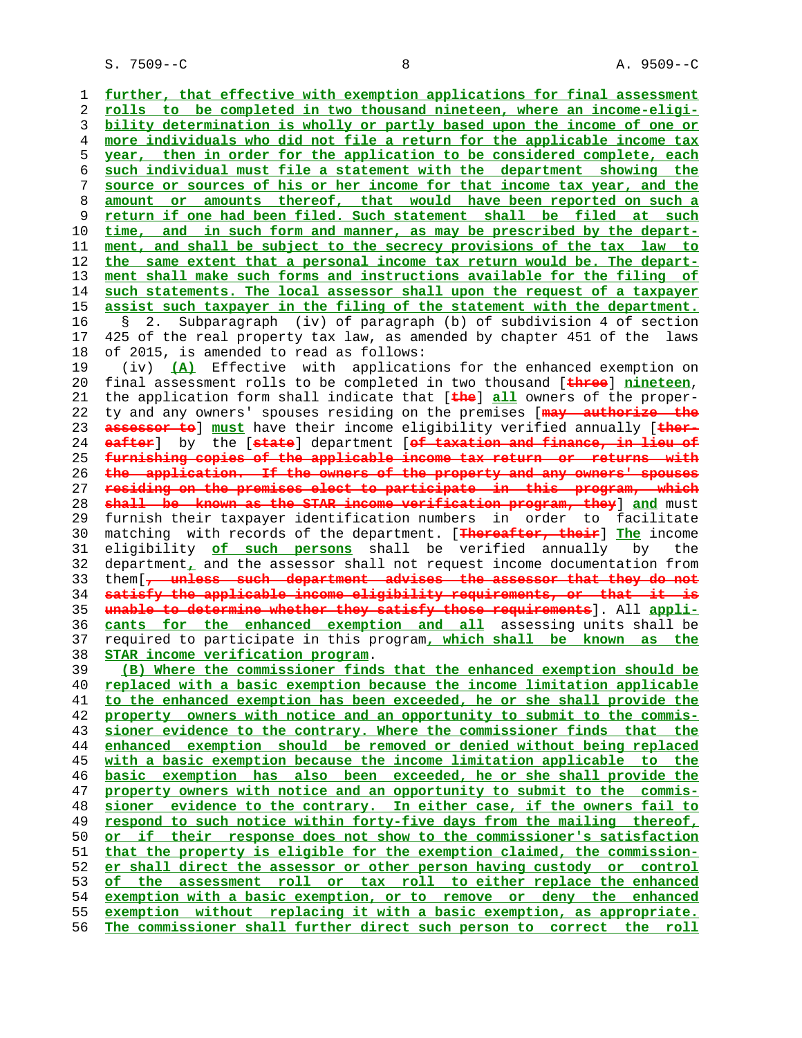further, that effective with exemption applications for final assessment rolls to be completed in two thousand nineteen, where an income-eligibility determination is wholly or partly based upon the income of one or more individuals who did not file a return for the applicable income tax year, then in order for the application to be considered complete, each such individual must file a statement with the department showing the source or sources of his or her income for that income tax year, and the amount or amounts thereof, that would have been reported on such a return if one had been filed. Such statement shall be filed at such time, and in such form and manner, as may be prescribed by the department, and shall be subject to the secrecy provisions of the tax law to the same extent that a personal income tax return would be. The department shall make such forms and instructions available for the filing of such statements. The local assessor shall upon the request of a taxpayer assist such taxpayer in the filing of the statement with the department.

§ 2. Subparagraph (iv) of paragraph (b) of subdivision 4 of section 425 of the real property tax law, as amended by chapter 451 of the laws of 2015, is amended to read as follows:

(iv) (A) Effective with applications for the enhanced exemption on final assessment rolls to be completed in two thousand [three] nineteen, the application form shall indicate that [the] all owners of the property and any owners' spouses residing on the premises [may authorize the assessor to] must have their income eligibility verified annually [thereafter] by the [state] department [of taxation and finance, in lieu of furnishing copies of the applicable income tax return or returns with the application. If the owners of the property and any owners' spouses residing on the premises elect to participate in this program, which shall be known as the STAR income verification program, they] and must furnish their taxpayer identification numbers in order to facilitate matching with records of the department. [Thereafter, their] The income eligibility of such persons shall be verified annually by the department, and the assessor shall not request income documentation from them[, unless such department advises the assessor that they do not satisfy the applicable income eligibility requirements, or that it is unable to determine whether they satisfy those requirements]. All applicants for the enhanced exemption and all assessing units shall be required to participate in this program, which shall be known as the STAR income verification program.

(B) Where the commissioner finds that the enhanced exemption should be replaced with a basic exemption because the income limitation applicable to the enhanced exemption has been exceeded, he or she shall provide the property owners with notice and an opportunity to submit to the commissioner evidence to the contrary. Where the commissioner finds that the enhanced exemption should be removed or denied without being replaced with a basic exemption because the income limitation applicable to the basic exemption has also been exceeded, he or she shall provide the property owners with notice and an opportunity to submit to the commissioner evidence to the contrary. In either case, if the owners fail to respond to such notice within forty-five days from the mailing thereof, or if their response does not show to the commissioner's satisfaction that the property is eligible for the exemption claimed, the commissioner shall direct the assessor or other person having custody or control of the assessment roll or tax roll to either replace the enhanced exemption with a basic exemption, or to remove or deny the enhanced exemption without replacing it with a basic exemption, as appropriate. The commissioner shall further direct such person to correct the roll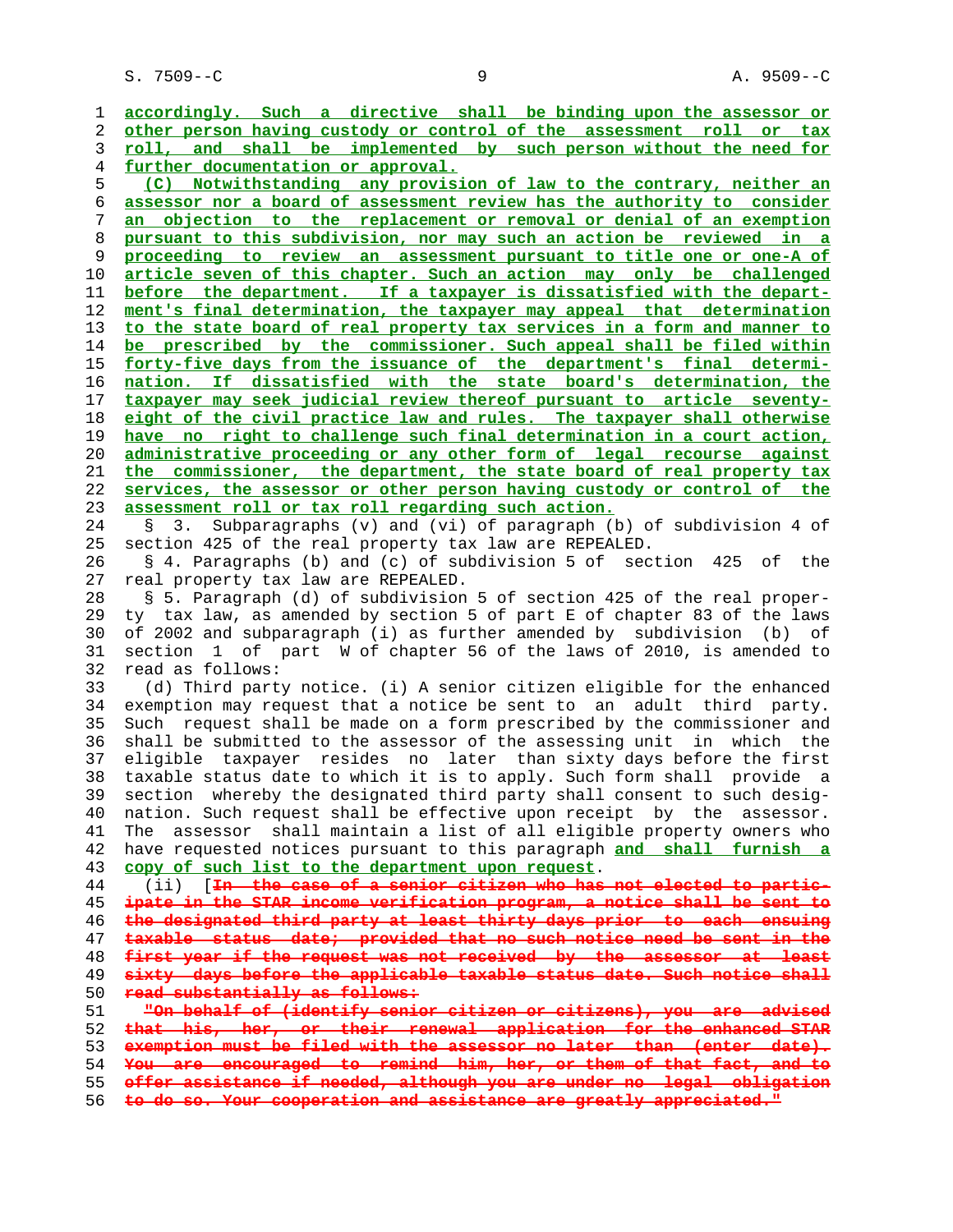accordingly. Such a directive shall be binding upon the assessor or other person having custody or control of the assessment roll or tax roll, and shall be implemented by such person without the need for further documentation or approval.

(C) Notwithstanding any provision of law to the contrary, neither an assessor nor a board of assessment review has the authority to consider an objection to the replacement or removal or denial of an exemption pursuant to this subdivision, nor may such an action be reviewed in a proceeding to review an assessment pursuant to title one or one-A of article seven of this chapter. Such an action may only be challenged before the department. If a taxpayer is dissatisfied with the department's final determination, the taxpayer may appeal that determination to the state board of real property tax services in a form and manner to be prescribed by the commissioner. Such appeal shall be filed within forty-five days from the issuance of the department's final determination. If dissatisfied with the state board's determination, the taxpayer may seek judicial review thereof pursuant to article seventy-eight of the civil practice law and rules. The taxpayer shall otherwise have no right to challenge such final determination in a court action, administrative proceeding or any other form of legal recourse against the commissioner, the department, the state board of real property tax services, the assessor or other person having custody or control of the assessment roll or tax roll regarding such action.

§ 3. Subparagraphs (v) and (vi) of paragraph (b) of subdivision 4 of section 425 of the real property tax law are REPEALED.

§ 4. Paragraphs (b) and (c) of subdivision 5 of section 425 of the real property tax law are REPEALED.

§ 5. Paragraph (d) of subdivision 5 of section 425 of the real property tax law, as amended by section 5 of part E of chapter 83 of the laws of 2002 and subparagraph (i) as further amended by subdivision (b) of section 1 of part W of chapter 56 of the laws of 2010, is amended to read as follows:

(d) Third party notice. (i) A senior citizen eligible for the enhanced exemption may request that a notice be sent to an adult third party. Such request shall be made on a form prescribed by the commissioner and shall be submitted to the assessor of the assessing unit in which the eligible taxpayer resides no later than sixty days before the first taxable status date to which it is to apply. Such form shall provide a section whereby the designated third party shall consent to such designation. Such request shall be effective upon receipt by the assessor. The assessor shall maintain a list of all eligible property owners who have requested notices pursuant to this paragraph and shall furnish a copy of such list to the department upon request.

(ii) [In the case of a senior citizen who has not elected to participate in the STAR income verification program, a notice shall be sent to the designated third party at least thirty days prior to each ensuing taxable status date; provided that no such notice need be sent in the first year if the request was not received by the assessor at least sixty days before the applicable taxable status date. Such notice shall read substantially as follows:

"On behalf of (identify senior citizen or citizens), you are advised that his, her, or their renewal application for the enhanced STAR exemption must be filed with the assessor no later than (enter date). You are encouraged to remind him, her, or them of that fact, and to offer assistance if needed, although you are under no legal obligation to do so. Your cooperation and assistance are greatly appreciated."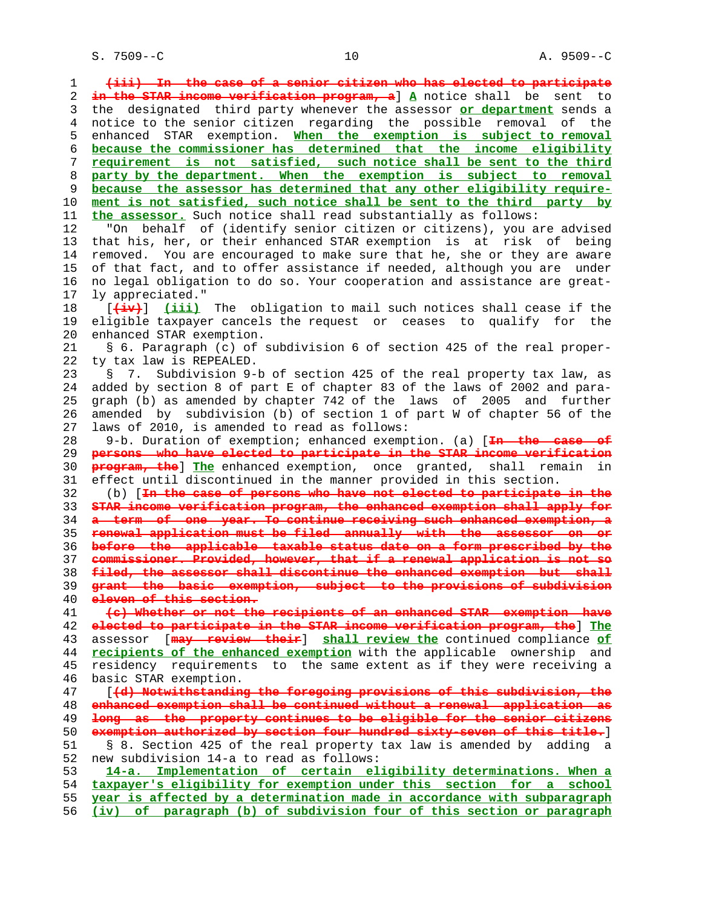(iii) In the case of a senior citizen who has elected to participate in the STAR income verification program, a] A notice shall be sent to the designated third party whenever the assessor or department sends a notice to the senior citizen regarding the possible removal of the enhanced STAR exemption. When the exemption is subject to removal because the commissioner has determined that the income eligibility requirement is not satisfied, such notice shall be sent to the third party by the department. When the exemption is subject to removal because the assessor has determined that any other eligibility requirement is not satisfied, such notice shall be sent to the third party by the assessor. Such notice shall read substantially as follows:

"On behalf of (identify senior citizen or citizens), you are advised that his, her, or their enhanced STAR exemption is at risk of being removed. You are encouraged to make sure that he, she or they are aware of that fact, and to offer assistance if needed, although you are under no legal obligation to do so. Your cooperation and assistance are greatly appreciated."

[(iv)] (iii) The obligation to mail such notices shall cease if the eligible taxpayer cancels the request or ceases to qualify for the enhanced STAR exemption.

§ 6. Paragraph (c) of subdivision 6 of section 425 of the real property tax law is REPEALED.

§ 7. Subdivision 9-b of section 425 of the real property tax law, as added by section 8 of part E of chapter 83 of the laws of 2002 and paragraph (b) as amended by chapter 742 of the laws of 2005 and further amended by subdivision (b) of section 1 of part W of chapter 56 of the laws of 2010, is amended to read as follows:

9-b. Duration of exemption; enhanced exemption. (a) [In the case of persons who have elected to participate in the STAR income verification program, the] The enhanced exemption, once granted, shall remain in effect until discontinued in the manner provided in this section.

(b) [In the case of persons who have not elected to participate in the STAR income verification program, the enhanced exemption shall apply for a term of one year. To continue receiving such enhanced exemption, a renewal application must be filed annually with the assessor on or before the applicable taxable status date on a form prescribed by the commissioner. Provided, however, that if a renewal application is not so filed, the assessor shall discontinue the enhanced exemption but shall grant the basic exemption, subject to the provisions of subdivision eleven of this section.

(c) Whether or not the recipients of an enhanced STAR exemption have elected to participate in the STAR income verification program, the] The assessor [may review their] shall review the continued compliance of recipients of the enhanced exemption with the applicable ownership and residency requirements to the same extent as if they were receiving a basic STAR exemption.

[(d) Notwithstanding the foregoing provisions of this subdivision, the enhanced exemption shall be continued without a renewal application as long as the property continues to be eligible for the senior citizens exemption authorized by section four hundred sixty-seven of this title.]

§ 8. Section 425 of the real property tax law is amended by adding a new subdivision 14-a to read as follows:

14-a. Implementation of certain eligibility determinations. When a taxpayer's eligibility for exemption under this section for a school year is affected by a determination made in accordance with subparagraph (iv) of paragraph (b) of subdivision four of this section or paragraph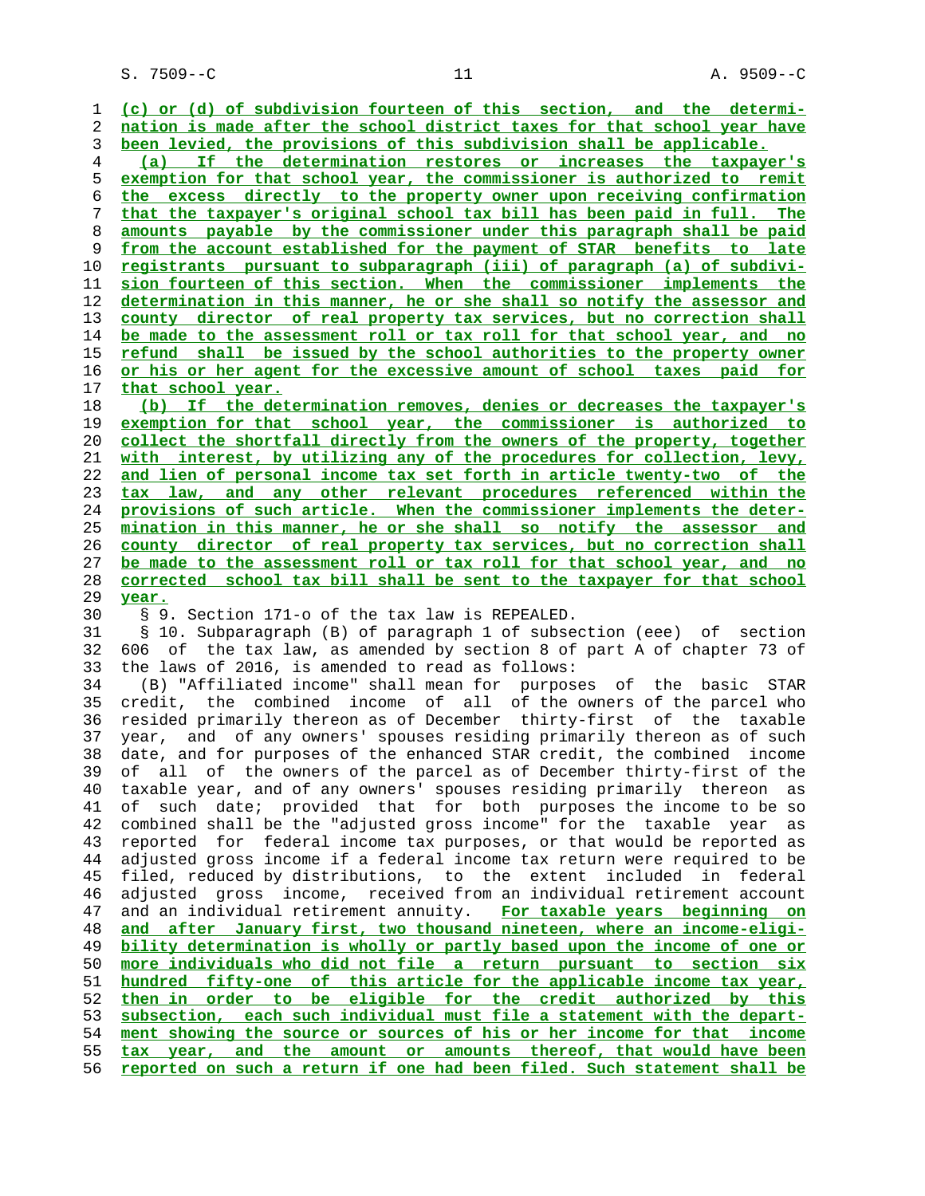(c) or (d) of subdivision fourteen of this section, and the determination is made after the school district taxes for that school year have been levied, the provisions of this subdivision shall be applicable.

(a) If the determination restores or increases the taxpayer's exemption for that school year, the commissioner is authorized to remit the excess directly to the property owner upon receiving confirmation that the taxpayer's original school tax bill has been paid in full. The amounts payable by the commissioner under this paragraph shall be paid from the account established for the payment of STAR benefits to late registrants pursuant to subparagraph (iii) of paragraph (a) of subdivision fourteen of this section. When the commissioner implements the determination in this manner, he or she shall so notify the assessor and county director of real property tax services, but no correction shall be made to the assessment roll or tax roll for that school year, and no refund shall be issued by the school authorities to the property owner or his or her agent for the excessive amount of school taxes paid for that school year.

(b) If the determination removes, denies or decreases the taxpayer's exemption for that school year, the commissioner is authorized to collect the shortfall directly from the owners of the property, together with interest, by utilizing any of the procedures for collection, levy, and lien of personal income tax set forth in article twenty-two of the tax law, and any other relevant procedures referenced within the provisions of such article. When the commissioner implements the determination in this manner, he or she shall so notify the assessor and county director of real property tax services, but no correction shall be made to the assessment roll or tax roll for that school year, and no corrected school tax bill shall be sent to the taxpayer for that school year.

§ 9. Section 171-o of the tax law is REPEALED.

§ 10. Subparagraph (B) of paragraph 1 of subsection (eee) of section 606 of the tax law, as amended by section 8 of part A of chapter 73 of the laws of 2016, is amended to read as follows:

(B) "Affiliated income" shall mean for purposes of the basic STAR credit, the combined income of all of the owners of the parcel who resided primarily thereon as of December thirty-first of the taxable year, and of any owners' spouses residing primarily thereon as of such date, and for purposes of the enhanced STAR credit, the combined income of all of the owners of the parcel as of December thirty-first of the taxable year, and of any owners' spouses residing primarily thereon as of such date; provided that for both purposes the income to be so combined shall be the "adjusted gross income" for the taxable year as reported for federal income tax purposes, or that would be reported as adjusted gross income if a federal income tax return were required to be filed, reduced by distributions, to the extent included in federal adjusted gross income, received from an individual retirement account and an individual retirement annuity. For taxable years beginning on and after January first, two thousand nineteen, where an income-eligibility determination is wholly or partly based upon the income of one or more individuals who did not file a return pursuant to section six hundred fifty-one of this article for the applicable income tax year, then in order to be eligible for the credit authorized by this subsection, each such individual must file a statement with the department showing the source or sources of his or her income for that income tax year, and the amount or amounts thereof, that would have been reported on such a return if one had been filed. Such statement shall be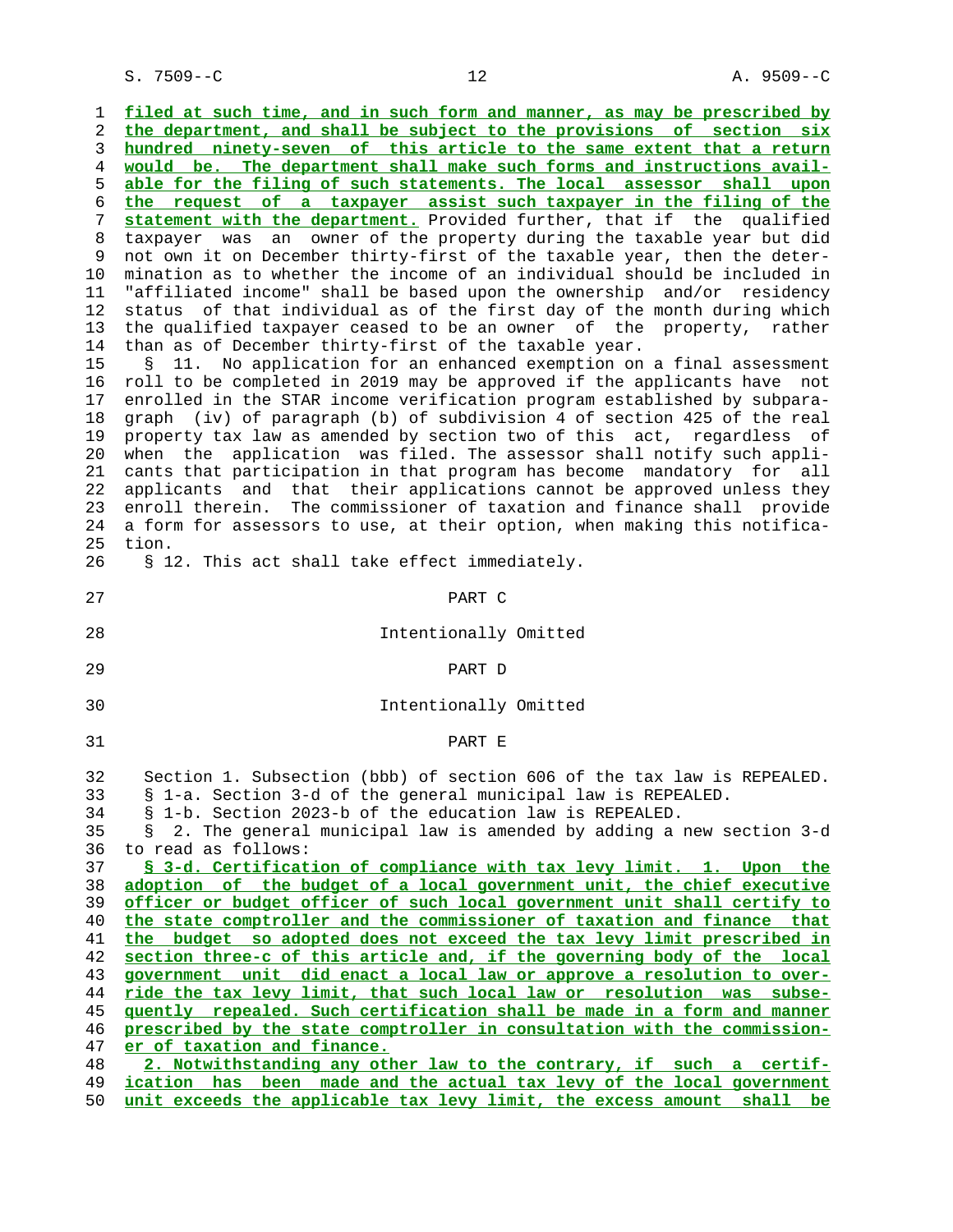filed at such time, and in such form and manner, as may be prescribed by the department, and shall be subject to the provisions of section six hundred ninety-seven of this article to the same extent that a return would be. The department shall make such forms and instructions available for the filing of such statements. The local assessor shall upon the request of a taxpayer assist such taxpayer in the filing of the statement with the department. Provided further, that if the qualified taxpayer was an owner of the property during the taxable year but did not own it on December thirty-first of the taxable year, then the determination as to whether the income of an individual should be included in "affiliated income" shall be based upon the ownership and/or residency status of that individual as of the first day of the month during which the qualified taxpayer ceased to be an owner of the property, rather than as of December thirty-first of the taxable year.

§ 11. No application for an enhanced exemption on a final assessment roll to be completed in 2019 may be approved if the applicants have not enrolled in the STAR income verification program established by subparagraph (iv) of paragraph (b) of subdivision 4 of section 425 of the real property tax law as amended by section two of this act, regardless of when the application was filed. The assessor shall notify such applicants that participation in that program has become mandatory for all applicants and that their applications cannot be approved unless they enroll therein. The commissioner of taxation and finance shall provide a form for assessors to use, at their option, when making this notification.

§ 12. This act shall take effect immediately.

PART C

Intentionally Omitted

PART D

Intentionally Omitted

PART E

Section 1. Subsection (bbb) of section 606 of the tax law is REPEALED.

§ 1-a. Section 3-d of the general municipal law is REPEALED.

§ 1-b. Section 2023-b of the education law is REPEALED.

§ 2. The general municipal law is amended by adding a new section 3-d to read as follows:

**§ 3-d. Certification of compliance with tax levy limit. 1. Upon the adoption of the budget of a local government unit, the chief executive officer or budget officer of such local government unit shall certify to the state comptroller and the commissioner of taxation and finance that the budget so adopted does not exceed the tax levy limit prescribed in section three-c of this article and, if the governing body of the local government unit did enact a local law or approve a resolution to override the tax levy limit, that such local law or resolution was subsequently repealed. Such certification shall be made in a form and manner prescribed by the state comptroller in consultation with the commissioner of taxation and finance.**

**2. Notwithstanding any other law to the contrary, if such a certification has been made and the actual tax levy of the local government unit exceeds the applicable tax levy limit, the excess amount shall be**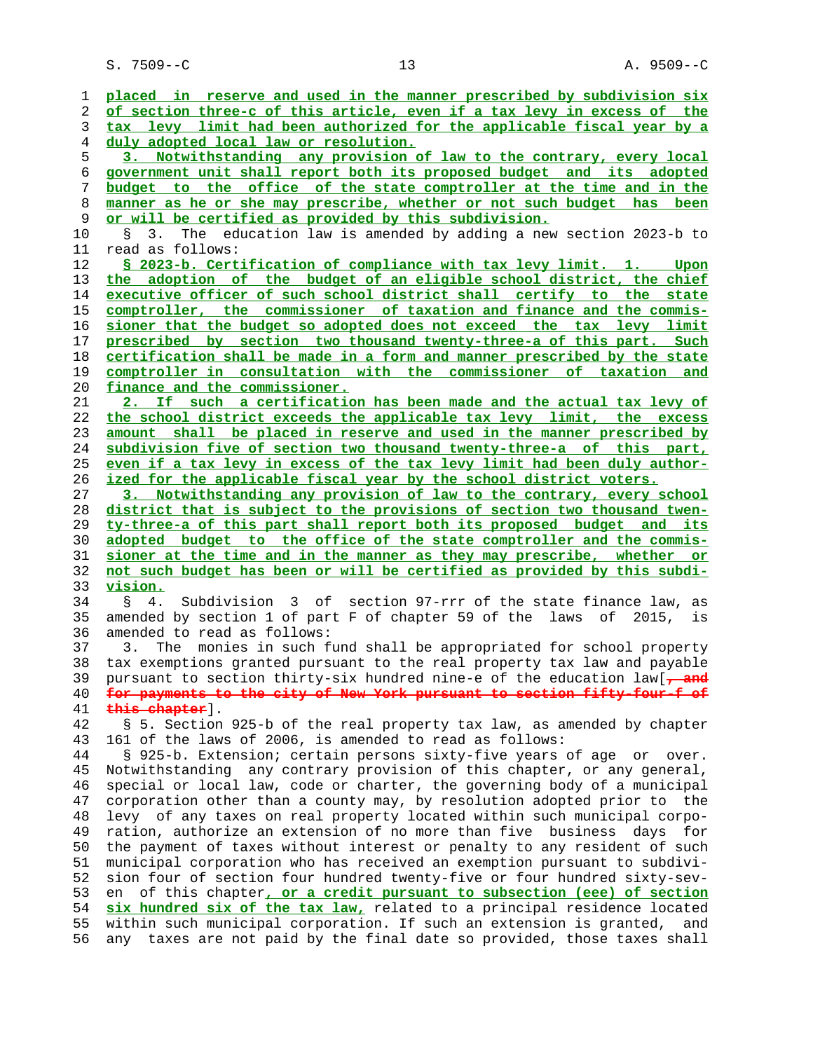placed in reserve and used in the manner prescribed by subdivision six of section three-c of this article, even if a tax levy in excess of the tax levy limit had been authorized for the applicable fiscal year by a duly adopted local law or resolution.

3. Notwithstanding any provision of law to the contrary, every local government unit shall report both its proposed budget and its adopted budget to the office of the state comptroller at the time and in the manner as he or she may prescribe, whether or not such budget has been or will be certified as provided by this subdivision.

§ 3. The education law is amended by adding a new section 2023-b to read as follows:

§ 2023-b. Certification of compliance with tax levy limit. 1. Upon the adoption of the budget of an eligible school district, the chief executive officer of such school district shall certify to the state comptroller, the commissioner of taxation and finance and the commissioner that the budget so adopted does not exceed the tax levy limit prescribed by section two thousand twenty-three-a of this part. Such certification shall be made in a form and manner prescribed by the state comptroller in consultation with the commissioner of taxation and finance and the commissioner.

2. If such a certification has been made and the actual tax levy of the school district exceeds the applicable tax levy limit, the excess amount shall be placed in reserve and used in the manner prescribed by subdivision five of section two thousand twenty-three-a of this part, even if a tax levy in excess of the tax levy limit had been duly authorized for the applicable fiscal year by the school district voters.

3. Notwithstanding any provision of law to the contrary, every school district that is subject to the provisions of section two thousand twenty-three-a of this part shall report both its proposed budget and its adopted budget to the office of the state comptroller and the commissioner at the time and in the manner as they may prescribe, whether or not such budget has been or will be certified as provided by this subdivision.

§ 4. Subdivision 3 of section 97-rrr of the state finance law, as amended by section 1 of part F of chapter 59 of the laws of 2015, is amended to read as follows:

3. The monies in such fund shall be appropriated for school property tax exemptions granted pursuant to the real property tax law and payable pursuant to section thirty-six hundred nine-e of the education law[, and for payments to the city of New York pursuant to section fifty-four-f of this chapter].

§ 5. Section 925-b of the real property tax law, as amended by chapter 161 of the laws of 2006, is amended to read as follows:

§ 925-b. Extension; certain persons sixty-five years of age or over. Notwithstanding any contrary provision of this chapter, or any general, special or local law, code or charter, the governing body of a municipal corporation other than a county may, by resolution adopted prior to the levy of any taxes on real property located within such municipal corporation, authorize an extension of no more than five business days for the payment of taxes without interest or penalty to any resident of such municipal corporation who has received an exemption pursuant to subdivision four of section four hundred twenty-five or four hundred sixty-seven of this chapter, or a credit pursuant to subsection (eee) of section six hundred six of the tax law, related to a principal residence located within such municipal corporation. If such an extension is granted, and any taxes are not paid by the final date so provided, those taxes shall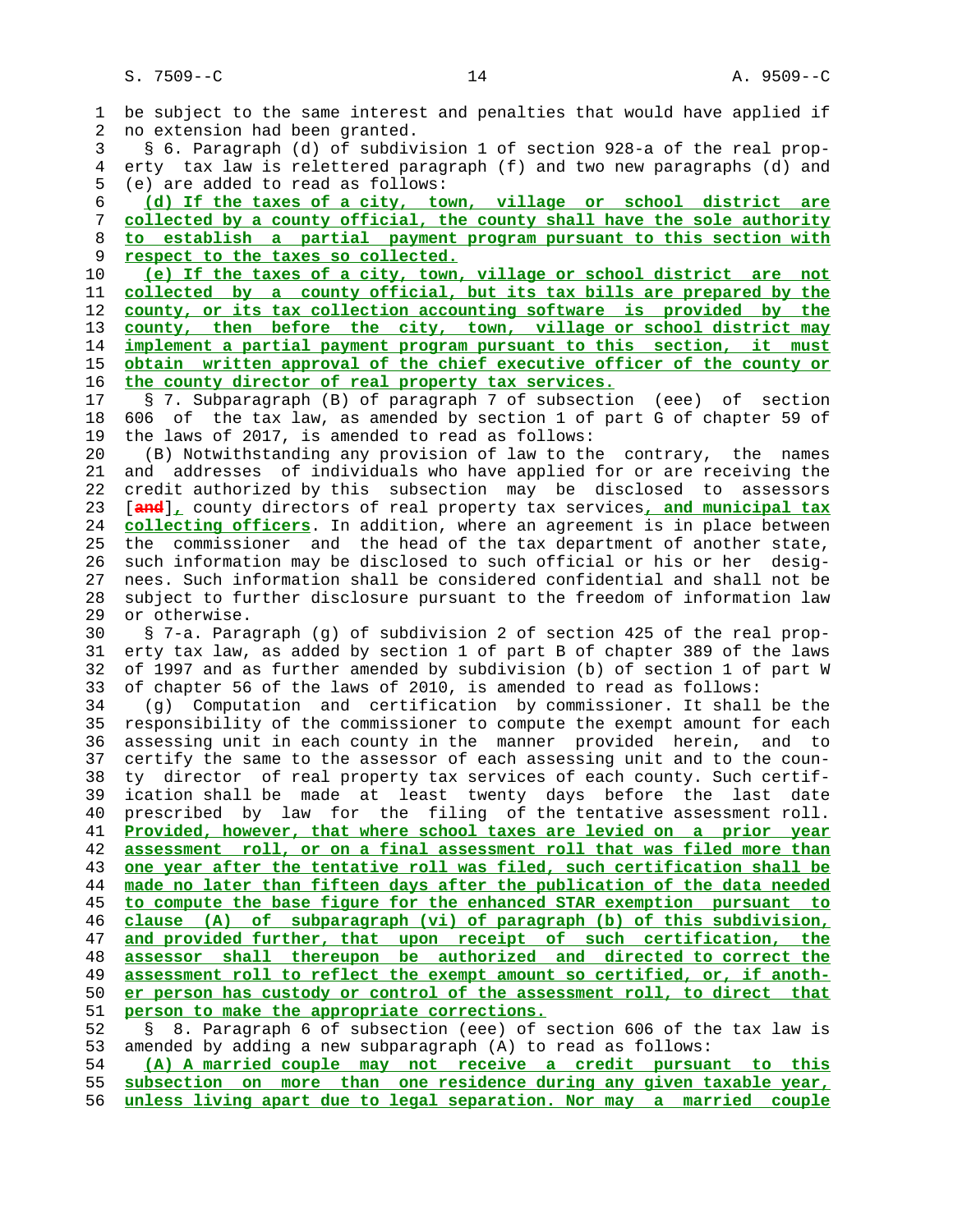be subject to the same interest and penalties that would have applied if no extension had been granted.

§ 6. Paragraph (d) of subdivision 1 of section 928-a of the real property tax law is relettered paragraph (f) and two new paragraphs (d) and (e) are added to read as follows:

(d) If the taxes of a city, town, village or school district are collected by a county official, the county shall have the sole authority to establish a partial payment program pursuant to this section with respect to the taxes so collected.

(e) If the taxes of a city, town, village or school district are not collected by a county official, but its tax bills are prepared by the county, or its tax collection accounting software is provided by the county, then before the city, town, village or school district may implement a partial payment program pursuant to this section, it must obtain written approval of the chief executive officer of the county or the county director of real property tax services.

§ 7. Subparagraph (B) of paragraph 7 of subsection (eee) of section 606 of the tax law, as amended by section 1 of part G of chapter 59 of the laws of 2017, is amended to read as follows:

(B) Notwithstanding any provision of law to the contrary, the names and addresses of individuals who have applied for or are receiving the credit authorized by this subsection may be disclosed to assessors [and], county directors of real property tax services, and municipal tax collecting officers. In addition, where an agreement is in place between the commissioner and the head of the tax department of another state, such information may be disclosed to such official or his or her designees. Such information shall be considered confidential and shall not be subject to further disclosure pursuant to the freedom of information law or otherwise.

§ 7-a. Paragraph (g) of subdivision 2 of section 425 of the real property tax law, as added by section 1 of part B of chapter 389 of the laws of 1997 and as further amended by subdivision (b) of section 1 of part W of chapter 56 of the laws of 2010, is amended to read as follows:

(g) Computation and certification by commissioner. It shall be the responsibility of the commissioner to compute the exempt amount for each assessing unit in each county in the manner provided herein, and to certify the same to the assessor of each assessing unit and to the county director of real property tax services of each county. Such certification shall be made at least twenty days before the last date prescribed by law for the filing of the tentative assessment roll. Provided, however, that where school taxes are levied on a prior year assessment roll, or on a final assessment roll that was filed more than one year after the tentative roll was filed, such certification shall be made no later than fifteen days after the publication of the data needed to compute the base figure for the enhanced STAR exemption pursuant to clause (A) of subparagraph (vi) of paragraph (b) of this subdivision, and provided further, that upon receipt of such certification, the assessor shall thereupon be authorized and directed to correct the assessment roll to reflect the exempt amount so certified, or, if another person has custody or control of the assessment roll, to direct that person to make the appropriate corrections.

§ 8. Paragraph 6 of subsection (eee) of section 606 of the tax law is amended by adding a new subparagraph (A) to read as follows:

(A) A married couple may not receive a credit pursuant to this subsection on more than one residence during any given taxable year, unless living apart due to legal separation. Nor may a married couple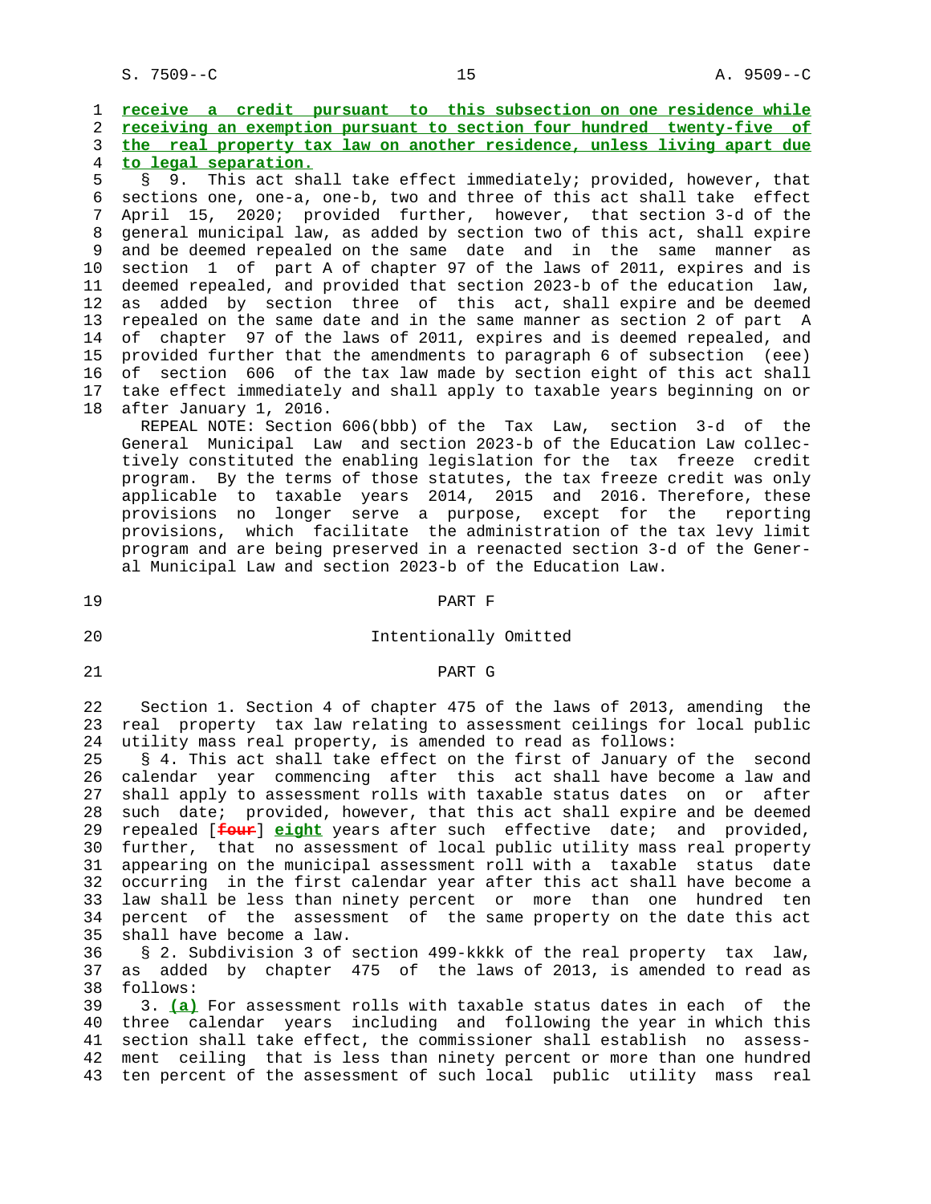**receive a credit pursuant to this subsection on one residence while receiving an exemption pursuant to section four hundred twenty-five of the real property tax law on another residence, unless living apart due to legal separation.**

§ 9. This act shall take effect immediately; provided, however, that sections one, one-a, one-b, two and three of this act shall take effect April 15, 2020; provided further, however, that section 3-d of the general municipal law, as added by section two of this act, shall expire and be deemed repealed on the same date and in the same manner as section 1 of part A of chapter 97 of the laws of 2011, expires and is deemed repealed, and provided that section 2023-b of the education law, as added by section three of this act, shall expire and be deemed repealed on the same date and in the same manner as section 2 of part A of chapter 97 of the laws of 2011, expires and is deemed repealed, and provided further that the amendments to paragraph 6 of subsection (eee) of section 606 of the tax law made by section eight of this act shall take effect immediately and shall apply to taxable years beginning on or after January 1, 2016.

REPEAL NOTE: Section 606(bbb) of the Tax Law, section 3-d of the General Municipal Law and section 2023-b of the Education Law collectively constituted the enabling legislation for the tax freeze credit program. By the terms of those statutes, the tax freeze credit was only applicable to taxable years 2014, 2015 and 2016. Therefore, these provisions no longer serve a purpose, except for the reporting provisions, which facilitate the administration of the tax levy limit program and are being preserved in a reenacted section 3-d of the General Municipal Law and section 2023-b of the Education Law.

## PART F

Intentionally Omitted

## PART G

Section 1. Section 4 of chapter 475 of the laws of 2013, amending the real property tax law relating to assessment ceilings for local public utility mass real property, is amended to read as follows:

§ 4. This act shall take effect on the first of January of the second calendar year commencing after this act shall have become a law and shall apply to assessment rolls with taxable status dates on or after such date; provided, however, that this act shall expire and be deemed repealed [~~four~~] **eight** years after such effective date; and provided, further, that no assessment of local public utility mass real property appearing on the municipal assessment roll with a taxable status date occurring in the first calendar year after this act shall have become a law shall be less than ninety percent or more than one hundred ten percent of the assessment of the same property on the date this act shall have become a law.

§ 2. Subdivision 3 of section 499-kkkk of the real property tax law, as added by chapter 475 of the laws of 2013, is amended to read as follows:

3. **(a)** For assessment rolls with taxable status dates in each of the three calendar years including and following the year in which this section shall take effect, the commissioner shall establish no assessment ceiling that is less than ninety percent or more than one hundred ten percent of the assessment of such local public utility mass real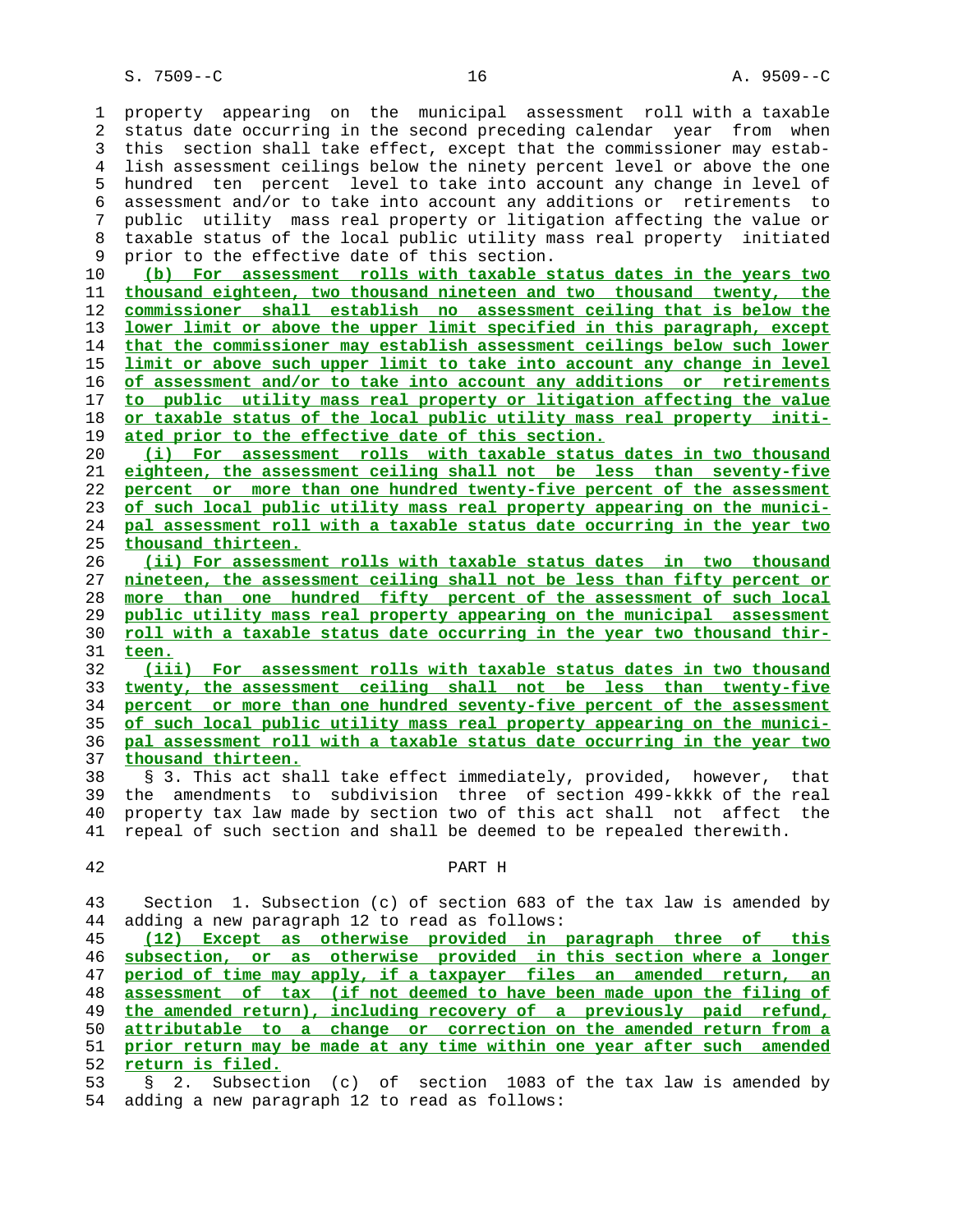property appearing on the municipal assessment roll with a taxable status date occurring in the second preceding calendar year from when this section shall take effect, except that the commissioner may establish assessment ceilings below the ninety percent level or above the one hundred ten percent level to take into account any change in level of assessment and/or to take into account any additions or retirements to public utility mass real property or litigation affecting the value or taxable status of the local public utility mass real property initiated prior to the effective date of this section.

(b) For assessment rolls with taxable status dates in the years two thousand eighteen, two thousand nineteen and two thousand twenty, the commissioner shall establish no assessment ceiling that is below the lower limit or above the upper limit specified in this paragraph, except that the commissioner may establish assessment ceilings below such lower limit or above such upper limit to take into account any change in level of assessment and/or to take into account any additions or retirements to public utility mass real property or litigation affecting the value or taxable status of the local public utility mass real property initiated prior to the effective date of this section.

(i) For assessment rolls with taxable status dates in two thousand eighteen, the assessment ceiling shall not be less than seventy-five percent or more than one hundred twenty-five percent of the assessment of such local public utility mass real property appearing on the municipal assessment roll with a taxable status date occurring in the year two thousand thirteen.

(ii) For assessment rolls with taxable status dates in two thousand nineteen, the assessment ceiling shall not be less than fifty percent or more than one hundred fifty percent of the assessment of such local public utility mass real property appearing on the municipal assessment roll with a taxable status date occurring in the year two thousand thirteen.

(iii) For assessment rolls with taxable status dates in two thousand twenty, the assessment ceiling shall not be less than twenty-five percent or more than one hundred seventy-five percent of the assessment of such local public utility mass real property appearing on the municipal assessment roll with a taxable status date occurring in the year two thousand thirteen.

§ 3. This act shall take effect immediately, provided, however, that the amendments to subdivision three of section 499-kkkk of the real property tax law made by section two of this act shall not affect the repeal of such section and shall be deemed to be repealed therewith.

## PART H

Section 1. Subsection (c) of section 683 of the tax law is amended by adding a new paragraph 12 to read as follows:

(12) Except as otherwise provided in paragraph three of this subsection, or as otherwise provided in this section where a longer period of time may apply, if a taxpayer files an amended return, an assessment of tax (if not deemed to have been made upon the filing of the amended return), including recovery of a previously paid refund, attributable to a change or correction on the amended return from a prior return may be made at any time within one year after such amended return is filed.

§ 2. Subsection (c) of section 1083 of the tax law is amended by adding a new paragraph 12 to read as follows: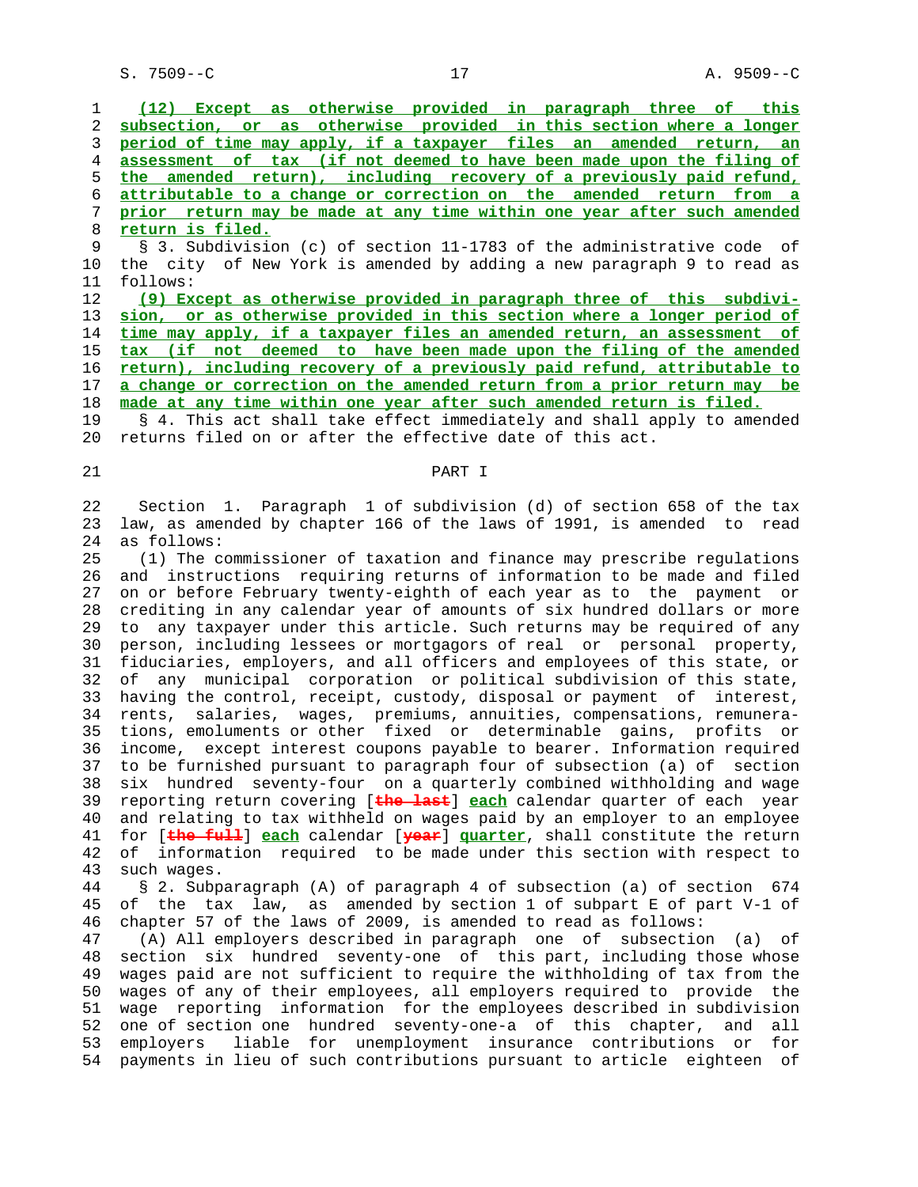**(12) Except as otherwise provided in paragraph three of this subsection, or as otherwise provided in this section where a longer period of time may apply, if a taxpayer files an amended return, an assessment of tax (if not deemed to have been made upon the filing of the amended return), including recovery of a previously paid refund, attributable to a change or correction on the amended return from a prior return may be made at any time within one year after such amended return is filed.**

§ 3. Subdivision (c) of section 11-1783 of the administrative code of the city of New York is amended by adding a new paragraph 9 to read as follows:

**(9) Except as otherwise provided in paragraph three of this subdivision, or as otherwise provided in this section where a longer period of time may apply, if a taxpayer files an amended return, an assessment of tax (if not deemed to have been made upon the filing of the amended return), including recovery of a previously paid refund, attributable to a change or correction on the amended return from a prior return may be made at any time within one year after such amended return is filed.**

§ 4. This act shall take effect immediately and shall apply to amended returns filed on or after the effective date of this act.

## PART I

Section 1. Paragraph 1 of subdivision (d) of section 658 of the tax law, as amended by chapter 166 of the laws of 1991, is amended to read as follows:

(1) The commissioner of taxation and finance may prescribe regulations and instructions requiring returns of information to be made and filed on or before February twenty-eighth of each year as to the payment or crediting in any calendar year of amounts of six hundred dollars or more to any taxpayer under this article. Such returns may be required of any person, including lessees or mortgagors of real or personal property, fiduciaries, employers, and all officers and employees of this state, or of any municipal corporation or political subdivision of this state, having the control, receipt, custody, disposal or payment of interest, rents, salaries, wages, premiums, annuities, compensations, remunerations, emoluments or other fixed or determinable gains, profits or income, except interest coupons payable to bearer. Information required to be furnished pursuant to paragraph four of subsection (a) of section six hundred seventy-four on a quarterly combined withholding and wage reporting return covering [~~the last~~] **each** calendar quarter of each year and relating to tax withheld on wages paid by an employer to an employee for [~~the full~~] **each** calendar [~~year~~] **quarter**, shall constitute the return of information required to be made under this section with respect to such wages.

§ 2. Subparagraph (A) of paragraph 4 of subsection (a) of section 674 of the tax law, as amended by section 1 of subpart E of part V-1 of chapter 57 of the laws of 2009, is amended to read as follows:

(A) All employers described in paragraph one of subsection (a) of section six hundred seventy-one of this part, including those whose wages paid are not sufficient to require the withholding of tax from the wages of any of their employees, all employers required to provide the wage reporting information for the employees described in subdivision one of section one hundred seventy-one-a of this chapter, and all employers liable for unemployment insurance contributions or for payments in lieu of such contributions pursuant to article eighteen of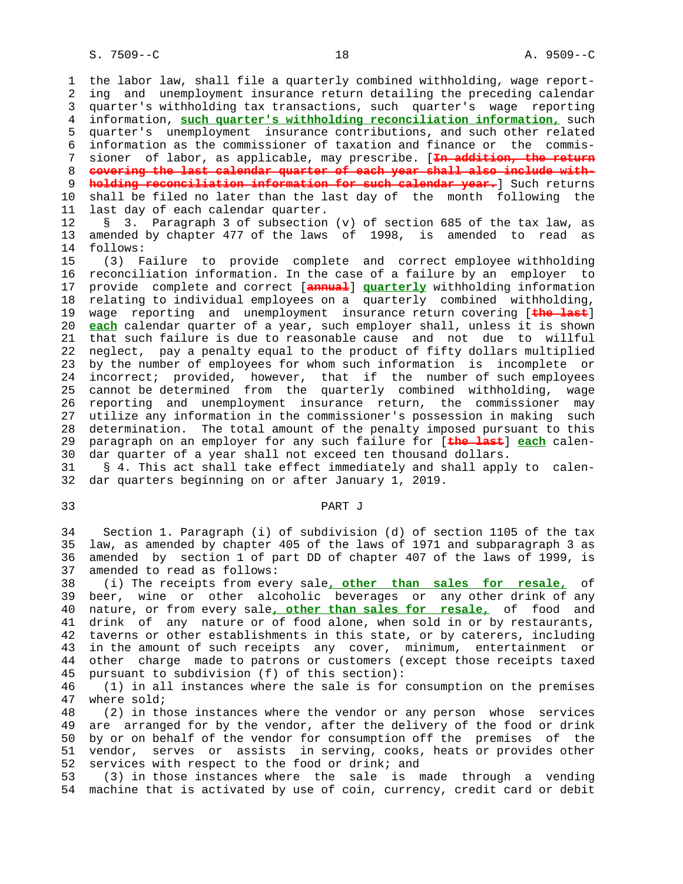the labor law, shall file a quarterly combined withholding, wage reporting and unemployment insurance return detailing the preceding calendar quarter's withholding tax transactions, such quarter's wage reporting information, **such quarter's withholding reconciliation information,** such quarter's unemployment insurance contributions, and such other related information as the commissioner of taxation and finance or the commissioner of labor, as applicable, may prescribe. [~~In addition, the return covering the last calendar quarter of each year shall also include withholding reconciliation information for such calendar year.~~] Such returns shall be filed no later than the last day of the month following the last day of each calendar quarter.

§ 3. Paragraph 3 of subsection (v) of section 685 of the tax law, as amended by chapter 477 of the laws of 1998, is amended to read as follows:

(3) Failure to provide complete and correct employee withholding reconciliation information. In the case of a failure by an employer to provide complete and correct [~~annual~~] **quarterly** withholding information relating to individual employees on a quarterly combined withholding, wage reporting and unemployment insurance return covering [~~the last~~] **each** calendar quarter of a year, such employer shall, unless it is shown that such failure is due to reasonable cause and not due to willful neglect, pay a penalty equal to the product of fifty dollars multiplied by the number of employees for whom such information is incomplete or incorrect; provided, however, that if the number of such employees cannot be determined from the quarterly combined withholding, wage reporting and unemployment insurance return, the commissioner may utilize any information in the commissioner's possession in making such determination. The total amount of the penalty imposed pursuant to this paragraph on an employer for any such failure for [~~the last~~] **each** calendar quarter of a year shall not exceed ten thousand dollars.

§ 4. This act shall take effect immediately and shall apply to calendar quarters beginning on or after January 1, 2019.

## PART J

Section 1. Paragraph (i) of subdivision (d) of section 1105 of the tax law, as amended by chapter 405 of the laws of 1971 and subparagraph 3 as amended by section 1 of part DD of chapter 407 of the laws of 1999, is amended to read as follows:

(i) The receipts from every sale**, other than sales for resale,** of beer, wine or other alcoholic beverages or any other drink of any nature, or from every sale**, other than sales for resale,** of food and drink of any nature or of food alone, when sold in or by restaurants, taverns or other establishments in this state, or by caterers, including in the amount of such receipts any cover, minimum, entertainment or other charge made to patrons or customers (except those receipts taxed pursuant to subdivision (f) of this section):

(1) in all instances where the sale is for consumption on the premises where sold;

(2) in those instances where the vendor or any person whose services are arranged for by the vendor, after the delivery of the food or drink by or on behalf of the vendor for consumption off the premises of the vendor, serves or assists in serving, cooks, heats or provides other services with respect to the food or drink; and

(3) in those instances where the sale is made through a vending machine that is activated by use of coin, currency, credit card or debit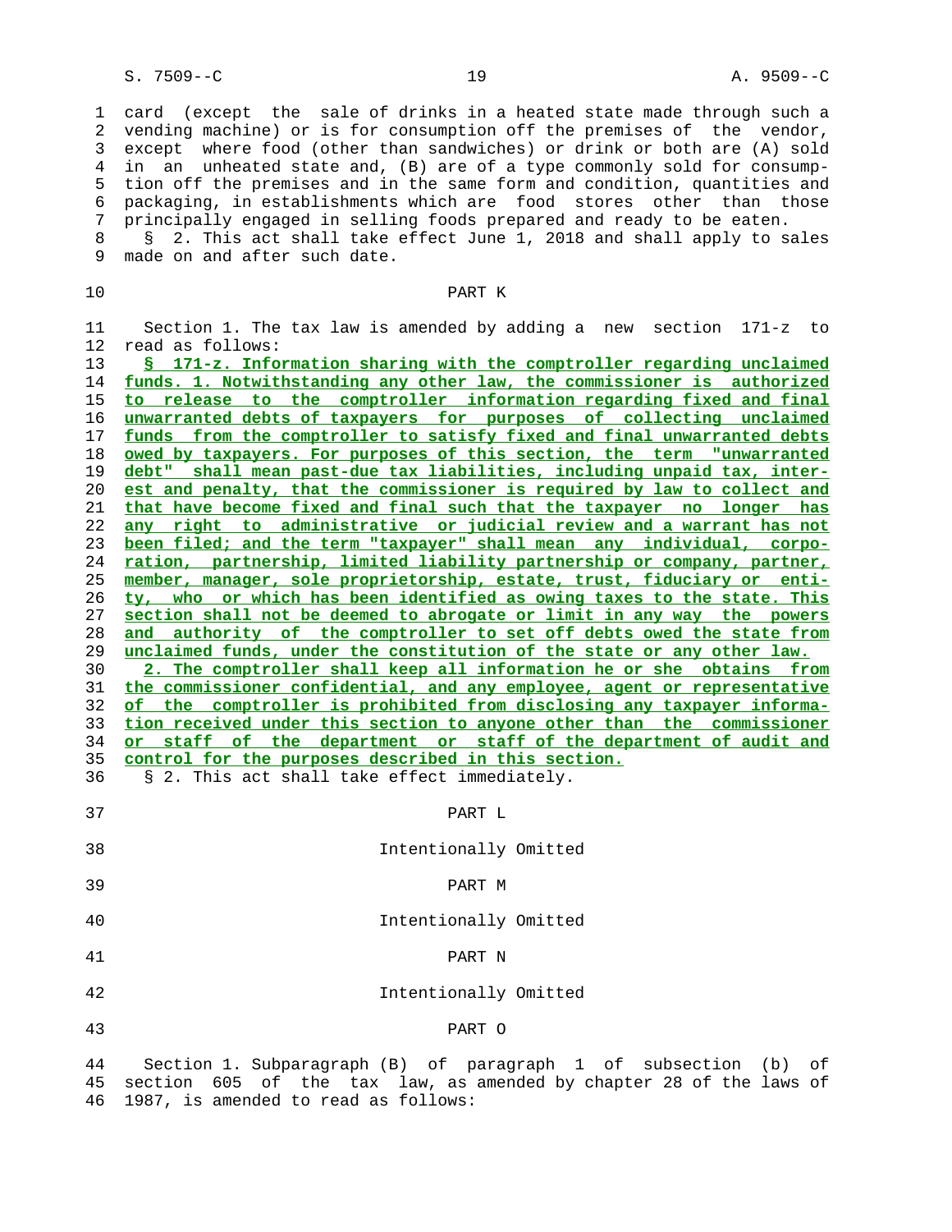card (except the sale of drinks in a heated state made through such a vending machine) or is for consumption off the premises of the vendor, except where food (other than sandwiches) or drink or both are (A) sold in an unheated state and, (B) are of a type commonly sold for consumption off the premises and in the same form and condition, quantities and packaging, in establishments which are food stores other than those principally engaged in selling foods prepared and ready to be eaten.

§ 2. This act shall take effect June 1, 2018 and shall apply to sales made on and after such date.

PART K

Section 1. The tax law is amended by adding a new section 171-z to read as follows:

**§ 171-z. Information sharing with the comptroller regarding unclaimed funds. 1. Notwithstanding any other law, the commissioner is authorized to release to the comptroller information regarding fixed and final unwarranted debts of taxpayers for purposes of collecting unclaimed funds from the comptroller to satisfy fixed and final unwarranted debts owed by taxpayers. For purposes of this section, the term "unwarranted debt" shall mean past-due tax liabilities, including unpaid tax, interest and penalty, that the commissioner is required by law to collect and that have become fixed and final such that the taxpayer no longer has any right to administrative or judicial review and a warrant has not been filed; and the term "taxpayer" shall mean any individual, corporation, partnership, limited liability partnership or company, partner, member, manager, sole proprietorship, estate, trust, fiduciary or entity, who or which has been identified as owing taxes to the state. This section shall not be deemed to abrogate or limit in any way the powers and authority of the comptroller to set off debts owed the state from unclaimed funds, under the constitution of the state or any other law.**

**2. The comptroller shall keep all information he or she obtains from the commissioner confidential, and any employee, agent or representative of the comptroller is prohibited from disclosing any taxpayer information received under this section to anyone other than the commissioner or staff of the department or staff of the department of audit and control for the purposes described in this section.**

§ 2. This act shall take effect immediately.

PART L

Intentionally Omitted

PART M

Intentionally Omitted

PART N

Intentionally Omitted

PART O

Section 1. Subparagraph (B) of paragraph 1 of subsection (b) of section 605 of the tax law, as amended by chapter 28 of the laws of 1987, is amended to read as follows: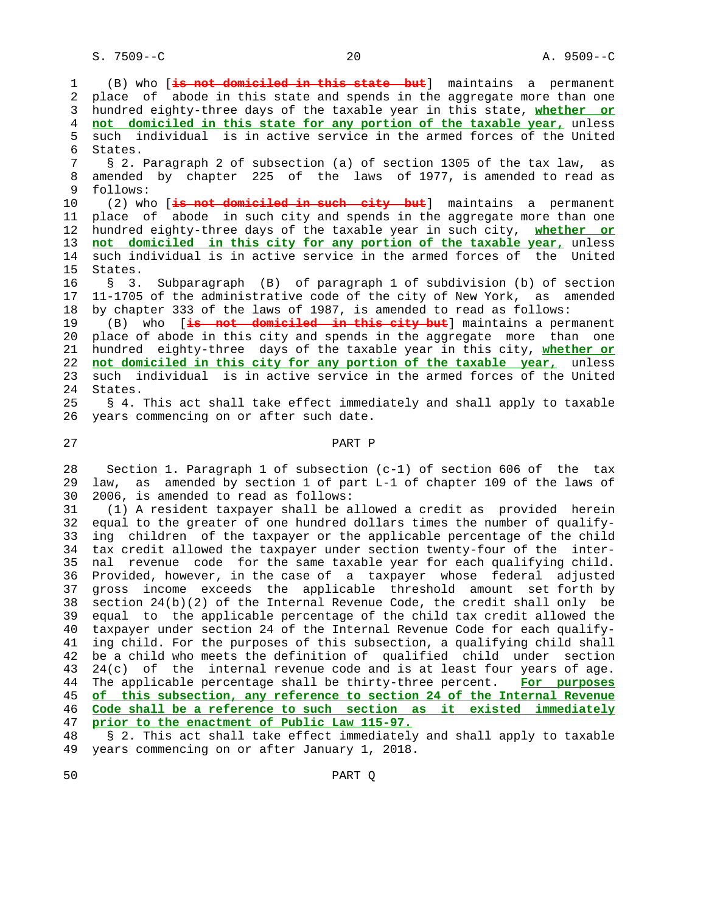(B) who [~~is not domiciled in this state but~~] maintains a permanent place of abode in this state and spends in the aggregate more than one hundred eighty-three days of the taxable year in this state, **whether or not domiciled in this state for any portion of the taxable year,** unless such individual is in active service in the armed forces of the United States.

§ 2. Paragraph 2 of subsection (a) of section 1305 of the tax law, as amended by chapter 225 of the laws of 1977, is amended to read as follows:

(2) who [~~is not domiciled in such city but~~] maintains a permanent place of abode in such city and spends in the aggregate more than one hundred eighty-three days of the taxable year in such city, **whether or not domiciled in this city for any portion of the taxable year,** unless such individual is in active service in the armed forces of the United States.

§ 3. Subparagraph (B) of paragraph 1 of subdivision (b) of section 11-1705 of the administrative code of the city of New York, as amended by chapter 333 of the laws of 1987, is amended to read as follows:

(B) who [~~is not domiciled in this city but~~] maintains a permanent place of abode in this city and spends in the aggregate more than one hundred eighty-three days of the taxable year in this city, **whether or not domiciled in this city for any portion of the taxable year,** unless such individual is in active service in the armed forces of the United States.

§ 4. This act shall take effect immediately and shall apply to taxable years commencing on or after such date.

PART P

Section 1. Paragraph 1 of subsection (c-1) of section 606 of the tax law, as amended by section 1 of part L-1 of chapter 109 of the laws of 2006, is amended to read as follows:

(1) A resident taxpayer shall be allowed a credit as provided herein equal to the greater of one hundred dollars times the number of qualifying children of the taxpayer or the applicable percentage of the child tax credit allowed the taxpayer under section twenty-four of the internal revenue code for the same taxable year for each qualifying child. Provided, however, in the case of a taxpayer whose federal adjusted gross income exceeds the applicable threshold amount set forth by section 24(b)(2) of the Internal Revenue Code, the credit shall only be equal to the applicable percentage of the child tax credit allowed the taxpayer under section 24 of the Internal Revenue Code for each qualifying child. For the purposes of this subsection, a qualifying child shall be a child who meets the definition of qualified child under section 24(c) of the internal revenue code and is at least four years of age. The applicable percentage shall be thirty-three percent. **For purposes of this subsection, any reference to section 24 of the Internal Revenue Code shall be a reference to such section as it existed immediately prior to the enactment of Public Law 115-97.**

§ 2. This act shall take effect immediately and shall apply to taxable years commencing on or after January 1, 2018.

PART Q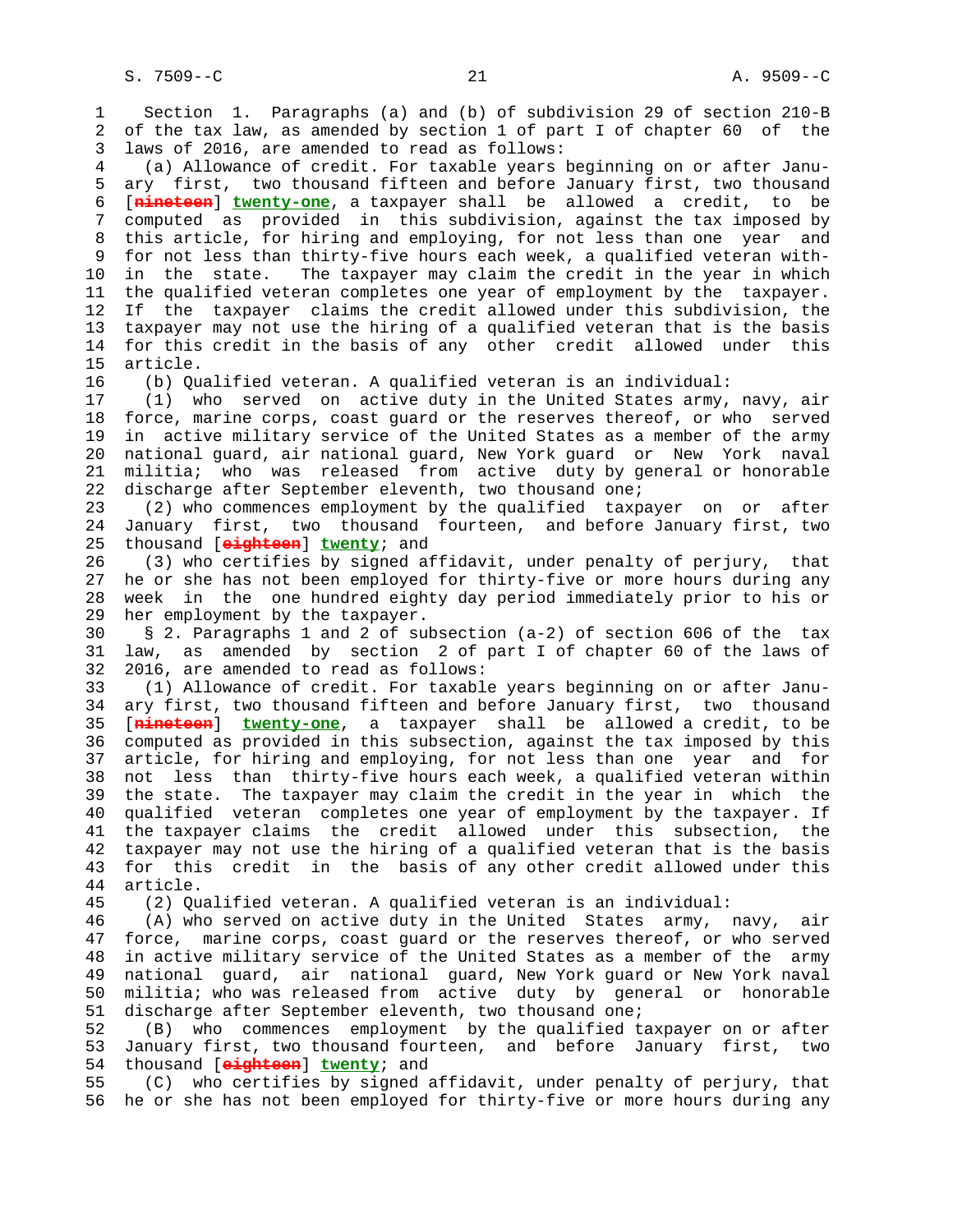Section 1. Paragraphs (a) and (b) of subdivision 29 of section 210-B of the tax law, as amended by section 1 of part I of chapter 60 of the laws of 2016, are amended to read as follows:

(a) Allowance of credit. For taxable years beginning on or after January first, two thousand fifteen and before January first, two thousand [~~nineteen~~] **twenty-one**, a taxpayer shall be allowed a credit, to be computed as provided in this subdivision, against the tax imposed by this article, for hiring and employing, for not less than one year and for not less than thirty-five hours each week, a qualified veteran within the state. The taxpayer may claim the credit in the year in which the qualified veteran completes one year of employment by the taxpayer. If the taxpayer claims the credit allowed under this subdivision, the taxpayer may not use the hiring of a qualified veteran that is the basis for this credit in the basis of any other credit allowed under this article.

(b) Qualified veteran. A qualified veteran is an individual:

(1) who served on active duty in the United States army, navy, air force, marine corps, coast guard or the reserves thereof, or who served in active military service of the United States as a member of the army national guard, air national guard, New York guard or New York naval militia; who was released from active duty by general or honorable discharge after September eleventh, two thousand one;

(2) who commences employment by the qualified taxpayer on or after January first, two thousand fourteen, and before January first, two thousand [~~eighteen~~] **twenty**; and

(3) who certifies by signed affidavit, under penalty of perjury, that he or she has not been employed for thirty-five or more hours during any week in the one hundred eighty day period immediately prior to his or her employment by the taxpayer.

§ 2. Paragraphs 1 and 2 of subsection (a-2) of section 606 of the tax law, as amended by section 2 of part I of chapter 60 of the laws of 2016, are amended to read as follows:

(1) Allowance of credit. For taxable years beginning on or after January first, two thousand fifteen and before January first, two thousand [~~nineteen~~] **twenty-one**, a taxpayer shall be allowed a credit, to be computed as provided in this subsection, against the tax imposed by this article, for hiring and employing, for not less than one year and for not less than thirty-five hours each week, a qualified veteran within the state. The taxpayer may claim the credit in the year in which the qualified veteran completes one year of employment by the taxpayer. If the taxpayer claims the credit allowed under this subsection, the taxpayer may not use the hiring of a qualified veteran that is the basis for this credit in the basis of any other credit allowed under this article.

(2) Qualified veteran. A qualified veteran is an individual:

(A) who served on active duty in the United States army, navy, air force, marine corps, coast guard or the reserves thereof, or who served in active military service of the United States as a member of the army national guard, air national guard, New York guard or New York naval militia; who was released from active duty by general or honorable discharge after September eleventh, two thousand one;

(B) who commences employment by the qualified taxpayer on or after January first, two thousand fourteen, and before January first, two thousand [~~eighteen~~] **twenty**; and

(C) who certifies by signed affidavit, under penalty of perjury, that he or she has not been employed for thirty-five or more hours during any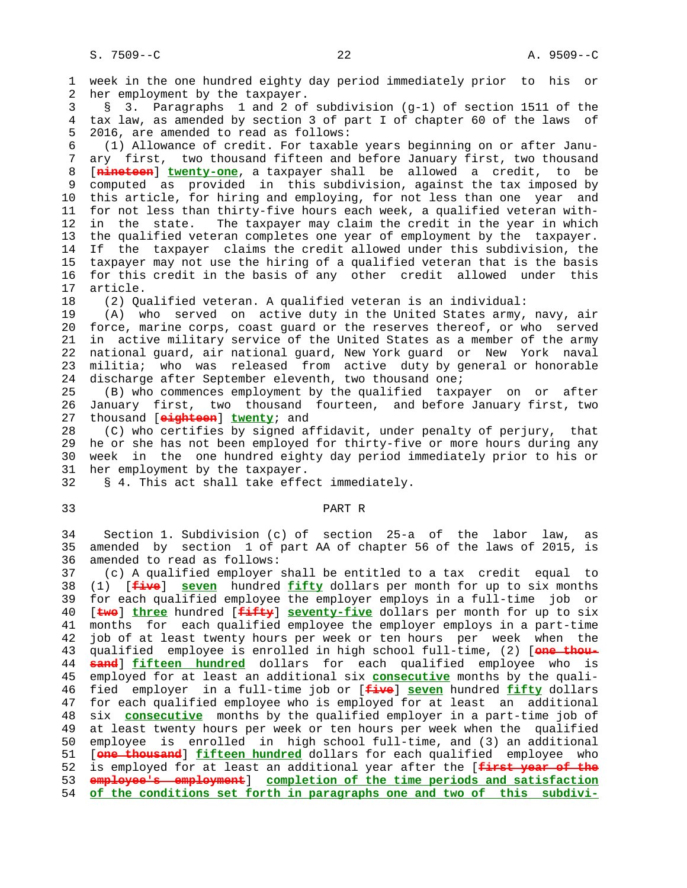week in the one hundred eighty day period immediately prior to his or her employment by the taxpayer.

§ 3. Paragraphs 1 and 2 of subdivision (g-1) of section 1511 of the tax law, as amended by section 3 of part I of chapter 60 of the laws of 2016, are amended to read as follows:

(1) Allowance of credit. For taxable years beginning on or after January first, two thousand fifteen and before January first, two thousand [~~nineteen~~] **twenty-one**, a taxpayer shall be allowed a credit, to be computed as provided in this subdivision, against the tax imposed by this article, for hiring and employing, for not less than one year and for not less than thirty-five hours each week, a qualified veteran within the state. The taxpayer may claim the credit in the year in which the qualified veteran completes one year of employment by the taxpayer. If the taxpayer claims the credit allowed under this subdivision, the taxpayer may not use the hiring of a qualified veteran that is the basis for this credit in the basis of any other credit allowed under this article.

(2) Qualified veteran. A qualified veteran is an individual:

(A) who served on active duty in the United States army, navy, air force, marine corps, coast guard or the reserves thereof, or who served in active military service the United States as a member of the army national guard, air national guard, New York guard or New York naval militia; who was released from active duty by general or honorable discharge after September eleventh, two thousand one;

(B) who commences employment by the qualified taxpayer on or after January first, two thousand fourteen, and before January first, two thousand [~~eighteen~~] **twenty**; and

(C) who certifies by signed affidavit, under penalty of perjury, that he or she has not been employed for thirty-five or more hours during any week in the one hundred eighty day period immediately prior to his or her employment by the taxpayer.

§ 4. This act shall take effect immediately.

## PART R

Section 1. Subdivision (c) of section 25-a of the labor law, as amended by section 1 of part AA of chapter 56 of the laws of 2015, is amended to read as follows:

(c) A qualified employer shall be entitled to a tax credit equal to (1) [~~five~~] **seven** hundred **fifty** dollars per month for up to six months for each qualified employee the employer employs in a full-time job or [~~two~~] **three** hundred [~~fifty~~] **seventy-five** dollars per month for up to six months for each qualified employee the employer employs in a part-time job of at least twenty hours per week or ten hours per week when the qualified employee is enrolled in high school full-time, (2) [~~one thousand~~] **fifteen hundred** dollars for each qualified employee who is employed for at least an additional six **consecutive** months by the qualified employer in a full-time job or [~~five~~] **seven** hundred **fifty** dollars for each qualified employee who is employed for at least an additional six **consecutive** months by the qualified employer in a part-time job of at least twenty hours per week or ten hours per week when the qualified employee is enrolled in high school full-time, and (3) an additional [~~one thousand~~] **fifteen hundred** dollars for each qualified employee who is employed for at least an additional year after the [~~first year of the employee's employment~~] **completion of the time periods and satisfaction of the conditions set forth in paragraphs one and two of this subdivi-**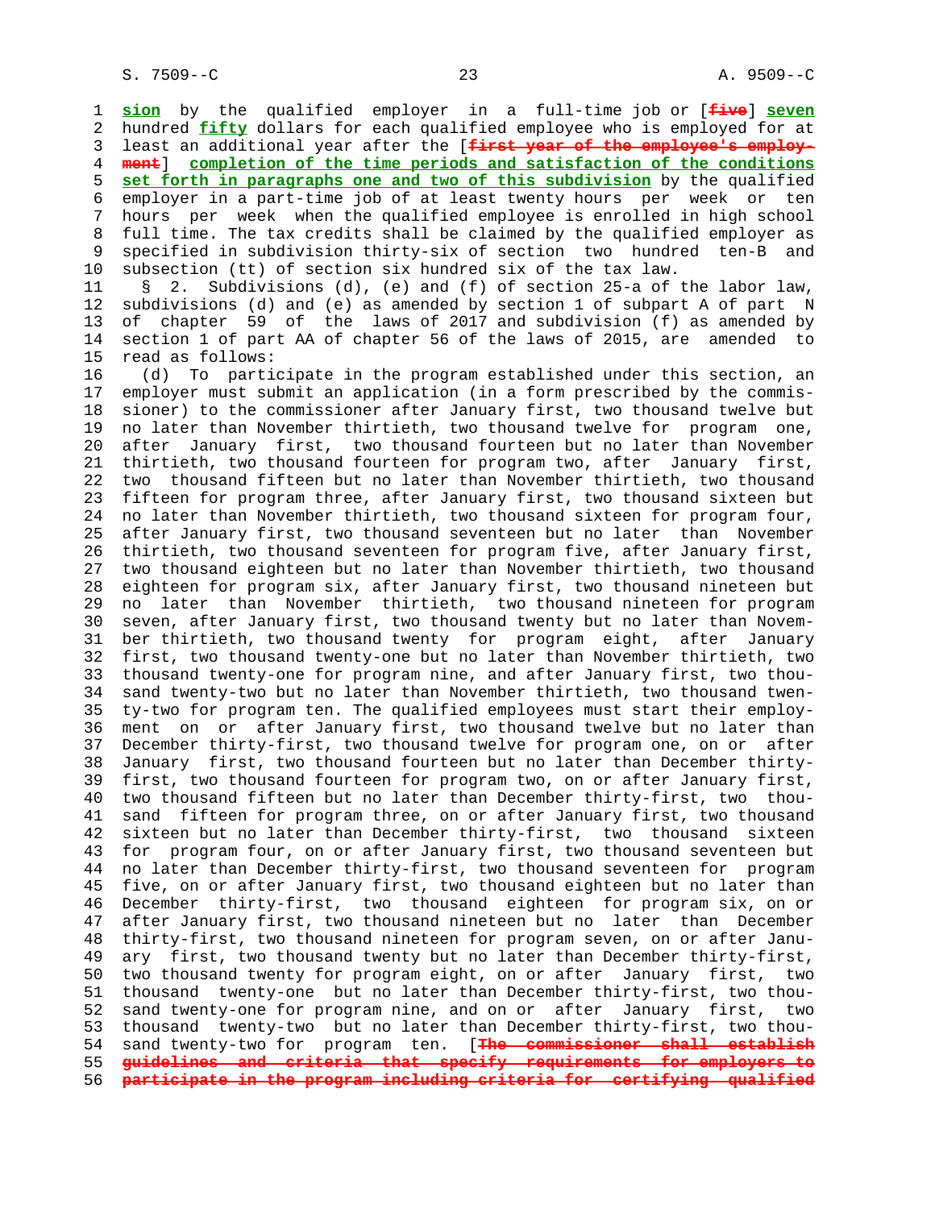sion by the qualified employer in a full-time job or [five] seven hundred fifty dollars for each qualified employee who is employed for at least an additional year after the [first year of the employee's employment] completion of the time periods and satisfaction of the conditions set forth in paragraphs one and two of this subdivision by the qualified employer in a part-time job of at least twenty hours per week or ten hours per week when the qualified employee is enrolled in high school full time. The tax credits shall be claimed by the qualified employer as specified in subdivision thirty-six of section two hundred ten-B and subsection (tt) of section six hundred six of the tax law.

§ 2. Subdivisions (d), (e) and (f) of section 25-a of the labor law, subdivisions (d) and (e) as amended by section 1 of subpart A of part N of chapter 59 of the laws of 2017 and subdivision (f) as amended by section 1 of part AA of chapter 56 of the laws of 2015, are amended to read as follows:

(d) To participate in the program established under this section, an employer must submit an application (in a form prescribed by the commissioner) to the commissioner after January first, two thousand twelve but no later than November thirtieth, two thousand twelve for program one, after January first, two thousand fourteen but no later than November thirtieth, two thousand fourteen for program two, after January first, two thousand fifteen but no later than November thirtieth, two thousand fifteen for program three, after January first, two thousand sixteen but no later than November thirtieth, two thousand sixteen for program four, after January first, two thousand seventeen but no later than November thirtieth, two thousand seventeen for program five, after January first, two thousand eighteen but no later than November thirtieth, two thousand eighteen for program six, after January first, two thousand nineteen but no later than November thirtieth, two thousand nineteen for program seven, after January first, two thousand twenty but no later than November thirtieth, two thousand twenty for program eight, after January first, two thousand twenty-one but no later than November thirtieth, two thousand twenty-one for program nine, and after January first, two thousand twenty-two but no later than November thirtieth, two thousand twenty-two for program ten. The qualified employees must start their employment on or after January first, two thousand twelve but no later than December thirty-first, two thousand twelve for program one, on or after January first, two thousand fourteen but no later than December thirty-first, two thousand fourteen for program two, on or after January first, two thousand fifteen but no later than December thirty-first, two thousand fifteen for program three, on or after January first, two thousand sixteen but no later than December thirty-first, two thousand sixteen for program four, on or after January first, two thousand seventeen but no later than December thirty-first, two thousand seventeen for program five, on or after January first, two thousand eighteen but no later than December thirty-first, two thousand eighteen for program six, on or after January first, two thousand nineteen but no later than December thirty-first, two thousand nineteen for program seven, on or after January first, two thousand twenty but no later than December thirty-first, two thousand twenty for program eight, on or after January first, two thousand twenty-one but no later than December thirty-first, two thousand twenty-one for program nine, and on or after January first, two thousand twenty-two but no later than December thirty-first, two thousand twenty-two for program ten. [The commissioner shall establish guidelines and criteria that specify requirements for employers to participate in the program including criteria for certifying qualified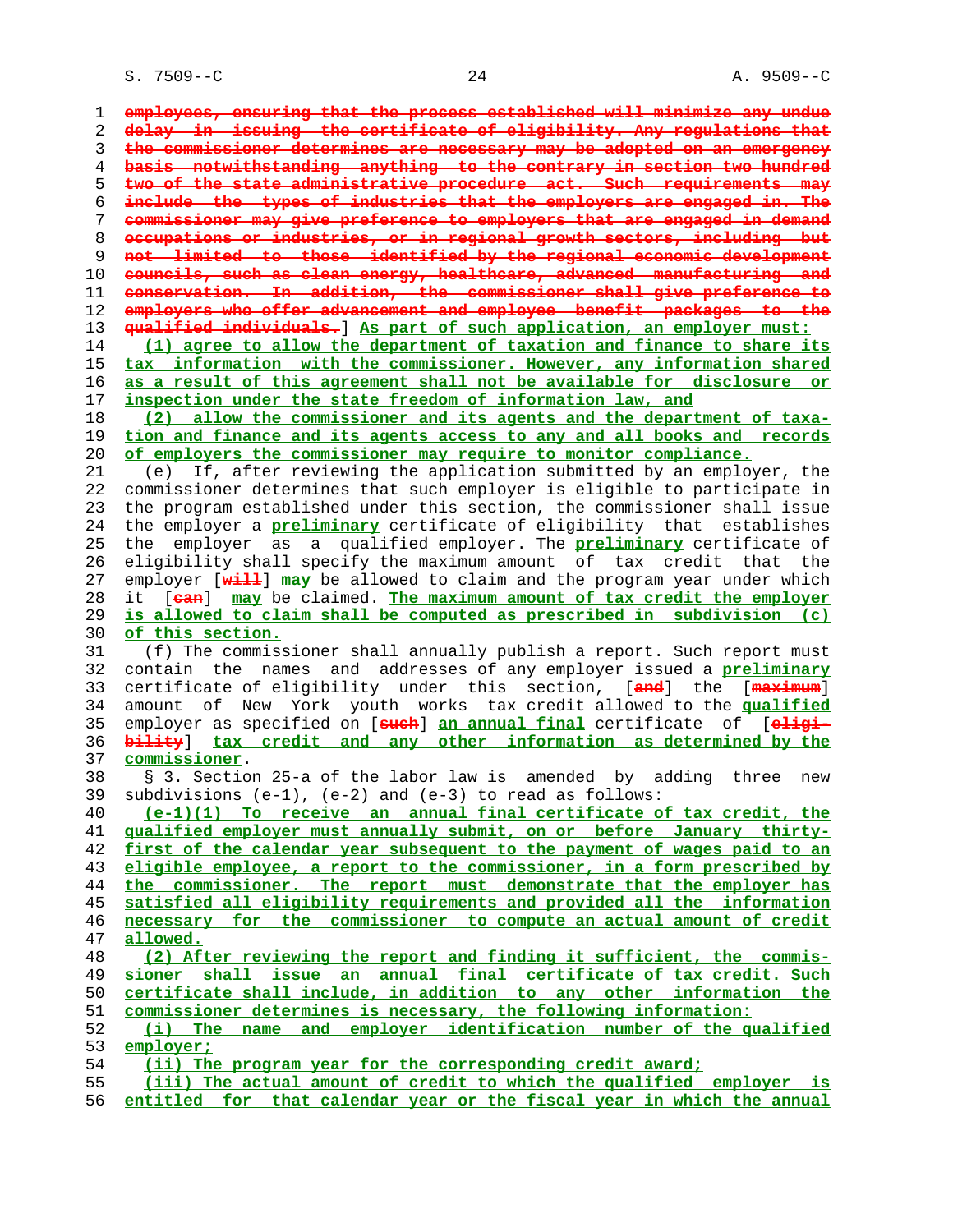employees, ensuring that the process established will minimize any undue delay in issuing the certificate of eligibility. Any regulations that the commissioner determines are necessary may be adopted on an emergency basis notwithstanding anything to the contrary in section two hundred two of the state administrative procedure act. Such requirements may include the types of industries that the employers are engaged in. The commissioner may give preference to employers that are engaged in demand occupations or industries, or in regional growth sectors, including but not limited to those identified by the regional economic development councils, such as clean energy, healthcare, advanced manufacturing and conservation. In addition, the commissioner shall give preference to employers who offer advancement and employee benefit packages to the qualified individuals.] As part of such application, an employer must:

(1) agree to allow the department of taxation and finance to share its tax information with the commissioner. However, any information shared as a result of this agreement shall not be available for disclosure or inspection under the state freedom of information law, and

(2) allow the commissioner and its agents and the department of taxation and finance and its agents access to any and all books and records of employers the commissioner may require to monitor compliance.

(e) If, after reviewing the application submitted by an employer, the commissioner determines that such employer is eligible to participate in the program established under this section, the commissioner shall issue the employer a preliminary certificate of eligibility that establishes the employer as a qualified employer. The preliminary certificate of eligibility shall specify the maximum amount of tax credit that the employer [will] may be allowed to claim and the program year under which it [can] may be claimed. The maximum amount of tax credit the employer is allowed to claim shall be computed as prescribed in subdivision (c) of this section.

(f) The commissioner shall annually publish a report. Such report must contain the names and addresses of any employer issued a preliminary certificate of eligibility under this section, [and] the [maximum] amount of New York youth works tax credit allowed to the qualified employer as specified on [such] an annual final certificate of [eligibility] tax credit and any other information as determined by the commissioner.

§ 3. Section 25-a of the labor law is amended by adding three new subdivisions (e-1), (e-2) and (e-3) to read as follows:

(e-1)(1) To receive an annual final certificate of tax credit, the qualified employer must annually submit, on or before January thirty-first of the calendar year subsequent to the payment of wages paid to an eligible employee, a report to the commissioner, in a form prescribed by the commissioner. The report must demonstrate that the employer has satisfied all eligibility requirements and provided all the information necessary for the commissioner to compute an actual amount of credit allowed.

(2) After reviewing the report and finding it sufficient, the commissioner shall issue an annual final certificate of tax credit. Such certificate shall include, in addition to any other information the commissioner determines is necessary, the following information:

(i) The name and employer identification number of the qualified employer;

(ii) The program year for the corresponding credit award;

(iii) The actual amount of credit to which the qualified employer is entitled for that calendar year or the fiscal year in which the annual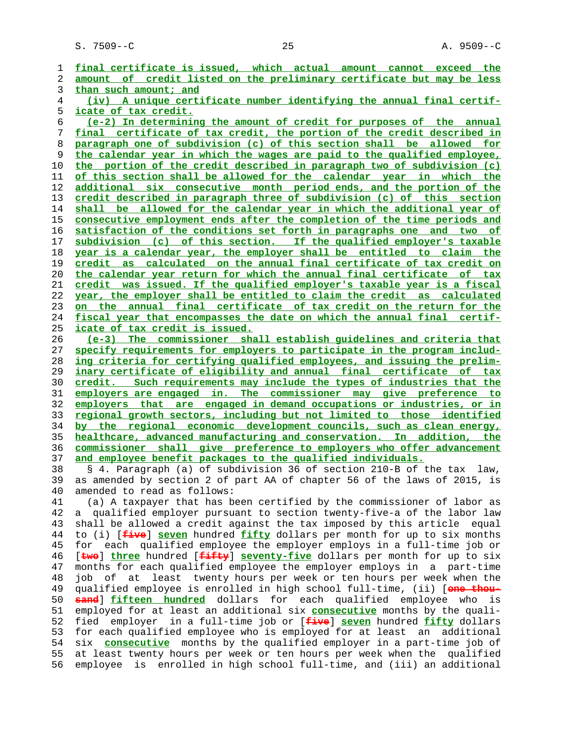final certificate is issued, which actual amount cannot exceed the amount of credit listed on the preliminary certificate but may be less than such amount; and

(iv) A unique certificate number identifying the annual final certificate of tax credit.

(e-2) In determining the amount of credit for purposes of the annual final certificate of tax credit, the portion of the credit described in paragraph one of subdivision (c) of this section shall be allowed for the calendar year in which the wages are paid to the qualified employee, the portion of the credit described in paragraph two of subdivision (c) of this section shall be allowed for the calendar year in which the additional six consecutive month period ends, and the portion of the credit described in paragraph three of subdivision (c) of this section shall be allowed for the calendar year in which the additional year of consecutive employment ends after the completion of the time periods and satisfaction of the conditions set forth in paragraphs one and two of subdivision (c) of this section. If the qualified employer's taxable year is a calendar year, the employer shall be entitled to claim the credit as calculated on the annual final certificate of tax credit on the calendar year return for which the annual final certificate of tax credit was issued. If the qualified employer's taxable year is a fiscal year, the employer shall be entitled to claim the credit as calculated on the annual final certificate of tax credit on the return for the fiscal year that encompasses the date on which the annual final certificate of tax credit is issued.

(e-3) The commissioner shall establish guidelines and criteria that specify requirements for employers to participate in the program including criteria for certifying qualified employees, and issuing the preliminary certificate of eligibility and annual final certificate of tax credit. Such requirements may include the types of industries that the employers are engaged in. The commissioner may give preference to employers that are engaged in demand occupations or industries, or in regional growth sectors, including but not limited to those identified by the regional economic development councils, such as clean energy, healthcare, advanced manufacturing and conservation. In addition, the commissioner shall give preference to employers who offer advancement and employee benefit packages to the qualified individuals.

§ 4. Paragraph (a) of subdivision 36 of section 210-B of the tax law, as amended by section 2 of part AA of chapter 56 of the laws of 2015, is amended to read as follows:

(a) A taxpayer that has been certified by the commissioner of labor as a qualified employer pursuant to section twenty-five-a of the labor law shall be allowed a credit against the tax imposed by this article equal to (i) [five] seven hundred fifty dollars per month for up to six months for each qualified employee the employer employs in a full-time job or [two] three hundred [fifty] seventy-five dollars per month for up to six months for each qualified employee the employer employs in a part-time job of at least twenty hours per week or ten hours per week when the qualified employee is enrolled in high school full-time, (ii) [one thousand] fifteen hundred dollars for each qualified employee who is employed for at least an additional six consecutive months by the qualified employer in a full-time job or [five] seven hundred fifty dollars for each qualified employee who is employed for at least an additional six consecutive months by the qualified employer in a part-time job of at least twenty hours per week or ten hours per week when the qualified employee is enrolled in high school full-time, and (iii) an additional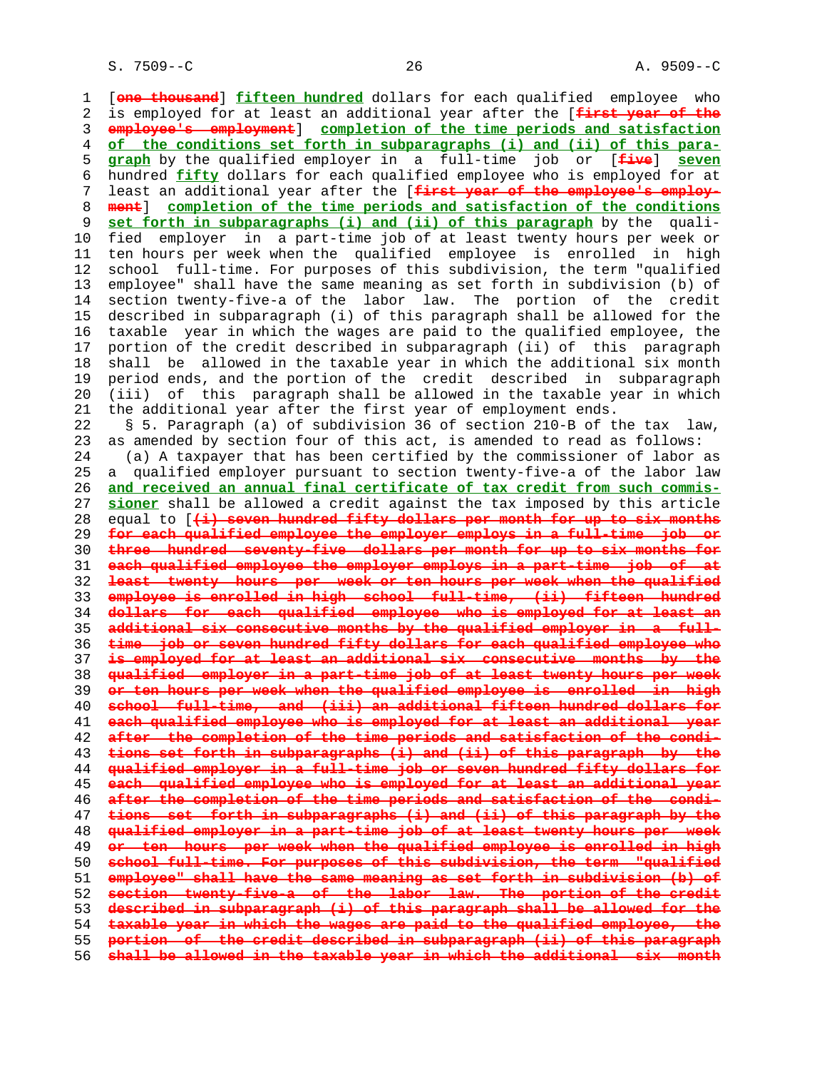[~~one thousand~~] **fifteen hundred** dollars for each qualified employee who is employed for at least an additional year after the [~~first year of the employee's employment~~] **completion of the time periods and satisfaction of the conditions set forth in subparagraphs (i) and (ii) of this paragraph** by the qualified employer in a full-time job or [~~five~~] **seven** hundred **fifty** dollars for each qualified employee who is employed for at least an additional year after the [~~first year of the employee's employment~~] **completion of the time periods and satisfaction of the conditions set forth in subparagraphs (i) and (ii) of this paragraph** by the qualified employer in a part-time job of at least twenty hours per week or ten hours per week when the qualified employee is enrolled in high school full-time. For purposes of this subdivision, the term "qualified employee" shall have the same meaning as set forth in subdivision (b) of section twenty-five-a of the labor law. The portion of the credit described in subparagraph (i) of this paragraph shall be allowed for the taxable year in which the wages are paid to the qualified employee, the portion of the credit described in subparagraph (ii) of this paragraph shall be allowed in the taxable year in which the additional six month period ends, and the portion of the credit described in subparagraph (iii) of this paragraph shall be allowed in the taxable year in which the additional year after the first year of employment ends.

§ 5. Paragraph (a) of subdivision 36 of section 210-B of the tax law, as amended by section four of this act, is amended to read as follows:

(a) A taxpayer that has been certified by the commissioner of labor as a qualified employer pursuant to section twenty-five-a of the labor law **and received an annual final certificate of tax credit from such commissioner** shall be allowed a credit against the tax imposed by this article equal to [~~(i) seven hundred fifty dollars per month for up to six months for each qualified employee the employer employs in a full-time job or three hundred seventy-five dollars per month for up to six months for each qualified employee the employer employs in a part-time job of at least twenty hours per week or ten hours per week when the qualified employee is enrolled in high school full-time, (ii) fifteen hundred dollars for each qualified employee who is employed for at least an additional six consecutive months by the qualified employer in a full-time job or seven hundred fifty dollars for each qualified employee who is employed for at least an additional six consecutive months by the qualified employer in a part-time job of at least twenty hours per week or ten hours per week when the qualified employee is enrolled in high school full-time, and (iii) an additional fifteen hundred dollars for each qualified employee who is employed for at least an additional year after the completion of the time periods and satisfaction of the conditions set forth in subparagraphs (i) and (ii) of this paragraph by the qualified employer in a full-time job or seven hundred fifty dollars for each qualified employee who is employed for at least an additional year after the completion of the time periods and satisfaction of the conditions set forth in subparagraphs (i) and (ii) of this paragraph by the qualified employer in a part-time job of at least twenty hours per week or ten hours per week when the qualified employee is enrolled in high school full-time. For purposes of this subdivision, the term "qualified employee" shall have the same meaning as set forth in subdivision (b) of section twenty-five-a of the labor law. The portion of the credit described in subparagraph (i) of this paragraph shall be allowed for the taxable year in which the wages are paid to the qualified employee, the portion of the credit described in subparagraph (ii) of this paragraph shall be allowed in the taxable year in which the additional six month~~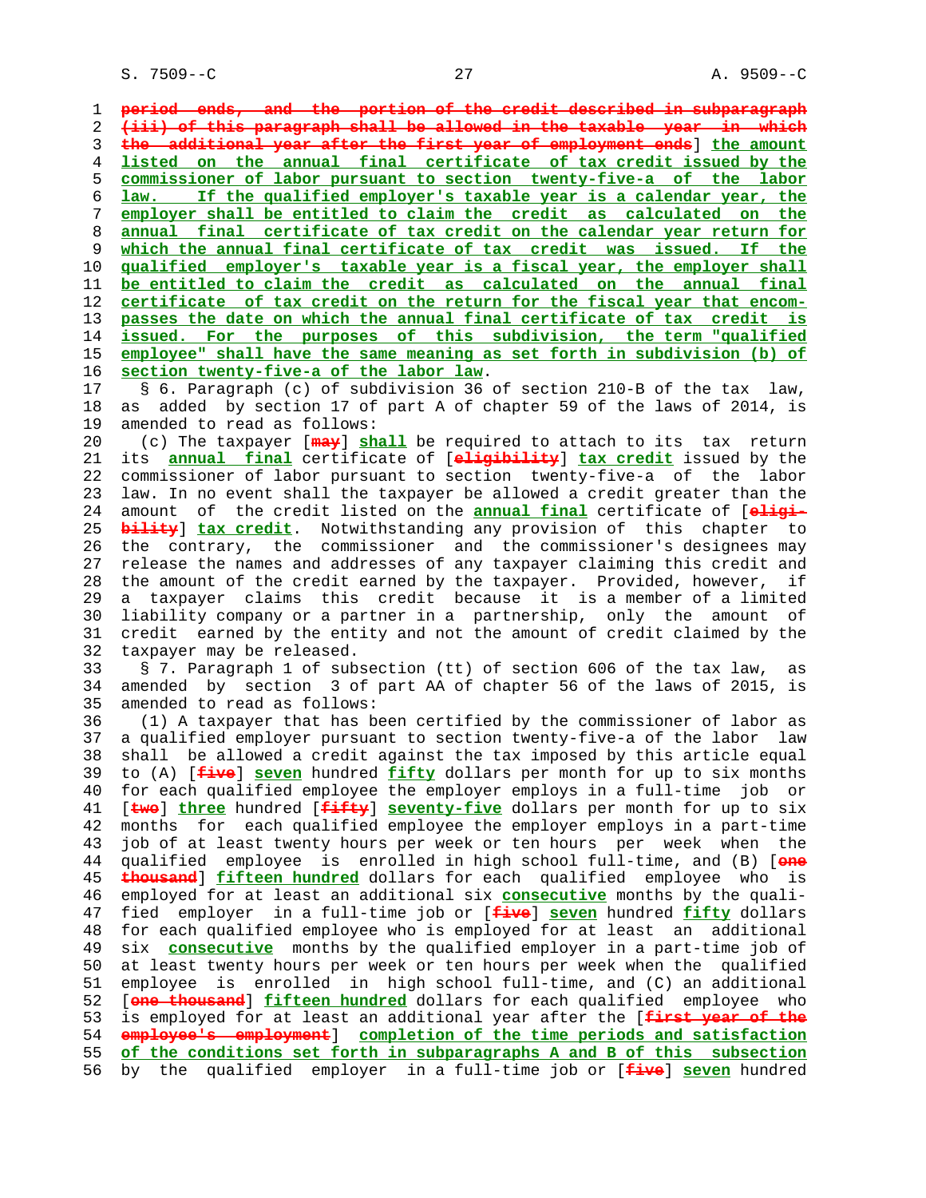period ends, and the portion of the credit described in subparagraph (iii) of this paragraph shall be allowed in the taxable year in which the additional year after the first year of employment ends] the amount listed on the annual final certificate of tax credit issued by the commissioner of labor pursuant to section twenty-five-a of the labor law. If the qualified employer's taxable year is a calendar year, the employer shall be entitled to claim the credit as calculated on the annual final certificate of tax credit on the calendar year return for which the annual final certificate of tax credit was issued. If the qualified employer's taxable year is a fiscal year, the employer shall be entitled to claim the credit as calculated on the annual final certificate of tax credit on the return for the fiscal year that encompasses the date on which the annual final certificate of tax credit is issued. For the purposes of this subdivision, the term "qualified employee" shall have the same meaning as set forth in subdivision (b) of section twenty-five-a of the labor law.

§ 6. Paragraph (c) of subdivision 36 of section 210-B of the tax law, as added by section 17 of part A of chapter 59 of the laws of 2014, is amended to read as follows:

(c) The taxpayer [may] shall be required to attach to its tax return its annual final certificate of [eligibility] tax credit issued by the commissioner of labor pursuant to section twenty-five-a of the labor law. In no event shall the taxpayer be allowed a credit greater than the amount of the credit listed on the annual final certificate of [eligibility] tax credit. Notwithstanding any provision of this chapter to the contrary, the commissioner and the commissioner's designees may release the names and addresses of any taxpayer claiming this credit and the amount of the credit earned by the taxpayer. Provided, however, if a taxpayer claims this credit because it is a member of a limited liability company or a partner in a partnership, only the amount of credit earned by the entity and not the amount of credit claimed by the taxpayer may be released.

§ 7. Paragraph 1 of subsection (tt) of section 606 of the tax law, as amended by section 3 of part AA of chapter 56 of the laws of 2015, is amended to read as follows:

(1) A taxpayer that has been certified by the commissioner of labor as a qualified employer pursuant to section twenty-five-a of the labor law shall be allowed a credit against the tax imposed by this article equal to (A) [five] seven hundred fifty dollars per month for up to six months for each qualified employee the employer employs in a full-time job or [two] three hundred [fifty] seventy-five dollars per month for up to six months for each qualified employee the employer employs in a part-time job of at least twenty hours per week or ten hours per week when the qualified employee is enrolled in high school full-time, and (B) [one thousand] fifteen hundred dollars for each qualified employee who is employed for at least an additional six consecutive months by the qualified employer in a full-time job or [five] seven hundred fifty dollars for each qualified employee who is employed for at least an additional six consecutive months by the qualified employer in a part-time job of at least twenty hours per week or ten hours per week when the qualified employee is enrolled in high school full-time, and (C) an additional [one thousand] fifteen hundred dollars for each qualified employee who is employed for at least an additional year after the [first year of the employee's employment] completion of the time periods and satisfaction of the conditions set forth in subparagraphs A and B of this subsection by the qualified employer in a full-time job or [five] seven hundred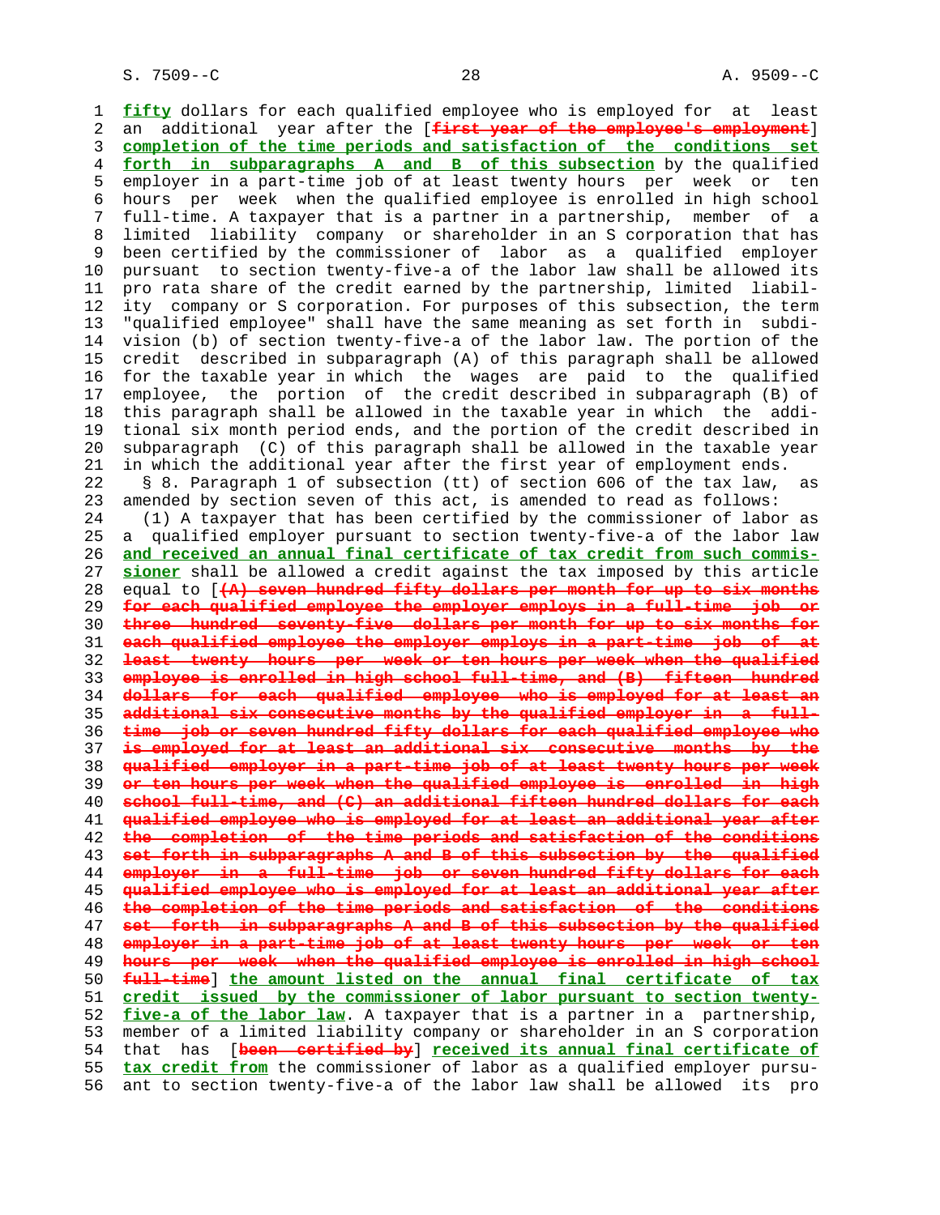fifty dollars for each qualified employee who is employed for at least an additional year after the [~~first year of the employee's employment~~] completion of the time periods and satisfaction of the conditions set forth in subparagraphs A and B of this subsection by the qualified employer in a part-time job of at least twenty hours per week or ten hours per week when the qualified employee is enrolled in high school full-time. A taxpayer that is a partner in a partnership, member of a limited liability company or shareholder in an S corporation that has been certified by the commissioner of labor as a qualified employer pursuant to section twenty-five-a of the labor law shall be allowed its pro rata share of the credit earned by the partnership, limited liability company or S corporation. For purposes of this subsection, the term "qualified employee" shall have the same meaning as set forth in subdivision (b) of section twenty-five-a of the labor law. The portion of the credit described in subparagraph (A) of this paragraph shall be allowed for the taxable year in which the wages are paid to the qualified employee, the portion of the credit described in subparagraph (B) of this paragraph shall be allowed in the taxable year in which the additional six month period ends, and the portion of the credit described in subparagraph (C) of this paragraph shall be allowed in the taxable year in which the additional year after the first year of employment ends.

§ 8. Paragraph 1 of subsection (tt) of section 606 of the tax law, as amended by section seven of this act, is amended to read as follows:

(1) A taxpayer that has been certified by the commissioner of labor as a qualified employer pursuant to section twenty-five-a of the labor law and received an annual final certificate of tax credit from such commissioner shall be allowed a credit against the tax imposed by this article equal to [~~(A) seven hundred fifty dollars per month for up to six months for each qualified employee the employer employs in a full-time job or three hundred seventy-five dollars per month for up to six months for each qualified employee the employer employs in a part-time job of at least twenty hours per week or ten hours per week when the qualified employee is enrolled in high school full-time, and (B) fifteen hundred dollars for each qualified employee who is employed for at least an additional six consecutive months by the qualified employer in a full-time job or seven hundred fifty dollars for each qualified employee who is employed for at least an additional six consecutive months by the qualified employer in a part-time job of at least twenty hours per week or ten hours per week when the qualified employee is enrolled in high school full-time, and (C) an additional fifteen hundred dollars for each qualified employee who is employed for at least an additional year after the completion of the time periods and satisfaction of the conditions set forth in subparagraphs A and B of this subsection by the qualified employer in a full-time job or seven hundred fifty dollars for each qualified employee who is employed for at least an additional year after the completion of the time periods and satisfaction of the conditions set forth in subparagraphs A and B of this subsection by the qualified employer in a part-time job of at least twenty hours per week or ten hours per week when the qualified employee is enrolled in high school full-time~~] the amount listed on the annual final certificate of tax credit issued by the commissioner of labor pursuant to section twenty-five-a of the labor law. A taxpayer that is a partner in a partnership, member of a limited liability company or shareholder in an S corporation that has [~~been certified by~~] received its annual final certificate of tax credit from the commissioner of labor as a qualified employer pursuant to section twenty-five-a of the labor law shall be allowed its pro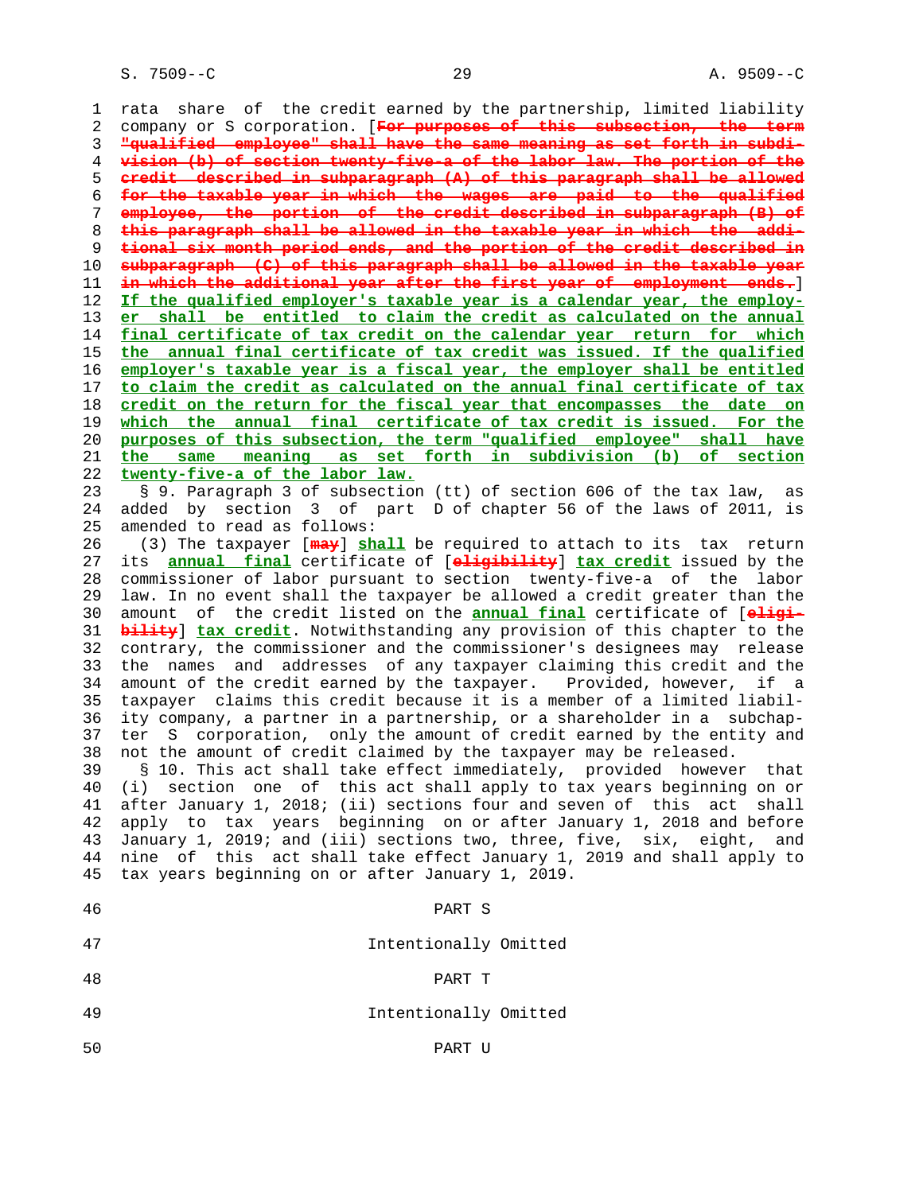rata share of the credit earned by the partnership, limited liability company or S corporation. [~~For purposes of this subsection, the term "qualified employee" shall have the same meaning as set forth in subdivision (b) of section twenty-five-a of the labor law. The portion of the credit described in subparagraph (A) of this paragraph shall be allowed for the taxable year in which the wages are paid to the qualified employee, the portion of the credit described in subparagraph (B) of this paragraph shall be allowed in the taxable year in which the additional six month period ends, and the portion of the credit described in subparagraph (C) of this paragraph shall be allowed in the taxable year in which the additional year after the first year of employment ends.~~] <u>**If the qualified employer's taxable year is a calendar year, the employer shall be entitled to claim the credit as calculated on the annual final certificate of tax credit on the calendar year return for which the annual final certificate of tax credit was issued. If the qualified employer's taxable year is a fiscal year, the employer shall be entitled to claim the credit as calculated on the annual final certificate of tax credit on the return for the fiscal year that encompasses the date on which the annual final certificate of tax credit is issued. For the purposes of this subsection, the term "qualified employee" shall have the same meaning as set forth in subdivision (b) of section twenty-five-a of the labor law.**</u>

§ 9. Paragraph 3 of subsection (tt) of section 606 of the tax law, as added by section 3 of part D of chapter 56 of the laws of 2011, is amended to read as follows:

(3) The taxpayer [~~may~~] <u>**shall**</u> be required to attach to its tax return its <u>**annual final**</u> certificate of [~~eligibility~~] <u>**tax credit**</u> issued by the commissioner of labor pursuant to section twenty-five-a of the labor law. In no event shall the taxpayer be allowed a credit greater than the amount of the credit listed on the <u>**annual final**</u> certificate of [~~eligibility~~] <u>**tax credit**</u>. Notwithstanding any provision of this chapter to the contrary, the commissioner and the commissioner's designees may release the names and addresses of any taxpayer claiming this credit and the amount of the credit earned by the taxpayer. Provided, however, if a taxpayer claims this credit because it is a member of a limited liability company, a partner in a partnership, or a shareholder in a subchapter S corporation, only the amount of credit earned by the entity and not the amount of credit claimed by the taxpayer may be released.

§ 10. This act shall take effect immediately, provided however that (i) section one of this act shall apply to tax years beginning on or after January 1, 2018; (ii) sections four and seven of this act shall apply to tax years beginning on or after January 1, 2018 and before January 1, 2019; and (iii) sections two, three, five, six, eight, and nine of this act shall take effect January 1, 2019 and shall apply to tax years beginning on or after January 1, 2019.

## PART S

Intentionally Omitted

## PART T

Intentionally Omitted

## PART U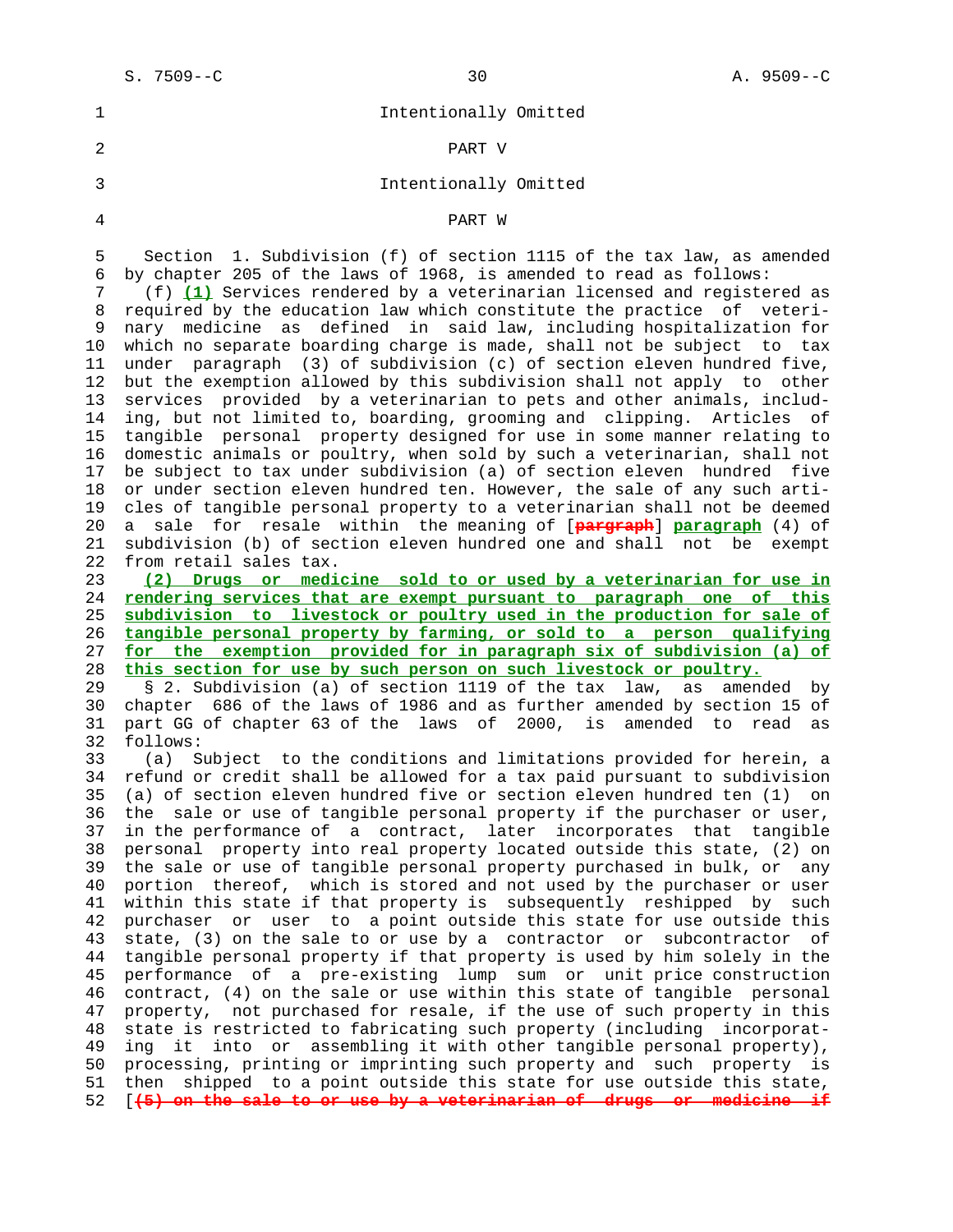Intentionally Omitted

PART V

Intentionally Omitted

PART W

Section 1. Subdivision (f) of section 1115 of the tax law, as amended by chapter 205 of the laws of 1968, is amended to read as follows:

(f) **(1)** Services rendered by a veterinarian licensed and registered as required by the education law which constitute the practice of veterinary medicine as defined in said law, including hospitalization for which no separate boarding charge is made, shall not be subject to tax under paragraph (3) of subdivision (c) of section eleven hundred five, but the exemption allowed by this subdivision shall not apply to other services provided by a veterinarian to pets and other animals, including, but not limited to, boarding, grooming and clipping. Articles of tangible personal property designed for use in some manner relating to domestic animals or poultry, when sold by such a veterinarian, shall not be subject to tax under subdivision (a) of section eleven hundred five or under section eleven hundred ten. However, the sale of any such articles of tangible personal property to a veterinarian shall not be deemed a sale for resale within the meaning of [~~pargraph~~] **paragraph** (4) of subdivision (b) of section eleven hundred one and shall not be exempt from retail sales tax.

**(2) Drugs or medicine sold to or used by a veterinarian for use in rendering services that are exempt pursuant to paragraph one of this subdivision to livestock or poultry used in the production for sale of tangible personal property by farming, or sold to a person qualifying for the exemption provided for in paragraph six of subdivision (a) of this section for use by such person on such livestock or poultry.**

§ 2. Subdivision (a) of section 1119 of the tax law, as amended by chapter 686 of the laws of 1986 and as further amended by section 15 of part GG of chapter 63 of the laws of 2000, is amended to read as follows:

(a) Subject to the conditions and limitations provided for herein, a refund or credit shall be allowed for a tax paid pursuant to subdivision (a) of section eleven hundred five or section eleven hundred ten (1) on the sale or use of tangible personal property if the purchaser or user, in the performance of a contract, later incorporates that tangible personal property into real property located outside this state, (2) on the sale or use of tangible personal property purchased in bulk, or any portion thereof, which is stored and not used by the purchaser or user within this state if that property is subsequently reshipped by such purchaser or user to a point outside this state for use outside this state, (3) on the sale to or use by a contractor or subcontractor of tangible personal property if that property is used by him solely in the performance of a pre-existing lump sum or unit price construction contract, (4) on the sale or use within this state of tangible personal property, not purchased for resale, if the use of such property in this state is restricted to fabricating such property (including incorporating it into or assembling it with other tangible personal property), processing, printing or imprinting such property and such property is then shipped to a point outside this state for use outside this state, [~~(5) on the sale to or use by a veterinarian of drugs or medicine if~~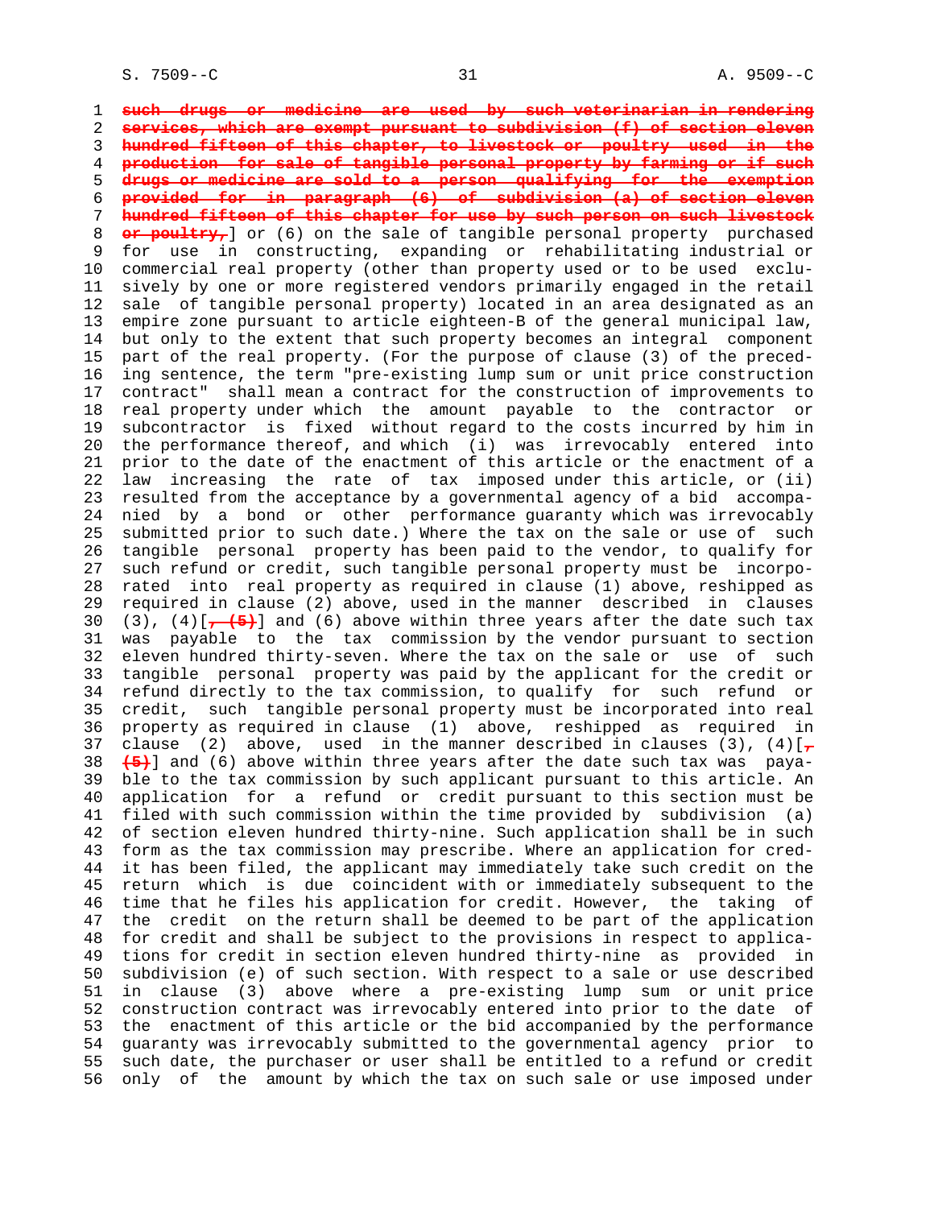~~such drugs or medicine are used by such veterinarian in rendering services, which are exempt pursuant to subdivision (f) of section eleven hundred fifteen of this chapter, to livestock or poultry used in the production for sale of tangible personal property by farming or if such drugs or medicine are sold to a person qualifying for the exemption provided for in paragraph (6) of subdivision (a) of section eleven hundred fifteen of this chapter for use by such person on such livestock or poultry,~~] or (6) on the sale of tangible personal property purchased for use in constructing, expanding or rehabilitating industrial or commercial real property (other than property used or to be used exclusively by one or more registered vendors primarily engaged in the retail sale of tangible personal property) located in an area designated as an empire zone pursuant to article eighteen-B of the general municipal law, but only to the extent that such property becomes an integral component part of the real property. (For the purpose of clause (3) of the preceding sentence, the term "pre-existing lump sum or unit price construction contract" shall mean a contract for the construction of improvements to real property under which the amount payable to the contractor or subcontractor is fixed without regard to the costs incurred by him in the performance thereof, and which (i) was irrevocably entered into prior to the date of the enactment of this article or the enactment of a law increasing the rate of tax imposed under this article, or (ii) resulted from the acceptance by a governmental agency of a bid accompanied by a bond or other performance guaranty which was irrevocably submitted prior to such date.) Where the tax on the sale or use of such tangible personal property has been paid to the vendor, to qualify for such refund or credit, such tangible personal property must be incorporated into real property as required in clause (1) above, reshipped as required in clause (2) above, used in the manner described in clauses (3), (4)[~~, (5)~~] and (6) above within three years after the date such tax was payable to the tax commission by the vendor pursuant to section eleven hundred thirty-seven. Where the tax on the sale or use of such tangible personal property was paid by the applicant for the credit or refund directly to the tax commission, to qualify for such refund or credit, such tangible personal property must be incorporated into real property as required in clause (1) above, reshipped as required in clause (2) above, used in the manner described in clauses (3), (4)[~~, (5)~~] and (6) above within three years after the date such tax was payable to the tax commission by such applicant pursuant to this article. An application for a refund or credit pursuant to this section must be filed with such commission within the time provided by subdivision (a) of section eleven hundred thirty-nine. Such application shall be in such form as the tax commission may prescribe. Where an application for credit has been filed, the applicant may immediately take such credit on the return which is due coincident with or immediately subsequent to the time that he files his application for credit. However, the taking of the credit on the return shall be deemed to be part of the application for credit and shall be subject to the provisions in respect to applications for credit in section eleven hundred thirty-nine as provided in subdivision (e) of such section. With respect to a sale or use described in clause (3) above where a pre-existing lump sum or unit price construction contract was irrevocably entered into prior to the date of the enactment of this article or the bid accompanied by the performance guaranty was irrevocably submitted to the governmental agency prior to such date, the purchaser or user shall be entitled to a refund or credit only of the amount by which the tax on such sale or use imposed under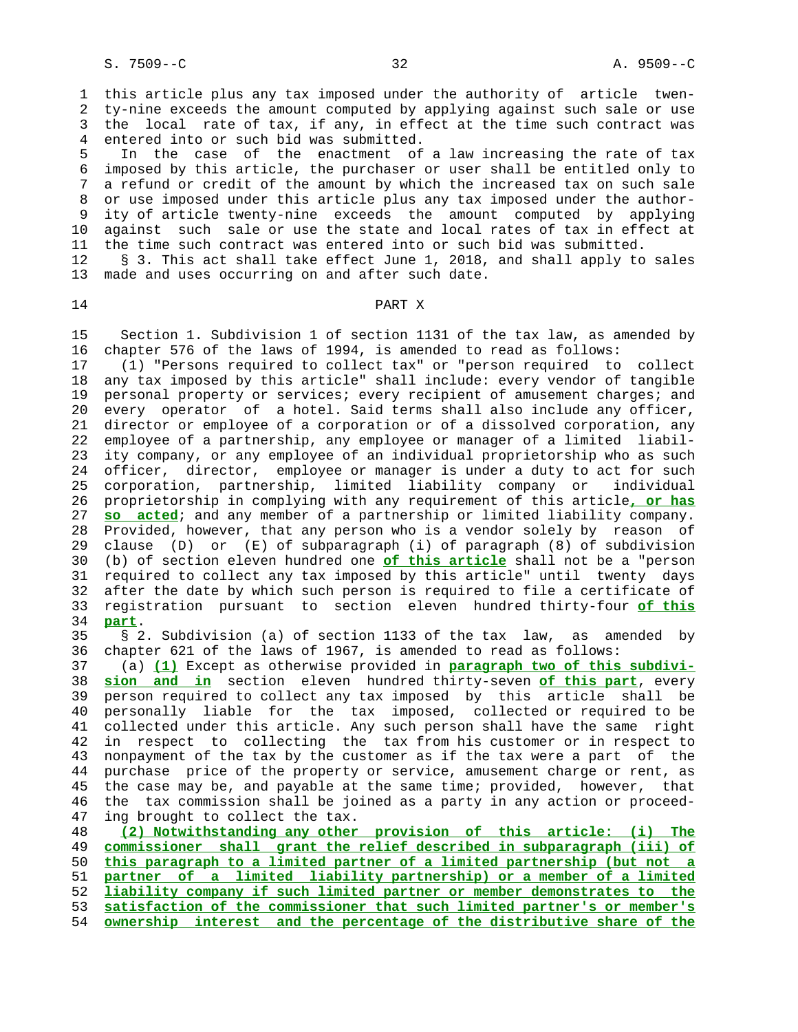this article plus any tax imposed under the authority of article twenty-nine exceeds the amount computed by applying against such sale or use the local rate of tax, if any, in effect at the time such contract was entered into or such bid was submitted.

In the case of the enactment of a law increasing the rate of tax imposed by this article, the purchaser or user shall be entitled only to a refund or credit of the amount by which the increased tax on such sale or use imposed under this article plus any tax imposed under the authority of article twenty-nine exceeds the amount computed by applying against such sale or use the state and local rates of tax in effect at the time such contract was entered into or such bid was submitted.

§ 3. This act shall take effect June 1, 2018, and shall apply to sales made and uses occurring on and after such date.

## PART X

Section 1. Subdivision 1 of section 1131 of the tax law, as amended by chapter 576 of the laws of 1994, is amended to read as follows:

(1) "Persons required to collect tax" or "person required to collect any tax imposed by this article" shall include: every vendor of tangible personal property or services; every recipient of amusement charges; and every operator of a hotel. Said terms shall also include any officer, director or employee of a corporation or of a dissolved corporation, any employee of a partnership, any employee or manager of a limited liability company, or any employee of an individual proprietorship who as such officer, director, employee or manager is under a duty to act for such corporation, partnership, limited liability company or individual proprietorship in complying with any requirement of this article**, or has so acted**; and any member of a partnership or limited liability company. Provided, however, that any person who is a vendor solely by reason of clause (D) or (E) of subparagraph (i) of paragraph (8) of subdivision (b) of section eleven hundred one **of this article** shall not be a "person required to collect any tax imposed by this article" until twenty days after the date by which such person is required to file a certificate of registration pursuant to section eleven hundred thirty-four **of this part**.

§ 2. Subdivision (a) of section 1133 of the tax law, as amended by chapter 621 of the laws of 1967, is amended to read as follows:

(a) **(1)** Except as otherwise provided in **paragraph two of this subdivision and in** section eleven hundred thirty-seven **of this part**, every person required to collect any tax imposed by this article shall be personally liable for the tax imposed, collected or required to be collected under this article. Any such person shall have the same right in respect to collecting the tax from his customer or in respect to nonpayment of the tax by the customer as if the tax were a part of the purchase price of the property or service, amusement charge or rent, as the case may be, and payable at the same time; provided, however, that the tax commission shall be joined as a party in any action or proceeding brought to collect the tax.

**(2) Notwithstanding any other provision of this article: (i) The commissioner shall grant the relief described in subparagraph (iii) of this paragraph to a limited partner of a limited partnership (but not a partner of a limited liability partnership) or a member of a limited liability company if such limited partner or member demonstrates to the satisfaction of the commissioner that such limited partner's or member's ownership interest and the percentage of the distributive share of the**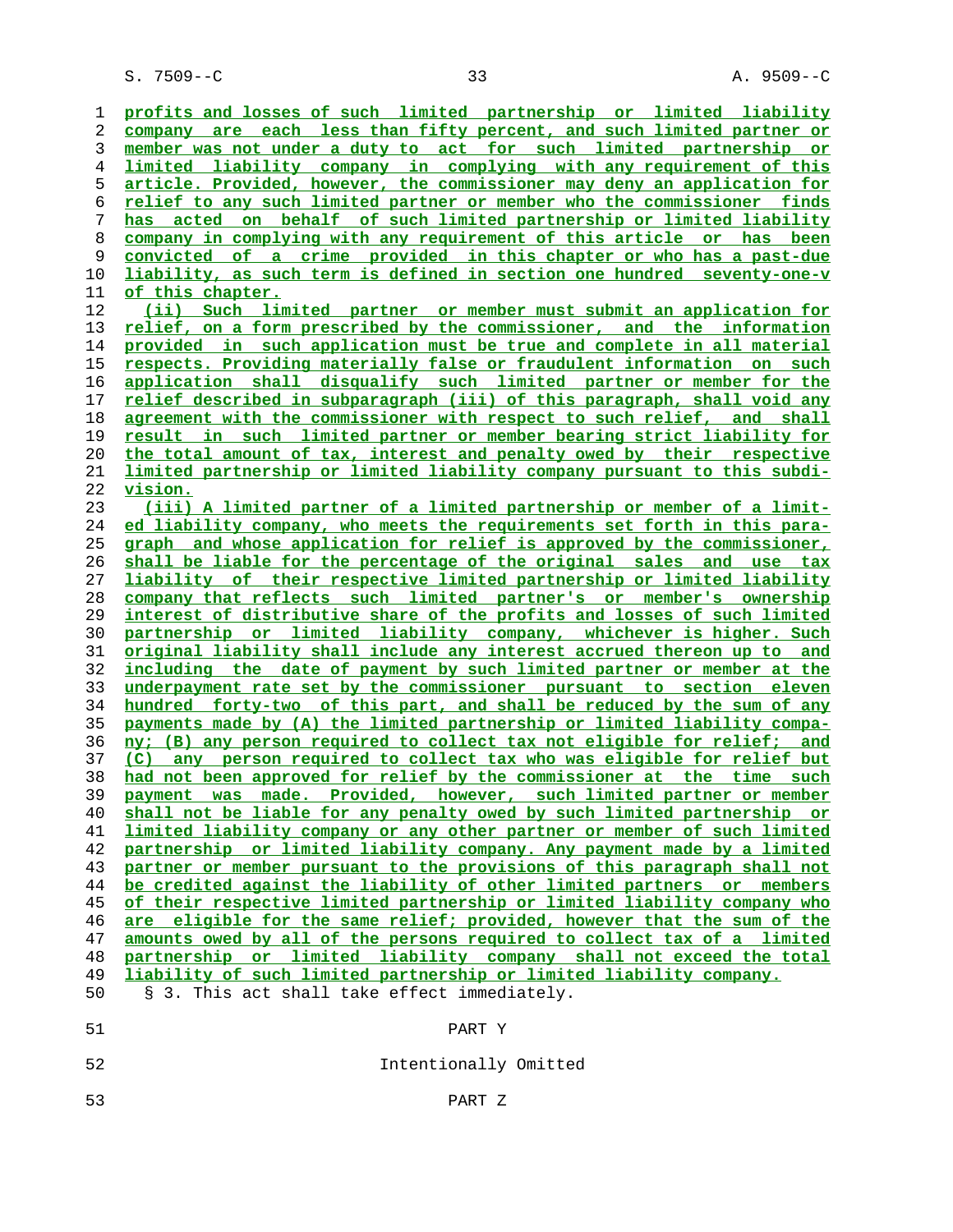profits and losses of such limited partnership or limited liability company are each less than fifty percent, and such limited partner or member was not under a duty to act for such limited partnership or limited liability company in complying with any requirement of this article. Provided, however, the commissioner may deny an application for relief to any such limited partner or member who the commissioner finds has acted on behalf of such limited partnership or limited liability company in complying with any requirement of this article or has been convicted of a crime provided in this chapter or who has a past-due liability, as such term is defined in section one hundred seventy-one-v of this chapter.

(ii) Such limited partner or member must submit an application for relief, on a form prescribed by the commissioner, and the information provided in such application must be true and complete in all material respects. Providing materially false or fraudulent information on such application shall disqualify such limited partner or member for the relief described in subparagraph (iii) of this paragraph, shall void any agreement with the commissioner with respect to such relief, and shall result in such limited partner or member bearing strict liability for the total amount of tax, interest and penalty owed by their respective limited partnership or limited liability company pursuant to this subdivision.

(iii) A limited partner of a limited partnership or member of a limited liability company, who meets the requirements set forth in this paragraph and whose application for relief is approved by the commissioner, shall be liable for the percentage of the original sales and use tax liability of their respective limited partnership or limited liability company that reflects such limited partner's or member's ownership interest of distributive share of the profits and losses of such limited partnership or limited liability company, whichever is higher. Such original liability shall include any interest accrued thereon up to and including the date of payment by such limited partner or member at the underpayment rate set by the commissioner pursuant to section eleven hundred forty-two of this part, and shall be reduced by the sum of any payments made by (A) the limited partnership or limited liability company; (B) any person required to collect tax not eligible for relief; and (C) any person required to collect tax who was eligible for relief but had not been approved for relief by the commissioner at the time such payment was made. Provided, however, such limited partner or member shall not be liable for any penalty owed by such limited partnership or limited liability company or any other partner or member of such limited partnership or limited liability company. Any payment made by a limited partner or member pursuant to the provisions of this paragraph shall not be credited against the liability of other limited partners or members of their respective limited partnership or limited liability company who are eligible for the same relief; provided, however that the sum of the amounts owed by all of the persons required to collect tax of a limited partnership or limited liability company shall not exceed the total liability of such limited partnership or limited liability company.

§ 3. This act shall take effect immediately.

PART Y

Intentionally Omitted

PART Z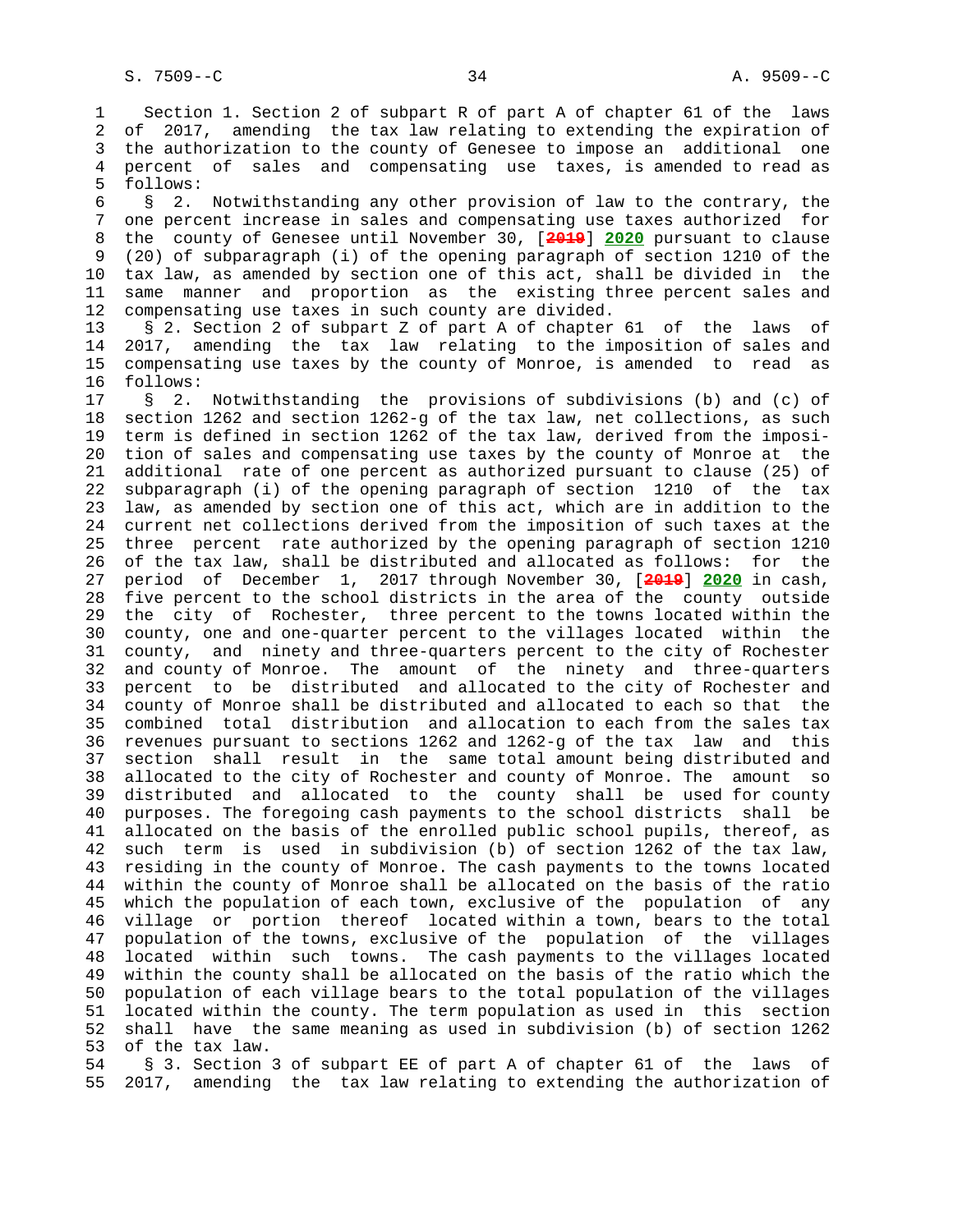Section 1. Section 2 of subpart R of part A of chapter 61 of the laws of 2017, amending the tax law relating to extending the expiration of the authorization to the county of Genesee to impose an additional one percent of sales and compensating use taxes, is amended to read as follows:

§ 2. Notwithstanding any other provision of law to the contrary, the one percent increase in sales and compensating use taxes authorized for the county of Genesee until November 30, [~~2019~~] **2020** pursuant to clause (20) of subparagraph (i) of the opening paragraph of section 1210 of the tax law, as amended by section one of this act, shall be divided in the same manner and proportion as the existing three percent sales and compensating use taxes in such county are divided.

§ 2. Section 2 of subpart Z of part A of chapter 61 of the laws of 2017, amending the tax law relating to the imposition of sales and compensating use taxes by the county of Monroe, is amended to read as follows:

§ 2. Notwithstanding the provisions of subdivisions (b) and (c) of section 1262 and section 1262-g of the tax law, net collections, as such term is defined in section 1262 of the tax law, derived from the imposition of sales and compensating use taxes by the county of Monroe at the additional rate of one percent as authorized pursuant to clause (25) of subparagraph (i) of the opening paragraph of section 1210 of the tax law, as amended by section one of this act, which are in addition to the current net collections derived from the imposition of such taxes at the three percent rate authorized by the opening paragraph of section 1210 of the tax law, shall be distributed and allocated as follows: for the period of December 1, 2017 through November 30, [~~2019~~] **2020** in cash, five percent to the school districts in the area of the county outside the city of Rochester, three percent to the towns located within the county, one and one-quarter percent to the villages located within the county, and ninety and three-quarters percent to the city of Rochester and county of Monroe. The amount of the ninety and three-quarters percent to be distributed and allocated to the city of Rochester and county of Monroe shall be distributed and allocated to each so that the combined total distribution and allocation to each from the sales tax revenues pursuant to sections 1262 and 1262-g of the tax law and this section shall result in the same total amount being distributed and allocated to the city of Rochester and county of Monroe. The amount so distributed and allocated to the county shall be used for county purposes. The foregoing cash payments to the school districts shall be allocated on the basis of the enrolled public school pupils, thereof, as such term is used in subdivision (b) of section 1262 of the tax law, residing in the county of Monroe. The cash payments to the towns located within the county of Monroe shall be allocated on the basis of the ratio which the population of each town, exclusive of the population of any village or portion thereof located within a town, bears to the total population of the towns, exclusive of the population of the villages located within such towns. The cash payments to the villages located within the county shall be allocated on the basis of the ratio which the population of each village bears to the total population of the villages located within the county. The term population as used in this section shall have the same meaning as used in subdivision (b) of section 1262 of the tax law.

§ 3. Section 3 of subpart EE of part A of chapter 61 of the laws of 2017, amending the tax law relating to extending the authorization of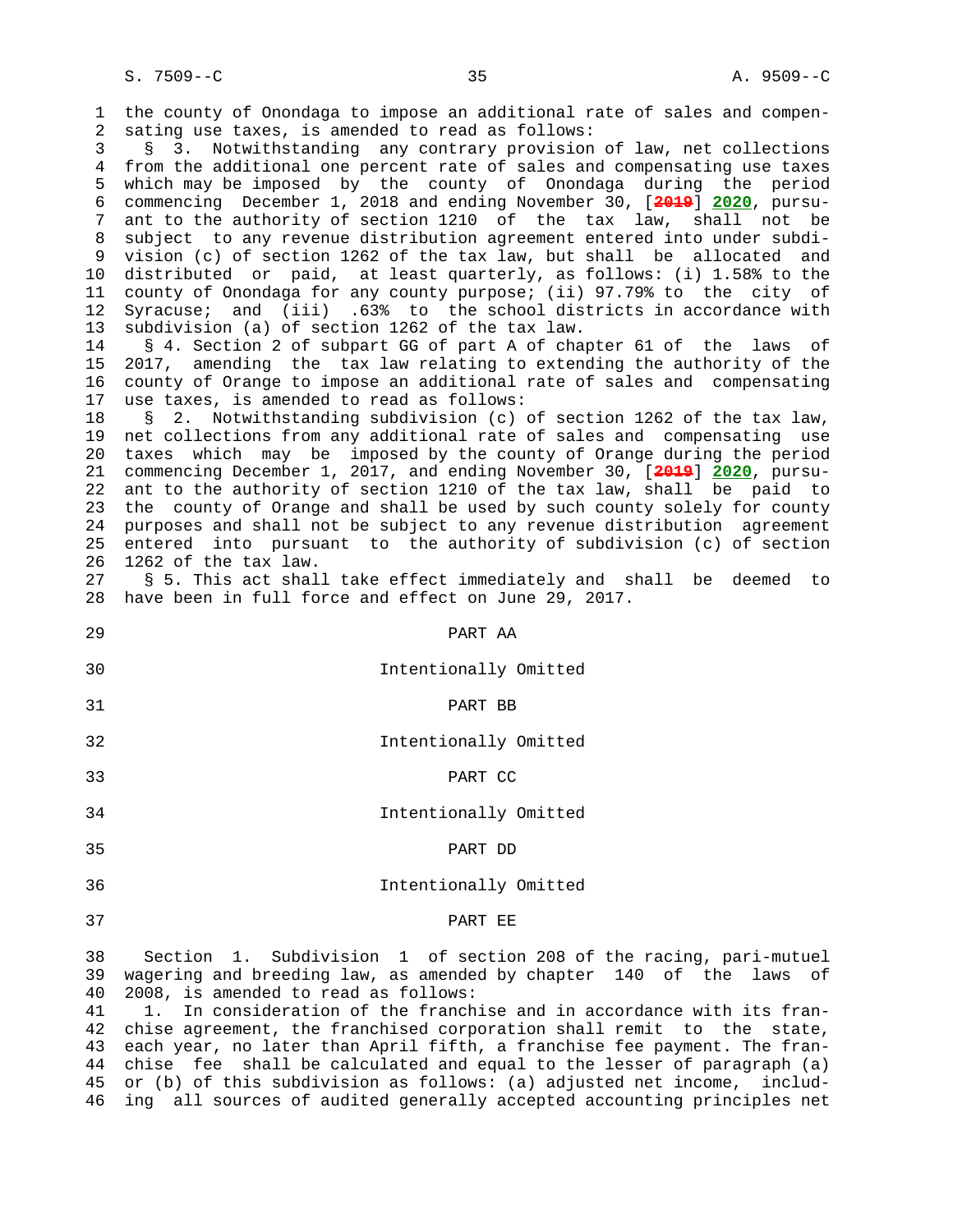the county of Onondaga to impose an additional rate of sales and compensating use taxes, is amended to read as follows:

§ 3. Notwithstanding any contrary provision of law, net collections from the additional one percent rate of sales and compensating use taxes which may be imposed by the county of Onondaga during the period commencing December 1, 2018 and ending November 30, [~~2019~~] **2020**, pursuant to the authority of section 1210 of the tax law, shall not be subject to any revenue distribution agreement entered into under subdivision (c) of section 1262 of the tax law, but shall be allocated and distributed or paid, at least quarterly, as follows: (i) 1.58% to the county of Onondaga for any county purpose; (ii) 97.79% to the city of Syracuse; and (iii) .63% to the school districts in accordance with subdivision (a) of section 1262 of the tax law.

§ 4. Section 2 of subpart GG of part A of chapter 61 of the laws of 2017, amending the tax law relating to extending the authority of the county of Orange to impose an additional rate of sales and compensating use taxes, is amended to read as follows:

§ 2. Notwithstanding subdivision (c) of section 1262 of the tax law, net collections from any additional rate of sales and compensating use taxes which may be imposed by the county of Orange during the period commencing December 1, 2017, and ending November 30, [~~2019~~] **2020**, pursuant to the authority of section 1210 of the tax law, shall be paid to the county of Orange and shall be used by such county solely for county purposes and shall not be subject to any revenue distribution agreement entered into pursuant to the authority of subdivision (c) of section 1262 of the tax law.

§ 5. This act shall take effect immediately and shall be deemed to have been in full force and effect on June 29, 2017.

PART AA

Intentionally Omitted

PART BB

Intentionally Omitted

PART CC

Intentionally Omitted

PART DD

Intentionally Omitted

PART EE

Section 1. Subdivision 1 of section 208 of the racing, pari-mutuel wagering and breeding law, as amended by chapter 140 of the laws of 2008, is amended to read as follows:

1. In consideration of the franchise and in accordance with its franchise agreement, the franchised corporation shall remit to the state, each year, no later than April fifth, a franchise fee payment. The franchise fee shall be calculated and equal to the lesser of paragraph (a) or (b) of this subdivision as follows: (a) adjusted net income, including all sources of audited generally accepted accounting principles net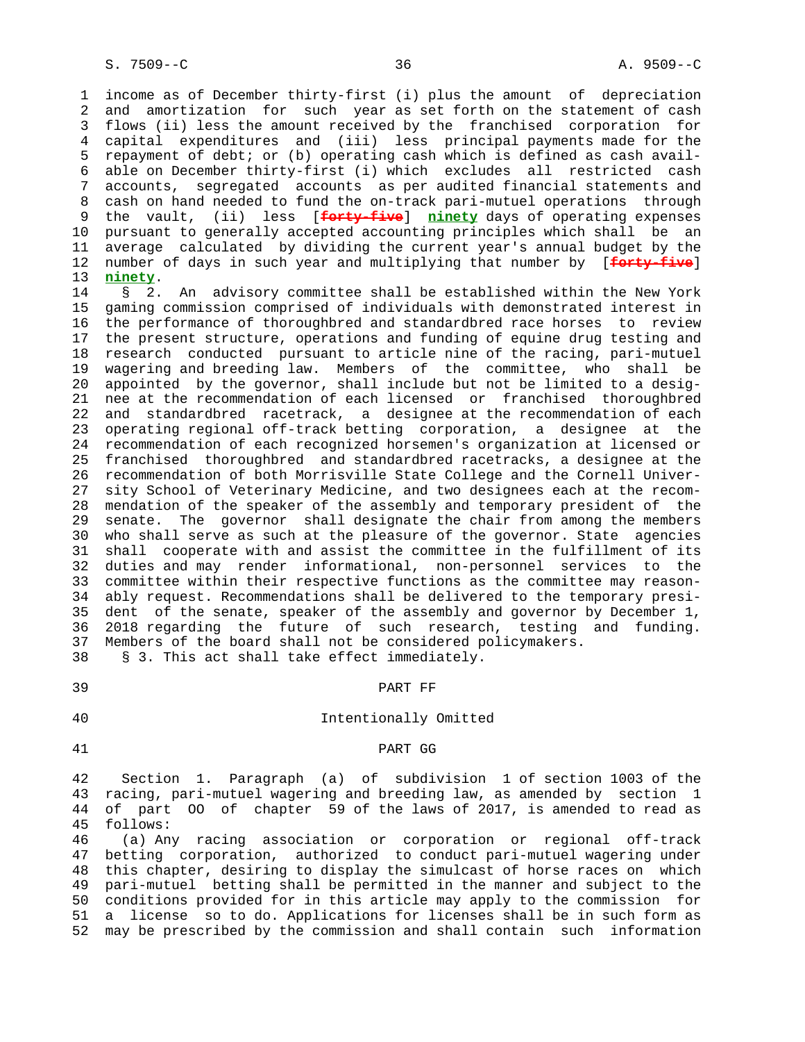income as of December thirty-first (i) plus the amount of depreciation and amortization for such year as set forth on the statement of cash flows (ii) less the amount received by the franchised corporation for capital expenditures and (iii) less principal payments made for the repayment of debt; or (b) operating cash which is defined as cash available on December thirty-first (i) which excludes all restricted cash accounts, segregated accounts as per audited financial statements and cash on hand needed to fund the on-track pari-mutuel operations through the vault, (ii) less [~~forty-five~~] **ninety** days of operating expenses pursuant to generally accepted accounting principles which shall be an average calculated by dividing the current year's annual budget by the number of days in such year and multiplying that number by [~~forty-five~~] **ninety**.

§ 2. An advisory committee shall be established within the New York gaming commission comprised of individuals with demonstrated interest in the performance of thoroughbred and standardbred race horses to review the present structure, operations and funding of equine drug testing and research conducted pursuant to article nine of the racing, pari-mutuel wagering and breeding law. Members of the committee, who shall be appointed by the governor, shall include but not be limited to a designee at the recommendation of each licensed or franchised thoroughbred and standardbred racetrack, a designee at the recommendation of each operating regional off-track betting corporation, a designee at the recommendation of each recognized horsemen's organization at licensed or franchised thoroughbred and standardbred racetracks, a designee at the recommendation of both Morrisville State College and the Cornell University School of Veterinary Medicine, and two designees each at the recommendation of the speaker of the assembly and temporary president of the senate. The governor shall designate the chair from among the members who shall serve as such at the pleasure of the governor. State agencies shall cooperate with and assist the committee in the fulfillment of its duties and may render informational, non-personnel services to the committee within their respective functions as the committee may reasonably request. Recommendations shall be delivered to the temporary president of the senate, speaker of the assembly and governor by December 1, 2018 regarding the future of such research, testing and funding. Members of the board shall not be considered policymakers.

§ 3. This act shall take effect immediately.

PART FF

Intentionally Omitted

PART GG

Section 1. Paragraph (a) of subdivision 1 of section 1003 of the racing, pari-mutuel wagering and breeding law, as amended by section 1 of part OO of chapter 59 of the laws of 2017, is amended to read as follows:

(a) Any racing association or corporation or regional off-track betting corporation, authorized to conduct pari-mutuel wagering under this chapter, desiring to display the simulcast of horse races on which pari-mutuel betting shall be permitted in the manner and subject to the conditions provided for in this article may apply to the commission for a license so to do. Applications for licenses shall be in such form as may be prescribed by the commission and shall contain such information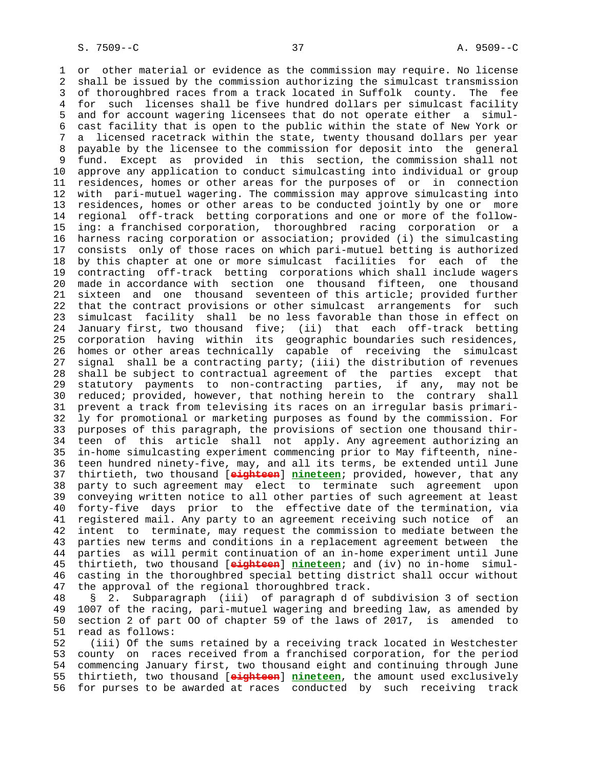or other material or evidence as the commission may require. No license shall be issued by the commission authorizing the simulcast transmission of thoroughbred races from a track located in Suffolk county. The fee for such licenses shall be five hundred dollars per simulcast facility and for account wagering licensees that do not operate either a simulcast facility that is open to the public within the state of New York or a licensed racetrack within the state, twenty thousand dollars per year payable by the licensee to the commission for deposit into the general fund. Except as provided in this section, the commission shall not approve any application to conduct simulcasting into individual or group residences, homes or other areas for the purposes of or in connection with pari-mutuel wagering. The commission may approve simulcasting into residences, homes or other areas to be conducted jointly by one or more regional off-track betting corporations and one or more of the following: a franchised corporation, thoroughbred racing corporation or a harness racing corporation or association; provided (i) the simulcasting consists only of those races on which pari-mutuel betting is authorized by this chapter at one or more simulcast facilities for each of the contracting off-track betting corporations which shall include wagers made in accordance with section one thousand fifteen, one thousand sixteen and one thousand seventeen of this article; provided further that the contract provisions or other simulcast arrangements for such simulcast facility shall be no less favorable than those in effect on January first, two thousand five; (ii) that each off-track betting corporation having within its geographic boundaries such residences, homes or other areas technically capable of receiving the simulcast signal shall be a contracting party; (iii) the distribution of revenues shall be subject to contractual agreement of the parties except that statutory payments to non-contracting parties, if any, may not be reduced; provided, however, that nothing herein to the contrary shall prevent a track from televising its races on an irregular basis primarily for promotional or marketing purposes as found by the commission. For purposes of this paragraph, the provisions of section one thousand thirteen of this article shall not apply. Any agreement authorizing an in-home simulcasting experiment commencing prior to May fifteenth, nineteen hundred ninety-five, may, and all its terms, be extended until June thirtieth, two thousand [~~eighteen~~] **nineteen**; provided, however, that any party to such agreement may elect to terminate such agreement upon conveying written notice to all other parties of such agreement at least forty-five days prior to the effective date of the termination, via registered mail. Any party to an agreement receiving such notice of an intent to terminate, may request the commission to mediate between the parties new terms and conditions in a replacement agreement between the parties as will permit continuation of an in-home experiment until June thirtieth, two thousand [~~eighteen~~] **nineteen**; and (iv) no in-home simulcasting in the thoroughbred special betting district shall occur without the approval of the regional thoroughbred track.

§ 2. Subparagraph (iii) of paragraph d of subdivision 3 of section 1007 of the racing, pari-mutuel wagering and breeding law, as amended by section 2 of part OO of chapter 59 of the laws of 2017, is amended to read as follows:

(iii) Of the sums retained by a receiving track located in Westchester county on races received from a franchised corporation, for the period commencing January first, two thousand eight and continuing through June thirtieth, two thousand [~~eighteen~~] **nineteen**, the amount used exclusively for purses to be awarded at races conducted by such receiving track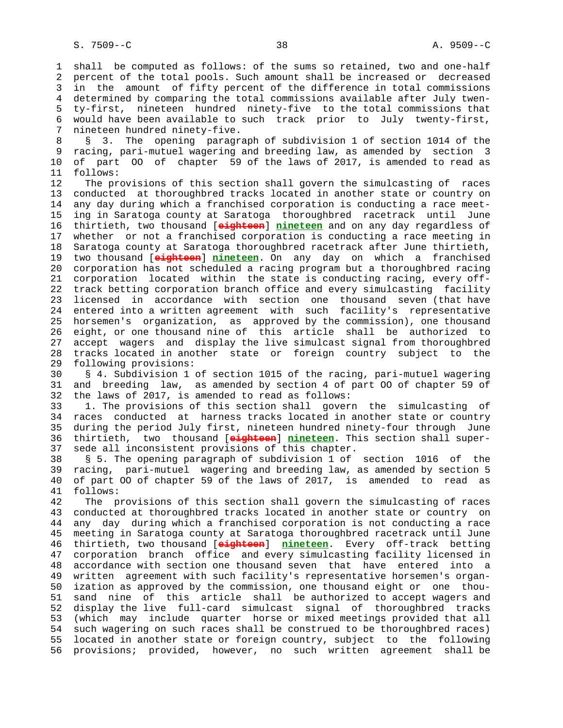shall be computed as follows: of the sums so retained, two and one-half percent of the total pools. Such amount shall be increased or decreased in the amount of fifty percent of the difference in total commissions determined by comparing the total commissions available after July twenty-first, nineteen hundred ninety-five to the total commissions that would have been available to such track prior to July twenty-first, nineteen hundred ninety-five.

§ 3. The opening paragraph of subdivision 1 of section 1014 of the racing, pari-mutuel wagering and breeding law, as amended by section 3 of part OO of chapter 59 of the laws of 2017, is amended to read as follows:

The provisions of this section shall govern the simulcasting of races conducted at thoroughbred tracks located in another state or country on any day during which a franchised corporation is conducting a race meeting in Saratoga county at Saratoga thoroughbred racetrack until June thirtieth, two thousand [eighteen] nineteen and on any day regardless of whether or not a franchised corporation is conducting a race meeting in Saratoga county at Saratoga thoroughbred racetrack after June thirtieth, two thousand [eighteen] nineteen. On any day on which a franchised corporation has not scheduled a racing program but a thoroughbred racing corporation located within the state is conducting racing, every off-track betting corporation branch office and every simulcasting facility licensed in accordance with section one thousand seven (that have entered into a written agreement with such facility's representative horsemen's organization, as approved by the commission), one thousand eight, or one thousand nine of this article shall be authorized to accept wagers and display the live simulcast signal from thoroughbred tracks located in another state or foreign country subject to the following provisions:

§ 4. Subdivision 1 of section 1015 of the racing, pari-mutuel wagering and breeding law, as amended by section 4 of part OO of chapter 59 of the laws of 2017, is amended to read as follows:

1. The provisions of this section shall govern the simulcasting of races conducted at harness tracks located in another state or country during the period July first, nineteen hundred ninety-four through June thirtieth, two thousand [eighteen] nineteen. This section shall supersede all inconsistent provisions of this chapter.

§ 5. The opening paragraph of subdivision 1 of section 1016 of the racing, pari-mutuel wagering and breeding law, as amended by section 5 of part OO of chapter 59 of the laws of 2017, is amended to read as follows:

The provisions of this section shall govern the simulcasting of races conducted at thoroughbred tracks located in another state or country on any day during which a franchised corporation is not conducting a race meeting in Saratoga county at Saratoga thoroughbred racetrack until June thirtieth, two thousand [eighteen] nineteen. Every off-track betting corporation branch office and every simulcasting facility licensed in accordance with section one thousand seven that have entered into a written agreement with such facility's representative horsemen's organization as approved by the commission, one thousand eight or one thousand nine of this article shall be authorized to accept wagers and display the live full-card simulcast signal of thoroughbred tracks (which may include quarter horse or mixed meetings provided that all such wagering on such races shall be construed to be thoroughbred races) located in another state or foreign country, subject to the following provisions; provided, however, no such written agreement shall be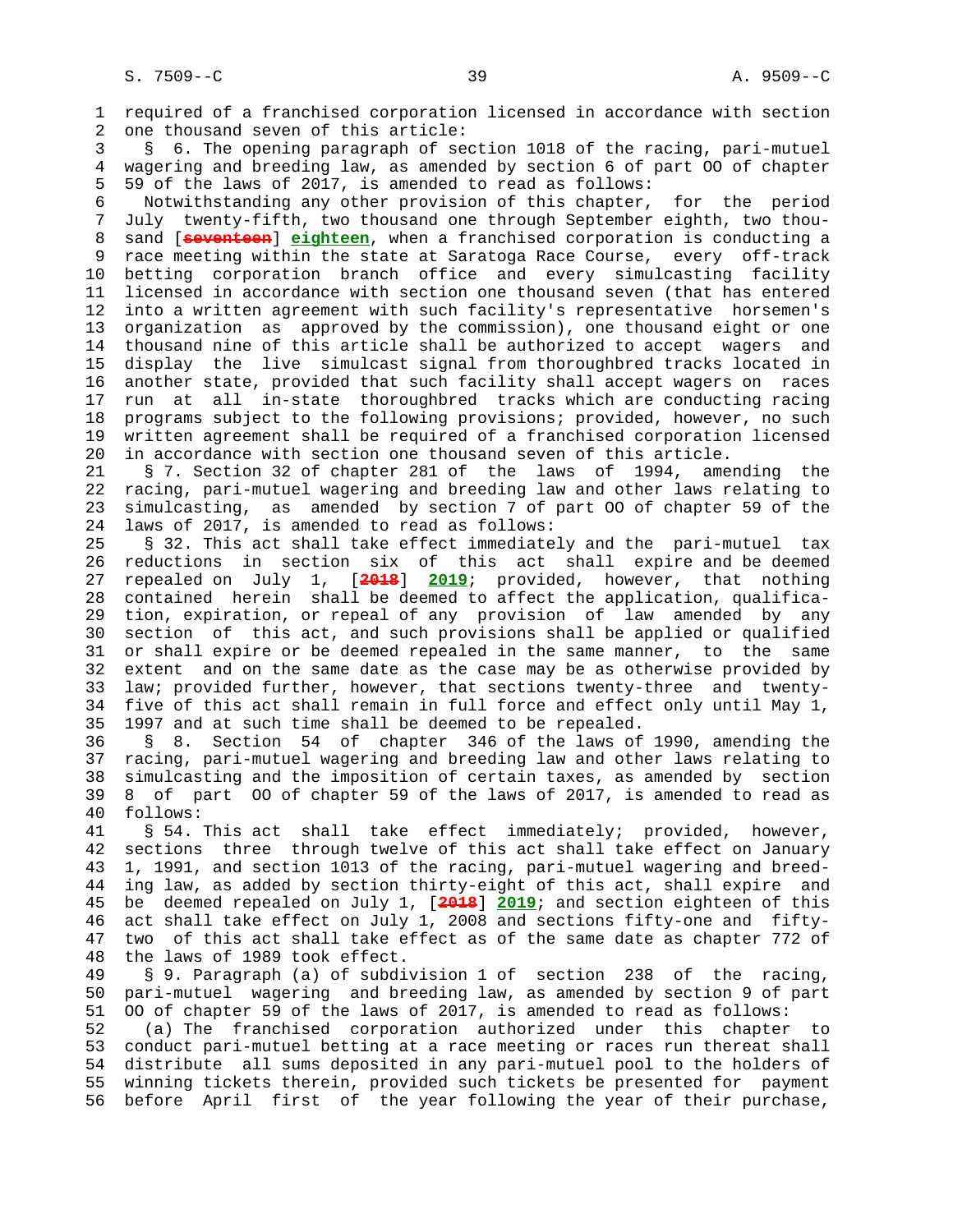required of a franchised corporation licensed in accordance with section one thousand seven of this article:

§ 6. The opening paragraph of section 1018 of the racing, pari-mutuel wagering and breeding law, as amended by section 6 of part OO of chapter 59 of the laws of 2017, is amended to read as follows:

Notwithstanding any other provision of this chapter, for the period July twenty-fifth, two thousand one through September eighth, two thousand [~~seventeen~~] **eighteen**, when a franchised corporation is conducting a race meeting within the state at Saratoga Race Course, every off-track betting corporation branch office and every simulcasting facility licensed in accordance with section one thousand seven (that has entered into a written agreement with such facility's representative horsemen's organization as approved by the commission), one thousand eight or one thousand nine of this article shall be authorized to accept wagers and display the live simulcast signal from thoroughbred tracks located in another state, provided that such facility shall accept wagers on races run at all in-state thoroughbred tracks which are conducting racing programs subject to the following provisions; provided, however, no such written agreement shall be required of a franchised corporation licensed in accordance with section one thousand seven of this article.

§ 7. Section 32 of chapter 281 of the laws of 1994, amending the racing, pari-mutuel wagering and breeding law and other laws relating to simulcasting, as amended by section 7 of part OO of chapter 59 of the laws of 2017, is amended to read as follows:

§ 32. This act shall take effect immediately and the pari-mutuel tax reductions in section six of this act shall expire and be deemed repealed on July 1, [~~2018~~] **2019**; provided, however, that nothing contained herein shall be deemed to affect the application, qualification, expiration, or repeal of any provision of law amended by any section of this act, and such provisions shall be applied or qualified or shall expire or be deemed repealed in the same manner, to the same extent and on the same date as the case may be as otherwise provided by law; provided further, however, that sections twenty-three and twenty-five of this act shall remain in full force and effect only until May 1, 1997 and at such time shall be deemed to be repealed.

§ 8. Section 54 of chapter 346 of the laws of 1990, amending the racing, pari-mutuel wagering and breeding law and other laws relating to simulcasting and the imposition of certain taxes, as amended by section 8 of part OO of chapter 59 of the laws of 2017, is amended to read as follows:

§ 54. This act shall take effect immediately; provided, however, sections three through twelve of this act shall take effect on January 1, 1991, and section 1013 of the racing, pari-mutuel wagering and breeding law, as added by section thirty-eight of this act, shall expire and be deemed repealed on July 1, [~~2018~~] **2019**; and section eighteen of this act shall take effect on July 1, 2008 and sections fifty-one and fifty-two of this act shall take effect as of the same date as chapter 772 of the laws of 1989 took effect.

§ 9. Paragraph (a) of subdivision 1 of section 238 of the racing, pari-mutuel wagering and breeding law, as amended by section 9 of part OO of chapter 59 of the laws of 2017, is amended to read as follows:

(a) The franchised corporation authorized under this chapter to conduct pari-mutuel betting at a race meeting or races run thereat shall distribute all sums deposited in any pari-mutuel pool to the holders of winning tickets therein, provided such tickets be presented for payment before April first of the year following the year of their purchase,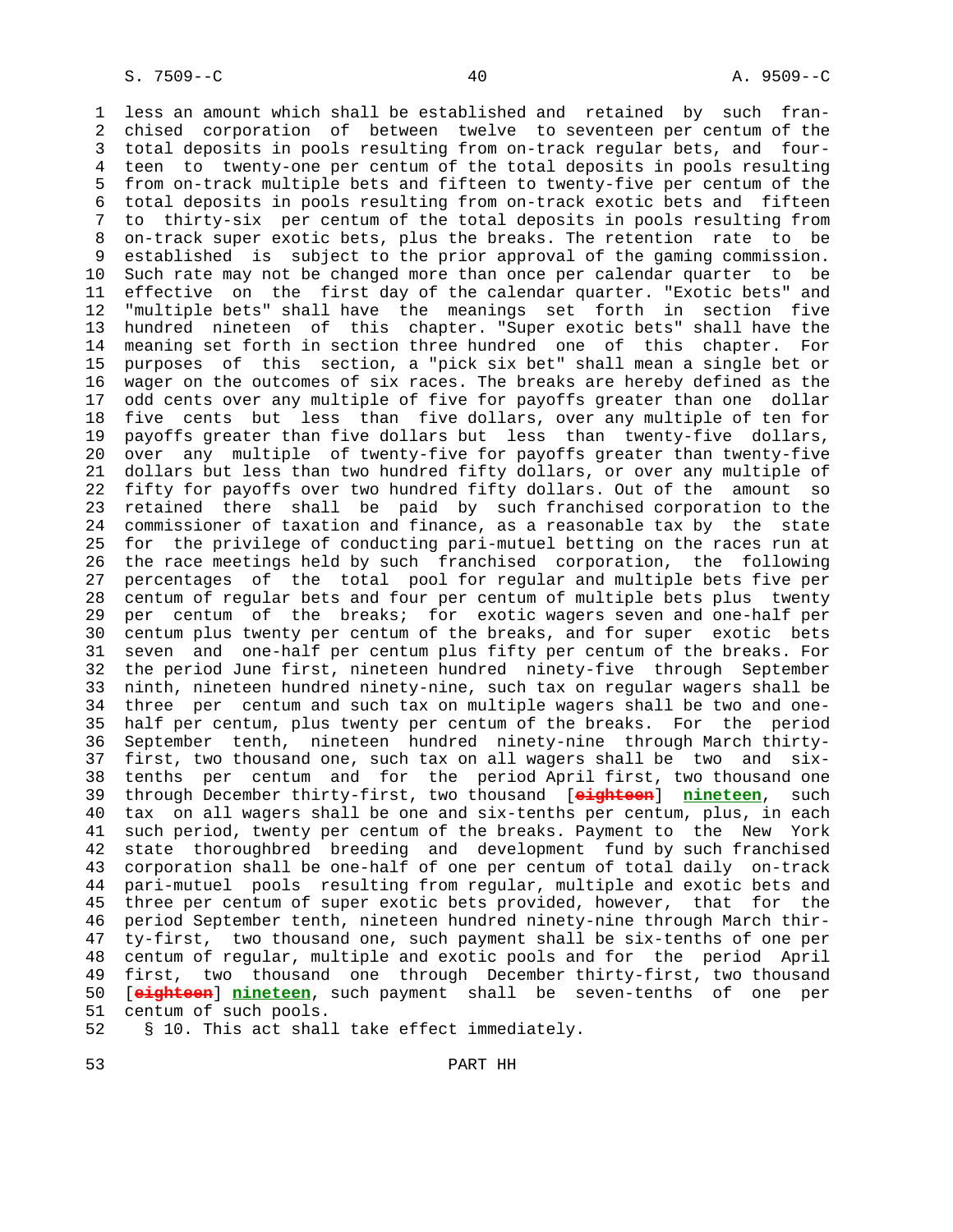less an amount which shall be established and retained by such franchised corporation of between twelve to seventeen per centum of the total deposits in pools resulting from on-track regular bets, and fourteen to twenty-one per centum of the total deposits in pools resulting from on-track multiple bets and fifteen to twenty-five per centum of the total deposits in pools resulting from on-track exotic bets and fifteen to thirty-six per centum of the total deposits in pools resulting from on-track super exotic bets, plus the breaks. The retention rate to be established is subject to the prior approval of the gaming commission. Such rate may not be changed more than once per calendar quarter to be effective on the first day of the calendar quarter. "Exotic bets" and "multiple bets" shall have the meanings set forth in section five hundred nineteen of this chapter. "Super exotic bets" shall have the meaning set forth in section three hundred one of this chapter. For purposes of this section, a "pick six bet" shall mean a single bet or wager on the outcomes of six races. The breaks are hereby defined as the odd cents over any multiple of five for payoffs greater than one dollar five cents but less than five dollars, over any multiple of ten for payoffs greater than five dollars but less than twenty-five dollars, over any multiple of twenty-five for payoffs greater than twenty-five dollars but less than two hundred fifty dollars, or over any multiple of fifty for payoffs over two hundred fifty dollars. Out of the amount so retained there shall be paid by such franchised corporation to the commissioner of taxation and finance, as a reasonable tax by the state for the privilege of conducting pari-mutuel betting on the races run at the race meetings held by such franchised corporation, the following percentages of the total pool for regular and multiple bets five per centum of regular bets and four per centum of multiple bets plus twenty per centum of the breaks; for exotic wagers seven and one-half per centum plus twenty per centum of the breaks, and for super exotic bets seven and one-half per centum plus fifty per centum of the breaks. For the period June first, nineteen hundred ninety-five through September ninth, nineteen hundred ninety-nine, such tax on regular wagers shall be three per centum and such tax on multiple wagers shall be two and one-half per centum, plus twenty per centum of the breaks. For the period September tenth, nineteen hundred ninety-nine through March thirty-first, two thousand one, such tax on all wagers shall be two and six-tenths per centum and for the period April first, two thousand one through December thirty-first, two thousand [~~eighteen~~] **nineteen**, such tax on all wagers shall be one and six-tenths per centum, plus, in each such period, twenty per centum of the breaks. Payment to the New York state thoroughbred breeding and development fund by such franchised corporation shall be one-half of one per centum of total daily on-track pari-mutuel pools resulting from regular, multiple and exotic bets and three per centum of super exotic bets provided, however, that for the period September tenth, nineteen hundred ninety-nine through March thirty-first, two thousand one, such payment shall be six-tenths of one per centum of regular, multiple and exotic pools and for the period April first, two thousand one through December thirty-first, two thousand [~~eighteen~~] **nineteen**, such payment shall be seven-tenths of one per centum of such pools.

§ 10. This act shall take effect immediately.

PART HH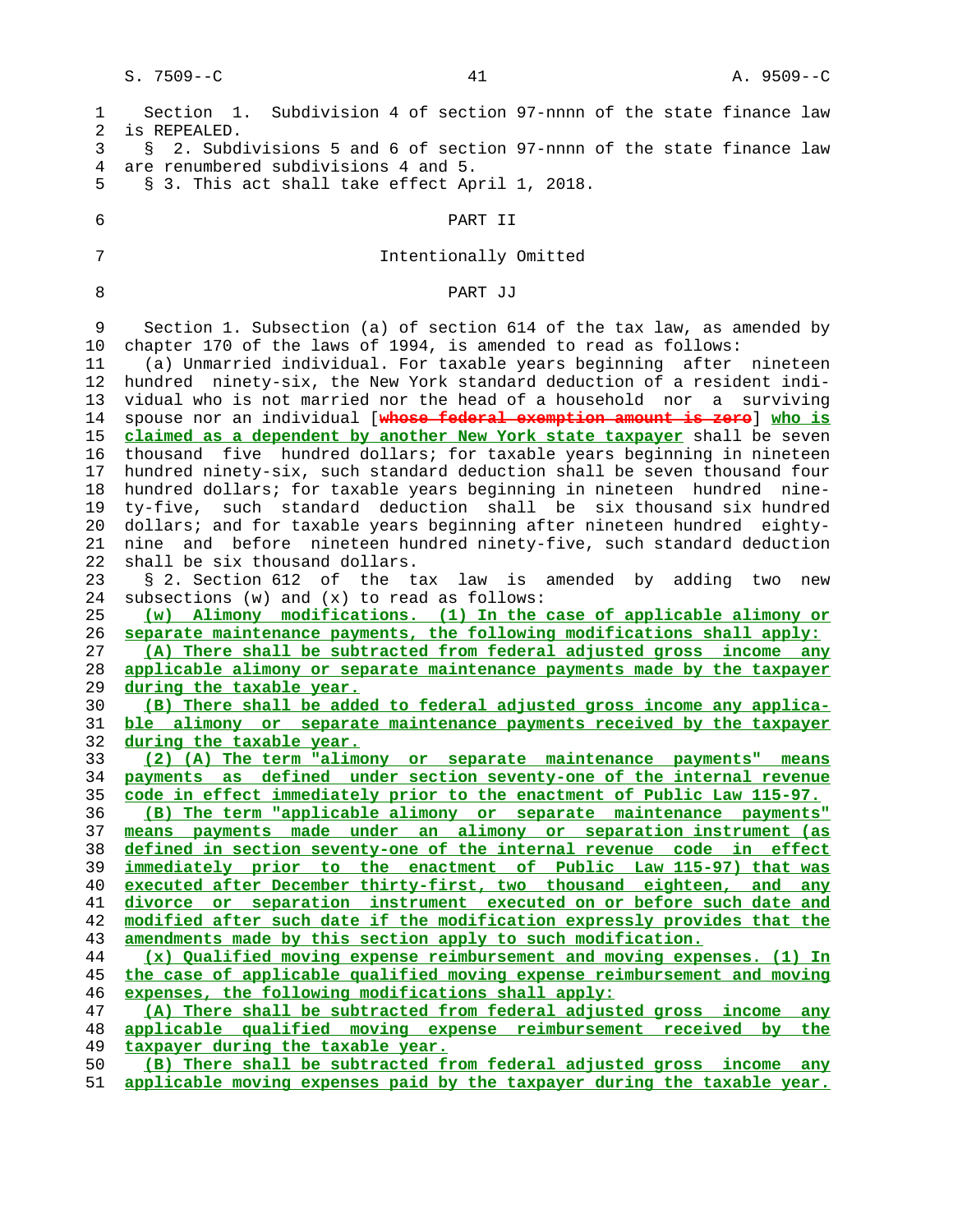Section 1. Subdivision 4 of section 97-nnnn of the state finance law is REPEALED.

§ 2. Subdivisions 5 and 6 of section 97-nnnn of the state finance law are renumbered subdivisions 4 and 5.

§ 3. This act shall take effect April 1, 2018.

PART II

Intentionally Omitted

PART JJ

Section 1. Subsection (a) of section 614 of the tax law, as amended by chapter 170 of the laws of 1994, is amended to read as follows:

(a) Unmarried individual. For taxable years beginning after nineteen hundred ninety-six, the New York standard deduction of a resident individual who is not married nor the head of a household nor a surviving spouse nor an individual [~~whose federal exemption amount is zero~~] <u>who is claimed as a dependent by another New York state taxpayer</u> shall be seven thousand five hundred dollars; for taxable years beginning in nineteen hundred ninety-six, such standard deduction shall be seven thousand four hundred dollars; for taxable years beginning in nineteen hundred ninety-five, such standard deduction shall be six thousand six hundred dollars; and for taxable years beginning after nineteen hundred eighty-nine and before nineteen hundred ninety-five, such standard deduction shall be six thousand dollars.

§ 2. Section 612 of the tax law is amended by adding two new subsections (w) and (x) to read as follows:

<u>(w) Alimony modifications. (1) In the case of applicable alimony or separate maintenance payments, the following modifications shall apply:</u>

<u>(A) There shall be subtracted from federal adjusted gross income any applicable alimony or separate maintenance payments made by the taxpayer during the taxable year.</u>

<u>(B) There shall be added to federal adjusted gross income any applicable alimony or separate maintenance payments received by the taxpayer during the taxable year.</u>

<u>(2) (A) The term "alimony or separate maintenance payments" means payments as defined under section seventy-one of the internal revenue code in effect immediately prior to the enactment of Public Law 115-97.</u>

<u>(B) The term "applicable alimony or separate maintenance payments" means payments made under an alimony or separation instrument (as defined in section seventy-one of the internal revenue code in effect immediately prior to the enactment of Public Law 115-97) that was executed after December thirty-first, two thousand eighteen, and any divorce or separation instrument executed on or before such date and modified after such date if the modification expressly provides that the amendments made by this section apply to such modification.</u>

<u>(x) Qualified moving expense reimbursement and moving expenses. (1) In the case of applicable qualified moving expense reimbursement and moving expenses, the following modifications shall apply:</u>

<u>(A) There shall be subtracted from federal adjusted gross income any applicable qualified moving expense reimbursement received by the taxpayer during the taxable year.</u>

<u>(B) There shall be subtracted from federal adjusted gross income any applicable moving expenses paid by the taxpayer during the taxable year.</u>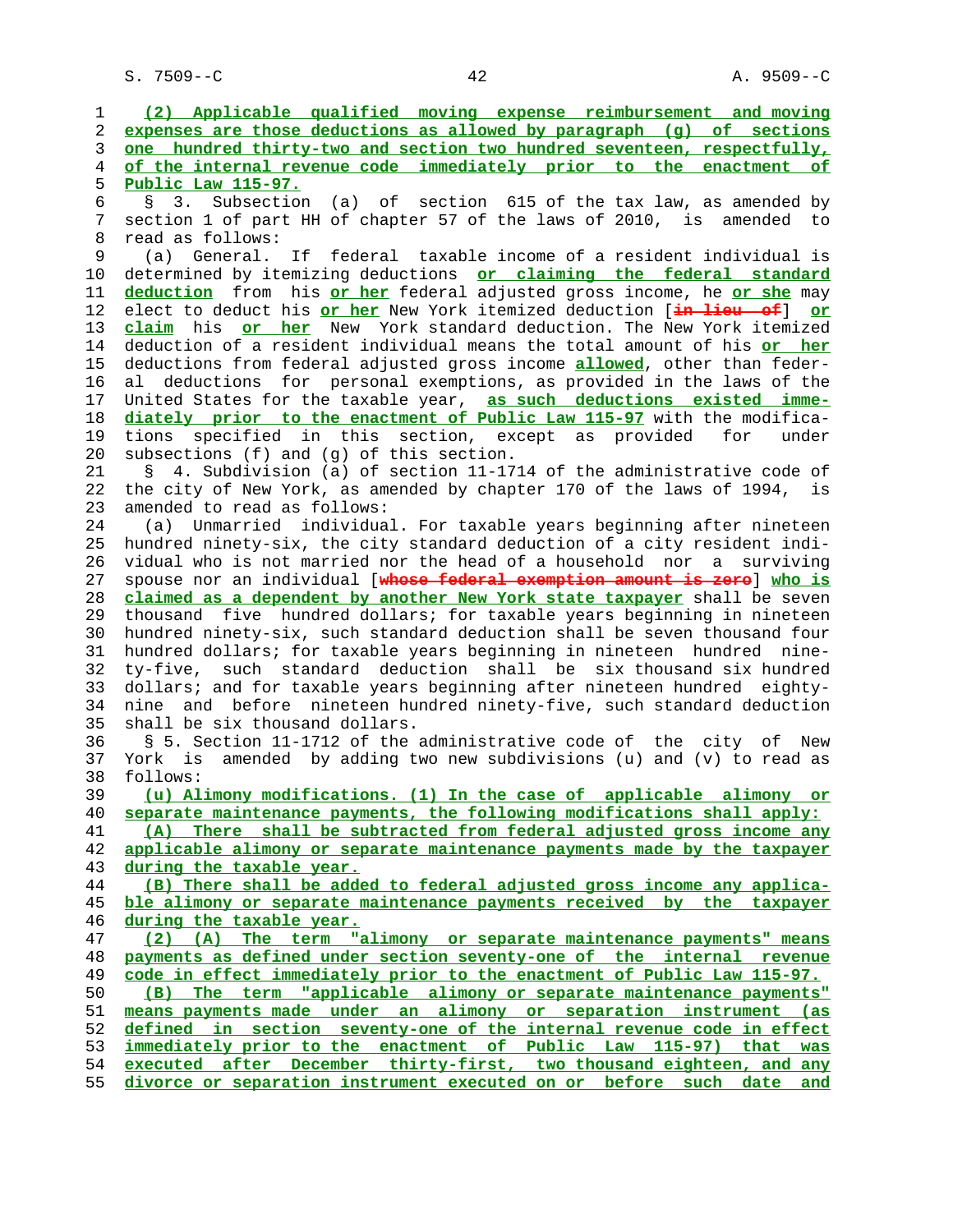(2) Applicable qualified moving expense reimbursement and moving expenses are those deductions as allowed by paragraph (g) of sections one hundred thirty-two and section two hundred seventeen, respectfully, of the internal revenue code immediately prior to the enactment of Public Law 115-97.

§ 3. Subsection (a) of section 615 of the tax law, as amended by section 1 of part HH of chapter 57 of the laws of 2010, is amended to read as follows:

(a) General. If federal taxable income of a resident individual is determined by itemizing deductions or claiming the federal standard deduction from his or her federal adjusted gross income, he or she may elect to deduct his or her New York itemized deduction [in lieu of] or claim his or her New York standard deduction. The New York itemized deduction of a resident individual means the total amount of his or her deductions from federal adjusted gross income allowed, other than federal deductions for personal exemptions, as provided in the laws of the United States for the taxable year, as such deductions existed immediately prior to the enactment of Public Law 115-97 with the modifications specified in this section, except as provided for under subsections (f) and (g) of this section.

§ 4. Subdivision (a) of section 11-1714 of the administrative code of the city of New York, as amended by chapter 170 of the laws of 1994, is amended to read as follows:

(a) Unmarried individual. For taxable years beginning after nineteen hundred ninety-six, the city standard deduction of a city resident individual who is not married nor the head of a household nor a surviving spouse nor an individual [whose federal exemption amount is zero] who is claimed as a dependent by another New York state taxpayer shall be seven thousand five hundred dollars; for taxable years beginning in nineteen hundred ninety-six, such standard deduction shall be seven thousand four hundred dollars; for taxable years beginning in nineteen hundred ninety-five, such standard deduction shall be six thousand six hundred dollars; and for taxable years beginning after nineteen hundred eighty-nine and before nineteen hundred ninety-five, such standard deduction shall be six thousand dollars.

§ 5. Section 11-1712 of the administrative code of the city of New York is amended by adding two new subdivisions (u) and (v) to read as follows:

(u) Alimony modifications. (1) In the case of applicable alimony or separate maintenance payments, the following modifications shall apply:

(A) There shall be subtracted from federal adjusted gross income any applicable alimony or separate maintenance payments made by the taxpayer during the taxable year.

(B) There shall be added to federal adjusted gross income any applicable alimony or separate maintenance payments received by the taxpayer during the taxable year.

(2) (A) The term "alimony or separate maintenance payments" means payments as defined under section seventy-one of the internal revenue code in effect immediately prior to the enactment of Public Law 115-97.

(B) The term "applicable alimony or separate maintenance payments" means payments made under an alimony or separation instrument (as defined in section seventy-one of the internal revenue code in effect immediately prior to the enactment of Public Law 115-97) that was executed after December thirty-first, two thousand eighteen, and any divorce or separation instrument executed on or before such date and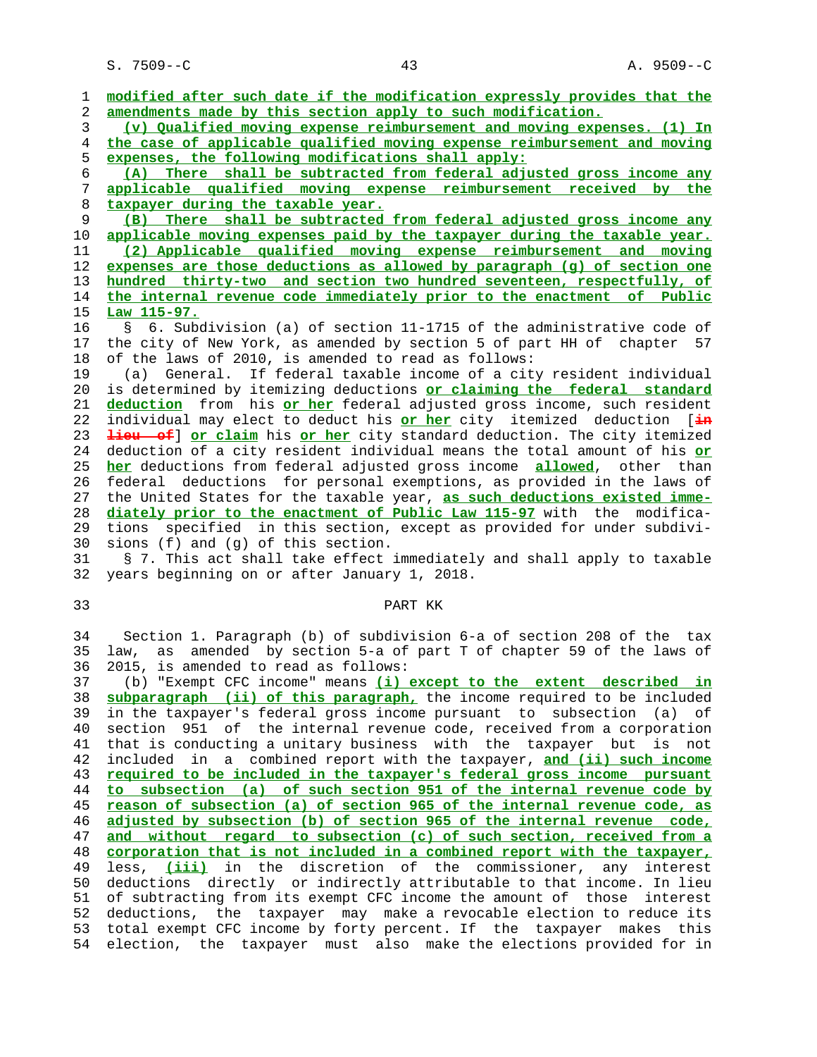modified after such date if the modification expressly provides that the amendments made by this section apply to such modification.

(v) Qualified moving expense reimbursement and moving expenses. (1) In the case of applicable qualified moving expense reimbursement and moving expenses, the following modifications shall apply:

(A) There shall be subtracted from federal adjusted gross income any applicable qualified moving expense reimbursement received by the taxpayer during the taxable year.

(B) There shall be subtracted from federal adjusted gross income any applicable moving expenses paid by the taxpayer during the taxable year.

(2) Applicable qualified moving expense reimbursement and moving expenses are those deductions as allowed by paragraph (g) of section one hundred thirty-two and section two hundred seventeen, respectfully, of the internal revenue code immediately prior to the enactment of Public Law 115-97.

§ 6. Subdivision (a) of section 11-1715 of the administrative code of the city of New York, as amended by section 5 of part HH of chapter 57 of the laws of 2010, is amended to read as follows:

(a) General. If federal taxable income of a city resident individual is determined by itemizing deductions or claiming the federal standard deduction from his or her federal adjusted gross income, such resident individual may elect to deduct his or her city itemized deduction [in lieu of] or claim his or her city standard deduction. The city itemized deduction of a city resident individual means the total amount of his or her deductions from federal adjusted gross income allowed, other than federal deductions for personal exemptions, as provided in the laws of the United States for the taxable year, as such deductions existed immediately prior to the enactment of Public Law 115-97 with the modifications specified in this section, except as provided for under subdivisions (f) and (g) of this section.

§ 7. This act shall take effect immediately and shall apply to taxable years beginning on or after January 1, 2018.

## PART KK

Section 1. Paragraph (b) of subdivision 6-a of section 208 of the tax law, as amended by section 5-a of part T of chapter 59 of the laws of 2015, is amended to read as follows:

(b) "Exempt CFC income" means (i) except to the extent described in subparagraph (ii) of this paragraph, the income required to be included in the taxpayer's federal gross income pursuant to subsection (a) of section 951 of the internal revenue code, received from a corporation that is conducting a unitary business with the taxpayer but is not included in a combined report with the taxpayer, and (ii) such income required to be included in the taxpayer's federal gross income pursuant to subsection (a) of such section 951 of the internal revenue code by reason of subsection (a) of section 965 of the internal revenue code, as adjusted by subsection (b) of section 965 of the internal revenue code, and without regard to subsection (c) of such section, received from a corporation that is not included in a combined report with the taxpayer, less, (iii) in the discretion of the commissioner, any interest deductions directly or indirectly attributable to that income. In lieu of subtracting from its exempt CFC income the amount of those interest deductions, the taxpayer may make a revocable election to reduce its total exempt CFC income by forty percent. If the taxpayer makes this election, the taxpayer must also make the elections provided for in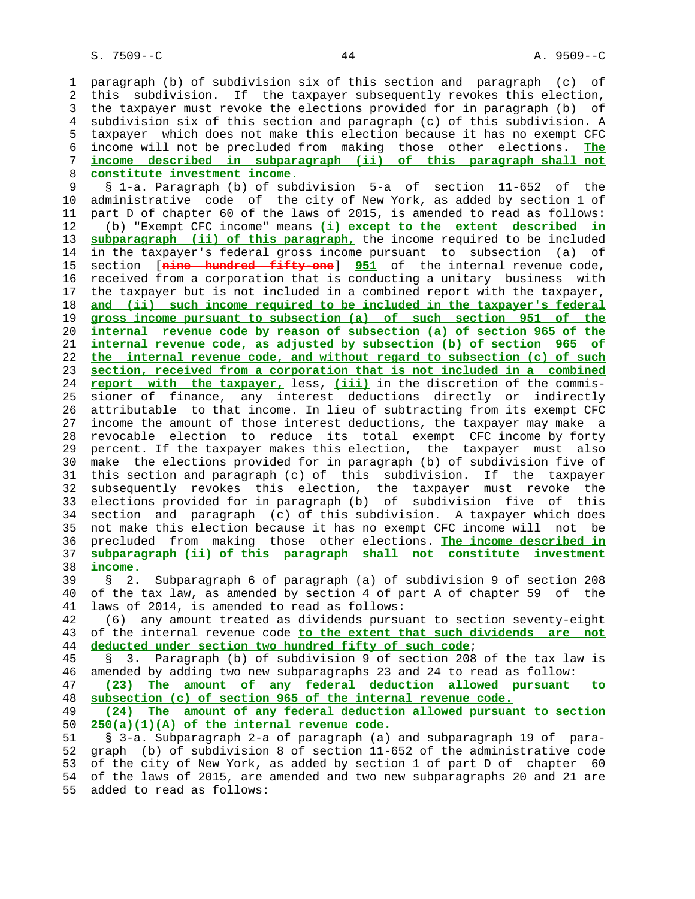paragraph (b) of subdivision six of this section and paragraph (c) of this subdivision. If the taxpayer subsequently revokes this election, the taxpayer must revoke the elections provided for in paragraph (b) of subdivision six of this section and paragraph (c) of this subdivision. A taxpayer which does not make this election because it has no exempt CFC income will not be precluded from making those other elections. **The income described in subparagraph (ii) of this paragraph shall not constitute investment income.**

§ 1-a. Paragraph (b) of subdivision 5-a of section 11-652 of the administrative code of the city of New York, as added by section 1 of part D of chapter 60 of the laws of 2015, is amended to read as follows:

(b) "Exempt CFC income" means **(i) except to the extent described in subparagraph (ii) of this paragraph,** the income required to be included in the taxpayer's federal gross income pursuant to subsection (a) of section [~~nine hundred fifty-one~~] **951** of the internal revenue code, received from a corporation that is conducting a unitary business with the taxpayer but is not included in a combined report with the taxpayer, **and (ii) such income required to be included in the taxpayer's federal gross income pursuant to subsection (a) of such section 951 of the internal revenue code by reason of subsection (a) of section 965 of the internal revenue code, as adjusted by subsection (b) of section 965 of the internal revenue code, and without regard to subsection (c) of such section, received from a corporation that is not included in a combined report with the taxpayer,** less, **(iii)** in the discretion of the commissioner of finance, any interest deductions directly or indirectly attributable to that income. In lieu of subtracting from its exempt CFC income the amount of those interest deductions, the taxpayer may make a revocable election to reduce its total exempt CFC income by forty percent. If the taxpayer makes this election, the taxpayer must also make the elections provided for in paragraph (b) of subdivision five of this section and paragraph (c) of this subdivision. If the taxpayer subsequently revokes this election, the taxpayer must revoke the elections provided for in paragraph (b) of subdivision five of this section and paragraph (c) of this subdivision. A taxpayer which does not make this election because it has no exempt CFC income will not be precluded from making those other elections. **The income described in subparagraph (ii) of this paragraph shall not constitute investment income.**

§ 2. Subparagraph 6 of paragraph (a) of subdivision 9 of section 208 of the tax law, as amended by section 4 of part A of chapter 59 of the laws of 2014, is amended as follows:

(6) any amount treated as dividends pursuant to section seventy-eight of the internal revenue code **to the extent that such dividends are not deducted under section two hundred fifty of such code**;

§ 3. Paragraph (b) of subdivision 9 of section 208 of the tax law is amended by adding two new subparagraphs 23 and 24 to read as follow:

**(23) The amount of any federal deduction allowed pursuant to subsection (c) of section 965 of the internal revenue code.**

**(24) The amount of any federal deduction allowed pursuant to section 250(a)(1)(A) of the internal revenue code.**

§ 3-a. Subparagraph 2-a of paragraph (a) and subparagraph 19 of paragraph (b) of subdivision 8 of section 11-652 of the administrative code of the city of New York, as added by section 1 of part D of chapter 60 of the laws of 2015, are amended and two new subparagraphs 20 and 21 are added to read as follows: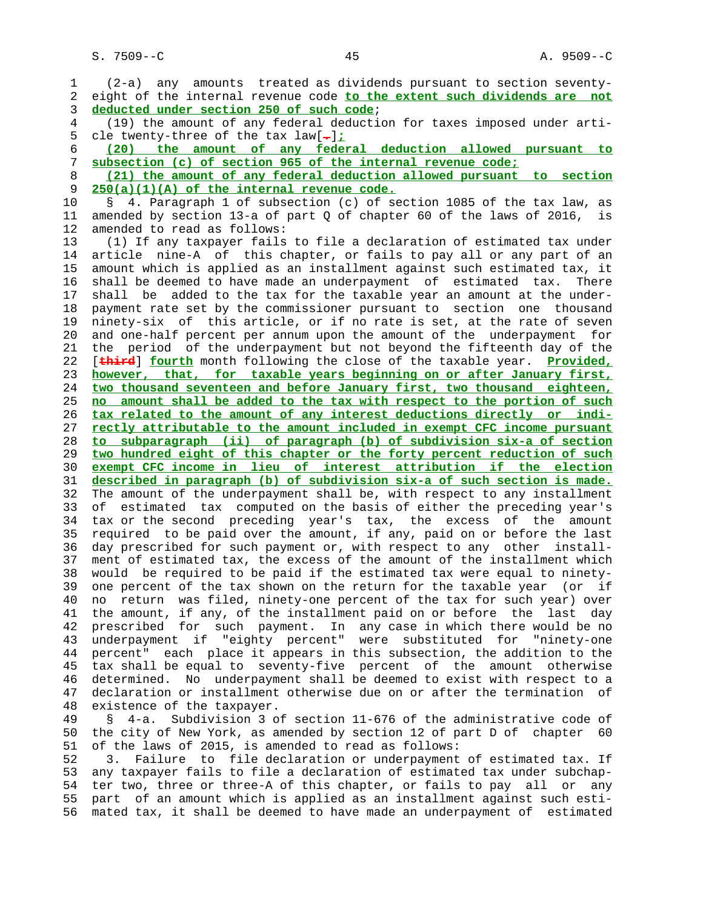(2-a) any amounts treated as dividends pursuant to section seventy-eight of the internal revenue code **to the extent such dividends are not deducted under section 250 of such code**;

(19) the amount of any federal deduction for taxes imposed under article twenty-three of the tax law[.]**;**

**(20) the amount of any federal deduction allowed pursuant to subsection (c) of section 965 of the internal revenue code;**

**(21) the amount of any federal deduction allowed pursuant to section 250(a)(1)(A) of the internal revenue code.**

§ 4. Paragraph 1 of subsection (c) of section 1085 of the tax law, as amended by section 13-a of part Q of chapter 60 of the laws of 2016, is amended to read as follows:

(1) If any taxpayer fails to file a declaration of estimated tax under article nine-A of this chapter, or fails to pay all or any part of an amount which is applied as an installment against such estimated tax, it shall be deemed to have made an underpayment of estimated tax. There shall be added to the tax for the taxable year an amount at the underpayment rate set by the commissioner pursuant to section one thousand ninety-six of this article, or if no rate is set, at the rate of seven and one-half percent per annum upon the amount of the underpayment for the period of the underpayment but not beyond the fifteenth day of the [~~third~~] **fourth** month following the close of the taxable year. **Provided, however, that, for taxable years beginning on or after January first, two thousand seventeen and before January first, two thousand eighteen, no amount shall be added to the tax with respect to the portion of such tax related to the amount of any interest deductions directly or indirectly attributable to the amount included in exempt CFC income pursuant to subparagraph (ii) of paragraph (b) of subdivision six-a of section two hundred eight of this chapter or the forty percent reduction of such exempt CFC income in lieu of interest attribution if the election described in paragraph (b) of subdivision six-a of such section is made.** The amount of the underpayment shall be, with respect to any installment of estimated tax computed on the basis of either the preceding year's tax or the second preceding year's tax, the excess of the amount required to be paid over the amount, if any, paid on or before the last day prescribed for such payment or, with respect to any other installment of estimated tax, the excess of the amount of the installment which would be required to be paid if the estimated tax were equal to ninety-one percent of the tax shown on the return for the taxable year (or if no return was filed, ninety-one percent of the tax for such year) over the amount, if any, of the installment paid on or before the last day prescribed for such payment. In any case in which there would be no underpayment if "eighty percent" were substituted for "ninety-one percent" each place it appears in this subsection, the addition to the tax shall be equal to seventy-five percent of the amount otherwise determined. No underpayment shall be deemed to exist with respect to a declaration or installment otherwise due on or after the termination of existence of the taxpayer.

§ 4-a. Subdivision 3 of section 11-676 of the administrative code of the city of New York, as amended by section 12 of part D of chapter 60 of the laws of 2015, is amended to read as follows:

3. Failure to file declaration or underpayment of estimated tax. If any taxpayer fails to file a declaration of estimated tax under subchapter two, three or three-A of this chapter, or fails to pay all or any part of an amount which is applied as an installment against such estimated tax, it shall be deemed to have made an underpayment of estimated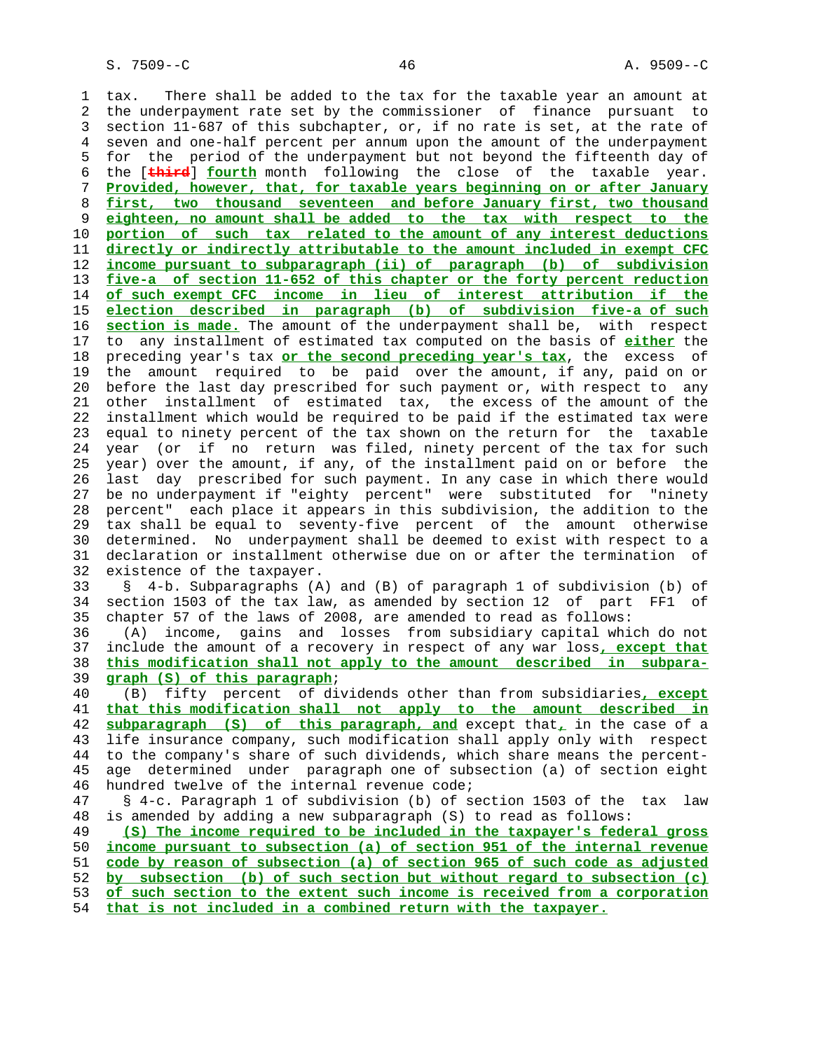tax. There shall be added to the tax for the taxable year an amount at the underpayment rate set by the commissioner of finance pursuant to section 11-687 of this subchapter, or, if no rate is set, at the rate of seven and one-half percent per annum upon the amount of the underpayment for the period of the underpayment but not beyond the fifteenth day of the [~~third~~] **fourth** month following the close of the taxable year. **Provided, however, that, for taxable years beginning on or after January first, two thousand seventeen and before January first, two thousand eighteen, no amount shall be added to the tax with respect to the portion of such tax related to the amount of any interest deductions directly or indirectly attributable to the amount included in exempt CFC income pursuant to subparagraph (ii) of paragraph (b) of subdivision five-a of section 11-652 of this chapter or the forty percent reduction of such exempt CFC income in lieu of interest attribution if the election described in paragraph (b) of subdivision five-a of such section is made.** The amount of the underpayment shall be, with respect to any installment of estimated tax computed on the basis of **either** the preceding year's tax **or the second preceding year's tax**, the excess of the amount required to be paid over the amount, if any, paid on or before the last day prescribed for such payment or, with respect to any other installment of estimated tax, the excess of the amount of the installment which would be required to be paid if the estimated tax were equal to ninety percent of the tax shown on the return for the taxable year (or if no return was filed, ninety percent of the tax for such year) over the amount, if any, of the installment paid on or before the last day prescribed for such payment. In any case in which there would be no underpayment if "eighty percent" were substituted for "ninety percent" each place it appears in this subdivision, the addition to the tax shall be equal to seventy-five percent of the amount otherwise determined. No underpayment shall be deemed to exist with respect to a declaration or installment otherwise due on or after the termination of existence of the taxpayer.

§ 4-b. Subparagraphs (A) and (B) of paragraph 1 of subdivision (b) of section 1503 of the tax law, as amended by section 12 of part FF1 of chapter 57 of the laws of 2008, are amended to read as follows:

(A) income, gains and losses from subsidiary capital which do not include the amount of a recovery in respect of any war loss**, except that this modification shall not apply to the amount described in subparagraph (S) of this paragraph**;

(B) fifty percent of dividends other than from subsidiaries**, except that this modification shall not apply to the amount described in subparagraph (S) of this paragraph, and** except that**,** in the case of a life insurance company, such modification shall apply only with respect to the company's share of such dividends, which share means the percentage determined under paragraph one of subsection (a) of section eight hundred twelve of the internal revenue code;

§ 4-c. Paragraph 1 of subdivision (b) of section 1503 of the tax law is amended by adding a new subparagraph (S) to read as follows:

**(S) The income required to be included in the taxpayer's federal gross income pursuant to subsection (a) of section 951 of the internal revenue code by reason of subsection (a) of section 965 of such code as adjusted by subsection (b) of such section but without regard to subsection (c) of such section to the extent such income is received from a corporation that is not included in a combined return with the taxpayer.**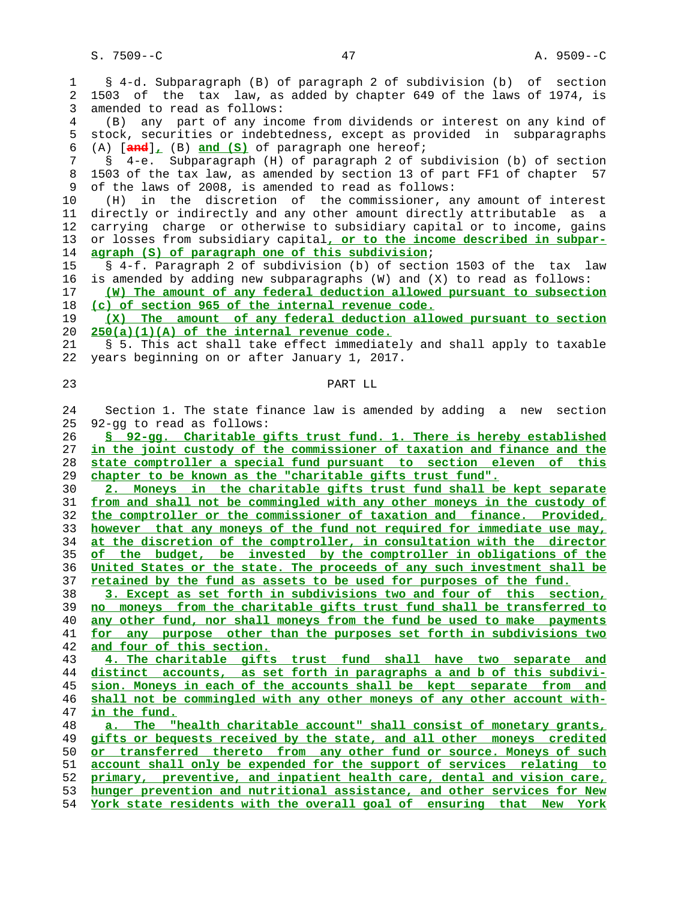§ 4-d. Subparagraph (B) of paragraph 2 of subdivision (b) of section 1503 of the tax law, as added by chapter 649 of the laws of 1974, is amended to read as follows:

(B) any part of any income from dividends or interest on any kind of stock, securities or indebtedness, except as provided in subparagraphs (A) [and], (B) and (S) of paragraph one hereof;

§ 4-e. Subparagraph (H) of paragraph 2 of subdivision (b) of section 1503 of the tax law, as amended by section 13 of part FF1 of chapter 57 of the laws of 2008, is amended to read as follows:

(H) in the discretion of the commissioner, any amount of interest directly or indirectly and any other amount directly attributable as a carrying charge or otherwise to subsidiary capital or to income, gains or losses from subsidiary capital, or to the income described in subparagraph (S) of paragraph one of this subdivision;

§ 4-f. Paragraph 2 of subdivision (b) of section 1503 of the tax law is amended by adding new subparagraphs (W) and (X) to read as follows:

(W) The amount of any federal deduction allowed pursuant to subsection (c) of section 965 of the internal revenue code.

(X) The amount of any federal deduction allowed pursuant to section 250(a)(1)(A) of the internal revenue code.

§ 5. This act shall take effect immediately and shall apply to taxable years beginning on or after January 1, 2017.

PART LL

Section 1. The state finance law is amended by adding a new section 92-gg to read as follows:

§ 92-gg. Charitable gifts trust fund. 1. There is hereby established in the joint custody of the commissioner of taxation and finance and the state comptroller a special fund pursuant to section eleven of this chapter to be known as the "charitable gifts trust fund".

2. Moneys in the charitable gifts trust fund shall be kept separate from and shall not be commingled with any other moneys in the custody of the comptroller or the commissioner of taxation and finance. Provided, however that any moneys of the fund not required for immediate use may, at the discretion of the comptroller, in consultation with the director of the budget, be invested by the comptroller in obligations of the United States or the state. The proceeds of any such investment shall be retained by the fund as assets to be used for purposes of the fund.

3. Except as set forth in subdivisions two and four of this section, no moneys from the charitable gifts trust fund shall be transferred to any other fund, nor shall moneys from the fund be used to make payments for any purpose other than the purposes set forth in subdivisions two and four of this section.

4. The charitable gifts trust fund shall have two separate and distinct accounts, as set forth in paragraphs a and b of this subdivision. Moneys in each of the accounts shall be kept separate from and shall not be commingled with any other moneys of any other account within the fund.

a. The "health charitable account" shall consist of monetary grants, gifts or bequests received by the state, and all other moneys credited or transferred thereto from any other fund or source. Moneys of such account shall only be expended for the support of services relating to primary, preventive, and inpatient health care, dental and vision care, hunger prevention and nutritional assistance, and other services for New York state residents with the overall goal of ensuring that New York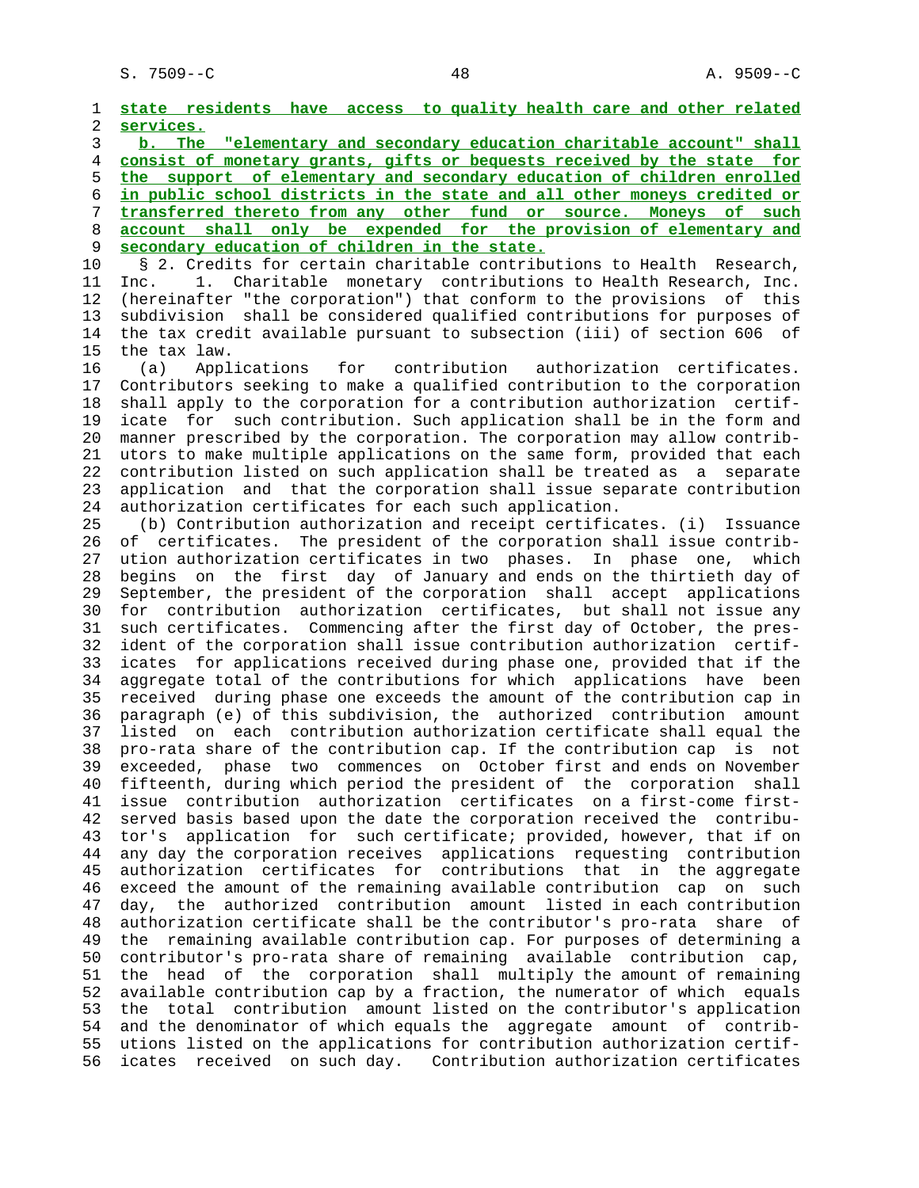**state residents have access to quality health care and other related services.**

**b. The "elementary and secondary education charitable account" shall consist of monetary grants, gifts or bequests received by the state for the support of elementary and secondary education of children enrolled in public school districts in the state and all other moneys credited or transferred thereto from any other fund or source. Moneys of such account shall only be expended for the provision of elementary and secondary education of children in the state.**

§ 2. Credits for certain charitable contributions to Health Research, Inc. 1. Charitable monetary contributions to Health Research, Inc. (hereinafter "the corporation") that conform to the provisions of this subdivision shall be considered qualified contributions for purposes of the tax credit available pursuant to subsection (iii) of section 606 of the tax law.

(a) Applications for contribution authorization certificates. Contributors seeking to make a qualified contribution to the corporation shall apply to the corporation for a contribution authorization certificate for such contribution. Such application shall be in the form and manner prescribed by the corporation. The corporation may allow contributors to make multiple applications on the same form, provided that each contribution listed on such application shall be treated as a separate application and that the corporation shall issue separate contribution authorization certificates for each such application.

(b) Contribution authorization and receipt certificates. (i) Issuance of certificates. The president of the corporation shall issue contribution authorization certificates in two phases. In phase one, which begins on the first day of January and ends on the thirtieth day of September, the president of the corporation shall accept applications for contribution authorization certificates, but shall not issue any such certificates. Commencing after the first day of October, the president of the corporation shall issue contribution authorization certificates for applications received during phase one, provided that if the aggregate total of the contributions for which applications have been received during phase one exceeds the amount of the contribution cap in paragraph (e) of this subdivision, the authorized contribution amount listed on each contribution authorization certificate shall equal the pro-rata share of the contribution cap. If the contribution cap is not exceeded, phase two commences on October first and ends on November fifteenth, during which period the president of the corporation shall issue contribution authorization certificates on a first-come first-served basis based upon the date the corporation received the contributor's application for such certificate; provided, however, that if on any day the corporation receives applications requesting contribution authorization certificates for contributions that in the aggregate exceed the amount of the remaining available contribution cap on such day, the authorized contribution amount listed in each contribution authorization certificate shall be the contributor's pro-rata share of the remaining available contribution cap. For purposes of determining a contributor's pro-rata share of remaining available contribution cap, the head of the corporation shall multiply the amount of remaining available contribution cap by a fraction, the numerator of which equals the total contribution amount listed on the contributor's application and the denominator of which equals the aggregate amount of contributions listed on the applications for contribution authorization certificates received on such day. Contribution authorization certificates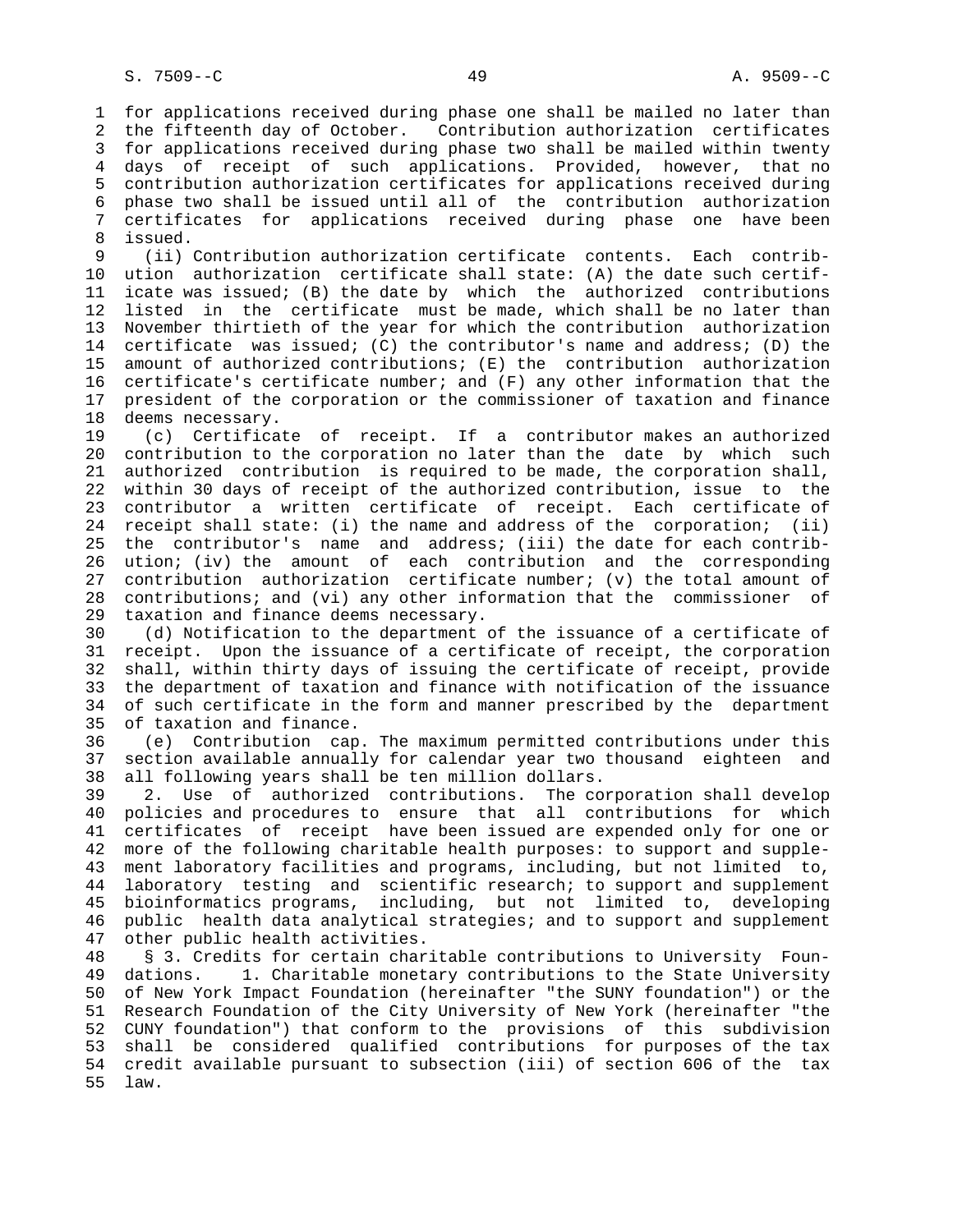for applications received during phase one shall be mailed no later than the fifteenth day of October. Contribution authorization certificates for applications received during phase two shall be mailed within twenty days of receipt of such applications. Provided, however, that no contribution authorization certificates for applications received during phase two shall be issued until all of the contribution authorization certificates for applications received during phase one have been issued.

(ii) Contribution authorization certificate contents. Each contribution authorization certificate shall state: (A) the date such certificate was issued; (B) the date by which the authorized contributions listed in the certificate must be made, which shall be no later than November thirtieth of the year for which the contribution authorization certificate was issued; (C) the contributor's name and address; (D) the amount of authorized contributions; (E) the contribution authorization certificate's certificate number; and (F) any other information that the president of the corporation or the commissioner of taxation and finance deems necessary.

(c) Certificate of receipt. If a contributor makes an authorized contribution to the corporation no later than the date by which such authorized contribution is required to be made, the corporation shall, within 30 days of receipt of the authorized contribution, issue to the contributor a written certificate of receipt. Each certificate of receipt shall state: (i) the name and address of the corporation; (ii) the contributor's name and address; (iii) the date for each contribution; (iv) the amount of each contribution and the corresponding contribution authorization certificate number; (v) the total amount of contributions; and (vi) any other information that the commissioner of taxation and finance deems necessary.

(d) Notification to the department of the issuance of a certificate of receipt. Upon the issuance of a certificate of receipt, the corporation shall, within thirty days of issuing the certificate of receipt, provide the department of taxation and finance with notification of the issuance of such certificate in the form and manner prescribed by the department of taxation and finance.

(e) Contribution cap. The maximum permitted contributions under this section available annually for calendar year two thousand eighteen and all following years shall be ten million dollars.

2. Use of authorized contributions. The corporation shall develop policies and procedures to ensure that all contributions for which certificates of receipt have been issued are expended only for one or more of the following charitable health purposes: to support and supplement laboratory facilities and programs, including, but not limited to, laboratory testing and scientific research; to support and supplement bioinformatics programs, including, but not limited to, developing public health data analytical strategies; and to support and supplement other public health activities.

§ 3. Credits for certain charitable contributions to University Foundations. 1. Charitable monetary contributions to the State University of New York Impact Foundation (hereinafter "the SUNY foundation") or the Research Foundation of the City University of New York (hereinafter "the CUNY foundation") that conform to the provisions of this subdivision shall be considered qualified contributions for purposes of the tax credit available pursuant to subsection (iii) of section 606 of the tax law.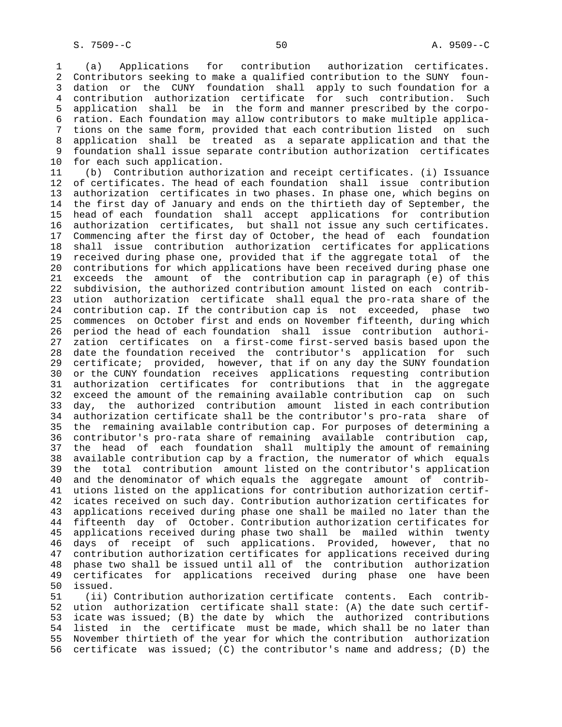(a) Applications for contribution authorization certificates. Contributors seeking to make a qualified contribution to the SUNY foundation or the CUNY foundation shall apply to such foundation for a contribution authorization certificate for such contribution. Such application shall be in the form and manner prescribed by the corporation. Each foundation may allow contributors to make multiple applications on the same form, provided that each contribution listed on such application shall be treated as a separate application and that the foundation shall issue separate contribution authorization certificates for each such application.

(b) Contribution authorization and receipt certificates. (i) Issuance of certificates. The head of each foundation shall issue contribution authorization certificates in two phases. In phase one, which begins on the first day of January and ends on the thirtieth day of September, the head of each foundation shall accept applications for contribution authorization certificates, but shall not issue any such certificates. Commencing after the first day of October, the head of each foundation shall issue contribution authorization certificates for applications received during phase one, provided that if the aggregate total of the contributions for which applications have been received during phase one exceeds the amount of the contribution cap in paragraph (e) of this subdivision, the authorized contribution amount listed on each contribution authorization certificate shall equal the pro-rata share of the contribution cap. If the contribution cap is not exceeded, phase two commences on October first and ends on November fifteenth, during which period the head of each foundation shall issue contribution authorization certificates on a first-come first-served basis based upon the date the foundation received the contributor's application for such certificate; provided, however, that if on any day the SUNY foundation or the CUNY foundation receives applications requesting contribution authorization certificates for contributions that in the aggregate exceed the amount of the remaining available contribution cap on such day, the authorized contribution amount listed in each contribution authorization certificate shall be the contributor's pro-rata share of the remaining available contribution cap. For purposes of determining a contributor's pro-rata share of remaining available contribution cap, the head of each foundation shall multiply the amount of remaining available contribution cap by a fraction, the numerator of which equals the total contribution amount listed on the contributor's application and the denominator of which equals the aggregate amount of contributions listed on the applications for contribution authorization certificates received on such day. Contribution authorization certificates for applications received during phase one shall be mailed no later than the fifteenth day of October. Contribution authorization certificates for applications received during phase two shall be mailed within twenty days of receipt of such applications. Provided, however, that no contribution authorization certificates for applications received during phase two shall be issued until all of the contribution authorization certificates for applications received during phase one have been issued.

(ii) Contribution authorization certificate contents. Each contribution authorization certificate shall state: (A) the date such certificate was issued; (B) the date by which the authorized contributions listed in the certificate must be made, which shall be no later than November thirtieth of the year for which the contribution authorization certificate was issued; (C) the contributor's name and address; (D) the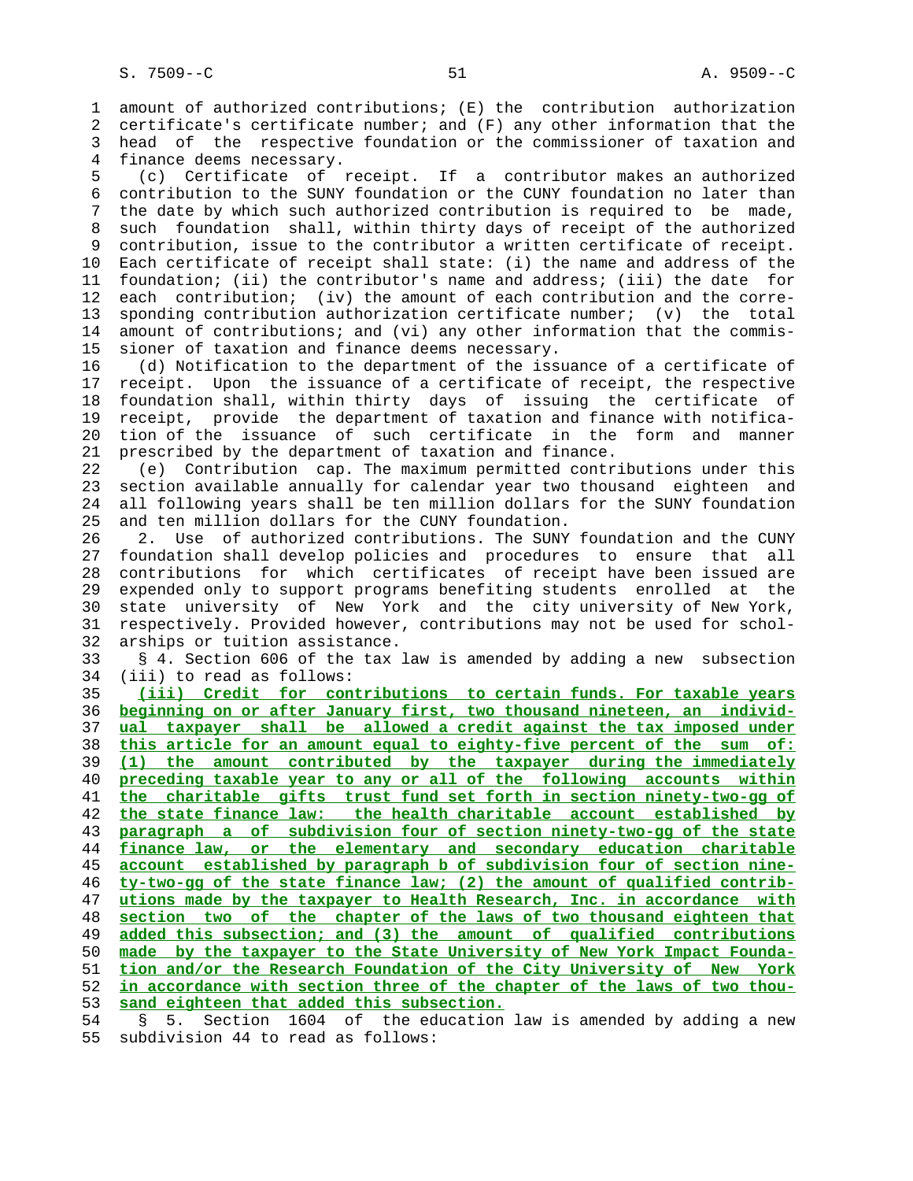amount of authorized contributions; (E) the contribution authorization certificate's certificate number; and (F) any other information that the head of the respective foundation or the commissioner of taxation and finance deems necessary.

(c) Certificate of receipt. If a contributor makes an authorized contribution to the SUNY foundation or the CUNY foundation no later than the date by which such authorized contribution is required to be made, such foundation shall, within thirty days of receipt of the authorized contribution, issue to the contributor a written certificate of receipt. Each certificate of receipt shall state: (i) the name and address of the foundation; (ii) the contributor's name and address; (iii) the date for each contribution; (iv) the amount of each contribution and the corresponding contribution authorization certificate number; (v) the total amount of contributions; and (vi) any other information that the commissioner of taxation and finance deems necessary.

(d) Notification to the department of the issuance of a certificate of receipt. Upon the issuance of a certificate of receipt, the respective foundation shall, within thirty days of issuing the certificate of receipt, provide the department of taxation and finance with notification of the issuance of such certificate in the form and manner prescribed by the department of taxation and finance.

(e) Contribution cap. The maximum permitted contributions under this section available annually for calendar year two thousand eighteen and all following years shall be ten million dollars for the SUNY foundation and ten million dollars for the CUNY foundation.

2. Use of authorized contributions. The SUNY foundation and the CUNY foundation shall develop policies and procedures to ensure that all contributions for which certificates of receipt have been issued are expended only to support programs benefiting students enrolled at the state university of New York and the city university of New York, respectively. Provided however, contributions may not be used for scholarships or tuition assistance.

§ 4. Section 606 of the tax law is amended by adding a new subsection (iii) to read as follows:

<u>(iii) Credit for contributions to certain funds. For taxable years beginning on or after January first, two thousand nineteen, an individual taxpayer shall be allowed a credit against the tax imposed under this article for an amount equal to eighty-five percent of the sum of: (1) the amount contributed by the taxpayer during the immediately preceding taxable year to any or all of the following accounts within the charitable gifts trust fund set forth in section ninety-two-gg of the state finance law: the health charitable account established by paragraph a of subdivision four of section ninety-two-gg of the state finance law, or the elementary and secondary education charitable account established by paragraph b of subdivision four of section ninety-two-gg of the state finance law; (2) the amount of qualified contributions made by the taxpayer to Health Research, Inc. in accordance with section two of the chapter of the laws of two thousand eighteen that added this subsection; and (3) the amount of qualified contributions made by the taxpayer to the State University of New York Impact Foundation and/or the Research Foundation of the City University of New York in accordance with section three of the chapter of the laws of two thousand eighteen that added this subsection.</u>

§ 5. Section 1604 of the education law is amended by adding a new subdivision 44 to read as follows: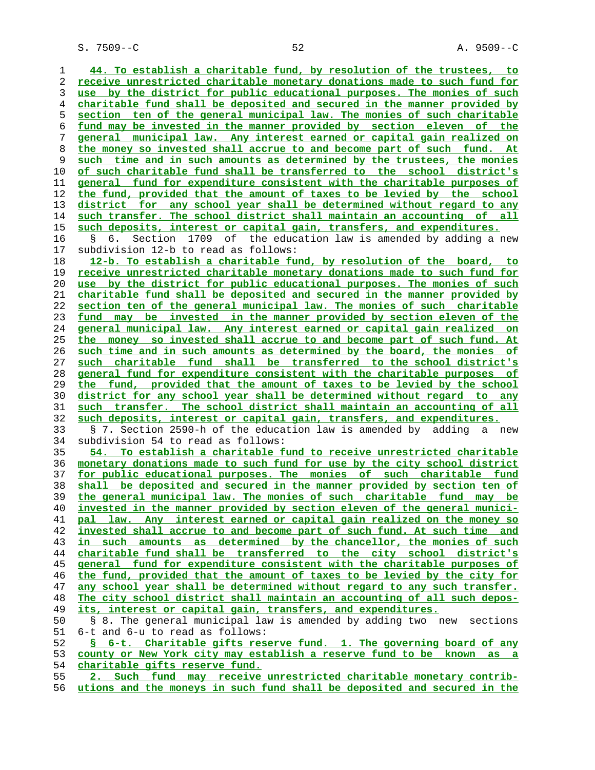44. To establish a charitable fund, by resolution of the trustees, to receive unrestricted charitable monetary donations made to such fund for use by the district for public educational purposes. The monies of such charitable fund shall be deposited and secured in the manner provided by section ten of the general municipal law. The monies of such charitable fund may be invested in the manner provided by section eleven of the general municipal law. Any interest earned or capital gain realized on the money so invested shall accrue to and become part of such fund. At such time and in such amounts as determined by the trustees, the monies of such charitable fund shall be transferred to the school district's general fund for expenditure consistent with the charitable purposes of the fund, provided that the amount of taxes to be levied by the school district for any school year shall be determined without regard to any such transfer. The school district shall maintain an accounting of all such deposits, interest or capital gain, transfers, and expenditures.

§ 6. Section 1709 of the education law is amended by adding a new subdivision 12-b to read as follows:

12-b. To establish a charitable fund, by resolution of the board, to receive unrestricted charitable monetary donations made to such fund for use by the district for public educational purposes. The monies of such charitable fund shall be deposited and secured in the manner provided by section ten of the general municipal law. The monies of such charitable fund may be invested in the manner provided by section eleven of the general municipal law. Any interest earned or capital gain realized on the money so invested shall accrue to and become part of such fund. At such time and in such amounts as determined by the board, the monies of such charitable fund shall be transferred to the school district's general fund for expenditure consistent with the charitable purposes of the fund, provided that the amount of taxes to be levied by the school district for any school year shall be determined without regard to any such transfer. The school district shall maintain an accounting of all such deposits, interest or capital gain, transfers, and expenditures.

§ 7. Section 2590-h of the education law is amended by adding a new subdivision 54 to read as follows:

54. To establish a charitable fund to receive unrestricted charitable monetary donations made to such fund for use by the city school district for public educational purposes. The monies of such charitable fund shall be deposited and secured in the manner provided by section ten of the general municipal law. The monies of such charitable fund may be invested in the manner provided by section eleven of the general municipal law. Any interest earned or capital gain realized on the money so invested shall accrue to and become part of such fund. At such time and in such amounts as determined by the chancellor, the monies of such charitable fund shall be transferred to the city school district's general fund for expenditure consistent with the charitable purposes of the fund, provided that the amount of taxes to be levied by the city for any school year shall be determined without regard to any such transfer. The city school district shall maintain an accounting of all such deposits, interest or capital gain, transfers, and expenditures.

§ 8. The general municipal law is amended by adding two new sections 6-t and 6-u to read as follows:

§ 6-t. Charitable gifts reserve fund. 1. The governing board of any county or New York city may establish a reserve fund to be known as a charitable gifts reserve fund.

2. Such fund may receive unrestricted charitable monetary contributions and the moneys in such fund shall be deposited and secured in the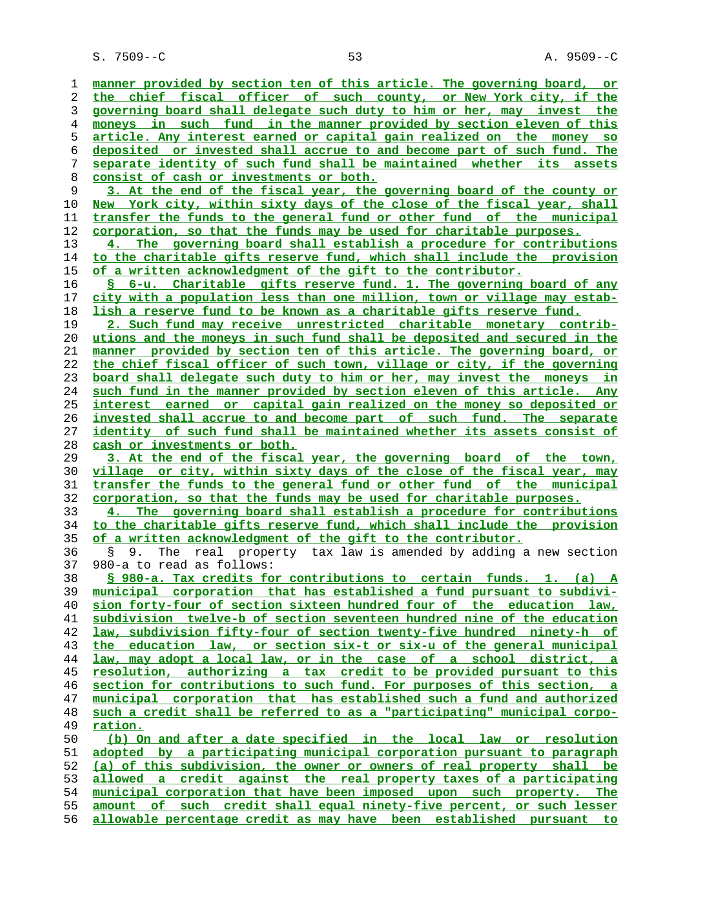manner provided by section ten of this article. The governing board, or the chief fiscal officer of such county, or New York city, if the governing board shall delegate such duty to him or her, may invest the moneys in such fund in the manner provided by section eleven of this article. Any interest earned or capital gain realized on the money so deposited or invested shall accrue to and become part of such fund. The separate identity of such fund shall be maintained whether its assets consist of cash or investments or both.

3. At the end of the fiscal year, the governing board of the county or New York city, within sixty days of the close of the fiscal year, shall transfer the funds to the general fund or other fund of the municipal corporation, so that the funds may be used for charitable purposes.

4. The governing board shall establish a procedure for contributions to the charitable gifts reserve fund, which shall include the provision of a written acknowledgment of the gift to the contributor.

§ 6-u. Charitable gifts reserve fund. 1. The governing board of any city with a population less than one million, town or village may establish a reserve fund to be known as a charitable gifts reserve fund.

2. Such fund may receive unrestricted charitable monetary contributions and the moneys in such fund shall be deposited and secured in the manner provided by section ten of this article. The governing board, or the chief fiscal officer of such town, village or city, if the governing board shall delegate such duty to him or her, may invest the moneys in such fund in the manner provided by section eleven of this article. Any interest earned or capital gain realized on the money so deposited or invested shall accrue to and become part of such fund. The separate identity of such fund shall be maintained whether its assets consist of cash or investments or both.

3. At the end of the fiscal year, the governing board of the town, village or city, within sixty days of the close of the fiscal year, may transfer the funds to the general fund or other fund of the municipal corporation, so that the funds may be used for charitable purposes.

4. The governing board shall establish a procedure for contributions to the charitable gifts reserve fund, which shall include the provision of a written acknowledgment of the gift to the contributor.

§ 9. The real property tax law is amended by adding a new section 980-a to read as follows:

§ 980-a. Tax credits for contributions to certain funds. 1. (a) A municipal corporation that has established a fund pursuant to subdivision forty-four of section sixteen hundred four of the education law, subdivision twelve-b of section seventeen hundred nine of the education law, subdivision fifty-four of section twenty-five hundred ninety-h of the education law, or section six-t or six-u of the general municipal law, may adopt a local law, or in the case of a school district, a resolution, authorizing a tax credit to be provided pursuant to this section for contributions to such fund. For purposes of this section, a municipal corporation that has established such a fund and authorized such a credit shall be referred to as a "participating" municipal corporation.

(b) On and after a date specified in the local law or resolution adopted by a participating municipal corporation pursuant to paragraph (a) of this subdivision, the owner or owners of real property shall be allowed a credit against the real property taxes of a participating municipal corporation that have been imposed upon such property. The amount of such credit shall equal ninety-five percent, or such lesser allowable percentage credit as may have been established pursuant to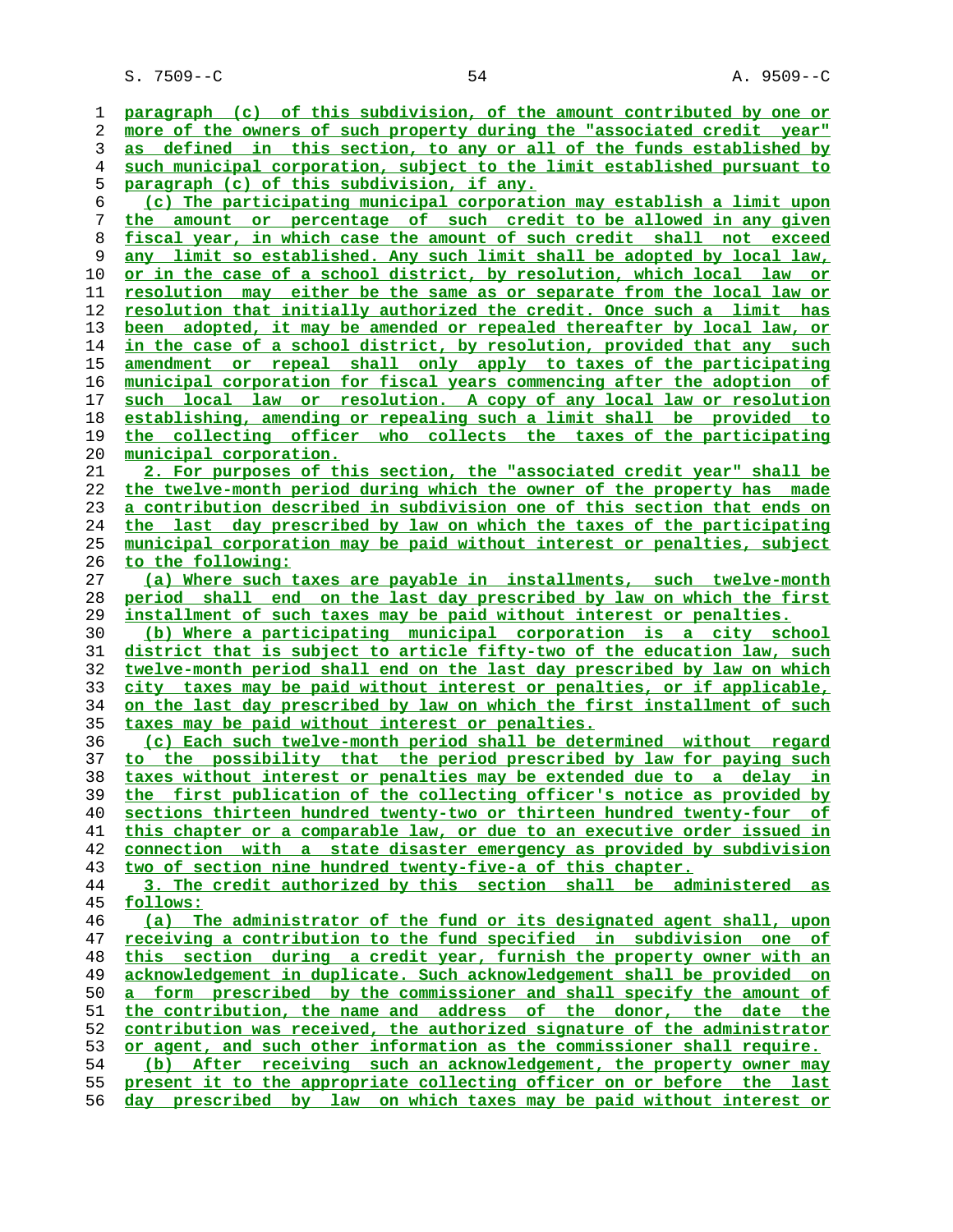paragraph (c) of this subdivision, of the amount contributed by one or more of the owners of such property during the "associated credit year" as defined in this section, to any or all of the funds established by such municipal corporation, subject to the limit established pursuant to paragraph (c) of this subdivision, if any.

(c) The participating municipal corporation may establish a limit upon the amount or percentage of such credit to be allowed in any given fiscal year, in which case the amount of such credit shall not exceed any limit so established. Any such limit shall be adopted by local law, or in the case of a school district, by resolution, which local law or resolution may either be the same as or separate from the local law or resolution that initially authorized the credit. Once such a limit has been adopted, it may be amended or repealed thereafter by local law, or in the case of a school district, by resolution, provided that any such amendment or repeal shall only apply to taxes of the participating municipal corporation for fiscal years commencing after the adoption of such local law or resolution. A copy of any local law or resolution establishing, amending or repealing such a limit shall be provided to the collecting officer who collects the taxes of the participating municipal corporation.

2. For purposes of this section, the "associated credit year" shall be the twelve-month period during which the owner of the property has made a contribution described in subdivision one of this section that ends on the last day prescribed by law on which the taxes of the participating municipal corporation may be paid without interest or penalties, subject to the following:

(a) Where such taxes are payable in installments, such twelve-month period shall end on the last day prescribed by law on which the first installment of such taxes may be paid without interest or penalties.

(b) Where a participating municipal corporation is a city school district that is subject to article fifty-two of the education law, such twelve-month period shall end on the last day prescribed by law on which city taxes may be paid without interest or penalties, or if applicable, on the last day prescribed by law on which the first installment of such taxes may be paid without interest or penalties.

(c) Each such twelve-month period shall be determined without regard to the possibility that the period prescribed by law for paying such taxes without interest or penalties may be extended due to a delay in the first publication of the collecting officer's notice as provided by sections thirteen hundred twenty-two or thirteen hundred twenty-four of this chapter or a comparable law, or due to an executive order issued in connection with a state disaster emergency as provided by subdivision two of section nine hundred twenty-five-a of this chapter.

3. The credit authorized by this section shall be administered as follows:

(a) The administrator of the fund or its designated agent shall, upon receiving a contribution to the fund specified in subdivision one of this section during a credit year, furnish the property owner with an acknowledgement in duplicate. Such acknowledgement shall be provided on a form prescribed by the commissioner and shall specify the amount of the contribution, the name and address of the donor, the date the contribution was received, the authorized signature of the administrator or agent, and such other information as the commissioner shall require.

(b) After receiving such an acknowledgement, the property owner may present it to the appropriate collecting officer on or before the last day prescribed by law on which taxes may be paid without interest or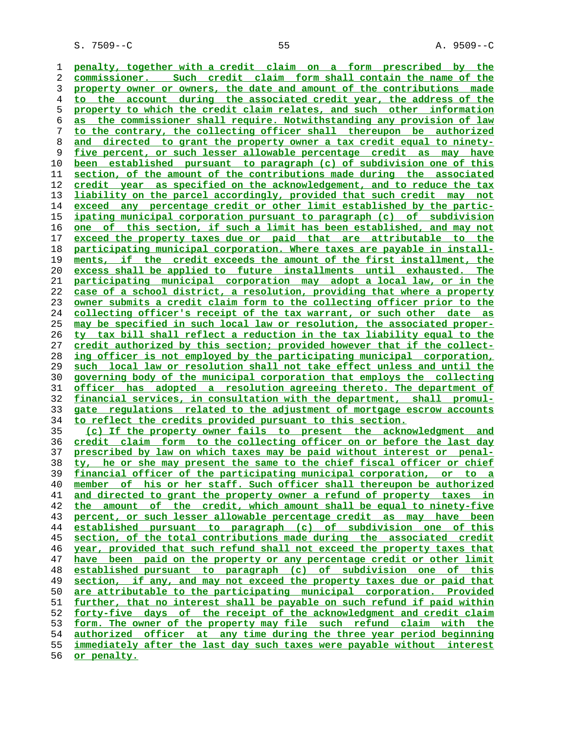penalty, together with a credit claim on a form prescribed by the commissioner. Such credit claim form shall contain the name of the property owner or owners, the date and amount of the contributions made to the account during the associated credit year, the address of the property to which the credit claim relates, and such other information as the commissioner shall require. Notwithstanding any provision of law to the contrary, the collecting officer shall thereupon be authorized and directed to grant the property owner a tax credit equal to ninety-five percent, or such lesser allowable percentage credit as may have been established pursuant to paragraph (c) of subdivision one of this section, of the amount of the contributions made during the associated credit year as specified on the acknowledgement, and to reduce the tax liability on the parcel accordingly, provided that such credit may not exceed any percentage credit or other limit established by the participating municipal corporation pursuant to paragraph (c) of subdivision one of this section, if such a limit has been established, and may not exceed the property taxes due or paid that are attributable to the participating municipal corporation. Where taxes are payable in installments, if the credit exceeds the amount of the first installment, the excess shall be applied to future installments until exhausted. The participating municipal corporation may adopt a local law, or in the case of a school district, a resolution, providing that where a property owner submits a credit claim form to the collecting officer prior to the collecting officer's receipt of the tax warrant, or such other date as may be specified in such local law or resolution, the associated property tax bill shall reflect a reduction in the tax liability equal to the credit authorized by this section; provided however that if the collecting officer is not employed by the participating municipal corporation, such local law or resolution shall not take effect unless and until the governing body of the municipal corporation that employs the collecting officer has adopted a resolution agreeing thereto. The department of financial services, in consultation with the department, shall promulgate regulations related to the adjustment of mortgage escrow accounts to reflect the credits provided pursuant to this section.

(c) If the property owner fails to present the acknowledgment and credit claim form to the collecting officer on or before the last day prescribed by law on which taxes may be paid without interest or penalty, he or she may present the same to the chief fiscal officer or chief financial officer of the participating municipal corporation, or to a member of his or her staff. Such officer shall thereupon be authorized and directed to grant the property owner a refund of property taxes in the amount of the credit, which amount shall be equal to ninety-five percent, or such lesser allowable percentage credit as may have been established pursuant to paragraph (c) of subdivision one of this section, of the total contributions made during the associated credit year, provided that such refund shall not exceed the property taxes that have been paid on the property or any percentage credit or other limit established pursuant to paragraph (c) of subdivision one of this section, if any, and may not exceed the property taxes due or paid that are attributable to the participating municipal corporation. Provided further, that no interest shall be payable on such refund if paid within forty-five days of the receipt of the acknowledgment and credit claim form. The owner of the property may file such refund claim with the authorized officer at any time during the three year period beginning immediately after the last day such taxes were payable without interest or penalty.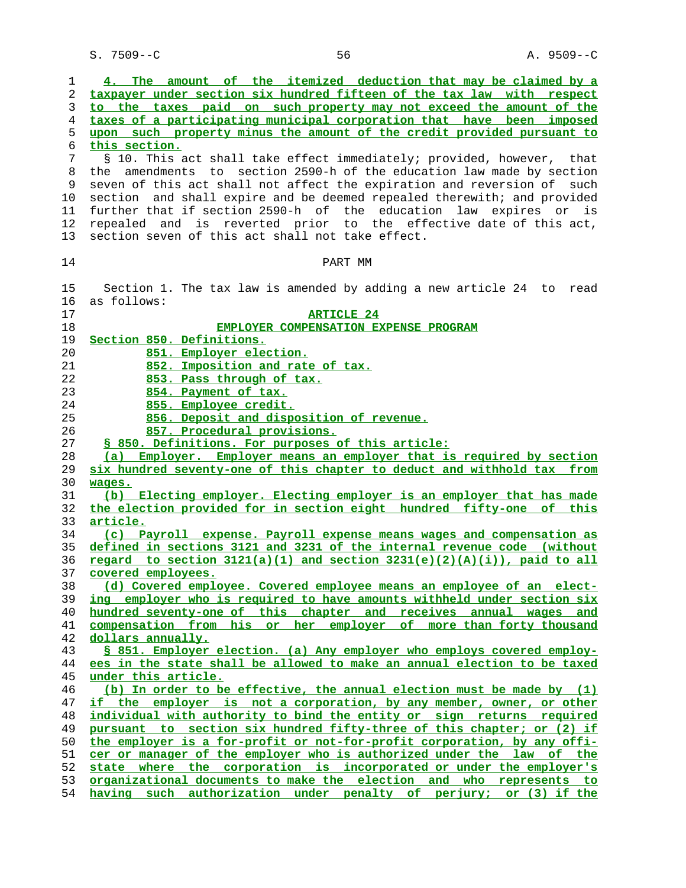4. The amount of the itemized deduction that may be claimed by a taxpayer under section six hundred fifteen of the tax law with respect to the taxes paid on such property may not exceed the amount of the taxes of a participating municipal corporation that have been imposed upon such property minus the amount of the credit provided pursuant to this section.

§ 10. This act shall take effect immediately; provided, however, that the amendments to section 2590-h of the education law made by section seven of this act shall not affect the expiration and reversion of such section and shall expire and be deemed repealed therewith; and provided further that if section 2590-h of the education law expires or is repealed and is reverted prior to the effective date of this act, section seven of this act shall not take effect.

PART MM

Section 1. The tax law is amended by adding a new article 24 to read as follows:

ARTICLE 24

EMPLOYER COMPENSATION EXPENSE PROGRAM

Section 850. Definitions.

851. Employer election.

852. Imposition and rate of tax.

853. Pass through of tax.

854. Payment of tax.

855. Employee credit.

856. Deposit and disposition of revenue.

857. Procedural provisions.

§ 850. Definitions. For purposes of this article:

(a) Employer. Employer means an employer that is required by section six hundred seventy-one of this chapter to deduct and withhold tax from wages.

(b) Electing employer. Electing employer is an employer that has made the election provided for in section eight hundred fifty-one of this article.

(c) Payroll expense. Payroll expense means wages and compensation as defined in sections 3121 and 3231 of the internal revenue code (without regard to section 3121(a)(1) and section 3231(e)(2)(A)(i)), paid to all covered employees.

(d) Covered employee. Covered employee means an employee of an electing employer who is required to have amounts withheld under section six hundred seventy-one of this chapter and receives annual wages and compensation from his or her employer of more than forty thousand dollars annually.

§ 851. Employer election. (a) Any employer who employs covered employees in the state shall be allowed to make an annual election to be taxed under this article.

(b) In order to be effective, the annual election must be made by (1) if the employer is not a corporation, by any member, owner, or other individual with authority to bind the entity or sign returns required pursuant to section six hundred fifty-three of this chapter; or (2) if the employer is a for-profit or not-for-profit corporation, by any officer or manager of the employer who is authorized under the law of the state where the corporation is incorporated or under the employer's organizational documents to make the election and who represents to having such authorization under penalty of perjury; or (3) if the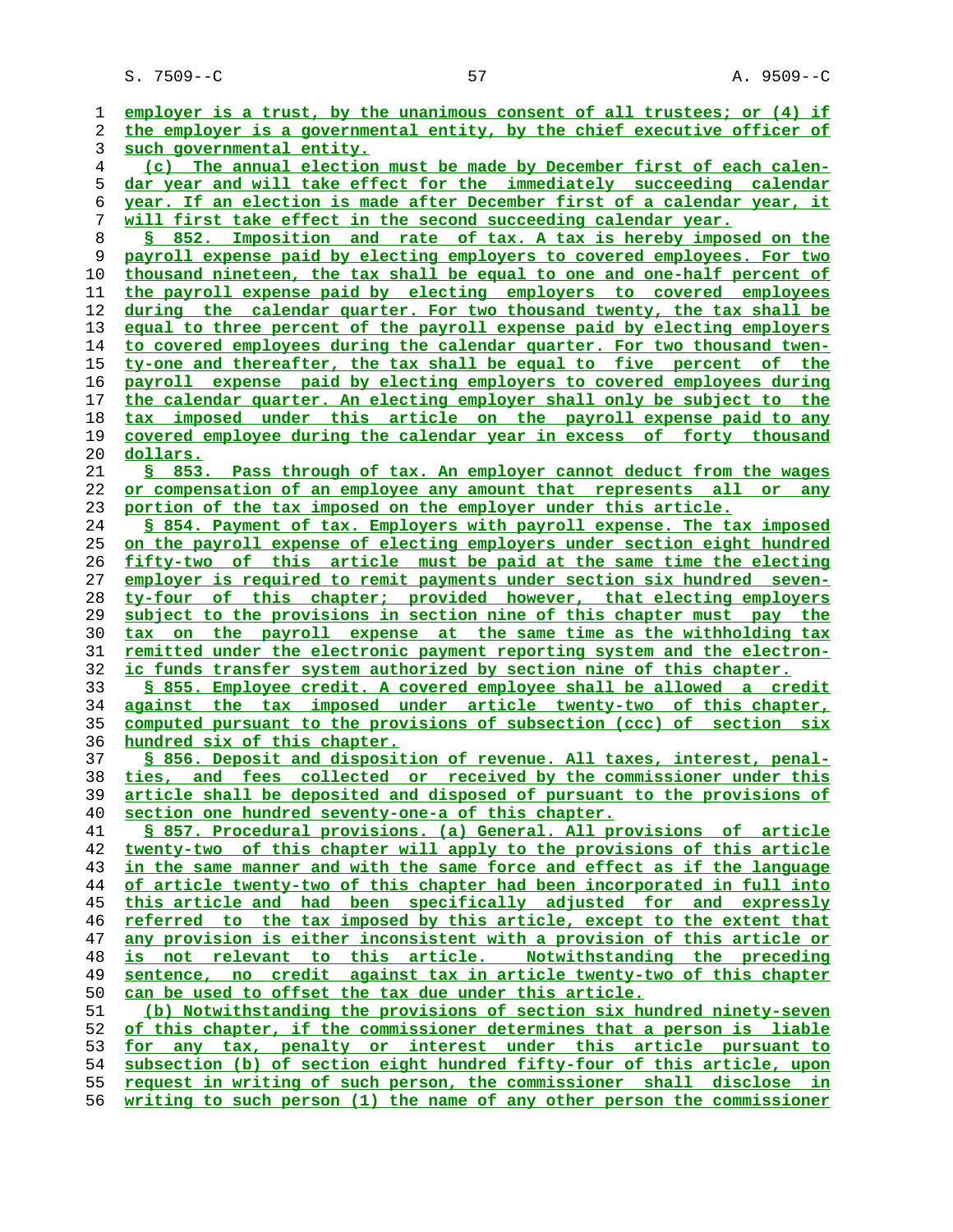employer is a trust, by the unanimous consent of all trustees; or (4) if the employer is a governmental entity, by the chief executive officer of such governmental entity.

(c) The annual election must be made by December first of each calendar year and will take effect for the immediately succeeding calendar year. If an election is made after December first of a calendar year, it will first take effect in the second succeeding calendar year.

§ 852. Imposition and rate of tax. A tax is hereby imposed on the payroll expense paid by electing employers to covered employees. For two thousand nineteen, the tax shall be equal to one and one-half percent of the payroll expense paid by electing employers to covered employees during the calendar quarter. For two thousand twenty, the tax shall be equal to three percent of the payroll expense paid by electing employers to covered employees during the calendar quarter. For two thousand twenty-one and thereafter, the tax shall be equal to five percent of the payroll expense paid by electing employers to covered employees during the calendar quarter. An electing employer shall only be subject to the tax imposed under this article on the payroll expense paid to any covered employee during the calendar year in excess of forty thousand dollars.

§ 853. Pass through of tax. An employer cannot deduct from the wages or compensation of an employee any amount that represents all or any portion of the tax imposed on the employer under this article.

§ 854. Payment of tax. Employers with payroll expense. The tax imposed on the payroll expense of electing employers under section eight hundred fifty-two of this article must be paid at the same time the electing employer is required to remit payments under section six hundred seventy-four of this chapter; provided however, that electing employers subject to the provisions in section nine of this chapter must pay the tax on the payroll expense at the same time as the withholding tax remitted under the electronic payment reporting system and the electronic funds transfer system authorized by section nine of this chapter.

§ 855. Employee credit. A covered employee shall be allowed a credit against the tax imposed under article twenty-two of this chapter, computed pursuant to the provisions of subsection (ccc) of section six hundred six of this chapter.

§ 856. Deposit and disposition of revenue. All taxes, interest, penalties, and fees collected or received by the commissioner under this article shall be deposited and disposed of pursuant to the provisions of section one hundred seventy-one-a of this chapter.

§ 857. Procedural provisions. (a) General. All provisions of article twenty-two of this chapter will apply to the provisions of this article in the same manner and with the same force and effect as if the language of article twenty-two of this chapter had been incorporated in full into this article and had been specifically adjusted for and expressly referred to the tax imposed by this article, except to the extent that any provision is either inconsistent with a provision of this article or is not relevant to this article. Notwithstanding the preceding sentence, no credit against tax in article twenty-two of this chapter can be used to offset the tax due under this article.

(b) Notwithstanding the provisions of section six hundred ninety-seven of this chapter, if the commissioner determines that a person is liable for any tax, penalty or interest under this article pursuant to subsection (b) of section eight hundred fifty-four of this article, upon request in writing of such person, the commissioner shall disclose in writing to such person (1) the name of any other person the commissioner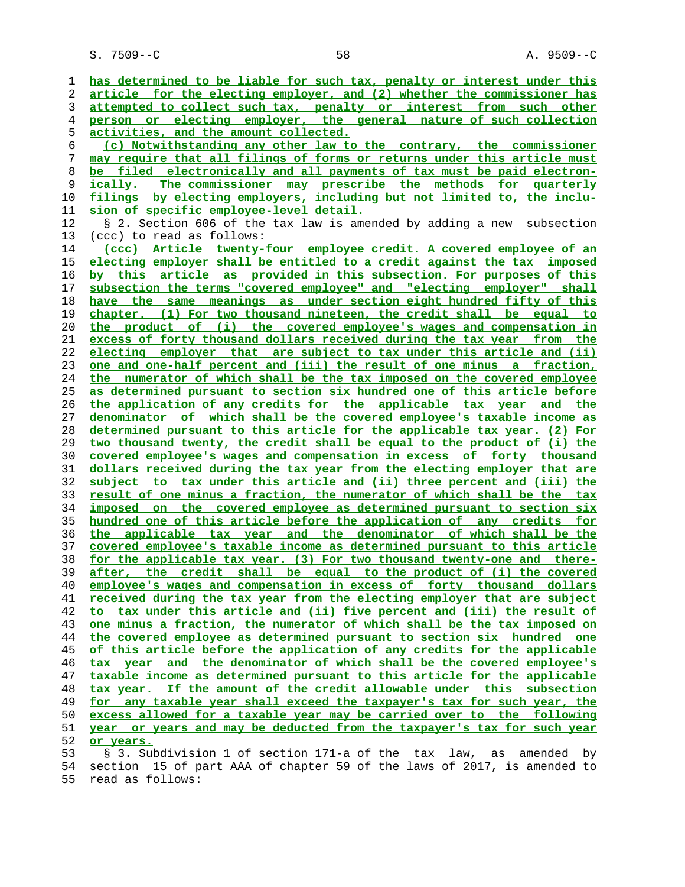has determined to be liable for such tax, penalty or interest under this article for the electing employer, and (2) whether the commissioner has attempted to collect such tax, penalty or interest from such other person or electing employer, the general nature of such collection activities, and the amount collected.

(c) Notwithstanding any other law to the contrary, the commissioner may require that all filings of forms or returns under this article must be filed electronically and all payments of tax must be paid electronically. The commissioner may prescribe the methods for quarterly filings by electing employers, including but not limited to, the inclusion of specific employee-level detail.

§ 2. Section 606 of the tax law is amended by adding a new subsection (ccc) to read as follows:

(ccc) Article twenty-four employee credit. A covered employee of an electing employer shall be entitled to a credit against the tax imposed by this article as provided in this subsection. For purposes of this subsection the terms "covered employee" and "electing employer" shall have the same meanings as under section eight hundred fifty of this chapter. (1) For two thousand nineteen, the credit shall be equal to the product of (i) the covered employee's wages and compensation in excess of forty thousand dollars received during the tax year from the electing employer that are subject to tax under this article and (ii) one and one-half percent and (iii) the result of one minus a fraction, the numerator of which shall be the tax imposed on the covered employee as determined pursuant to section six hundred one of this article before the application of any credits for the applicable tax year and the denominator of which shall be the covered employee's taxable income as determined pursuant to this article for the applicable tax year. (2) For two thousand twenty, the credit shall be equal to the product of (i) the covered employee's wages and compensation in excess of forty thousand dollars received during the tax year from the electing employer that are subject to tax under this article and (ii) three percent and (iii) the result of one minus a fraction, the numerator of which shall be the tax imposed on the covered employee as determined pursuant to section six hundred one of this article before the application of any credits for the applicable tax year and the denominator of which shall be the covered employee's taxable income as determined pursuant to this article for the applicable tax year. (3) For two thousand twenty-one and thereafter, the credit shall be equal to the product of (i) the covered employee's wages and compensation in excess of forty thousand dollars received during the tax year from the electing employer that are subject to tax under this article and (ii) five percent and (iii) the result of one minus a fraction, the numerator of which shall be the tax imposed on the covered employee as determined pursuant to section six hundred one of this article before the application of any credits for the applicable tax year and the denominator of which shall be the covered employee's taxable income as determined pursuant to this article for the applicable tax year. If the amount of the credit allowable under this subsection for any taxable year shall exceed the taxpayer's tax for such year, the excess allowed for a taxable year may be carried over to the following year or years and may be deducted from the taxpayer's tax for such year or years.

§ 3. Subdivision 1 of section 171-a of the tax law, as amended by section 15 of part AAA of chapter 59 of the laws of 2017, is amended to read as follows: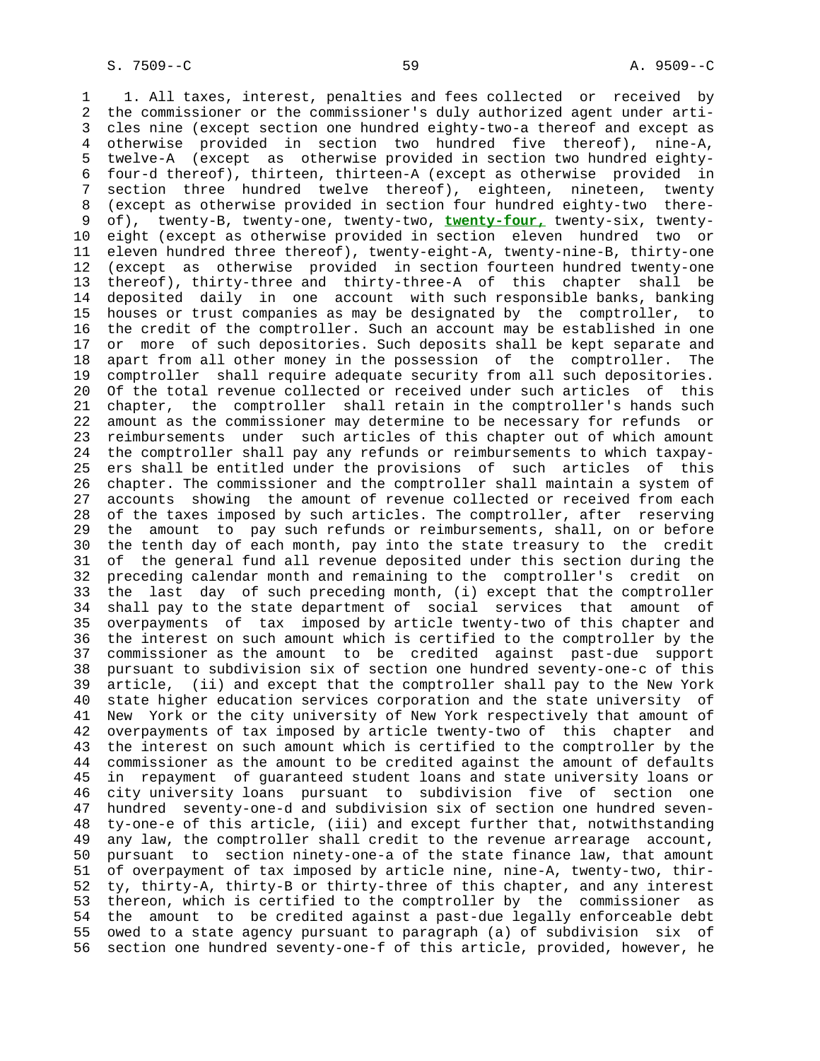1. All taxes, interest, penalties and fees collected or received by the commissioner or the commissioner's duly authorized agent under articles nine (except section one hundred eighty-two-a thereof and except as otherwise provided in section two hundred five thereof), nine-A, twelve-A (except as otherwise provided in section two hundred eighty-four-d thereof), thirteen, thirteen-A (except as otherwise provided in section three hundred twelve thereof), eighteen, nineteen, twenty (except as otherwise provided in section four hundred eighty-two thereof), twenty-B, twenty-one, twenty-two, **twenty-four,** twenty-six, twenty-eight (except as otherwise provided in section eleven hundred two or eleven hundred three thereof), twenty-eight-A, twenty-nine-B, thirty-one (except as otherwise provided in section fourteen hundred twenty-one thereof), thirty-three and thirty-three-A of this chapter shall be deposited daily in one account with such responsible banks, banking houses or trust companies as may be designated by the comptroller, to the credit of the comptroller. Such an account may be established in one or more of such depositories. Such deposits shall be kept separate and apart from all other money in the possession of the comptroller. The comptroller shall require adequate security from all such depositories. Of the total revenue collected or received under such articles of this chapter, the comptroller shall retain in the comptroller's hands such amount as the commissioner may determine to be necessary for refunds or reimbursements under such articles of this chapter out of which amount the comptroller shall pay any refunds or reimbursements to which taxpayers shall be entitled under the provisions of such articles of this chapter. The commissioner and the comptroller shall maintain a system of accounts showing the amount of revenue collected or received from each of the taxes imposed by such articles. The comptroller, after reserving the amount to pay such refunds or reimbursements, shall, on or before the tenth day of each month, pay into the state treasury to the credit of the general fund all revenue deposited under this section during the preceding calendar month and remaining to the comptroller's credit on the last day of such preceding month, (i) except that the comptroller shall pay to the state department of social services that amount of overpayments of tax imposed by article twenty-two of this chapter and the interest on such amount which is certified to the comptroller by the commissioner as the amount to be credited against past-due support pursuant to subdivision six of section one hundred seventy-one-c of this article, (ii) and except that the comptroller shall pay to the New York state higher education services corporation and the state university of New York or the city university of New York respectively that amount of overpayments of tax imposed by article twenty-two of this chapter and the interest on such amount which is certified to the comptroller by the commissioner as the amount to be credited against the amount of defaults in repayment of guaranteed student loans and state university loans or city university loans pursuant to subdivision five of section one hundred seventy-one-d and subdivision six of section one hundred seventy-one-e of this article, (iii) and except further that, notwithstanding any law, the comptroller shall credit to the revenue arrearage account, pursuant to section ninety-one-a of the state finance law, that amount of overpayment of tax imposed by article nine, nine-A, twenty-two, thirty, thirty-A, thirty-B or thirty-three of this chapter, and any interest thereon, which is certified to the comptroller by the commissioner as the amount to be credited against a past-due legally enforceable debt owed to a state agency pursuant to paragraph (a) of subdivision six of section one hundred seventy-one-f of this article, provided, however, he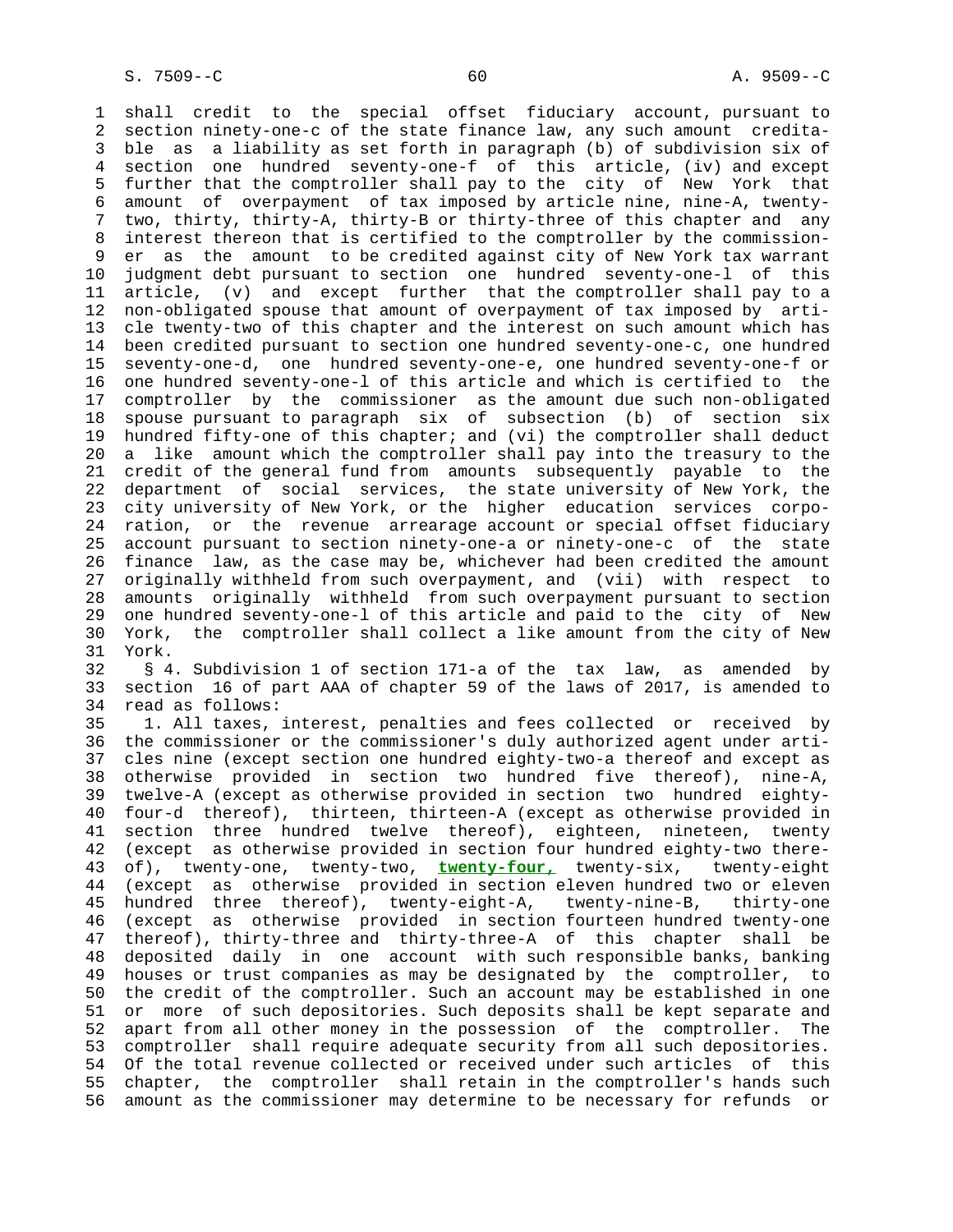shall credit to the special offset fiduciary account, pursuant to section ninety-one-c of the state finance law, any such amount creditable as a liability as set forth in paragraph (b) of subdivision six of section one hundred seventy-one-f of this article, (iv) and except further that the comptroller shall pay to the city of New York that amount of overpayment of tax imposed by article nine, nine-A, twenty-two, thirty, thirty-A, thirty-B or thirty-three of this chapter and any interest thereon that is certified to the comptroller by the commissioner as the amount to be credited against city of New York tax warrant judgment debt pursuant to section one hundred seventy-one-l of this article, (v) and except further that the comptroller shall pay to a non-obligated spouse that amount of overpayment of tax imposed by article twenty-two of this chapter and the interest on such amount which has been credited pursuant to section one hundred seventy-one-c, one hundred seventy-one-d, one hundred seventy-one-e, one hundred seventy-one-f or one hundred seventy-one-l of this article and which is certified to the comptroller by the commissioner as the amount due such non-obligated spouse pursuant to paragraph six of subsection (b) of section six hundred fifty-one of this chapter; and (vi) the comptroller shall deduct a like amount which the comptroller shall pay into the treasury to the credit of the general fund from amounts subsequently payable to the department of social services, the state university of New York, the city university of New York, or the higher education services corporation, or the revenue arrearage account or special offset fiduciary account pursuant to section ninety-one-a or ninety-one-c of the state finance law, as the case may be, whichever had been credited the amount originally withheld from such overpayment, and (vii) with respect to amounts originally withheld from such overpayment pursuant to section one hundred seventy-one-l of this article and paid to the city of New York, the comptroller shall collect a like amount from the city of New York.

§ 4. Subdivision 1 of section 171-a of the tax law, as amended by section 16 of part AAA of chapter 59 of the laws of 2017, is amended to read as follows:

1. All taxes, interest, penalties and fees collected or received by the commissioner or the commissioner's duly authorized agent under articles nine (except section one hundred eighty-two-a thereof and except as otherwise provided in section two hundred five thereof), nine-A, twelve-A (except as otherwise provided in section two hundred eighty-four-d thereof), thirteen, thirteen-A (except as otherwise provided in section three hundred twelve thereof), eighteen, nineteen, twenty (except as otherwise provided in section four hundred eighty-two thereof), twenty-one, twenty-two, **twenty-four,** twenty-six, twenty-eight (except as otherwise provided in section eleven hundred two or eleven hundred three thereof), twenty-eight-A, twenty-nine-B, thirty-one (except as otherwise provided in section fourteen hundred twenty-one thereof), thirty-three and thirty-three-A of this chapter shall be deposited daily in one account with such responsible banks, banking houses or trust companies as may be designated by the comptroller, to the credit of the comptroller. Such an account may be established in one or more of such depositories. Such deposits shall be kept separate and apart from all other money in the possession of the comptroller. The comptroller shall require adequate security from all such depositories. Of the total revenue collected or received under such articles of this chapter, the comptroller shall retain in the comptroller's hands such amount as the commissioner may determine to be necessary for refunds or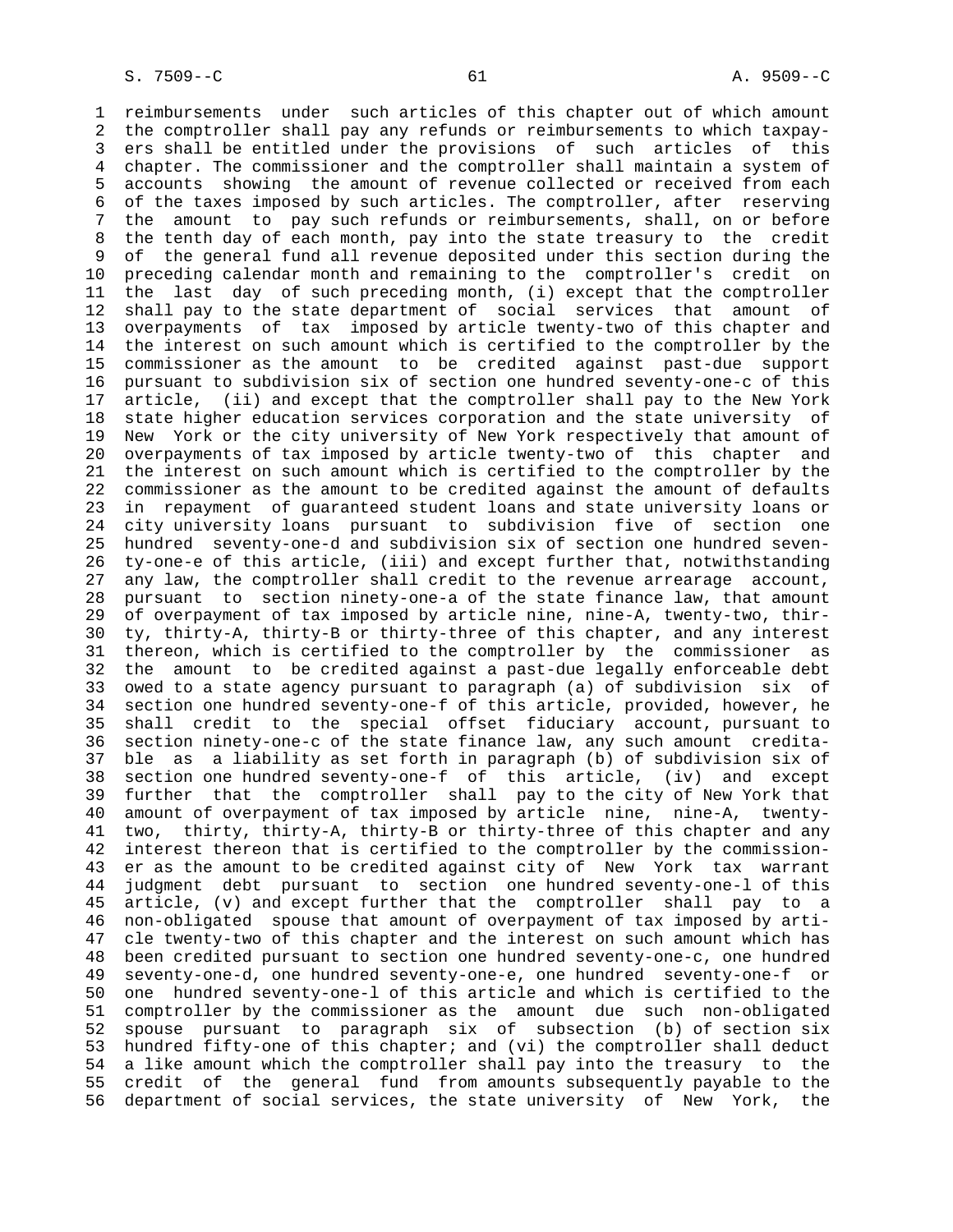reimbursements under such articles of this chapter out of which amount the comptroller shall pay any refunds or reimbursements to which taxpayers shall be entitled under the provisions of such articles of this chapter. The commissioner and the comptroller shall maintain a system of accounts showing the amount of revenue collected or received from each of the taxes imposed by such articles. The comptroller, after reserving the amount to pay such refunds or reimbursements, shall, on or before the tenth day of each month, pay into the state treasury to the credit of the general fund all revenue deposited under this section during the preceding calendar month and remaining to the comptroller's credit on the last day of such preceding month, (i) except that the comptroller shall pay to the state department of social services that amount of overpayments of tax imposed by article twenty-two of this chapter and the interest on such amount which is certified to the comptroller by the commissioner as the amount to be credited against past-due support pursuant to subdivision six of section one hundred seventy-one-c of this article, (ii) and except that the comptroller shall pay to the New York state higher education services corporation and the state university of New York or the city university of New York respectively that amount of overpayments of tax imposed by article twenty-two of this chapter and the interest on such amount which is certified to the comptroller by the commissioner as the amount to be credited against the amount of defaults in repayment of guaranteed student loans and state university loans or city university loans pursuant to subdivision five of section one hundred seventy-one-d and subdivision six of section one hundred seventy-one-e of this article, (iii) and except further that, notwithstanding any law, the comptroller shall credit to the revenue arrearage account, pursuant to section ninety-one-a of the state finance law, that amount of overpayment of tax imposed by article nine, nine-A, twenty-two, thirty, thirty-A, thirty-B or thirty-three of this chapter, and any interest thereon, which is certified to the comptroller by the commissioner as the amount to be credited against a past-due legally enforceable debt owed to a state agency pursuant to paragraph (a) of subdivision six of section one hundred seventy-one-f of this article, provided, however, he shall credit to the special offset fiduciary account, pursuant to section ninety-one-c of the state finance law, any such amount creditable as a liability as set forth in paragraph (b) of subdivision six of section one hundred seventy-one-f of this article, (iv) and except further that the comptroller shall pay to the city of New York that amount of overpayment of tax imposed by article nine, nine-A, twenty-two, thirty, thirty-A, thirty-B or thirty-three of this chapter and any interest thereon that is certified to the comptroller by the commissioner as the amount to be credited against city of New York tax warrant judgment debt pursuant to section one hundred seventy-one-l of this article, (v) and except further that the comptroller shall pay to a non-obligated spouse that amount of overpayment of tax imposed by article twenty-two of this chapter and the interest on such amount which has been credited pursuant to section one hundred seventy-one-c, one hundred seventy-one-d, one hundred seventy-one-e, one hundred seventy-one-f or one hundred seventy-one-l of this article and which is certified to the comptroller by the commissioner as the amount due such non-obligated spouse pursuant to paragraph six of subsection (b) of section six hundred fifty-one of this chapter; and (vi) the comptroller shall deduct a like amount which the comptroller shall pay into the treasury to the credit of the general fund from amounts subsequently payable to the department of social services, the state university of New York, the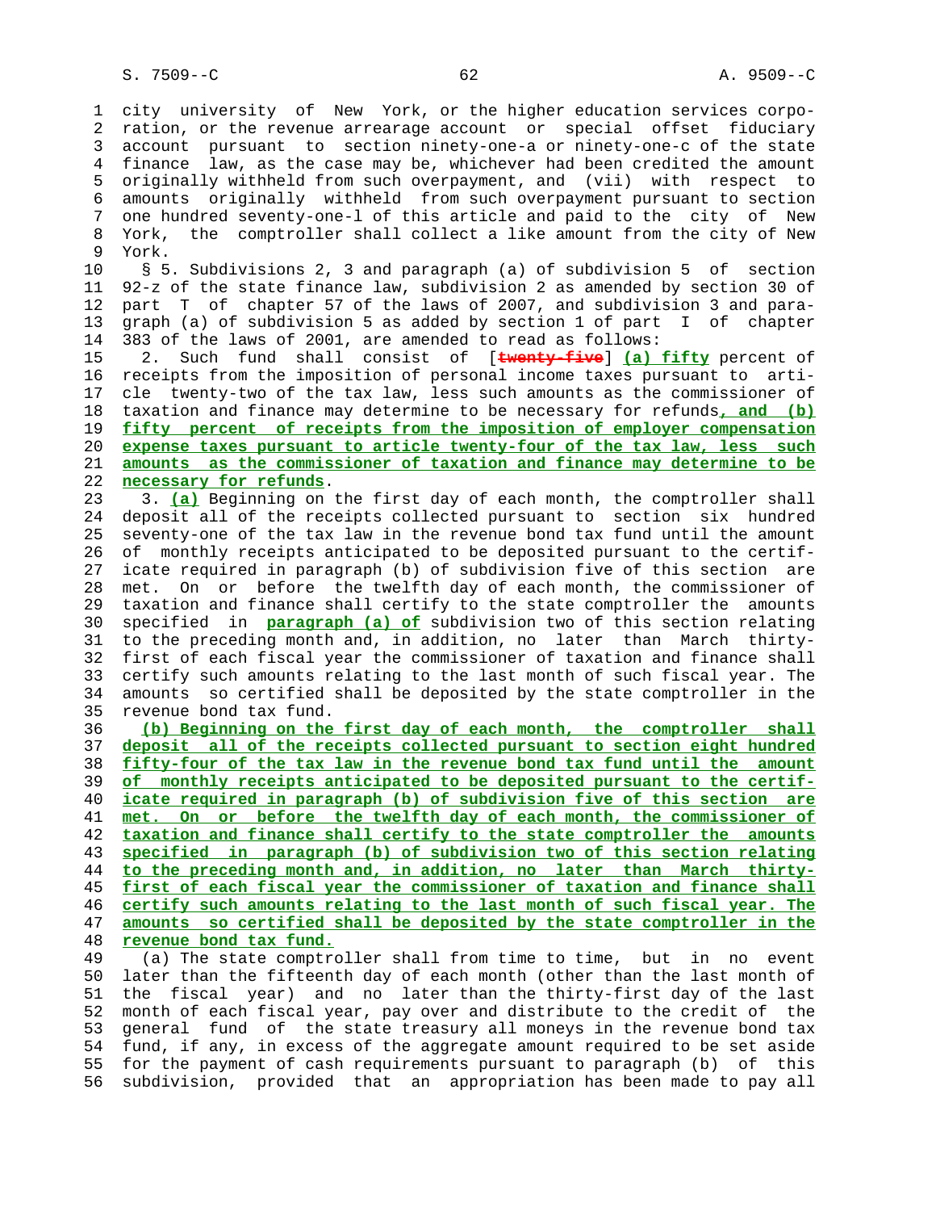city university of New York, or the higher education services corporation, or the revenue arrearage account or special offset fiduciary account pursuant to section ninety-one-a or ninety-one-c of the state finance law, as the case may be, whichever had been credited the amount originally withheld from such overpayment, and (vii) with respect to amounts originally withheld from such overpayment pursuant to section one hundred seventy-one-l of this article and paid to the city of New York, the comptroller shall collect a like amount from the city of New York.

§ 5. Subdivisions 2, 3 and paragraph (a) of subdivision 5 of section 92-z of the state finance law, subdivision 2 as amended by section 30 of part T of chapter 57 of the laws of 2007, and subdivision 3 and paragraph (a) of subdivision 5 as added by section 1 of part I of chapter 383 of the laws of 2001, are amended to read as follows:

2. Such fund shall consist of [~~twenty-five~~] **(a) fifty** percent of receipts from the imposition of personal income taxes pursuant to article twenty-two of the tax law, less such amounts as the commissioner of taxation and finance may determine to be necessary for refunds**, and (b) fifty percent of receipts from the imposition of employer compensation expense taxes pursuant to article twenty-four of the tax law, less such amounts as the commissioner of taxation and finance may determine to be necessary for refunds**.

3. **(a)** Beginning on the first day of each month, the comptroller shall deposit all of the receipts collected pursuant to section six hundred seventy-one of the tax law in the revenue bond tax fund until the amount of monthly receipts anticipated to be deposited pursuant to the certificate required in paragraph (b) of subdivision five of this section are met. On or before the twelfth day of each month, the commissioner of taxation and finance shall certify to the state comptroller the amounts specified in **paragraph (a) of** subdivision two of this section relating to the preceding month and, in addition, no later than March thirty-first of each fiscal year the commissioner of taxation and finance shall certify such amounts relating to the last month of such fiscal year. The amounts so certified shall be deposited by the state comptroller in the revenue bond tax fund.

**(b) Beginning on the first day of each month, the comptroller shall deposit all of the receipts collected pursuant to section eight hundred fifty-four of the tax law in the revenue bond tax fund until the amount of monthly receipts anticipated to be deposited pursuant to the certificate required in paragraph (b) of subdivision five of this section are met. On or before the twelfth day of each month, the commissioner of taxation and finance shall certify to the state comptroller the amounts specified in paragraph (b) of subdivision two of this section relating to the preceding month and, in addition, no later than March thirty-first of each fiscal year the commissioner of taxation and finance shall certify such amounts relating to the last month of such fiscal year. The amounts so certified shall be deposited by the state comptroller in the revenue bond tax fund.**

(a) The state comptroller shall from time to time, but in no event later than the fifteenth day of each month (other than the last month of the fiscal year) and no later than the thirty-first day of the last month of each fiscal year, pay over and distribute to the credit of the general fund of the state treasury all moneys in the revenue bond tax fund, if any, in excess of the aggregate amount required to be set aside for the payment of cash requirements pursuant to paragraph (b) of this subdivision, provided that an appropriation has been made to pay all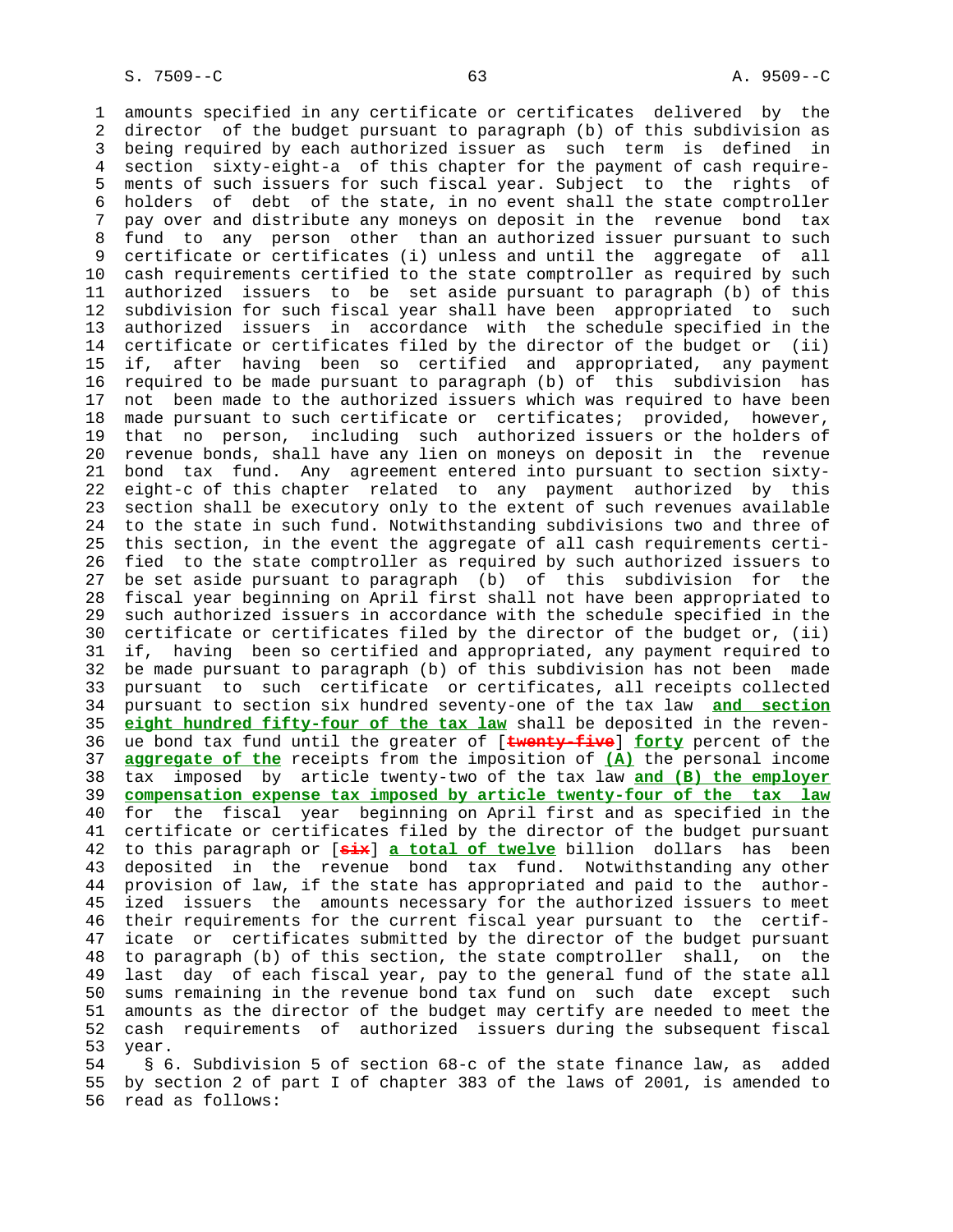amounts specified in any certificate or certificates delivered by the director of the budget pursuant to paragraph (b) of this subdivision as being required by each authorized issuer as such term is defined in section sixty-eight-a of this chapter for the payment of cash requirements of such issuers for such fiscal year. Subject to the rights of holders of debt of the state, in no event shall the state comptroller pay over and distribute any moneys on deposit in the revenue bond tax fund to any person other than an authorized issuer pursuant to such certificate or certificates (i) unless and until the aggregate of all cash requirements certified to the state comptroller as required by such authorized issuers to be set aside pursuant to paragraph (b) of this subdivision for such fiscal year shall have been appropriated to such authorized issuers in accordance with the schedule specified in the certificate or certificates filed by the director of the budget or (ii) if, after having been so certified and appropriated, any payment required to be made pursuant to paragraph (b) of this subdivision has not been made to the authorized issuers which was required to have been made pursuant to such certificate or certificates; provided, however, that no person, including such authorized issuers or the holders of revenue bonds, shall have any lien on moneys on deposit in the revenue bond tax fund. Any agreement entered into pursuant to section sixty-eight-c of this chapter related to any payment authorized by this section shall be executory only to the extent of such revenues available to the state in such fund. Notwithstanding subdivisions two and three of this section, in the event the aggregate of all cash requirements certified to the state comptroller as required by such authorized issuers to be set aside pursuant to paragraph (b) of this subdivision for the fiscal year beginning on April first shall not have been appropriated to such authorized issuers in accordance with the schedule specified in the certificate or certificates filed by the director of the budget or, (ii) if, having been so certified and appropriated, any payment required to be made pursuant to paragraph (b) of this subdivision has not been made pursuant to such certificate or certificates, all receipts collected pursuant to section six hundred seventy-one of the tax law **and section eight hundred fifty-four of the tax law** shall be deposited in the revenue bond tax fund until the greater of [~~twenty-five~~] **forty** percent of the **aggregate of the** receipts from the imposition of **(A)** the personal income tax imposed by article twenty-two of the tax law **and (B) the employer compensation expense tax imposed by article twenty-four of the tax law** for the fiscal year beginning on April first and as specified in the certificate or certificates filed by the director of the budget pursuant to this paragraph or [~~six~~] **a total of twelve** billion dollars has been deposited in the revenue bond tax fund. Notwithstanding any other provision of law, if the state has appropriated and paid to the authorized issuers the amounts necessary for the authorized issuers to meet their requirements for the current fiscal year pursuant to the certificate or certificates submitted by the director of the budget pursuant to paragraph (b) of this section, the state comptroller shall, on the last day of each fiscal year, pay to the general fund of the state all sums remaining in the revenue bond tax fund on such date except such amounts as the director of the budget may certify are needed to meet the cash requirements of authorized issuers during the subsequent fiscal year.

§ 6. Subdivision 5 of section 68-c of the state finance law, as added by section 2 of part I of chapter 383 of the laws of 2001, is amended to read as follows: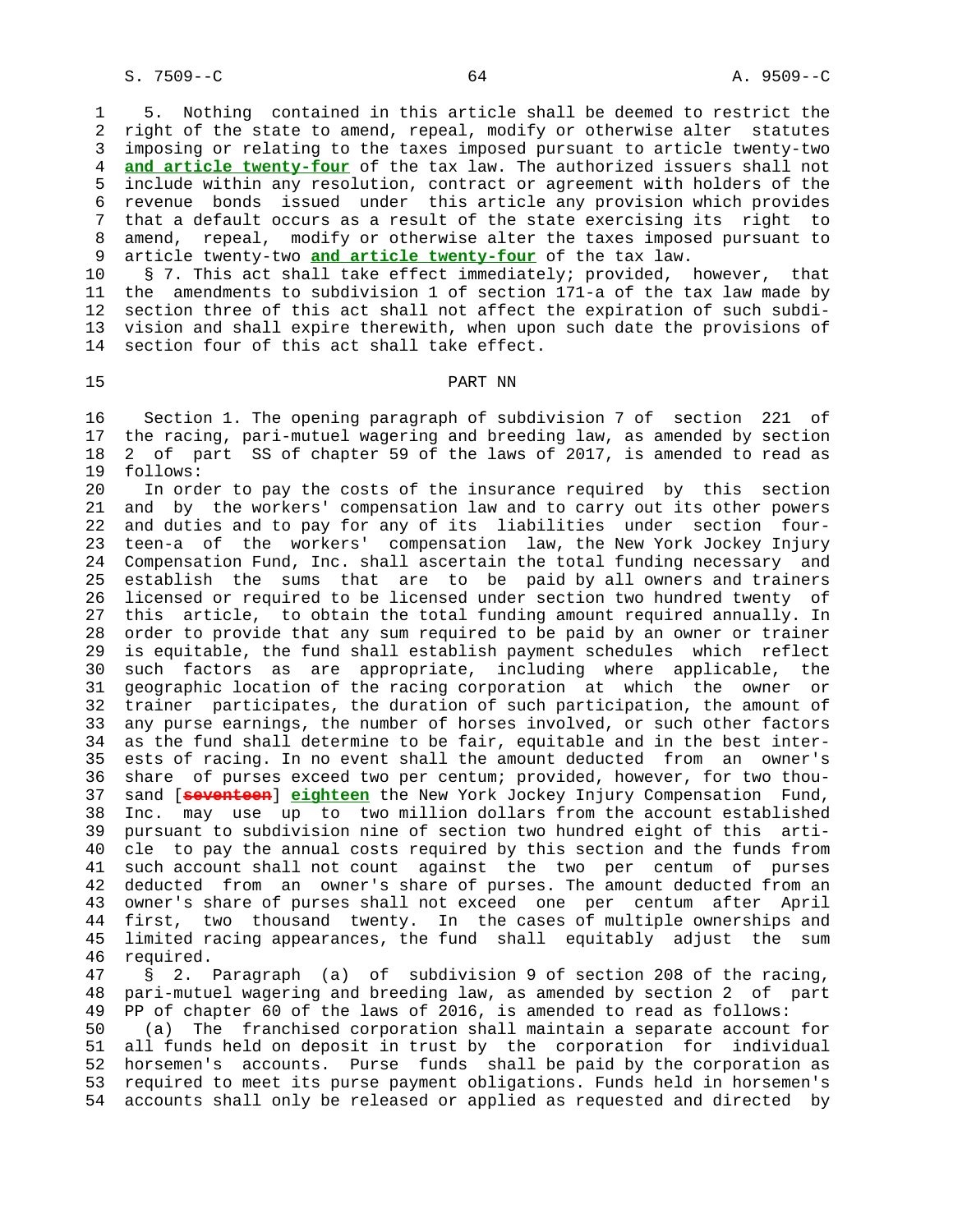5. Nothing contained in this article shall be deemed to restrict the right of the state to amend, repeal, modify or otherwise alter statutes imposing or relating to the taxes imposed pursuant to article twenty-two **and article twenty-four** of the tax law. The authorized issuers shall not include within any resolution, contract or agreement with holders of the revenue bonds issued under this article any provision which provides that a default occurs as a result of the state exercising its right to amend, repeal, modify or otherwise alter the taxes imposed pursuant to article twenty-two **and article twenty-four** of the tax law.

§ 7. This act shall take effect immediately; provided, however, that the amendments to subdivision 1 of section 171-a of the tax law made by section three of this act shall not affect the expiration of such subdivision and shall expire therewith, when upon such date the provisions of section four of this act shall take effect.

## PART NN

Section 1. The opening paragraph of subdivision 7 of section 221 of the racing, pari-mutuel wagering and breeding law, as amended by section 2 of part SS of chapter 59 of the laws of 2017, is amended to read as follows:

In order to pay the costs of the insurance required by this section and by the workers' compensation law and to carry out its other powers and duties and to pay for any of its liabilities under section fourteen-a of the workers' compensation law, the New York Jockey Injury Compensation Fund, Inc. shall ascertain the total funding necessary and establish the sums that are to be paid by all owners and trainers licensed or required to be licensed under section two hundred twenty of this article, to obtain the total funding amount required annually. In order to provide that any sum required to be paid by an owner or trainer is equitable, the fund shall establish payment schedules which reflect such factors as are appropriate, including where applicable, the geographic location of the racing corporation at which the owner or trainer participates, the duration of such participation, the amount of any purse earnings, the number of horses involved, or such other factors as the fund shall determine to be fair, equitable and in the best interests of racing. In no event shall the amount deducted from an owner's share of purses exceed two per centum; provided, however, for two thousand [~~seventeen~~] **eighteen** the New York Jockey Injury Compensation Fund, Inc. may use up to two million dollars from the account established pursuant to subdivision nine of section two hundred eight of this article to pay the annual costs required by this section and the funds from such account shall not count against the two per centum of purses deducted from an owner's share of purses. The amount deducted from an owner's share of purses shall not exceed one per centum after April first, two thousand twenty. In the cases of multiple ownerships and limited racing appearances, the fund shall equitably adjust the sum required.

§ 2. Paragraph (a) of subdivision 9 of section 208 of the racing, pari-mutuel wagering and breeding law, as amended by section 2 of part PP of chapter 60 of the laws of 2016, is amended to read as follows:

(a) The franchised corporation shall maintain a separate account for all funds held on deposit in trust by the corporation for individual horsemen's accounts. Purse funds shall be paid by the corporation as required to meet its purse payment obligations. Funds held in horsemen's accounts shall only be released or applied as requested and directed by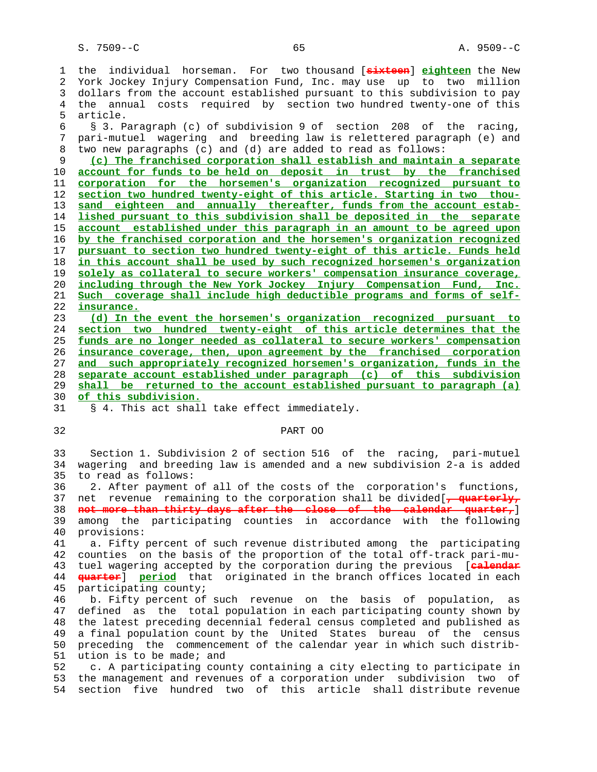the individual horseman. For two thousand [~~sixteen~~] eighteen the New York Jockey Injury Compensation Fund, Inc. may use up to two million dollars from the account established pursuant to this subdivision to pay the annual costs required by section two hundred twenty-one of this article.

§ 3. Paragraph (c) of subdivision 9 of section 208 of the racing, pari-mutuel wagering and breeding law is relettered paragraph (e) and two new paragraphs (c) and (d) are added to read as follows:

(c) The franchised corporation shall establish and maintain a separate account for funds to be held on deposit in trust by the franchised corporation for the horsemen's organization recognized pursuant to section two hundred twenty-eight of this article. Starting in two thousand eighteen and annually thereafter, funds from the account established pursuant to this subdivision shall be deposited in the separate account established under this paragraph in an amount to be agreed upon by the franchised corporation and the horsemen's organization recognized pursuant to section two hundred twenty-eight of this article. Funds held in this account shall be used by such recognized horsemen's organization solely as collateral to secure workers' compensation insurance coverage, including through the New York Jockey Injury Compensation Fund, Inc. Such coverage shall include high deductible programs and forms of self-insurance.

(d) In the event the horsemen's organization recognized pursuant to section two hundred twenty-eight of this article determines that the funds are no longer needed as collateral to secure workers' compensation insurance coverage, then, upon agreement by the franchised corporation and such appropriately recognized horsemen's organization, funds in the separate account established under paragraph (c) of this subdivision shall be returned to the account established pursuant to paragraph (a) of this subdivision.

§ 4. This act shall take effect immediately.

## PART OO

Section 1. Subdivision 2 of section 516 of the racing, pari-mutuel wagering and breeding law is amended and a new subdivision 2-a is added to read as follows:

2. After payment of all of the costs of the corporation's functions, net revenue remaining to the corporation shall be divided[~~, quarterly, not more than thirty days after the close of the calendar quarter,~~] among the participating counties in accordance with the following provisions:

a. Fifty percent of such revenue distributed among the participating counties on the basis of the proportion of the total off-track pari-mutuel wagering accepted by the corporation during the previous [~~calendar quarter~~] period that originated in the branch offices located in each participating county;

b. Fifty percent of such revenue on the basis of population, as defined as the total population in each participating county shown by the latest preceding decennial federal census completed and published as a final population count by the United States bureau of the census preceding the commencement of the calendar year in which such distribution is to be made; and

c. A participating county containing a city electing to participate in the management and revenues of a corporation under subdivision two of section five hundred two of this article shall distribute revenue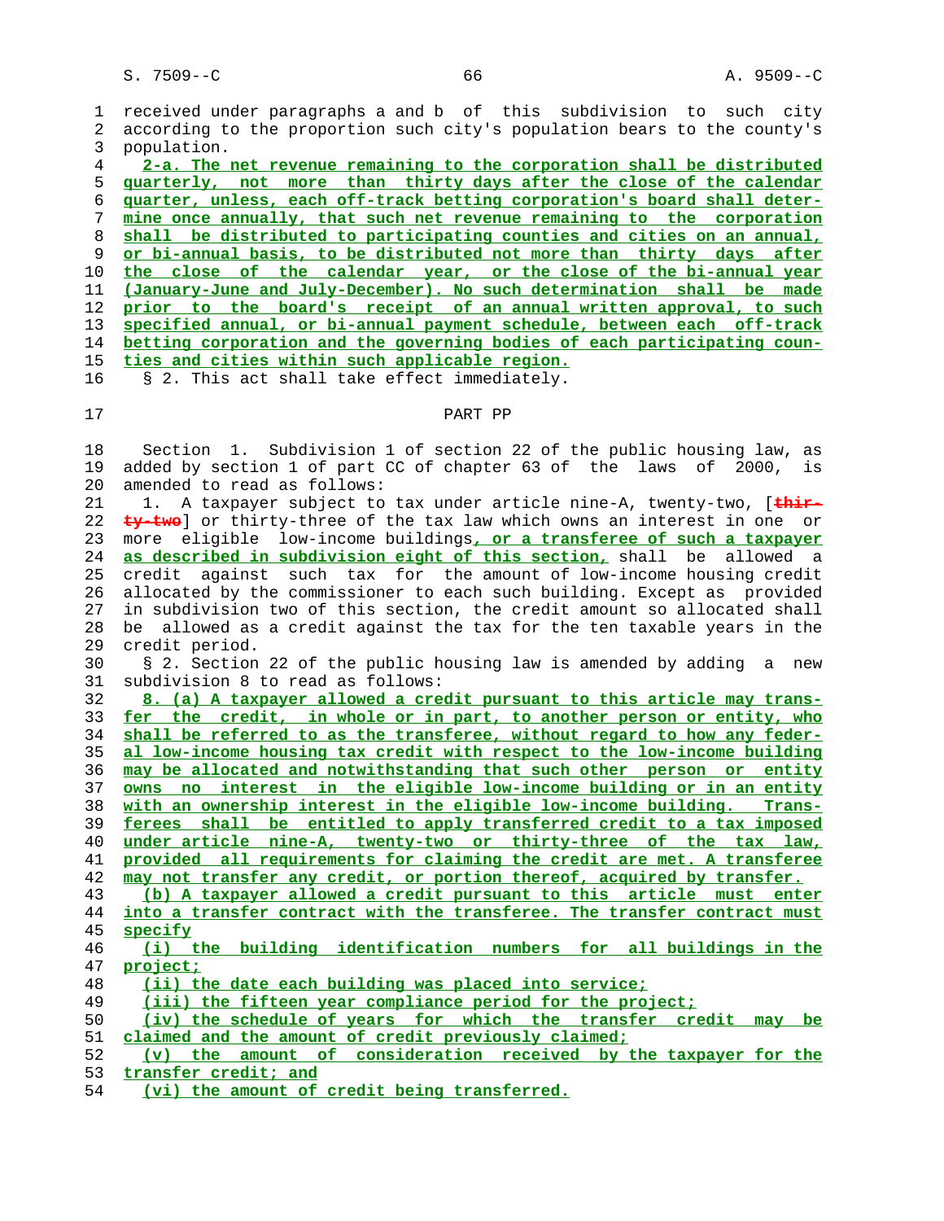received under paragraphs a and b of this subdivision to such city according to the proportion such city's population bears to the county's population.

2-a. The net revenue remaining to the corporation shall be distributed quarterly, not more than thirty days after the close of the calendar quarter, unless, each off-track betting corporation's board shall determine once annually, that such net revenue remaining to the corporation shall be distributed to participating counties and cities on an annual, or bi-annual basis, to be distributed not more than thirty days after the close of the calendar year, or the close of the bi-annual year (January-June and July-December). No such determination shall be made prior to the board's receipt of an annual written approval, to such specified annual, or bi-annual payment schedule, between each off-track betting corporation and the governing bodies of each participating counties and cities within such applicable region.

§ 2. This act shall take effect immediately.

## PART PP

Section 1. Subdivision 1 of section 22 of the public housing law, as added by section 1 of part CC of chapter 63 of the laws of 2000, is amended to read as follows:

1. A taxpayer subject to tax under article nine-A, twenty-two, [thirty-two] or thirty-three of the tax law which owns an interest in one or more eligible low-income buildings, or a transferee of such a taxpayer as described in subdivision eight of this section, shall be allowed a credit against such tax for the amount of low-income housing credit allocated by the commissioner to each such building. Except as provided in subdivision two of this section, the credit amount so allocated shall be allowed as a credit against the tax for the ten taxable years in the credit period.

§ 2. Section 22 of the public housing law is amended by adding a new subdivision 8 to read as follows:

8. (a) A taxpayer allowed a credit pursuant to this article may transfer the credit, in whole or in part, to another person or entity, who shall be referred to as the transferee, without regard to how any federal low-income housing tax credit with respect to the low-income building may be allocated and notwithstanding that such other person or entity owns no interest in the eligible low-income building or in an entity with an ownership interest in the eligible low-income building. Transferees shall be entitled to apply transferred credit to a tax imposed under article nine-A, twenty-two or thirty-three of the tax law, provided all requirements for claiming the credit are met. A transferee may not transfer any credit, or portion thereof, acquired by transfer.

(b) A taxpayer allowed a credit pursuant to this article must enter into a transfer contract with the transferee. The transfer contract must specify

(i) the building identification numbers for all buildings in the project;

(ii) the date each building was placed into service;

(iii) the fifteen year compliance period for the project;

(iv) the schedule of years for which the transfer credit may be claimed and the amount of credit previously claimed;

(v) the amount of consideration received by the taxpayer for the transfer credit; and

(vi) the amount of credit being transferred.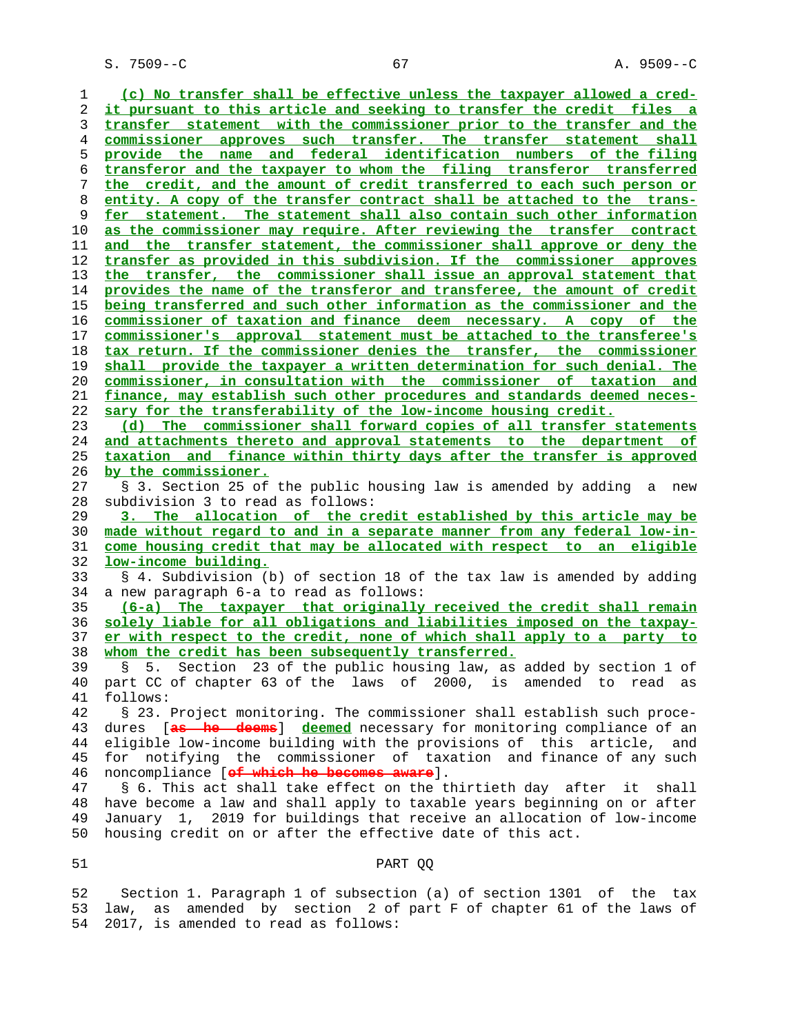(c) No transfer shall be effective unless the taxpayer allowed a credit pursuant to this article and seeking to transfer the credit files a transfer statement with the commissioner prior to the transfer and the commissioner approves such transfer. The transfer statement shall provide the name and federal identification numbers of the filing transferor and the taxpayer to whom the filing transferor transferred the credit, and the amount of credit transferred to each such person or entity. A copy of the transfer contract shall be attached to the transfer statement. The statement shall also contain such other information as the commissioner may require. After reviewing the transfer contract and the transfer statement, the commissioner shall approve or deny the transfer as provided in this subdivision. If the commissioner approves the transfer, the commissioner shall issue an approval statement that provides the name of the transferor and transferee, the amount of credit being transferred and such other information as the commissioner and the commissioner of taxation and finance deem necessary. A copy of the commissioner's approval statement must be attached to the transferee's tax return. If the commissioner denies the transfer, the commissioner shall provide the taxpayer a written determination for such denial. The commissioner, in consultation with the commissioner of taxation and finance, may establish such other procedures and standards deemed necessary for the transferability of the low-income housing credit.

(d) The commissioner shall forward copies of all transfer statements and attachments thereto and approval statements to the department of taxation and finance within thirty days after the transfer is approved by the commissioner.

§ 3. Section 25 of the public housing law is amended by adding a new subdivision 3 to read as follows:

3. The allocation of the credit established by this article may be made without regard to and in a separate manner from any federal low-income housing credit that may be allocated with respect to an eligible low-income building.

§ 4. Subdivision (b) of section 18 of the tax law is amended by adding a new paragraph 6-a to read as follows:

(6-a) The taxpayer that originally received the credit shall remain solely liable for all obligations and liabilities imposed on the taxpayer with respect to the credit, none of which shall apply to a party to whom the credit has been subsequently transferred.

§ 5. Section 23 of the public housing law, as added by section 1 of part CC of chapter 63 of the laws of 2000, is amended to read as follows:

§ 23. Project monitoring. The commissioner shall establish such procedures [as he deems] deemed necessary for monitoring compliance of an eligible low-income building with the provisions of this article, and for notifying the commissioner of taxation and finance of any such noncompliance [of which he becomes aware].

§ 6. This act shall take effect on the thirtieth day after it shall have become a law and shall apply to taxable years beginning on or after January 1, 2019 for buildings that receive an allocation of low-income housing credit on or after the effective date of this act.

PART QQ

Section 1. Paragraph 1 of subsection (a) of section 1301 of the tax law, as amended by section 2 of part F of chapter 61 of the laws of 2017, is amended to read as follows: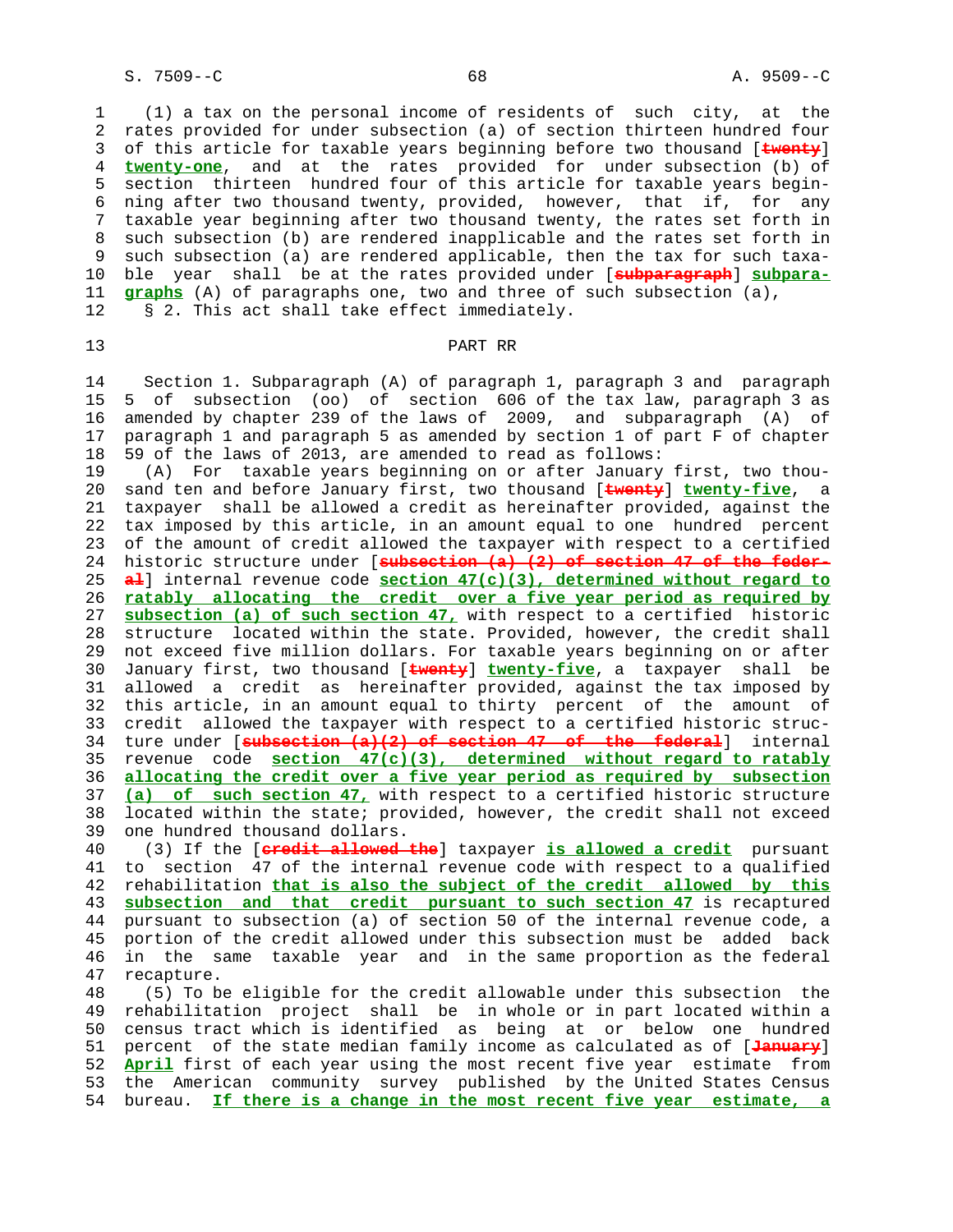(1) a tax on the personal income of residents of such city, at the rates provided for under subsection (a) of section thirteen hundred four of this article for taxable years beginning before two thousand [~~twenty~~] **twenty-one**, and at the rates provided for under subsection (b) of section thirteen hundred four of this article for taxable years beginning after two thousand twenty, provided, however, that if, for any taxable year beginning after two thousand twenty, the rates set forth in such subsection (b) are rendered inapplicable and the rates set forth in such subsection (a) are rendered applicable, then the tax for such taxable year shall be at the rates provided under [~~subparagraph~~] **subparagraphs** (A) of paragraphs one, two and three of such subsection (a),

§ 2. This act shall take effect immediately.

## PART RR

Section 1. Subparagraph (A) of paragraph 1, paragraph 3 and paragraph 5 of subsection (oo) of section 606 of the tax law, paragraph 3 as amended by chapter 239 of the laws of 2009, and subparagraph (A) of paragraph 1 and paragraph 5 as amended by section 1 of part F of chapter 59 of the laws of 2013, are amended to read as follows:

(A) For taxable years beginning on or after January first, two thousand ten and before January first, two thousand [~~twenty~~] **twenty-five**, a taxpayer shall be allowed a credit as hereinafter provided, against the tax imposed by this article, in an amount equal to one hundred percent of the amount of credit allowed the taxpayer with respect to a certified historic structure under [~~subsection (a) (2) of section 47 of the federal~~] internal revenue code **section 47(c)(3), determined without regard to ratably allocating the credit over a five year period as required by subsection (a) of such section 47,** with respect to a certified historic structure located within the state. Provided, however, the credit shall not exceed five million dollars. For taxable years beginning on or after January first, two thousand [~~twenty~~] **twenty-five**, a taxpayer shall be allowed a credit as hereinafter provided, against the tax imposed by this article, in an amount equal to thirty percent of the amount of credit allowed the taxpayer with respect to a certified historic structure under [~~subsection (a)(2) of section 47 of the federal~~] internal revenue code **section 47(c)(3), determined without regard to ratably allocating the credit over a five year period as required by subsection (a) of such section 47,** with respect to a certified historic structure located within the state; provided, however, the credit shall not exceed one hundred thousand dollars.

(3) If the [~~credit allowed the~~] taxpayer **is allowed a credit** pursuant to section 47 of the internal revenue code with respect to a qualified rehabilitation **that is also the subject of the credit allowed by this subsection and that credit pursuant to such section 47** is recaptured pursuant to subsection (a) of section 50 of the internal revenue code, a portion of the credit allowed under this subsection must be added back in the same taxable year and in the same proportion as the federal recapture.

(5) To be eligible for the credit allowable under this subsection the rehabilitation project shall be in whole or in part located within a census tract which is identified as being at or below one hundred percent of the state median family income as calculated as of [~~January~~] **April** first of each year using the most recent five year estimate from the American community survey published by the United States Census bureau. **If there is a change in the most recent five year estimate, a**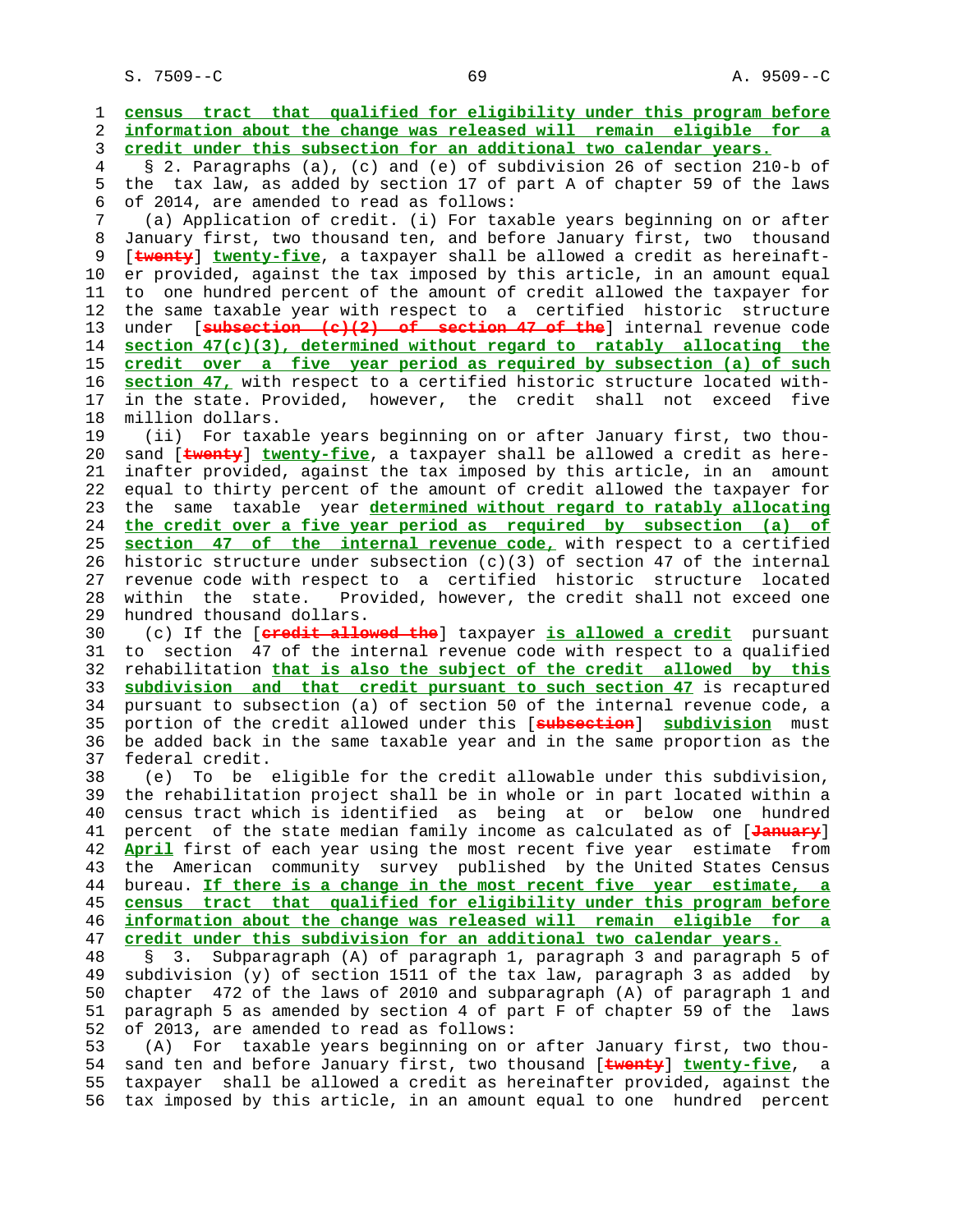census tract that qualified for eligibility under this program before information about the change was released will remain eligible for a credit under this subsection for an additional two calendar years.

§ 2. Paragraphs (a), (c) and (e) of subdivision 26 of section 210-b of the tax law, as added by section 17 of part A of chapter 59 of the laws of 2014, are amended to read as follows:

(a) Application of credit. (i) For taxable years beginning on or after January first, two thousand ten, and before January first, two thousand [twenty] twenty-five, a taxpayer shall be allowed a credit as hereinafter provided, against the tax imposed by this article, in an amount equal to one hundred percent of the amount of credit allowed the taxpayer for the same taxable year with respect to a certified historic structure under [subsection (c)(2) of section 47 of the] internal revenue code section 47(c)(3), determined without regard to ratably allocating the credit over a five year period as required by subsection (a) of such section 47, with respect to a certified historic structure located within the state. Provided, however, the credit shall not exceed five million dollars.

(ii) For taxable years beginning on or after January first, two thousand [twenty] twenty-five, a taxpayer shall be allowed a credit as hereinafter provided, against the tax imposed by this article, in an amount equal to thirty percent of the amount of credit allowed the taxpayer for the same taxable year determined without regard to ratably allocating the credit over a five year period as required by subsection (a) of section 47 of the internal revenue code, with respect to a certified historic structure under subsection (c)(3) of section 47 of the internal revenue code with respect to a certified historic structure located within the state. Provided, however, the credit shall not exceed one hundred thousand dollars.

(c) If the [credit allowed the] taxpayer is allowed a credit pursuant to section 47 of the internal revenue code with respect to a qualified rehabilitation that is also the subject of the credit allowed by this subdivision and that credit pursuant to such section 47 is recaptured pursuant to subsection (a) of section 50 of the internal revenue code, a portion of the credit allowed under this [subsection] subdivision must be added back in the same taxable year and in the same proportion as the federal credit.

(e) To be eligible for the credit allowable under this subdivision, the rehabilitation project shall be in whole or in part located within a census tract which is identified as being at or below one hundred percent of the state median family income as calculated as of [January] April first of each year using the most recent five year estimate from the American community survey published by the United States Census bureau. If there is a change in the most recent five year estimate, a census tract that qualified for eligibility under this program before information about the change was released will remain eligible for a credit under this subdivision for an additional two calendar years.

§ 3. Subparagraph (A) of paragraph 1, paragraph 3 and paragraph 5 of subdivision (y) of section 1511 of the tax law, paragraph 3 as added by chapter 472 of the laws of 2010 and subparagraph (A) of paragraph 1 and paragraph 5 as amended by section 4 of part F of chapter 59 of the laws of 2013, are amended to read as follows:

(A) For taxable years beginning on or after January first, two thousand ten and before January first, two thousand [twenty] twenty-five, a taxpayer shall be allowed a credit as hereinafter provided, against the tax imposed by this article, in an amount equal to one hundred percent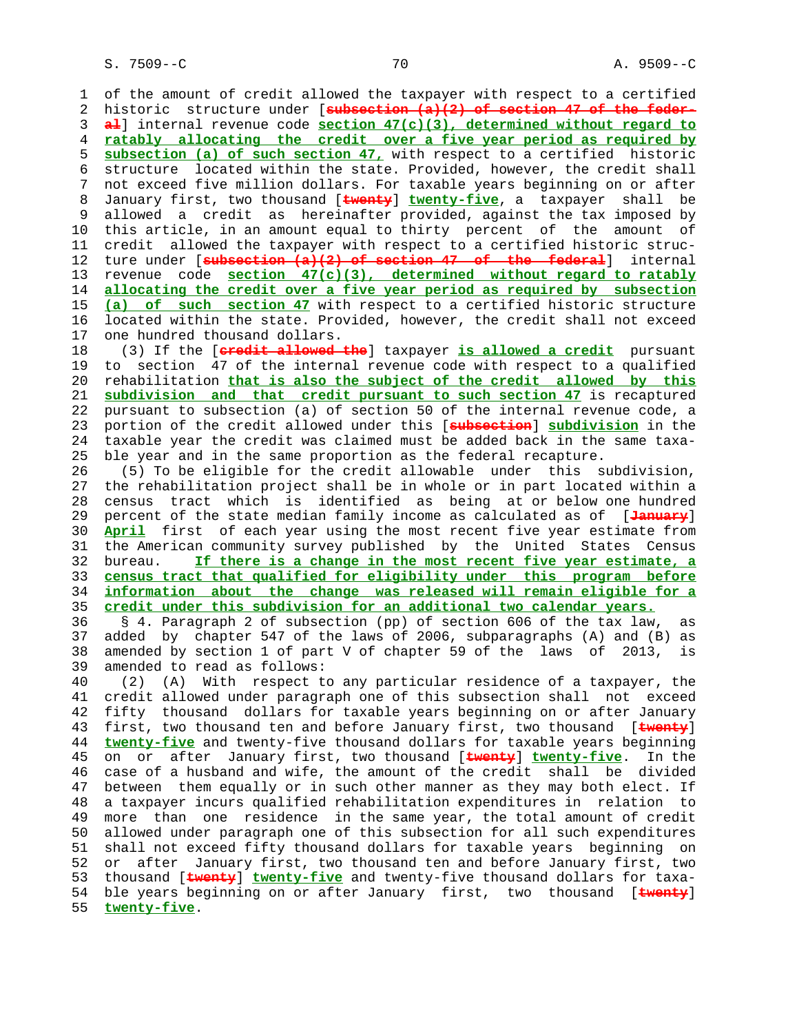of the amount of credit allowed the taxpayer with respect to a certified historic structure under [~~subsection (a)(2) of section 47 of the federal~~] internal revenue code **section 47(c)(3), determined without regard to ratably allocating the credit over a five year period as required by subsection (a) of such section 47,** with respect to a certified historic structure located within the state. Provided, however, the credit shall not exceed five million dollars. For taxable years beginning on or after January first, two thousand [~~twenty~~] **twenty-five**, a taxpayer shall be allowed a credit as hereinafter provided, against the tax imposed by this article, in an amount equal to thirty percent of the amount of credit allowed the taxpayer with respect to a certified historic structure under [~~subsection (a)(2) of section 47 of the federal~~] internal revenue code **section 47(c)(3), determined without regard to ratably allocating the credit over a five year period as required by subsection (a) of such section 47** with respect to a certified historic structure located within the state. Provided, however, the credit shall not exceed one hundred thousand dollars.

(3) If the [~~credit allowed the~~] taxpayer **is allowed a credit** pursuant to section 47 of the internal revenue code with respect to a qualified rehabilitation **that is also the subject of the credit allowed by this subdivision and that credit pursuant to such section 47** is recaptured pursuant to subsection (a) of section 50 of the internal revenue code, a portion of the credit allowed under this [~~subsection~~] **subdivision** in the taxable year the credit was claimed must be added back in the same taxable year and in the same proportion as the federal recapture.

(5) To be eligible for the credit allowable under this subdivision, the rehabilitation project shall be in whole or in part located within a census tract which is identified as being at or below one hundred percent of the state median family income as calculated as of [~~January~~] **April** first of each year using the most recent five year estimate from the American community survey published by the United States Census bureau. **If there is a change in the most recent five year estimate, a census tract that qualified for eligibility under this program before information about the change was released will remain eligible for a credit under this subdivision for an additional two calendar years.**

§ 4. Paragraph 2 of subsection (pp) of section 606 of the tax law, as added by chapter 547 of the laws of 2006, subparagraphs (A) and (B) as amended by section 1 of part V of chapter 59 of the laws of 2013, is amended to read as follows:

(2) (A) With respect to any particular residence of a taxpayer, the credit allowed under paragraph one of this subsection shall not exceed fifty thousand dollars for taxable years beginning on or after January first, two thousand ten and before January first, two thousand [~~twenty~~] **twenty-five** and twenty-five thousand dollars for taxable years beginning on or after January first, two thousand [~~twenty~~] **twenty-five**. In the case of a husband and wife, the amount of the credit shall be divided between them equally or in such other manner as they may both elect. If a taxpayer incurs qualified rehabilitation expenditures in relation to more than one residence in the same year, the total amount of credit allowed under paragraph one of this subsection for all such expenditures shall not exceed fifty thousand dollars for taxable years beginning on or after January first, two thousand ten and before January first, two thousand [~~twenty~~] **twenty-five** and twenty-five thousand dollars for taxable years beginning on or after January first, two thousand [~~twenty~~] **twenty-five**.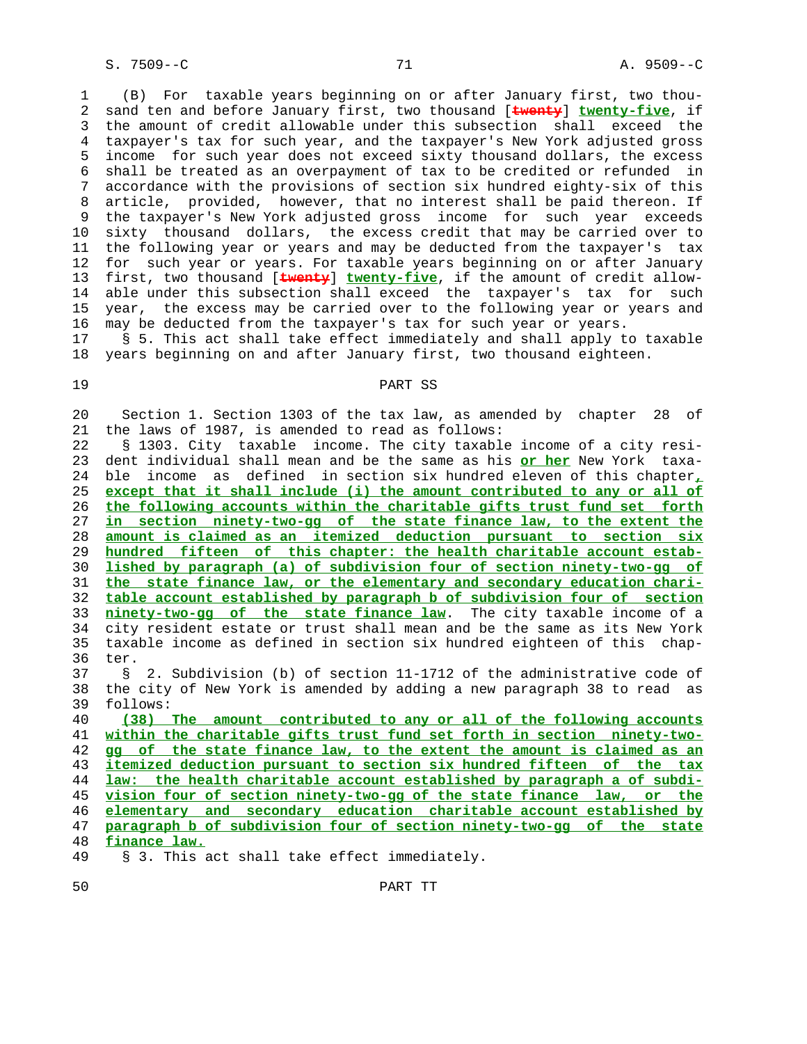(B) For taxable years beginning on or after January first, two thousand ten and before January first, two thousand [~~twenty~~] **twenty-five**, if the amount of credit allowable under this subsection shall exceed the taxpayer's tax for such year, and the taxpayer's New York adjusted gross income for such year does not exceed sixty thousand dollars, the excess shall be treated as an overpayment of tax to be credited or refunded in accordance with the provisions of section six hundred eighty-six of this article, provided, however, that no interest shall be paid thereon. If the taxpayer's New York adjusted gross income for such year exceeds sixty thousand dollars, the excess credit that may be carried over to the following year or years and may be deducted from the taxpayer's tax for such year or years. For taxable years beginning on or after January first, two thousand [~~twenty~~] **twenty-five**, if the amount of credit allowable under this subsection shall exceed the taxpayer's tax for such year, the excess may be carried over to the following year or years and may be deducted from the taxpayer's tax for such year or years.

§ 5. This act shall take effect immediately and shall apply to taxable years beginning on and after January first, two thousand eighteen.

PART SS

Section 1. Section 1303 of the tax law, as amended by chapter 28 of the laws of 1987, is amended to read as follows:

§ 1303. City taxable income. The city taxable income of a city resident individual shall mean and be the same as his **or her** New York taxable income as defined in section six hundred eleven of this chapter**, except that it shall include (i) the amount contributed to any or all of the following accounts within the charitable gifts trust fund set forth in section ninety-two-gg of the state finance law, to the extent the amount is claimed as an itemized deduction pursuant to section six hundred fifteen of this chapter: the health charitable account established by paragraph (a) of subdivision four of section ninety-two-gg of the state finance law, or the elementary and secondary education charitable account established by paragraph b of subdivision four of section ninety-two-gg of the state finance law**. The city taxable income of a city resident estate or trust shall mean and be the same as its New York taxable income as defined in section six hundred eighteen of this chapter.

§ 2. Subdivision (b) of section 11-1712 of the administrative code of the city of New York is amended by adding a new paragraph 38 to read as follows:

**(38) The amount contributed to any or all of the following accounts within the charitable gifts trust fund set forth in section ninety-two-gg of the state finance law, to the extent the amount is claimed as an itemized deduction pursuant to section six hundred fifteen of the tax law: the health charitable account established by paragraph a of subdivision four of section ninety-two-gg of the state finance law, or the elementary and secondary education charitable account established by paragraph b of subdivision four of section ninety-two-gg of the state finance law.**

§ 3. This act shall take effect immediately.

PART TT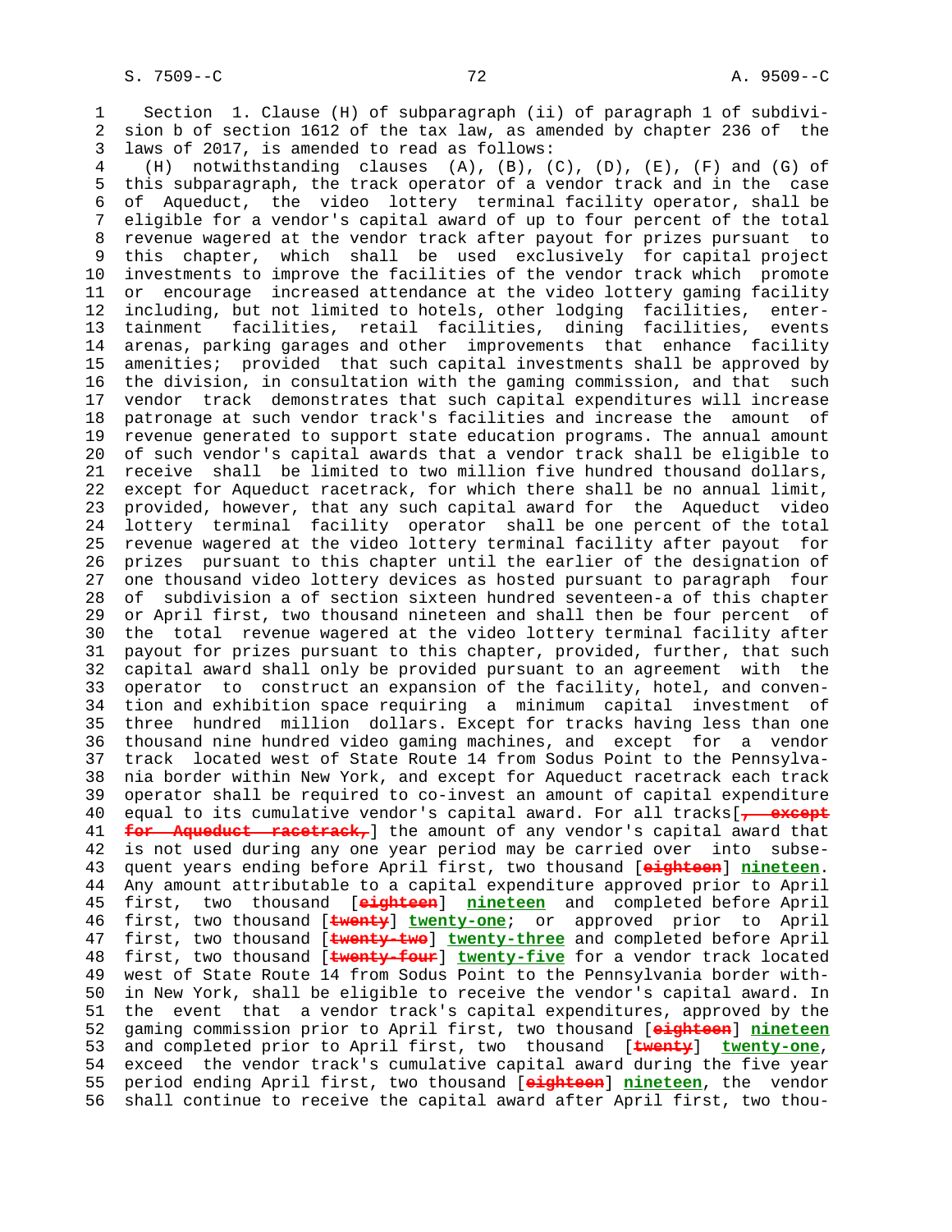Section 1. Clause (H) of subparagraph (ii) of paragraph 1 of subdivision b of section 1612 of the tax law, as amended by chapter 236 of the laws of 2017, is amended to read as follows:

(H) notwithstanding clauses (A), (B), (C), (D), (E), (F) and (G) of this subparagraph, the track operator of a vendor track and in the case of Aqueduct, the video lottery terminal facility operator, shall be eligible for a vendor's capital award of up to four percent of the total revenue wagered at the vendor track after payout for prizes pursuant to this chapter, which shall be used exclusively for capital project investments to improve the facilities of the vendor track which promote or encourage increased attendance at the video lottery gaming facility including, but not limited to hotels, other lodging facilities, entertainment facilities, retail facilities, dining facilities, events arenas, parking garages and other improvements that enhance facility amenities; provided that such capital investments shall be approved by the division, in consultation with the gaming commission, and that such vendor track demonstrates that such capital expenditures will increase patronage at such vendor track's facilities and increase the amount of revenue generated to support state education programs. The annual amount of such vendor's capital awards that a vendor track shall be eligible to receive shall be limited to two million five hundred thousand dollars, except for Aqueduct racetrack, for which there shall be no annual limit, provided, however, that any such capital award for the Aqueduct video lottery terminal facility operator shall be one percent of the total revenue wagered at the video lottery terminal facility after payout for prizes pursuant to this chapter until the earlier of the designation of one thousand video lottery devices as hosted pursuant to paragraph four of subdivision a of section sixteen hundred seventeen-a of this chapter or April first, two thousand nineteen and shall then be four percent of the total revenue wagered at the video lottery terminal facility after payout for prizes pursuant to this chapter, provided, further, that such capital award shall only be provided pursuant to an agreement with the operator to construct an expansion of the facility, hotel, and convention and exhibition space requiring a minimum capital investment of three hundred million dollars. Except for tracks having less than one thousand nine hundred video gaming machines, and except for a vendor track located west of State Route 14 from Sodus Point to the Pennsylvania border within New York, and except for Aqueduct racetrack each track operator shall be required to co-invest an amount of capital expenditure equal to its cumulative vendor's capital award. For all tracks[~~, except for Aqueduct racetrack,~~] the amount of any vendor's capital award that is not used during any one year period may be carried over into subsequent years ending before April first, two thousand [~~eighteen~~] **nineteen**. Any amount attributable to a capital expenditure approved prior to April first, two thousand [~~eighteen~~] **nineteen** and completed before April first, two thousand [~~twenty~~] **twenty-one**; or approved prior to April first, two thousand [~~twenty-two~~] **twenty-three** and completed before April first, two thousand [~~twenty-four~~] **twenty-five** for a vendor track located west of State Route 14 from Sodus Point to the Pennsylvania border within New York, shall be eligible to receive the vendor's capital award. In the event that a vendor track's capital expenditures, approved by the gaming commission prior to April first, two thousand [~~eighteen~~] **nineteen** and completed prior to April first, two thousand [~~twenty~~] **twenty-one**, exceed the vendor track's cumulative capital award during the five year period ending April first, two thousand [~~eighteen~~] **nineteen**, the vendor shall continue to receive the capital award after April first, two thou-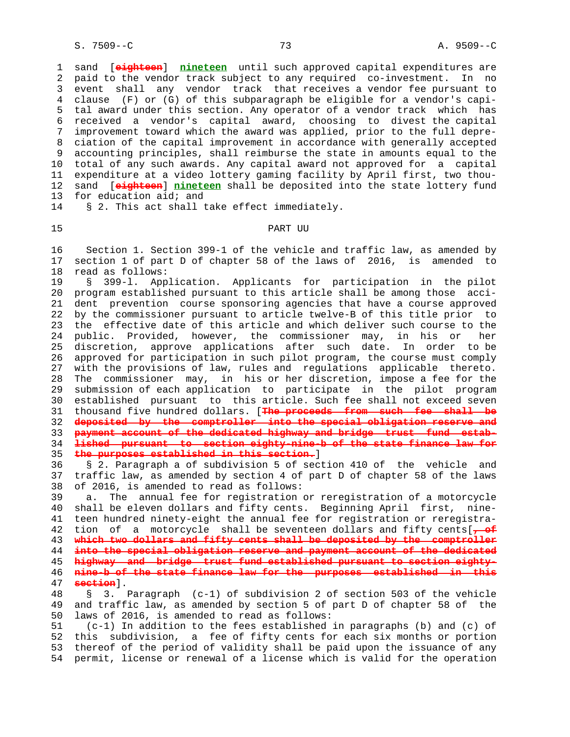sand [~~eighteen~~] **nineteen** until such approved capital expenditures are paid to the vendor track subject to any required co-investment. In no event shall any vendor track that receives a vendor fee pursuant to clause (F) or (G) of this subparagraph be eligible for a vendor's capital award under this section. Any operator of a vendor track which has received a vendor's capital award, choosing to divest the capital improvement toward which the award was applied, prior to the full depreciation of the capital improvement in accordance with generally accepted accounting principles, shall reimburse the state in amounts equal to the total of any such awards. Any capital award not approved for a capital expenditure at a video lottery gaming facility by April first, two thousand [~~eighteen~~] **nineteen** shall be deposited into the state lottery fund for education aid; and

§ 2. This act shall take effect immediately.

PART UU

Section 1. Section 399-l of the vehicle and traffic law, as amended by section 1 of part D of chapter 58 of the laws of 2016, is amended to read as follows:

§ 399-l. Application. Applicants for participation in the pilot program established pursuant to this article shall be among those accident prevention course sponsoring agencies that have a course approved by the commissioner pursuant to article twelve-B of this title prior to the effective date of this article and which deliver such course to the public. Provided, however, the commissioner may, in his or her discretion, approve applications after such date. In order to be approved for participation in such pilot program, the course must comply with the provisions of law, rules and regulations applicable thereto. The commissioner may, in his or her discretion, impose a fee for the submission of each application to participate in the pilot program established pursuant to this article. Such fee shall not exceed seven thousand five hundred dollars. [~~The proceeds from such fee shall be deposited by the comptroller into the special obligation reserve and payment account of the dedicated highway and bridge trust fund established pursuant to section eighty-nine-b of the state finance law for the purposes established in this section.~~]

§ 2. Paragraph a of subdivision 5 of section 410 of the vehicle and traffic law, as amended by section 4 of part D of chapter 58 of the laws of 2016, is amended to read as follows:

a. The annual fee for registration or reregistration of a motorcycle shall be eleven dollars and fifty cents. Beginning April first, nineteen hundred ninety-eight the annual fee for registration or reregistration of a motorcycle shall be seventeen dollars and fifty cents[~~, of which two dollars and fifty cents shall be deposited by the comptroller into the special obligation reserve and payment account of the dedicated highway and bridge trust fund established pursuant to section eighty-nine-b of the state finance law for the purposes established in this section~~].

§ 3. Paragraph (c-1) of subdivision 2 of section 503 of the vehicle and traffic law, as amended by section 5 of part D of chapter 58 of the laws of 2016, is amended to read as follows:

(c-1) In addition to the fees established in paragraphs (b) and (c) of this subdivision, a fee of fifty cents for each six months or portion thereof of the period of validity shall be paid upon the issuance of any permit, license or renewal of a license which is valid for the operation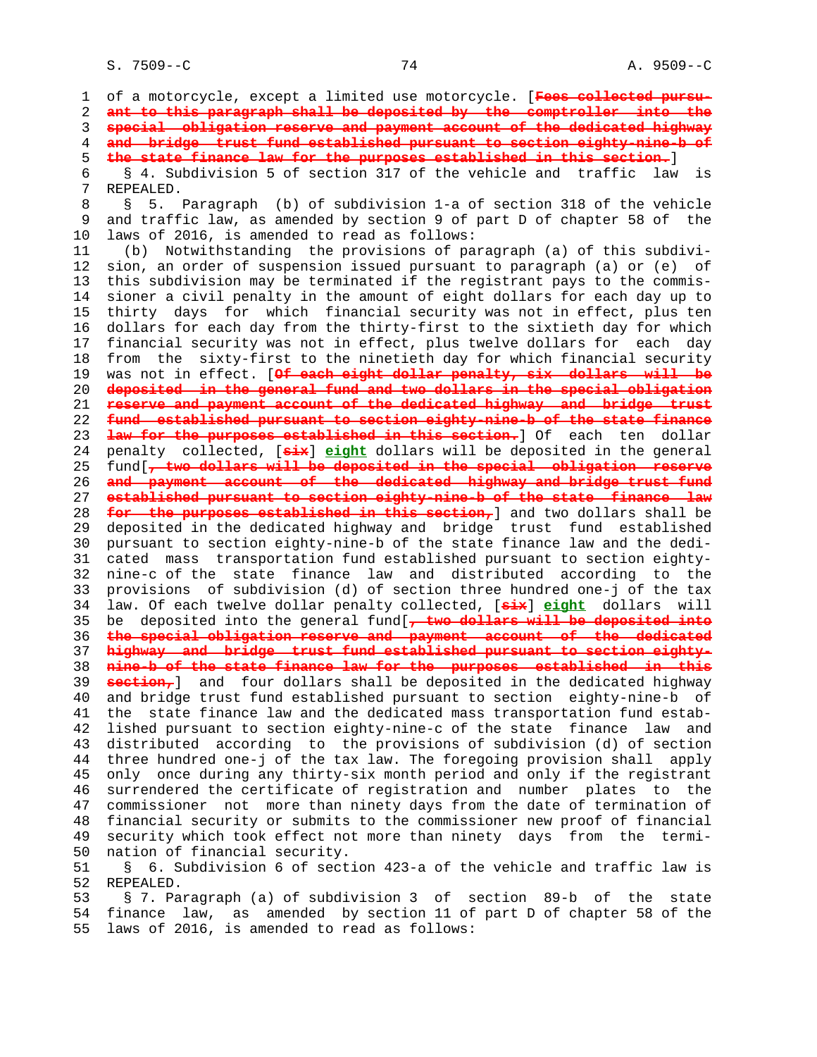of a motorcycle, except a limited use motorcycle. [~~Fees collected pursuant to this paragraph shall be deposited by the comptroller into the special obligation reserve and payment account of the dedicated highway and bridge trust fund established pursuant to section eighty-nine-b of the state finance law for the purposes established in this section.~~]

§ 4. Subdivision 5 of section 317 of the vehicle and traffic law is REPEALED.

§ 5. Paragraph (b) of subdivision 1-a of section 318 of the vehicle and traffic law, as amended by section 9 of part D of chapter 58 of the laws of 2016, is amended to read as follows:

(b) Notwithstanding the provisions of paragraph (a) of this subdivision, an order of suspension issued pursuant to paragraph (a) or (e) of this subdivision may be terminated if the registrant pays to the commissioner a civil penalty in the amount of eight dollars for each day up to thirty days for which financial security was not in effect, plus ten dollars for each day from the thirty-first to the sixtieth day for which financial security was not in effect, plus twelve dollars for each day from the sixty-first to the ninetieth day for which financial security was not in effect. [~~Of each eight dollar penalty, six dollars will be deposited in the general fund and two dollars in the special obligation reserve and payment account of the dedicated highway and bridge trust fund established pursuant to section eighty-nine-b of the state finance law for the purposes established in this section.~~] Of each ten dollar penalty collected, [~~six~~] **eight** dollars will be deposited in the general fund[~~, two dollars will be deposited in the special obligation reserve and payment account of the dedicated highway and bridge trust fund established pursuant to section eighty-nine-b of the state finance law for the purposes established in this section,~~] and two dollars shall be deposited in the dedicated highway and bridge trust fund established pursuant to section eighty-nine-b of the state finance law and the dedicated mass transportation fund established pursuant to section eighty-nine-c of the state finance law and distributed according to the provisions of subdivision (d) of section three hundred one-j of the tax law. Of each twelve dollar penalty collected, [~~six~~] **eight** dollars will be deposited into the general fund[~~, two dollars will be deposited into the special obligation reserve and payment account of the dedicated highway and bridge trust fund established pursuant to section eighty-nine-b of the state finance law for the purposes established in this section,~~] and four dollars shall be deposited in the dedicated highway and bridge trust fund established pursuant to section eighty-nine-b of the state finance law and the dedicated mass transportation fund established pursuant to section eighty-nine-c of the state finance law and distributed according to the provisions of subdivision (d) of section three hundred one-j of the tax law. The foregoing provision shall apply only once during any thirty-six month period and only if the registrant surrendered the certificate of registration and number plates to the commissioner not more than ninety days from the date of termination of financial security or submits to the commissioner new proof of financial security which took effect not more than ninety days from the termination of financial security.

§ 6. Subdivision 6 of section 423-a of the vehicle and traffic law is REPEALED.

§ 7. Paragraph (a) of subdivision 3 of section 89-b of the state finance law, as amended by section 11 of part D of chapter 58 of the laws of 2016, is amended to read as follows: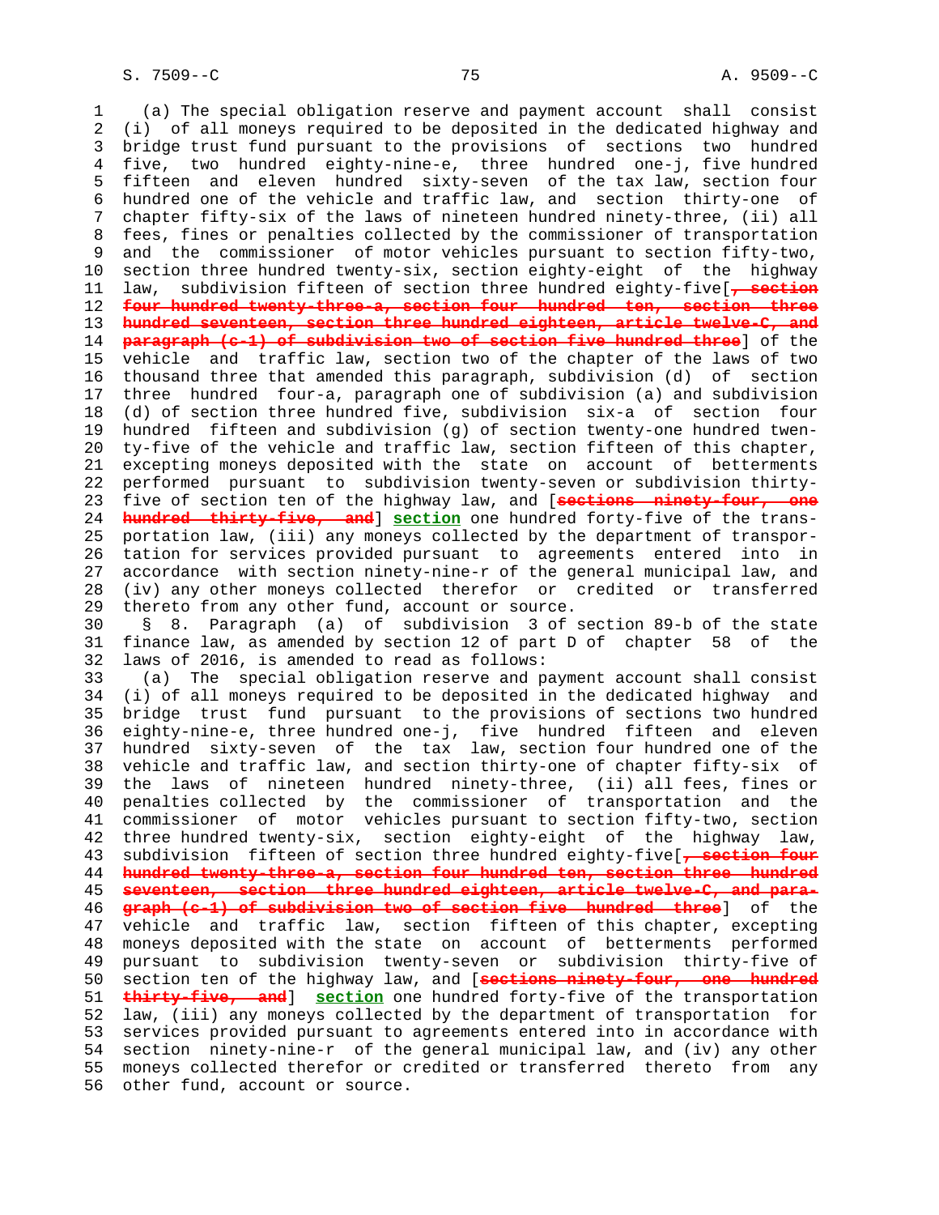(a) The special obligation reserve and payment account shall consist (i) of all moneys required to be deposited in the dedicated highway and bridge trust fund pursuant to the provisions of sections two hundred five, two hundred eighty-nine-e, three hundred one-j, five hundred fifteen and eleven hundred sixty-seven of the tax law, section four hundred one of the vehicle and traffic law, and section thirty-one of chapter fifty-six of the laws of nineteen hundred ninety-three, (ii) all fees, fines or penalties collected by the commissioner of transportation and the commissioner of motor vehicles pursuant to section fifty-two, section three hundred twenty-six, section eighty-eight of the highway law, subdivision fifteen of section three hundred eighty-five[~~, section four hundred twenty-three-a, section four hundred ten, section three hundred seventeen, section three hundred eighteen, article twelve-C, and paragraph (c-1) of subdivision two of section five hundred three~~] of the vehicle and traffic law, section two of the chapter of the laws of two thousand three that amended this paragraph, subdivision (d) of section three hundred four-a, paragraph one of subdivision (a) and subdivision (d) of section three hundred five, subdivision six-a of section four hundred fifteen and subdivision (g) of section twenty-one hundred twenty-five of the vehicle and traffic law, section fifteen of this chapter, excepting moneys deposited with the state on account of betterments performed pursuant to subdivision twenty-seven or subdivision thirty-five of section ten of the highway law, and [~~sections ninety-four, one hundred thirty-five, and~~] **section** one hundred forty-five of the transportation law, (iii) any moneys collected by the department of transportation for services provided pursuant to agreements entered into in accordance with section ninety-nine-r of the general municipal law, and (iv) any other moneys collected therefor or credited or transferred thereto from any other fund, account or source.

§ 8. Paragraph (a) of subdivision 3 of section 89-b of the state finance law, as amended by section 12 of part D of chapter 58 of the laws of 2016, is amended to read as follows:

(a) The special obligation reserve and payment account shall consist (i) of all moneys required to be deposited in the dedicated highway and bridge trust fund pursuant to the provisions of sections two hundred eighty-nine-e, three hundred one-j, five hundred fifteen and eleven hundred sixty-seven of the tax law, section four hundred one of the vehicle and traffic law, and section thirty-one of chapter fifty-six of the laws of nineteen hundred ninety-three, (ii) all fees, fines or penalties collected by the commissioner of transportation and the commissioner of motor vehicles pursuant to section fifty-two, section three hundred twenty-six, section eighty-eight of the highway law, subdivision fifteen of section three hundred eighty-five[~~, section four hundred twenty-three-a, section four hundred ten, section three hundred seventeen, section three hundred eighteen, article twelve-C, and paragraph (c-1) of subdivision two of section five hundred three~~] of the vehicle and traffic law, section fifteen of this chapter, excepting moneys deposited with the state on account of betterments performed pursuant to subdivision twenty-seven or subdivision thirty-five of section ten of the highway law, and [~~sections ninety-four, one hundred thirty-five, and~~] **section** one hundred forty-five of the transportation law, (iii) any moneys collected by the department of transportation for services provided pursuant to agreements entered into in accordance with section ninety-nine-r of the general municipal law, and (iv) any other moneys collected therefor or credited or transferred thereto from any other fund, account or source.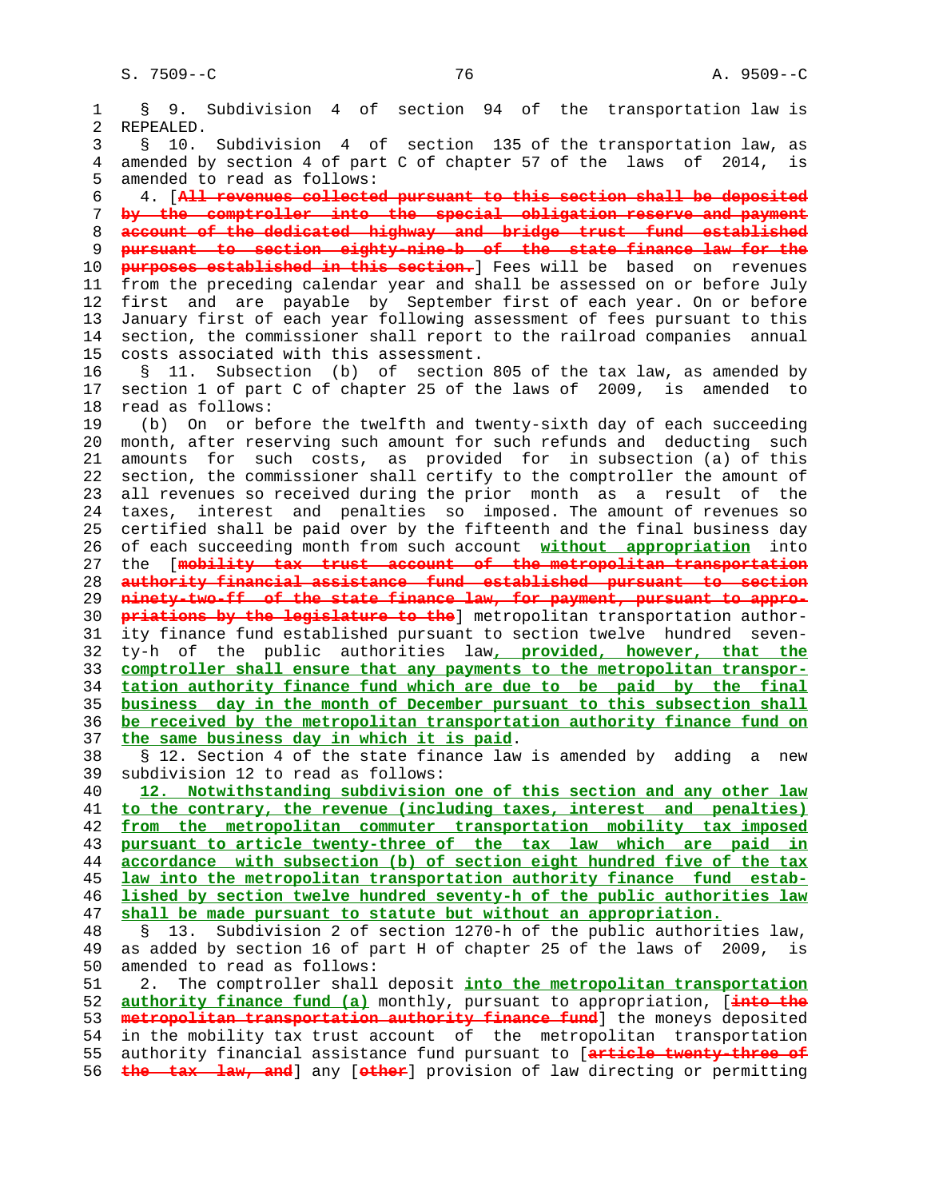§ 9. Subdivision 4 of section 94 of the transportation law is REPEALED.

§ 10. Subdivision 4 of section 135 of the transportation law, as amended by section 4 of part C of chapter 57 of the laws of 2014, is amended to read as follows:

4. [~~All revenues collected pursuant to this section shall be deposited by the comptroller into the special obligation reserve and payment account of the dedicated highway and bridge trust fund established pursuant to section eighty-nine-b of the state finance law for the purposes established in this section.~~] Fees will be based on revenues from the preceding calendar year and shall be assessed on or before July first and are payable by September first of each year. On or before January first of each year following assessment of fees pursuant to this section, the commissioner shall report to the railroad companies annual costs associated with this assessment.

§ 11. Subsection (b) of section 805 of the tax law, as amended by section 1 of part C of chapter 25 of the laws of 2009, is amended to read as follows:

(b) On or before the twelfth and twenty-sixth day of each succeeding month, after reserving such amount for such refunds and deducting such amounts for such costs, as provided for in subsection (a) of this section, the commissioner shall certify to the comptroller the amount of all revenues so received during the prior month as a result of the taxes, interest and penalties so imposed. The amount of revenues so certified shall be paid over by the fifteenth and the final business day of each succeeding month from such account <u>without appropriation</u> into the [~~mobility tax trust account of the metropolitan transportation authority financial assistance fund established pursuant to section ninety-two-ff of the state finance law, for payment, pursuant to appropriations by the legislature to the~~] metropolitan transportation authority finance fund established pursuant to section twelve hundred seventy-h of the public authorities law<u>, provided, however, that the comptroller shall ensure that any payments to the metropolitan transportation authority finance fund which are due to be paid by the final business day in the month of December pursuant to this subsection shall be received by the metropolitan transportation authority finance fund on the same business day in which it is paid</u>.

§ 12. Section 4 of the state finance law is amended by adding a new subdivision 12 to read as follows:

<u>12. Notwithstanding subdivision one of this section and any other law to the contrary, the revenue (including taxes, interest and penalties) from the metropolitan commuter transportation mobility tax imposed pursuant to article twenty-three of the tax law which are paid in accordance with subsection (b) of section eight hundred five of the tax law into the metropolitan transportation authority finance fund established by section twelve hundred seventy-h of the public authorities law shall be made pursuant to statute but without an appropriation.</u>

§ 13. Subdivision 2 of section 1270-h of the public authorities law, as added by section 16 of part H of chapter 25 of the laws of 2009, is amended to read as follows:

2. The comptroller shall deposit <u>into the metropolitan transportation authority finance fund (a)</u> monthly, pursuant to appropriation, [~~into the metropolitan transportation authority finance fund~~] the moneys deposited in the mobility tax trust account of the metropolitan transportation authority financial assistance fund pursuant to [~~article twenty-three of the tax law, and~~] any [~~other~~] provision of law directing or permitting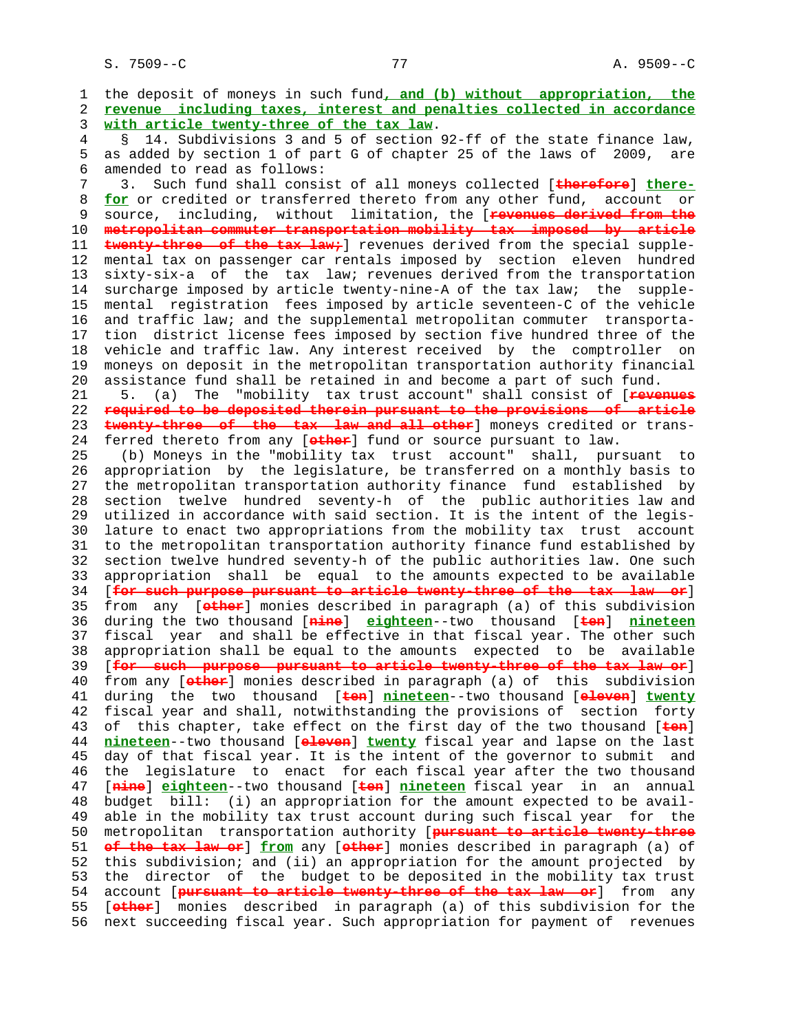the deposit of moneys in such fund, and (b) without appropriation, the revenue including taxes, interest and penalties collected in accordance with article twenty-three of the tax law.

§ 14. Subdivisions 3 and 5 of section 92-ff of the state finance law, as added by section 1 of part G of chapter 25 of the laws of 2009, are amended to read as follows:

3. Such fund shall consist of all moneys collected [therefore] therefor or credited or transferred thereto from any other fund, account or source, including, without limitation, the [revenues derived from the metropolitan commuter transportation mobility tax imposed by article twenty-three of the tax law;] revenues derived from the special supplemental tax on passenger car rentals imposed by section eleven hundred sixty-six-a of the tax law; revenues derived from the transportation surcharge imposed by article twenty-nine-A of the tax law; the supplemental registration fees imposed by article seventeen-C of the vehicle and traffic law; and the supplemental metropolitan commuter transportation district license fees imposed by section five hundred three of the vehicle and traffic law. Any interest received by the comptroller on moneys on deposit in the metropolitan transportation authority financial assistance fund shall be retained in and become a part of such fund.

5. (a) The "mobility tax trust account" shall consist of [revenues required to be deposited therein pursuant to the provisions of article twenty-three of the tax law and all other] moneys credited or transferred thereto from any [other] fund or source pursuant to law.

(b) Moneys in the "mobility tax trust account" shall, pursuant to appropriation by the legislature, be transferred on a monthly basis to the metropolitan transportation authority finance fund established by section twelve hundred seventy-h of the public authorities law and utilized in accordance with said section. It is the intent of the legislature to enact two appropriations from the mobility tax trust account to the metropolitan transportation authority finance fund established by section twelve hundred seventy-h of the public authorities law. One such appropriation shall be equal to the amounts expected to be available [for such purpose pursuant to article twenty-three of the tax law or] from any [other] monies described in paragraph (a) of this subdivision during the two thousand [nine] eighteen--two thousand [ten] nineteen fiscal year and shall be effective in that fiscal year. The other such appropriation shall be equal to the amounts expected to be available [for such purpose pursuant to article twenty-three of the tax law or] from any [other] monies described in paragraph (a) of this subdivision during the two thousand [ten] nineteen--two thousand [eleven] twenty fiscal year and shall, notwithstanding the provisions of section forty of this chapter, take effect on the first day of the two thousand [ten] nineteen--two thousand [eleven] twenty fiscal year and lapse on the last day of that fiscal year. It is the intent of the governor to submit and the legislature to enact for each fiscal year after the two thousand [nine] eighteen--two thousand [ten] nineteen fiscal year in an annual budget bill: (i) an appropriation for the amount expected to be available in the mobility tax trust account during such fiscal year for the metropolitan transportation authority [pursuant to article twenty-three of the tax law or] from any [other] monies described in paragraph (a) of this subdivision; and (ii) an appropriation for the amount projected by the director of the budget to be deposited in the mobility tax trust account [pursuant to article twenty-three of the tax law or] from any [other] monies described in paragraph (a) of this subdivision for the next succeeding fiscal year. Such appropriation for payment of revenues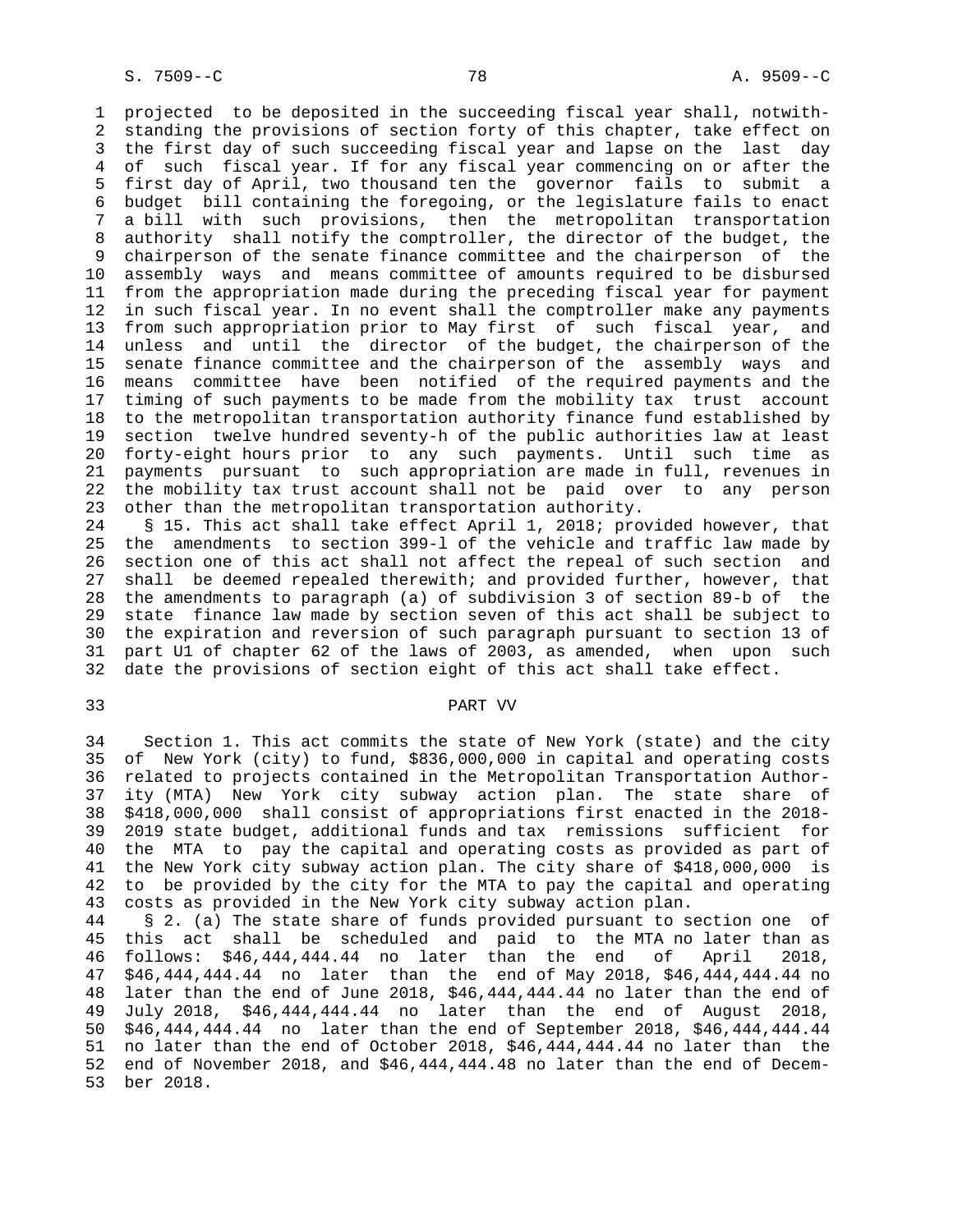projected to be deposited in the succeeding fiscal year shall, notwithstanding the provisions of section forty of this chapter, take effect on the first day of such succeeding fiscal year and lapse on the last day of such fiscal year. If for any fiscal year commencing on or after the first day of April, two thousand ten the governor fails to submit a budget bill containing the foregoing, or the legislature fails to enact a bill with such provisions, then the metropolitan transportation authority shall notify the comptroller, the director of the budget, the chairperson of the senate finance committee and the chairperson of the assembly ways and means committee of amounts required to be disbursed from the appropriation made during the preceding fiscal year for payment in such fiscal year. In no event shall the comptroller make any payments from such appropriation prior to May first of such fiscal year, and unless and until the director of the budget, the chairperson of the senate finance committee and the chairperson of the assembly ways and means committee have been notified of the required payments and the timing of such payments to be made from the mobility tax trust account to the metropolitan transportation authority finance fund established by section twelve hundred seventy-h of the public authorities law at least forty-eight hours prior to any such payments. Until such time as payments pursuant to such appropriation are made in full, revenues in the mobility tax trust account shall not be paid over to any person other than the metropolitan transportation authority.

§ 15. This act shall take effect April 1, 2018; provided however, that the amendments to section 399-l of the vehicle and traffic law made by section one of this act shall not affect the repeal of such section and shall be deemed repealed therewith; and provided further, however, that the amendments to paragraph (a) of subdivision 3 of section 89-b of the state finance law made by section seven of this act shall be subject to the expiration and reversion of such paragraph pursuant to section 13 of part U1 of chapter 62 of the laws of 2003, as amended, when upon such date the provisions of section eight of this act shall take effect.

## PART VV

Section 1. This act commits the state of New York (state) and the city of New York (city) to fund, $836,000,000 in capital and operating costs related to projects contained in the Metropolitan Transportation Authority (MTA) New York city subway action plan. The state share of $418,000,000 shall consist of appropriations first enacted in the 2018-2019 state budget, additional funds and tax remissions sufficient for the MTA to pay the capital and operating costs as provided as part of the New York city subway action plan. The city share of $418,000,000 is to be provided by the city for the MTA to pay the capital and operating costs as provided in the New York city subway action plan.

§ 2. (a) The state share of funds provided pursuant to section one of this act shall be scheduled and paid to the MTA no later than as follows: $46,444,444.44 no later than the end of April 2018, $46,444,444.44 no later than the end of May 2018, $46,444,444.44 no later than the end of June 2018, $46,444,444.44 no later than the end of July 2018, $46,444,444.44 no later than the end of August 2018, $46,444,444.44 no later than the end of September 2018, $46,444,444.44 no later than the end of October 2018, $46,444,444.44 no later than the end of November 2018, and $46,444,444.48 no later than the end of December 2018.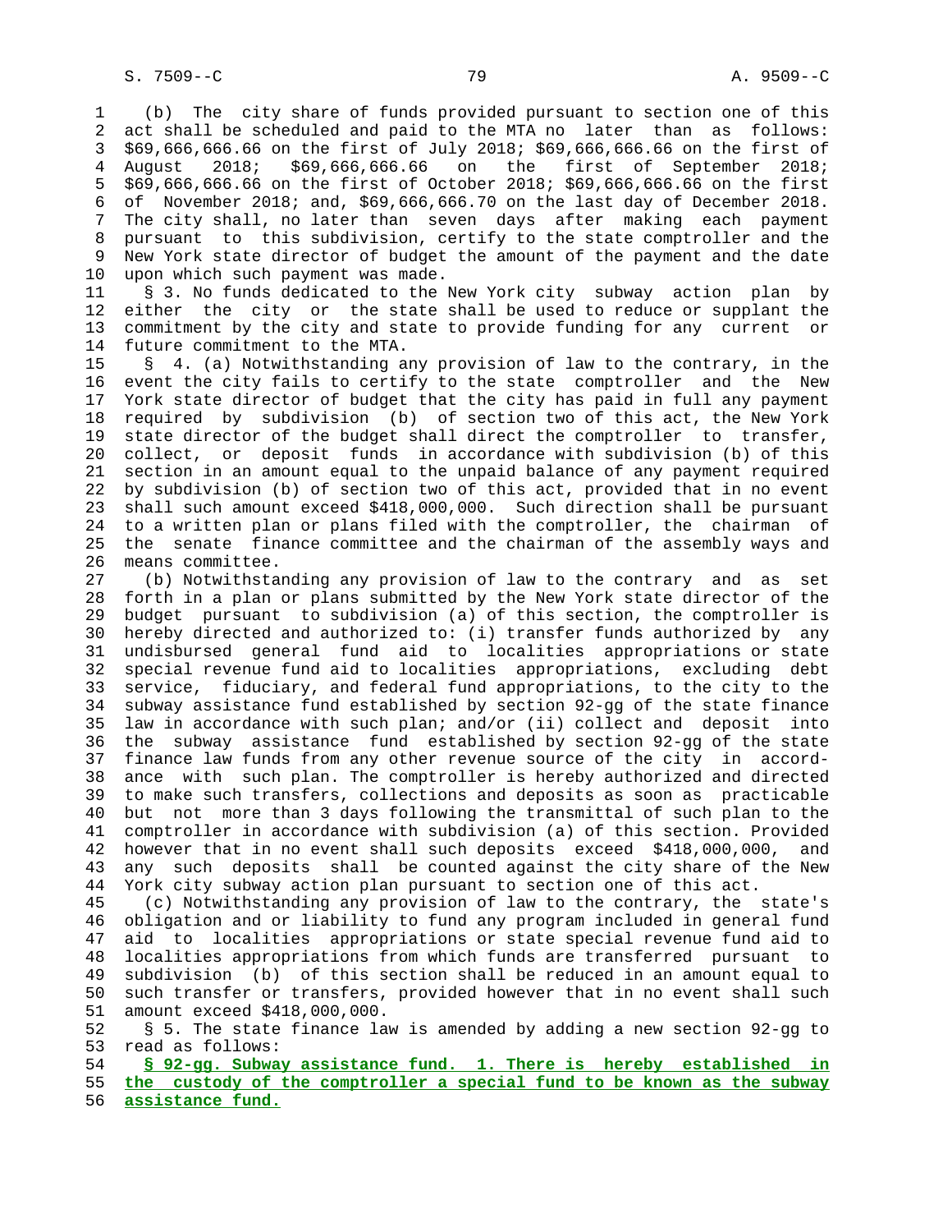(b) The city share of funds provided pursuant to section one of this act shall be scheduled and paid to the MTA no later than as follows: $69,666,666.66 on the first of July 2018; $69,666,666.66 on the first of August 2018; $69,666,666.66 on the first of September 2018; $69,666,666.66 on the first of October 2018; $69,666,666.66 on the first of November 2018; and, $69,666,666.70 on the last day of December 2018. The city shall, no later than seven days after making each payment pursuant to this subdivision, certify to the state comptroller and the New York state director of budget the amount of the payment and the date upon which such payment was made.

§ 3. No funds dedicated to the New York city subway action plan by either the city or the state shall be used to reduce or supplant the commitment by the city and state to provide funding for any current or future commitment to the MTA.

§ 4. (a) Notwithstanding any provision of law to the contrary, in the event the city fails to certify to the state comptroller and the New York state director of budget that the city has paid in full any payment required by subdivision (b) of section two of this act, the New York state director of the budget shall direct the comptroller to transfer, collect, or deposit funds in accordance with subdivision (b) of this section in an amount equal to the unpaid balance of any payment required by subdivision (b) of section two of this act, provided that in no event shall such amount exceed $418,000,000. Such direction shall be pursuant to a written plan or plans filed with the comptroller, the chairman of the senate finance committee and the chairman of the assembly ways and means committee.

(b) Notwithstanding any provision of law to the contrary and as set forth in a plan or plans submitted by the New York state director of the budget pursuant to subdivision (a) of this section, the comptroller is hereby directed and authorized to: (i) transfer funds authorized by any undisbursed general fund aid to localities appropriations or state special revenue fund aid to localities appropriations, excluding debt service, fiduciary, and federal fund appropriations, to the city to the subway assistance fund established by section 92-gg of the state finance law in accordance with such plan; and/or (ii) collect and deposit into the subway assistance fund established by section 92-gg of the state finance law funds from any other revenue source of the city in accordance with such plan. The comptroller is hereby authorized and directed to make such transfers, collections and deposits as soon as practicable but not more than 3 days following the transmittal of such plan to the comptroller in accordance with subdivision (a) of this section. Provided however that in no event shall such deposits exceed $418,000,000, and any such deposits shall be counted against the city share of the New York city subway action plan pursuant to section one of this act.

(c) Notwithstanding any provision of law to the contrary, the state's obligation and or liability to fund any program included in general fund aid to localities appropriations or state special revenue fund aid to localities appropriations from which funds are transferred pursuant to subdivision (b) of this section shall be reduced in an amount equal to such transfer or transfers, provided however that in no event shall such amount exceed $418,000,000.

§ 5. The state finance law is amended by adding a new section 92-gg to read as follows:

**§ 92-gg. Subway assistance fund. 1. There is hereby established in the custody of the comptroller a special fund to be known as the subway assistance fund.**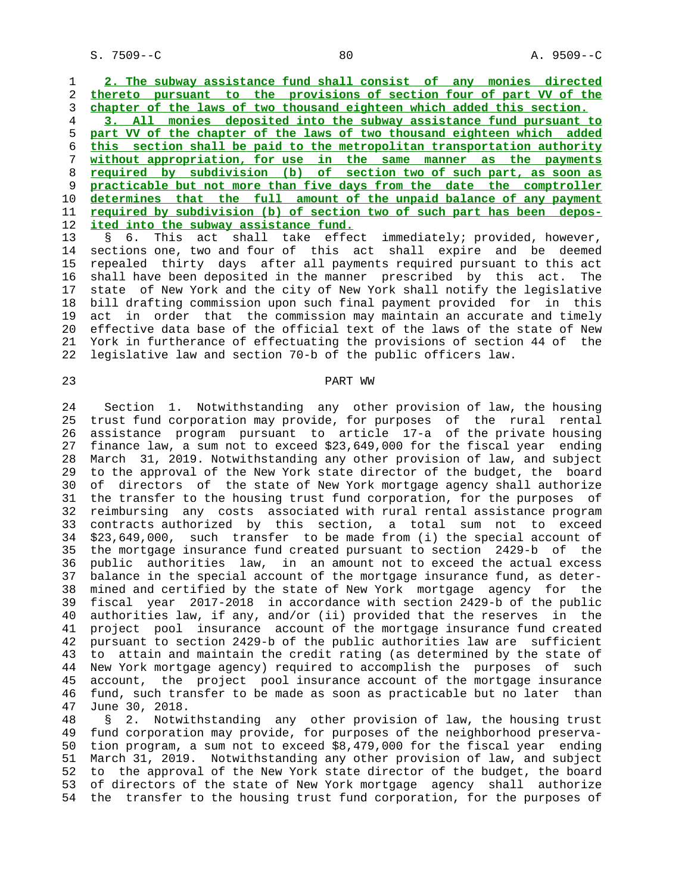2. The subway assistance fund shall consist of any monies directed thereto pursuant to the provisions of section four of part VV of the chapter of the laws of two thousand eighteen which added this section.

3. All monies deposited into the subway assistance fund pursuant to part VV of the chapter of the laws of two thousand eighteen which added this section shall be paid to the metropolitan transportation authority without appropriation, for use in the same manner as the payments required by subdivision (b) of section two of such part, as soon as practicable but not more than five days from the date the comptroller determines that the full amount of the unpaid balance of any payment required by subdivision (b) of section two of such part has been deposited into the subway assistance fund.

§ 6. This act shall take effect immediately; provided, however, sections one, two and four of this act shall expire and be deemed repealed thirty days after all payments required pursuant to this act shall have been deposited in the manner prescribed by this act. The state of New York and the city of New York shall notify the legislative bill drafting commission upon such final payment provided for in this act in order that the commission may maintain an accurate and timely effective data base of the official text of the laws of the state of New York in furtherance of effectuating the provisions of section 44 of the legislative law and section 70-b of the public officers law.

PART WW

Section 1. Notwithstanding any other provision of law, the housing trust fund corporation may provide, for purposes of the rural rental assistance program pursuant to article 17-a of the private housing finance law, a sum not to exceed $23,649,000 for the fiscal year ending March 31, 2019. Notwithstanding any other provision of law, and subject to the approval of the New York state director of the budget, the board of directors of the state of New York mortgage agency shall authorize the transfer to the housing trust fund corporation, for the purposes of reimbursing any costs associated with rural rental assistance program contracts authorized by this section, a total sum not to exceed $23,649,000, such transfer to be made from (i) the special account of the mortgage insurance fund created pursuant to section 2429-b of the public authorities law, in an amount not to exceed the actual excess balance in the special account of the mortgage insurance fund, as determined and certified by the state of New York mortgage agency for the fiscal year 2017-2018 in accordance with section 2429-b of the public authorities law, if any, and/or (ii) provided that the reserves in the project pool insurance account of the mortgage insurance fund created pursuant to section 2429-b of the public authorities law are sufficient to attain and maintain the credit rating (as determined by the state of New York mortgage agency) required to accomplish the purposes of such account, the project pool insurance account of the mortgage insurance fund, such transfer to be made as soon as practicable but no later than June 30, 2018.

§ 2. Notwithstanding any other provision of law, the housing trust fund corporation may provide, for purposes of the neighborhood preservation program, a sum not to exceed $8,479,000 for the fiscal year ending March 31, 2019. Notwithstanding any other provision of law, and subject to the approval of the New York state director of the budget, the board of directors of the state of New York mortgage agency shall authorize the transfer to the housing trust fund corporation, for the purposes of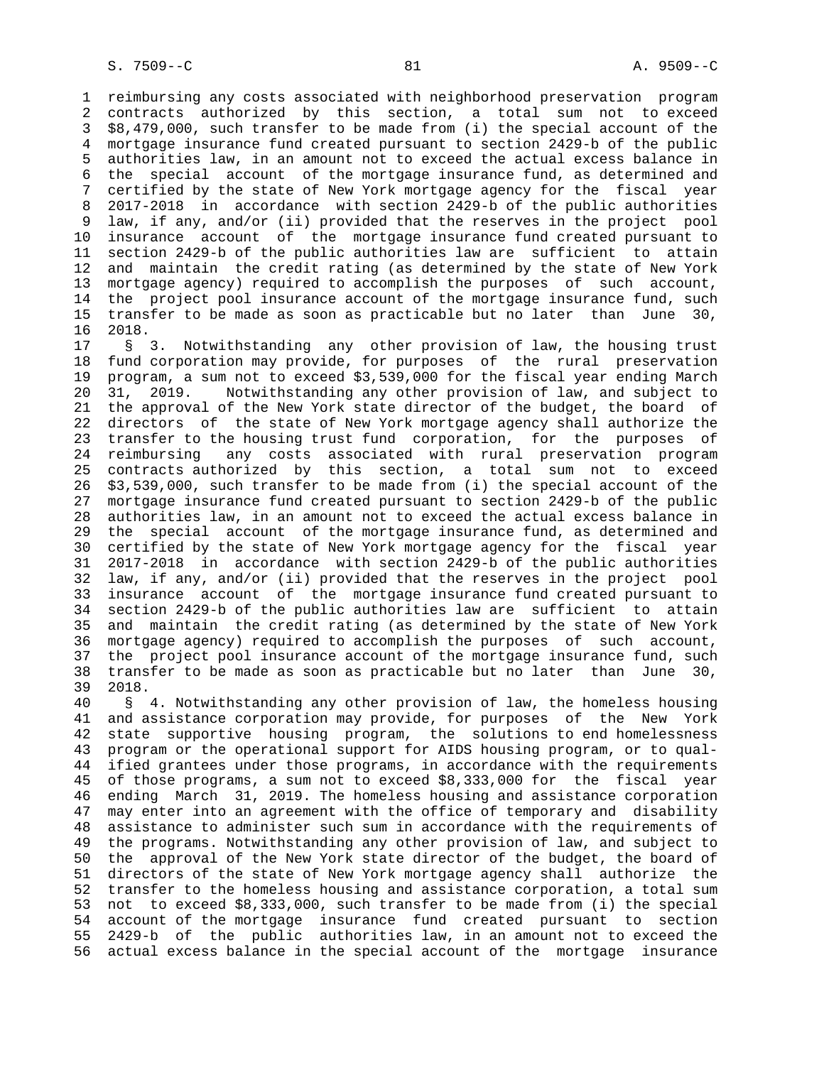reimbursing any costs associated with neighborhood preservation program contracts authorized by this section, a total sum not to exceed $8,479,000, such transfer to be made from (i) the special account of the mortgage insurance fund created pursuant to section 2429-b of the public authorities law, in an amount not to exceed the actual excess balance in the special account of the mortgage insurance fund, as determined and certified by the state of New York mortgage agency for the fiscal year 2017-2018 in accordance with section 2429-b of the public authorities law, if any, and/or (ii) provided that the reserves in the project pool insurance account of the mortgage insurance fund created pursuant to section 2429-b of the public authorities law are sufficient to attain and maintain the credit rating (as determined by the state of New York mortgage agency) required to accomplish the purposes of such account, the project pool insurance account of the mortgage insurance fund, such transfer to be made as soon as practicable but no later than June 30, 2018.

§ 3. Notwithstanding any other provision of law, the housing trust fund corporation may provide, for purposes of the rural preservation program, a sum not to exceed $3,539,000 for the fiscal year ending March 31, 2019. Notwithstanding any other provision of law, and subject to the approval of the New York state director of the budget, the board of directors of the state of New York mortgage agency shall authorize the transfer to the housing trust fund corporation, for the purposes of reimbursing any costs associated with rural preservation program contracts authorized by this section, a total sum not to exceed $3,539,000, such transfer to be made from (i) the special account of the mortgage insurance fund created pursuant to section 2429-b of the public authorities law, in an amount not to exceed the actual excess balance in the special account of the mortgage insurance fund, as determined and certified by the state of New York mortgage agency for the fiscal year 2017-2018 in accordance with section 2429-b of the public authorities law, if any, and/or (ii) provided that the reserves in the project pool insurance account of the mortgage insurance fund created pursuant to section 2429-b of the public authorities law are sufficient to attain and maintain the credit rating (as determined by the state of New York mortgage agency) required to accomplish the purposes of such account, the project pool insurance account of the mortgage insurance fund, such transfer to be made as soon as practicable but no later than June 30, 2018.

§ 4. Notwithstanding any other provision of law, the homeless housing and assistance corporation may provide, for purposes of the New York state supportive housing program, the solutions to end homelessness program or the operational support for AIDS housing program, or to qualified grantees under those programs, in accordance with the requirements of those programs, a sum not to exceed $8,333,000 for the fiscal year ending March 31, 2019. The homeless housing and assistance corporation may enter into an agreement with the office of temporary and disability assistance to administer such sum in accordance with the requirements of the programs. Notwithstanding any other provision of law, and subject to the approval of the New York state director of the budget, the board of directors of the state of New York mortgage agency shall authorize the transfer to the homeless housing and assistance corporation, a total sum not to exceed $8,333,000, such transfer to be made from (i) the special account of the mortgage insurance fund created pursuant to section 2429-b of the public authorities law, in an amount not to exceed the actual excess balance in the special account of the mortgage insurance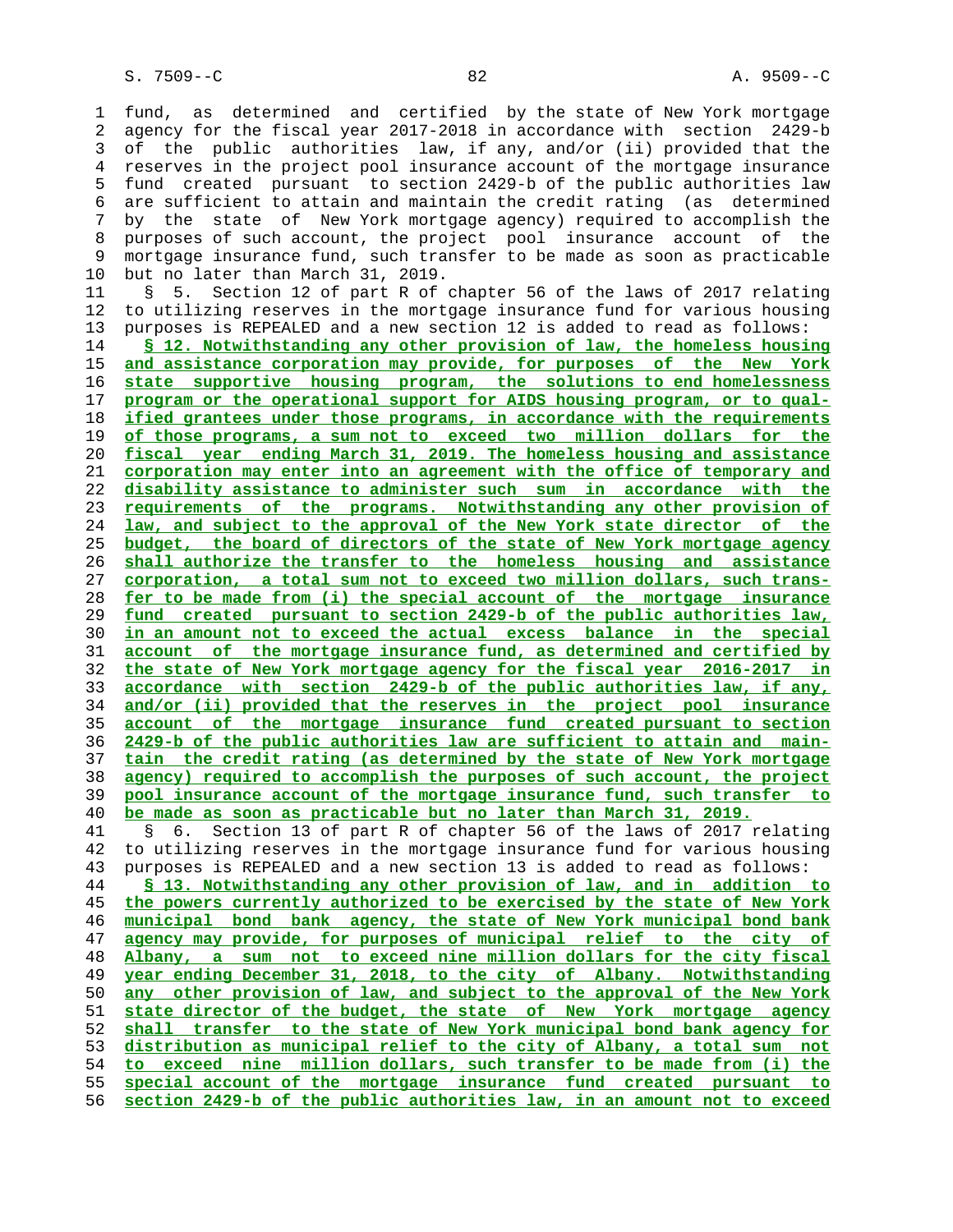fund, as determined and certified by the state of New York mortgage agency for the fiscal year 2017-2018 in accordance with section 2429-b of the public authorities law, if any, and/or (ii) provided that the reserves in the project pool insurance account of the mortgage insurance fund created pursuant to section 2429-b of the public authorities law are sufficient to attain and maintain the credit rating (as determined by the state of New York mortgage agency) required to accomplish the purposes of such account, the project pool insurance account of the mortgage insurance fund, such transfer to be made as soon as practicable but no later than March 31, 2019.

§ 5. Section 12 of part R of chapter 56 of the laws of 2017 relating to utilizing reserves in the mortgage insurance fund for various housing purposes is REPEALED and a new section 12 is added to read as follows:

**§ 12. Notwithstanding any other provision of law, the homeless housing and assistance corporation may provide, for purposes of the New York state supportive housing program, the solutions to end homelessness program or the operational support for AIDS housing program, or to qualified grantees under those programs, in accordance with the requirements of those programs, a sum not to exceed two million dollars for the fiscal year ending March 31, 2019. The homeless housing and assistance corporation may enter into an agreement with the office of temporary and disability assistance to administer such sum in accordance with the requirements of the programs. Notwithstanding any other provision of law, and subject to the approval of the New York state director of the budget, the board of directors of the state of New York mortgage agency shall authorize the transfer to the homeless housing and assistance corporation, a total sum not to exceed two million dollars, such transfer to be made from (i) the special account of the mortgage insurance fund created pursuant to section 2429-b of the public authorities law, in an amount not to exceed the actual excess balance in the special account of the mortgage insurance fund, as determined and certified by the state of New York mortgage agency for the fiscal year 2016-2017 in accordance with section 2429-b of the public authorities law, if any, and/or (ii) provided that the reserves in the project pool insurance account of the mortgage insurance fund created pursuant to section 2429-b of the public authorities law are sufficient to attain and maintain the credit rating (as determined by the state of New York mortgage agency) required to accomplish the purposes of such account, the project pool insurance account of the mortgage insurance fund, such transfer to be made as soon as practicable but no later than March 31, 2019.**

§ 6. Section 13 of part R of chapter 56 of the laws of 2017 relating to utilizing reserves in the mortgage insurance fund for various housing purposes is REPEALED and a new section 13 is added to read as follows:

**§ 13. Notwithstanding any other provision of law, and in addition to the powers currently authorized to be exercised by the state of New York municipal bond bank agency, the state of New York municipal bond bank agency may provide, for purposes of municipal relief to the city of Albany, a sum not to exceed nine million dollars for the city fiscal year ending December 31, 2018, to the city of Albany. Notwithstanding any other provision of law, and subject to the approval of the New York state director of the budget, the state of New York mortgage agency shall transfer to the state of New York municipal bond bank agency for distribution as municipal relief to the city of Albany, a total sum not to exceed nine million dollars, such transfer to be made from (i) the special account of the mortgage insurance fund created pursuant to section 2429-b of the public authorities law, in an amount not to exceed**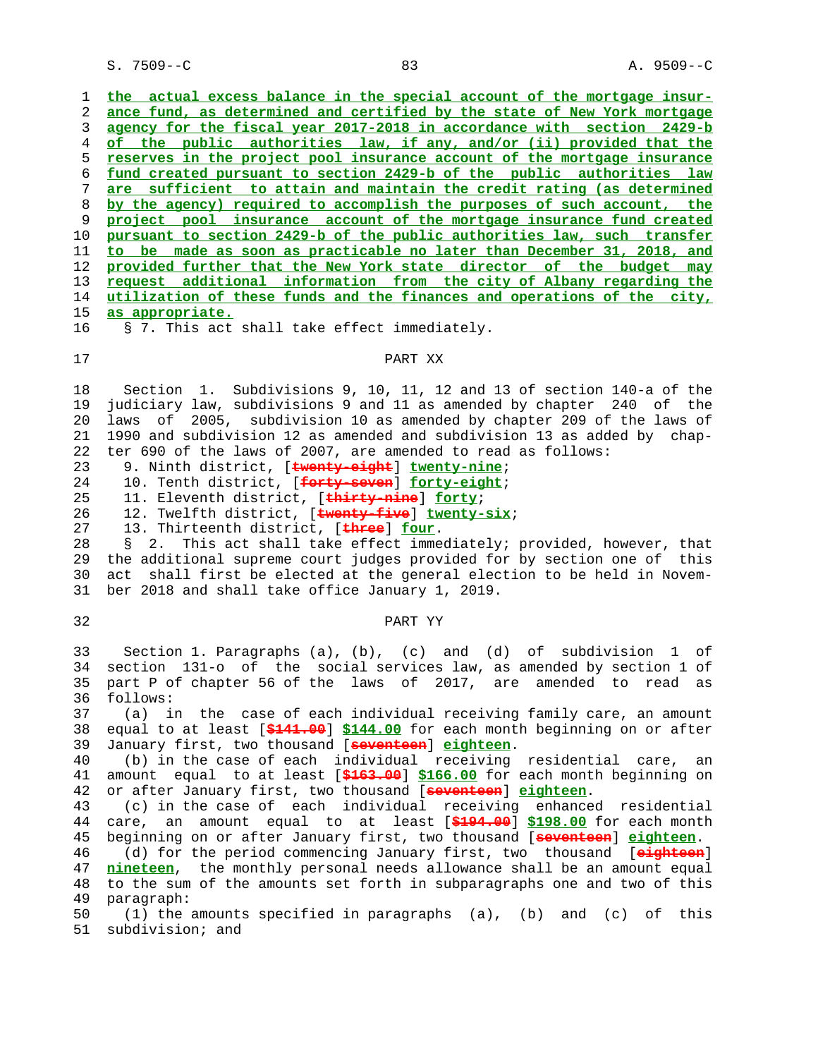the actual excess balance in the special account of the mortgage insurance fund, as determined and certified by the state of New York mortgage agency for the fiscal year 2017-2018 in accordance with section 2429-b of the public authorities law, if any, and/or (ii) provided that the reserves in the project pool insurance account of the mortgage insurance fund created pursuant to section 2429-b of the public authorities law are sufficient to attain and maintain the credit rating (as determined by the agency) required to accomplish the purposes of such account, the project pool insurance account of the mortgage insurance fund created pursuant to section 2429-b of the public authorities law, such transfer to be made as soon as practicable no later than December 31, 2018, and provided further that the New York state director of the budget may request additional information from the city of Albany regarding the utilization of these funds and the finances and operations of the city, as appropriate.

§ 7. This act shall take effect immediately.

## PART XX

Section 1. Subdivisions 9, 10, 11, 12 and 13 of section 140-a of the judiciary law, subdivisions 9 and 11 as amended by chapter 240 of the laws of 2005, subdivision 10 as amended by chapter 209 of the laws of 1990 and subdivision 12 as amended and subdivision 13 as added by chapter 690 of the laws of 2007, are amended to read as follows:

9. Ninth district, [~~twenty-eight~~] **twenty-nine**;

10. Tenth district, [~~forty-seven~~] **forty-eight**;

11. Eleventh district, [~~thirty-nine~~] **forty**;

12. Twelfth district, [~~twenty-five~~] **twenty-six**;

13. Thirteenth district, [~~three~~] **four**.

§ 2. This act shall take effect immediately; provided, however, that the additional supreme court judges provided for by section one of this act shall first be elected at the general election to be held in November 2018 and shall take office January 1, 2019.

## PART YY

Section 1. Paragraphs (a), (b), (c) and (d) of subdivision 1 of section 131-o of the social services law, as amended by section 1 of part P of chapter 56 of the laws of 2017, are amended to read as follows:

(a) in the case of each individual receiving family care, an amount equal to at least [~~$141.00~~] **$144.00** for each month beginning on or after January first, two thousand [~~seventeen~~] **eighteen**.

(b) in the case of each individual receiving residential care, an amount equal to at least [~~$163.00~~] **$166.00** for each month beginning on or after January first, two thousand [~~seventeen~~] **eighteen**.

(c) in the case of each individual receiving enhanced residential care, an amount equal to at least [~~$194.00~~] **$198.00** for each month beginning on or after January first, two thousand [~~seventeen~~] **eighteen**.

(d) for the period commencing January first, two thousand [~~eighteen~~] **nineteen**, the monthly personal needs allowance shall be an amount equal to the sum of the amounts set forth in subparagraphs one and two of this paragraph:

(1) the amounts specified in paragraphs (a), (b) and (c) of this subdivision; and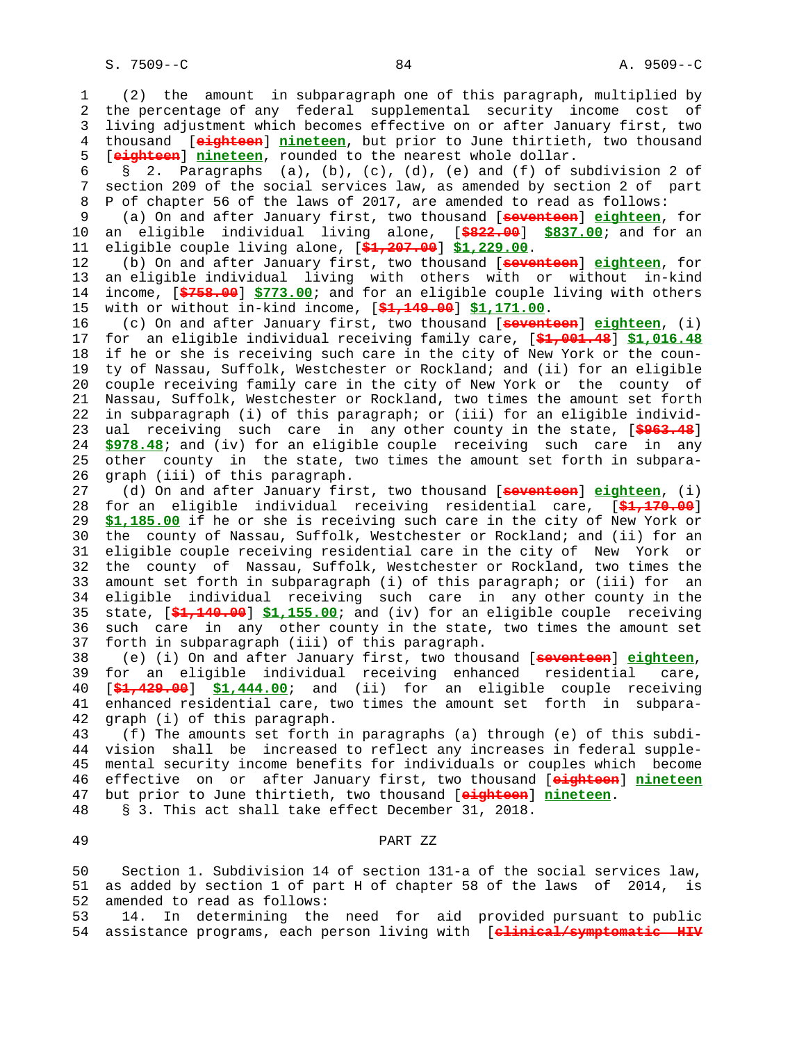(2) the amount in subparagraph one of this paragraph, multiplied by the percentage of any federal supplemental security income cost of living adjustment which becomes effective on or after January first, two thousand [~~eighteen~~] **nineteen**, but prior to June thirtieth, two thousand [~~eighteen~~] **nineteen**, rounded to the nearest whole dollar.

§ 2. Paragraphs (a), (b), (c), (d), (e) and (f) of subdivision 2 of section 209 of the social services law, as amended by section 2 of part P of chapter 56 of the laws of 2017, are amended to read as follows:

(a) On and after January first, two thousand [~~seventeen~~] **eighteen**, for an eligible individual living alone, [~~$822.00~~] **$837.00**; and for an eligible couple living alone, [~~$1,207.00~~] **$1,229.00**.

(b) On and after January first, two thousand [~~seventeen~~] **eighteen**, for an eligible individual living with others with or without in-kind income, [~~$758.00~~] **$773.00**; and for an eligible couple living with others with or without in-kind income, [~~$1,149.00~~] **$1,171.00**.

(c) On and after January first, two thousand [~~seventeen~~] **eighteen**, (i) for an eligible individual receiving family care, [~~$1,001.48~~] **$1,016.48** if he or she is receiving such care in the city of New York or the county of Nassau, Suffolk, Westchester or Rockland; and (ii) for an eligible couple receiving family care in the city of New York or the county of Nassau, Suffolk, Westchester or Rockland, two times the amount set forth in subparagraph (i) of this paragraph; or (iii) for an eligible individual receiving such care in any other county in the state, [~~$963.48~~] **$978.48**; and (iv) for an eligible couple receiving such care in any other county in the state, two times the amount set forth in subparagraph (iii) of this paragraph.

(d) On and after January first, two thousand [~~seventeen~~] **eighteen**, (i) for an eligible individual receiving residential care, [~~$1,170.00~~] **$1,185.00** if he or she is receiving such care in the city of New York or the county of Nassau, Suffolk, Westchester or Rockland; and (ii) for an eligible couple receiving residential care in the city of New York or the county of Nassau, Suffolk, Westchester or Rockland, two times the amount set forth in subparagraph (i) of this paragraph; or (iii) for an eligible individual receiving such care in any other county in the state, [~~$1,140.00~~] **$1,155.00**; and (iv) for an eligible couple receiving such care in any other county in the state, two times the amount set forth in subparagraph (iii) of this paragraph.

(e) (i) On and after January first, two thousand [~~seventeen~~] **eighteen**, for an eligible individual receiving enhanced residential care, [~~$1,429.00~~] **$1,444.00**; and (ii) for an eligible couple receiving enhanced residential care, two times the amount set forth in subparagraph (i) of this paragraph.

(f) The amounts set forth in paragraphs (a) through (e) of this subdivision shall be increased to reflect any increases in federal supplemental security income benefits for individuals or couples which become effective on or after January first, two thousand [~~eighteen~~] **nineteen** but prior to June thirtieth, two thousand [~~eighteen~~] **nineteen**.

§ 3. This act shall take effect December 31, 2018.

## PART ZZ

Section 1. Subdivision 14 of section 131-a of the social services law, as added by section 1 of part H of chapter 58 of the laws of 2014, is amended to read as follows:

14. In determining the need for aid provided pursuant to public assistance programs, each person living with [~~clinical/symptomatic HIV~~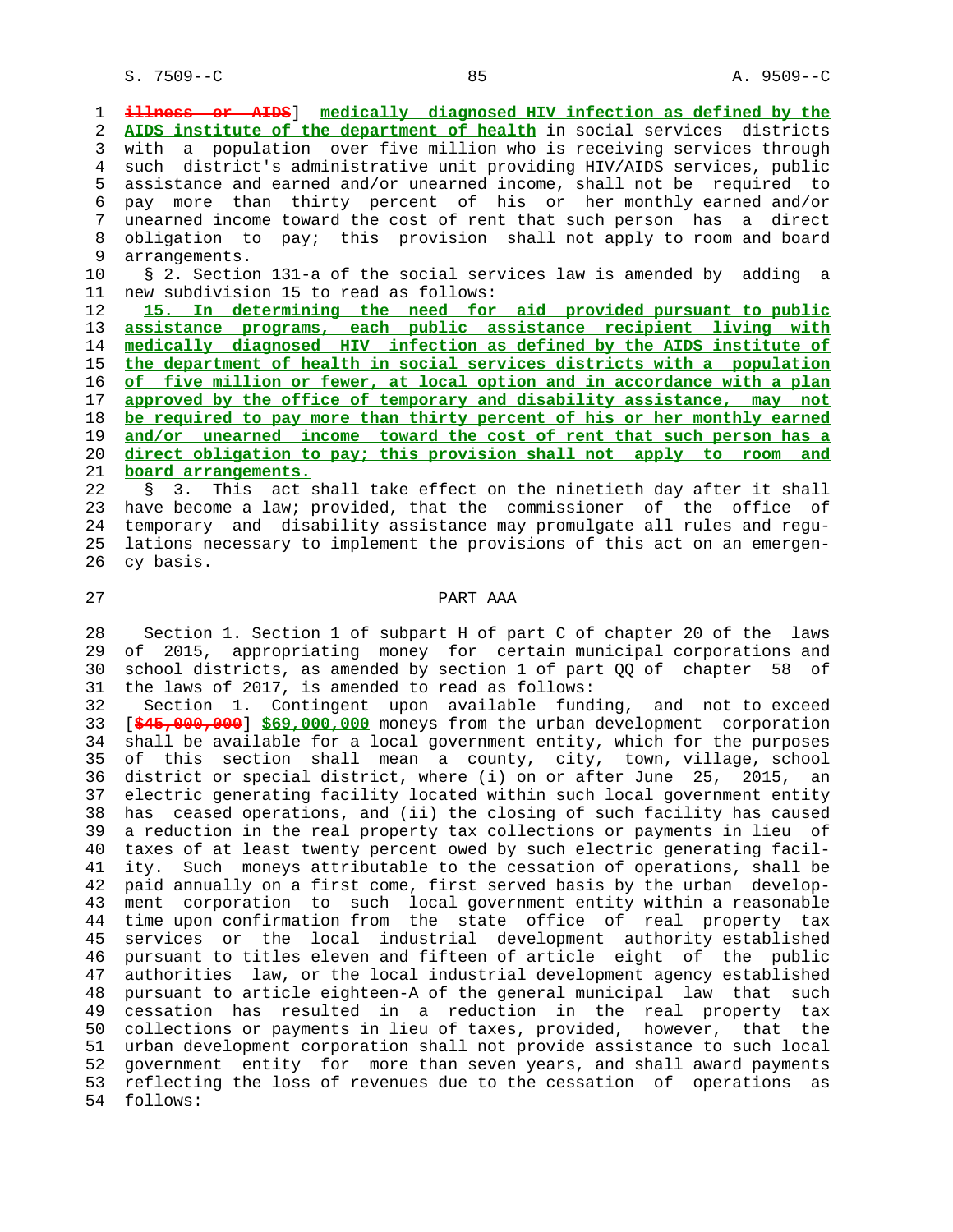[~~illness or AIDS~~] **medically diagnosed HIV infection as defined by the AIDS institute of the department of health** in social services districts with a population over five million who is receiving services through such district's administrative unit providing HIV/AIDS services, public assistance and earned and/or unearned income, shall not be required to pay more than thirty percent of his or her monthly earned and/or unearned income toward the cost of rent that such person has a direct obligation to pay; this provision shall not apply to room and board arrangements.

§ 2. Section 131-a of the social services law is amended by adding a new subdivision 15 to read as follows:

**15. In determining the need for aid provided pursuant to public assistance programs, each public assistance recipient living with medically diagnosed HIV infection as defined by the AIDS institute of the department of health in social services districts with a population of five million or fewer, at local option and in accordance with a plan approved by the office of temporary and disability assistance, may not be required to pay more than thirty percent of his or her monthly earned and/or unearned income toward the cost of rent that such person has a direct obligation to pay; this provision shall not apply to room and board arrangements.**

§ 3. This act shall take effect on the ninetieth day after it shall have become a law; provided, that the commissioner of the office of temporary and disability assistance may promulgate all rules and regulations necessary to implement the provisions of this act on an emergency basis.

PART AAA

Section 1. Section 1 of subpart H of part C of chapter 20 of the laws of 2015, appropriating money for certain municipal corporations and school districts, as amended by section 1 of part QQ of chapter 58 of the laws of 2017, is amended to read as follows:

Section 1. Contingent upon available funding, and not to exceed [~~$45,000,000~~] **$69,000,000** moneys from the urban development corporation shall be available for a local government entity, which for the purposes of this section shall mean a county, city, town, village, school district or special district, where (i) on or after June 25, 2015, an electric generating facility located within such local government entity has ceased operations, and (ii) the closing of such facility has caused a reduction in the real property tax collections or payments in lieu of taxes of at least twenty percent owed by such electric generating facility. Such moneys attributable to the cessation of operations, shall be paid annually on a first come, first served basis by the urban development corporation to such local government entity within a reasonable time upon confirmation from the state office of real property tax services or the local industrial development authority established pursuant to titles eleven and fifteen of article eight of the public authorities law, or the local industrial development agency established pursuant to article eighteen-A of the general municipal law that such cessation has resulted in a reduction in the real property tax collections or payments in lieu of taxes, provided, however, that the urban development corporation shall not provide assistance to such local government entity for more than seven years, and shall award payments reflecting the loss of revenues due to the cessation of operations as follows: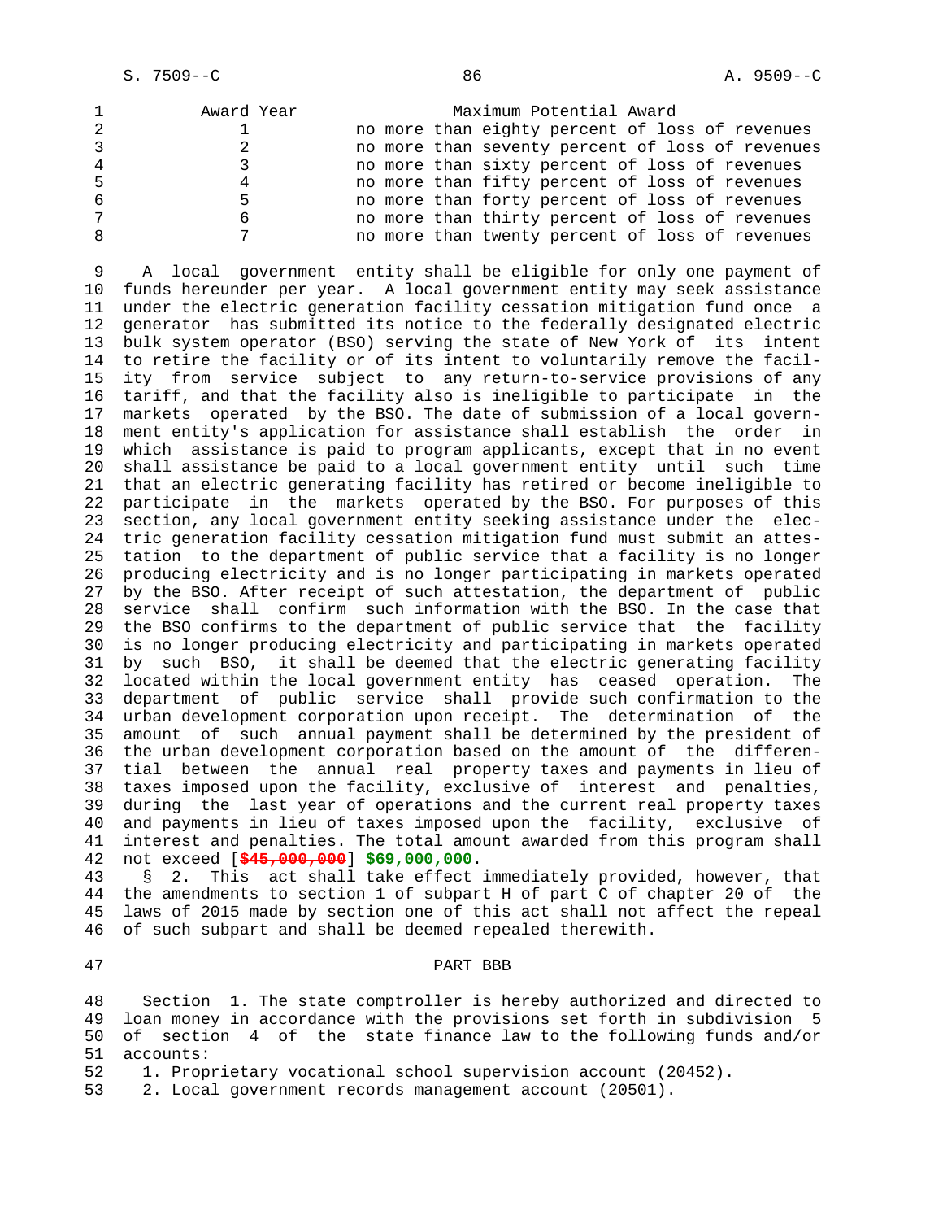| Award Year | Maximum Potential Award |
| --- | --- |
| 1 | no more than eighty percent of loss of revenues |
| 2 | no more than seventy percent of loss of revenues |
| 3 | no more than sixty percent of loss of revenues |
| 4 | no more than fifty percent of loss of revenues |
| 5 | no more than forty percent of loss of revenues |
| 6 | no more than thirty percent of loss of revenues |
| 7 | no more than twenty percent of loss of revenues |

A local government entity shall be eligible for only one payment of funds hereunder per year. A local government entity may seek assistance under the electric generation facility cessation mitigation fund once a generator has submitted its notice to the federally designated electric bulk system operator (BSO) serving the state of New York of its intent to retire the facility or of its intent to voluntarily remove the facility from service subject to any return-to-service provisions of any tariff, and that the facility also is ineligible to participate in the markets operated by the BSO. The date of submission of a local government entity's application for assistance shall establish the order in which assistance is paid to program applicants, except that in no event shall assistance be paid to a local government entity until such time that an electric generating facility has retired or become ineligible to participate in the markets operated by the BSO. For purposes of this section, any local government entity seeking assistance under the electric generation facility cessation mitigation fund must submit an attestation to the department of public service that a facility is no longer producing electricity and is no longer participating in markets operated by the BSO. After receipt of such attestation, the department of public service shall confirm such information with the BSO. In the case that the BSO confirms to the department of public service that the facility is no longer producing electricity and participating in markets operated by such BSO, it shall be deemed that the electric generating facility located within the local government entity has ceased operation. The department of public service shall provide such confirmation to the urban development corporation upon receipt. The determination of the amount of such annual payment shall be determined by the president of the urban development corporation based on the amount of the differential between the annual real property taxes and payments in lieu of taxes imposed upon the facility, exclusive of interest and penalties, during the last year of operations and the current real property taxes and payments in lieu of taxes imposed upon the facility, exclusive of interest and penalties. The total amount awarded from this program shall not exceed [~~$45,000,000~~] **$69,000,000**.

§ 2. This act shall take effect immediately provided, however, that the amendments to section 1 of subpart H of part C of chapter 20 of the laws of 2015 made by section one of this act shall not affect the repeal of such subpart and shall be deemed repealed therewith.

PART BBB

Section 1. The state comptroller is hereby authorized and directed to loan money in accordance with the provisions set forth in subdivision 5 of section 4 of the state finance law to the following funds and/or accounts:

1. Proprietary vocational school supervision account (20452).
2. Local government records management account (20501).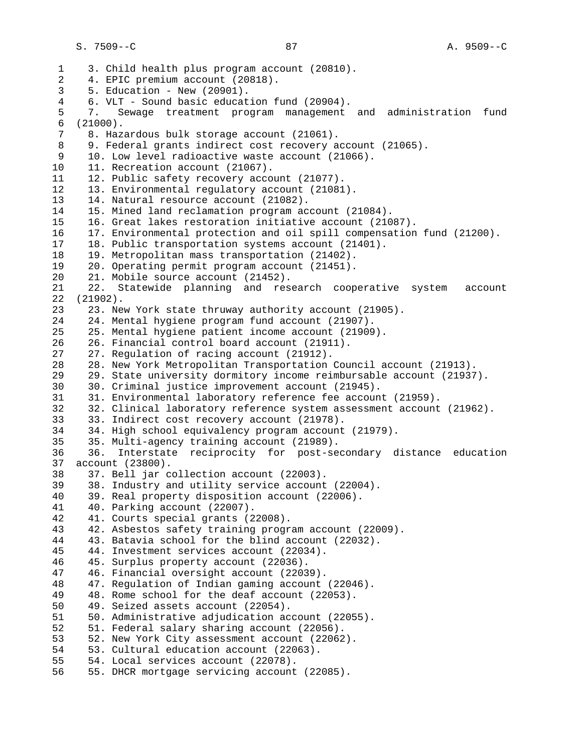3. Child health plus program account (20810).
4. EPIC premium account (20818).
5. Education - New (20901).
6. VLT - Sound basic education fund (20904).
7. Sewage treatment program management and administration fund (21000).
8. Hazardous bulk storage account (21061).
9. Federal grants indirect cost recovery account (21065).
10. Low level radioactive waste account (21066).
11. Recreation account (21067).
12. Public safety recovery account (21077).
13. Environmental regulatory account (21081).
14. Natural resource account (21082).
15. Mined land reclamation program account (21084).
16. Great lakes restoration initiative account (21087).
17. Environmental protection and oil spill compensation fund (21200).
18. Public transportation systems account (21401).
19. Metropolitan mass transportation (21402).
20. Operating permit program account (21451).
21. Mobile source account (21452).
22. Statewide planning and research cooperative system account (21902).
23. New York state thruway authority account (21905).
24. Mental hygiene program fund account (21907).
25. Mental hygiene patient income account (21909).
26. Financial control board account (21911).
27. Regulation of racing account (21912).
28. New York Metropolitan Transportation Council account (21913).
29. State university dormitory income reimbursable account (21937).
30. Criminal justice improvement account (21945).
31. Environmental laboratory reference fee account (21959).
32. Clinical laboratory reference system assessment account (21962).
33. Indirect cost recovery account (21978).
34. High school equivalency program account (21979).
35. Multi-agency training account (21989).
36. Interstate reciprocity for post-secondary distance education account (23800).
37. Bell jar collection account (22003).
38. Industry and utility service account (22004).
39. Real property disposition account (22006).
40. Parking account (22007).
41. Courts special grants (22008).
42. Asbestos safety training program account (22009).
43. Batavia school for the blind account (22032).
44. Investment services account (22034).
45. Surplus property account (22036).
46. Financial oversight account (22039).
47. Regulation of Indian gaming account (22046).
48. Rome school for the deaf account (22053).
49. Seized assets account (22054).
50. Administrative adjudication account (22055).
51. Federal salary sharing account (22056).
52. New York City assessment account (22062).
53. Cultural education account (22063).
54. Local services account (22078).
55. DHCR mortgage servicing account (22085).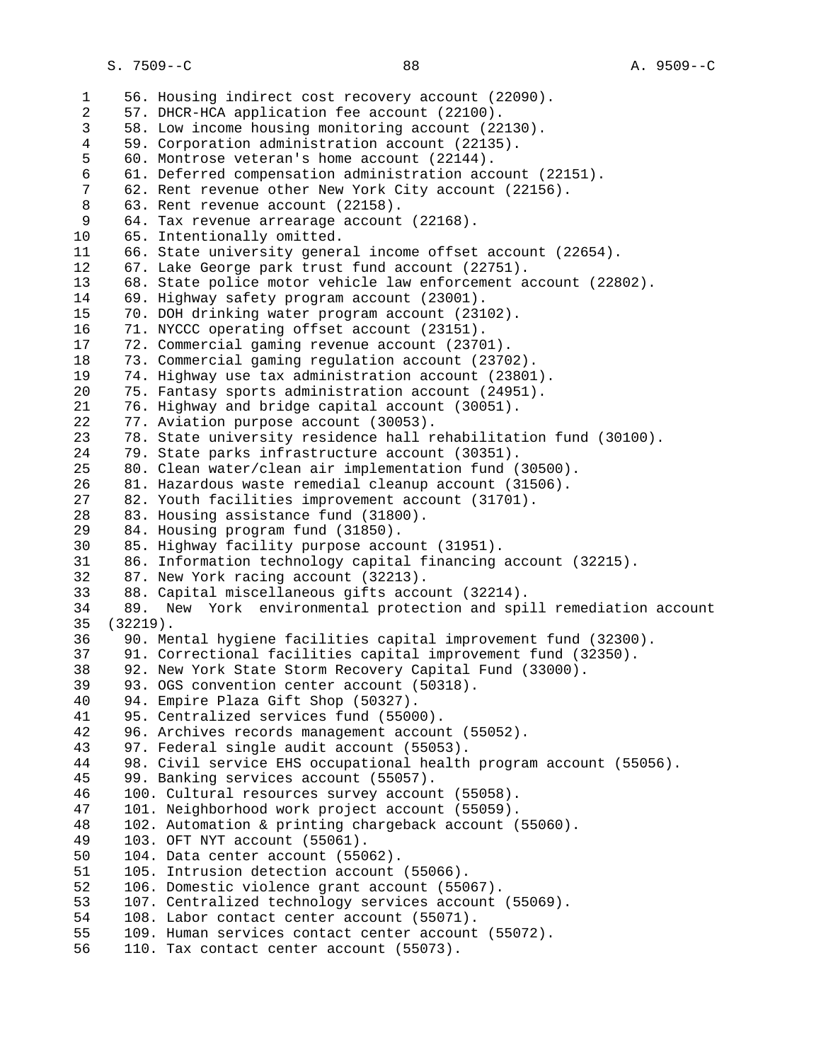56. Housing indirect cost recovery account (22090).
57. DHCR-HCA application fee account (22100).
58. Low income housing monitoring account (22130).
59. Corporation administration account (22135).
60. Montrose veteran's home account (22144).
61. Deferred compensation administration account (22151).
62. Rent revenue other New York City account (22156).
63. Rent revenue account (22158).
64. Tax revenue arrearage account (22168).
65. Intentionally omitted.
66. State university general income offset account (22654).
67. Lake George park trust fund account (22751).
68. State police motor vehicle law enforcement account (22802).
69. Highway safety program account (23001).
70. DOH drinking water program account (23102).
71. NYCCC operating offset account (23151).
72. Commercial gaming revenue account (23701).
73. Commercial gaming regulation account (23702).
74. Highway use tax administration account (23801).
75. Fantasy sports administration account (24951).
76. Highway and bridge capital account (30051).
77. Aviation purpose account (30053).
78. State university residence hall rehabilitation fund (30100).
79. State parks infrastructure account (30351).
80. Clean water/clean air implementation fund (30500).
81. Hazardous waste remedial cleanup account (31506).
82. Youth facilities improvement account (31701).
83. Housing assistance fund (31800).
84. Housing program fund (31850).
85. Highway facility purpose account (31951).
86. Information technology capital financing account (32215).
87. New York racing account (32213).
88. Capital miscellaneous gifts account (32214).
89. New York environmental protection and spill remediation account (32219).
90. Mental hygiene facilities capital improvement fund (32300).
91. Correctional facilities capital improvement fund (32350).
92. New York State Storm Recovery Capital Fund (33000).
93. OGS convention center account (50318).
94. Empire Plaza Gift Shop (50327).
95. Centralized services fund (55000).
96. Archives records management account (55052).
97. Federal single audit account (55053).
98. Civil service EHS occupational health program account (55056).
99. Banking services account (55057).
100. Cultural resources survey account (55058).
101. Neighborhood work project account (55059).
102. Automation & printing chargeback account (55060).
103. OFT NYT account (55061).
104. Data center account (55062).
105. Intrusion detection account (55066).
106. Domestic violence grant account (55067).
107. Centralized technology services account (55069).
108. Labor contact center account (55071).
109. Human services contact center account (55072).
110. Tax contact center account (55073).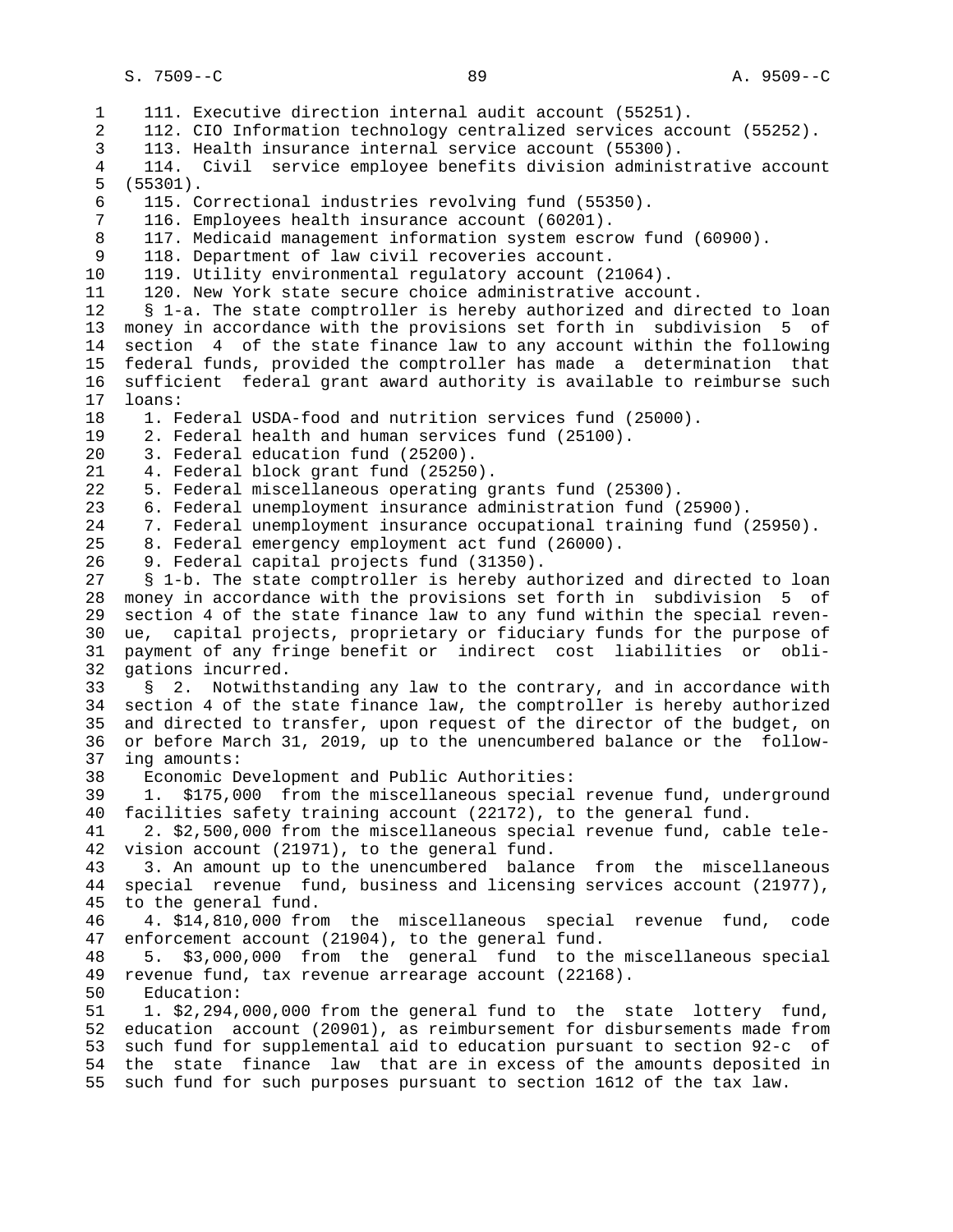111. Executive direction internal audit account (55251).
112. CIO Information technology centralized services account (55252).
113. Health insurance internal service account (55300).
114. Civil service employee benefits division administrative account (55301).
115. Correctional industries revolving fund (55350).
116. Employees health insurance account (60201).
117. Medicaid management information system escrow fund (60900).
118. Department of law civil recoveries account.
119. Utility environmental regulatory account (21064).
120. New York state secure choice administrative account.

§ 1-a. The state comptroller is hereby authorized and directed to loan money in accordance with the provisions set forth in subdivision 5 of section 4 of the state finance law to any account within the following federal funds, provided the comptroller has made a determination that sufficient federal grant award authority is available to reimburse such loans:

1. Federal USDA-food and nutrition services fund (25000).
2. Federal health and human services fund (25100).
3. Federal education fund (25200).
4. Federal block grant fund (25250).
5. Federal miscellaneous operating grants fund (25300).
6. Federal unemployment insurance administration fund (25900).
7. Federal unemployment insurance occupational training fund (25950).
8. Federal emergency employment act fund (26000).
9. Federal capital projects fund (31350).

§ 1-b. The state comptroller is hereby authorized and directed to loan money in accordance with the provisions set forth in subdivision 5 of section 4 of the state finance law to any fund within the special revenue, capital projects, proprietary or fiduciary funds for the purpose of payment of any fringe benefit or indirect cost liabilities or obligations incurred.

§ 2. Notwithstanding any law to the contrary, and in accordance with section 4 of the state finance law, the comptroller is hereby authorized and directed to transfer, upon request of the director of the budget, on or before March 31, 2019, up to the unencumbered balance or the following amounts:

Economic Development and Public Authorities:

1. $175,000 from the miscellaneous special revenue fund, underground facilities safety training account (22172), to the general fund.
2. $2,500,000 from the miscellaneous special revenue fund, cable television account (21971), to the general fund.
3. An amount up to the unencumbered balance from the miscellaneous special revenue fund, business and licensing services account (21977), to the general fund.
4. $14,810,000 from the miscellaneous special revenue fund, code enforcement account (21904), to the general fund.
5. $3,000,000 from the general fund to the miscellaneous special revenue fund, tax revenue arrearage account (22168).

Education:

1. $2,294,000,000 from the general fund to the state lottery fund, education account (20901), as reimbursement for disbursements made from such fund for supplemental aid to education pursuant to section 92-c of the state finance law that are in excess of the amounts deposited in such fund for such purposes pursuant to section 1612 of the tax law.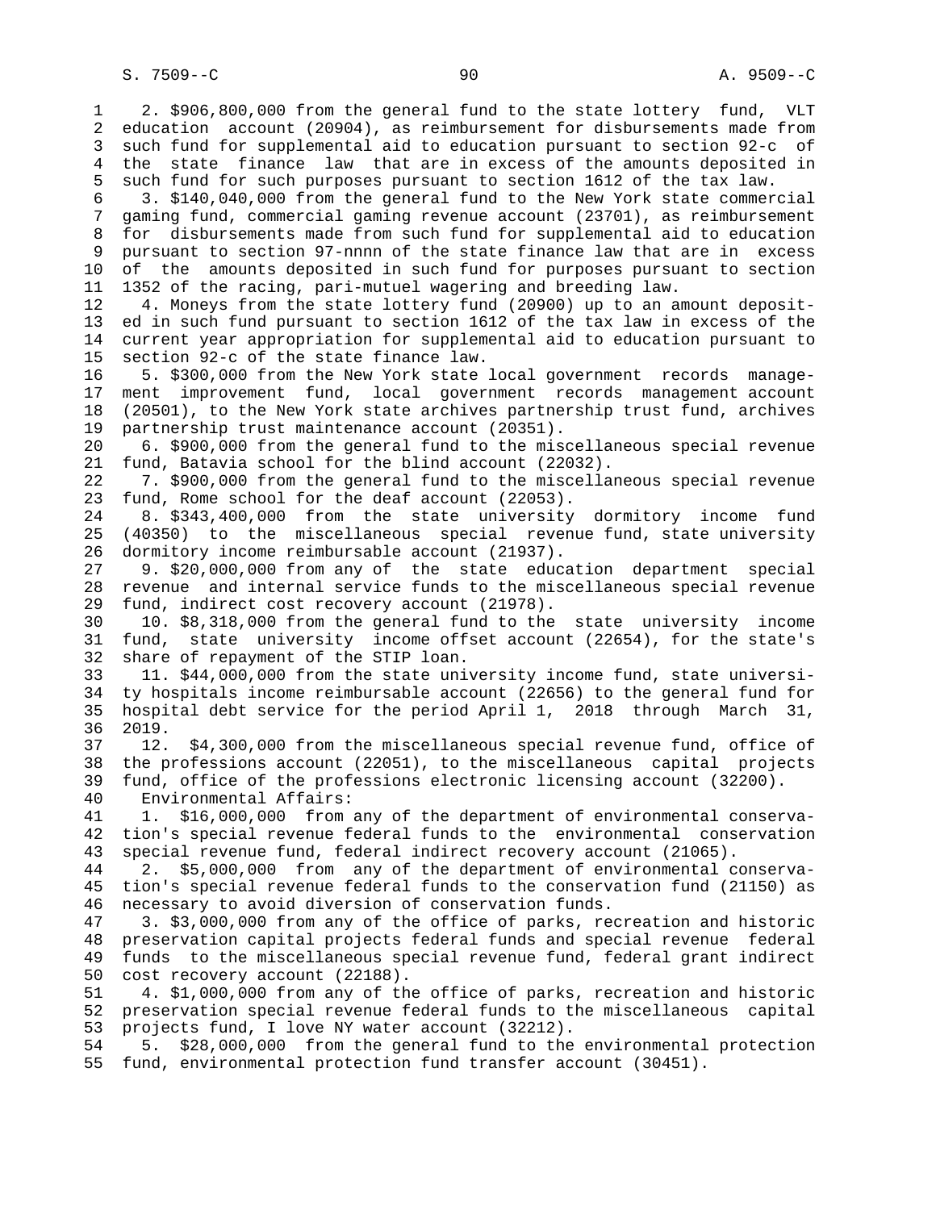2. $906,800,000 from the general fund to the state lottery fund, VLT education account (20904), as reimbursement for disbursements made from such fund for supplemental aid to education pursuant to section 92-c of the state finance law that are in excess of the amounts deposited in such fund for such purposes pursuant to section 1612 of the tax law.

3. $140,040,000 from the general fund to the New York state commercial gaming fund, commercial gaming revenue account (23701), as reimbursement for disbursements made from such fund for supplemental aid to education pursuant to section 97-nnnn of the state finance law that are in excess of the amounts deposited in such fund for purposes pursuant to section 1352 of the racing, pari-mutuel wagering and breeding law.

4. Moneys from the state lottery fund (20900) up to an amount deposited in such fund pursuant to section 1612 of the tax law in excess of the current year appropriation for supplemental aid to education pursuant to section 92-c of the state finance law.

5. $300,000 from the New York state local government records management improvement fund, local government records management account (20501), to the New York state archives partnership trust fund, archives partnership trust maintenance account (20351).

6. $900,000 from the general fund to the miscellaneous special revenue fund, Batavia school for the blind account (22032).

7. $900,000 from the general fund to the miscellaneous special revenue fund, Rome school for the deaf account (22053).

8. $343,400,000 from the state university dormitory income fund (40350) to the miscellaneous special revenue fund, state university dormitory income reimbursable account (21937).

9. $20,000,000 from any of the state education department special revenue and internal service funds to the miscellaneous special revenue fund, indirect cost recovery account (21978).

10. $8,318,000 from the general fund to the state university income fund, state university income offset account (22654), for the state's share of repayment of the STIP loan.

11. $44,000,000 from the state university income fund, state university hospitals income reimbursable account (22656) to the general fund for hospital debt service for the period April 1, 2018 through March 31, 2019.

12. $4,300,000 from the miscellaneous special revenue fund, office of the professions account (22051), to the miscellaneous capital projects fund, office of the professions electronic licensing account (32200).

Environmental Affairs:

1. $16,000,000 from any of the department of environmental conservation's special revenue federal funds to the environmental conservation special revenue fund, federal indirect recovery account (21065).

2. $5,000,000 from any of the department of environmental conservation's special revenue federal funds to the conservation fund (21150) as necessary to avoid diversion of conservation funds.

3. $3,000,000 from any of the office of parks, recreation and historic preservation capital projects federal funds and special revenue federal funds to the miscellaneous special revenue fund, federal grant indirect cost recovery account (22188).

4. $1,000,000 from any of the office of parks, recreation and historic preservation special revenue federal funds to the miscellaneous capital projects fund, I love NY water account (32212).

5. $28,000,000 from the general fund to the environmental protection fund, environmental protection fund transfer account (30451).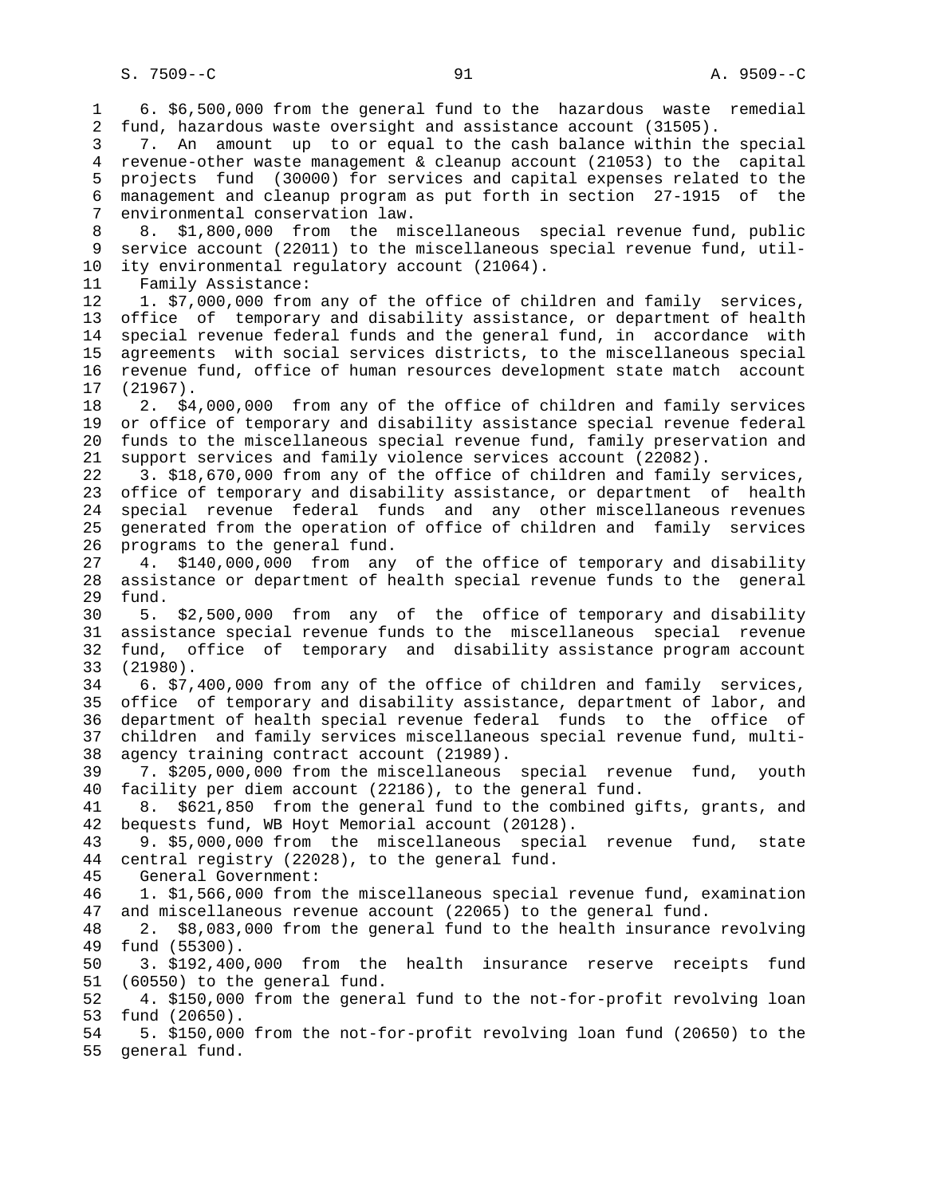6. $6,500,000 from the general fund to the hazardous waste remedial fund, hazardous waste oversight and assistance account (31505).

7. An amount up to or equal to the cash balance within the special revenue-other waste management & cleanup account (21053) to the capital projects fund (30000) for services and capital expenses related to the management and cleanup program as put forth in section 27-1915 of the environmental conservation law.

8. $1,800,000 from the miscellaneous special revenue fund, public service account (22011) to the miscellaneous special revenue fund, utility environmental regulatory account (21064).

Family Assistance:

1. $7,000,000 from any of the office of children and family services, office of temporary and disability assistance, or department of health special revenue federal funds and the general fund, in accordance with agreements with social services districts, to the miscellaneous special revenue fund, office of human resources development state match account (21967).

2. $4,000,000 from any of the office of children and family services or office of temporary and disability assistance special revenue federal funds to the miscellaneous special revenue fund, family preservation and support services and family violence services account (22082).

3. $18,670,000 from any of the office of children and family services, office of temporary and disability assistance, or department of health special revenue federal funds and any other miscellaneous revenues generated from the operation of office of children and family services programs to the general fund.

4. $140,000,000 from any of the office of temporary and disability assistance or department of health special revenue funds to the general fund.

5. $2,500,000 from any of the office of temporary and disability assistance special revenue funds to the miscellaneous special revenue fund, office of temporary and disability assistance program account (21980).

6. $7,400,000 from any of the office of children and family services, office of temporary and disability assistance, department of labor, and department of health special revenue federal funds to the office of children and family services miscellaneous special revenue fund, multi-agency training contract account (21989).

7. $205,000,000 from the miscellaneous special revenue fund, youth facility per diem account (22186), to the general fund.

8. $621,850 from the general fund to the combined gifts, grants, and bequests fund, WB Hoyt Memorial account (20128).

9. $5,000,000 from the miscellaneous special revenue fund, state central registry (22028), to the general fund.

General Government:

1. $1,566,000 from the miscellaneous special revenue fund, examination and miscellaneous revenue account (22065) to the general fund.

2. $8,083,000 from the general fund to the health insurance revolving fund (55300).

3. $192,400,000 from the health insurance reserve receipts fund (60550) to the general fund.

4. $150,000 from the general fund to the not-for-profit revolving loan fund (20650).

5. $150,000 from the not-for-profit revolving loan fund (20650) to the general fund.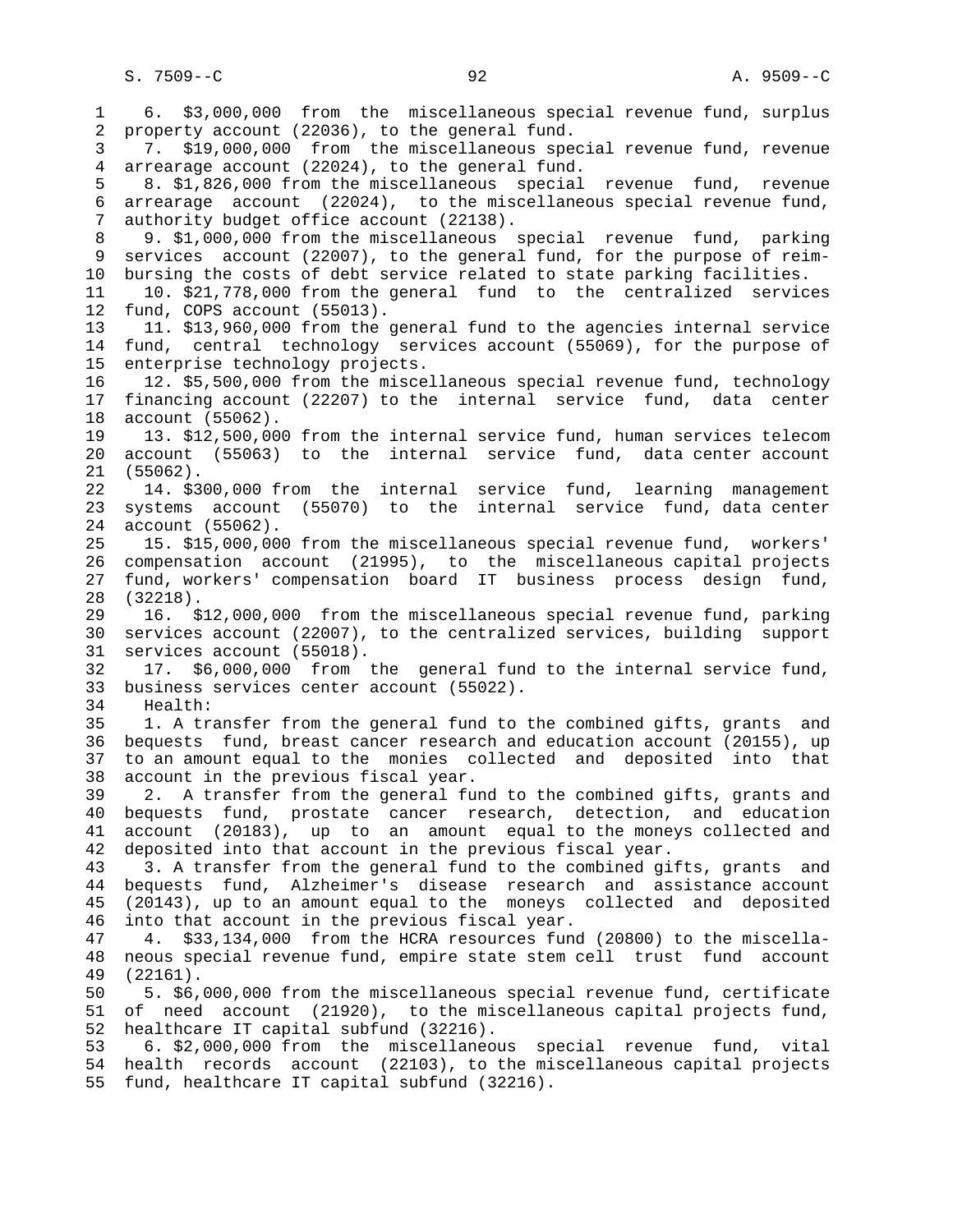6. $3,000,000 from the miscellaneous special revenue fund, surplus property account (22036), to the general fund.

7. $19,000,000 from the miscellaneous special revenue fund, revenue arrearage account (22024), to the general fund.

8. $1,826,000 from the miscellaneous special revenue fund, revenue arrearage account (22024), to the miscellaneous special revenue fund, authority budget office account (22138).

9. $1,000,000 from the miscellaneous special revenue fund, parking services account (22007), to the general fund, for the purpose of reimbursing the costs of debt service related to state parking facilities.

10. $21,778,000 from the general fund to the centralized services fund, COPS account (55013).

11. $13,960,000 from the general fund to the agencies internal service fund, central technology services account (55069), for the purpose of enterprise technology projects.

12. $5,500,000 from the miscellaneous special revenue fund, technology financing account (22207) to the internal service fund, data center account (55062).

13. $12,500,000 from the internal service fund, human services telecom account (55063) to the internal service fund, data center account (55062).

14. $300,000 from the internal service fund, learning management systems account (55070) to the internal service fund, data center account (55062).

15. $15,000,000 from the miscellaneous special revenue fund, workers' compensation account (21995), to the miscellaneous capital projects fund, workers' compensation board IT business process design fund, (32218).

16. $12,000,000 from the miscellaneous special revenue fund, parking services account (22007), to the centralized services, building support services account (55018).

17. $6,000,000 from the general fund to the internal service fund, business services center account (55022).

Health:

1. A transfer from the general fund to the combined gifts, grants and bequests fund, breast cancer research and education account (20155), up to an amount equal to the monies collected and deposited into that account in the previous fiscal year.

2. A transfer from the general fund to the combined gifts, grants and bequests fund, prostate cancer research, detection, and education account (20183), up to an amount equal to the moneys collected and deposited into that account in the previous fiscal year.

3. A transfer from the general fund to the combined gifts, grants and bequests fund, Alzheimer's disease research and assistance account (20143), up to an amount equal to the moneys collected and deposited into that account in the previous fiscal year.

4. $33,134,000 from the HCRA resources fund (20800) to the miscellaneous special revenue fund, empire state stem cell trust fund account (22161).

5. $6,000,000 from the miscellaneous special revenue fund, certificate of need account (21920), to the miscellaneous capital projects fund, healthcare IT capital subfund (32216).

6. $2,000,000 from the miscellaneous special revenue fund, vital health records account (22103), to the miscellaneous capital projects fund, healthcare IT capital subfund (32216).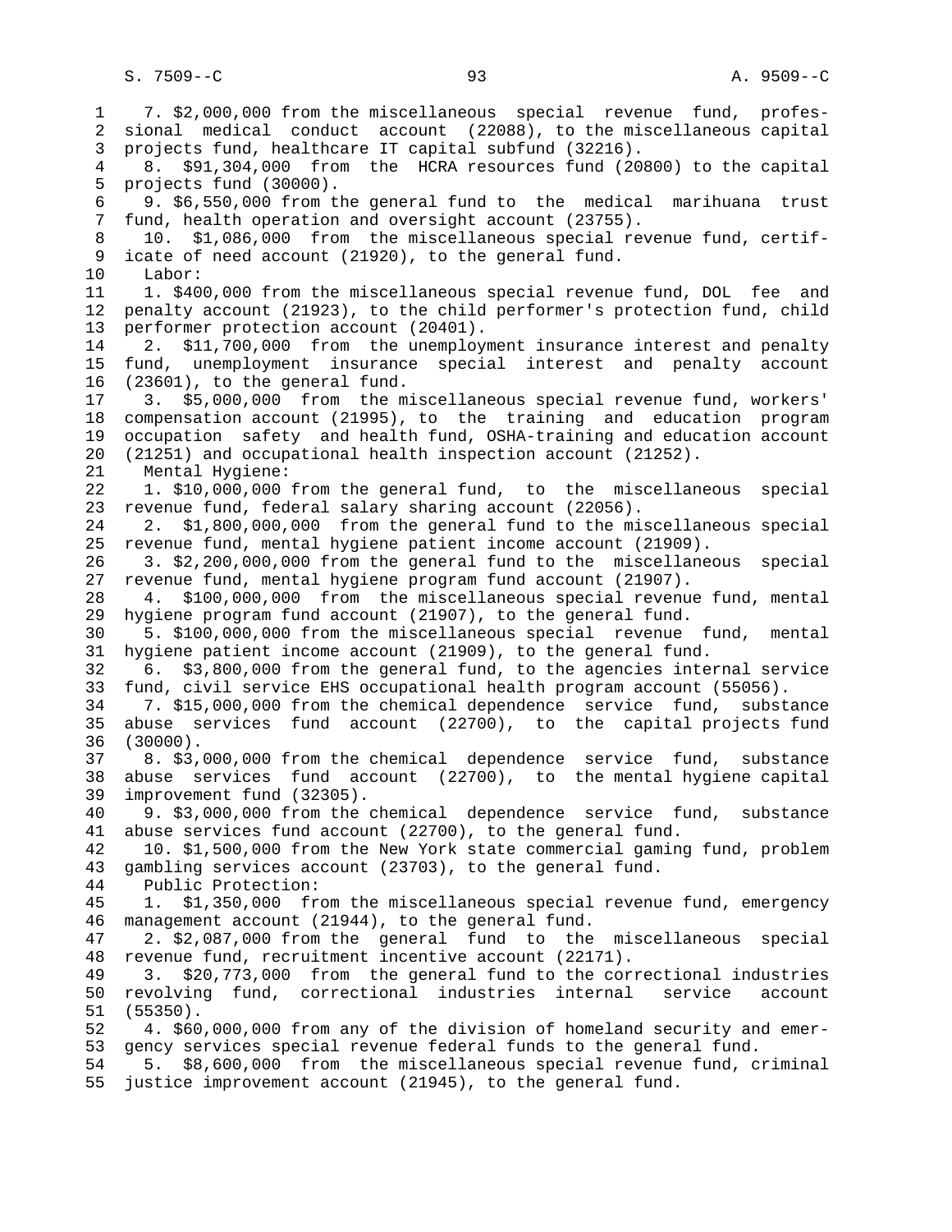7. $2,000,000 from the miscellaneous special revenue fund, professional medical conduct account (22088), to the miscellaneous capital projects fund, healthcare IT capital subfund (32216).

8. $91,304,000 from the HCRA resources fund (20800) to the capital projects fund (30000).

9. $6,550,000 from the general fund to the medical marihuana trust fund, health operation and oversight account (23755).

10. $1,086,000 from the miscellaneous special revenue fund, certificate of need account (21920), to the general fund.

Labor:

1. $400,000 from the miscellaneous special revenue fund, DOL fee and penalty account (21923), to the child performer's protection fund, child performer protection account (20401).

2. $11,700,000 from the unemployment insurance interest and penalty fund, unemployment insurance special interest and penalty account (23601), to the general fund.

3. $5,000,000 from the miscellaneous special revenue fund, workers' compensation account (21995), to the training and education program occupation safety and health fund, OSHA-training and education account (21251) and occupational health inspection account (21252).

Mental Hygiene:

1. $10,000,000 from the general fund, to the miscellaneous special revenue fund, federal salary sharing account (22056).

2. $1,800,000,000 from the general fund to the miscellaneous special revenue fund, mental hygiene patient income account (21909).

3. $2,200,000,000 from the general fund to the miscellaneous special revenue fund, mental hygiene program fund account (21907).

4. $100,000,000 from the miscellaneous special revenue fund, mental hygiene program fund account (21907), to the general fund.

5. $100,000,000 from the miscellaneous special revenue fund, mental hygiene patient income account (21909), to the general fund.

6. $3,800,000 from the general fund, to the agencies internal service fund, civil service EHS occupational health program account (55056).

7. $15,000,000 from the chemical dependence service fund, substance abuse services fund account (22700), to the capital projects fund (30000).

8. $3,000,000 from the chemical dependence service fund, substance abuse services fund account (22700), to the mental hygiene capital improvement fund (32305).

9. $3,000,000 from the chemical dependence service fund, substance abuse services fund account (22700), to the general fund.

10. $1,500,000 from the New York state commercial gaming fund, problem gambling services account (23703), to the general fund.

Public Protection:

1. $1,350,000 from the miscellaneous special revenue fund, emergency management account (21944), to the general fund.

2. $2,087,000 from the general fund to the miscellaneous special revenue fund, recruitment incentive account (22171).

3. $20,773,000 from the general fund to the correctional industries revolving fund, correctional industries internal service account (55350).

4. $60,000,000 from any of the division of homeland security and emergency services special revenue federal funds to the general fund.

5. $8,600,000 from the miscellaneous special revenue fund, criminal justice improvement account (21945), to the general fund.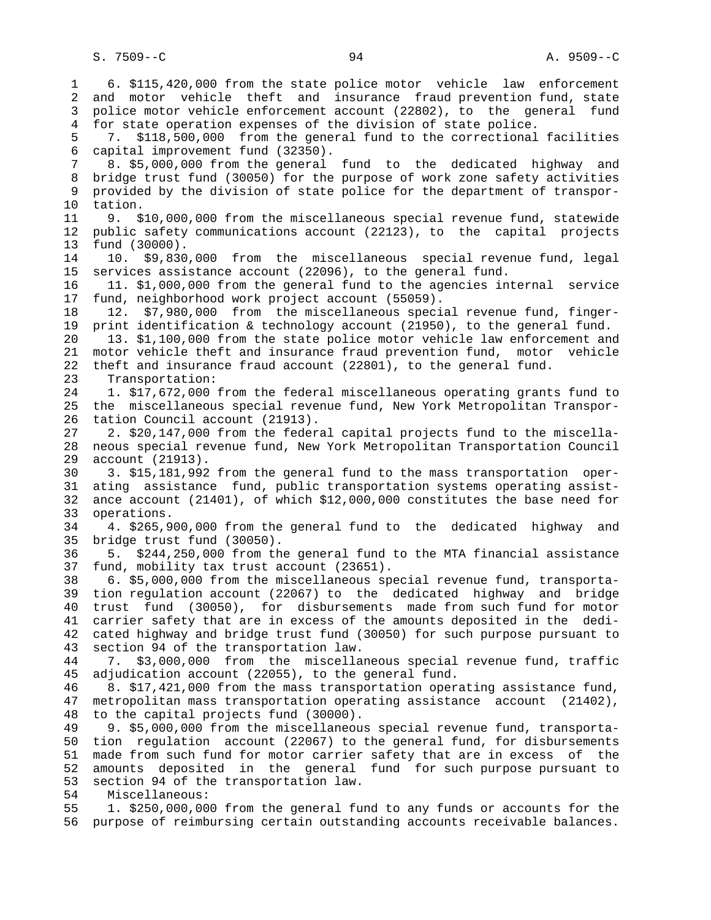6. $115,420,000 from the state police motor vehicle law enforcement and motor vehicle theft and insurance fraud prevention fund, state police motor vehicle enforcement account (22802), to the general fund for state operation expenses of the division of state police.

7. $118,500,000 from the general fund to the correctional facilities capital improvement fund (32350).

8. $5,000,000 from the general fund to the dedicated highway and bridge trust fund (30050) for the purpose of work zone safety activities provided by the division of state police for the department of transportation.

9. $10,000,000 from the miscellaneous special revenue fund, statewide public safety communications account (22123), to the capital projects fund (30000).

10. $9,830,000 from the miscellaneous special revenue fund, legal services assistance account (22096), to the general fund.

11. $1,000,000 from the general fund to the agencies internal service fund, neighborhood work project account (55059).

12. $7,980,000 from the miscellaneous special revenue fund, fingerprint identification & technology account (21950), to the general fund.

13. $1,100,000 from the state police motor vehicle law enforcement and motor vehicle theft and insurance fraud prevention fund, motor vehicle theft and insurance fraud account (22801), to the general fund.

Transportation:

1. $17,672,000 from the federal miscellaneous operating grants fund to the miscellaneous special revenue fund, New York Metropolitan Transportation Council account (21913).

2. $20,147,000 from the federal capital projects fund to the miscellaneous special revenue fund, New York Metropolitan Transportation Council account (21913).

3. $15,181,992 from the general fund to the mass transportation operating assistance fund, public transportation systems operating assistance account (21401), of which $12,000,000 constitutes the base need for operations.

4. $265,900,000 from the general fund to the dedicated highway and bridge trust fund (30050).

5. $244,250,000 from the general fund to the MTA financial assistance fund, mobility tax trust account (23651).

6. $5,000,000 from the miscellaneous special revenue fund, transportation regulation account (22067) to the dedicated highway and bridge trust fund (30050), for disbursements made from such fund for motor carrier safety that are in excess of the amounts deposited in the dedicated highway and bridge trust fund (30050) for such purpose pursuant to section 94 of the transportation law.

7. $3,000,000 from the miscellaneous special revenue fund, traffic adjudication account (22055), to the general fund.

8. $17,421,000 from the mass transportation operating assistance fund, metropolitan mass transportation operating assistance account (21402), to the capital projects fund (30000).

9. $5,000,000 from the miscellaneous special revenue fund, transportation regulation account (22067) to the general fund, for disbursements made from such fund for motor carrier safety that are in excess of the amounts deposited in the general fund for such purpose pursuant to section 94 of the transportation law.

Miscellaneous:

1. $250,000,000 from the general fund to any funds or accounts for the purpose of reimbursing certain outstanding accounts receivable balances.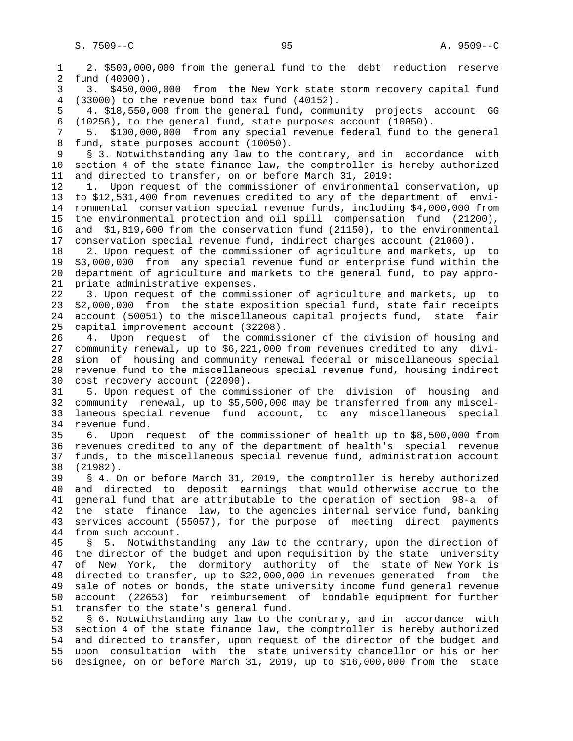2. $500,000,000 from the general fund to the debt reduction reserve fund (40000).

3. $450,000,000 from the New York state storm recovery capital fund (33000) to the revenue bond tax fund (40152).

4. $18,550,000 from the general fund, community projects account GG (10256), to the general fund, state purposes account (10050).

5. $100,000,000 from any special revenue federal fund to the general fund, state purposes account (10050).

§ 3. Notwithstanding any law to the contrary, and in accordance with section 4 of the state finance law, the comptroller is hereby authorized and directed to transfer, on or before March 31, 2019:

1. Upon request of the commissioner of environmental conservation, up to $12,531,400 from revenues credited to any of the department of environmental conservation special revenue funds, including $4,000,000 from the environmental protection and oil spill compensation fund (21200), and $1,819,600 from the conservation fund (21150), to the environmental conservation special revenue fund, indirect charges account (21060).

2. Upon request of the commissioner of agriculture and markets, up to $3,000,000 from any special revenue fund or enterprise fund within the department of agriculture and markets to the general fund, to pay appropriate administrative expenses.

3. Upon request of the commissioner of agriculture and markets, up to $2,000,000 from the state exposition special fund, state fair receipts account (50051) to the miscellaneous capital projects fund, state fair capital improvement account (32208).

4. Upon request of the commissioner of the division of housing and community renewal, up to $6,221,000 from revenues credited to any division of housing and community renewal federal or miscellaneous special revenue fund to the miscellaneous special revenue fund, housing indirect cost recovery account (22090).

5. Upon request of the commissioner of the division of housing and community renewal, up to $5,500,000 may be transferred from any miscellaneous special revenue fund account, to any miscellaneous special revenue fund.

6. Upon request of the commissioner of health up to $8,500,000 from revenues credited to any of the department of health's special revenue funds, to the miscellaneous special revenue fund, administration account (21982).

§ 4. On or before March 31, 2019, the comptroller is hereby authorized and directed to deposit earnings that would otherwise accrue to the general fund that are attributable to the operation of section 98-a of the state finance law, to the agencies internal service fund, banking services account (55057), for the purpose of meeting direct payments from such account.

§ 5. Notwithstanding any law to the contrary, upon the direction of the director of the budget and upon requisition by the state university of New York, the dormitory authority of the state of New York is directed to transfer, up to $22,000,000 in revenues generated from the sale of notes or bonds, the state university income fund general revenue account (22653) for reimbursement of bondable equipment for further transfer to the state's general fund.

§ 6. Notwithstanding any law to the contrary, and in accordance with section 4 of the state finance law, the comptroller is hereby authorized and directed to transfer, upon request of the director of the budget and upon consultation with the state university chancellor or his or her designee, on or before March 31, 2019, up to $16,000,000 from the state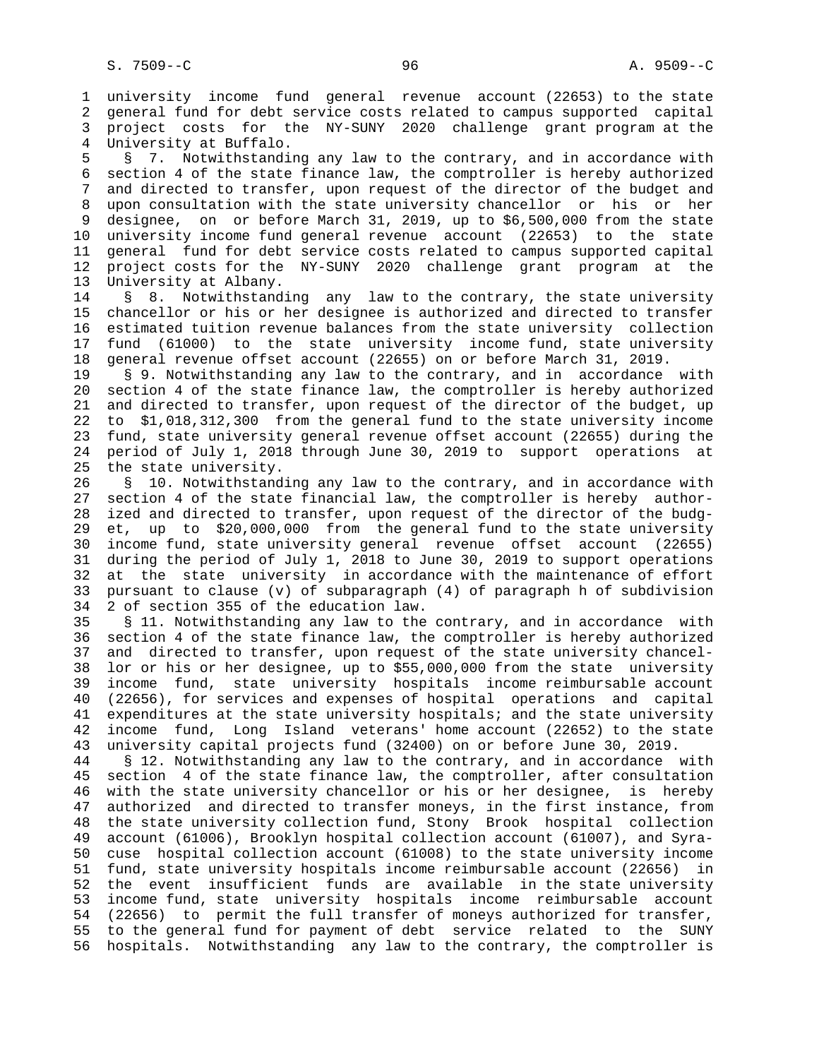university income fund general revenue account (22653) to the state general fund for debt service costs related to campus supported capital project costs for the NY-SUNY 2020 challenge grant program at the University at Buffalo.

§ 7. Notwithstanding any law to the contrary, and in accordance with section 4 of the state finance law, the comptroller is hereby authorized and directed to transfer, upon request of the director of the budget and upon consultation with the state university chancellor or his or her designee, on or before March 31, 2019, up to $6,500,000 from the state university income fund general revenue account (22653) to the state general fund for debt service costs related to campus supported capital project costs for the NY-SUNY 2020 challenge grant program at the University at Albany.

§ 8. Notwithstanding any law to the contrary, the state university chancellor or his or her designee is authorized and directed to transfer estimated tuition revenue balances from the state university collection fund (61000) to the state university income fund, state university general revenue offset account (22655) on or before March 31, 2019.

§ 9. Notwithstanding any law to the contrary, and in accordance with section 4 of the state finance law, the comptroller is hereby authorized and directed to transfer, upon request of the director of the budget, up to $1,018,312,300 from the general fund to the state university income fund, state university general revenue offset account (22655) during the period of July 1, 2018 through June 30, 2019 to support operations at the state university.

§ 10. Notwithstanding any law to the contrary, and in accordance with section 4 of the state financial law, the comptroller is hereby authorized and directed to transfer, upon request of the director of the budget, up to $20,000,000 from the general fund to the state university income fund, state university general revenue offset account (22655) during the period of July 1, 2018 to June 30, 2019 to support operations at the state university in accordance with the maintenance of effort pursuant to clause (v) of subparagraph (4) of paragraph h of subdivision 2 of section 355 of the education law.

§ 11. Notwithstanding any law to the contrary, and in accordance with section 4 of the state finance law, the comptroller is hereby authorized and directed to transfer, upon request of the state university chancellor or his or her designee, up to $55,000,000 from the state university income fund, state university hospitals income reimbursable account (22656), for services and expenses of hospital operations and capital expenditures at the state university hospitals; and the state university income fund, Long Island veterans' home account (22652) to the state university capital projects fund (32400) on or before June 30, 2019.

§ 12. Notwithstanding any law to the contrary, and in accordance with section 4 of the state finance law, the comptroller, after consultation with the state university chancellor or his or her designee, is hereby authorized and directed to transfer moneys, in the first instance, from the state university collection fund, Stony Brook hospital collection account (61006), Brooklyn hospital collection account (61007), and Syracuse hospital collection account (61008) to the state university income fund, state university hospitals income reimbursable account (22656) in the event insufficient funds are available in the state university income fund, state university hospitals income reimbursable account (22656) to permit the full transfer of moneys authorized for transfer, to the general fund for payment of debt service related to the SUNY hospitals. Notwithstanding any law to the contrary, the comptroller is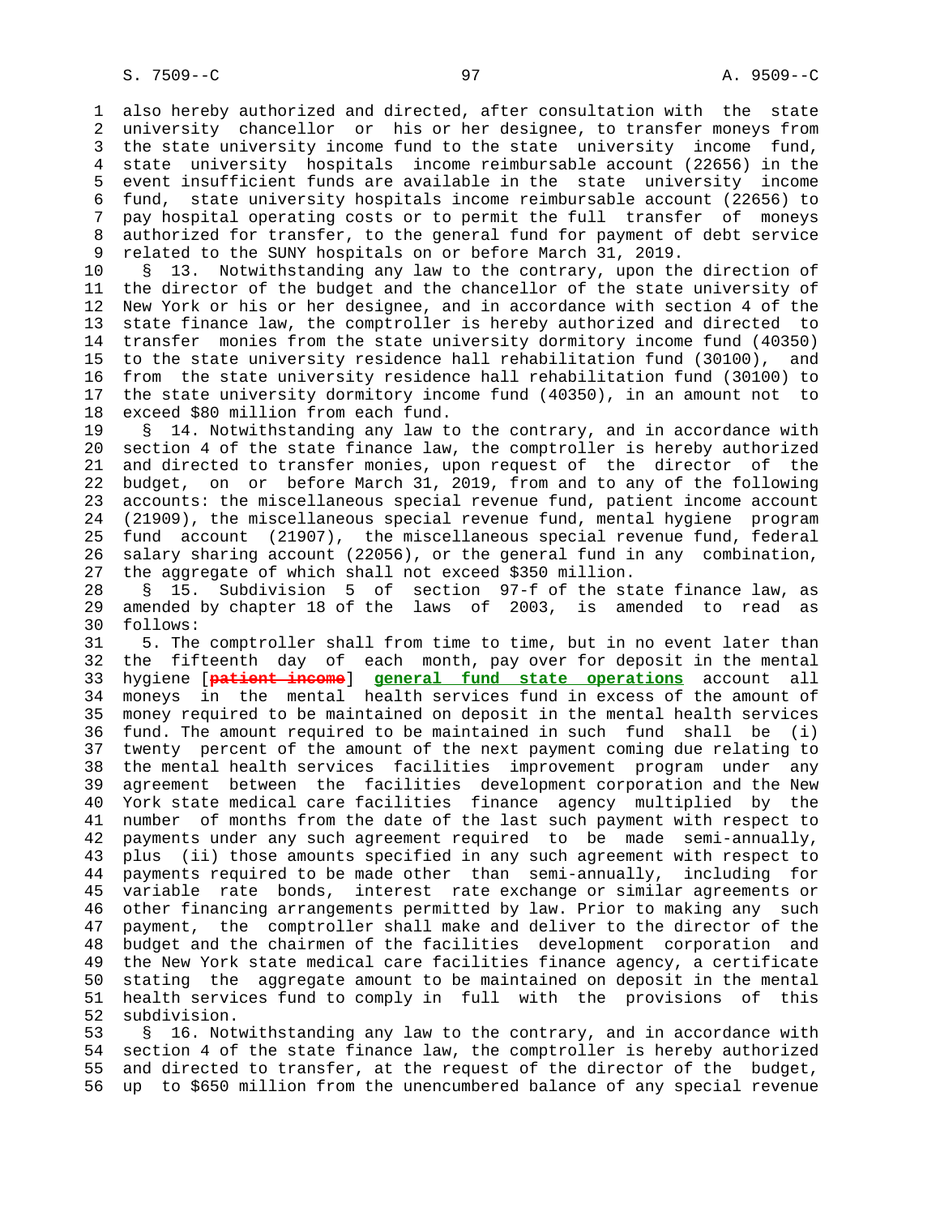also hereby authorized and directed, after consultation with the state university chancellor or his or her designee, to transfer moneys from the state university income fund to the state university income fund, state university hospitals income reimbursable account (22656) in the event insufficient funds are available in the state university income fund, state university hospitals income reimbursable account (22656) to pay hospital operating costs or to permit the full transfer of moneys authorized for transfer, to the general fund for payment of debt service related to the SUNY hospitals on or before March 31, 2019.

§ 13. Notwithstanding any law to the contrary, upon the direction of the director of the budget and the chancellor of the state university of New York or his or her designee, and in accordance with section 4 of the state finance law, the comptroller is hereby authorized and directed to transfer monies from the state university dormitory income fund (40350) to the state university residence hall rehabilitation fund (30100), and from the state university residence hall rehabilitation fund (30100) to the state university dormitory income fund (40350), in an amount not to exceed $80 million from each fund.

§ 14. Notwithstanding any law to the contrary, and in accordance with section 4 of the state finance law, the comptroller is hereby authorized and directed to transfer monies, upon request of the director of the budget, on or before March 31, 2019, from and to any of the following accounts: the miscellaneous special revenue fund, patient income account (21909), the miscellaneous special revenue fund, mental hygiene program fund account (21907), the miscellaneous special revenue fund, federal salary sharing account (22056), or the general fund in any combination, the aggregate of which shall not exceed $350 million.

§ 15. Subdivision 5 of section 97-f of the state finance law, as amended by chapter 18 of the laws of 2003, is amended to read as follows:

5. The comptroller shall from time to time, but in no event later than the fifteenth day of each month, pay over for deposit in the mental hygiene [~~patient income~~] **general fund state operations** account all moneys in the mental health services fund in excess of the amount of money required to be maintained on deposit in the mental health services fund. The amount required to be maintained in such fund shall be (i) twenty percent of the amount of the next payment coming due relating to the mental health services facilities improvement program under any agreement between the facilities development corporation and the New York state medical care facilities finance agency multiplied by the number of months from the date of the last such payment with respect to payments under any such agreement required to be made semi-annually, plus (ii) those amounts specified in any such agreement with respect to payments required to be made other than semi-annually, including for variable rate bonds, interest rate exchange or similar agreements or other financing arrangements permitted by law. Prior to making any such payment, the comptroller shall make and deliver to the director of the budget and the chairmen of the facilities development corporation and the New York state medical care facilities finance agency, a certificate stating the aggregate amount to be maintained on deposit in the mental health services fund to comply in full with the provisions of this subdivision.

§ 16. Notwithstanding any law to the contrary, and in accordance with section 4 of the state finance law, the comptroller is hereby authorized and directed to transfer, at the request of the director of the budget, up to $650 million from the unencumbered balance of any special revenue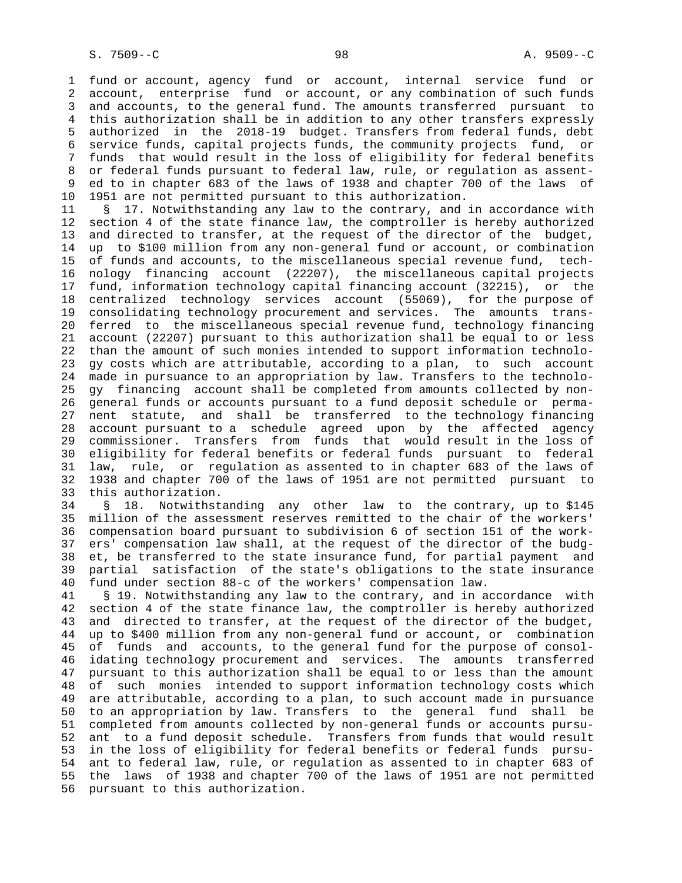fund or account, agency fund or account, internal service fund or account, enterprise fund or account, or any combination of such funds and accounts, to the general fund. The amounts transferred pursuant to this authorization shall be in addition to any other transfers expressly authorized in the 2018-19 budget. Transfers from federal funds, debt service funds, capital projects funds, the community projects fund, or funds that would result in the loss of eligibility for federal benefits or federal funds pursuant to federal law, rule, or regulation as assented to in chapter 683 of the laws of 1938 and chapter 700 of the laws of 1951 are not permitted pursuant to this authorization.

§ 17. Notwithstanding any law to the contrary, and in accordance with section 4 of the state finance law, the comptroller is hereby authorized and directed to transfer, at the request of the director of the budget, up to $100 million from any non-general fund or account, or combination of funds and accounts, to the miscellaneous special revenue fund, technology financing account (22207), the miscellaneous capital projects fund, information technology capital financing account (32215), or the centralized technology services account (55069), for the purpose of consolidating technology procurement and services. The amounts transferred to the miscellaneous special revenue fund, technology financing account (22207) pursuant to this authorization shall be equal to or less than the amount of such monies intended to support information technology costs which are attributable, according to a plan, to such account made in pursuance to an appropriation by law. Transfers to the technology financing account shall be completed from amounts collected by non-general funds or accounts pursuant to a fund deposit schedule or permanent statute, and shall be transferred to the technology financing account pursuant to a schedule agreed upon by the affected agency commissioner. Transfers from funds that would result in the loss of eligibility for federal benefits or federal funds pursuant to federal law, rule, or regulation as assented to in chapter 683 of the laws of 1938 and chapter 700 of the laws of 1951 are not permitted pursuant to this authorization.

§ 18. Notwithstanding any other law to the contrary, up to $145 million of the assessment reserves remitted to the chair of the workers' compensation board pursuant to subdivision 6 of section 151 of the workers' compensation law shall, at the request of the director of the budget, be transferred to the state insurance fund, for partial payment and partial satisfaction of the state's obligations to the state insurance fund under section 88-c of the workers' compensation law.

§ 19. Notwithstanding any law to the contrary, and in accordance with section 4 of the state finance law, the comptroller is hereby authorized and directed to transfer, at the request of the director of the budget, up to $400 million from any non-general fund or account, or combination of funds and accounts, to the general fund for the purpose of consolidating technology procurement and services. The amounts transferred pursuant to this authorization shall be equal to or less than the amount of such monies intended to support information technology costs which are attributable, according to a plan, to such account made in pursuance to an appropriation by law. Transfers to the general fund shall be completed from amounts collected by non-general funds or accounts pursuant to a fund deposit schedule. Transfers from funds that would result in the loss of eligibility for federal benefits or federal funds pursuant to federal law, rule, or regulation as assented to in chapter 683 of the laws of 1938 and chapter 700 of the laws of 1951 are not permitted pursuant to this authorization.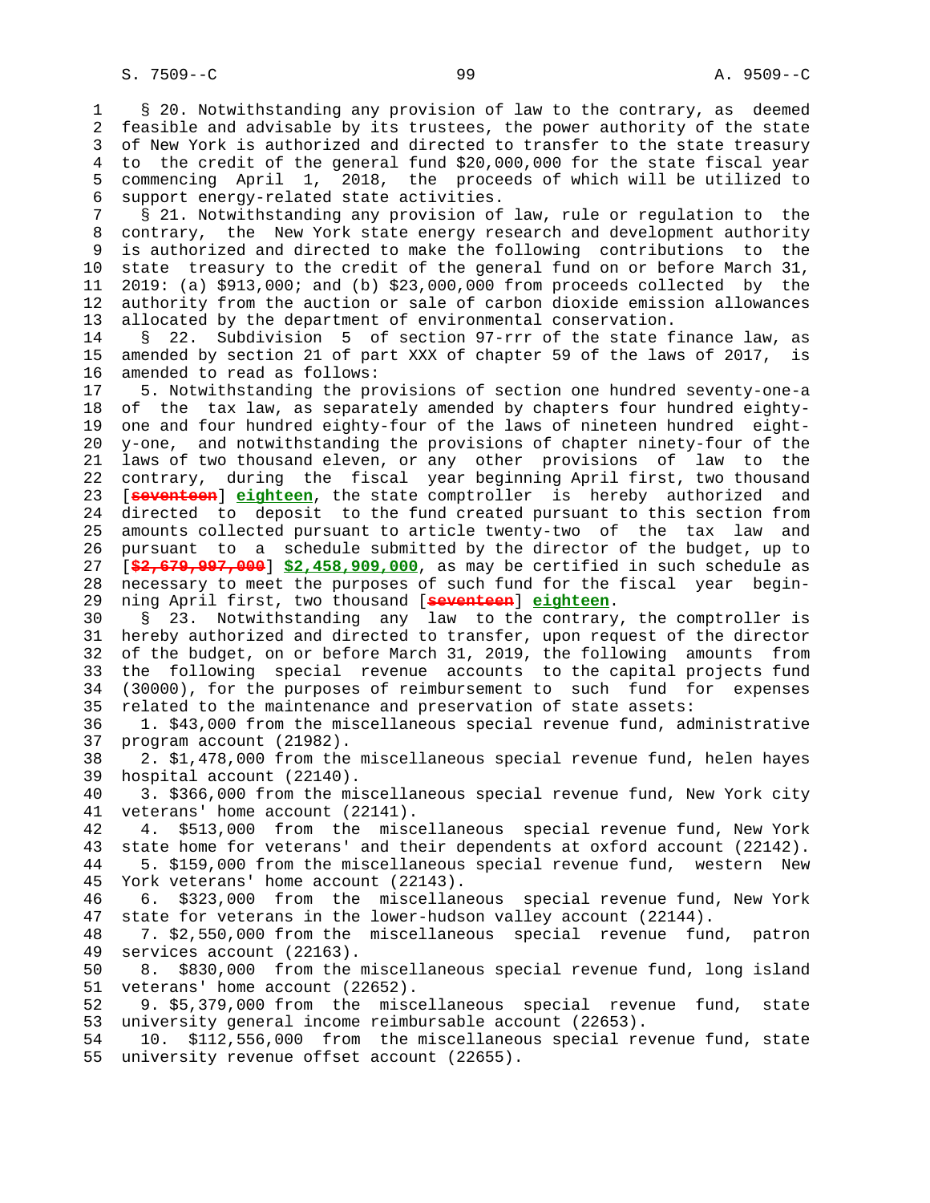§ 20. Notwithstanding any provision of law to the contrary, as deemed feasible and advisable by its trustees, the power authority of the state of New York is authorized and directed to transfer to the state treasury to the credit of the general fund $20,000,000 for the state fiscal year commencing April 1, 2018, the proceeds of which will be utilized to support energy-related state activities.

§ 21. Notwithstanding any provision of law, rule or regulation to the contrary, the New York state energy research and development authority is authorized and directed to make the following contributions to the state treasury to the credit of the general fund on or before March 31, 2019: (a) $913,000; and (b) $23,000,000 from proceeds collected by the authority from the auction or sale of carbon dioxide emission allowances allocated by the department of environmental conservation.

§ 22. Subdivision 5 of section 97-rrr of the state finance law, as amended by section 21 of part XXX of chapter 59 of the laws of 2017, is amended to read as follows:

5. Notwithstanding the provisions of section one hundred seventy-one-a of the tax law, as separately amended by chapters four hundred eighty-one and four hundred eighty-four of the laws of nineteen hundred eighty-one, and notwithstanding the provisions of chapter ninety-four of the laws of two thousand eleven, or any other provisions of law to the contrary, during the fiscal year beginning April first, two thousand [~~seventeen~~] **eighteen**, the state comptroller is hereby authorized and directed to deposit to the fund created pursuant to this section from amounts collected pursuant to article twenty-two of the tax law and pursuant to a schedule submitted by the director of the budget, up to [~~$2,679,997,000~~] **$2,458,909,000**, as may be certified in such schedule as necessary to meet the purposes of such fund for the fiscal year beginning April first, two thousand [~~seventeen~~] **eighteen**.

§ 23. Notwithstanding any law to the contrary, the comptroller is hereby authorized and directed to transfer, upon request of the director of the budget, on or before March 31, 2019, the following amounts from the following special revenue accounts to the capital projects fund (30000), for the purposes of reimbursement to such fund for expenses related to the maintenance and preservation of state assets:

1. $43,000 from the miscellaneous special revenue fund, administrative program account (21982).

2. $1,478,000 from the miscellaneous special revenue fund, helen hayes hospital account (22140).

3. $366,000 from the miscellaneous special revenue fund, New York city veterans' home account (22141).

4. $513,000 from the miscellaneous special revenue fund, New York state home for veterans' and their dependents at oxford account (22142).

5. $159,000 from the miscellaneous special revenue fund, western New York veterans' home account (22143).

6. $323,000 from the miscellaneous special revenue fund, New York state for veterans in the lower-hudson valley account (22144).

7. $2,550,000 from the miscellaneous special revenue fund, patron services account (22163).

8. $830,000 from the miscellaneous special revenue fund, long island veterans' home account (22652).

9. $5,379,000 from the miscellaneous special revenue fund, state university general income reimbursable account (22653).

10. $112,556,000 from the miscellaneous special revenue fund, state university revenue offset account (22655).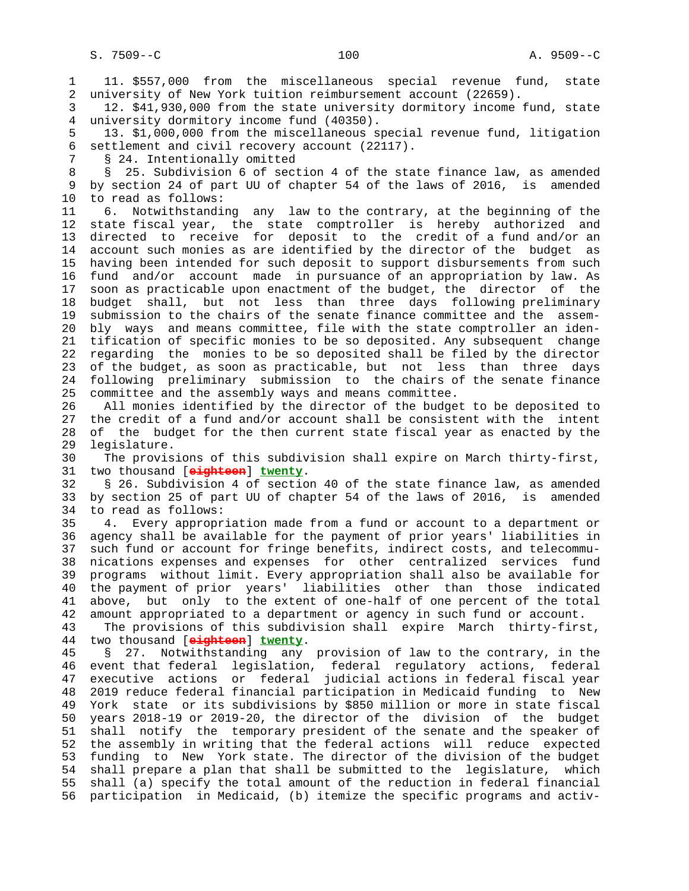11. $557,000 from the miscellaneous special revenue fund, state university of New York tuition reimbursement account (22659).

12. $41,930,000 from the state university dormitory income fund, state university dormitory income fund (40350).

13. $1,000,000 from the miscellaneous special revenue fund, litigation settlement and civil recovery account (22117).

§ 24. Intentionally omitted

§ 25. Subdivision 6 of section 4 of the state finance law, as amended by section 24 of part UU of chapter 54 of the laws of 2016, is amended to read as follows:

6. Notwithstanding any law to the contrary, at the beginning of the state fiscal year, the state comptroller is hereby authorized and directed to receive for deposit to the credit of a fund and/or an account such monies as are identified by the director of the budget as having been intended for such deposit to support disbursements from such fund and/or account made in pursuance of an appropriation by law. As soon as practicable upon enactment of the budget, the director of the budget shall, but not less than three days following preliminary submission to the chairs of the senate finance committee and the assembly ways and means committee, file with the state comptroller an identification of specific monies to be so deposited. Any subsequent change regarding the monies to be so deposited shall be filed by the director of the budget, as soon as practicable, but not less than three days following preliminary submission to the chairs of the senate finance committee and the assembly ways and means committee.

All monies identified by the director of the budget to be deposited to the credit of a fund and/or account shall be consistent with the intent of the budget for the then current state fiscal year as enacted by the legislature.

The provisions of this subdivision shall expire on March thirty-first, two thousand [eighteen] twenty.

§ 26. Subdivision 4 of section 40 of the state finance law, as amended by section 25 of part UU of chapter 54 of the laws of 2016, is amended to read as follows:

4. Every appropriation made from a fund or account to a department or agency shall be available for the payment of prior years' liabilities in such fund or account for fringe benefits, indirect costs, and telecommunications expenses and expenses for other centralized services fund programs without limit. Every appropriation shall also be available for the payment of prior years' liabilities other than those indicated above, but only to the extent of one-half of one percent of the total amount appropriated to a department or agency in such fund or account.

The provisions of this subdivision shall expire March thirty-first, two thousand [eighteen] twenty.

§ 27. Notwithstanding any provision of law to the contrary, in the event that federal legislation, federal regulatory actions, federal executive actions or federal judicial actions in federal fiscal year 2019 reduce federal financial participation in Medicaid funding to New York state or its subdivisions by $850 million or more in state fiscal years 2018-19 or 2019-20, the director of the division of the budget shall notify the temporary president of the senate and the speaker of the assembly in writing that the federal actions will reduce expected funding to New York state. The director of the division of the budget shall prepare a plan that shall be submitted to the legislature, which shall (a) specify the total amount of the reduction in federal financial participation in Medicaid, (b) itemize the specific programs and activ-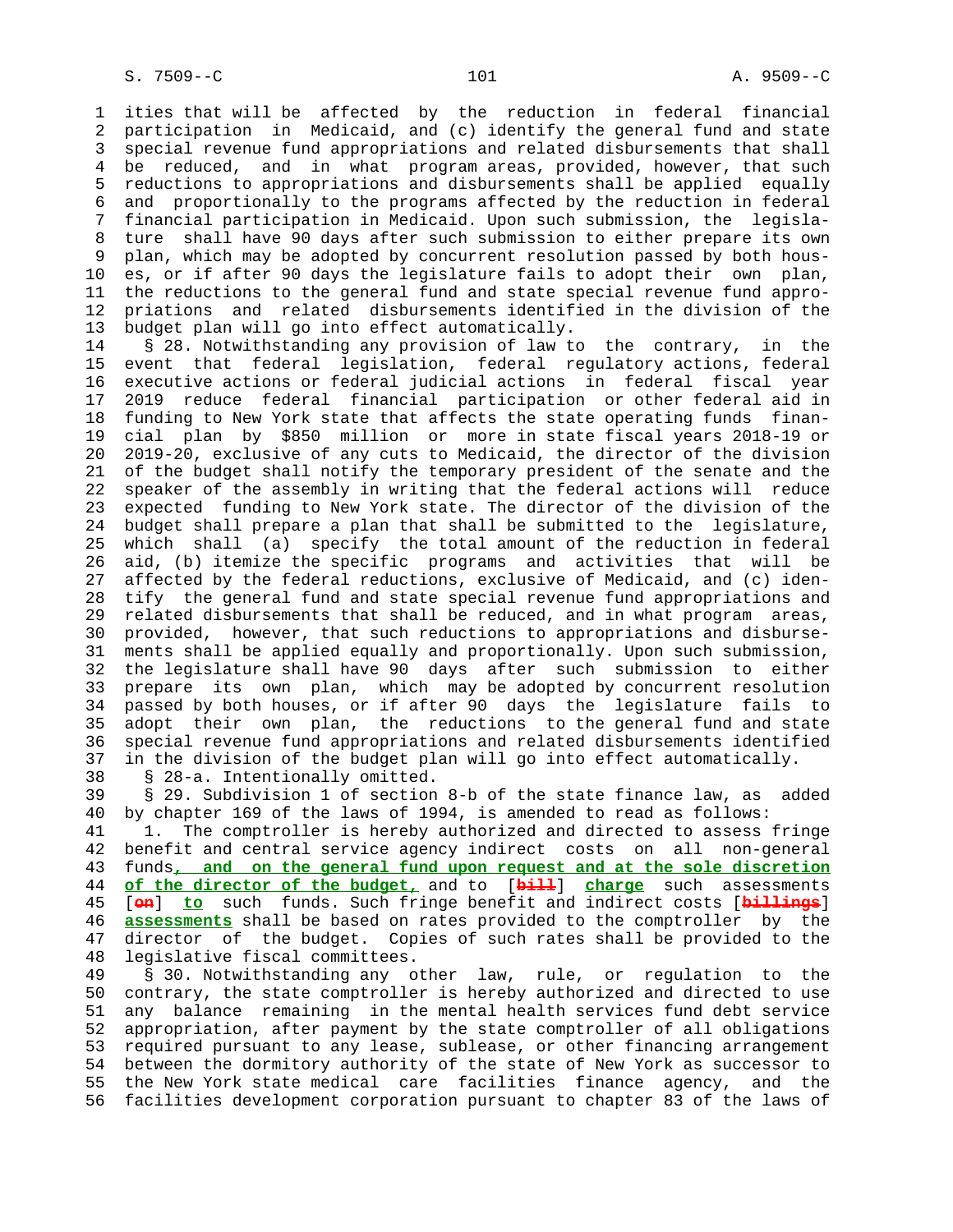ities that will be affected by the reduction in federal financial participation in Medicaid, and (c) identify the general fund and state special revenue fund appropriations and related disbursements that shall be reduced, and in what program areas, provided, however, that such reductions to appropriations and disbursements shall be applied equally and proportionally to the programs affected by the reduction in federal financial participation in Medicaid. Upon such submission, the legislature shall have 90 days after such submission to either prepare its own plan, which may be adopted by concurrent resolution passed by both houses, or if after 90 days the legislature fails to adopt their own plan, the reductions to the general fund and state special revenue fund appropriations and related disbursements identified in the division of the budget plan will go into effect automatically.

§ 28. Notwithstanding any provision of law to the contrary, in the event that federal legislation, federal regulatory actions, federal executive actions or federal judicial actions in federal fiscal year 2019 reduce federal financial participation or other federal aid in funding to New York state that affects the state operating funds financial plan by $850 million or more in state fiscal years 2018-19 or 2019-20, exclusive of any cuts to Medicaid, the director of the division of the budget shall notify the temporary president of the senate and the speaker of the assembly in writing that the federal actions will reduce expected funding to New York state. The director of the division of the budget shall prepare a plan that shall be submitted to the legislature, which shall (a) specify the total amount of the reduction in federal aid, (b) itemize the specific programs and activities that will be affected by the federal reductions, exclusive of Medicaid, and (c) identify the general fund and state special revenue fund appropriations and related disbursements that shall be reduced, and in what program areas, provided, however, that such reductions to appropriations and disbursements shall be applied equally and proportionally. Upon such submission, the legislature shall have 90 days after such submission to either prepare its own plan, which may be adopted by concurrent resolution passed by both houses, or if after 90 days the legislature fails to adopt their own plan, the reductions to the general fund and state special revenue fund appropriations and related disbursements identified in the division of the budget plan will go into effect automatically.

§ 28-a. Intentionally omitted.

§ 29. Subdivision 1 of section 8-b of the state finance law, as added by chapter 169 of the laws of 1994, is amended to read as follows:

1. The comptroller is hereby authorized and directed to assess fringe benefit and central service agency indirect costs on all non-general funds, and on the general fund upon request and at the sole discretion of the director of the budget, and to [bill] charge such assessments [on] to such funds. Such fringe benefit and indirect costs [billings] assessments shall be based on rates provided to the comptroller by the director of the budget. Copies of such rates shall be provided to the legislative fiscal committees.

§ 30. Notwithstanding any other law, rule, or regulation to the contrary, the state comptroller is hereby authorized and directed to use any balance remaining in the mental health services fund debt service appropriation, after payment by the state comptroller of all obligations required pursuant to any lease, sublease, or other financing arrangement between the dormitory authority of the state of New York as successor to the New York state medical care facilities finance agency, and the facilities development corporation pursuant to chapter 83 of the laws of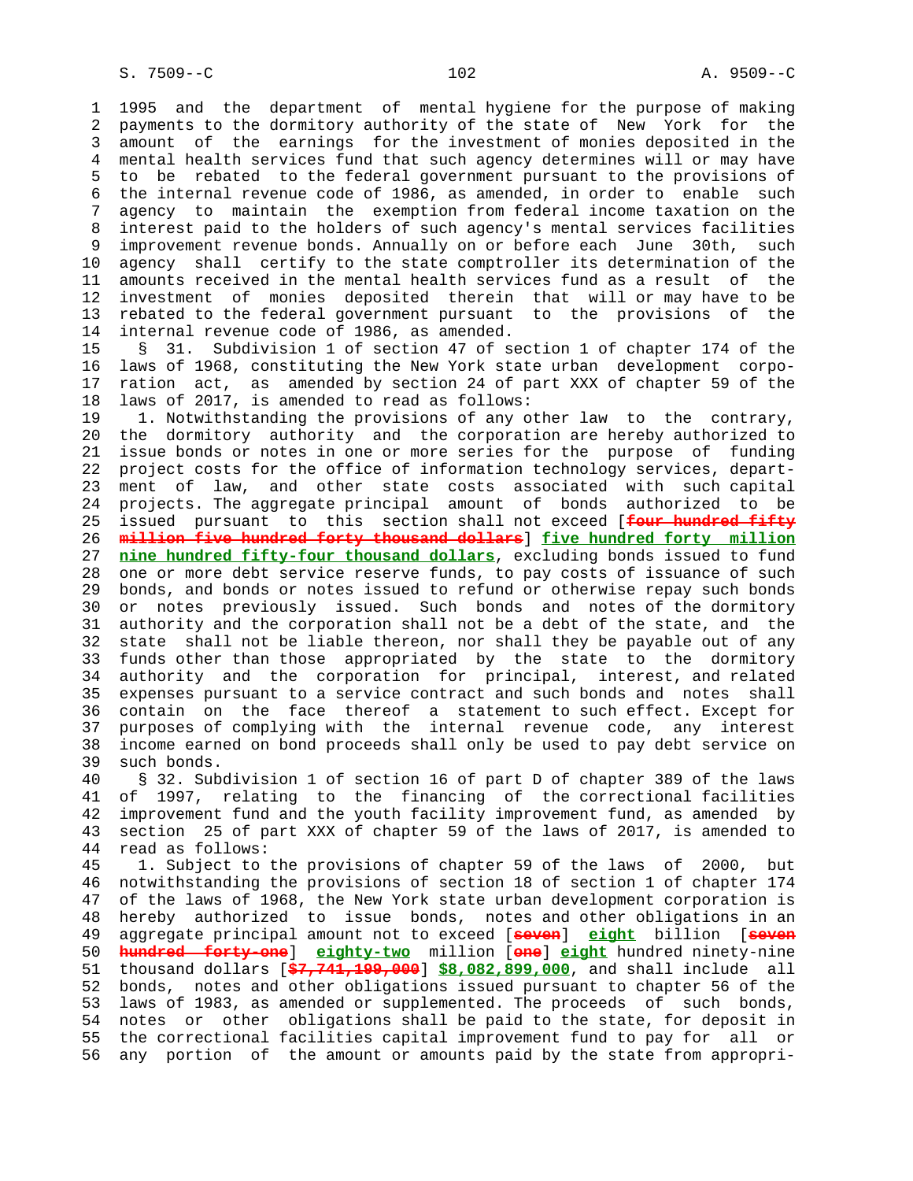1995 and the department of mental hygiene for the purpose of making payments to the dormitory authority of the state of New York for the amount of the earnings for the investment of monies deposited in the mental health services fund that such agency determines will or may have to be rebated to the federal government pursuant to the provisions of the internal revenue code of 1986, as amended, in order to enable such agency to maintain the exemption from federal income taxation on the interest paid to the holders of such agency's mental services facilities improvement revenue bonds. Annually on or before each June 30th, such agency shall certify to the state comptroller its determination of the amounts received in the mental health services fund as a result of the investment of monies deposited therein that will or may have to be rebated to the federal government pursuant to the provisions of the internal revenue code of 1986, as amended.

§ 31. Subdivision 1 of section 47 of section 1 of chapter 174 of the laws of 1968, constituting the New York state urban development corporation act, as amended by section 24 of part XXX of chapter 59 of the laws of 2017, is amended to read as follows:

1. Notwithstanding the provisions of any other law to the contrary, the dormitory authority and the corporation are hereby authorized to issue bonds or notes in one or more series for the purpose of funding project costs for the office of information technology services, department of law, and other state costs associated with such capital projects. The aggregate principal amount of bonds authorized to be issued pursuant to this section shall not exceed [~~four hundred fifty million five hundred forty thousand dollars~~] **five hundred forty million nine hundred fifty-four thousand dollars**, excluding bonds issued to fund one or more debt service reserve funds, to pay costs of issuance of such bonds, and bonds or notes issued to refund or otherwise repay such bonds or notes previously issued. Such bonds and notes of the dormitory authority and the corporation shall not be a debt of the state, and the state shall not be liable thereon, nor shall they be payable out of any funds other than those appropriated by the state to the dormitory authority and the corporation for principal, interest, and related expenses pursuant to a service contract and such bonds and notes shall contain on the face thereof a statement to such effect. Except for purposes of complying with the internal revenue code, any interest income earned on bond proceeds shall only be used to pay debt service on such bonds.

§ 32. Subdivision 1 of section 16 of part D of chapter 389 of the laws of 1997, relating to the financing of the correctional facilities improvement fund and the youth facility improvement fund, as amended by section 25 of part XXX of chapter 59 of the laws of 2017, is amended to read as follows:

1. Subject to the provisions of chapter 59 of the laws of 2000, but notwithstanding the provisions of section 18 of section 1 of chapter 174 of the laws of 1968, the New York state urban development corporation is hereby authorized to issue bonds, notes and other obligations in an aggregate principal amount not to exceed [~~seven~~] **eight** billion [~~seven hundred forty-one~~] **eighty-two** million [~~one~~] **eight** hundred ninety-nine thousand dollars [~~$7,741,199,000~~] **$8,082,899,000**, and shall include all bonds, notes and other obligations issued pursuant to chapter 56 of the laws of 1983, as amended or supplemented. The proceeds of such bonds, notes or other obligations shall be paid to the state, for deposit in the correctional facilities capital improvement fund to pay for all or any portion of the amount or amounts paid by the state from appropri-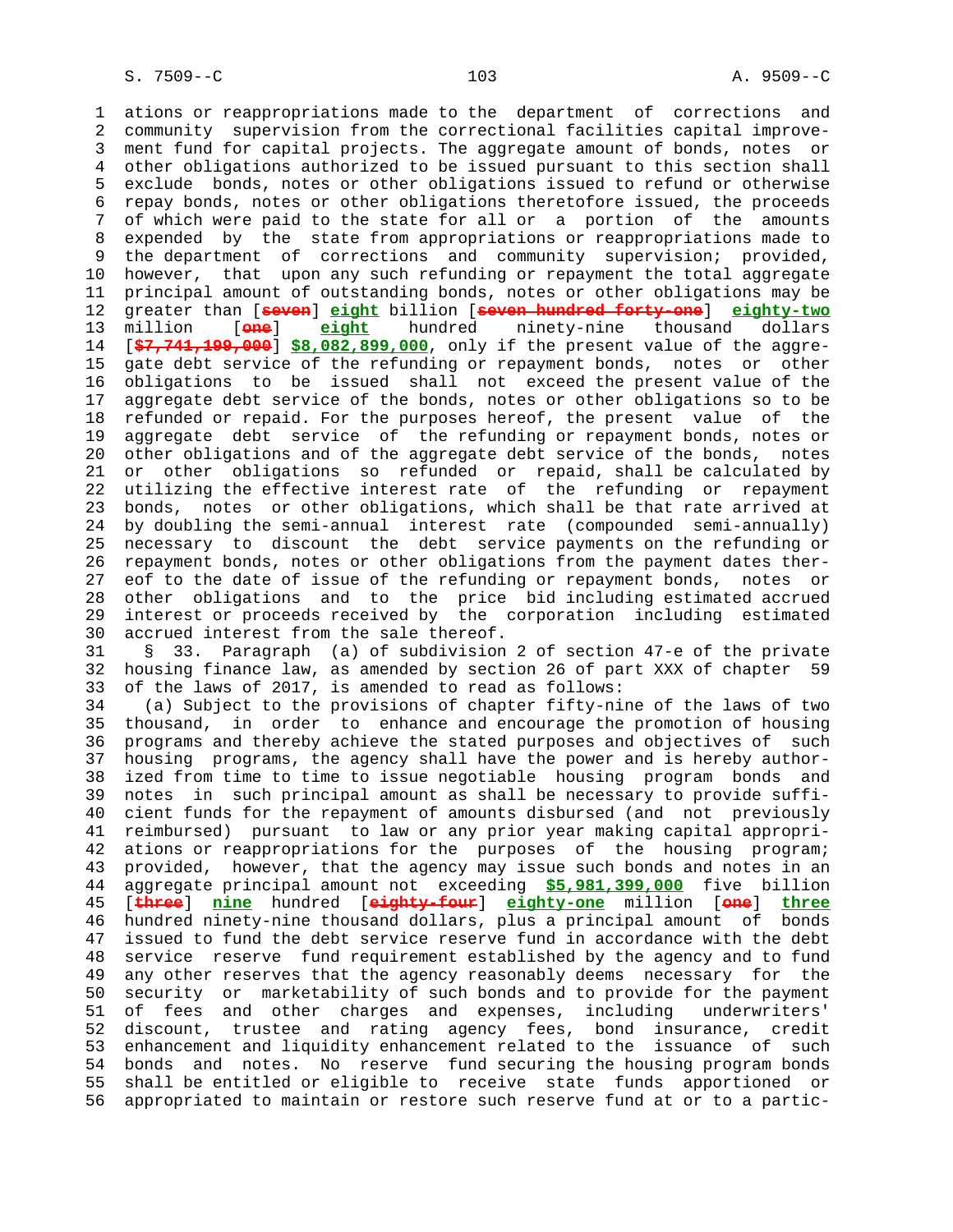ations or reappropriations made to the department of corrections and community supervision from the correctional facilities capital improvement fund for capital projects. The aggregate amount of bonds, notes or other obligations authorized to be issued pursuant to this section shall exclude bonds, notes or other obligations issued to refund or otherwise repay bonds, notes or other obligations theretofore issued, the proceeds of which were paid to the state for all or a portion of the amounts expended by the state from appropriations or reappropriations made to the department of corrections and community supervision; provided, however, that upon any such refunding or repayment the total aggregate principal amount of outstanding bonds, notes or other obligations may be greater than [~~seven~~] **eight** billion [~~seven hundred forty-one~~] **eighty-two** million [~~one~~] **eight** hundred ninety-nine thousand dollars [~~$7,741,199,000~~] **$8,082,899,000**, only if the present value of the aggregate debt service of the refunding or repayment bonds, notes or other obligations to be issued shall not exceed the present value of the aggregate debt service of the bonds, notes or other obligations so to be refunded or repaid. For the purposes hereof, the present value of the aggregate debt service of the refunding or repayment bonds, notes or other obligations and of the aggregate debt service of the bonds, notes or other obligations so refunded or repaid, shall be calculated by utilizing the effective interest rate of the refunding or repayment bonds, notes or other obligations, which shall be that rate arrived at by doubling the semi-annual interest rate (compounded semi-annually) necessary to discount the debt service payments on the refunding or repayment bonds, notes or other obligations from the payment dates thereof to the date of issue of the refunding or repayment bonds, notes or other obligations and to the price bid including estimated accrued interest or proceeds received by the corporation including estimated accrued interest from the sale thereof.

§ 33. Paragraph (a) of subdivision 2 of section 47-e of the private housing finance law, as amended by section 26 of part XXX of chapter 59 of the laws of 2017, is amended to read as follows:

(a) Subject to the provisions of chapter fifty-nine of the laws of two thousand, in order to enhance and encourage the promotion of housing programs and thereby achieve the stated purposes and objectives of such housing programs, the agency shall have the power and is hereby authorized from time to time to issue negotiable housing program bonds and notes in such principal amount as shall be necessary to provide sufficient funds for the repayment of amounts disbursed (and not previously reimbursed) pursuant to law or any prior year making capital appropriations or reappropriations for the purposes of the housing program; provided, however, that the agency may issue such bonds and notes in an aggregate principal amount not exceeding **$5,981,399,000** five billion [~~three~~] **nine** hundred [~~eighty-four~~] **eighty-one** million [~~one~~] **three** hundred ninety-nine thousand dollars, plus a principal amount of bonds issued to fund the debt service reserve fund in accordance with the debt service reserve fund requirement established by the agency and to fund any other reserves that the agency reasonably deems necessary for the security or marketability of such bonds and to provide for the payment of fees and other charges and expenses, including underwriters' discount, trustee and rating agency fees, bond insurance, credit enhancement and liquidity enhancement related to the issuance of such bonds and notes. No reserve fund securing the housing program bonds shall be entitled or eligible to receive state funds apportioned or appropriated to maintain or restore such reserve fund at or to a partic-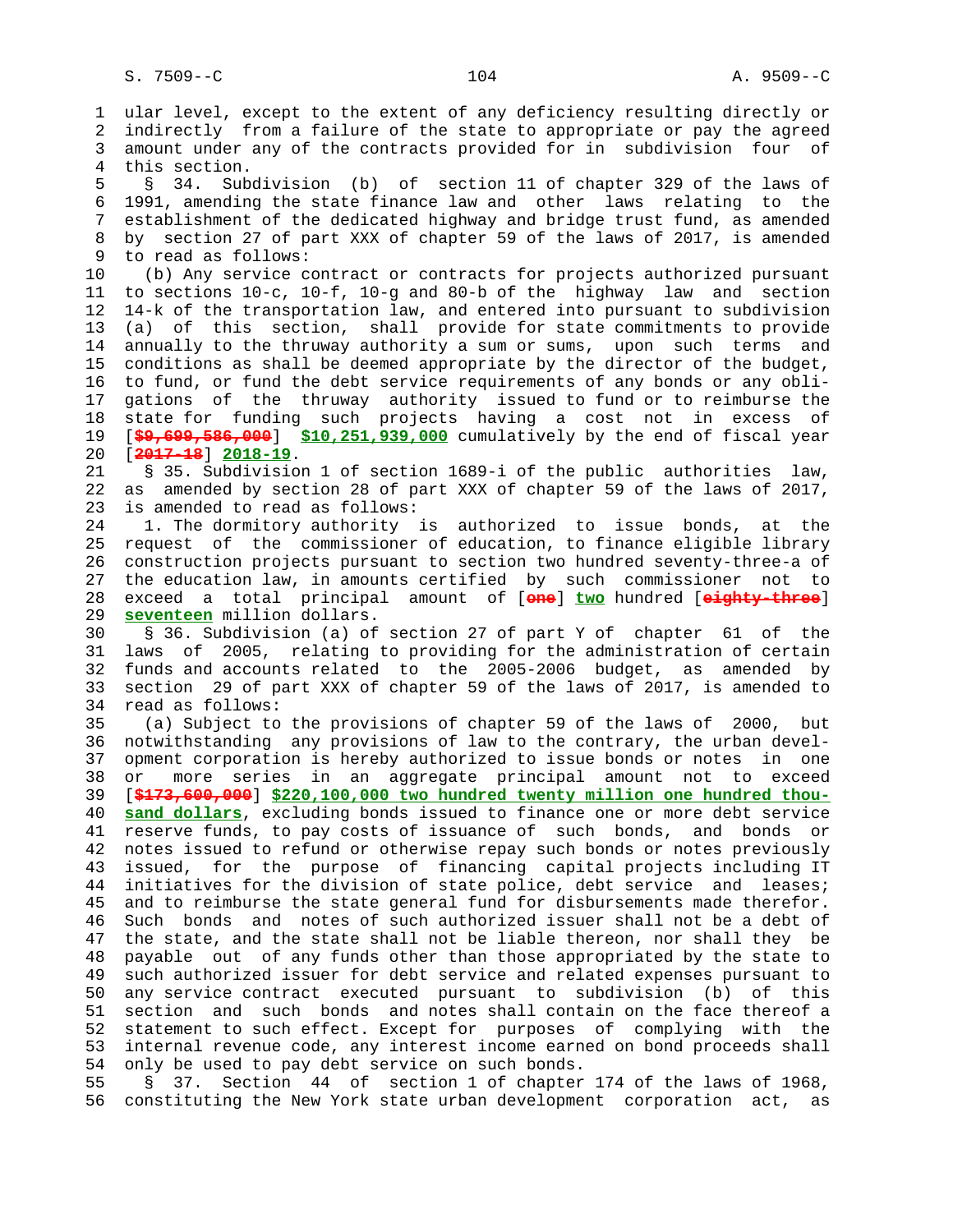ular level, except to the extent of any deficiency resulting directly or indirectly from a failure of the state to appropriate or pay the agreed amount under any of the contracts provided for in subdivision four of this section.

§ 34. Subdivision (b) of section 11 of chapter 329 of the laws of 1991, amending the state finance law and other laws relating to the establishment of the dedicated highway and bridge trust fund, as amended by section 27 of part XXX of chapter 59 of the laws of 2017, is amended to read as follows:

(b) Any service contract or contracts for projects authorized pursuant to sections 10-c, 10-f, 10-g and 80-b of the highway law and section 14-k of the transportation law, and entered into pursuant to subdivision (a) of this section, shall provide for state commitments to provide annually to the thruway authority a sum or sums, upon such terms and conditions as shall be deemed appropriate by the director of the budget, to fund, or fund the debt service requirements of any bonds or any obligations of the thruway authority issued to fund or to reimburse the state for funding such projects having a cost not in excess of [~~$9,699,586,000~~] **$10,251,939,000** cumulatively by the end of fiscal year [~~2017-18~~] **2018-19**.

§ 35. Subdivision 1 of section 1689-i of the public authorities law, as amended by section 28 of part XXX of chapter 59 of the laws of 2017, is amended to read as follows:

1. The dormitory authority is authorized to issue bonds, at the request of the commissioner of education, to finance eligible library construction projects pursuant to section two hundred seventy-three-a of the education law, in amounts certified by such commissioner not to exceed a total principal amount of [~~one~~] **two** hundred [~~eighty-three~~] **seventeen** million dollars.

§ 36. Subdivision (a) of section 27 of part Y of chapter 61 of the laws of 2005, relating to providing for the administration of certain funds and accounts related to the 2005-2006 budget, as amended by section 29 of part XXX of chapter 59 of the laws of 2017, is amended to read as follows:

(a) Subject to the provisions of chapter 59 of the laws of 2000, but notwithstanding any provisions of law to the contrary, the urban development corporation is hereby authorized to issue bonds or notes in one or more series in an aggregate principal amount not to exceed [~~$173,600,000~~] **$220,100,000 two hundred twenty million one hundred thousand dollars**, excluding bonds issued to finance one or more debt service reserve funds, to pay costs of issuance of such bonds, and bonds or notes issued to refund or otherwise repay such bonds or notes previously issued, for the purpose of financing capital projects including IT initiatives for the division of state police, debt service and leases; and to reimburse the state general fund for disbursements made therefor. Such bonds and notes of such authorized issuer shall not be a debt of the state, and the state shall not be liable thereon, nor shall they be payable out of any funds other than those appropriated by the state to such authorized issuer for debt service and related expenses pursuant to any service contract executed pursuant to subdivision (b) of this section and such bonds and notes shall contain on the face thereof a statement to such effect. Except for purposes of complying with the internal revenue code, any interest income earned on bond proceeds shall only be used to pay debt service on such bonds.

§ 37. Section 44 of section 1 of chapter 174 of the laws of 1968, constituting the New York state urban development corporation act, as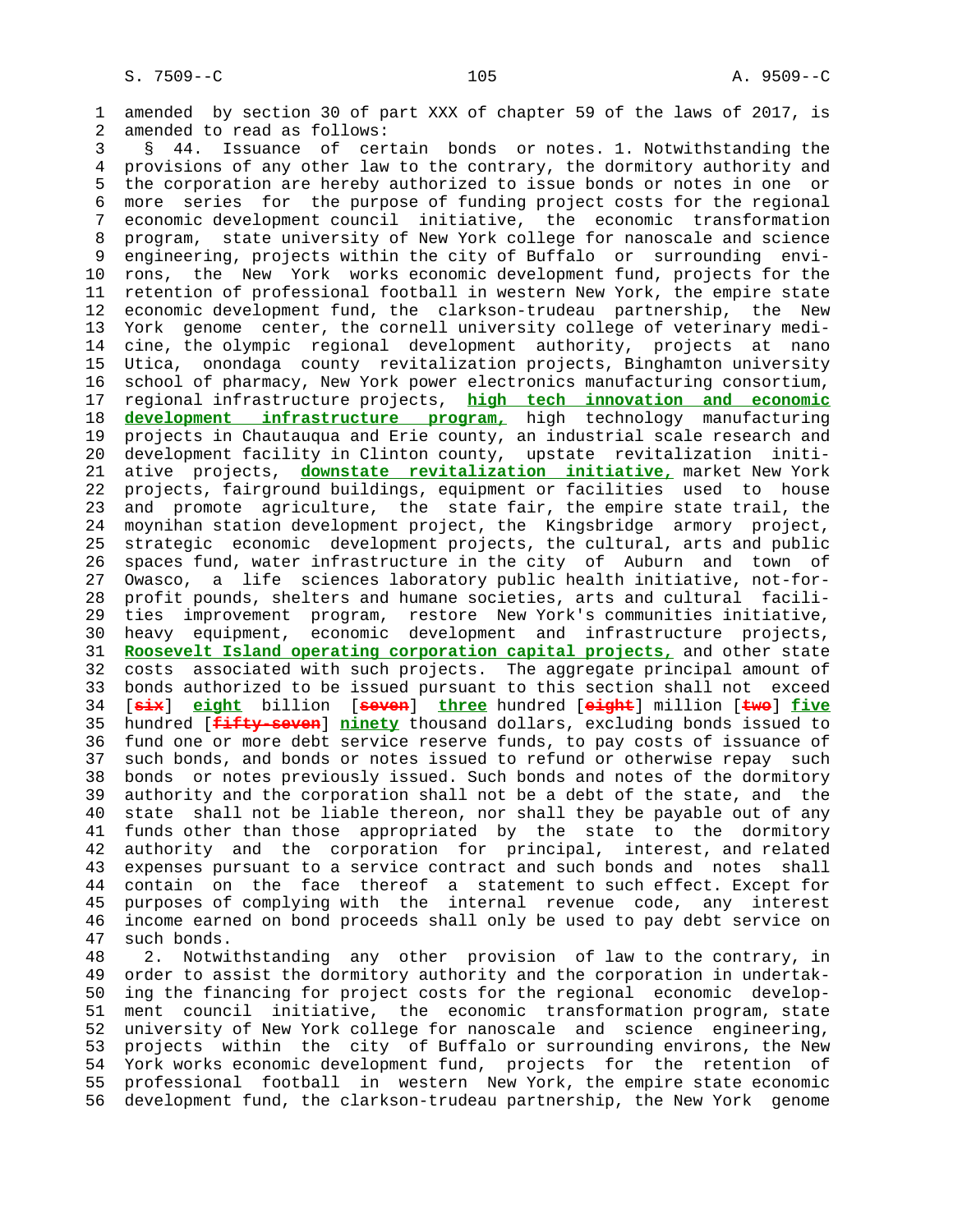amended by section 30 of part XXX of chapter 59 of the laws of 2017, is amended to read as follows:

§ 44. Issuance of certain bonds or notes. 1. Notwithstanding the provisions of any other law to the contrary, the dormitory authority and the corporation are hereby authorized to issue bonds or notes in one or more series for the purpose of funding project costs for the regional economic development council initiative, the economic transformation program, state university of New York college for nanoscale and science engineering, projects within the city of Buffalo or surrounding environs, the New York works economic development fund, projects for the retention of professional football in western New York, the empire state economic development fund, the clarkson-trudeau partnership, the New York genome center, the cornell university college of veterinary medicine, the olympic regional development authority, projects at nano Utica, onondaga county revitalization projects, Binghamton university school of pharmacy, New York power electronics manufacturing consortium, regional infrastructure projects, **high tech innovation and economic development infrastructure program,** high technology manufacturing projects in Chautauqua and Erie county, an industrial scale research and development facility in Clinton county, upstate revitalization initiative projects, **downstate revitalization initiative,** market New York projects, fairground buildings, equipment or facilities used to house and promote agriculture, the state fair, the empire state trail, the moynihan station development project, the Kingsbridge armory project, strategic economic development projects, the cultural, arts and public spaces fund, water infrastructure in the city of Auburn and town of Owasco, a life sciences laboratory public health initiative, not-for-profit pounds, shelters and humane societies, arts and cultural facilities improvement program, restore New York's communities initiative, heavy equipment, economic development and infrastructure projects, **Roosevelt Island operating corporation capital projects,** and other state costs associated with such projects. The aggregate principal amount of bonds authorized to be issued pursuant to this section shall not exceed [~~six~~] **eight** billion [~~seven~~] **three** hundred [~~eight~~] million [~~two~~] **five** hundred [~~fifty-seven~~] **ninety** thousand dollars, excluding bonds issued to fund one or more debt service reserve funds, to pay costs of issuance of such bonds, and bonds or notes issued to refund or otherwise repay such bonds or notes previously issued. Such bonds and notes of the dormitory authority and the corporation shall not be a debt of the state, and the state shall not be liable thereon, nor shall they be payable out of any funds other than those appropriated by the state to the dormitory authority and the corporation for principal, interest, and related expenses pursuant to a service contract and such bonds and notes shall contain on the face thereof a statement to such effect. Except for purposes of complying with the internal revenue code, any interest income earned on bond proceeds shall only be used to pay debt service on such bonds.

2. Notwithstanding any other provision of law to the contrary, in order to assist the dormitory authority and the corporation in undertaking the financing for project costs for the regional economic development council initiative, the economic transformation program, state university of New York college for nanoscale and science engineering, projects within the city of Buffalo or surrounding environs, the New York works economic development fund, projects for the retention of professional football in western New York, the empire state economic development fund, the clarkson-trudeau partnership, the New York genome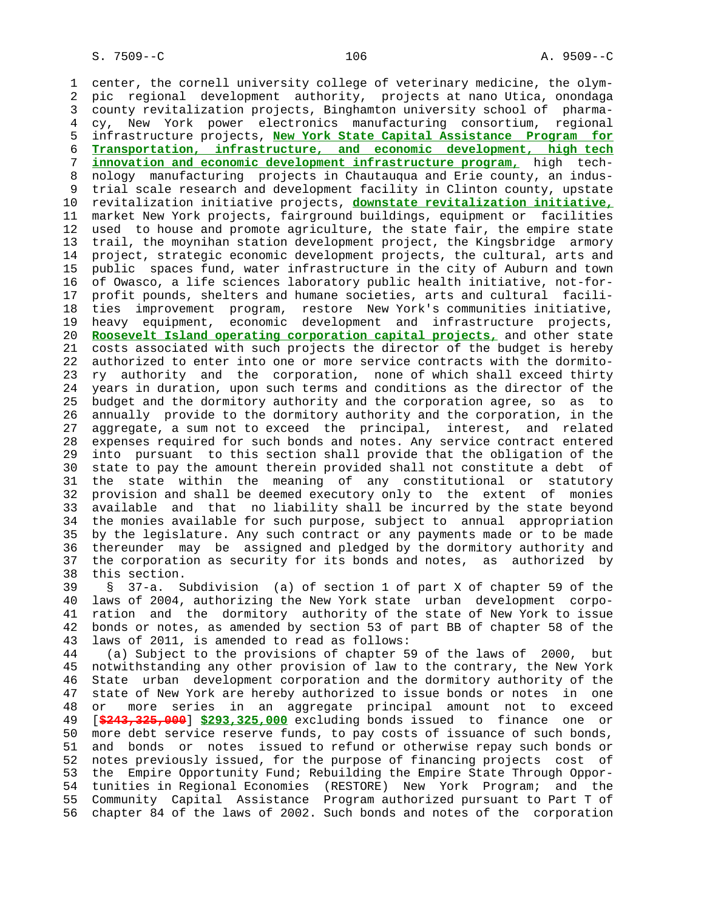center, the cornell university college of veterinary medicine, the olympic regional development authority, projects at nano Utica, onondaga county revitalization projects, Binghamton university school of pharmacy, New York power electronics manufacturing consortium, regional infrastructure projects, **New York State Capital Assistance Program for Transportation, infrastructure, and economic development, high tech innovation and economic development infrastructure program,** high technology manufacturing projects in Chautauqua and Erie county, an industrial scale research and development facility in Clinton county, upstate revitalization initiative projects, **downstate revitalization initiative,** market New York projects, fairground buildings, equipment or facilities used to house and promote agriculture, the state fair, the empire state trail, the moynihan station development project, the Kingsbridge armory project, strategic economic development projects, the cultural, arts and public spaces fund, water infrastructure in the city of Auburn and town of Owasco, a life sciences laboratory public health initiative, not-for-profit pounds, shelters and humane societies, arts and cultural facilities improvement program, restore New York's communities initiative, heavy equipment, economic development and infrastructure projects, **Roosevelt Island operating corporation capital projects,** and other state costs associated with such projects the director of the budget is hereby authorized to enter into one or more service contracts with the dormitory authority and the corporation, none of which shall exceed thirty years in duration, upon such terms and conditions as the director of the budget and the dormitory authority and the corporation agree, so as to annually provide to the dormitory authority and the corporation, in the aggregate, a sum not to exceed the principal, interest, and related expenses required for such bonds and notes. Any service contract entered into pursuant to this section shall provide that the obligation of the state to pay the amount therein provided shall not constitute a debt of the state within the meaning of any constitutional or statutory provision and shall be deemed executory only to the extent of monies available and that no liability shall be incurred by the state beyond the monies available for such purpose, subject to annual appropriation by the legislature. Any such contract or any payments made or to be made thereunder may be assigned and pledged by the dormitory authority and the corporation as security for its bonds and notes, as authorized by this section.

§ 37-a. Subdivision (a) of section 1 of part X of chapter 59 of the laws of 2004, authorizing the New York state urban development corporation and the dormitory authority of the state of New York to issue bonds or notes, as amended by section 53 of part BB of chapter 58 of the laws of 2011, is amended to read as follows:

(a) Subject to the provisions of chapter 59 of the laws of 2000, but notwithstanding any other provision of law to the contrary, the New York State urban development corporation and the dormitory authority of the state of New York are hereby authorized to issue bonds or notes in one or more series in an aggregate principal amount not to exceed [~~$243,325,000~~] **$293,325,000** excluding bonds issued to finance one or more debt service reserve funds, to pay costs of issuance of such bonds, and bonds or notes issued to refund or otherwise repay such bonds or notes previously issued, for the purpose of financing projects cost of the Empire Opportunity Fund; Rebuilding the Empire State Through Opportunities in Regional Economies (RESTORE) New York Program; and the Community Capital Assistance Program authorized pursuant to Part T of chapter 84 of the laws of 2002. Such bonds and notes of the corporation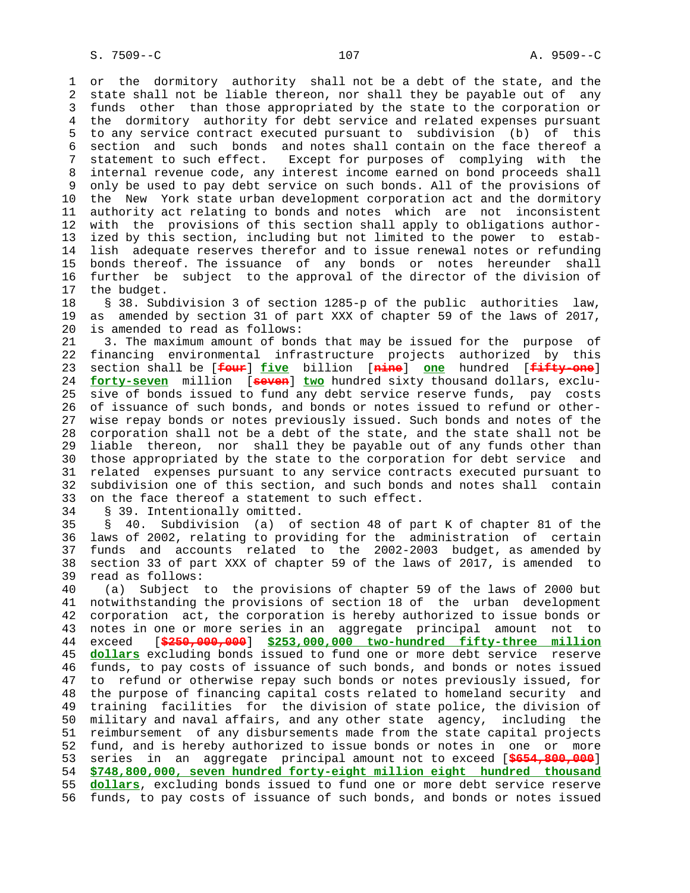or the dormitory authority shall not be a debt of the state, and the state shall not be liable thereon, nor shall they be payable out of any funds other than those appropriated by the state to the corporation or the dormitory authority for debt service and related expenses pursuant to any service contract executed pursuant to subdivision (b) of this section and such bonds and notes shall contain on the face thereof a statement to such effect. Except for purposes of complying with the internal revenue code, any interest income earned on bond proceeds shall only be used to pay debt service on such bonds. All of the provisions of the New York state urban development corporation act and the dormitory authority act relating to bonds and notes which are not inconsistent with the provisions of this section shall apply to obligations authorized by this section, including but not limited to the power to establish adequate reserves therefor and to issue renewal notes or refunding bonds thereof. The issuance of any bonds or notes hereunder shall further be subject to the approval of the director of the division of the budget.

§ 38. Subdivision 3 of section 1285-p of the public authorities law, as amended by section 31 of part XXX of chapter 59 of the laws of 2017, is amended to read as follows:

3. The maximum amount of bonds that may be issued for the purpose of financing environmental infrastructure projects authorized by this section shall be [~~four~~] **five** billion [~~nine~~] **one** hundred [~~fifty-one~~] **forty-seven** million [~~seven~~] **two** hundred sixty thousand dollars, exclusive of bonds issued to fund any debt service reserve funds, pay costs of issuance of such bonds, and bonds or notes issued to refund or otherwise repay bonds or notes previously issued. Such bonds and notes of the corporation shall not be a debt of the state, and the state shall not be liable thereon, nor shall they be payable out of any funds other than those appropriated by the state to the corporation for debt service and related expenses pursuant to any service contracts executed pursuant to subdivision one of this section, and such bonds and notes shall contain on the face thereof a statement to such effect.

§ 39. Intentionally omitted.

§ 40. Subdivision (a) of section 48 of part K of chapter 81 of the laws of 2002, relating to providing for the administration of certain funds and accounts related to the 2002-2003 budget, as amended by section 33 of part XXX of chapter 59 of the laws of 2017, is amended to read as follows:

(a) Subject to the provisions of chapter 59 of the laws of 2000 but notwithstanding the provisions of section 18 of the urban development corporation act, the corporation is hereby authorized to issue bonds or notes in one or more series in an aggregate principal amount not to exceed [~~$250,000,000~~] **$253,000,000 two-hundred fifty-three million dollars** excluding bonds issued to fund one or more debt service reserve funds, to pay costs of issuance of such bonds, and bonds or notes issued to refund or otherwise repay such bonds or notes previously issued, for the purpose of financing capital costs related to homeland security and training facilities for the division of state police, the division of military and naval affairs, and any other state agency, including the reimbursement of any disbursements made from the state capital projects fund, and is hereby authorized to issue bonds or notes in one or more series in an aggregate principal amount not to exceed [~~$654,800,000~~] **$748,800,000, seven hundred forty-eight million eight hundred thousand dollars**, excluding bonds issued to fund one or more debt service reserve funds, to pay costs of issuance of such bonds, and bonds or notes issued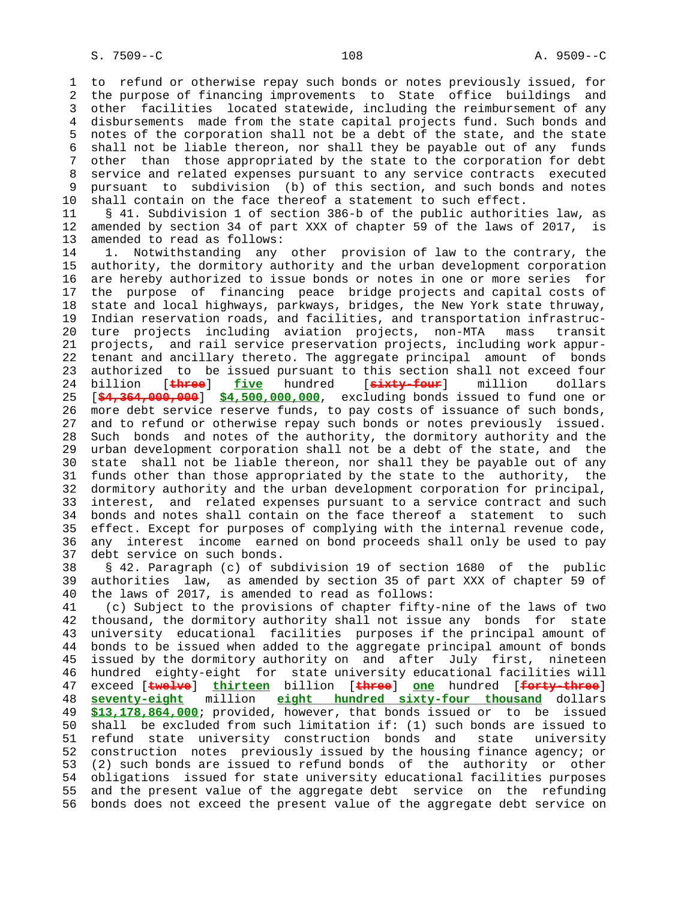to refund or otherwise repay such bonds or notes previously issued, for the purpose of financing improvements to State office buildings and other facilities located statewide, including the reimbursement of any disbursements made from the state capital projects fund. Such bonds and notes of the corporation shall not be a debt of the state, and the state shall not be liable thereon, nor shall they be payable out of any funds other than those appropriated by the state to the corporation for debt service and related expenses pursuant to any service contracts executed pursuant to subdivision (b) of this section, and such bonds and notes shall contain on the face thereof a statement to such effect.

§ 41. Subdivision 1 of section 386-b of the public authorities law, as amended by section 34 of part XXX of chapter 59 of the laws of 2017, is amended to read as follows:

1. Notwithstanding any other provision of law to the contrary, the authority, the dormitory authority and the urban development corporation are hereby authorized to issue bonds or notes in one or more series for the purpose of financing peace bridge projects and capital costs of state and local highways, parkways, bridges, the New York state thruway, Indian reservation roads, and facilities, and transportation infrastructure projects including aviation projects, non-MTA mass transit projects, and rail service preservation projects, including work appurtenant and ancillary thereto. The aggregate principal amount of bonds authorized to be issued pursuant to this section shall not exceed four billion [~~three~~] **five** hundred [~~sixty-four~~] million dollars [~~$4,364,000,000~~] **$4,500,000,000**, excluding bonds issued to fund one or more debt service reserve funds, to pay costs of issuance of such bonds, and to refund or otherwise repay such bonds or notes previously issued. Such bonds and notes of the authority, the dormitory authority and the urban development corporation shall not be a debt of the state, and the state shall not be liable thereon, nor shall they be payable out of any funds other than those appropriated by the state to the authority, the dormitory authority and the urban development corporation for principal, interest, and related expenses pursuant to a service contract and such bonds and notes shall contain on the face thereof a statement to such effect. Except for purposes of complying with the internal revenue code, any interest income earned on bond proceeds shall only be used to pay debt service on such bonds.

§ 42. Paragraph (c) of subdivision 19 of section 1680 of the public authorities law, as amended by section 35 of part XXX of chapter 59 of the laws of 2017, is amended to read as follows:

(c) Subject to the provisions of chapter fifty-nine of the laws of two thousand, the dormitory authority shall not issue any bonds for state university educational facilities purposes if the principal amount of bonds to be issued when added to the aggregate principal amount of bonds issued by the dormitory authority on and after July first, nineteen hundred eighty-eight for state university educational facilities will exceed [~~twelve~~] **thirteen** billion [~~three~~] **one** hundred [~~forty-three~~] **seventy-eight** million **eight hundred sixty-four thousand** dollars **$13,178,864,000**; provided, however, that bonds issued or to be issued shall be excluded from such limitation if: (1) such bonds are issued to refund state university construction bonds and state university construction notes previously issued by the housing finance agency; or (2) such bonds are issued to refund bonds of the authority or other obligations issued for state university educational facilities purposes and the present value of the aggregate debt service on the refunding bonds does not exceed the present value of the aggregate debt service on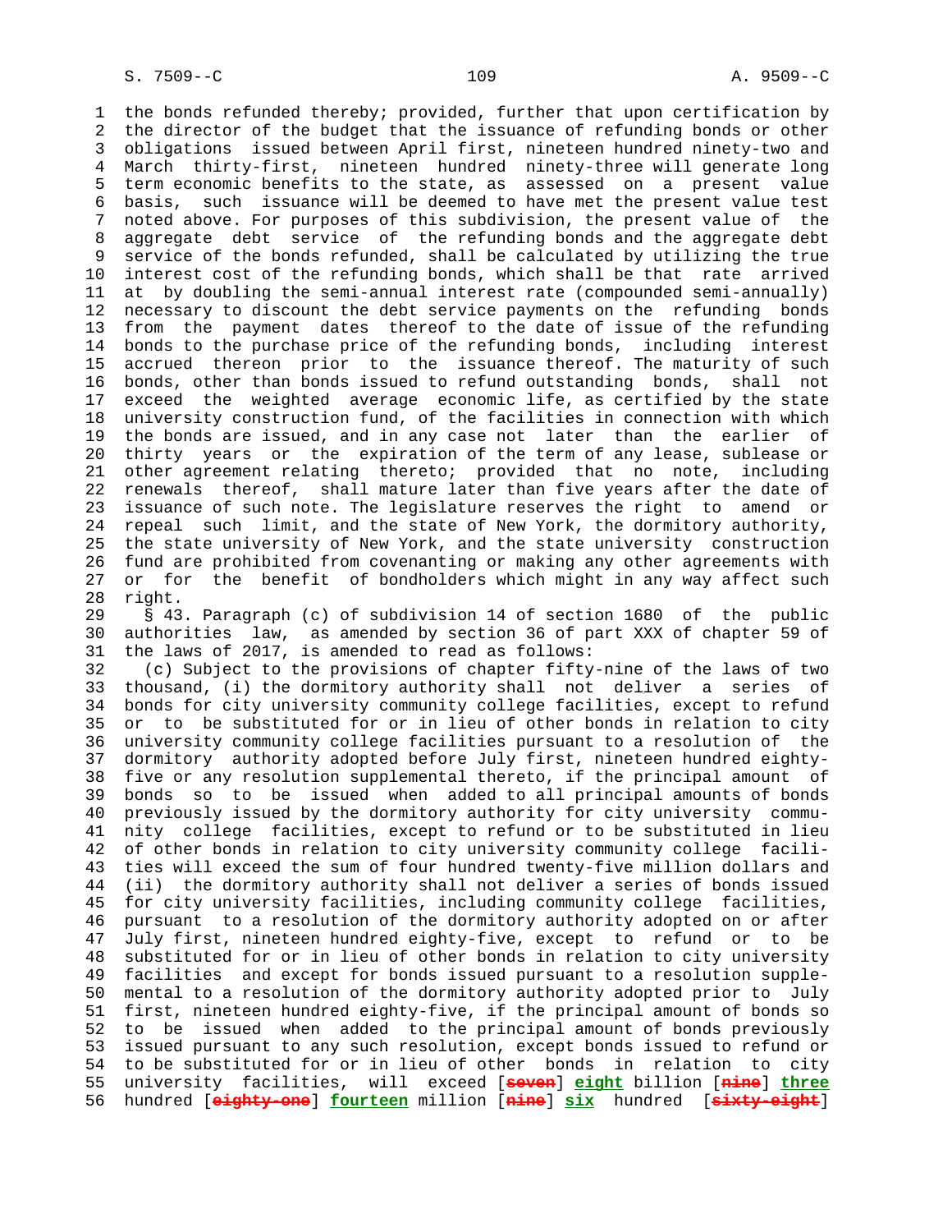the bonds refunded thereby; provided, further that upon certification by the director of the budget that the issuance of refunding bonds or other obligations issued between April first, nineteen hundred ninety-two and March thirty-first, nineteen hundred ninety-three will generate long term economic benefits to the state, as assessed on a present value basis, such issuance will be deemed to have met the present value test noted above. For purposes of this subdivision, the present value of the aggregate debt service of the refunding bonds and the aggregate debt service of the bonds refunded, shall be calculated by utilizing the true interest cost of the refunding bonds, which shall be that rate arrived at by doubling the semi-annual interest rate (compounded semi-annually) necessary to discount the debt service payments on the refunding bonds from the payment dates thereof to the date of issue of the refunding bonds to the purchase price of the refunding bonds, including interest accrued thereon prior to the issuance thereof. The maturity of such bonds, other than bonds issued to refund outstanding bonds, shall not exceed the weighted average economic life, as certified by the state university construction fund, of the facilities in connection with which the bonds are issued, and in any case not later than the earlier of thirty years or the expiration of the term of any lease, sublease or other agreement relating thereto; provided that no note, including renewals thereof, shall mature later than five years after the date of issuance of such note. The legislature reserves the right to amend or repeal such limit, and the state of New York, the dormitory authority, the state university of New York, and the state university construction fund are prohibited from covenanting or making any other agreements with or for the benefit of bondholders which might in any way affect such right.

§ 43. Paragraph (c) of subdivision 14 of section 1680 of the public authorities law, as amended by section 36 of part XXX of chapter 59 of the laws of 2017, is amended to read as follows:

(c) Subject to the provisions of chapter fifty-nine of the laws of two thousand, (i) the dormitory authority shall not deliver a series of bonds for city university community college facilities, except to refund or to be substituted for or in lieu of other bonds in relation to city university community college facilities pursuant to a resolution of the dormitory authority adopted before July first, nineteen hundred eighty-five or any resolution supplemental thereto, if the principal amount of bonds so to be issued when added to all principal amounts of bonds previously issued by the dormitory authority for city university community college facilities, except to refund or to be substituted in lieu of other bonds in relation to city university community college facilities will exceed the sum of four hundred twenty-five million dollars and (ii) the dormitory authority shall not deliver a series of bonds issued for city university facilities, including community college facilities, pursuant to a resolution of the dormitory authority adopted on or after July first, nineteen hundred eighty-five, except to refund or to be substituted for or in lieu of other bonds in relation to city university facilities and except for bonds issued pursuant to a resolution supplemental to a resolution of the dormitory authority adopted prior to July first, nineteen hundred eighty-five, if the principal amount of bonds so to be issued when added to the principal amount of bonds previously issued pursuant to any such resolution, except bonds issued to refund or to be substituted for or in lieu of other bonds in relation to city university facilities, will exceed [~~seven~~] **eight** billion [~~nine~~] **three** hundred [~~eighty-one~~] **fourteen** million [~~nine~~] **six** hundred [~~sixty-eight~~]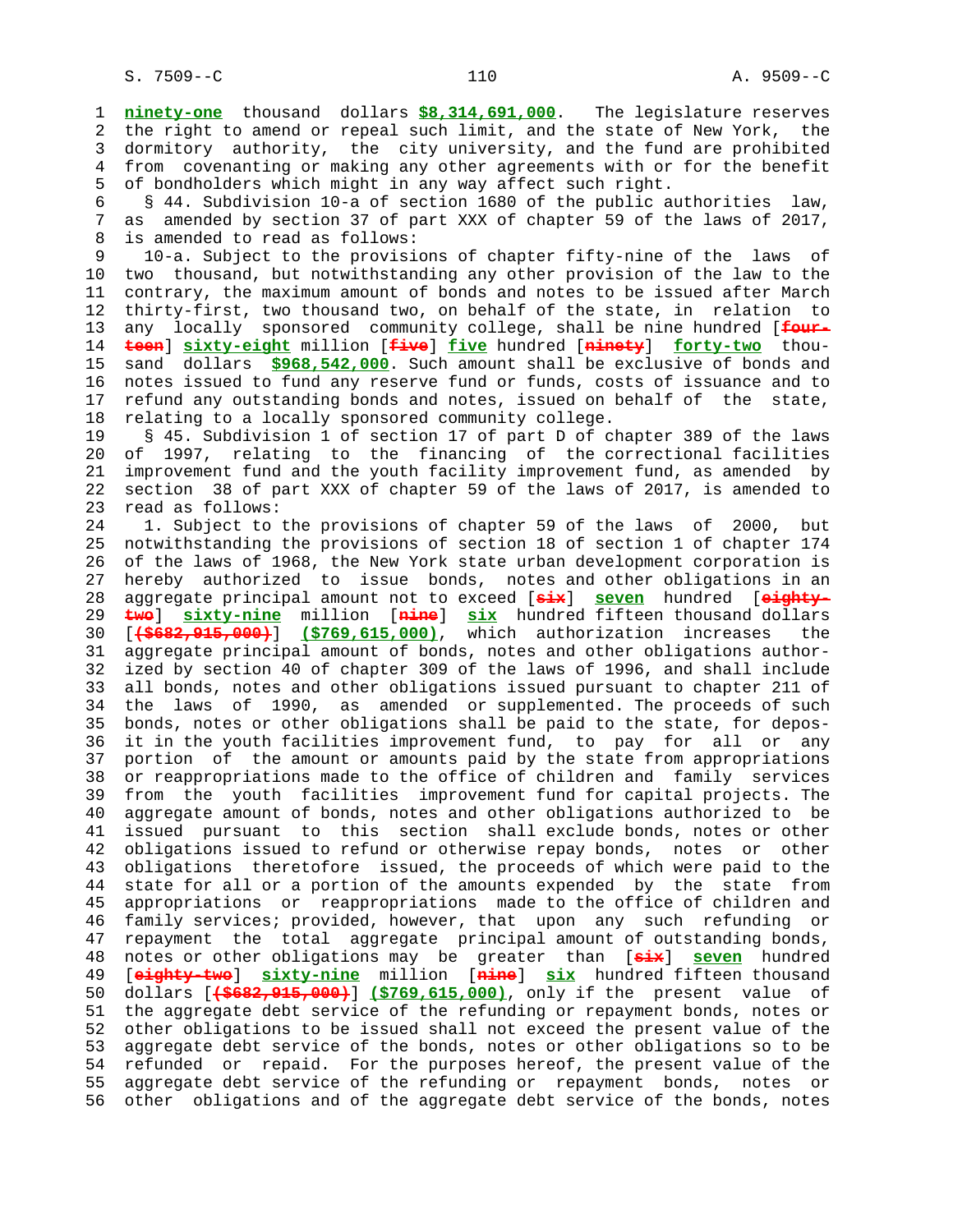**ninety-one** thousand dollars **$8,314,691,000**. The legislature reserves the right to amend or repeal such limit, and the state of New York, the dormitory authority, the city university, and the fund are prohibited from covenanting or making any other agreements with or for the benefit of bondholders which might in any way affect such right.

§ 44. Subdivision 10-a of section 1680 of the public authorities law, as amended by section 37 of part XXX of chapter 59 of the laws of 2017, is amended to read as follows:

10-a. Subject to the provisions of chapter fifty-nine of the laws of two thousand, but notwithstanding any other provision of the law to the contrary, the maximum amount of bonds and notes to be issued after March thirty-first, two thousand two, on behalf of the state, in relation to any locally sponsored community college, shall be nine hundred [~~fourteen~~] **sixty-eight** million [~~five~~] **five** hundred [~~ninety~~] **forty-two** thousand dollars **$968,542,000**. Such amount shall be exclusive of bonds and notes issued to fund any reserve fund or funds, costs of issuance and to refund any outstanding bonds and notes, issued on behalf of the state, relating to a locally sponsored community college.

§ 45. Subdivision 1 of section 17 of part D of chapter 389 of the laws of 1997, relating to the financing of the correctional facilities improvement fund and the youth facility improvement fund, as amended by section 38 of part XXX of chapter 59 of the laws of 2017, is amended to read as follows:

1. Subject to the provisions of chapter 59 of the laws of 2000, but notwithstanding the provisions of section 18 of section 1 of chapter 174 of the laws of 1968, the New York state urban development corporation is hereby authorized to issue bonds, notes and other obligations in an aggregate principal amount not to exceed [~~six~~] **seven** hundred [~~eighty-two~~] **sixty-nine** million [~~nine~~] **six** hundred fifteen thousand dollars [~~($682,915,000)~~] **($769,615,000)**, which authorization increases the aggregate principal amount of bonds, notes and other obligations authorized by section 40 of chapter 309 of the laws of 1996, and shall include all bonds, notes and other obligations issued pursuant to chapter 211 of the laws of 1990, as amended or supplemented. The proceeds of such bonds, notes or other obligations shall be paid to the state, for deposit in the youth facilities improvement fund, to pay for all or any portion of the amount or amounts paid by the state from appropriations or reappropriations made to the office of children and family services from the youth facilities improvement fund for capital projects. The aggregate amount of bonds, notes and other obligations authorized to be issued pursuant to this section shall exclude bonds, notes or other obligations issued to refund or otherwise repay bonds, notes or other obligations theretofore issued, the proceeds of which were paid to the state for all or a portion of the amounts expended by the state from appropriations or reappropriations made to the office of children and family services; provided, however, that upon any such refunding or repayment the total aggregate principal amount of outstanding bonds, notes or other obligations may be greater than [~~six~~] **seven** hundred [~~eighty-two~~] **sixty-nine** million [~~nine~~] **six** hundred fifteen thousand dollars [~~($682,915,000)~~] **($769,615,000)**, only if the present value of the aggregate debt service of the refunding or repayment bonds, notes or other obligations to be issued shall not exceed the present value of the aggregate debt service of the bonds, notes or other obligations so to be refunded or repaid. For the purposes hereof, the present value of the aggregate debt service of the refunding or repayment bonds, notes or other obligations and of the aggregate debt service of the bonds, notes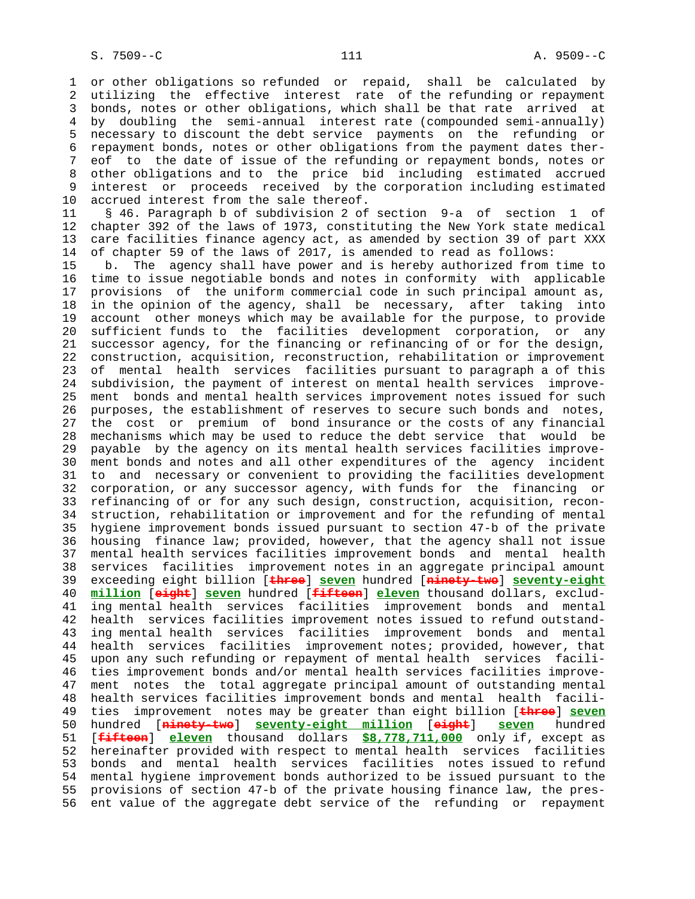or other obligations so refunded or repaid, shall be calculated by utilizing the effective interest rate of the refunding or repayment bonds, notes or other obligations, which shall be that rate arrived at by doubling the semi-annual interest rate (compounded semi-annually) necessary to discount the debt service payments on the refunding or repayment bonds, notes or other obligations from the payment dates thereof to the date of issue of the refunding or repayment bonds, notes or other obligations and to the price bid including estimated accrued interest or proceeds received by the corporation including estimated accrued interest from the sale thereof.

§ 46. Paragraph b of subdivision 2 of section 9-a of section 1 of chapter 392 of the laws of 1973, constituting the New York state medical care facilities finance agency act, as amended by section 39 of part XXX of chapter 59 of the laws of 2017, is amended to read as follows:

b. The agency shall have power and is hereby authorized from time to time to issue negotiable bonds and notes in conformity with applicable provisions of the uniform commercial code in such principal amount as, in the opinion of the agency, shall be necessary, after taking into account other moneys which may be available for the purpose, to provide sufficient funds to the facilities development corporation, or any successor agency, for the financing or refinancing of or for the design, construction, acquisition, reconstruction, rehabilitation or improvement of mental health services facilities pursuant to paragraph a of this subdivision, the payment of interest on mental health services improvement bonds and mental health services improvement notes issued for such purposes, the establishment of reserves to secure such bonds and notes, the cost or premium of bond insurance or the costs of any financial mechanisms which may be used to reduce the debt service that would be payable by the agency on its mental health services facilities improvement bonds and notes and all other expenditures of the agency incident to and necessary or convenient to providing the facilities development corporation, or any successor agency, with funds for the financing or refinancing of or for any such design, construction, acquisition, reconstruction, rehabilitation or improvement and for the refunding of mental hygiene improvement bonds issued pursuant to section 47-b of the private housing finance law; provided, however, that the agency shall not issue mental health services facilities improvement bonds and mental health services facilities improvement notes in an aggregate principal amount exceeding eight billion [~~three~~] **seven** hundred [~~ninety-two~~] **seventy-eight million** [~~eight~~] **seven** hundred [~~fifteen~~] **eleven** thousand dollars, excluding mental health services facilities improvement bonds and mental health services facilities improvement notes issued to refund outstanding mental health services facilities improvement bonds and mental health services facilities improvement notes; provided, however, that upon any such refunding or repayment of mental health services facilities improvement bonds and/or mental health services facilities improvement notes the total aggregate principal amount of outstanding mental health services facilities improvement bonds and mental health facilities improvement notes may be greater than eight billion [~~three~~] **seven** hundred [~~ninety-two~~] **seventy-eight million** [~~eight~~] **seven** hundred [~~fifteen~~] **eleven** thousand dollars **$8,778,711,000** only if, except as hereinafter provided with respect to mental health services facilities bonds and mental health services facilities notes issued to refund mental hygiene improvement bonds authorized to be issued pursuant to the provisions of section 47-b of the private housing finance law, the present value of the aggregate debt service of the refunding or repayment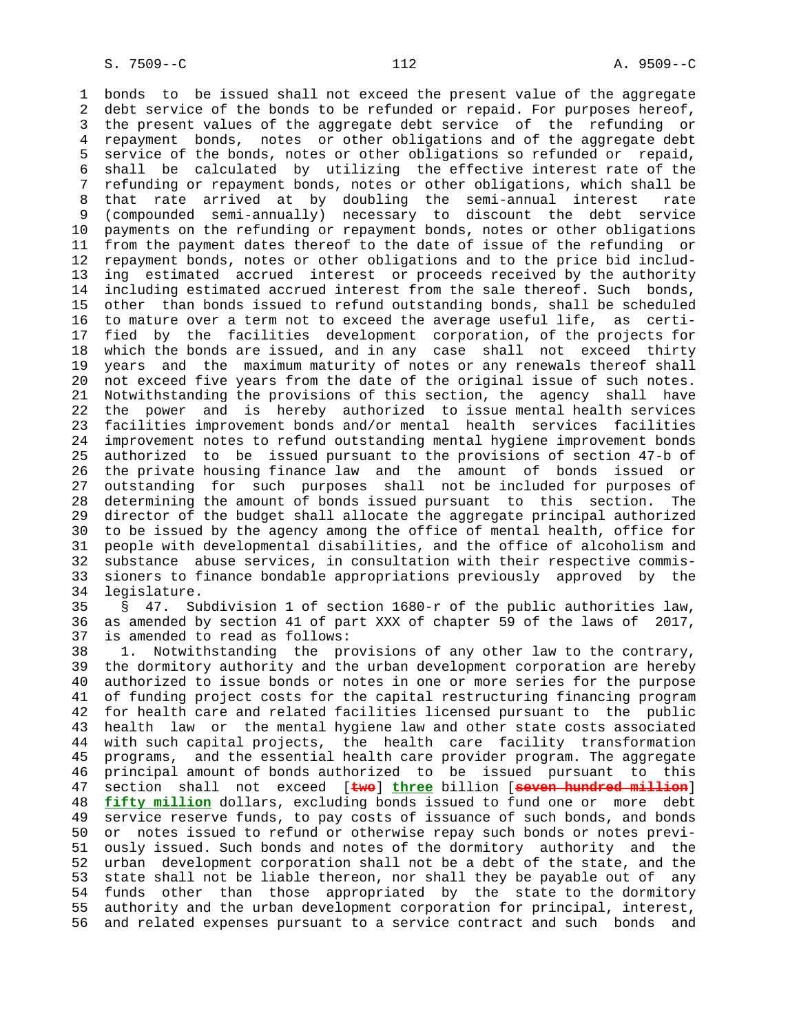bonds to be issued shall not exceed the present value of the aggregate debt service of the bonds to be refunded or repaid. For purposes hereof, the present values of the aggregate debt service of the refunding or repayment bonds, notes or other obligations and of the aggregate debt service of the bonds, notes or other obligations so refunded or repaid, shall be calculated by utilizing the effective interest rate of the refunding or repayment bonds, notes or other obligations, which shall be that rate arrived at by doubling the semi-annual interest rate (compounded semi-annually) necessary to discount the debt service payments on the refunding or repayment bonds, notes or other obligations from the payment dates thereof to the date of issue of the refunding or repayment bonds, notes or other obligations and to the price bid including estimated accrued interest or proceeds received by the authority including estimated accrued interest from the sale thereof. Such bonds, other than bonds issued to refund outstanding bonds, shall be scheduled to mature over a term not to exceed the average useful life, as certified by the facilities development corporation, of the projects for which the bonds are issued, and in any case shall not exceed thirty years and the maximum maturity of notes or any renewals thereof shall not exceed five years from the date of the original issue of such notes. Notwithstanding the provisions of this section, the agency shall have the power and is hereby authorized to issue mental health services facilities improvement bonds and/or mental health services facilities improvement notes to refund outstanding mental hygiene improvement bonds authorized to be issued pursuant to the provisions of section 47-b of the private housing finance law and the amount of bonds issued or outstanding for such purposes shall not be included for purposes of determining the amount of bonds issued pursuant to this section. The director of the budget shall allocate the aggregate principal authorized to be issued by the agency among the office of mental health, office for people with developmental disabilities, and the office of alcoholism and substance abuse services, in consultation with their respective commissioners to finance bondable appropriations previously approved by the legislature.

§ 47. Subdivision 1 of section 1680-r of the public authorities law, as amended by section 41 of part XXX of chapter 59 of the laws of 2017, is amended to read as follows:

1. Notwithstanding the provisions of any other law to the contrary, the dormitory authority and the urban development corporation are hereby authorized to issue bonds or notes in one or more series for the purpose of funding project costs for the capital restructuring financing program for health care and related facilities licensed pursuant to the public health law or the mental hygiene law and other state costs associated with such capital projects, the health care facility transformation programs, and the essential health care provider program. The aggregate principal amount of bonds authorized to be issued pursuant to this section shall not exceed [two] **three** billion [seven hundred million] **fifty million** dollars, excluding bonds issued to fund one or more debt service reserve funds, to pay costs of issuance of such bonds, and bonds or notes issued to refund or otherwise repay such bonds or notes previously issued. Such bonds and notes of the dormitory authority and the urban development corporation shall not be a debt of the state, and the state shall not be liable thereon, nor shall they be payable out of any funds other than those appropriated by the state to the dormitory authority and the urban development corporation for principal, interest, and related expenses pursuant to a service contract and such bonds and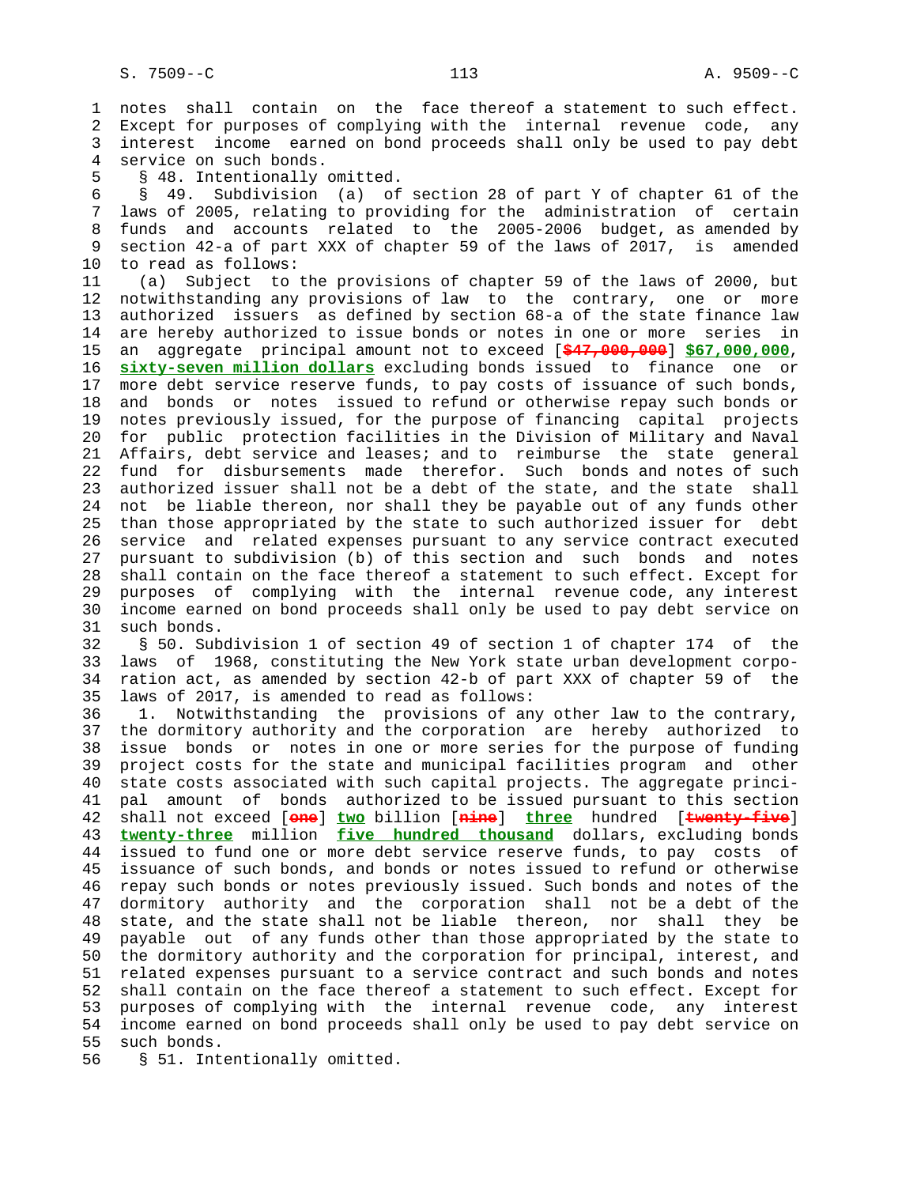notes shall contain on the face thereof a statement to such effect. Except for purposes of complying with the internal revenue code, any interest income earned on bond proceeds shall only be used to pay debt service on such bonds.

§ 48. Intentionally omitted.

§ 49. Subdivision (a) of section 28 of part Y of chapter 61 of the laws of 2005, relating to providing for the administration of certain funds and accounts related to the 2005-2006 budget, as amended by section 42-a of part XXX of chapter 59 of the laws of 2017, is amended to read as follows:

(a) Subject to the provisions of chapter 59 of the laws of 2000, but notwithstanding any provisions of law to the contrary, one or more authorized issuers as defined by section 68-a of the state finance law are hereby authorized to issue bonds or notes in one or more series in an aggregate principal amount not to exceed [~~$47,000,000~~] **$67,000,000, sixty-seven million dollars** excluding bonds issued to finance one or more debt service reserve funds, to pay costs of issuance of such bonds, and bonds or notes issued to refund or otherwise repay such bonds or notes previously issued, for the purpose of financing capital projects for public protection facilities in the Division of Military and Naval Affairs, debt service and leases; and to reimburse the state general fund for disbursements made therefor. Such bonds and notes of such authorized issuer shall not be a debt of the state, and the state shall not be liable thereon, nor shall they be payable out of any funds other than those appropriated by the state to such authorized issuer for debt service and related expenses pursuant to any service contract executed pursuant to subdivision (b) of this section and such bonds and notes shall contain on the face thereof a statement to such effect. Except for purposes of complying with the internal revenue code, any interest income earned on bond proceeds shall only be used to pay debt service on such bonds.

§ 50. Subdivision 1 of section 49 of section 1 of chapter 174 of the laws of 1968, constituting the New York state urban development corporation act, as amended by section 42-b of part XXX of chapter 59 of the laws of 2017, is amended to read as follows:

1. Notwithstanding the provisions of any other law to the contrary, the dormitory authority and the corporation are hereby authorized to issue bonds or notes in one or more series for the purpose of funding project costs for the state and municipal facilities program and other state costs associated with such capital projects. The aggregate principal amount of bonds authorized to be issued pursuant to this section shall not exceed [~~one~~] **two** billion [~~nine~~] **three** hundred [~~twenty-five~~] **twenty-three** million **five hundred thousand** dollars, excluding bonds issued to fund one or more debt service reserve funds, to pay costs of issuance of such bonds, and bonds or notes issued to refund or otherwise repay such bonds or notes previously issued. Such bonds and notes of the dormitory authority and the corporation shall not be a debt of the state, and the state shall not be liable thereon, nor shall they be payable out of any funds other than those appropriated by the state to the dormitory authority and the corporation for principal, interest, and related expenses pursuant to a service contract and such bonds and notes shall contain on the face thereof a statement to such effect. Except for purposes of complying with the internal revenue code, any interest income earned on bond proceeds shall only be used to pay debt service on such bonds.

§ 51. Intentionally omitted.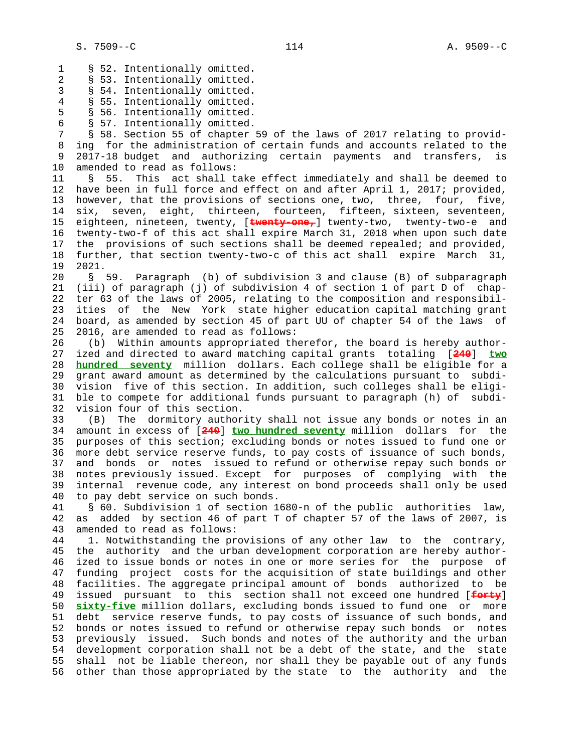§ 52. Intentionally omitted.
§ 53. Intentionally omitted.
§ 54. Intentionally omitted.
§ 55. Intentionally omitted.
§ 56. Intentionally omitted.
§ 57. Intentionally omitted.

§ 58. Section 55 of chapter 59 of the laws of 2017 relating to providing for the administration of certain funds and accounts related to the 2017-18 budget and authorizing certain payments and transfers, is amended to read as follows:

§ 55. This act shall take effect immediately and shall be deemed to have been in full force and effect on and after April 1, 2017; provided, however, that the provisions of sections one, two, three, four, five, six, seven, eight, thirteen, fourteen, fifteen, sixteen, seventeen, eighteen, nineteen, twenty, [~~twenty-one,~~] twenty-two, twenty-two-e and twenty-two-f of this act shall expire March 31, 2018 when upon such date the provisions of such sections shall be deemed repealed; and provided, further, that section twenty-two-c of this act shall expire March 31, 2021.

§ 59. Paragraph (b) of subdivision 3 and clause (B) of subparagraph (iii) of paragraph (j) of subdivision 4 of section 1 of part D of chapter 63 of the laws of 2005, relating to the composition and responsibilities of the New York state higher education capital matching grant board, as amended by section 45 of part UU of chapter 54 of the laws of 2016, are amended to read as follows:

(b) Within amounts appropriated therefor, the board is hereby authorized and directed to award matching capital grants totaling [~~240~~] **two hundred seventy** million dollars. Each college shall be eligible for a grant award amount as determined by the calculations pursuant to subdivision five of this section. In addition, such colleges shall be eligible to compete for additional funds pursuant to paragraph (h) of subdivision four of this section.

(B) The dormitory authority shall not issue any bonds or notes in an amount in excess of [~~240~~] **two hundred seventy** million dollars for the purposes of this section; excluding bonds or notes issued to fund one or more debt service reserve funds, to pay costs of issuance of such bonds, and bonds or notes issued to refund or otherwise repay such bonds or notes previously issued. Except for purposes of complying with the internal revenue code, any interest on bond proceeds shall only be used to pay debt service on such bonds.

§ 60. Subdivision 1 of section 1680-n of the public authorities law, as added by section 46 of part T of chapter 57 of the laws of 2007, is amended to read as follows:

1. Notwithstanding the provisions of any other law to the contrary, the authority and the urban development corporation are hereby authorized to issue bonds or notes in one or more series for the purpose of funding project costs for the acquisition of state buildings and other facilities. The aggregate principal amount of bonds authorized to be issued pursuant to this section shall not exceed one hundred [~~forty~~] **sixty-five** million dollars, excluding bonds issued to fund one or more debt service reserve funds, to pay costs of issuance of such bonds, and bonds or notes issued to refund or otherwise repay such bonds or notes previously issued. Such bonds and notes of the authority and the urban development corporation shall not be a debt of the state, and the state shall not be liable thereon, nor shall they be payable out of any funds other than those appropriated by the state to the authority and the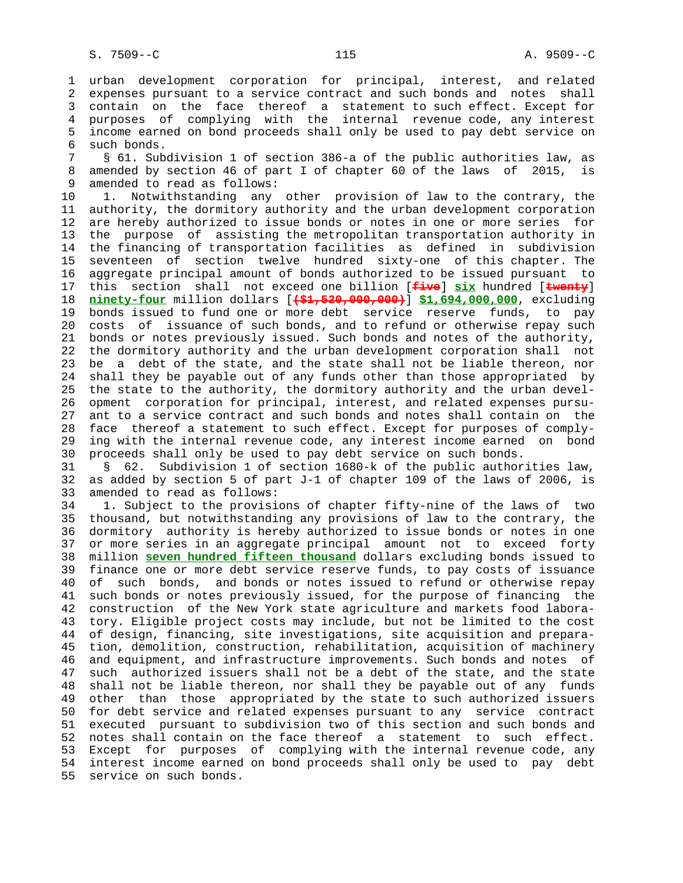urban development corporation for principal, interest, and related expenses pursuant to a service contract and such bonds and notes shall contain on the face thereof a statement to such effect. Except for purposes of complying with the internal revenue code, any interest income earned on bond proceeds shall only be used to pay debt service on such bonds.

§ 61. Subdivision 1 of section 386-a of the public authorities law, as amended by section 46 of part I of chapter 60 of the laws of 2015, is amended to read as follows:

1. Notwithstanding any other provision of law to the contrary, the authority, the dormitory authority and the urban development corporation are hereby authorized to issue bonds or notes in one or more series for the purpose of assisting the metropolitan transportation authority in the financing of transportation facilities as defined in subdivision seventeen of section twelve hundred sixty-one of this chapter. The aggregate principal amount of bonds authorized to be issued pursuant to this section shall not exceed one billion [~~five~~] **six** hundred [~~twenty~~] **ninety-four** million dollars [~~($1,520,000,000)~~] **$1,694,000,000**, excluding bonds issued to fund one or more debt service reserve funds, to pay costs of issuance of such bonds, and to refund or otherwise repay such bonds or notes previously issued. Such bonds and notes of the authority, the dormitory authority and the urban development corporation shall not be a debt of the state, and the state shall not be liable thereon, nor shall they be payable out of any funds other than those appropriated by the state to the authority, the dormitory authority and the urban development corporation for principal, interest, and related expenses pursuant to a service contract and such bonds and notes shall contain on the face thereof a statement to such effect. Except for purposes of complying with the internal revenue code, any interest income earned on bond proceeds shall only be used to pay debt service on such bonds.

§ 62. Subdivision 1 of section 1680-k of the public authorities law, as added by section 5 of part J-1 of chapter 109 of the laws of 2006, is amended to read as follows:

1. Subject to the provisions of chapter fifty-nine of the laws of two thousand, but notwithstanding any provisions of law to the contrary, the dormitory authority is hereby authorized to issue bonds or notes in one or more series in an aggregate principal amount not to exceed forty million **seven hundred fifteen thousand** dollars excluding bonds issued to finance one or more debt service reserve funds, to pay costs of issuance of such bonds, and bonds or notes issued to refund or otherwise repay such bonds or notes previously issued, for the purpose of financing the construction of the New York state agriculture and markets food laboratory. Eligible project costs may include, but not be limited to the cost of design, financing, site investigations, site acquisition and preparation, demolition, construction, rehabilitation, acquisition of machinery and equipment, and infrastructure improvements. Such bonds and notes of such authorized issuers shall not be a debt of the state, and the state shall not be liable thereon, nor shall they be payable out of any funds other than those appropriated by the state to such authorized issuers for debt service and related expenses pursuant to any service contract executed pursuant to subdivision two of this section and such bonds and notes shall contain on the face thereof a statement to such effect. Except for purposes of complying with the internal revenue code, any interest income earned on bond proceeds shall only be used to pay debt service on such bonds.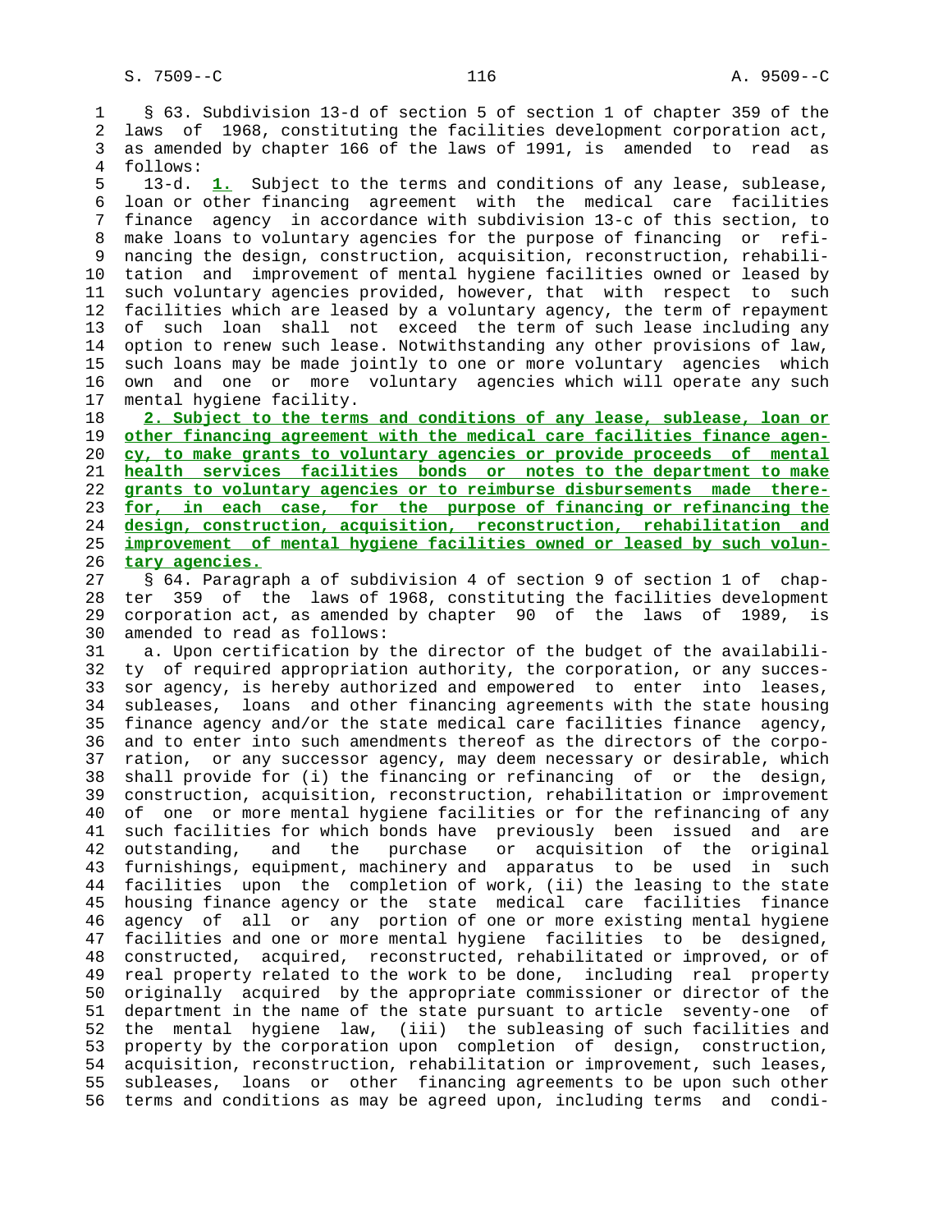§ 63. Subdivision 13-d of section 5 of section 1 of chapter 359 of the laws of 1968, constituting the facilities development corporation act, as amended by chapter 166 of the laws of 1991, is amended to read as follows:

13-d. **1.** Subject to the terms and conditions of any lease, sublease, loan or other financing agreement with the medical care facilities finance agency in accordance with subdivision 13-c of this section, to make loans to voluntary agencies for the purpose of financing or refinancing the design, construction, acquisition, reconstruction, rehabilitation and improvement of mental hygiene facilities owned or leased by such voluntary agencies provided, however, that with respect to such facilities which are leased by a voluntary agency, the term of repayment of such loan shall not exceed the term of such lease including any option to renew such lease. Notwithstanding any other provisions of law, such loans may be made jointly to one or more voluntary agencies which own and one or more voluntary agencies which will operate any such mental hygiene facility.

**2. Subject to the terms and conditions of any lease, sublease, loan or other financing agreement with the medical care facilities finance agency, to make grants to voluntary agencies or provide proceeds of mental health services facilities bonds or notes to the department to make grants to voluntary agencies or to reimburse disbursements made therefor, in each case, for the purpose of financing or refinancing the design, construction, acquisition, reconstruction, rehabilitation and improvement of mental hygiene facilities owned or leased by such voluntary agencies.**

§ 64. Paragraph a of subdivision 4 of section 9 of section 1 of chapter 359 of the laws of 1968, constituting the facilities development corporation act, as amended by chapter 90 of the laws of 1989, is amended to read as follows:

a. Upon certification by the director of the budget of the availability of required appropriation authority, the corporation, or any successor agency, is hereby authorized and empowered to enter into leases, subleases, loans and other financing agreements with the state housing finance agency and/or the state medical care facilities finance agency, and to enter into such amendments thereof as the directors of the corporation, or any successor agency, may deem necessary or desirable, which shall provide for (i) the financing or refinancing of or the design, construction, acquisition, reconstruction, rehabilitation or improvement of one or more mental hygiene facilities or for the refinancing of any such facilities for which bonds have previously been issued and are outstanding, and the purchase or acquisition of the original furnishings, equipment, machinery and apparatus to be used in such facilities upon the completion of work, (ii) the leasing to the state housing finance agency or the state medical care facilities finance agency of all or any portion of one or more existing mental hygiene facilities and one or more mental hygiene facilities to be designed, constructed, acquired, reconstructed, rehabilitated or improved, or of real property related to the work to be done, including real property originally acquired by the appropriate commissioner or director of the department in the name of the state pursuant to article seventy-one of the mental hygiene law, (iii) the subleasing of such facilities and property by the corporation upon completion of design, construction, acquisition, reconstruction, rehabilitation or improvement, such leases, subleases, loans or other financing agreements to be upon such other terms and conditions as may be agreed upon, including terms and condi-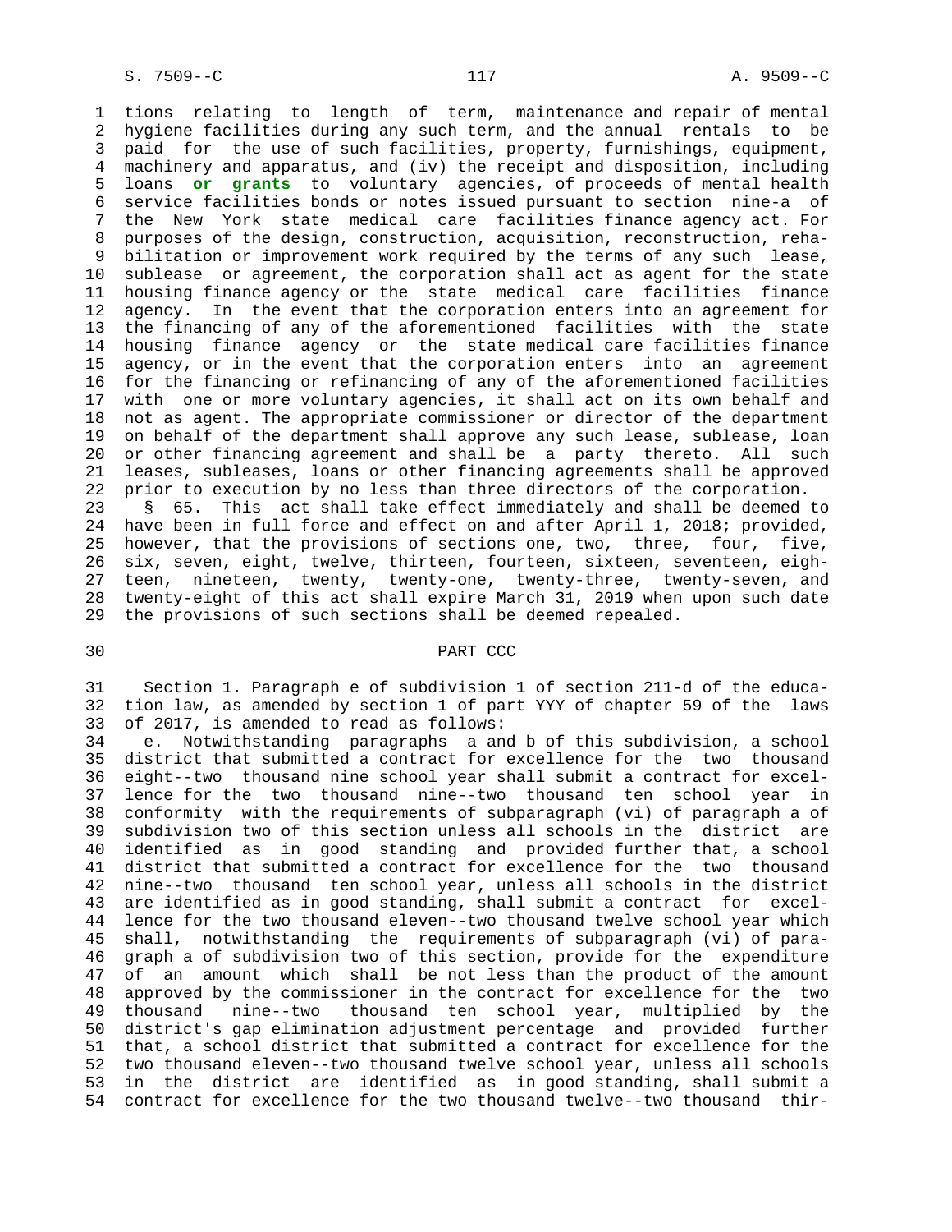tions relating to length of term, maintenance and repair of mental hygiene facilities during any such term, and the annual rentals to be paid for the use of such facilities, property, furnishings, equipment, machinery and apparatus, and (iv) the receipt and disposition, including loans **or grants** to voluntary agencies, of proceeds of mental health service facilities bonds or notes issued pursuant to section nine-a of the New York state medical care facilities finance agency act. For purposes of the design, construction, acquisition, reconstruction, rehabilitation or improvement work required by the terms of any such lease, sublease or agreement, the corporation shall act as agent for the state housing finance agency or the state medical care facilities finance agency. In the event that the corporation enters into an agreement for the financing of any of the aforementioned facilities with the state housing finance agency or the state medical care facilities finance agency, or in the event that the corporation enters into an agreement for the financing or refinancing of any of the aforementioned facilities with one or more voluntary agencies, it shall act on its own behalf and not as agent. The appropriate commissioner or director of the department on behalf of the department shall approve any such lease, sublease, loan or other financing agreement and shall be a party thereto. All such leases, subleases, loans or other financing agreements shall be approved prior to execution by no less than three directors of the corporation.

§ 65. This act shall take effect immediately and shall be deemed to have been in full force and effect on and after April 1, 2018; provided, however, that the provisions of sections one, two, three, four, five, six, seven, eight, twelve, thirteen, fourteen, sixteen, seventeen, eighteen, nineteen, twenty, twenty-one, twenty-three, twenty-seven, and twenty-eight of this act shall expire March 31, 2019 when upon such date the provisions of such sections shall be deemed repealed.

## PART CCC

Section 1. Paragraph e of subdivision 1 of section 211-d of the education law, as amended by section 1 of part YYY of chapter 59 of the laws of 2017, is amended to read as follows:

e. Notwithstanding paragraphs a and b of this subdivision, a school district that submitted a contract for excellence for the two thousand eight--two thousand nine school year shall submit a contract for excellence for the two thousand nine--two thousand ten school year in conformity with the requirements of subparagraph (vi) of paragraph a of subdivision two of this section unless all schools in the district are identified as in good standing and provided further that, a school district that submitted a contract for excellence for the two thousand nine--two thousand ten school year, unless all schools in the district are identified as in good standing, shall submit a contract for excellence for the two thousand eleven--two thousand twelve school year which shall, notwithstanding the requirements of subparagraph (vi) of paragraph a of subdivision two of this section, provide for the expenditure of an amount which shall be not less than the product of the amount approved by the commissioner in the contract for excellence for the two thousand nine--two thousand ten school year, multiplied by the district's gap elimination adjustment percentage and provided further that, a school district that submitted a contract for excellence for the two thousand eleven--two thousand twelve school year, unless all schools in the district are identified as in good standing, shall submit a contract for excellence for the two thousand twelve--two thousand thir-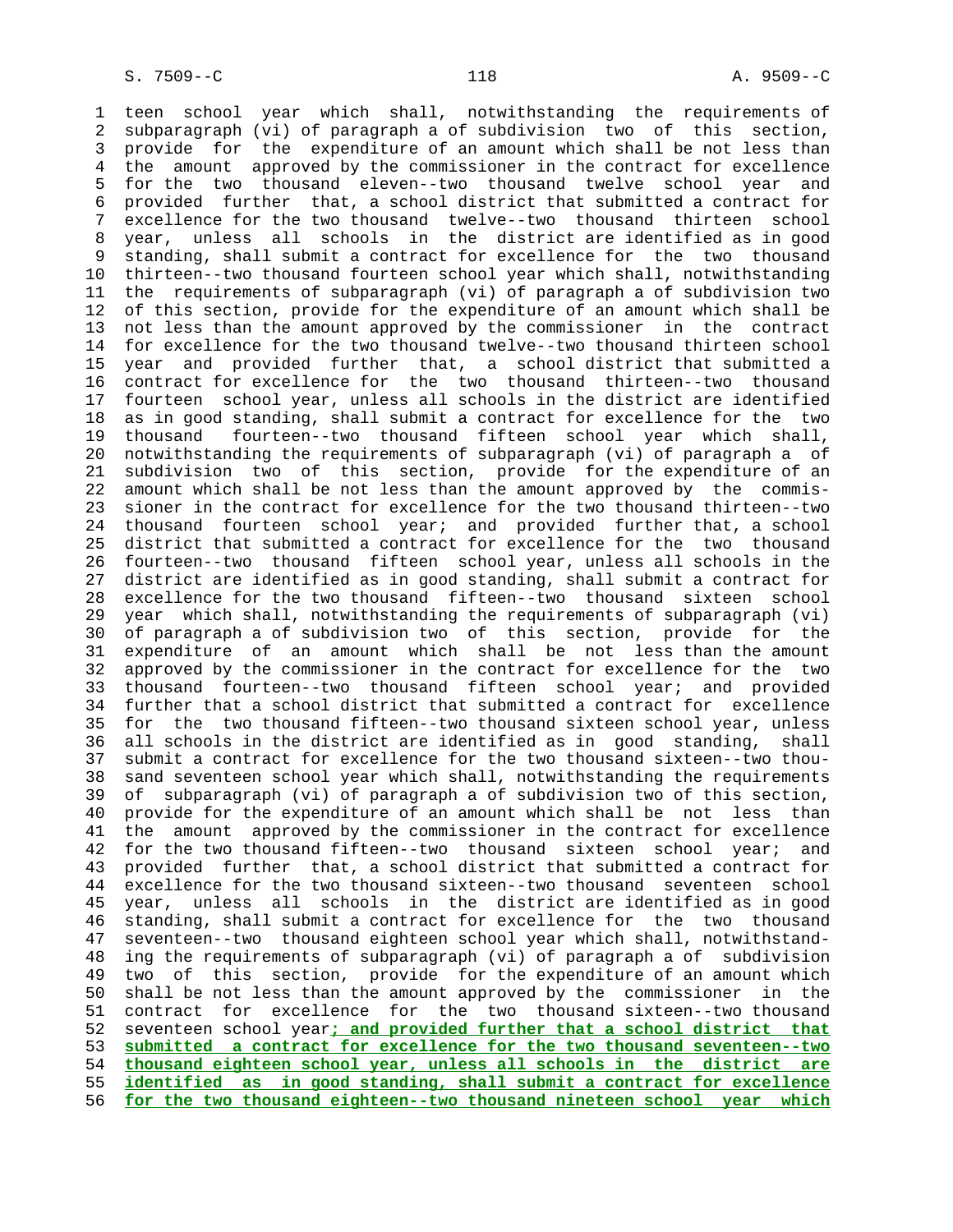teen school year which shall, notwithstanding the requirements of subparagraph (vi) of paragraph a of subdivision two of this section, provide for the expenditure of an amount which shall be not less than the amount approved by the commissioner in the contract for excellence for the two thousand eleven--two thousand twelve school year and provided further that, a school district that submitted a contract for excellence for the two thousand twelve--two thousand thirteen school year, unless all schools in the district are identified as in good standing, shall submit a contract for excellence for the two thousand thirteen--two thousand fourteen school year which shall, notwithstanding the requirements of subparagraph (vi) of paragraph a of subdivision two of this section, provide for the expenditure of an amount which shall be not less than the amount approved by the commissioner in the contract for excellence for the two thousand twelve--two thousand thirteen school year and provided further that, a school district that submitted a contract for excellence for the two thousand thirteen--two thousand fourteen school year, unless all schools in the district are identified as in good standing, shall submit a contract for excellence for the two thousand fourteen--two thousand fifteen school year which shall, notwithstanding the requirements of subparagraph (vi) of paragraph a of subdivision two of this section, provide for the expenditure of an amount which shall be not less than the amount approved by the commissioner in the contract for excellence for the two thousand thirteen--two thousand fourteen school year; and provided further that, a school district that submitted a contract for excellence for the two thousand fourteen--two thousand fifteen school year, unless all schools in the district are identified as in good standing, shall submit a contract for excellence for the two thousand fifteen--two thousand sixteen school year which shall, notwithstanding the requirements of subparagraph (vi) of paragraph a of subdivision two of this section, provide for the expenditure of an amount which shall be not less than the amount approved by the commissioner in the contract for excellence for the two thousand fourteen--two thousand fifteen school year; and provided further that a school district that submitted a contract for excellence for the two thousand fifteen--two thousand sixteen school year, unless all schools in the district are identified as in good standing, shall submit a contract for excellence for the two thousand sixteen--two thousand seventeen school year which shall, notwithstanding the requirements of subparagraph (vi) of paragraph a of subdivision two of this section, provide for the expenditure of an amount which shall be not less than the amount approved by the commissioner in the contract for excellence for the two thousand fifteen--two thousand sixteen school year; and provided further that, a school district that submitted a contract for excellence for the two thousand sixteen--two thousand seventeen school year, unless all schools in the district are identified as in good standing, shall submit a contract for excellence for the two thousand seventeen--two thousand eighteen school year which shall, notwithstanding the requirements of subparagraph (vi) of paragraph a of subdivision two of this section, provide for the expenditure of an amount which shall be not less than the amount approved by the commissioner in the contract for excellence for the two thousand sixteen--two thousand seventeen school year**; and provided further that a school district that submitted a contract for excellence for the two thousand seventeen--two thousand eighteen school year, unless all schools in the district are identified as in good standing, shall submit a contract for excellence for the two thousand eighteen--two thousand nineteen school year which**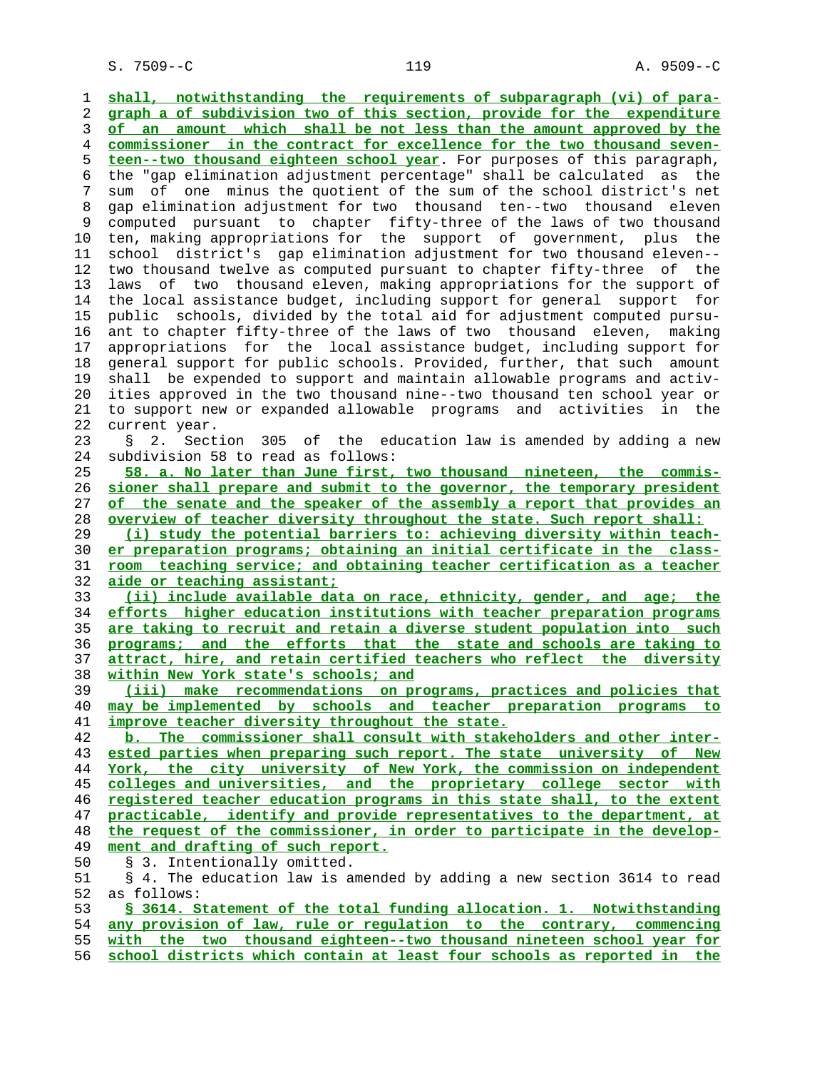shall, notwithstanding the requirements of subparagraph (vi) of paragraph a of subdivision two of this section, provide for the expenditure of an amount which shall be not less than the amount approved by the commissioner in the contract for excellence for the two thousand seventeen--two thousand eighteen school year. For purposes of this paragraph, the "gap elimination adjustment percentage" shall be calculated as the sum of one minus the quotient of the sum of the school district's net gap elimination adjustment for two thousand ten--two thousand eleven computed pursuant to chapter fifty-three of the laws of two thousand ten, making appropriations for the support of government, plus the school district's gap elimination adjustment for two thousand eleven--two thousand twelve as computed pursuant to chapter fifty-three of the laws of two thousand eleven, making appropriations for the support of the local assistance budget, including support for general support for public schools, divided by the total aid for adjustment computed pursuant to chapter fifty-three of the laws of two thousand eleven, making appropriations for the local assistance budget, including support for general support for public schools. Provided, further, that such amount shall be expended to support and maintain allowable programs and activities approved in the two thousand nine--two thousand ten school year or to support new or expanded allowable programs and activities in the current year.

§ 2. Section 305 of the education law is amended by adding a new subdivision 58 to read as follows:

58. a. No later than June first, two thousand nineteen, the commissioner shall prepare and submit to the governor, the temporary president of the senate and the speaker of the assembly a report that provides an overview of teacher diversity throughout the state. Such report shall:

(i) study the potential barriers to: achieving diversity within teacher preparation programs; obtaining an initial certificate in the classroom teaching service; and obtaining teacher certification as a teacher aide or teaching assistant;

(ii) include available data on race, ethnicity, gender, and age; the efforts higher education institutions with teacher preparation programs are taking to recruit and retain a diverse student population into such programs; and the efforts that the state and schools are taking to attract, hire, and retain certified teachers who reflect the diversity within New York state's schools; and

(iii) make recommendations on programs, practices and policies that may be implemented by schools and teacher preparation programs to improve teacher diversity throughout the state.

b. The commissioner shall consult with stakeholders and other interested parties when preparing such report. The state university of New York, the city university of New York, the commission on independent colleges and universities, and the proprietary college sector with registered teacher education programs in this state shall, to the extent practicable, identify and provide representatives to the department, at the request of the commissioner, in order to participate in the development and drafting of such report.

§ 3. Intentionally omitted.

§ 4. The education law is amended by adding a new section 3614 to read as follows:

§ 3614. Statement of the total funding allocation. 1. Notwithstanding any provision of law, rule or regulation to the contrary, commencing with the two thousand eighteen--two thousand nineteen school year for school districts which contain at least four schools as reported in the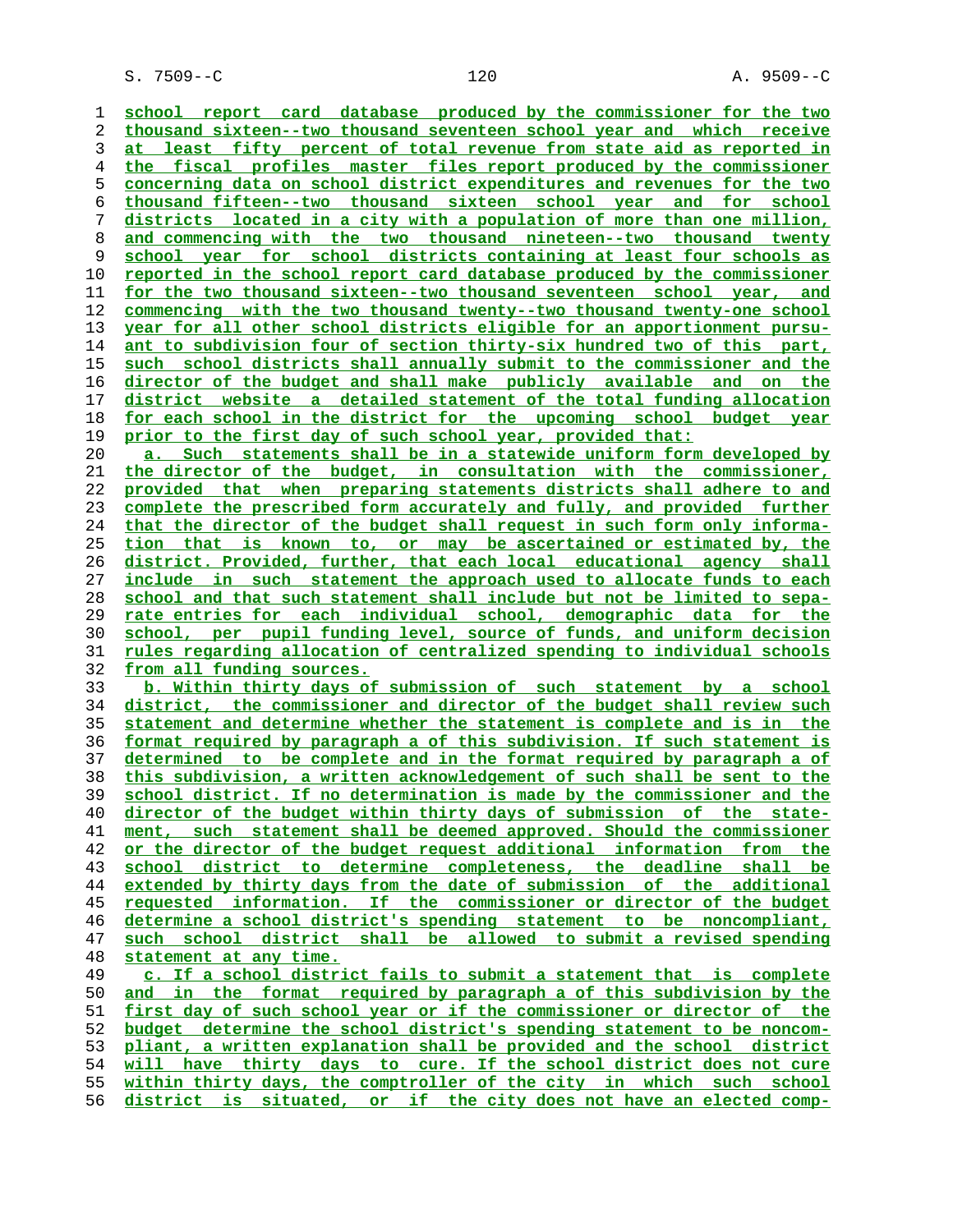school report card database produced by the commissioner for the two thousand sixteen--two thousand seventeen school year and which receive at least fifty percent of total revenue from state aid as reported in the fiscal profiles master files report produced by the commissioner concerning data on school district expenditures and revenues for the two thousand fifteen--two thousand sixteen school year and for school districts located in a city with a population of more than one million, and commencing with the two thousand nineteen--two thousand twenty school year for school districts containing at least four schools as reported in the school report card database produced by the commissioner for the two thousand sixteen--two thousand seventeen school year, and commencing with the two thousand twenty--two thousand twenty-one school year for all other school districts eligible for an apportionment pursuant to subdivision four of section thirty-six hundred two of this part, such school districts shall annually submit to the commissioner and the director of the budget and shall make publicly available and on the district website a detailed statement of the total funding allocation for each school in the district for the upcoming school budget year prior to the first day of such school year, provided that:

a. Such statements shall be in a statewide uniform form developed by the director of the budget, in consultation with the commissioner, provided that when preparing statements districts shall adhere to and complete the prescribed form accurately and fully, and provided further that the director of the budget shall request in such form only information that is known to, or may be ascertained or estimated by, the district. Provided, further, that each local educational agency shall include in such statement the approach used to allocate funds to each school and that such statement shall include but not be limited to separate entries for each individual school, demographic data for the school, per pupil funding level, source of funds, and uniform decision rules regarding allocation of centralized spending to individual schools from all funding sources.

b. Within thirty days of submission of such statement by a school district, the commissioner and director of the budget shall review such statement and determine whether the statement is complete and is in the format required by paragraph a of this subdivision. If such statement is determined to be complete and in the format required by paragraph a of this subdivision, a written acknowledgement of such shall be sent to the school district. If no determination is made by the commissioner and the director of the budget within thirty days of submission of the statement, such statement shall be deemed approved. Should the commissioner or the director of the budget request additional information from the school district to determine completeness, the deadline shall be extended by thirty days from the date of submission of the additional requested information. If the commissioner or director of the budget determine a school district's spending statement to be noncompliant, such school district shall be allowed to submit a revised spending statement at any time.

c. If a school district fails to submit a statement that is complete and in the format required by paragraph a of this subdivision by the first day of such school year or if the commissioner or director of the budget determine the school district's spending statement to be noncompliant, a written explanation shall be provided and the school district will have thirty days to cure. If the school district does not cure within thirty days, the comptroller of the city in which such school district is situated, or if the city does not have an elected comp-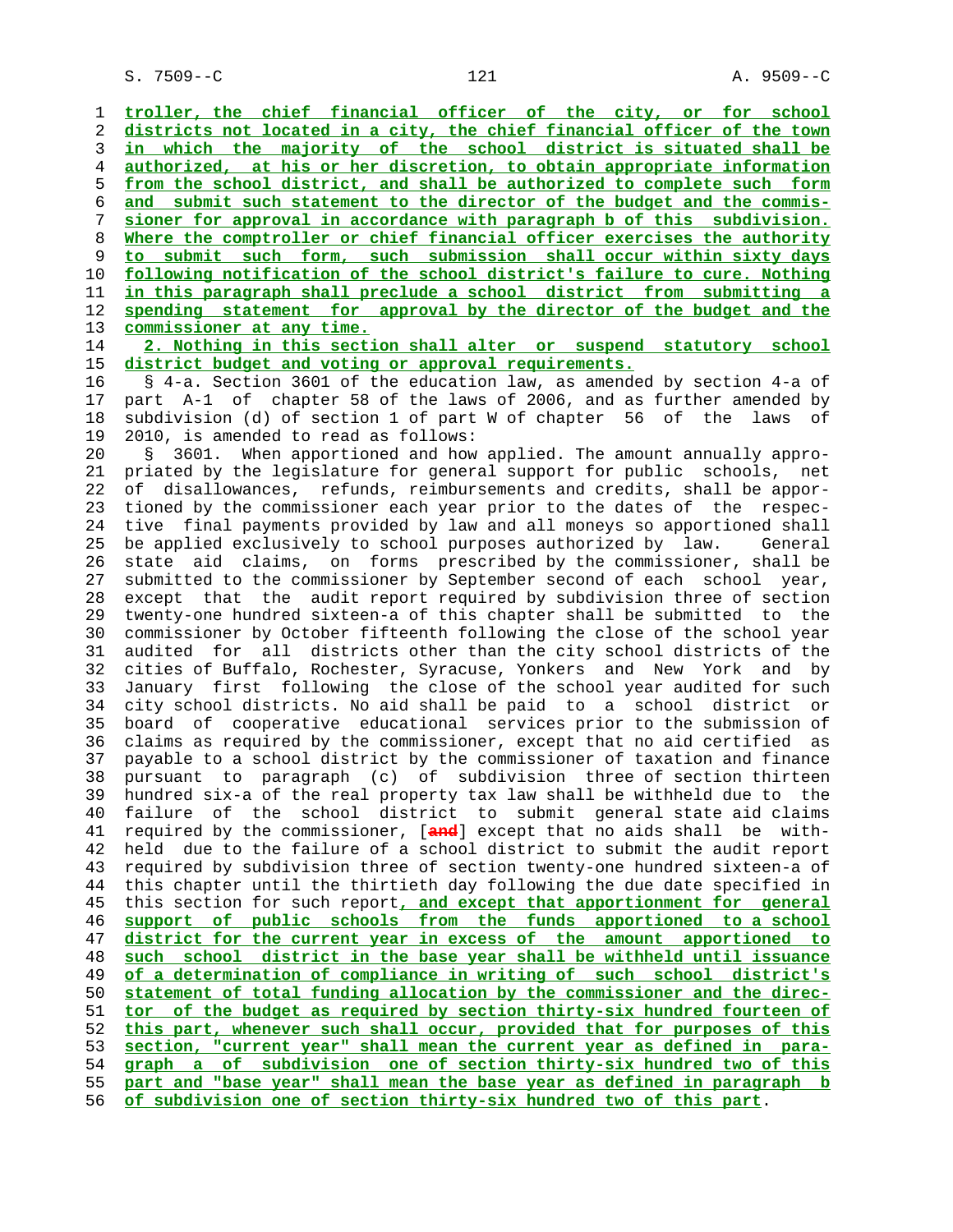troller, the chief financial officer of the city, or for school districts not located in a city, the chief financial officer of the town in which the majority of the school district is situated shall be authorized, at his or her discretion, to obtain appropriate information from the school district, and shall be authorized to complete such form and submit such statement to the director of the budget and the commissioner for approval in accordance with paragraph b of this subdivision. Where the comptroller or chief financial officer exercises the authority to submit such form, such submission shall occur within sixty days following notification of the school district's failure to cure. Nothing in this paragraph shall preclude a school district from submitting a spending statement for approval by the director of the budget and the commissioner at any time.

2. Nothing in this section shall alter or suspend statutory school district budget and voting or approval requirements.

§ 4-a. Section 3601 of the education law, as amended by section 4-a of part A-1 of chapter 58 of the laws of 2006, and as further amended by subdivision (d) of section 1 of part W of chapter 56 of the laws of 2010, is amended to read as follows:

§ 3601. When apportioned and how applied. The amount annually appropriated by the legislature for general support for public schools, net of disallowances, refunds, reimbursements and credits, shall be apportioned by the commissioner each year prior to the dates of the respective final payments provided by law and all moneys so apportioned shall be applied exclusively to school purposes authorized by law. General state aid claims, on forms prescribed by the commissioner, shall be submitted to the commissioner by September second of each school year, except that the audit report required by subdivision three of section twenty-one hundred sixteen-a of this chapter shall be submitted to the commissioner by October fifteenth following the close of the school year audited for all districts other than the city school districts of the cities of Buffalo, Rochester, Syracuse, Yonkers and New York and by January first following the close of the school year audited for such city school districts. No aid shall be paid to a school district or board of cooperative educational services prior to the submission of claims as required by the commissioner, except that no aid certified as payable to a school district by the commissioner of taxation and finance pursuant to paragraph (c) of subdivision three of section thirteen hundred six-a of the real property tax law shall be withheld due to the failure of the school district to submit general state aid claims required by the commissioner, [and] except that no aids shall be withheld due to the failure of a school district to submit the audit report required by subdivision three of section twenty-one hundred sixteen-a of this chapter until the thirtieth day following the due date specified in this section for such report, and except that apportionment for general support of public schools from the funds apportioned to a school district for the current year in excess of the amount apportioned to such school district in the base year shall be withheld until issuance of a determination of compliance in writing of such school district's statement of total funding allocation by the commissioner and the director of the budget as required by section thirty-six hundred fourteen of this part, whenever such shall occur, provided that for purposes of this section, "current year" shall mean the current year as defined in paragraph a of subdivision one of section thirty-six hundred two of this part and "base year" shall mean the base year as defined in paragraph b of subdivision one of section thirty-six hundred two of this part.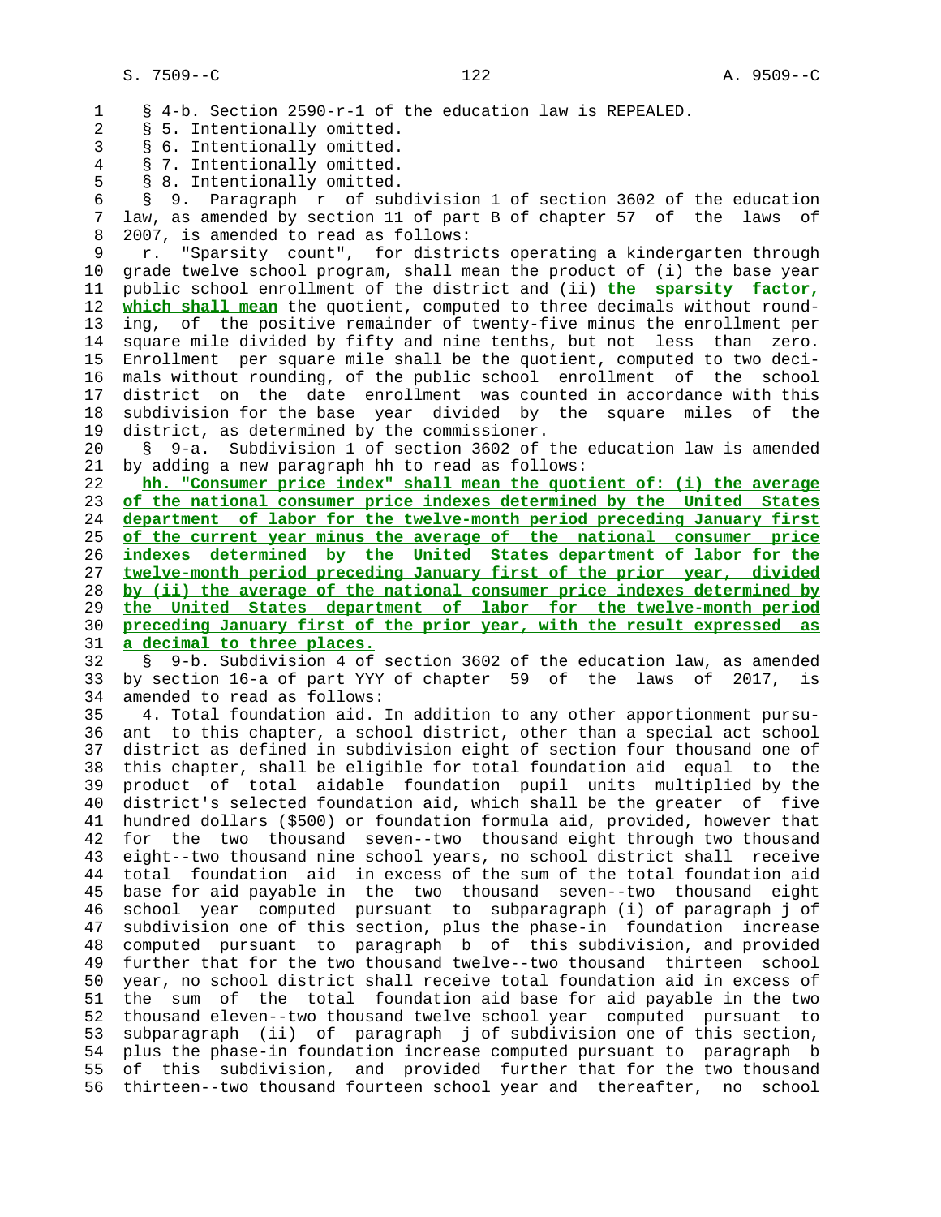§ 4-b. Section 2590-r-1 of the education law is REPEALED.

§ 5. Intentionally omitted.

§ 6. Intentionally omitted.

§ 7. Intentionally omitted.

§ 8. Intentionally omitted.

§ 9. Paragraph r of subdivision 1 of section 3602 of the education law, as amended by section 11 of part B of chapter 57 of the laws of 2007, is amended to read as follows:

r. "Sparsity count", for districts operating a kindergarten through grade twelve school program, shall mean the product of (i) the base year public school enrollment of the district and (ii) **the sparsity factor, which shall mean** the quotient, computed to three decimals without rounding, of the positive remainder of twenty-five minus the enrollment per square mile divided by fifty and nine tenths, but not less than zero. Enrollment per square mile shall be the quotient, computed to two decimals without rounding, of the public school enrollment of the school district on the date enrollment was counted in accordance with this subdivision for the base year divided by the square miles of the district, as determined by the commissioner.

§ 9-a. Subdivision 1 of section 3602 of the education law is amended by adding a new paragraph hh to read as follows:

**hh. "Consumer price index" shall mean the quotient of: (i) the average of the national consumer price indexes determined by the United States department of labor for the twelve-month period preceding January first of the current year minus the average of the national consumer price indexes determined by the United States department of labor for the twelve-month period preceding January first of the prior year, divided by (ii) the average of the national consumer price indexes determined by the United States department of labor for the twelve-month period preceding January first of the prior year, with the result expressed as a decimal to three places.**

§ 9-b. Subdivision 4 of section 3602 of the education law, as amended by section 16-a of part YYY of chapter 59 of the laws of 2017, is amended to read as follows:

4. Total foundation aid. In addition to any other apportionment pursuant to this chapter, a school district, other than a special act school district as defined in subdivision eight of section four thousand one of this chapter, shall be eligible for total foundation aid equal to the product of total aidable foundation pupil units multiplied by the district's selected foundation aid, which shall be the greater of five hundred dollars ($500) or foundation formula aid, provided, however that for the two thousand seven--two thousand eight through two thousand eight--two thousand nine school years, no school district shall receive total foundation aid in excess of the sum of the total foundation aid base for aid payable in the two thousand seven--two thousand eight school year computed pursuant to subparagraph (i) of paragraph j of subdivision one of this section, plus the phase-in foundation increase computed pursuant to paragraph b of this subdivision, and provided further that for the two thousand twelve--two thousand thirteen school year, no school district shall receive total foundation aid in excess of the sum of the total foundation aid base for aid payable in the two thousand eleven--two thousand twelve school year computed pursuant to subparagraph (ii) of paragraph j of subdivision one of this section, plus the phase-in foundation increase computed pursuant to paragraph b of this subdivision, and provided further that for the two thousand thirteen--two thousand fourteen school year and thereafter, no school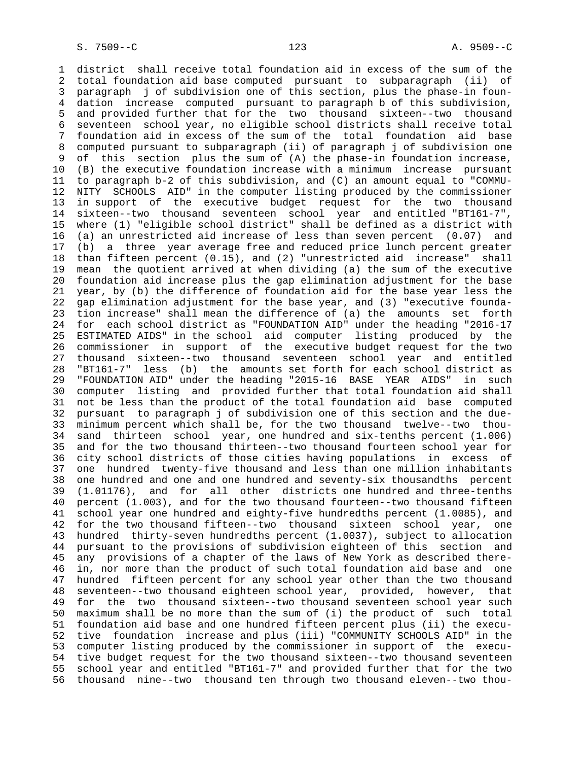district shall receive total foundation aid in excess of the sum of the total foundation aid base computed pursuant to subparagraph (ii) of paragraph j of subdivision one of this section, plus the phase-in foundation increase computed pursuant to paragraph b of this subdivision, and provided further that for the two thousand sixteen--two thousand seventeen school year, no eligible school districts shall receive total foundation aid in excess of the sum of the total foundation aid base computed pursuant to subparagraph (ii) of paragraph j of subdivision one of this section plus the sum of (A) the phase-in foundation increase, (B) the executive foundation increase with a minimum increase pursuant to paragraph b-2 of this subdivision, and (C) an amount equal to "COMMUNITY SCHOOLS AID" in the computer listing produced by the commissioner in support of the executive budget request for the two thousand sixteen--two thousand seventeen school year and entitled "BT161-7", where (1) "eligible school district" shall be defined as a district with (a) an unrestricted aid increase of less than seven percent (0.07) and (b) a three year average free and reduced price lunch percent greater than fifteen percent (0.15), and (2) "unrestricted aid increase" shall mean the quotient arrived at when dividing (a) the sum of the executive foundation aid increase plus the gap elimination adjustment for the base year, by (b) the difference of foundation aid for the base year less the gap elimination adjustment for the base year, and (3) "executive foundation increase" shall mean the difference of (a) the amounts set forth for each school district as "FOUNDATION AID" under the heading "2016-17 ESTIMATED AIDS" in the school aid computer listing produced by the commissioner in support of the executive budget request for the two thousand sixteen--two thousand seventeen school year and entitled "BT161-7" less (b) the amounts set forth for each school district as "FOUNDATION AID" under the heading "2015-16 BASE YEAR AIDS" in such computer listing and provided further that total foundation aid shall not be less than the product of the total foundation aid base computed pursuant to paragraph j of subdivision one of this section and the due-minimum percent which shall be, for the two thousand twelve--two thousand thirteen school year, one hundred and six-tenths percent (1.006) and for the two thousand thirteen--two thousand fourteen school year for city school districts of those cities having populations in excess of one hundred twenty-five thousand and less than one million inhabitants one hundred and one and one hundred and seventy-six thousandths percent (1.01176), and for all other districts one hundred and three-tenths percent (1.003), and for the two thousand fourteen--two thousand fifteen school year one hundred and eighty-five hundredths percent (1.0085), and for the two thousand fifteen--two thousand sixteen school year, one hundred thirty-seven hundredths percent (1.0037), subject to allocation pursuant to the provisions of subdivision eighteen of this section and any provisions of a chapter of the laws of New York as described therein, nor more than the product of such total foundation aid base and one hundred fifteen percent for any school year other than the two thousand seventeen--two thousand eighteen school year, provided, however, that for the two thousand sixteen--two thousand seventeen school year such maximum shall be no more than the sum of (i) the product of such total foundation aid base and one hundred fifteen percent plus (ii) the executive foundation increase and plus (iii) "COMMUNITY SCHOOLS AID" in the computer listing produced by the commissioner in support of the executive budget request for the two thousand sixteen--two thousand seventeen school year and entitled "BT161-7" and provided further that for the two thousand nine--two thousand ten through two thousand eleven--two thou-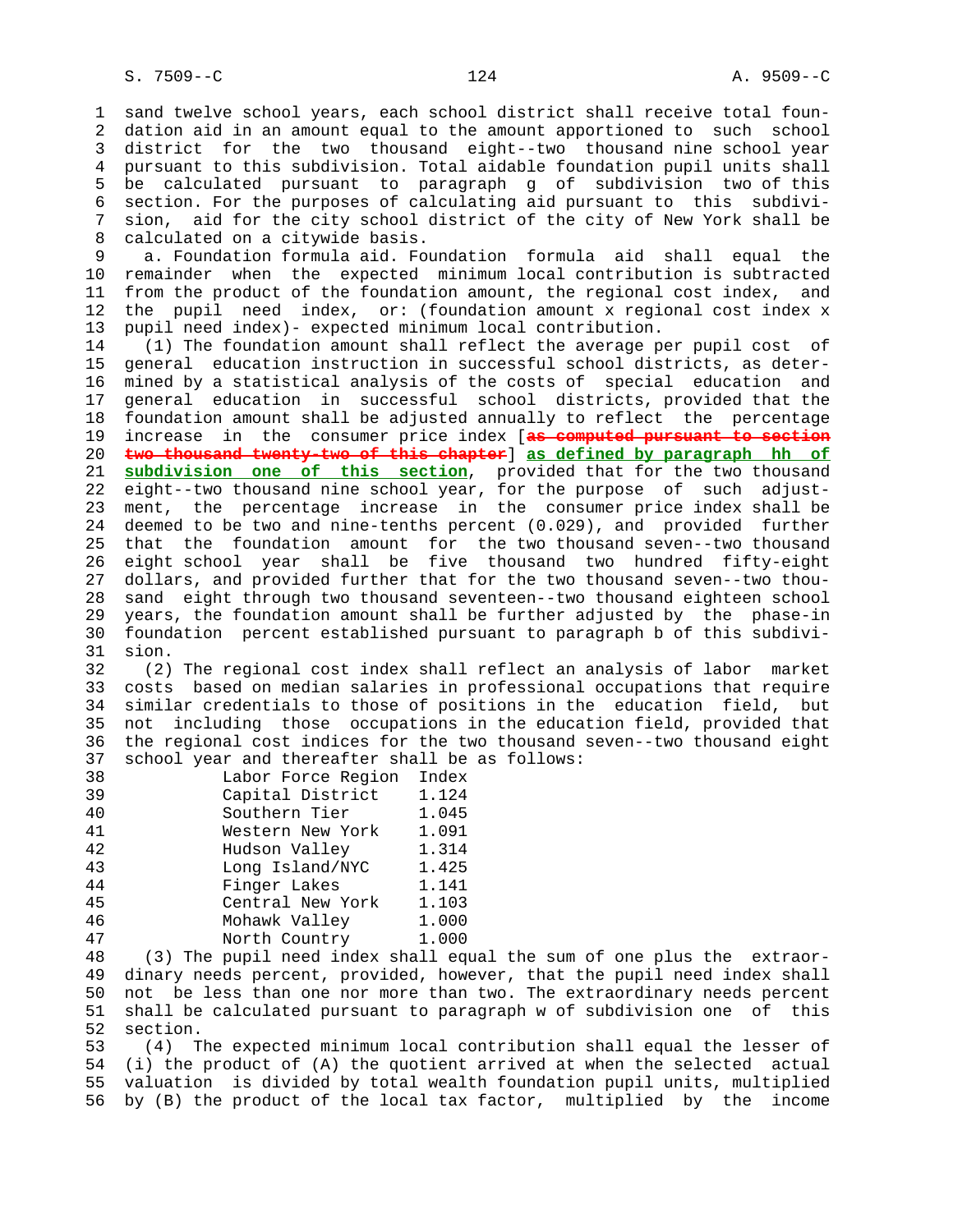sand twelve school years, each school district shall receive total foundation aid in an amount equal to the amount apportioned to such school district for the two thousand eight--two thousand nine school year pursuant to this subdivision. Total aidable foundation pupil units shall be calculated pursuant to paragraph g of subdivision two of this section. For the purposes of calculating aid pursuant to this subdivision, aid for the city school district of the city of New York shall be calculated on a citywide basis.

a. Foundation formula aid. Foundation formula aid shall equal the remainder when the expected minimum local contribution is subtracted from the product of the foundation amount, the regional cost index, and the pupil need index, or: (foundation amount x regional cost index x pupil need index)- expected minimum local contribution.

(1) The foundation amount shall reflect the average per pupil cost of general education instruction in successful school districts, as determined by a statistical analysis of the costs of special education and general education in successful school districts, provided that the foundation amount shall be adjusted annually to reflect the percentage increase in the consumer price index [~~as computed pursuant to section two thousand twenty-two of this chapter~~] **as defined by paragraph hh of subdivision one of this section**, provided that for the two thousand eight--two thousand nine school year, for the purpose of such adjustment, the percentage increase in the consumer price index shall be deemed to be two and nine-tenths percent (0.029), and provided further that the foundation amount for the two thousand seven--two thousand eight school year shall be five thousand two hundred fifty-eight dollars, and provided further that for the two thousand seven--two thousand eight through two thousand seventeen--two thousand eighteen school years, the foundation amount shall be further adjusted by the phase-in foundation percent established pursuant to paragraph b of this subdivision.

(2) The regional cost index shall reflect an analysis of labor market costs based on median salaries in professional occupations that require similar credentials to those of positions in the education field, but not including those occupations in the education field, provided that the regional cost indices for the two thousand seven--two thousand eight school year and thereafter shall be as follows:

| Labor Force Region | Index |
|---|---|
| Capital District | 1.124 |
| Southern Tier | 1.045 |
| Western New York | 1.091 |
| Hudson Valley | 1.314 |
| Long Island/NYC | 1.425 |
| Finger Lakes | 1.141 |
| Central New York | 1.103 |
| Mohawk Valley | 1.000 |
| North Country | 1.000 |

(3) The pupil need index shall equal the sum of one plus the extraordinary needs percent, provided, however, that the pupil need index shall not be less than one nor more than two. The extraordinary needs percent shall be calculated pursuant to paragraph w of subdivision one of this section.

(4) The expected minimum local contribution shall equal the lesser of (i) the product of (A) the quotient arrived at when the selected actual valuation is divided by total wealth foundation pupil units, multiplied by (B) the product of the local tax factor, multiplied by the income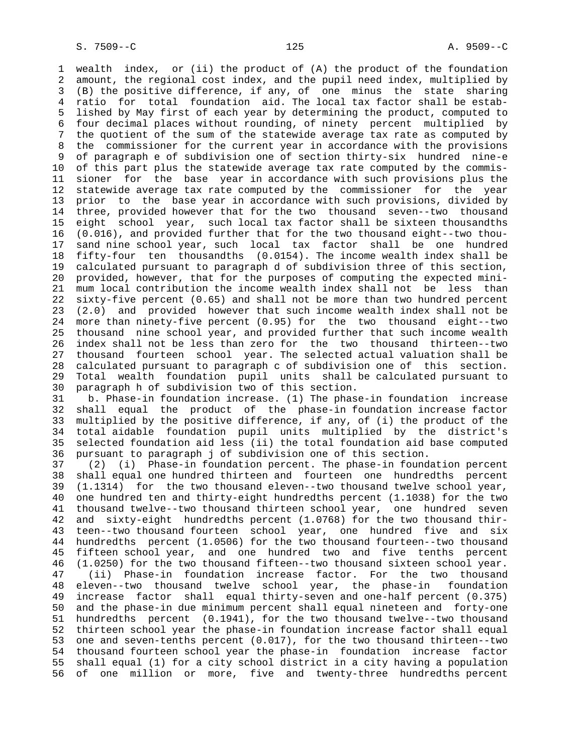wealth index, or (ii) the product of (A) the product of the foundation amount, the regional cost index, and the pupil need index, multiplied by (B) the positive difference, if any, of one minus the state sharing ratio for total foundation aid. The local tax factor shall be established by May first of each year by determining the product, computed to four decimal places without rounding, of ninety percent multiplied by the quotient of the sum of the statewide average tax rate as computed by the commissioner for the current year in accordance with the provisions of paragraph e of subdivision one of section thirty-six hundred nine-e of this part plus the statewide average tax rate computed by the commissioner for the base year in accordance with such provisions plus the statewide average tax rate computed by the commissioner for the year prior to the base year in accordance with such provisions, divided by three, provided however that for the two thousand seven--two thousand eight school year, such local tax factor shall be sixteen thousandths (0.016), and provided further that for the two thousand eight--two thousand nine school year, such local tax factor shall be one hundred fifty-four ten thousandths (0.0154). The income wealth index shall be calculated pursuant to paragraph d of subdivision three of this section, provided, however, that for the purposes of computing the expected minimum local contribution the income wealth index shall not be less than sixty-five percent (0.65) and shall not be more than two hundred percent (2.0) and provided however that such income wealth index shall not be more than ninety-five percent (0.95) for the two thousand eight--two thousand nine school year, and provided further that such income wealth index shall not be less than zero for the two thousand thirteen--two thousand fourteen school year. The selected actual valuation shall be calculated pursuant to paragraph c of subdivision one of this section. Total wealth foundation pupil units shall be calculated pursuant to paragraph h of subdivision two of this section.

b. Phase-in foundation increase. (1) The phase-in foundation increase shall equal the product of the phase-in foundation increase factor multiplied by the positive difference, if any, of (i) the product of the total aidable foundation pupil units multiplied by the district's selected foundation aid less (ii) the total foundation aid base computed pursuant to paragraph j of subdivision one of this section.

(2) (i) Phase-in foundation percent. The phase-in foundation percent shall equal one hundred thirteen and fourteen one hundredths percent (1.1314) for the two thousand eleven--two thousand twelve school year, one hundred ten and thirty-eight hundredths percent (1.1038) for the two thousand twelve--two thousand thirteen school year, one hundred seven and sixty-eight hundredths percent (1.0768) for the two thousand thirteen--two thousand fourteen school year, one hundred five and six hundredths percent (1.0506) for the two thousand fourteen--two thousand fifteen school year, and one hundred two and five tenths percent (1.0250) for the two thousand fifteen--two thousand sixteen school year.

(ii) Phase-in foundation increase factor. For the two thousand eleven--two thousand twelve school year, the phase-in foundation increase factor shall equal thirty-seven and one-half percent (0.375) and the phase-in due minimum percent shall equal nineteen and forty-one hundredths percent (0.1941), for the two thousand twelve--two thousand thirteen school year the phase-in foundation increase factor shall equal one and seven-tenths percent (0.017), for the two thousand thirteen--two thousand fourteen school year the phase-in foundation increase factor shall equal (1) for a city school district in a city having a population of one million or more, five and twenty-three hundredths percent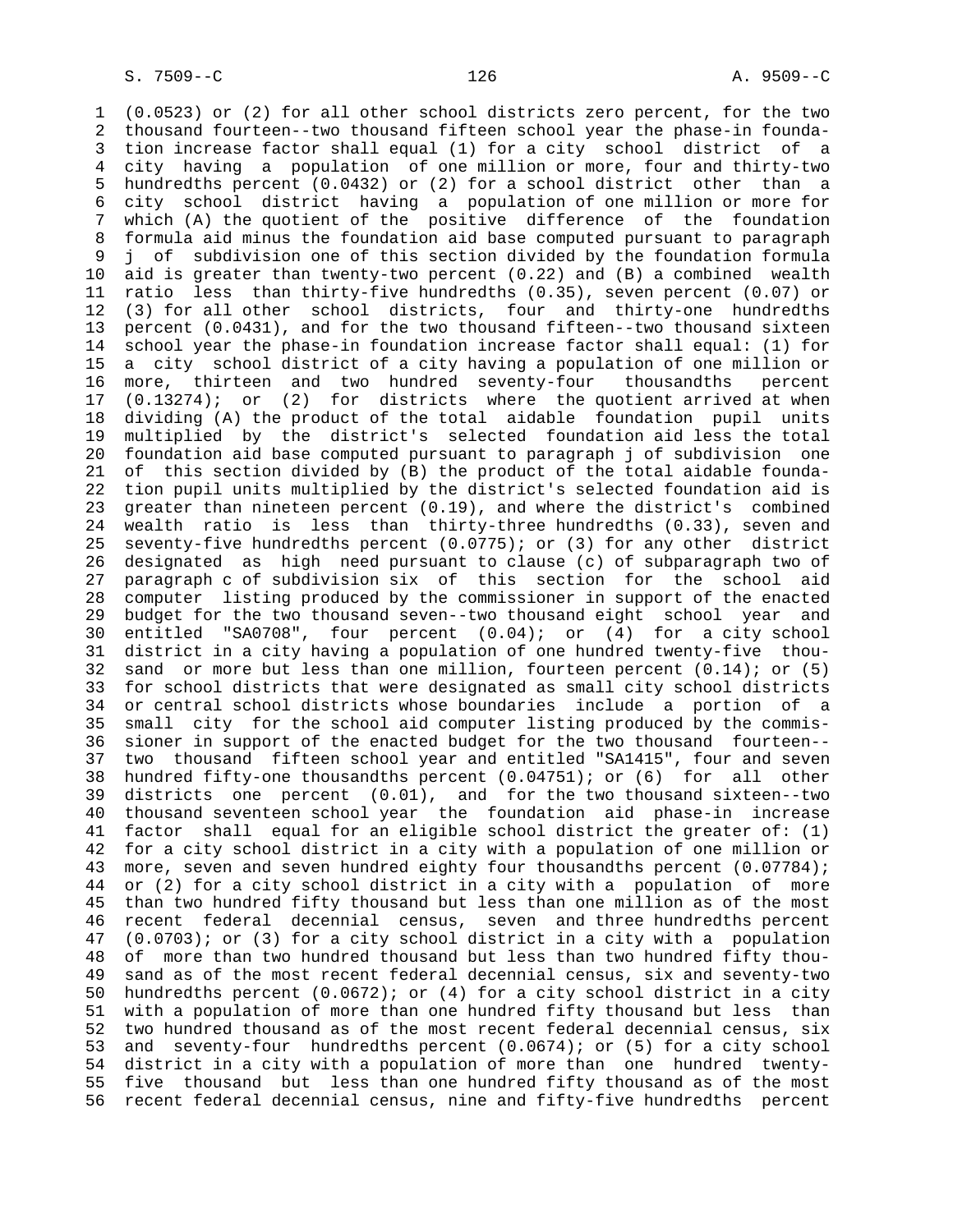(0.0523) or (2) for all other school districts zero percent, for the two thousand fourteen--two thousand fifteen school year the phase-in foundation increase factor shall equal (1) for a city school district of a city having a population of one million or more, four and thirty-two hundredths percent (0.0432) or (2) for a school district other than a city school district having a population of one million or more for which (A) the quotient of the positive difference of the foundation formula aid minus the foundation aid base computed pursuant to paragraph j of subdivision one of this section divided by the foundation formula aid is greater than twenty-two percent (0.22) and (B) a combined wealth ratio less than thirty-five hundredths (0.35), seven percent (0.07) or (3) for all other school districts, four and thirty-one hundredths percent (0.0431), and for the two thousand fifteen--two thousand sixteen school year the phase-in foundation increase factor shall equal: (1) for a city school district of a city having a population of one million or more, thirteen and two hundred seventy-four thousandths percent (0.13274); or (2) for districts where the quotient arrived at when dividing (A) the product of the total aidable foundation pupil units multiplied by the district's selected foundation aid less the total foundation aid base computed pursuant to paragraph j of subdivision one of this section divided by (B) the product of the total aidable foundation pupil units multiplied by the district's selected foundation aid is greater than nineteen percent (0.19), and where the district's combined wealth ratio is less than thirty-three hundredths (0.33), seven and seventy-five hundredths percent (0.0775); or (3) for any other district designated as high need pursuant to clause (c) of subparagraph two of paragraph c of subdivision six of this section for the school aid computer listing produced by the commissioner in support of the enacted budget for the two thousand seven--two thousand eight school year and entitled "SA0708", four percent (0.04); or (4) for a city school district in a city having a population of one hundred twenty-five thousand or more but less than one million, fourteen percent (0.14); or (5) for school districts that were designated as small city school districts or central school districts whose boundaries include a portion of a small city for the school aid computer listing produced by the commissioner in support of the enacted budget for the two thousand fourteen--two thousand fifteen school year and entitled "SA1415", four and seven hundred fifty-one thousandths percent (0.04751); or (6) for all other districts one percent (0.01), and for the two thousand sixteen--two thousand seventeen school year the foundation aid phase-in increase factor shall equal for an eligible school district the greater of: (1) for a city school district in a city with a population of one million or more, seven and seven hundred eighty four thousandths percent (0.07784); or (2) for a city school district in a city with a population of more than two hundred fifty thousand but less than one million as of the most recent federal decennial census, seven and three hundredths percent (0.0703); or (3) for a city school district in a city with a population of more than two hundred thousand but less than two hundred fifty thousand as of the most recent federal decennial census, six and seventy-two hundredths percent (0.0672); or (4) for a city school district in a city with a population of more than one hundred fifty thousand but less than two hundred thousand as of the most recent federal decennial census, six and seventy-four hundredths percent (0.0674); or (5) for a city school district in a city with a population of more than one hundred twenty-five thousand but less than one hundred fifty thousand as of the most recent federal decennial census, nine and fifty-five hundredths percent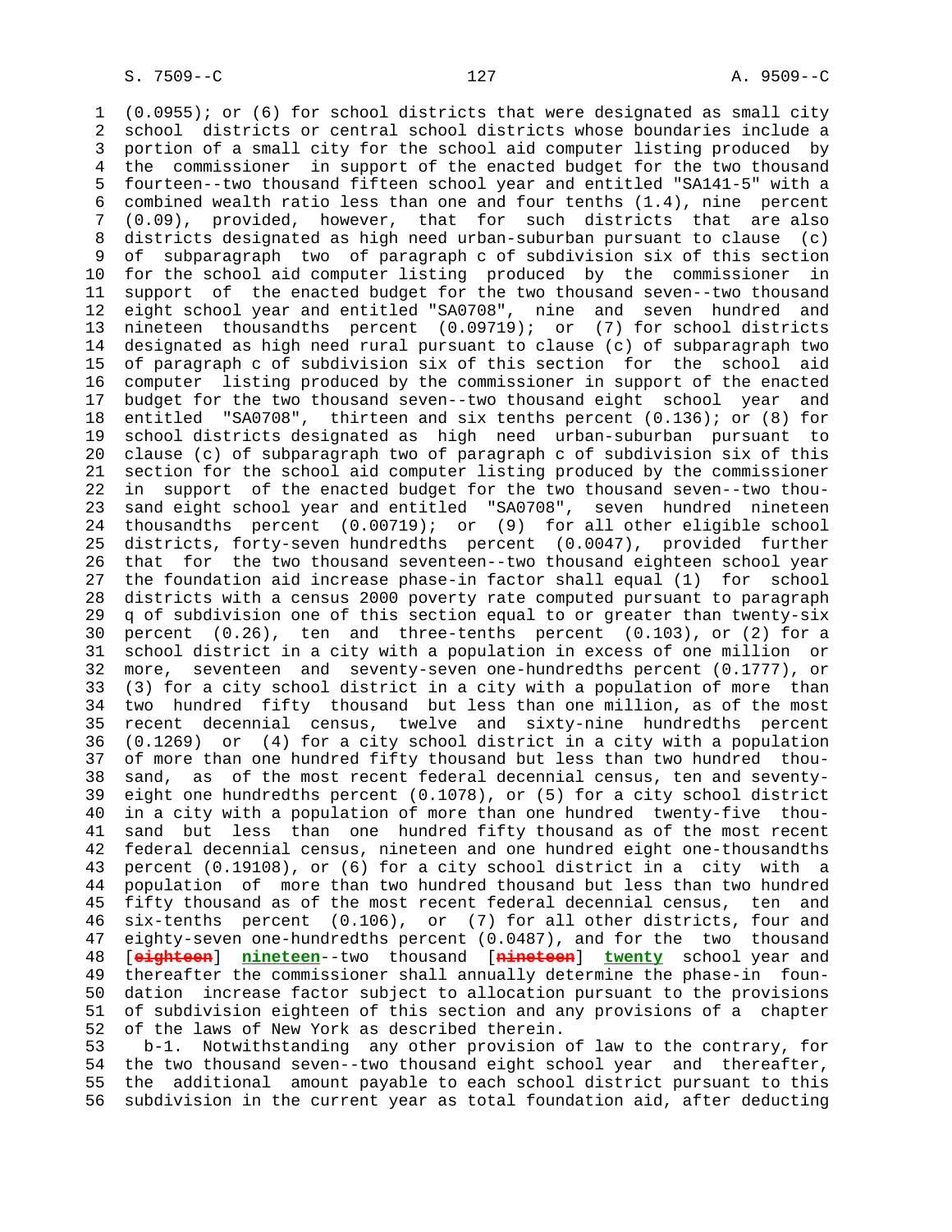(0.0955); or (6) for school districts that were designated as small city school districts or central school districts whose boundaries include a portion of a small city for the school aid computer listing produced by the commissioner in support of the enacted budget for the two thousand fourteen--two thousand fifteen school year and entitled "SA141-5" with a combined wealth ratio less than one and four tenths (1.4), nine percent (0.09), provided, however, that for such districts that are also districts designated as high need urban-suburban pursuant to clause (c) of subparagraph two of paragraph c of subdivision six of this section for the school aid computer listing produced by the commissioner in support of the enacted budget for the two thousand seven--two thousand eight school year and entitled "SA0708", nine and seven hundred and nineteen thousandths percent (0.09719); or (7) for school districts designated as high need rural pursuant to clause (c) of subparagraph two of paragraph c of subdivision six of this section for the school aid computer listing produced by the commissioner in support of the enacted budget for the two thousand seven--two thousand eight school year and entitled "SA0708", thirteen and six tenths percent (0.136); or (8) for school districts designated as high need urban-suburban pursuant to clause (c) of subparagraph two of paragraph c of subdivision six of this section for the school aid computer listing produced by the commissioner in support of the enacted budget for the two thousand seven--two thousand eight school year and entitled "SA0708", seven hundred nineteen thousandths percent (0.00719); or (9) for all other eligible school districts, forty-seven hundredths percent (0.0047), provided further that for the two thousand seventeen--two thousand eighteen school year the foundation aid increase phase-in factor shall equal (1) for school districts with a census 2000 poverty rate computed pursuant to paragraph q of subdivision one of this section equal to or greater than twenty-six percent (0.26), ten and three-tenths percent (0.103), or (2) for a school district in a city with a population in excess of one million or more, seventeen and seventy-seven one-hundredths percent (0.1777), or (3) for a city school district in a city with a population of more than two hundred fifty thousand but less than one million, as of the most recent decennial census, twelve and sixty-nine hundredths percent (0.1269) or (4) for a city school district in a city with a population of more than one hundred fifty thousand but less than two hundred thousand, as of the most recent federal decennial census, ten and seventy-eight one hundredths percent (0.1078), or (5) for a city school district in a city with a population of more than one hundred twenty-five thousand but less than one hundred fifty thousand as of the most recent federal decennial census, nineteen and one hundred eight one-thousandths percent (0.19108), or (6) for a city school district in a city with a population of more than two hundred thousand but less than two hundred fifty thousand as of the most recent federal decennial census, ten and six-tenths percent (0.106), or (7) for all other districts, four and eighty-seven one-hundredths percent (0.0487), and for the two thousand [~~eighteen~~] **nineteen**--two thousand [~~nineteen~~] **twenty** school year and thereafter the commissioner shall annually determine the phase-in foundation increase factor subject to allocation pursuant to the provisions of subdivision eighteen of this section and any provisions of a chapter of the laws of New York as described therein.

b-1. Notwithstanding any other provision of law to the contrary, for the two thousand seven--two thousand eight school year and thereafter, the additional amount payable to each school district pursuant to this subdivision in the current year as total foundation aid, after deducting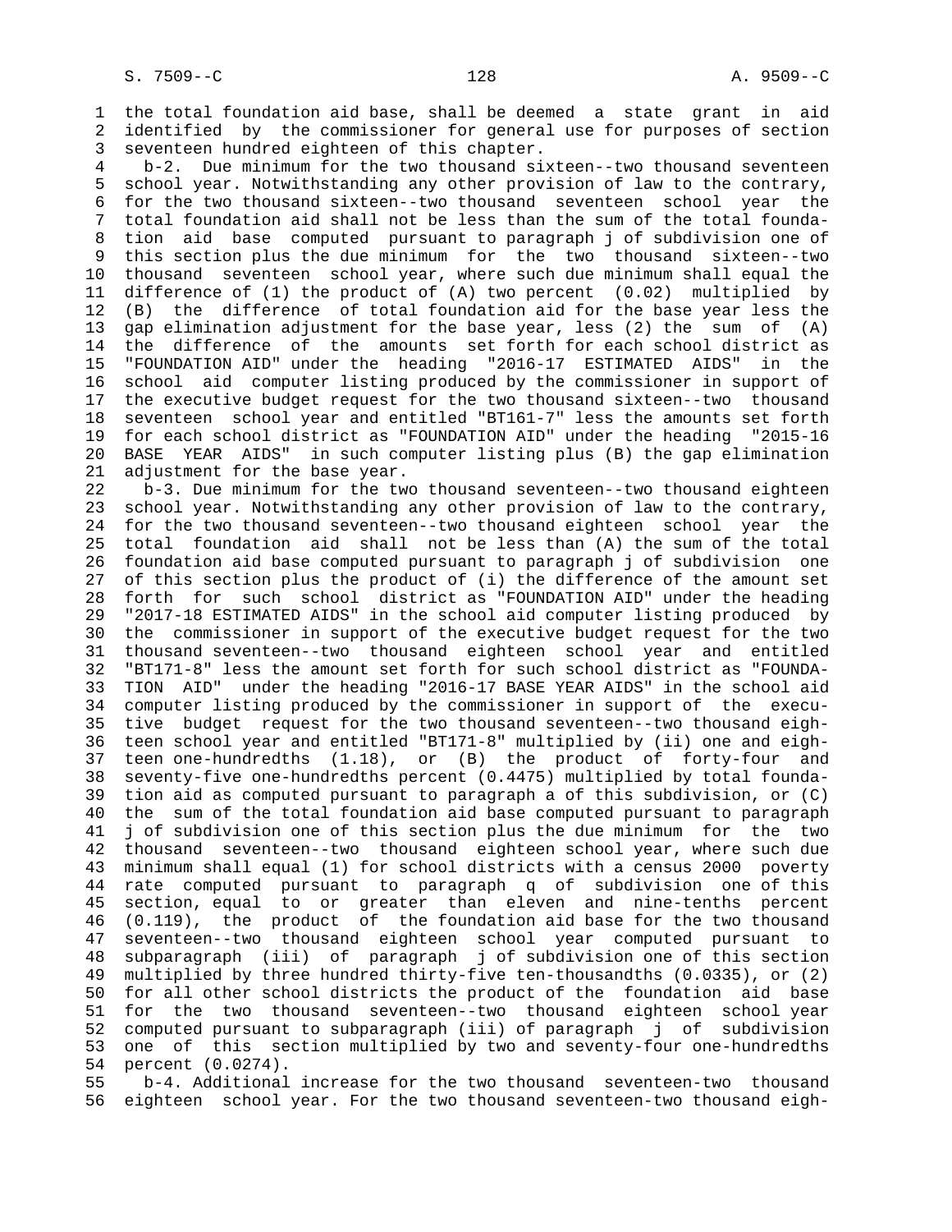the total foundation aid base, shall be deemed a state grant in aid identified by the commissioner for general use for purposes of section seventeen hundred eighteen of this chapter.

b-2. Due minimum for the two thousand sixteen--two thousand seventeen school year. Notwithstanding any other provision of law to the contrary, for the two thousand sixteen--two thousand seventeen school year the total foundation aid shall not be less than the sum of the total foundation aid base computed pursuant to paragraph j of subdivision one of this section plus the due minimum for the two thousand sixteen--two thousand seventeen school year, where such due minimum shall equal the difference of (1) the product of (A) two percent (0.02) multiplied by (B) the difference of total foundation aid for the base year less the gap elimination adjustment for the base year, less (2) the sum of (A) the difference of the amounts set forth for each school district as "FOUNDATION AID" under the heading "2016-17 ESTIMATED AIDS" in the school aid computer listing produced by the commissioner in support of the executive budget request for the two thousand sixteen--two thousand seventeen school year and entitled "BT161-7" less the amounts set forth for each school district as "FOUNDATION AID" under the heading "2015-16 BASE YEAR AIDS" in such computer listing plus (B) the gap elimination adjustment for the base year.

b-3. Due minimum for the two thousand seventeen--two thousand eighteen school year. Notwithstanding any other provision of law to the contrary, for the two thousand seventeen--two thousand eighteen school year the total foundation aid shall not be less than (A) the sum of the total foundation aid base computed pursuant to paragraph j of subdivision one of this section plus the product of (i) the difference of the amount set forth for such school district as "FOUNDATION AID" under the heading "2017-18 ESTIMATED AIDS" in the school aid computer listing produced by the commissioner in support of the executive budget request for the two thousand seventeen--two thousand eighteen school year and entitled "BT171-8" less the amount set forth for such school district as "FOUNDATION AID" under the heading "2016-17 BASE YEAR AIDS" in the school aid computer listing produced by the commissioner in support of the executive budget request for the two thousand seventeen--two thousand eighteen school year and entitled "BT171-8" multiplied by (ii) one and eighteen one-hundredths (1.18), or (B) the product of forty-four and seventy-five one-hundredths percent (0.4475) multiplied by total foundation aid as computed pursuant to paragraph a of this subdivision, or (C) the sum of the total foundation aid base computed pursuant to paragraph j of subdivision one of this section plus the due minimum for the two thousand seventeen--two thousand eighteen school year, where such due minimum shall equal (1) for school districts with a census 2000 poverty rate computed pursuant to paragraph q of subdivision one of this section, equal to or greater than eleven and nine-tenths percent (0.119), the product of the foundation aid base for the two thousand seventeen--two thousand eighteen school year computed pursuant to subparagraph (iii) of paragraph j of subdivision one of this section multiplied by three hundred thirty-five ten-thousandths (0.0335), or (2) for all other school districts the product of the foundation aid base for the two thousand seventeen--two thousand eighteen school year computed pursuant to subparagraph (iii) of paragraph j of subdivision one of this section multiplied by two and seventy-four one-hundredths percent (0.0274).

b-4. Additional increase for the two thousand seventeen-two thousand eighteen school year. For the two thousand seventeen-two thousand eigh-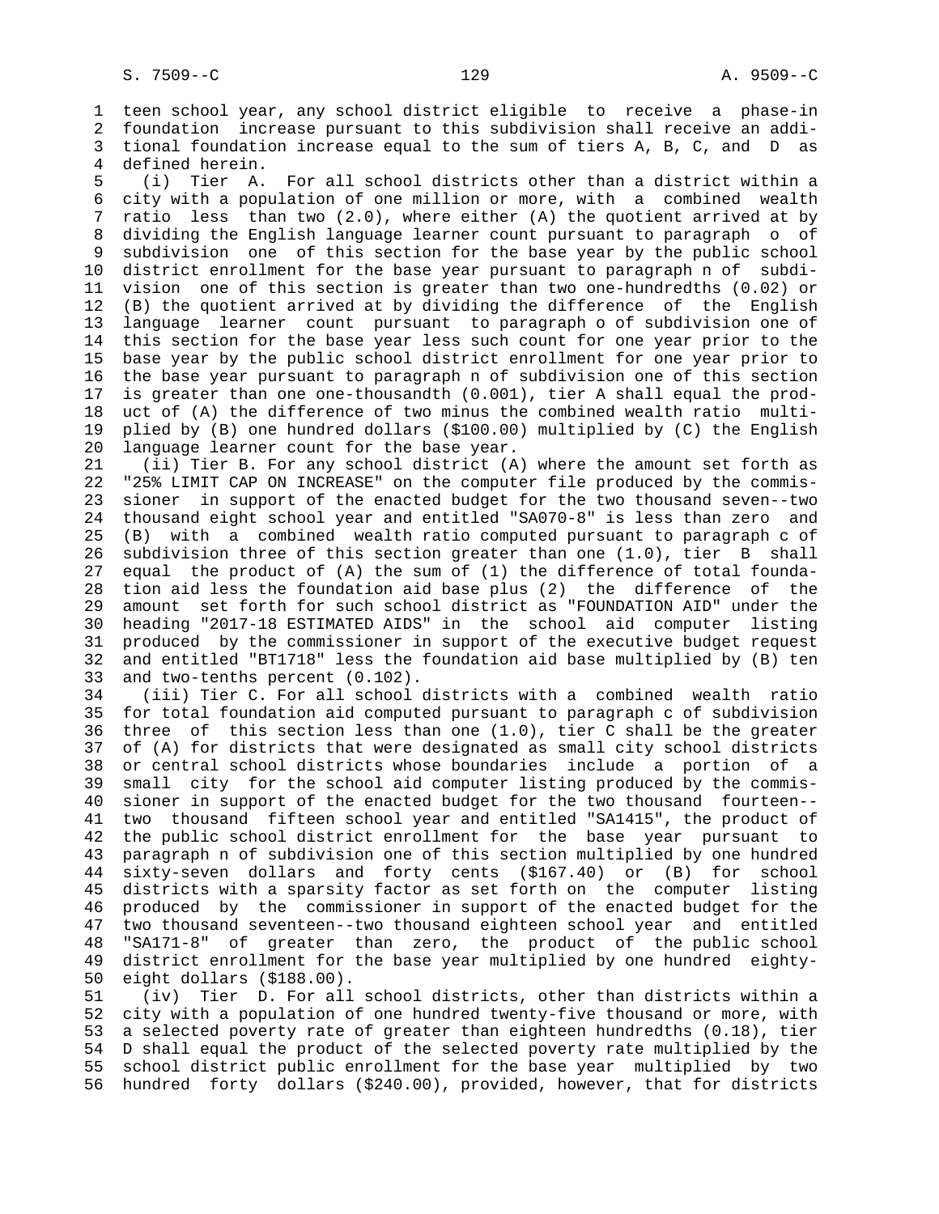teen school year, any school district eligible to receive a phase-in foundation increase pursuant to this subdivision shall receive an additional foundation increase equal to the sum of tiers A, B, C, and D as defined herein.

(i) Tier A. For all school districts other than a district within a city with a population of one million or more, with a combined wealth ratio less than two (2.0), where either (A) the quotient arrived at by dividing the English language learner count pursuant to paragraph o of subdivision one of this section for the base year by the public school district enrollment for the base year pursuant to paragraph n of subdivision one of this section is greater than two one-hundredths (0.02) or (B) the quotient arrived at by dividing the difference of the English language learner count pursuant to paragraph o of subdivision one of this section for the base year less such count for one year prior to the base year by the public school district enrollment for one year prior to the base year pursuant to paragraph n of subdivision one of this section is greater than one one-thousandth (0.001), tier A shall equal the product of (A) the difference of two minus the combined wealth ratio multiplied by (B) one hundred dollars ($100.00) multiplied by (C) the English language learner count for the base year.

(ii) Tier B. For any school district (A) where the amount set forth as "25% LIMIT CAP ON INCREASE" on the computer file produced by the commissioner in support of the enacted budget for the two thousand seven--two thousand eight school year and entitled "SA070-8" is less than zero and (B) with a combined wealth ratio computed pursuant to paragraph c of subdivision three of this section greater than one (1.0), tier B shall equal the product of (A) the sum of (1) the difference of total foundation aid less the foundation aid base plus (2) the difference of the amount set forth for such school district as "FOUNDATION AID" under the heading "2017-18 ESTIMATED AIDS" in the school aid computer listing produced by the commissioner in support of the executive budget request and entitled "BT1718" less the foundation aid base multiplied by (B) ten and two-tenths percent (0.102).

(iii) Tier C. For all school districts with a combined wealth ratio for total foundation aid computed pursuant to paragraph c of subdivision three of this section less than one (1.0), tier C shall be the greater of (A) for districts that were designated as small city school districts or central school districts whose boundaries include a portion of a small city for the school aid computer listing produced by the commissioner in support of the enacted budget for the two thousand fourteen--two thousand fifteen school year and entitled "SA1415", the product of the public school district enrollment for the base year pursuant to paragraph n of subdivision one of this section multiplied by one hundred sixty-seven dollars and forty cents ($167.40) or (B) for school districts with a sparsity factor as set forth on the computer listing produced by the commissioner in support of the enacted budget for the two thousand seventeen--two thousand eighteen school year and entitled "SA171-8" of greater than zero, the product of the public school district enrollment for the base year multiplied by one hundred eighty-eight dollars ($188.00).

(iv) Tier D. For all school districts, other than districts within a city with a population of one hundred twenty-five thousand or more, with a selected poverty rate of greater than eighteen hundredths (0.18), tier D shall equal the product of the selected poverty rate multiplied by the school district public enrollment for the base year multiplied by two hundred forty dollars ($240.00), provided, however, that for districts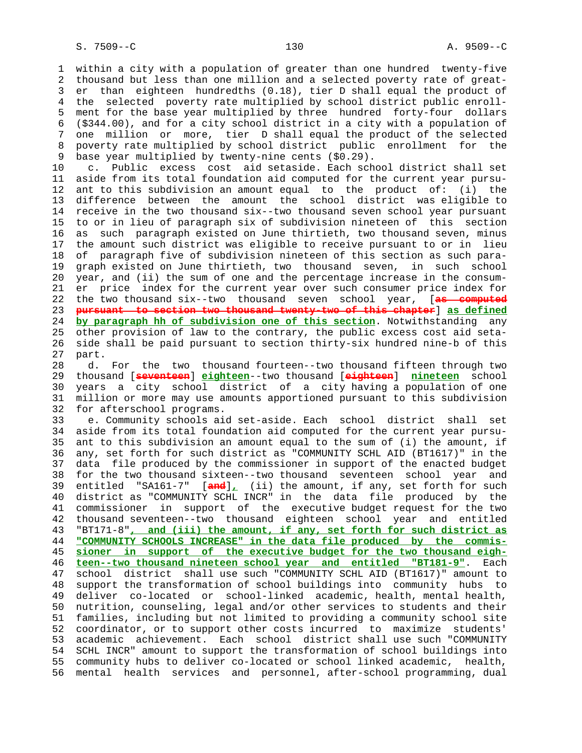within a city with a population of greater than one hundred twenty-five thousand but less than one million and a selected poverty rate of greater than eighteen hundredths (0.18), tier D shall equal the product of the selected poverty rate multiplied by school district public enrollment for the base year multiplied by three hundred forty-four dollars ($344.00), and for a city school district in a city with a population of one million or more, tier D shall equal the product of the selected poverty rate multiplied by school district public enrollment for the base year multiplied by twenty-nine cents ($0.29).

c. Public excess cost aid setaside. Each school district shall set aside from its total foundation aid computed for the current year pursuant to this subdivision an amount equal to the product of: (i) the difference between the amount the school district was eligible to receive in the two thousand six--two thousand seven school year pursuant to or in lieu of paragraph six of subdivision nineteen of this section as such paragraph existed on June thirtieth, two thousand seven, minus the amount such district was eligible to receive pursuant to or in lieu of paragraph five of subdivision nineteen of this section as such paragraph existed on June thirtieth, two thousand seven, in such school year, and (ii) the sum of one and the percentage increase in the consumer price index for the current year over such consumer price index for the two thousand six--two thousand seven school year, [~~as computed pursuant to section two thousand twenty-two of this chapter~~] **as defined by paragraph hh of subdivision one of this section**. Notwithstanding any other provision of law to the contrary, the public excess cost aid setaside shall be paid pursuant to section thirty-six hundred nine-b of this part.

d. For the two thousand fourteen--two thousand fifteen through two thousand [~~seventeen~~] **eighteen**--two thousand [~~eighteen~~] **nineteen** school years a city school district of a city having a population of one million or more may use amounts apportioned pursuant to this subdivision for afterschool programs.

e. Community schools aid set-aside. Each school district shall set aside from its total foundation aid computed for the current year pursuant to this subdivision an amount equal to the sum of (i) the amount, if any, set forth for such district as "COMMUNITY SCHL AID (BT1617)" in the data file produced by the commissioner in support of the enacted budget for the two thousand sixteen--two thousand seventeen school year and entitled "SA161-7" [~~and~~]**,** (ii) the amount, if any, set forth for such district as "COMMUNITY SCHL INCR" in the data file produced by the commissioner in support of the executive budget request for the two thousand seventeen--two thousand eighteen school year and entitled "BT171-8"**, and (iii) the amount, if any, set forth for such district as "COMMUNITY SCHOOLS INCREASE" in the data file produced by the commissioner in support of the executive budget for the two thousand eighteen--two thousand nineteen school year and entitled "BT181-9"**. Each school district shall use such "COMMUNITY SCHL AID (BT1617)" amount to support the transformation of school buildings into community hubs to deliver co-located or school-linked academic, health, mental health, nutrition, counseling, legal and/or other services to students and their families, including but not limited to providing a community school site coordinator, or to support other costs incurred to maximize students' academic achievement. Each school district shall use such "COMMUNITY SCHL INCR" amount to support the transformation of school buildings into community hubs to deliver co-located or school linked academic, health, mental health services and personnel, after-school programming, dual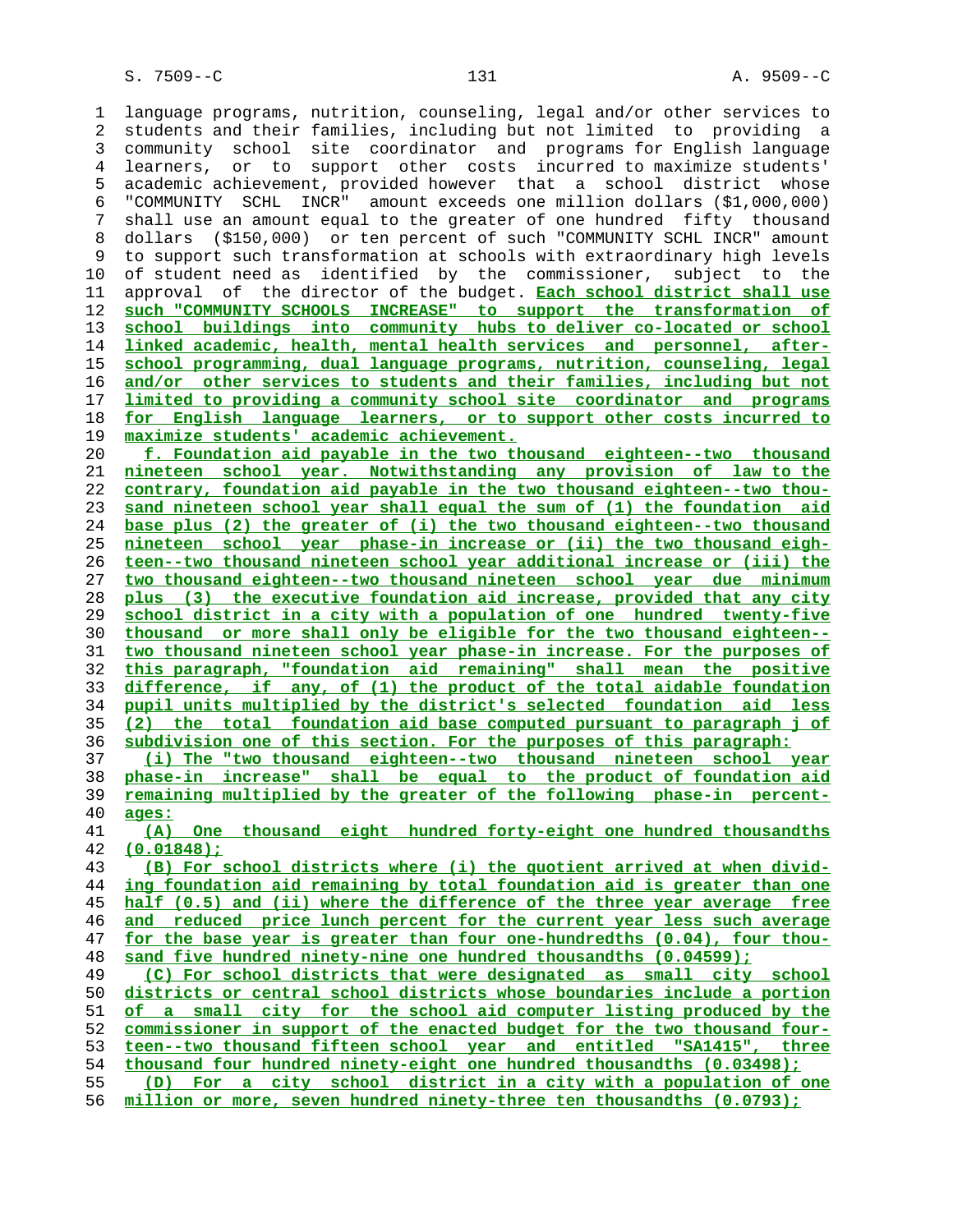language programs, nutrition, counseling, legal and/or other services to students and their families, including but not limited to providing a community school site coordinator and programs for English language learners, or to support other costs incurred to maximize students' academic achievement, provided however that a school district whose "COMMUNITY SCHL INCR" amount exceeds one million dollars ($1,000,000) shall use an amount equal to the greater of one hundred fifty thousand dollars ($150,000) or ten percent of such "COMMUNITY SCHL INCR" amount to support such transformation at schools with extraordinary high levels of student need as identified by the commissioner, subject to the approval of the director of the budget. Each school district shall use such "COMMUNITY SCHOOLS INCREASE" to support the transformation of school buildings into community hubs to deliver co-located or school linked academic, health, mental health services and personnel, after-school programming, dual language programs, nutrition, counseling, legal and/or other services to students and their families, including but not limited to providing a community school site coordinator and programs for English language learners, or to support other costs incurred to maximize students' academic achievement.

f. Foundation aid payable in the two thousand eighteen--two thousand nineteen school year. Notwithstanding any provision of law to the contrary, foundation aid payable in the two thousand eighteen--two thousand nineteen school year shall equal the sum of (1) the foundation aid base plus (2) the greater of (i) the two thousand eighteen--two thousand nineteen school year phase-in increase or (ii) the two thousand eighteen--two thousand nineteen school year additional increase or (iii) the two thousand eighteen--two thousand nineteen school year due minimum plus (3) the executive foundation aid increase, provided that any city school district in a city with a population of one hundred twenty-five thousand or more shall only be eligible for the two thousand eighteen--two thousand nineteen school year phase-in increase. For the purposes of this paragraph, "foundation aid remaining" shall mean the positive difference, if any, of (1) the product of the total aidable foundation pupil units multiplied by the district's selected foundation aid less (2) the total foundation aid base computed pursuant to paragraph j of subdivision one of this section. For the purposes of this paragraph:

(i) The "two thousand eighteen--two thousand nineteen school year phase-in increase" shall be equal to the product of foundation aid remaining multiplied by the greater of the following phase-in percentages:

(A) One thousand eight hundred forty-eight one hundred thousandths (0.01848);

(B) For school districts where (i) the quotient arrived at when dividing foundation aid remaining by total foundation aid is greater than one half (0.5) and (ii) where the difference of the three year average free and reduced price lunch percent for the current year less such average for the base year is greater than four one-hundredths (0.04), four thousand five hundred ninety-nine one hundred thousandths (0.04599);

(C) For school districts that were designated as small city school districts or central school districts whose boundaries include a portion of a small city for the school aid computer listing produced by the commissioner in support of the enacted budget for the two thousand fourteen--two thousand fifteen school year and entitled "SA1415", three thousand four hundred ninety-eight one hundred thousandths (0.03498);

(D) For a city school district in a city with a population of one million or more, seven hundred ninety-three ten thousandths (0.0793);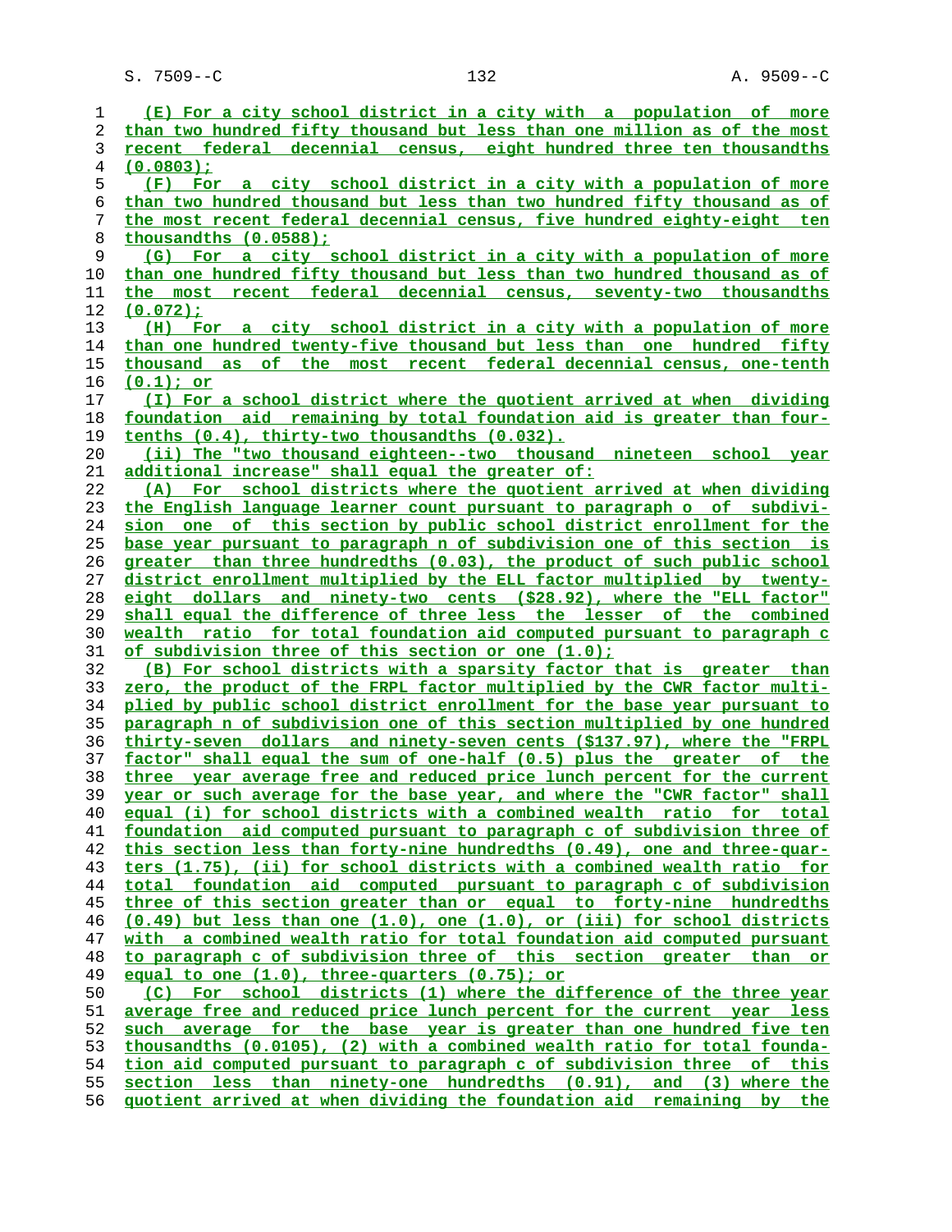(E) For a city school district in a city with a population of more than two hundred fifty thousand but less than one million as of the most recent federal decennial census, eight hundred three ten thousandths (0.0803);

(F) For a city school district in a city with a population of more than two hundred thousand but less than two hundred fifty thousand as of the most recent federal decennial census, five hundred eighty-eight ten thousandths (0.0588);

(G) For a city school district in a city with a population of more than one hundred fifty thousand but less than two hundred thousand as of the most recent federal decennial census, seventy-two thousandths (0.072);

(H) For a city school district in a city with a population of more than one hundred twenty-five thousand but less than one hundred fifty thousand as of the most recent federal decennial census, one-tenth (0.1); or

(I) For a school district where the quotient arrived at when dividing foundation aid remaining by total foundation aid is greater than four-tenths (0.4), thirty-two thousandths (0.032).

(ii) The "two thousand eighteen--two thousand nineteen school year additional increase" shall equal the greater of:

(A) For school districts where the quotient arrived at when dividing the English language learner count pursuant to paragraph o of subdivision one of this section by public school district enrollment for the base year pursuant to paragraph n of subdivision one of this section is greater than three hundredths (0.03), the product of such public school district enrollment multiplied by the ELL factor multiplied by twenty-eight dollars and ninety-two cents ($28.92), where the "ELL factor" shall equal the difference of three less the lesser of the combined wealth ratio for total foundation aid computed pursuant to paragraph c of subdivision three of this section or one (1.0);

(B) For school districts with a sparsity factor that is greater than zero, the product of the FRPL factor multiplied by the CWR factor multiplied by public school district enrollment for the base year pursuant to paragraph n of subdivision one of this section multiplied by one hundred thirty-seven dollars and ninety-seven cents ($137.97), where the "FRPL factor" shall equal the sum of one-half (0.5) plus the greater of the three year average free and reduced price lunch percent for the current year or such average for the base year, and where the "CWR factor" shall equal (i) for school districts with a combined wealth ratio for total foundation aid computed pursuant to paragraph c of subdivision three of this section less than forty-nine hundredths (0.49), one and three-quarters (1.75), (ii) for school districts with a combined wealth ratio for total foundation aid computed pursuant to paragraph c of subdivision three of this section greater than or equal to forty-nine hundredths (0.49) but less than one (1.0), one (1.0), or (iii) for school districts with a combined wealth ratio for total foundation aid computed pursuant to paragraph c of subdivision three of this section greater than or equal to one (1.0), three-quarters (0.75); or

(C) For school districts (1) where the difference of the three year average free and reduced price lunch percent for the current year less such average for the base year is greater than one hundred five ten thousandths (0.0105), (2) with a combined wealth ratio for total foundation aid computed pursuant to paragraph c of subdivision three of this section less than ninety-one hundredths (0.91), and (3) where the quotient arrived at when dividing the foundation aid remaining by the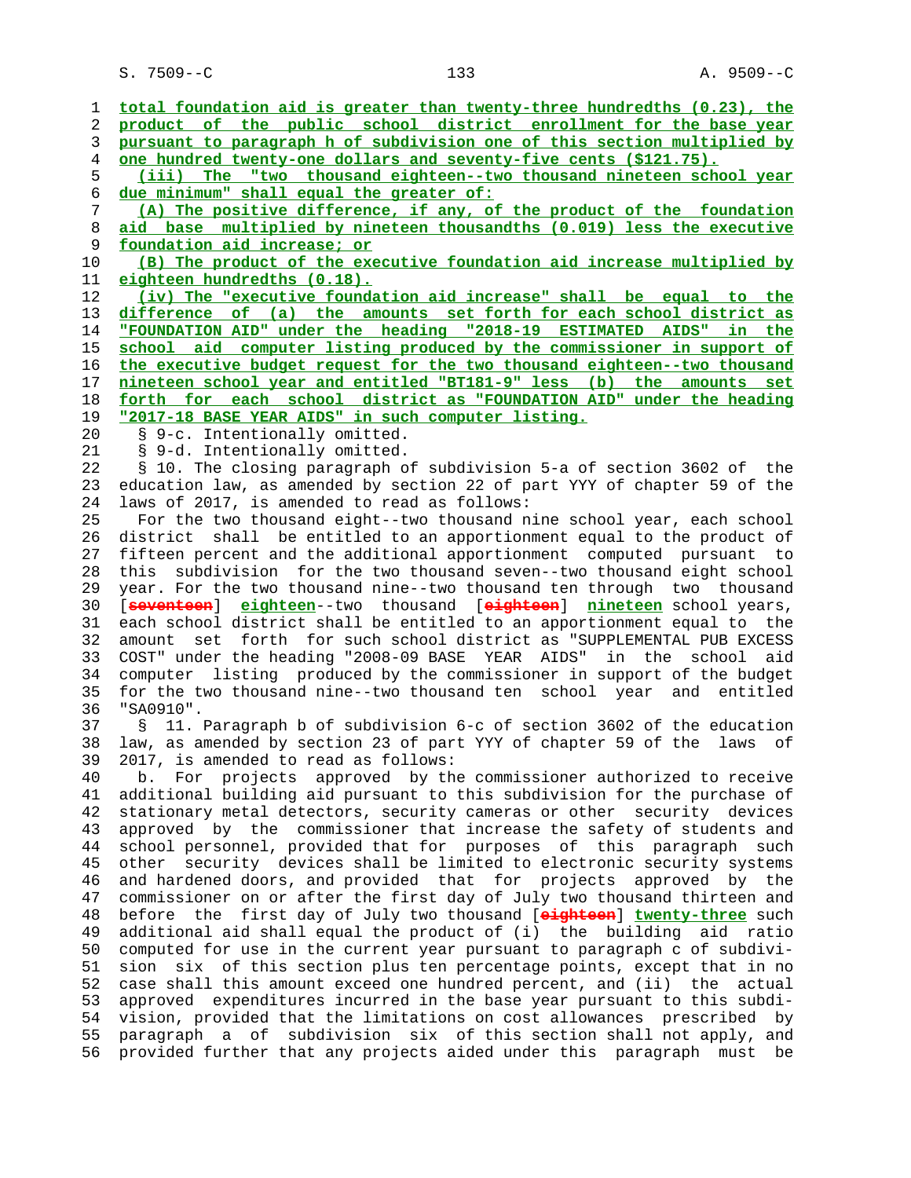total foundation aid is greater than twenty-three hundredths (0.23), the product of the public school district enrollment for the base year pursuant to paragraph h of subdivision one of this section multiplied by one hundred twenty-one dollars and seventy-five cents ($121.75).

(iii) The "two thousand eighteen--two thousand nineteen school year due minimum" shall equal the greater of:

(A) The positive difference, if any, of the product of the foundation aid base multiplied by nineteen thousandths (0.019) less the executive foundation aid increase; or

(B) The product of the executive foundation aid increase multiplied by eighteen hundredths (0.18).

(iv) The "executive foundation aid increase" shall be equal to the difference of (a) the amounts set forth for each school district as "FOUNDATION AID" under the heading "2018-19 ESTIMATED AIDS" in the school aid computer listing produced by the commissioner in support of the executive budget request for the two thousand eighteen--two thousand nineteen school year and entitled "BT181-9" less (b) the amounts set forth for each school district as "FOUNDATION AID" under the heading "2017-18 BASE YEAR AIDS" in such computer listing.

§ 9-c. Intentionally omitted.

§ 9-d. Intentionally omitted.

§ 10. The closing paragraph of subdivision 5-a of section 3602 of the education law, as amended by section 22 of part YYY of chapter 59 of the laws of 2017, is amended to read as follows:

For the two thousand eight--two thousand nine school year, each school district shall be entitled to an apportionment equal to the product of fifteen percent and the additional apportionment computed pursuant to this subdivision for the two thousand seven--two thousand eight school year. For the two thousand nine--two thousand ten through two thousand [~~seventeen~~] eighteen--two thousand [~~eighteen~~] nineteen school years, each school district shall be entitled to an apportionment equal to the amount set forth for such school district as "SUPPLEMENTAL PUB EXCESS COST" under the heading "2008-09 BASE YEAR AIDS" in the school aid computer listing produced by the commissioner in support of the budget for the two thousand nine--two thousand ten school year and entitled "SA0910".

§ 11. Paragraph b of subdivision 6-c of section 3602 of the education law, as amended by section 23 of part YYY of chapter 59 of the laws of 2017, is amended to read as follows:

b. For projects approved by the commissioner authorized to receive additional building aid pursuant to this subdivision for the purchase of stationary metal detectors, security cameras or other security devices approved by the commissioner that increase the safety of students and school personnel, provided that for purposes of this paragraph such other security devices shall be limited to electronic security systems and hardened doors, and provided that for projects approved by the commissioner on or after the first day of July two thousand thirteen and before the first day of July two thousand [~~eighteen~~] twenty-three such additional aid shall equal the product of (i) the building aid ratio computed for use in the current year pursuant to paragraph c of subdivision six of this section plus ten percentage points, except that in no case shall this amount exceed one hundred percent, and (ii) the actual approved expenditures incurred in the base year pursuant to this subdivision, provided that the limitations on cost allowances prescribed by paragraph a of subdivision six of this section shall not apply, and provided further that any projects aided under this paragraph must be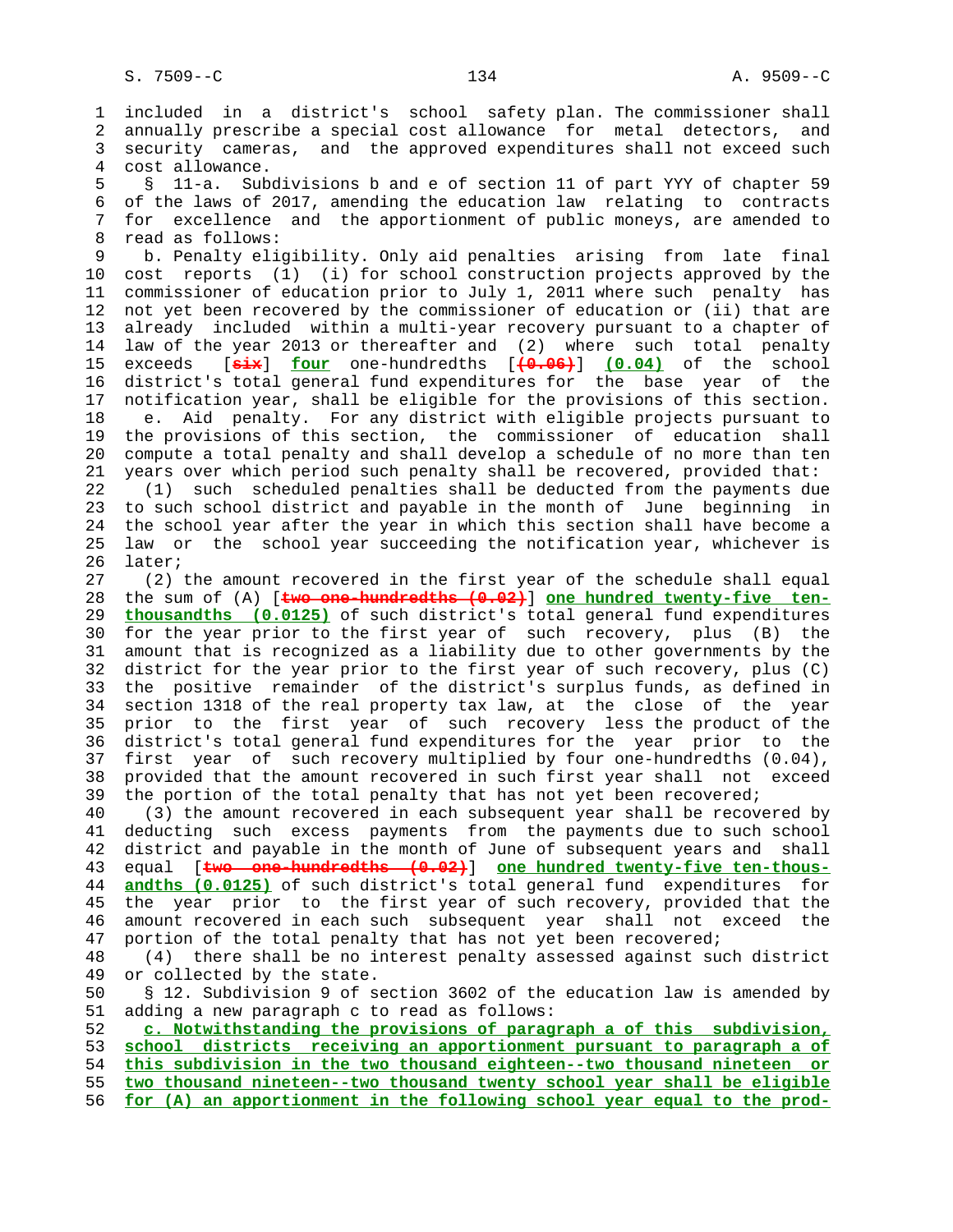included in a district's school safety plan. The commissioner shall annually prescribe a special cost allowance for metal detectors, and security cameras, and the approved expenditures shall not exceed such cost allowance.

§ 11-a. Subdivisions b and e of section 11 of part YYY of chapter 59 of the laws of 2017, amending the education law relating to contracts for excellence and the apportionment of public moneys, are amended to read as follows:

b. Penalty eligibility. Only aid penalties arising from late final cost reports (1) (i) for school construction projects approved by the commissioner of education prior to July 1, 2011 where such penalty has not yet been recovered by the commissioner of education or (ii) that are already included within a multi-year recovery pursuant to a chapter of law of the year 2013 or thereafter and (2) where such total penalty exceeds [~~six~~] **four** one-hundredths [~~(0.06)~~] **(0.04)** of the school district's total general fund expenditures for the base year of the notification year, shall be eligible for the provisions of this section.

e. Aid penalty. For any district with eligible projects pursuant to the provisions of this section, the commissioner of education shall compute a total penalty and shall develop a schedule of no more than ten years over which period such penalty shall be recovered, provided that:

(1) such scheduled penalties shall be deducted from the payments due to such school district and payable in the month of June beginning in the school year after the year in which this section shall have become a law or the school year succeeding the notification year, whichever is later;

(2) the amount recovered in the first year of the schedule shall equal the sum of (A) [~~two one-hundredths (0.02)~~] **one hundred twenty-five ten-thousandths (0.0125)** of such district's total general fund expenditures for the year prior to the first year of such recovery, plus (B) the amount that is recognized as a liability due to other governments by the district for the year prior to the first year of such recovery, plus (C) the positive remainder of the district's surplus funds, as defined in section 1318 of the real property tax law, at the close of the year prior to the first year of such recovery less the product of the district's total general fund expenditures for the year prior to the first year of such recovery multiplied by four one-hundredths (0.04), provided that the amount recovered in such first year shall not exceed the portion of the total penalty that has not yet been recovered;

(3) the amount recovered in each subsequent year shall be recovered by deducting such excess payments from the payments due to such school district and payable in the month of June of subsequent years and shall equal [~~two one-hundredths (0.02)~~] **one hundred twenty-five ten-thousandths (0.0125)** of such district's total general fund expenditures for the year prior to the first year of such recovery, provided that the amount recovered in each such subsequent year shall not exceed the portion of the total penalty that has not yet been recovered;

(4) there shall be no interest penalty assessed against such district or collected by the state.

§ 12. Subdivision 9 of section 3602 of the education law is amended by adding a new paragraph c to read as follows:

**c. Notwithstanding the provisions of paragraph a of this subdivision, school districts receiving an apportionment pursuant to paragraph a of this subdivision in the two thousand eighteen--two thousand nineteen or two thousand nineteen--two thousand twenty school year shall be eligible for (A) an apportionment in the following school year equal to the prod-**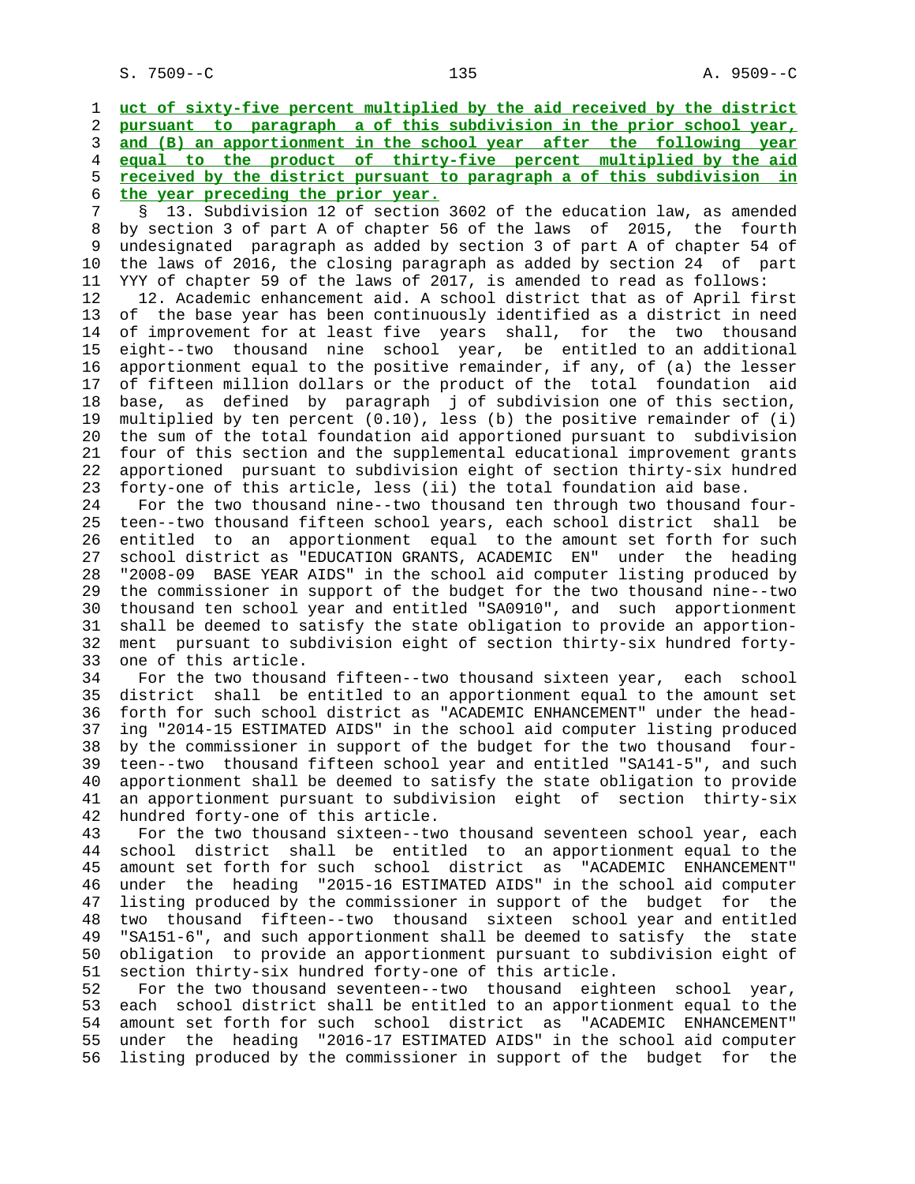uct of sixty-five percent multiplied by the aid received by the district pursuant to paragraph a of this subdivision in the prior school year, and (B) an apportionment in the school year after the following year equal to the product of thirty-five percent multiplied by the aid received by the district pursuant to paragraph a of this subdivision in the year preceding the prior year.

§ 13. Subdivision 12 of section 3602 of the education law, as amended by section 3 of part A of chapter 56 of the laws of 2015, the fourth undesignated paragraph as added by section 3 of part A of chapter 54 of the laws of 2016, the closing paragraph as added by section 24 of part YYY of chapter 59 of the laws of 2017, is amended to read as follows:

12. Academic enhancement aid. A school district that as of April first of the base year has been continuously identified as a district in need of improvement for at least five years shall, for the two thousand eight--two thousand nine school year, be entitled to an additional apportionment equal to the positive remainder, if any, of (a) the lesser of fifteen million dollars or the product of the total foundation aid base, as defined by paragraph j of subdivision one of this section, multiplied by ten percent (0.10), less (b) the positive remainder of (i) the sum of the total foundation aid apportioned pursuant to subdivision four of this section and the supplemental educational improvement grants apportioned pursuant to subdivision eight of section thirty-six hundred forty-one of this article, less (ii) the total foundation aid base.

For the two thousand nine--two thousand ten through two thousand fourteen--two thousand fifteen school years, each school district shall be entitled to an apportionment equal to the amount set forth for such school district as "EDUCATION GRANTS, ACADEMIC EN" under the heading "2008-09 BASE YEAR AIDS" in the school aid computer listing produced by the commissioner in support of the budget for the two thousand nine--two thousand ten school year and entitled "SA0910", and such apportionment shall be deemed to satisfy the state obligation to provide an apportionment pursuant to subdivision eight of section thirty-six hundred forty-one of this article.

For the two thousand fifteen--two thousand sixteen year, each school district shall be entitled to an apportionment equal to the amount set forth for such school district as "ACADEMIC ENHANCEMENT" under the heading "2014-15 ESTIMATED AIDS" in the school aid computer listing produced by the commissioner in support of the budget for the two thousand fourteen--two thousand fifteen school year and entitled "SA141-5", and such apportionment shall be deemed to satisfy the state obligation to provide an apportionment pursuant to subdivision eight of section thirty-six hundred forty-one of this article.

For the two thousand sixteen--two thousand seventeen school year, each school district shall be entitled to an apportionment equal to the amount set forth for such school district as "ACADEMIC ENHANCEMENT" under the heading "2015-16 ESTIMATED AIDS" in the school aid computer listing produced by the commissioner in support of the budget for the two thousand fifteen--two thousand sixteen school year and entitled "SA151-6", and such apportionment shall be deemed to satisfy the state obligation to provide an apportionment pursuant to subdivision eight of section thirty-six hundred forty-one of this article.

For the two thousand seventeen--two thousand eighteen school year, each school district shall be entitled to an apportionment equal to the amount set forth for such school district as "ACADEMIC ENHANCEMENT" under the heading "2016-17 ESTIMATED AIDS" in the school aid computer listing produced by the commissioner in support of the budget for the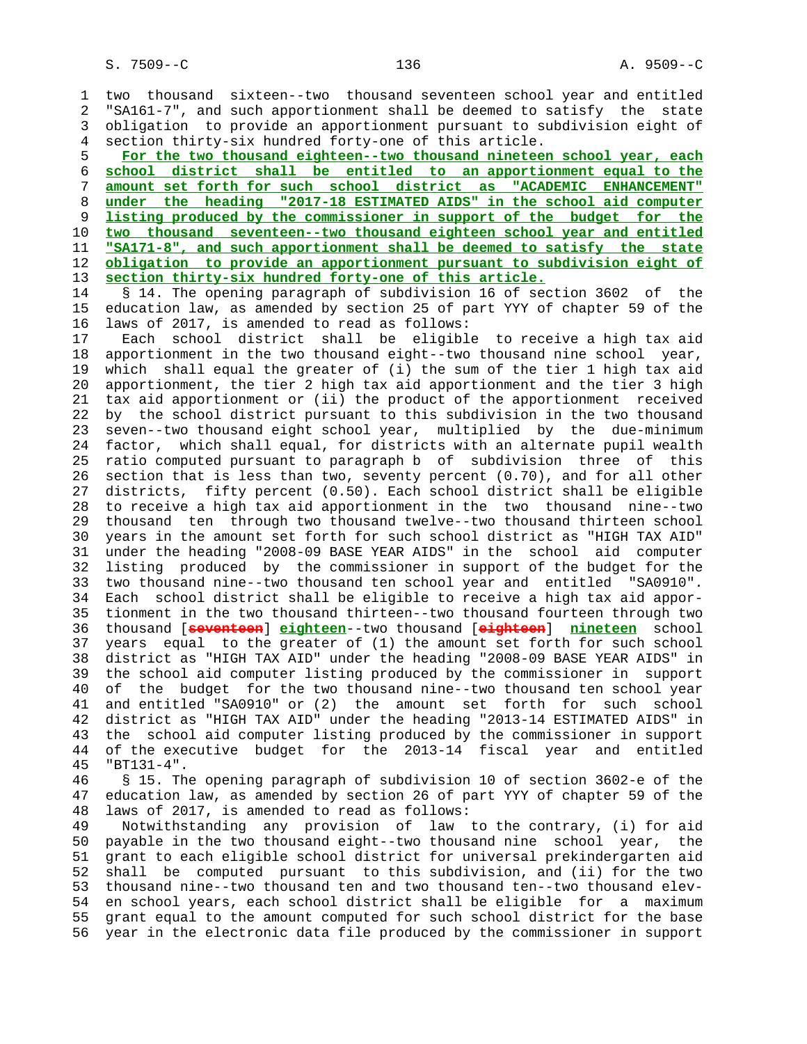two thousand sixteen--two thousand seventeen school year and entitled "SA161-7", and such apportionment shall be deemed to satisfy the state obligation to provide an apportionment pursuant to subdivision eight of section thirty-six hundred forty-one of this article.

For the two thousand eighteen--two thousand nineteen school year, each school district shall be entitled to an apportionment equal to the amount set forth for such school district as "ACADEMIC ENHANCEMENT" under the heading "2017-18 ESTIMATED AIDS" in the school aid computer listing produced by the commissioner in support of the budget for the two thousand seventeen--two thousand eighteen school year and entitled "SA171-8", and such apportionment shall be deemed to satisfy the state obligation to provide an apportionment pursuant to subdivision eight of section thirty-six hundred forty-one of this article.

§ 14. The opening paragraph of subdivision 16 of section 3602 of the education law, as amended by section 25 of part YYY of chapter 59 of the laws of 2017, is amended to read as follows:

Each school district shall be eligible to receive a high tax aid apportionment in the two thousand eight--two thousand nine school year, which shall equal the greater of (i) the sum of the tier 1 high tax aid apportionment, the tier 2 high tax aid apportionment and the tier 3 high tax aid apportionment or (ii) the product of the apportionment received by the school district pursuant to this subdivision in the two thousand seven--two thousand eight school year, multiplied by the due-minimum factor, which shall equal, for districts with an alternate pupil wealth ratio computed pursuant to paragraph b of subdivision three of this section that is less than two, seventy percent (0.70), and for all other districts, fifty percent (0.50). Each school district shall be eligible to receive a high tax aid apportionment in the two thousand nine--two thousand ten through two thousand twelve--two thousand thirteen school years in the amount set forth for such school district as "HIGH TAX AID" under the heading "2008-09 BASE YEAR AIDS" in the school aid computer listing produced by the commissioner in support of the budget for the two thousand nine--two thousand ten school year and entitled "SA0910". Each school district shall be eligible to receive a high tax aid apportionment in the two thousand thirteen--two thousand fourteen through two thousand [~~seventeen~~] eighteen--two thousand [~~eighteen~~] nineteen school years equal to the greater of (1) the amount set forth for such school district as "HIGH TAX AID" under the heading "2008-09 BASE YEAR AIDS" in the school aid computer listing produced by the commissioner in support of the budget for the two thousand nine--two thousand ten school year and entitled "SA0910" or (2) the amount set forth for such school district as "HIGH TAX AID" under the heading "2013-14 ESTIMATED AIDS" in the school aid computer listing produced by the commissioner in support of the executive budget for the 2013-14 fiscal year and entitled "BT131-4".

§ 15. The opening paragraph of subdivision 10 of section 3602-e of the education law, as amended by section 26 of part YYY of chapter 59 of the laws of 2017, is amended to read as follows:

Notwithstanding any provision of law to the contrary, (i) for aid payable in the two thousand eight--two thousand nine school year, the grant to each eligible school district for universal prekindergarten aid shall be computed pursuant to this subdivision, and (ii) for the two thousand nine--two thousand ten and two thousand ten--two thousand eleven school years, each school district shall be eligible for a maximum grant equal to the amount computed for such school district for the base year in the electronic data file produced by the commissioner in support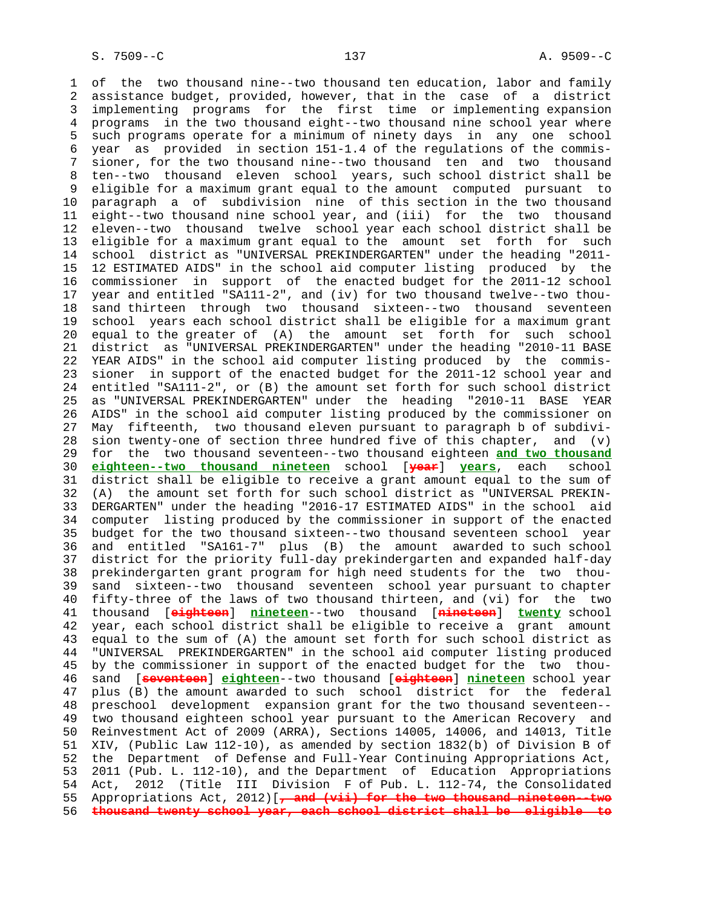of the two thousand nine--two thousand ten education, labor and family assistance budget, provided, however, that in the case of a district implementing programs for the first time or implementing expansion programs in the two thousand eight--two thousand nine school year where such programs operate for a minimum of ninety days in any one school year as provided in section 151-1.4 of the regulations of the commissioner, for the two thousand nine--two thousand ten and two thousand ten--two thousand eleven school years, such school district shall be eligible for a maximum grant equal to the amount computed pursuant to paragraph a of subdivision nine of this section in the two thousand eight--two thousand nine school year, and (iii) for the two thousand eleven--two thousand twelve school year each school district shall be eligible for a maximum grant equal to the amount set forth for such school district as "UNIVERSAL PREKINDERGARTEN" under the heading "2011-12 ESTIMATED AIDS" in the school aid computer listing produced by the commissioner in support of the enacted budget for the 2011-12 school year and entitled "SA111-2", and (iv) for two thousand twelve--two thousand thirteen through two thousand sixteen--two thousand seventeen school years each school district shall be eligible for a maximum grant equal to the greater of (A) the amount set forth for such school district as "UNIVERSAL PREKINDERGARTEN" under the heading "2010-11 BASE YEAR AIDS" in the school aid computer listing produced by the commissioner in support of the enacted budget for the 2011-12 school year and entitled "SA111-2", or (B) the amount set forth for such school district as "UNIVERSAL PREKINDERGARTEN" under the heading "2010-11 BASE YEAR AIDS" in the school aid computer listing produced by the commissioner on May fifteenth, two thousand eleven pursuant to paragraph b of subdivision twenty-one of section three hundred five of this chapter, and (v) for the two thousand seventeen--two thousand eighteen **and two thousand eighteen--two thousand nineteen** school [~~year~~] **years**, each school district shall be eligible to receive a grant amount equal to the sum of (A) the amount set forth for such school district as "UNIVERSAL PREKINDERGARTEN" under the heading "2016-17 ESTIMATED AIDS" in the school aid computer listing produced by the commissioner in support of the enacted budget for the two thousand sixteen--two thousand seventeen school year and entitled "SA161-7" plus (B) the amount awarded to such school district for the priority full-day prekindergarten and expanded half-day prekindergarten grant program for high need students for the two thousand sixteen--two thousand seventeen school year pursuant to chapter fifty-three of the laws of two thousand thirteen, and (vi) for the two thousand [~~eighteen~~] **nineteen**--two thousand [~~nineteen~~] **twenty** school year, each school district shall be eligible to receive a grant amount equal to the sum of (A) the amount set forth for such school district as "UNIVERSAL PREKINDERGARTEN" in the school aid computer listing produced by the commissioner in support of the enacted budget for the two thousand [~~seventeen~~] **eighteen**--two thousand [~~eighteen~~] **nineteen** school year plus (B) the amount awarded to such school district for the federal preschool development expansion grant for the two thousand seventeen--two thousand eighteen school year pursuant to the American Recovery and Reinvestment Act of 2009 (ARRA), Sections 14005, 14006, and 14013, Title XIV, (Public Law 112-10), as amended by section 1832(b) of Division B of the Department of Defense and Full-Year Continuing Appropriations Act, 2011 (Pub. L. 112-10), and the Department of Education Appropriations Act, 2012 (Title III Division F of Pub. L. 112-74, the Consolidated Appropriations Act, 2012)[~~, and (vii) for the two thousand nineteen--two thousand twenty school year, each school district shall be eligible to~~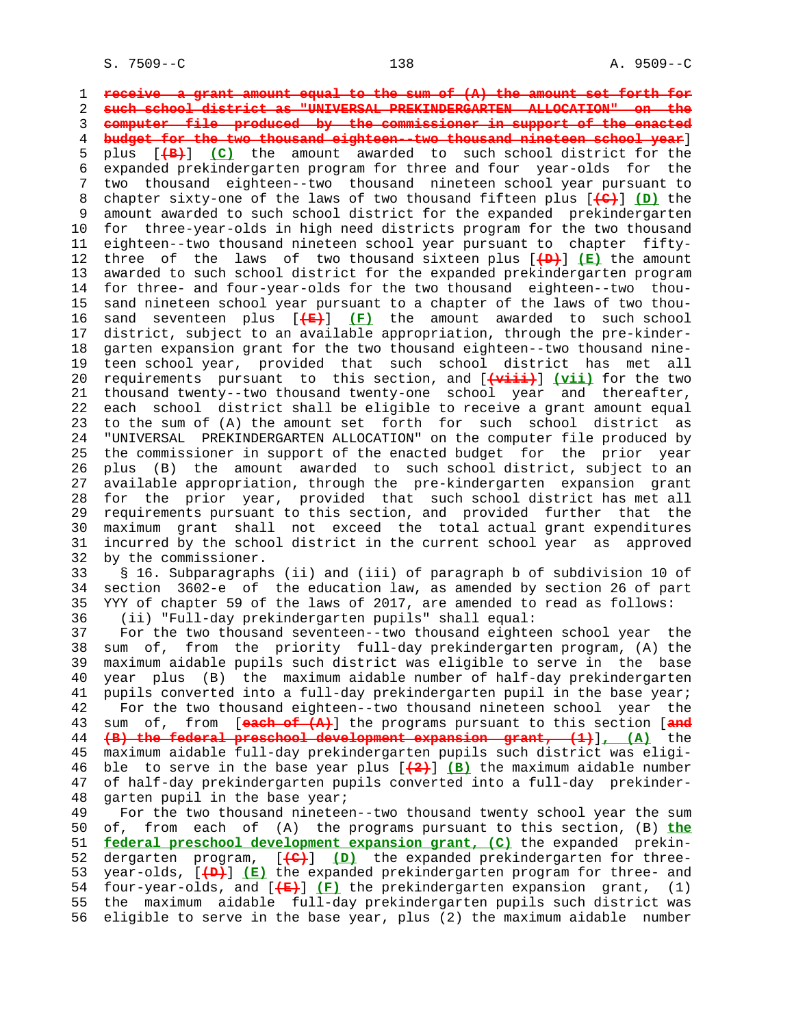receive a grant amount equal to the sum of (A) the amount set forth for such school district as "UNIVERSAL PREKINDERGARTEN ALLOCATION" on the computer file produced by the commissioner in support of the enacted budget for the two thousand eighteen--two thousand nineteen school year] plus [(B)] (C) the amount awarded to such school district for the expanded prekindergarten program for three and four year-olds for the two thousand eighteen--two thousand nineteen school year pursuant to chapter sixty-one of the laws of two thousand fifteen plus [(C)] (D) the amount awarded to such school district for the expanded prekindergarten for three-year-olds in high need districts program for the two thousand eighteen--two thousand nineteen school year pursuant to chapter fifty-three of the laws of two thousand sixteen plus [(D)] (E) the amount awarded to such school district for the expanded prekindergarten program for three- and four-year-olds for the two thousand eighteen--two thousand nineteen school year pursuant to a chapter of the laws of two thousand seventeen plus [(E)] (F) the amount awarded to such school district, subject to an available appropriation, through the pre-kindergarten expansion grant for the two thousand eighteen--two thousand nineteen school year, provided that such school district has met all requirements pursuant to this section, and [(viii)] (vii) for the two thousand twenty--two thousand twenty-one school year and thereafter, each school district shall be eligible to receive a grant amount equal to the sum of (A) the amount set forth for such school district as "UNIVERSAL PREKINDERGARTEN ALLOCATION" on the computer file produced by the commissioner in support of the enacted budget for the prior year plus (B) the amount awarded to such school district, subject to an available appropriation, through the pre-kindergarten expansion grant for the prior year, provided that such school district has met all requirements pursuant to this section, and provided further that the maximum grant shall not exceed the total actual grant expenditures incurred by the school district in the current school year as approved by the commissioner.

§ 16. Subparagraphs (ii) and (iii) of paragraph b of subdivision 10 of section 3602-e of the education law, as amended by section 26 of part YYY of chapter 59 of the laws of 2017, are amended to read as follows:

(ii) "Full-day prekindergarten pupils" shall equal:

For the two thousand seventeen--two thousand eighteen school year the sum of, from the priority full-day prekindergarten program, (A) the maximum aidable pupils such district was eligible to serve in the base year plus (B) the maximum aidable number of half-day prekindergarten pupils converted into a full-day prekindergarten pupil in the base year;

For the two thousand eighteen--two thousand nineteen school year the sum of, from [each of (A)] the programs pursuant to this section [and (B) the federal preschool development expansion grant, (1)], (A) the maximum aidable full-day prekindergarten pupils such district was eligible to serve in the base year plus [(2)] (B) the maximum aidable number of half-day prekindergarten pupils converted into a full-day prekindergarten pupil in the base year;

For the two thousand nineteen--two thousand twenty school year the sum of, from each of (A) the programs pursuant to this section, (B) the federal preschool development expansion grant, (C) the expanded prekindergarten program, [(C)] (D) the expanded prekindergarten for three-year-olds, [(D)] (E) the expanded prekindergarten program for three- and four-year-olds, and [(E)] (F) the prekindergarten expansion grant, (1) the maximum aidable full-day prekindergarten pupils such district was eligible to serve in the base year, plus (2) the maximum aidable number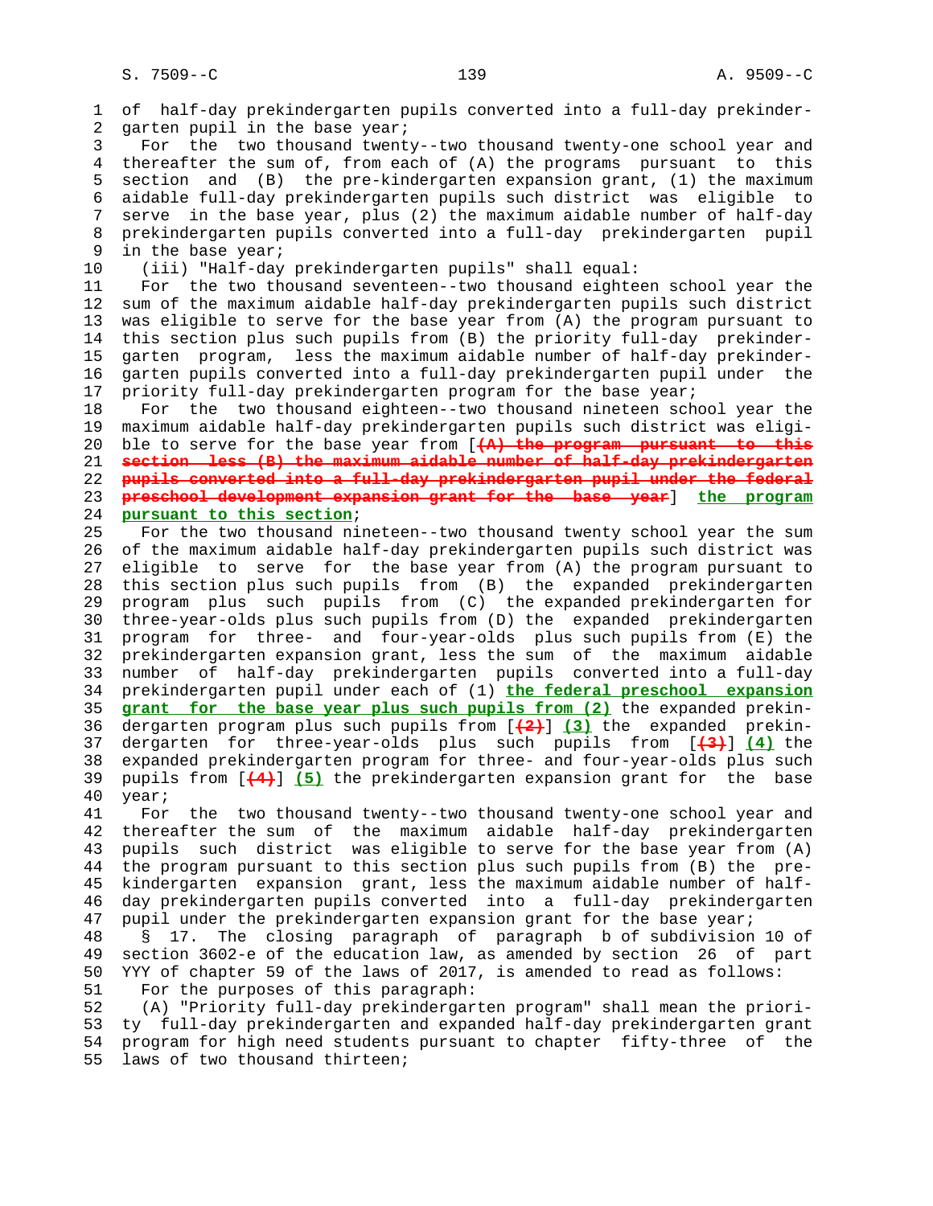of half-day prekindergarten pupils converted into a full-day prekindergarten pupil in the base year;

For the two thousand twenty--two thousand twenty-one school year and thereafter the sum of, from each of (A) the programs pursuant to this section and (B) the pre-kindergarten expansion grant, (1) the maximum aidable full-day prekindergarten pupils such district was eligible to serve in the base year, plus (2) the maximum aidable number of half-day prekindergarten pupils converted into a full-day prekindergarten pupil in the base year;

(iii) "Half-day prekindergarten pupils" shall equal:

For the two thousand seventeen--two thousand eighteen school year the sum of the maximum aidable half-day prekindergarten pupils such district was eligible to serve for the base year from (A) the program pursuant to this section plus such pupils from (B) the priority full-day prekindergarten program, less the maximum aidable number of half-day prekindergarten pupils converted into a full-day prekindergarten pupil under the priority full-day prekindergarten program for the base year;

For the two thousand eighteen--two thousand nineteen school year the maximum aidable half-day prekindergarten pupils such district was eligible to serve for the base year from [~~(A) the program pursuant to this section less (B) the maximum aidable number of half-day prekindergarten pupils converted into a full-day prekindergarten pupil under the federal preschool development expansion grant for the base year~~] <u>the program pursuant to this section</u>;

For the two thousand nineteen--two thousand twenty school year the sum of the maximum aidable half-day prekindergarten pupils such district was eligible to serve for the base year from (A) the program pursuant to this section plus such pupils from (B) the expanded prekindergarten program plus such pupils from (C) the expanded prekindergarten for three-year-olds plus such pupils from (D) the expanded prekindergarten program for three- and four-year-olds plus such pupils from (E) the prekindergarten expansion grant, less the sum of the maximum aidable number of half-day prekindergarten pupils converted into a full-day prekindergarten pupil under each of (1) <u>the federal preschool expansion grant for the base year plus such pupils from (2)</u> the expanded prekindergarten program plus such pupils from [~~(2)~~] <u>(3)</u> the expanded prekindergarten for three-year-olds plus such pupils from [~~(3)~~] <u>(4)</u> the expanded prekindergarten program for three- and four-year-olds plus such pupils from [~~(4)~~] <u>(5)</u> the prekindergarten expansion grant for the base year;

For the two thousand twenty--two thousand twenty-one school year and thereafter the sum of the maximum aidable half-day prekindergarten pupils such district was eligible to serve for the base year from (A) the program pursuant to this section plus such pupils from (B) the pre-kindergarten expansion grant, less the maximum aidable number of half-day prekindergarten pupils converted into a full-day prekindergarten pupil under the prekindergarten expansion grant for the base year;

§ 17. The closing paragraph of paragraph b of subdivision 10 of section 3602-e of the education law, as amended by section 26 of part YYY of chapter 59 of the laws of 2017, is amended to read as follows:

For the purposes of this paragraph:

(A) "Priority full-day prekindergarten program" shall mean the priority full-day prekindergarten and expanded half-day prekindergarten grant program for high need students pursuant to chapter fifty-three of the laws of two thousand thirteen;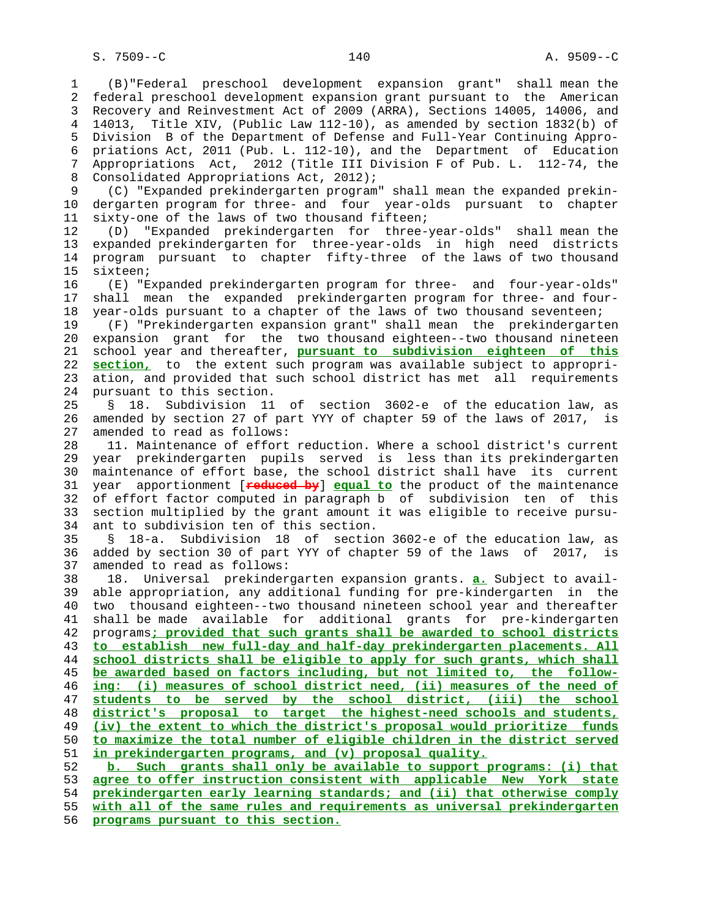(B)"Federal preschool development expansion grant" shall mean the federal preschool development expansion grant pursuant to the American Recovery and Reinvestment Act of 2009 (ARRA), Sections 14005, 14006, and 14013, Title XIV, (Public Law 112-10), as amended by section 1832(b) of Division B of the Department of Defense and Full-Year Continuing Appropriations Act, 2011 (Pub. L. 112-10), and the Department of Education Appropriations Act, 2012 (Title III Division F of Pub. L. 112-74, the Consolidated Appropriations Act, 2012);

(C) "Expanded prekindergarten program" shall mean the expanded prekindergarten program for three- and four year-olds pursuant to chapter sixty-one of the laws of two thousand fifteen;

(D) "Expanded prekindergarten for three-year-olds" shall mean the expanded prekindergarten for three-year-olds in high need districts program pursuant to chapter fifty-three of the laws of two thousand sixteen;

(E) "Expanded prekindergarten program for three- and four-year-olds" shall mean the expanded prekindergarten program for three- and four-year-olds pursuant to a chapter of the laws of two thousand seventeen;

(F) "Prekindergarten expansion grant" shall mean the prekindergarten expansion grant for the two thousand eighteen--two thousand nineteen school year and thereafter, **pursuant to subdivision eighteen of this section,** to the extent such program was available subject to appropriation, and provided that such school district has met all requirements pursuant to this section.

§ 18. Subdivision 11 of section 3602-e of the education law, as amended by section 27 of part YYY of chapter 59 of the laws of 2017, is amended to read as follows:

11. Maintenance of effort reduction. Where a school district's current year prekindergarten pupils served is less than its prekindergarten maintenance of effort base, the school district shall have its current year apportionment [~~reduced by~~] **equal to** the product of the maintenance of effort factor computed in paragraph b of subdivision ten of this section multiplied by the grant amount it was eligible to receive pursuant to subdivision ten of this section.

§ 18-a. Subdivision 18 of section 3602-e of the education law, as added by section 30 of part YYY of chapter 59 of the laws of 2017, is amended to read as follows:

18. Universal prekindergarten expansion grants. **a.** Subject to available appropriation, any additional funding for pre-kindergarten in the two thousand eighteen--two thousand nineteen school year and thereafter shall be made available for additional grants for pre-kindergarten programs**; provided that such grants shall be awarded to school districts to establish new full-day and half-day prekindergarten placements. All school districts shall be eligible to apply for such grants, which shall be awarded based on factors including, but not limited to, the following: (i) measures of school district need, (ii) measures of the need of students to be served by the school district, (iii) the school district's proposal to target the highest-need schools and students, (iv) the extent to which the district's proposal would prioritize funds to maximize the total number of eligible children in the district served in prekindergarten programs, and (v) proposal quality.**

**b. Such grants shall only be available to support programs: (i) that agree to offer instruction consistent with applicable New York state prekindergarten early learning standards; and (ii) that otherwise comply with all of the same rules and requirements as universal prekindergarten programs pursuant to this section.**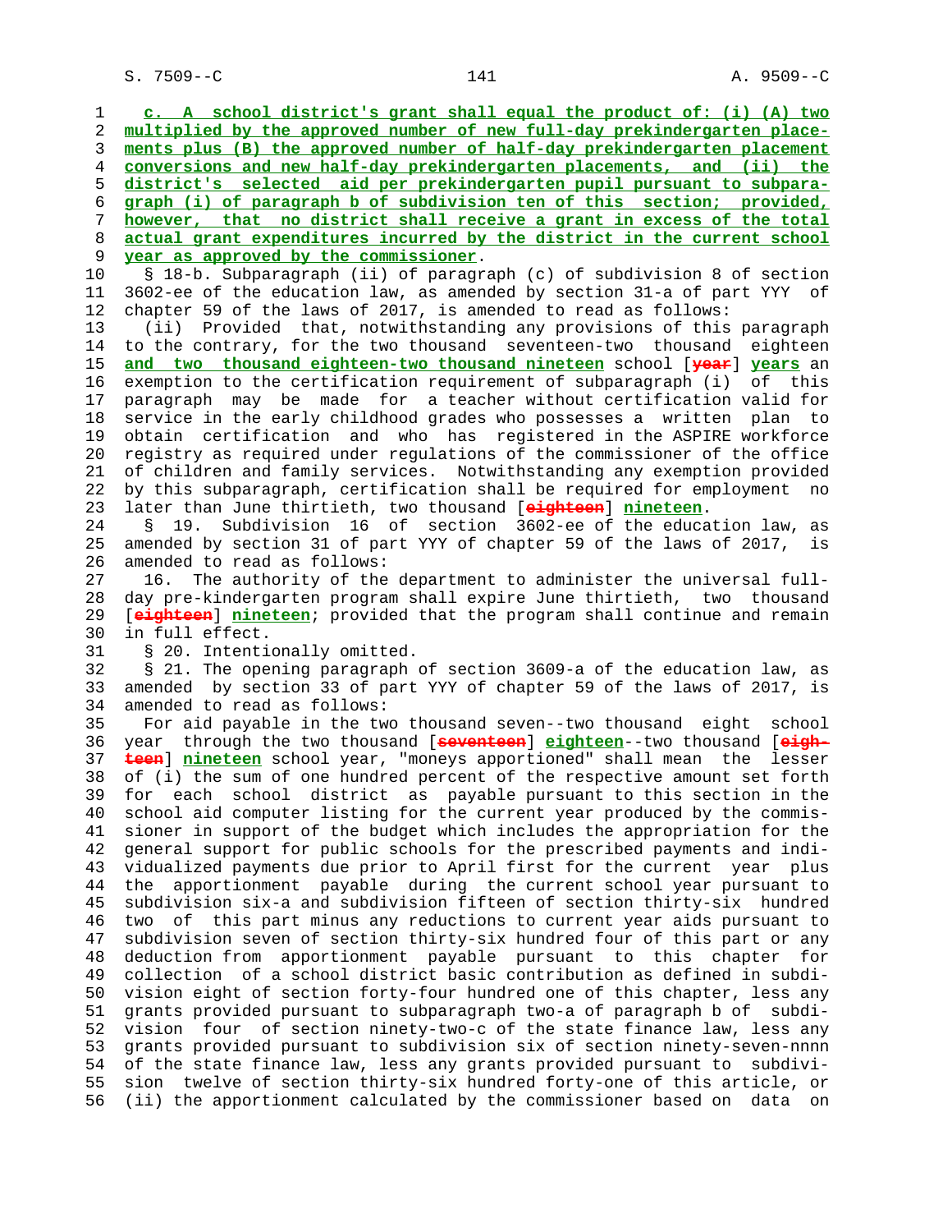c. A school district's grant shall equal the product of: (i) (A) two multiplied by the approved number of new full-day prekindergarten placements plus (B) the approved number of half-day prekindergarten placement conversions and new half-day prekindergarten placements, and (ii) the district's selected aid per prekindergarten pupil pursuant to subparagraph (i) of paragraph b of subdivision ten of this section; provided, however, that no district shall receive a grant in excess of the total actual grant expenditures incurred by the district in the current school year as approved by the commissioner.

§ 18-b. Subparagraph (ii) of paragraph (c) of subdivision 8 of section 3602-ee of the education law, as amended by section 31-a of part YYY of chapter 59 of the laws of 2017, is amended to read as follows:

(ii) Provided that, notwithstanding any provisions of this paragraph to the contrary, for the two thousand seventeen-two thousand eighteen and two thousand eighteen-two thousand nineteen school [year] years an exemption to the certification requirement of subparagraph (i) of this paragraph may be made for a teacher without certification valid for service in the early childhood grades who possesses a written plan to obtain certification and who has registered in the ASPIRE workforce registry as required under regulations of the commissioner of the office of children and family services. Notwithstanding any exemption provided by this subparagraph, certification shall be required for employment no later than June thirtieth, two thousand [eighteen] nineteen.

§ 19. Subdivision 16 of section 3602-ee of the education law, as amended by section 31 of part YYY of chapter 59 of the laws of 2017, is amended to read as follows:

16. The authority of the department to administer the universal full-day pre-kindergarten program shall expire June thirtieth, two thousand [eighteen] nineteen; provided that the program shall continue and remain in full effect.

§ 20. Intentionally omitted.

§ 21. The opening paragraph of section 3609-a of the education law, as amended by section 33 of part YYY of chapter 59 of the laws of 2017, is amended to read as follows:

For aid payable in the two thousand seven--two thousand eight school year through the two thousand [seventeen] eighteen--two thousand [eighteen] nineteen school year, "moneys apportioned" shall mean the lesser of (i) the sum of one hundred percent of the respective amount set forth for each school district as payable pursuant to this section in the school aid computer listing for the current year produced by the commissioner in support of the budget which includes the appropriation for the general support for public schools for the prescribed payments and individualized payments due prior to April first for the current year plus the apportionment payable during the current school year pursuant to subdivision six-a and subdivision fifteen of section thirty-six hundred two of this part minus any reductions to current year aids pursuant to subdivision seven of section thirty-six hundred four of this part or any deduction from apportionment payable pursuant to this chapter for collection of a school district basic contribution as defined in subdivision eight of section forty-four hundred one of this chapter, less any grants provided pursuant to subparagraph two-a of paragraph b of subdivision four of section ninety-two-c of the state finance law, less any grants provided pursuant to subdivision six of section ninety-seven-nnnn of the state finance law, less any grants provided pursuant to subdivision twelve of section thirty-six hundred forty-one of this article, or (ii) the apportionment calculated by the commissioner based on data on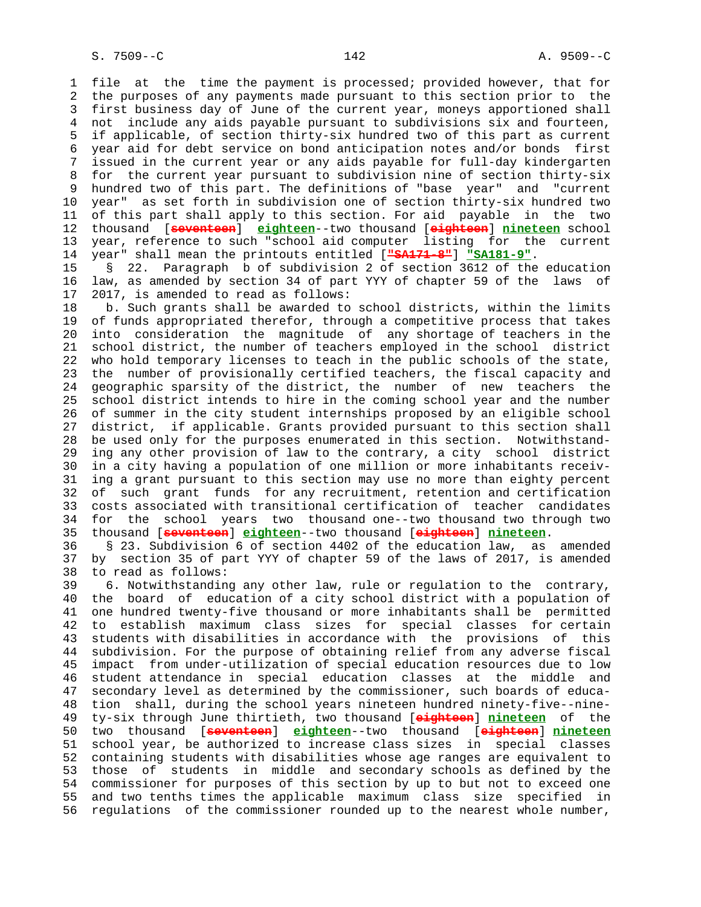file at the time the payment is processed; provided however, that for the purposes of any payments made pursuant to this section prior to the first business day of June of the current year, moneys apportioned shall not include any aids payable pursuant to subdivisions six and fourteen, if applicable, of section thirty-six hundred two of this part as current year aid for debt service on bond anticipation notes and/or bonds first issued in the current year or any aids payable for full-day kindergarten for the current year pursuant to subdivision nine of section thirty-six hundred two of this part. The definitions of "base year" and "current year" as set forth in subdivision one of section thirty-six hundred two of this part shall apply to this section. For aid payable in the two thousand [~~seventeen~~] **eighteen**--two thousand [~~eighteen~~] **nineteen** school year, reference to such "school aid computer listing for the current year" shall mean the printouts entitled [~~"SA171-8"~~] **"SA181-9"**.

§ 22. Paragraph b of subdivision 2 of section 3612 of the education law, as amended by section 34 of part YYY of chapter 59 of the laws of 2017, is amended to read as follows:

b. Such grants shall be awarded to school districts, within the limits of funds appropriated therefor, through a competitive process that takes into consideration the magnitude of any shortage of teachers in the school district, the number of teachers employed in the school district who hold temporary licenses to teach in the public schools of the state, the number of provisionally certified teachers, the fiscal capacity and geographic sparsity of the district, the number of new teachers the school district intends to hire in the coming school year and the number of summer in the city student internships proposed by an eligible school district, if applicable. Grants provided pursuant to this section shall be used only for the purposes enumerated in this section. Notwithstanding any other provision of law to the contrary, a city school district in a city having a population of one million or more inhabitants receiving a grant pursuant to this section may use no more than eighty percent of such grant funds for any recruitment, retention and certification costs associated with transitional certification of teacher candidates for the school years two thousand one--two thousand two through two thousand [~~seventeen~~] **eighteen**--two thousand [~~eighteen~~] **nineteen**.

§ 23. Subdivision 6 of section 4402 of the education law, as amended by section 35 of part YYY of chapter 59 of the laws of 2017, is amended to read as follows:

6. Notwithstanding any other law, rule or regulation to the contrary, the board of education of a city school district with a population of one hundred twenty-five thousand or more inhabitants shall be permitted to establish maximum class sizes for special classes for certain students with disabilities in accordance with the provisions of this subdivision. For the purpose of obtaining relief from any adverse fiscal impact from under-utilization of special education resources due to low student attendance in special education classes at the middle and secondary level as determined by the commissioner, such boards of education shall, during the school years nineteen hundred ninety-five--ninety-six through June thirtieth, two thousand [~~eighteen~~] **nineteen** of the two thousand [~~seventeen~~] **eighteen**--two thousand [~~eighteen~~] **nineteen** school year, be authorized to increase class sizes in special classes containing students with disabilities whose age ranges are equivalent to those of students in middle and secondary schools as defined by the commissioner for purposes of this section by up to but not to exceed one and two tenths times the applicable maximum class size specified in regulations of the commissioner rounded up to the nearest whole number,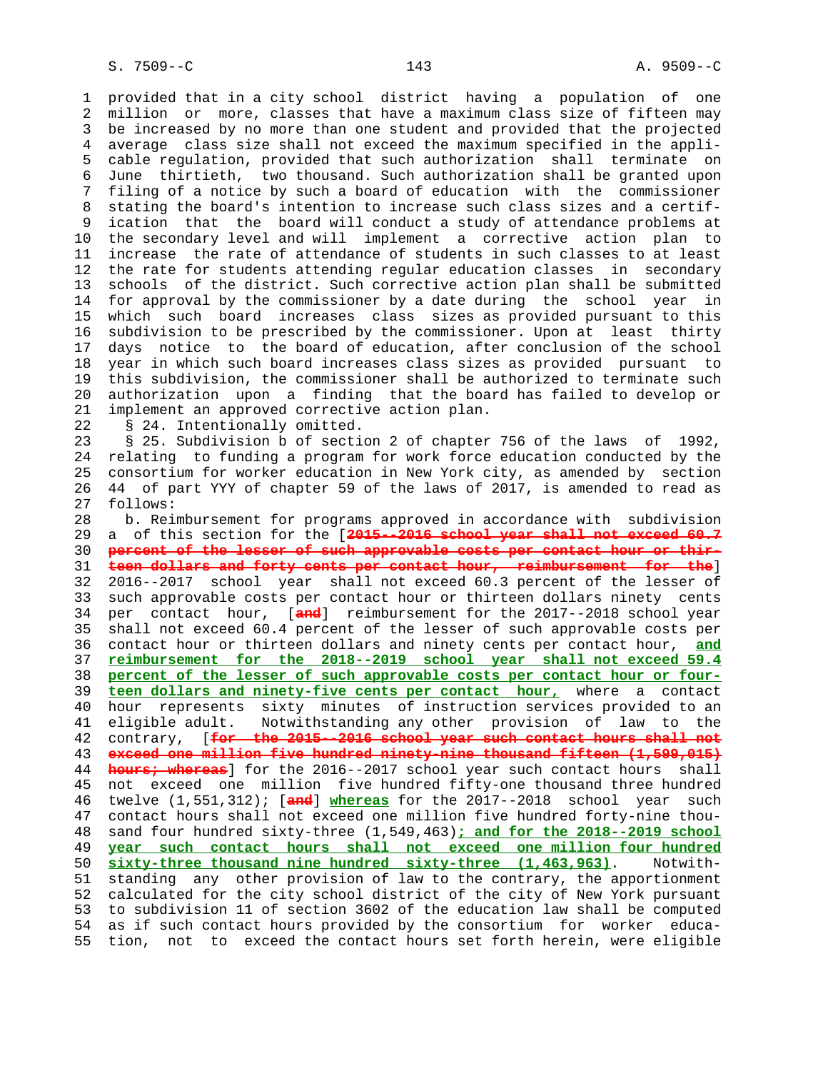provided that in a city school district having a population of one million or more, classes that have a maximum class size of fifteen may be increased by no more than one student and provided that the projected average class size shall not exceed the maximum specified in the applicable regulation, provided that such authorization shall terminate on June thirtieth, two thousand. Such authorization shall be granted upon filing of a notice by such a board of education with the commissioner stating the board's intention to increase such class sizes and a certification that the board will conduct a study of attendance problems at the secondary level and will implement a corrective action plan to increase the rate of attendance of students in such classes to at least the rate for students attending regular education classes in secondary schools of the district. Such corrective action plan shall be submitted for approval by the commissioner by a date during the school year in which such board increases class sizes as provided pursuant to this subdivision to be prescribed by the commissioner. Upon at least thirty days notice to the board of education, after conclusion of the school year in which such board increases class sizes as provided pursuant to this subdivision, the commissioner shall be authorized to terminate such authorization upon a finding that the board has failed to develop or implement an approved corrective action plan.

§ 24. Intentionally omitted.

§ 25. Subdivision b of section 2 of chapter 756 of the laws of 1992, relating to funding a program for work force education conducted by the consortium for worker education in New York city, as amended by section 44 of part YYY of chapter 59 of the laws of 2017, is amended to read as follows:

b. Reimbursement for programs approved in accordance with subdivision a of this section for the [~~2015--2016 school year shall not exceed 60.7 percent of the lesser of such approvable costs per contact hour or thirteen dollars and forty cents per contact hour, reimbursement for the~~] 2016--2017 school year shall not exceed 60.3 percent of the lesser of such approvable costs per contact hour or thirteen dollars ninety cents per contact hour, [~~and~~] reimbursement for the 2017--2018 school year shall not exceed 60.4 percent of the lesser of such approvable costs per contact hour or thirteen dollars and ninety cents per contact hour, **and reimbursement for the 2018--2019 school year shall not exceed 59.4 percent of the lesser of such approvable costs per contact hour or fourteen dollars and ninety-five cents per contact hour,** where a contact hour represents sixty minutes of instruction services provided to an eligible adult. Notwithstanding any other provision of law to the contrary, [~~for the 2015--2016 school year such contact hours shall not exceed one million five hundred ninety-nine thousand fifteen (1,599,015) hours; whereas~~] for the 2016--2017 school year such contact hours shall not exceed one million five hundred fifty-one thousand three hundred twelve (1,551,312); [~~and~~] **whereas** for the 2017--2018 school year such contact hours shall not exceed one million five hundred forty-nine thousand four hundred sixty-three (1,549,463)**; and for the 2018--2019 school year such contact hours shall not exceed one million four hundred sixty-three thousand nine hundred sixty-three (1,463,963)**. Notwithstanding any other provision of law to the contrary, the apportionment calculated for the city school district of the city of New York pursuant to subdivision 11 of section 3602 of the education law shall be computed as if such contact hours provided by the consortium for worker education, not to exceed the contact hours set forth herein, were eligible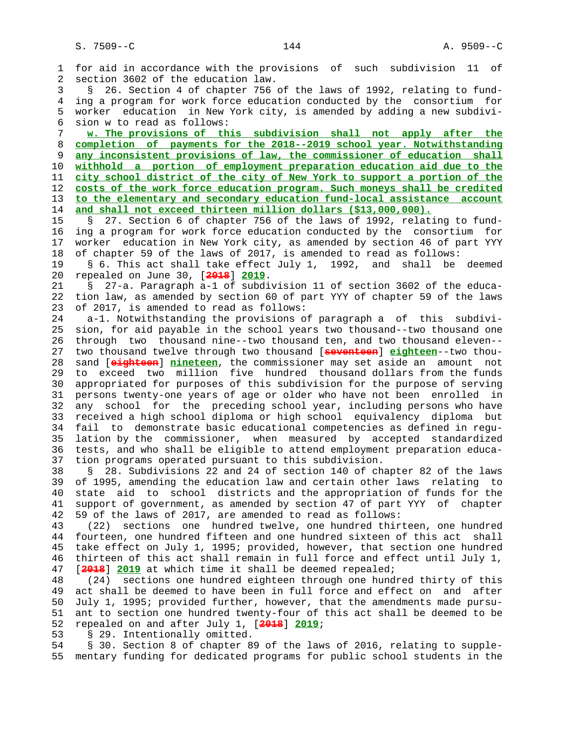for aid in accordance with the provisions of such subdivision 11 of section 3602 of the education law.

§ 26. Section 4 of chapter 756 of the laws of 1992, relating to funding a program for work force education conducted by the consortium for worker education in New York city, is amended by adding a new subdivision w to read as follows:

w. The provisions of this subdivision shall not apply after the completion of payments for the 2018--2019 school year. Notwithstanding any inconsistent provisions of law, the commissioner of education shall withhold a portion of employment preparation education aid due to the city school district of the city of New York to support a portion of the costs of the work force education program. Such moneys shall be credited to the elementary and secondary education fund-local assistance account and shall not exceed thirteen million dollars ($13,000,000).

§ 27. Section 6 of chapter 756 of the laws of 1992, relating to funding a program for work force education conducted by the consortium for worker education in New York city, as amended by section 46 of part YYY of chapter 59 of the laws of 2017, is amended to read as follows:

§ 6. This act shall take effect July 1, 1992, and shall be deemed repealed on June 30, [2018] 2019.

§ 27-a. Paragraph a-1 of subdivision 11 of section 3602 of the education law, as amended by section 60 of part YYY of chapter 59 of the laws of 2017, is amended to read as follows:

a-1. Notwithstanding the provisions of paragraph a of this subdivision, for aid payable in the school years two thousand--two thousand one through two thousand nine--two thousand ten, and two thousand eleven--two thousand twelve through two thousand [seventeen] eighteen--two thousand [eighteen] nineteen, the commissioner may set aside an amount not to exceed two million five hundred thousand dollars from the funds appropriated for purposes of this subdivision for the purpose of serving persons twenty-one years of age or older who have not been enrolled in any school for the preceding school year, including persons who have received a high school diploma or high school equivalency diploma but fail to demonstrate basic educational competencies as defined in regulation by the commissioner, when measured by accepted standardized tests, and who shall be eligible to attend employment preparation education programs operated pursuant to this subdivision.

§ 28. Subdivisions 22 and 24 of section 140 of chapter 82 of the laws of 1995, amending the education law and certain other laws relating to state aid to school districts and the appropriation of funds for the support of government, as amended by section 47 of part YYY of chapter 59 of the laws of 2017, are amended to read as follows:

(22) sections one hundred twelve, one hundred thirteen, one hundred fourteen, one hundred fifteen and one hundred sixteen of this act shall take effect on July 1, 1995; provided, however, that section one hundred thirteen of this act shall remain in full force and effect until July 1, [2018] 2019 at which time it shall be deemed repealed;

(24) sections one hundred eighteen through one hundred thirty of this act shall be deemed to have been in full force and effect on and after July 1, 1995; provided further, however, that the amendments made pursuant to section one hundred twenty-four of this act shall be deemed to be repealed on and after July 1, [2018] 2019;

§ 29. Intentionally omitted.

§ 30. Section 8 of chapter 89 of the laws of 2016, relating to supplementary funding for dedicated programs for public school students in the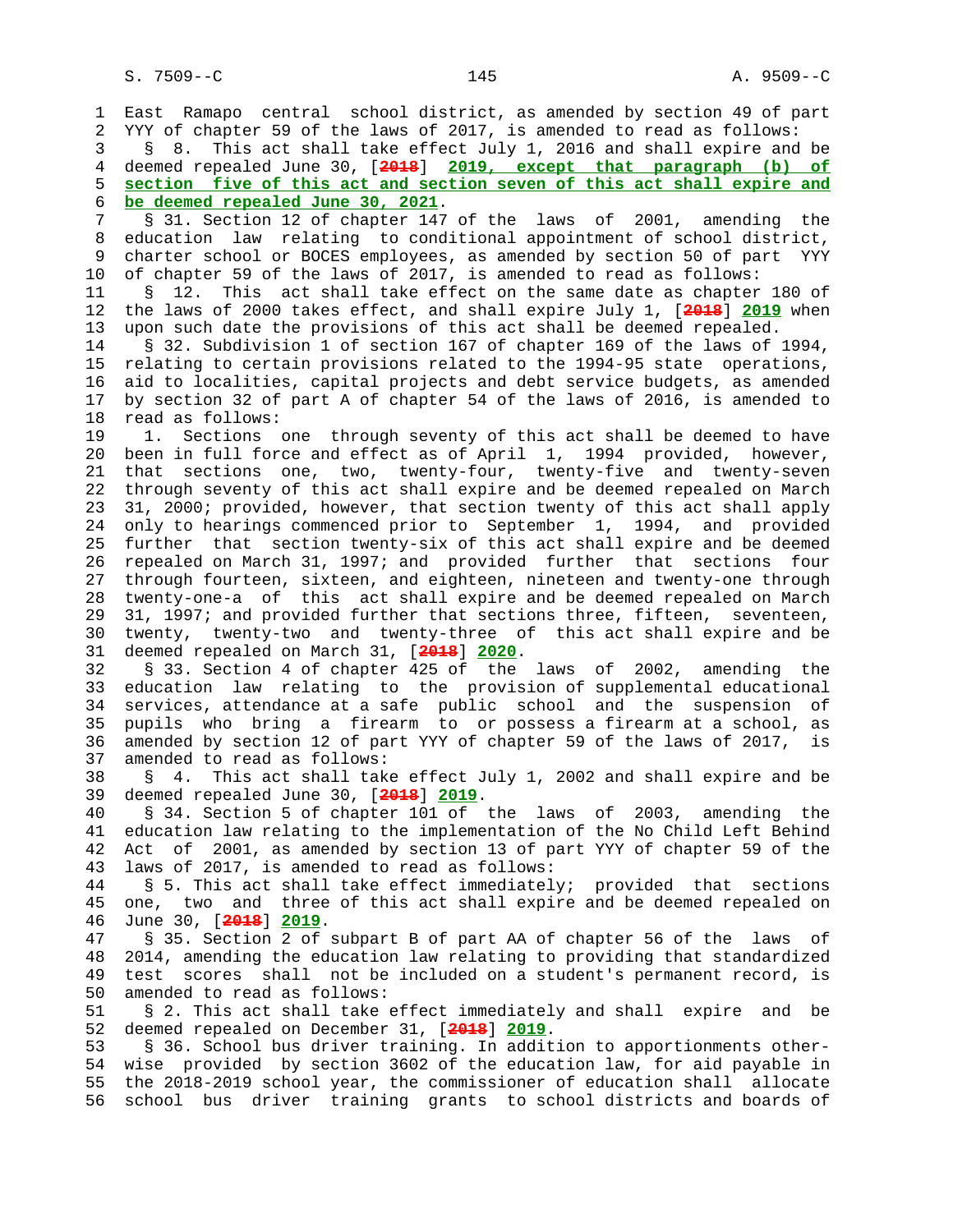East Ramapo central school district, as amended by section 49 of part YYY of chapter 59 of the laws of 2017, is amended to read as follows:

§ 8. This act shall take effect July 1, 2016 and shall expire and be deemed repealed June 30, [~~2018~~] **2019, except that paragraph (b) of section five of this act and section seven of this act shall expire and be deemed repealed June 30, 2021**.

§ 31. Section 12 of chapter 147 of the laws of 2001, amending the education law relating to conditional appointment of school district, charter school or BOCES employees, as amended by section 50 of part YYY of chapter 59 of the laws of 2017, is amended to read as follows:

§ 12. This act shall take effect on the same date as chapter 180 of the laws of 2000 takes effect, and shall expire July 1, [~~2018~~] **2019** when upon such date the provisions of this act shall be deemed repealed.

§ 32. Subdivision 1 of section 167 of chapter 169 of the laws of 1994, relating to certain provisions related to the 1994-95 state operations, aid to localities, capital projects and debt service budgets, as amended by section 32 of part A of chapter 54 of the laws of 2016, is amended to read as follows:

1. Sections one through seventy of this act shall be deemed to have been in full force and effect as of April 1, 1994 provided, however, that sections one, two, twenty-four, twenty-five and twenty-seven through seventy of this act shall expire and be deemed repealed on March 31, 2000; provided, however, that section twenty of this act shall apply only to hearings commenced prior to September 1, 1994, and provided further that section twenty-six of this act shall expire and be deemed repealed on March 31, 1997; and provided further that sections four through fourteen, sixteen, and eighteen, nineteen and twenty-one through twenty-one-a of this act shall expire and be deemed repealed on March 31, 1997; and provided further that sections three, fifteen, seventeen, twenty, twenty-two and twenty-three of this act shall expire and be deemed repealed on March 31, [~~2018~~] **2020**.

§ 33. Section 4 of chapter 425 of the laws of 2002, amending the education law relating to the provision of supplemental educational services, attendance at a safe public school and the suspension of pupils who bring a firearm to or possess a firearm at a school, as amended by section 12 of part YYY of chapter 59 of the laws of 2017, is amended to read as follows:

§ 4. This act shall take effect July 1, 2002 and shall expire and be deemed repealed June 30, [~~2018~~] **2019**.

§ 34. Section 5 of chapter 101 of the laws of 2003, amending the education law relating to the implementation of the No Child Left Behind Act of 2001, as amended by section 13 of part YYY of chapter 59 of the laws of 2017, is amended to read as follows:

§ 5. This act shall take effect immediately; provided that sections one, two and three of this act shall expire and be deemed repealed on June 30, [~~2018~~] **2019**.

§ 35. Section 2 of subpart B of part AA of chapter 56 of the laws of 2014, amending the education law relating to providing that standardized test scores shall not be included on a student's permanent record, is amended to read as follows:

§ 2. This act shall take effect immediately and shall expire and be deemed repealed on December 31, [~~2018~~] **2019**.

§ 36. School bus driver training. In addition to apportionments otherwise provided by section 3602 of the education law, for aid payable in the 2018-2019 school year, the commissioner of education shall allocate school bus driver training grants to school districts and boards of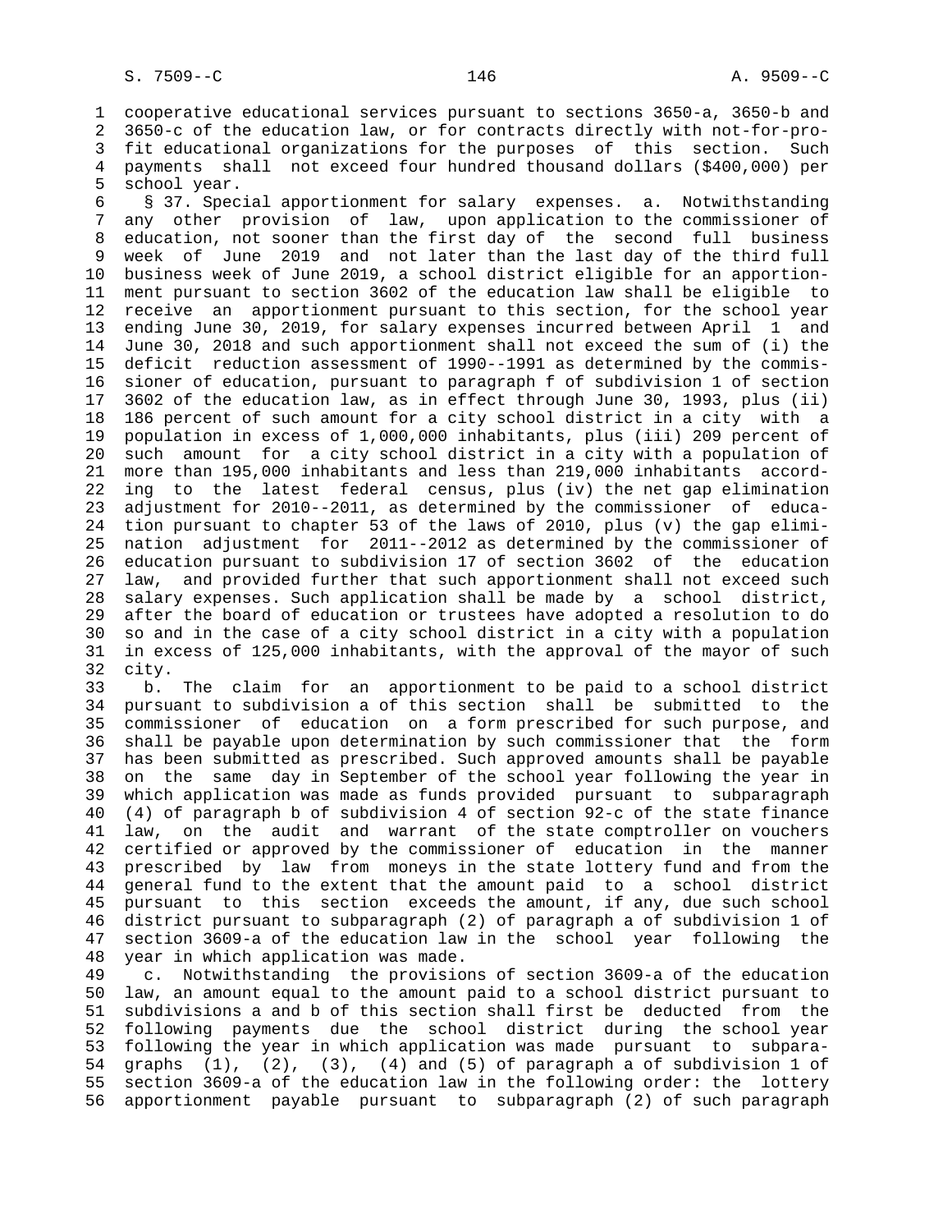cooperative educational services pursuant to sections 3650-a, 3650-b and 3650-c of the education law, or for contracts directly with not-for-profit educational organizations for the purposes of this section. Such payments shall not exceed four hundred thousand dollars ($400,000) per school year.

§ 37. Special apportionment for salary expenses. a. Notwithstanding any other provision of law, upon application to the commissioner of education, not sooner than the first day of the second full business week of June 2019 and not later than the last day of the third full business week of June 2019, a school district eligible for an apportionment pursuant to section 3602 of the education law shall be eligible to receive an apportionment pursuant to this section, for the school year ending June 30, 2019, for salary expenses incurred between April 1 and June 30, 2018 and such apportionment shall not exceed the sum of (i) the deficit reduction assessment of 1990--1991 as determined by the commissioner of education, pursuant to paragraph f of subdivision 1 of section 3602 of the education law, as in effect through June 30, 1993, plus (ii) 186 percent of such amount for a city school district in a city with a population in excess of 1,000,000 inhabitants, plus (iii) 209 percent of such amount for a city school district in a city with a population of more than 195,000 inhabitants and less than 219,000 inhabitants according to the latest federal census, plus (iv) the net gap elimination adjustment for 2010--2011, as determined by the commissioner of education pursuant to chapter 53 of the laws of 2010, plus (v) the gap elimination adjustment for 2011--2012 as determined by the commissioner of education pursuant to subdivision 17 of section 3602 of the education law, and provided further that such apportionment shall not exceed such salary expenses. Such application shall be made by a school district, after the board of education or trustees have adopted a resolution to do so and in the case of a city school district in a city with a population in excess of 125,000 inhabitants, with the approval of the mayor of such city.

b. The claim for an apportionment to be paid to a school district pursuant to subdivision a of this section shall be submitted to the commissioner of education on a form prescribed for such purpose, and shall be payable upon determination by such commissioner that the form has been submitted as prescribed. Such approved amounts shall be payable on the same day in September of the school year following the year in which application was made as funds provided pursuant to subparagraph (4) of paragraph b of subdivision 4 of section 92-c of the state finance law, on the audit and warrant of the state comptroller on vouchers certified or approved by the commissioner of education in the manner prescribed by law from moneys in the state lottery fund and from the general fund to the extent that the amount paid to a school district pursuant to this section exceeds the amount, if any, due such school district pursuant to subparagraph (2) of paragraph a of subdivision 1 of section 3609-a of the education law in the school year following the year in which application was made.

c. Notwithstanding the provisions of section 3609-a of the education law, an amount equal to the amount paid to a school district pursuant to subdivisions a and b of this section shall first be deducted from the following payments due the school district during the school year following the year in which application was made pursuant to subparagraphs (1), (2), (3), (4) and (5) of paragraph a of subdivision 1 of section 3609-a of the education law in the following order: the lottery apportionment payable pursuant to subparagraph (2) of such paragraph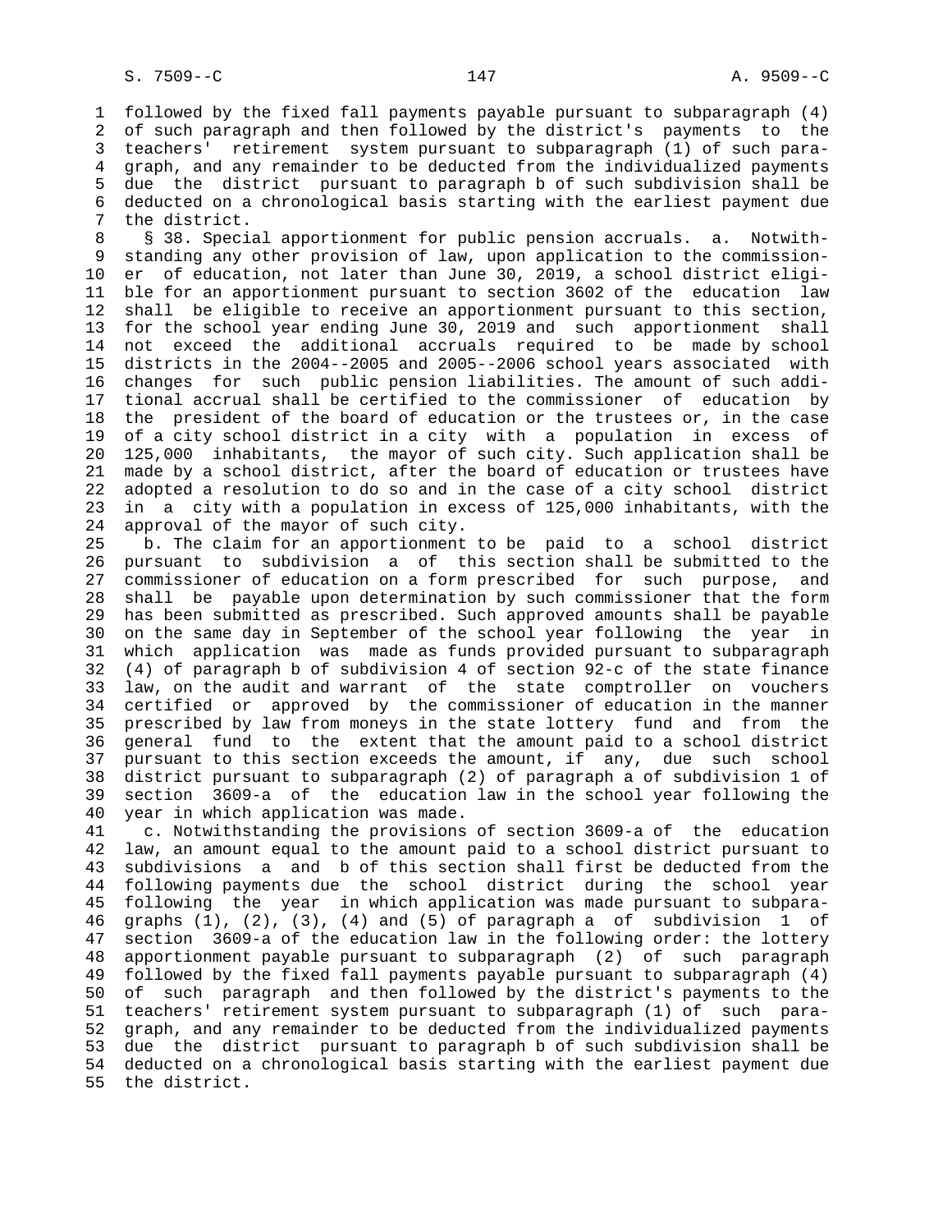followed by the fixed fall payments payable pursuant to subparagraph (4) of such paragraph and then followed by the district's payments to the teachers' retirement system pursuant to subparagraph (1) of such paragraph, and any remainder to be deducted from the individualized payments due the district pursuant to paragraph b of such subdivision shall be deducted on a chronological basis starting with the earliest payment due the district.

§ 38. Special apportionment for public pension accruals. a. Notwithstanding any other provision of law, upon application to the commissioner of education, not later than June 30, 2019, a school district eligible for an apportionment pursuant to section 3602 of the education law shall be eligible to receive an apportionment pursuant to this section, for the school year ending June 30, 2019 and such apportionment shall not exceed the additional accruals required to be made by school districts in the 2004--2005 and 2005--2006 school years associated with changes for such public pension liabilities. The amount of such additional accrual shall be certified to the commissioner of education by the president of the board of education or the trustees or, in the case of a city school district in a city with a population in excess of 125,000 inhabitants, the mayor of such city. Such application shall be made by a school district, after the board of education or trustees have adopted a resolution to do so and in the case of a city school district in a city with a population in excess of 125,000 inhabitants, with the approval of the mayor of such city.

b. The claim for an apportionment to be paid to a school district pursuant to subdivision a of this section shall be submitted to the commissioner of education on a form prescribed for such purpose, and shall be payable upon determination by such commissioner that the form has been submitted as prescribed. Such approved amounts shall be payable on the same day in September of the school year following the year in which application was made as funds provided pursuant to subparagraph (4) of paragraph b of subdivision 4 of section 92-c of the state finance law, on the audit and warrant of the state comptroller on vouchers certified or approved by the commissioner of education in the manner prescribed by law from moneys in the state lottery fund and from the general fund to the extent that the amount paid to a school district pursuant to this section exceeds the amount, if any, due such school district pursuant to subparagraph (2) of paragraph a of subdivision 1 of section 3609-a of the education law in the school year following the year in which application was made.

c. Notwithstanding the provisions of section 3609-a of the education law, an amount equal to the amount paid to a school district pursuant to subdivisions a and b of this section shall first be deducted from the following payments due the school district during the school year following the year in which application was made pursuant to subparagraphs (1), (2), (3), (4) and (5) of paragraph a of subdivision 1 of section 3609-a of the education law in the following order: the lottery apportionment payable pursuant to subparagraph (2) of such paragraph followed by the fixed fall payments payable pursuant to subparagraph (4) of such paragraph and then followed by the district's payments to the teachers' retirement system pursuant to subparagraph (1) of such paragraph, and any remainder to be deducted from the individualized payments due the district pursuant to paragraph b of such subdivision shall be deducted on a chronological basis starting with the earliest payment due the district.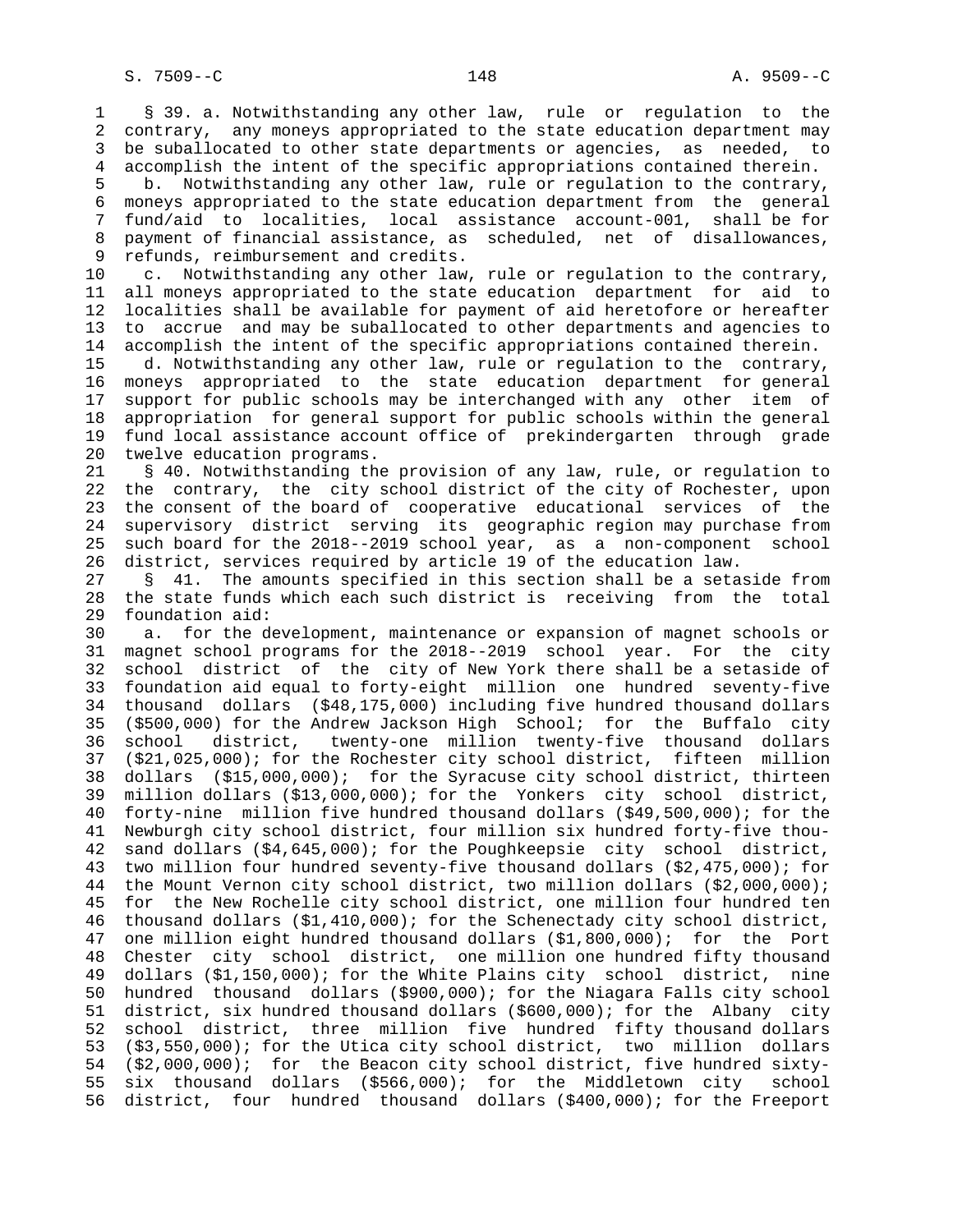§ 39. a. Notwithstanding any other law, rule or regulation to the contrary, any moneys appropriated to the state education department may be suballocated to other state departments or agencies, as needed, to accomplish the intent of the specific appropriations contained therein.

b. Notwithstanding any other law, rule or regulation to the contrary, moneys appropriated to the state education department from the general fund/aid to localities, local assistance account-001, shall be for payment of financial assistance, as scheduled, net of disallowances, refunds, reimbursement and credits.

c. Notwithstanding any other law, rule or regulation to the contrary, all moneys appropriated to the state education department for aid to localities shall be available for payment of aid heretofore or hereafter to accrue and may be suballocated to other departments and agencies to accomplish the intent of the specific appropriations contained therein.

d. Notwithstanding any other law, rule or regulation to the contrary, moneys appropriated to the state education department for general support for public schools may be interchanged with any other item of appropriation for general support for public schools within the general fund local assistance account office of prekindergarten through grade twelve education programs.

§ 40. Notwithstanding the provision of any law, rule, or regulation to the contrary, the city school district of the city of Rochester, upon the consent of the board of cooperative educational services of the supervisory district serving its geographic region may purchase from such board for the 2018--2019 school year, as a non-component school district, services required by article 19 of the education law.

§ 41. The amounts specified in this section shall be a setaside from the state funds which each such district is receiving from the total foundation aid:

a. for the development, maintenance or expansion of magnet schools or magnet school programs for the 2018--2019 school year. For the city school district of the city of New York there shall be a setaside of foundation aid equal to forty-eight million one hundred seventy-five thousand dollars ($48,175,000) including five hundred thousand dollars ($500,000) for the Andrew Jackson High School; for the Buffalo city school district, twenty-one million twenty-five thousand dollars ($21,025,000); for the Rochester city school district, fifteen million dollars ($15,000,000); for the Syracuse city school district, thirteen million dollars ($13,000,000); for the Yonkers city school district, forty-nine million five hundred thousand dollars ($49,500,000); for the Newburgh city school district, four million six hundred forty-five thousand dollars ($4,645,000); for the Poughkeepsie city school district, two million four hundred seventy-five thousand dollars ($2,475,000); for the Mount Vernon city school district, two million dollars ($2,000,000); for the New Rochelle city school district, one million four hundred ten thousand dollars ($1,410,000); for the Schenectady city school district, one million eight hundred thousand dollars ($1,800,000); for the Port Chester city school district, one million one hundred fifty thousand dollars ($1,150,000); for the White Plains city school district, nine hundred thousand dollars ($900,000); for the Niagara Falls city school district, six hundred thousand dollars ($600,000); for the Albany city school district, three million five hundred fifty thousand dollars ($3,550,000); for the Utica city school district, two million dollars ($2,000,000); for the Beacon city school district, five hundred sixty-six thousand dollars ($566,000); for the Middletown city school district, four hundred thousand dollars ($400,000); for the Freeport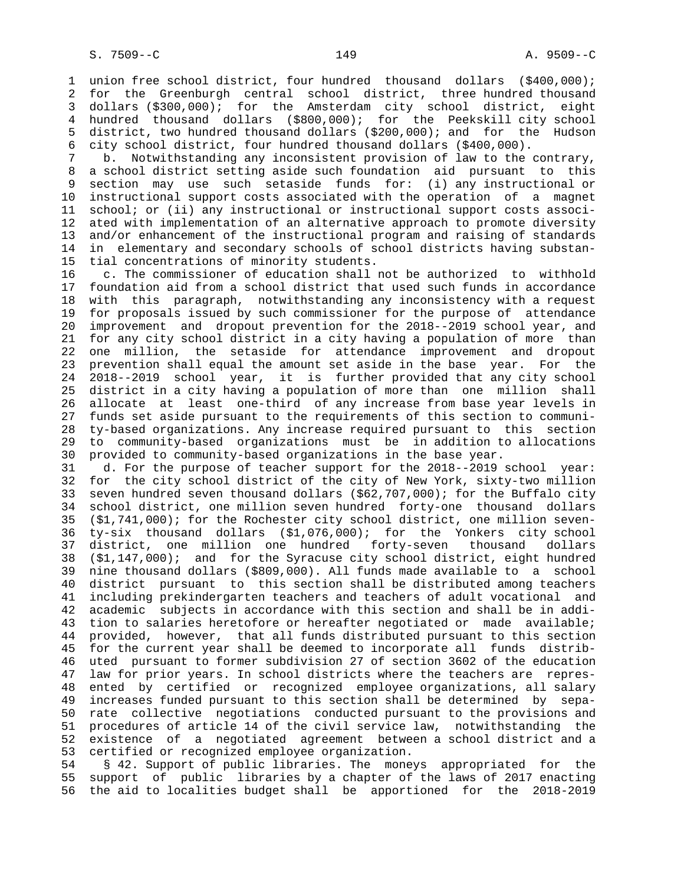union free school district, four hundred thousand dollars ($400,000); for the Greenburgh central school district, three hundred thousand dollars ($300,000); for the Amsterdam city school district, eight hundred thousand dollars ($800,000); for the Peekskill city school district, two hundred thousand dollars ($200,000); and for the Hudson city school district, four hundred thousand dollars ($400,000).

b. Notwithstanding any inconsistent provision of law to the contrary, a school district setting aside such foundation aid pursuant to this section may use such setaside funds for: (i) any instructional or instructional support costs associated with the operation of a magnet school; or (ii) any instructional or instructional support costs associated with implementation of an alternative approach to promote diversity and/or enhancement of the instructional program and raising of standards in elementary and secondary schools of school districts having substantial concentrations of minority students.

c. The commissioner of education shall not be authorized to withhold foundation aid from a school district that used such funds in accordance with this paragraph, notwithstanding any inconsistency with a request for proposals issued by such commissioner for the purpose of attendance improvement and dropout prevention for the 2018--2019 school year, and for any city school district in a city having a population of more than one million, the setaside for attendance improvement and dropout prevention shall equal the amount set aside in the base year. For the 2018--2019 school year, it is further provided that any city school district in a city having a population of more than one million shall allocate at least one-third of any increase from base year levels in funds set aside pursuant to the requirements of this section to community-based organizations. Any increase required pursuant to this section to community-based organizations must be in addition to allocations provided to community-based organizations in the base year.

d. For the purpose of teacher support for the 2018--2019 school year: for the city school district of the city of New York, sixty-two million seven hundred seven thousand dollars ($62,707,000); for the Buffalo city school district, one million seven hundred forty-one thousand dollars ($1,741,000); for the Rochester city school district, one million seventy-six thousand dollars ($1,076,000); for the Yonkers city school district, one million one hundred forty-seven thousand dollars ($1,147,000); and for the Syracuse city school district, eight hundred nine thousand dollars ($809,000). All funds made available to a school district pursuant to this section shall be distributed among teachers including prekindergarten teachers and teachers of adult vocational and academic subjects in accordance with this section and shall be in addition to salaries heretofore or hereafter negotiated or made available; provided, however, that all funds distributed pursuant to this section for the current year shall be deemed to incorporate all funds distributed pursuant to former subdivision 27 of section 3602 of the education law for prior years. In school districts where the teachers are represented by certified or recognized employee organizations, all salary increases funded pursuant to this section shall be determined by separate collective negotiations conducted pursuant to the provisions and procedures of article 14 of the civil service law, notwithstanding the existence of a negotiated agreement between a school district and a certified or recognized employee organization.

§ 42. Support of public libraries. The moneys appropriated for the support of public libraries by a chapter of the laws of 2017 enacting the aid to localities budget shall be apportioned for the 2018-2019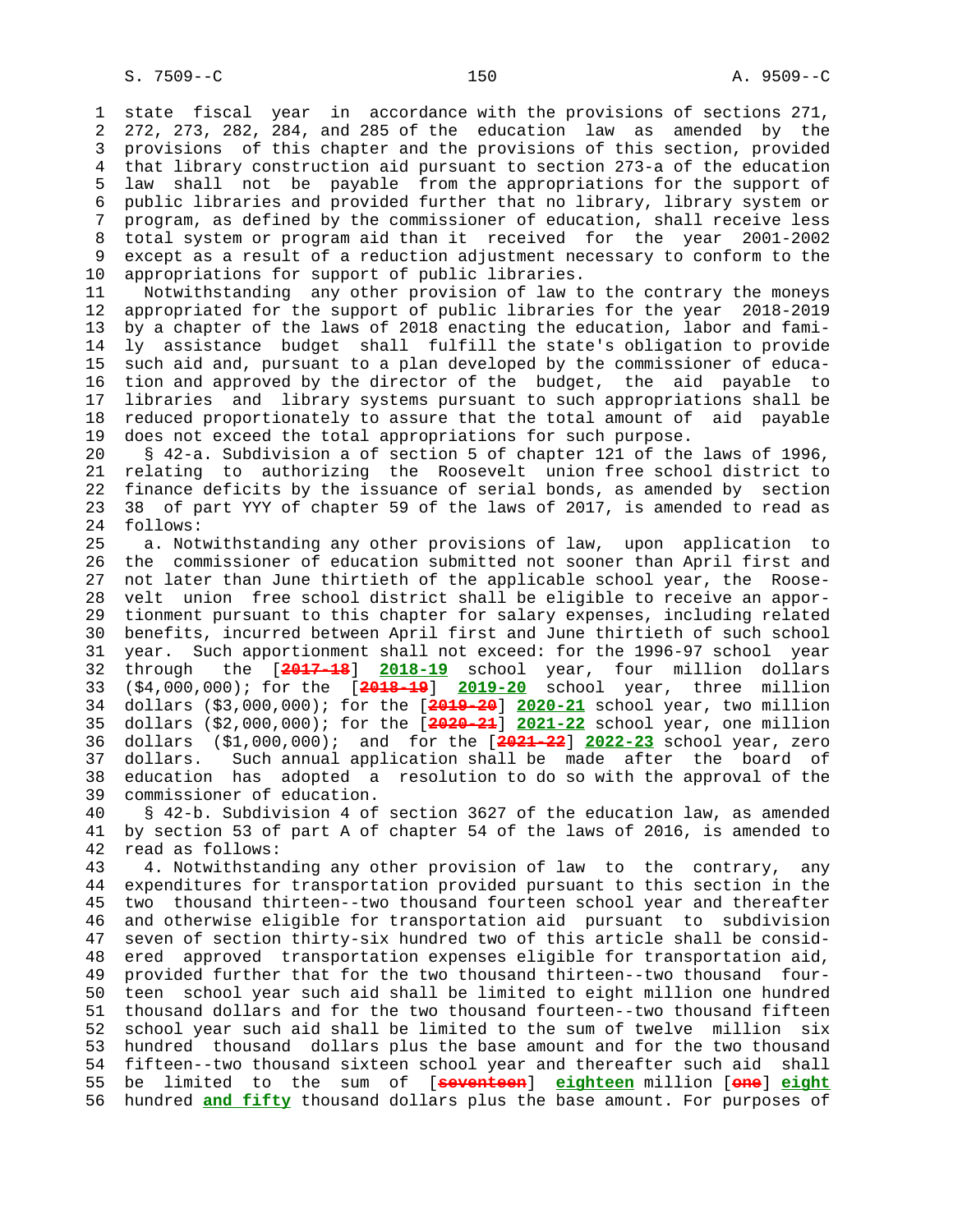state fiscal year in accordance with the provisions of sections 271, 272, 273, 282, 284, and 285 of the education law as amended by the provisions of this chapter and the provisions of this section, provided that library construction aid pursuant to section 273-a of the education law shall not be payable from the appropriations for the support of public libraries and provided further that no library, library system or program, as defined by the commissioner of education, shall receive less total system or program aid than it received for the year 2001-2002 except as a result of a reduction adjustment necessary to conform to the appropriations for support of public libraries.

Notwithstanding any other provision of law to the contrary the moneys appropriated for the support of public libraries for the year 2018-2019 by a chapter of the laws of 2018 enacting the education, labor and family assistance budget shall fulfill the state's obligation to provide such aid and, pursuant to a plan developed by the commissioner of education and approved by the director of the budget, the aid payable to libraries and library systems pursuant to such appropriations shall be reduced proportionately to assure that the total amount of aid payable does not exceed the total appropriations for such purpose.

§ 42-a. Subdivision a of section 5 of chapter 121 of the laws of 1996, relating to authorizing the Roosevelt union free school district to finance deficits by the issuance of serial bonds, as amended by section 38 of part YYY of chapter 59 of the laws of 2017, is amended to read as follows:

a. Notwithstanding any other provisions of law, upon application to the commissioner of education submitted not sooner than April first and not later than June thirtieth of the applicable school year, the Roosevelt union free school district shall be eligible to receive an apportionment pursuant to this chapter for salary expenses, including related benefits, incurred between April first and June thirtieth of such school year. Such apportionment shall not exceed: for the 1996-97 school year through the [2017-18] 2018-19 school year, four million dollars ($4,000,000); for the [2018-19] 2019-20 school year, three million dollars ($3,000,000); for the [2019-20] 2020-21 school year, two million dollars ($2,000,000); for the [2020-21] 2021-22 school year, one million dollars ($1,000,000); and for the [2021-22] 2022-23 school year, zero dollars. Such annual application shall be made after the board of education has adopted a resolution to do so with the approval of the commissioner of education.

§ 42-b. Subdivision 4 of section 3627 of the education law, as amended by section 53 of part A of chapter 54 of the laws of 2016, is amended to read as follows:

4. Notwithstanding any other provision of law to the contrary, any expenditures for transportation provided pursuant to this section in the two thousand thirteen--two thousand fourteen school year and thereafter and otherwise eligible for transportation aid pursuant to subdivision seven of section thirty-six hundred two of this article shall be considered approved transportation expenses eligible for transportation aid, provided further that for the two thousand thirteen--two thousand fourteen school year such aid shall be limited to eight million one hundred thousand dollars and for the two thousand fourteen--two thousand fifteen school year such aid shall be limited to the sum of twelve million six hundred thousand dollars plus the base amount and for the two thousand fifteen--two thousand sixteen school year and thereafter such aid shall be limited to the sum of [seventeen] eighteen million [one] eight hundred and fifty thousand dollars plus the base amount. For purposes of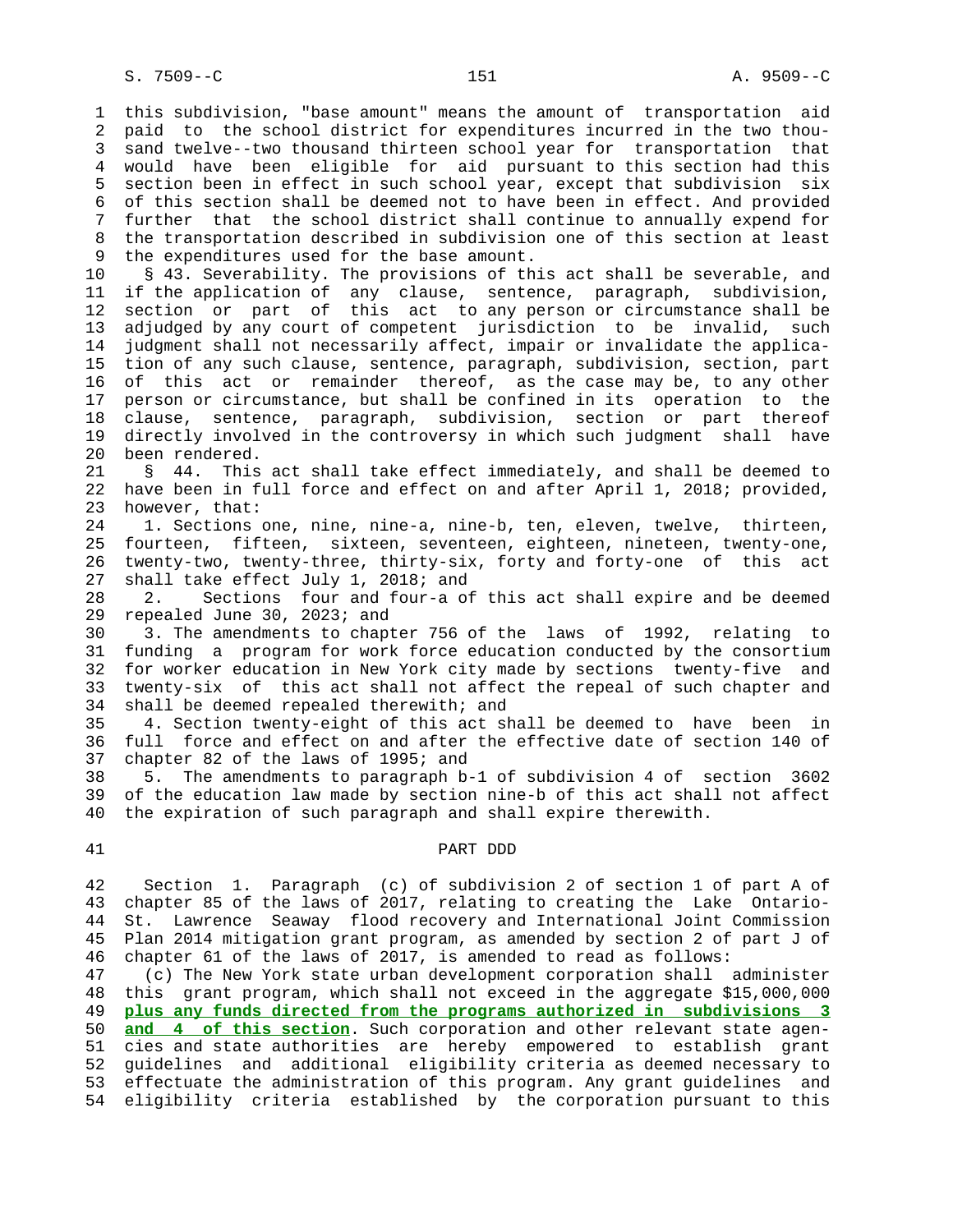this subdivision, "base amount" means the amount of transportation aid paid to the school district for expenditures incurred in the two thousand twelve--two thousand thirteen school year for transportation that would have been eligible for aid pursuant to this section had this section been in effect in such school year, except that subdivision six of this section shall be deemed not to have been in effect. And provided further that the school district shall continue to annually expend for the transportation described in subdivision one of this section at least the expenditures used for the base amount.

§ 43. Severability. The provisions of this act shall be severable, and if the application of any clause, sentence, paragraph, subdivision, section or part of this act to any person or circumstance shall be adjudged by any court of competent jurisdiction to be invalid, such judgment shall not necessarily affect, impair or invalidate the application of any such clause, sentence, paragraph, subdivision, section, part of this act or remainder thereof, as the case may be, to any other person or circumstance, but shall be confined in its operation to the clause, sentence, paragraph, subdivision, section or part thereof directly involved in the controversy in which such judgment shall have been rendered.

§ 44. This act shall take effect immediately, and shall be deemed to have been in full force and effect on and after April 1, 2018; provided, however, that:

1. Sections one, nine, nine-a, nine-b, ten, eleven, twelve, thirteen, fourteen, fifteen, sixteen, seventeen, eighteen, nineteen, twenty-one, twenty-two, twenty-three, thirty-six, forty and forty-one of this act shall take effect July 1, 2018; and

2. Sections four and four-a of this act shall expire and be deemed repealed June 30, 2023; and

3. The amendments to chapter 756 of the laws of 1992, relating to funding a program for work force education conducted by the consortium for worker education in New York city made by sections twenty-five and twenty-six of this act shall not affect the repeal of such chapter and shall be deemed repealed therewith; and

4. Section twenty-eight of this act shall be deemed to have been in full force and effect on and after the effective date of section 140 of chapter 82 of the laws of 1995; and

5. The amendments to paragraph b-1 of subdivision 4 of section 3602 of the education law made by section nine-b of this act shall not affect the expiration of such paragraph and shall expire therewith.

## PART DDD

Section 1. Paragraph (c) of subdivision 2 of section 1 of part A of chapter 85 of the laws of 2017, relating to creating the Lake Ontario-St. Lawrence Seaway flood recovery and International Joint Commission Plan 2014 mitigation grant program, as amended by section 2 of part J of chapter 61 of the laws of 2017, is amended to read as follows:

(c) The New York state urban development corporation shall administer this grant program, which shall not exceed in the aggregate $15,000,000 **plus any funds directed from the programs authorized in subdivisions 3 and 4 of this section**. Such corporation and other relevant state agencies and state authorities are hereby empowered to establish grant guidelines and additional eligibility criteria as deemed necessary to effectuate the administration of this program. Any grant guidelines and eligibility criteria established by the corporation pursuant to this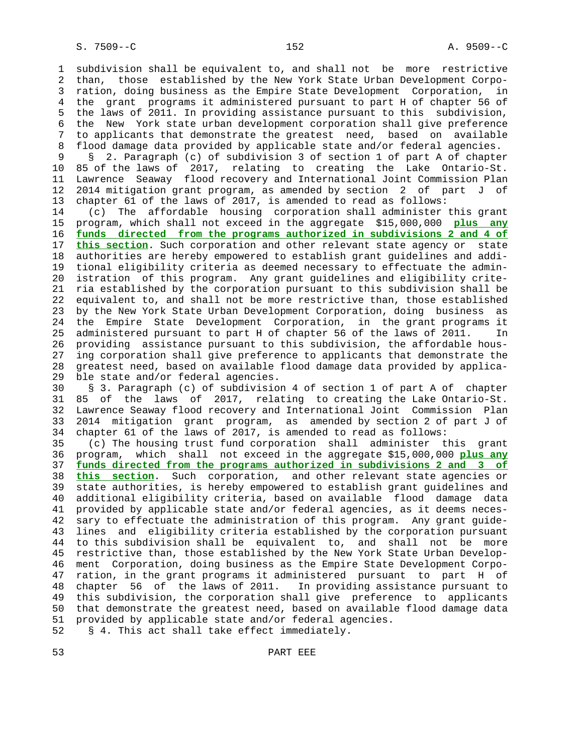subdivision shall be equivalent to, and shall not be more restrictive than, those established by the New York State Urban Development Corporation, doing business as the Empire State Development Corporation, in the grant programs it administered pursuant to part H of chapter 56 of the laws of 2011. In providing assistance pursuant to this subdivision, the New York state urban development corporation shall give preference to applicants that demonstrate the greatest need, based on available flood damage data provided by applicable state and/or federal agencies.

§ 2. Paragraph (c) of subdivision 3 of section 1 of part A of chapter 85 of the laws of 2017, relating to creating the Lake Ontario-St. Lawrence Seaway flood recovery and International Joint Commission Plan 2014 mitigation grant program, as amended by section 2 of part J of chapter 61 of the laws of 2017, is amended to read as follows:

(c) The affordable housing corporation shall administer this grant program, which shall not exceed in the aggregate $15,000,000 **plus any funds directed from the programs authorized in subdivisions 2 and 4 of this section**. Such corporation and other relevant state agency or state authorities are hereby empowered to establish grant guidelines and additional eligibility criteria as deemed necessary to effectuate the administration of this program. Any grant guidelines and eligibility criteria established by the corporation pursuant to this subdivision shall be equivalent to, and shall not be more restrictive than, those established by the New York State Urban Development Corporation, doing business as the Empire State Development Corporation, in the grant programs it administered pursuant to part H of chapter 56 of the laws of 2011. In providing assistance pursuant to this subdivision, the affordable housing corporation shall give preference to applicants that demonstrate the greatest need, based on available flood damage data provided by applicable state and/or federal agencies.

§ 3. Paragraph (c) of subdivision 4 of section 1 of part A of chapter 85 of the laws of 2017, relating to creating the Lake Ontario-St. Lawrence Seaway flood recovery and International Joint Commission Plan 2014 mitigation grant program, as amended by section 2 of part J of chapter 61 of the laws of 2017, is amended to read as follows:

(c) The housing trust fund corporation shall administer this grant program, which shall not exceed in the aggregate $15,000,000 **plus any funds directed from the programs authorized in subdivisions 2 and 3 of this section**. Such corporation, and other relevant state agencies or state authorities, is hereby empowered to establish grant guidelines and additional eligibility criteria, based on available flood damage data provided by applicable state and/or federal agencies, as it deems necessary to effectuate the administration of this program. Any grant guidelines and eligibility criteria established by the corporation pursuant to this subdivision shall be equivalent to, and shall not be more restrictive than, those established by the New York State Urban Development Corporation, doing business as the Empire State Development Corporation, in the grant programs it administered pursuant to part H of chapter 56 of the laws of 2011. In providing assistance pursuant to this subdivision, the corporation shall give preference to applicants that demonstrate the greatest need, based on available flood damage data provided by applicable state and/or federal agencies.

§ 4. This act shall take effect immediately.

## PART EEE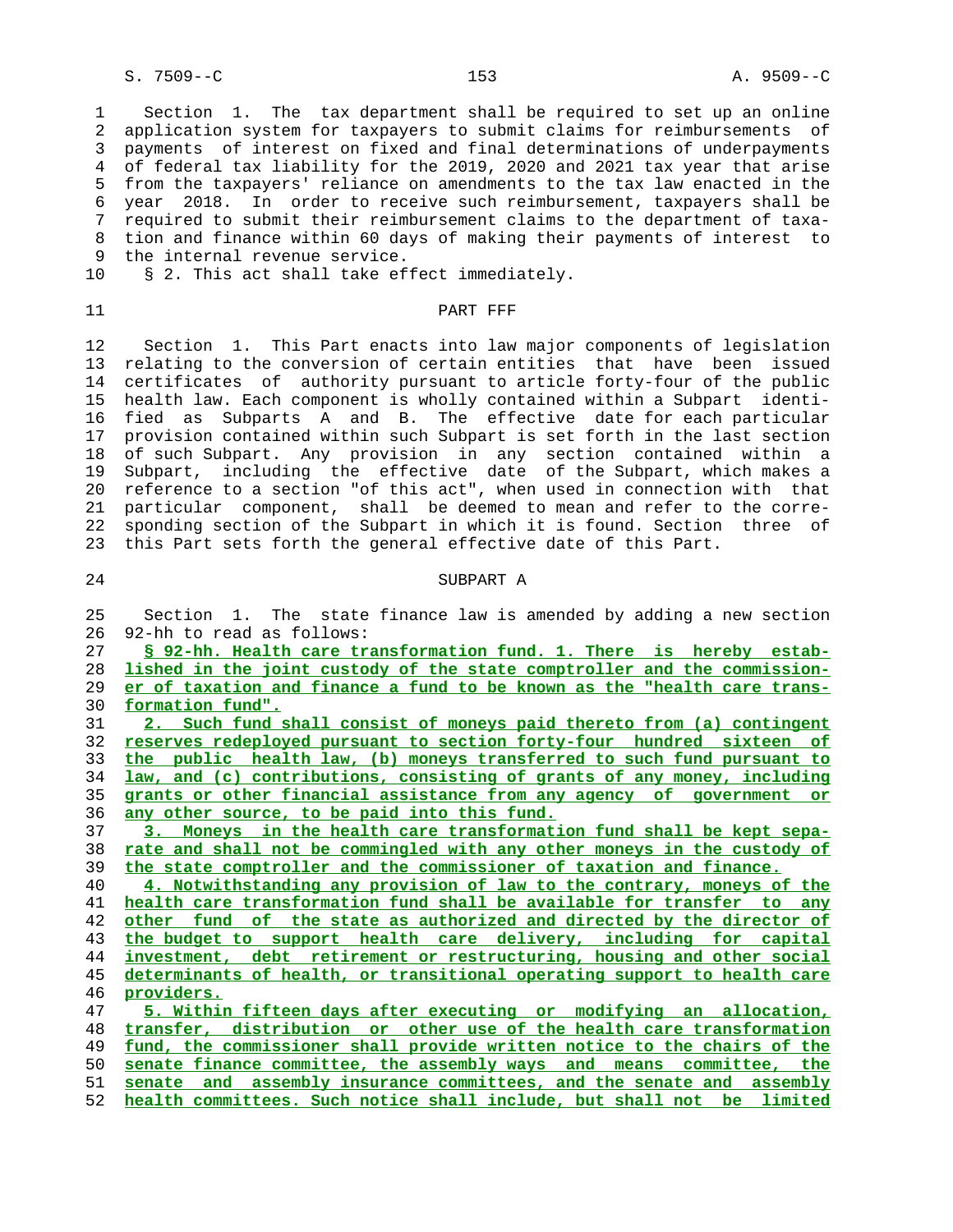Section 1. The tax department shall be required to set up an online application system for taxpayers to submit claims for reimbursements of payments of interest on fixed and final determinations of underpayments of federal tax liability for the 2019, 2020 and 2021 tax year that arise from the taxpayers' reliance on amendments to the tax law enacted in the year 2018. In order to receive such reimbursement, taxpayers shall be required to submit their reimbursement claims to the department of taxation and finance within 60 days of making their payments of interest to the internal revenue service.

§ 2. This act shall take effect immediately.

PART FFF

Section 1. This Part enacts into law major components of legislation relating to the conversion of certain entities that have been issued certificates of authority pursuant to article forty-four of the public health law. Each component is wholly contained within a Subpart identified as Subparts A and B. The effective date for each particular provision contained within such Subpart is set forth in the last section of such Subpart. Any provision in any section contained within a Subpart, including the effective date of the Subpart, which makes a reference to a section "of this act", when used in connection with that particular component, shall be deemed to mean and refer to the corresponding section of the Subpart in which it is found. Section three of this Part sets forth the general effective date of this Part.

SUBPART A

Section 1. The state finance law is amended by adding a new section 92-hh to read as follows:

**§ 92-hh. Health care transformation fund. 1. There is hereby established in the joint custody of the state comptroller and the commissioner of taxation and finance a fund to be known as the "health care transformation fund".**

**2. Such fund shall consist of moneys paid thereto from (a) contingent reserves redeployed pursuant to section forty-four hundred sixteen of the public health law, (b) moneys transferred to such fund pursuant to law, and (c) contributions, consisting of grants of any money, including grants or other financial assistance from any agency of government or any other source, to be paid into this fund.**

**3. Moneys in the health care transformation fund shall be kept separate and shall not be commingled with any other moneys in the custody of the state comptroller and the commissioner of taxation and finance.**

**4. Notwithstanding any provision of law to the contrary, moneys of the health care transformation fund shall be available for transfer to any other fund of the state as authorized and directed by the director of the budget to support health care delivery, including for capital investment, debt retirement or restructuring, housing and other social determinants of health, or transitional operating support to health care providers.**

**5. Within fifteen days after executing or modifying an allocation, transfer, distribution or other use of the health care transformation fund, the commissioner shall provide written notice to the chairs of the senate finance committee, the assembly ways and means committee, the senate and assembly insurance committees, and the senate and assembly health committees. Such notice shall include, but shall not be limited**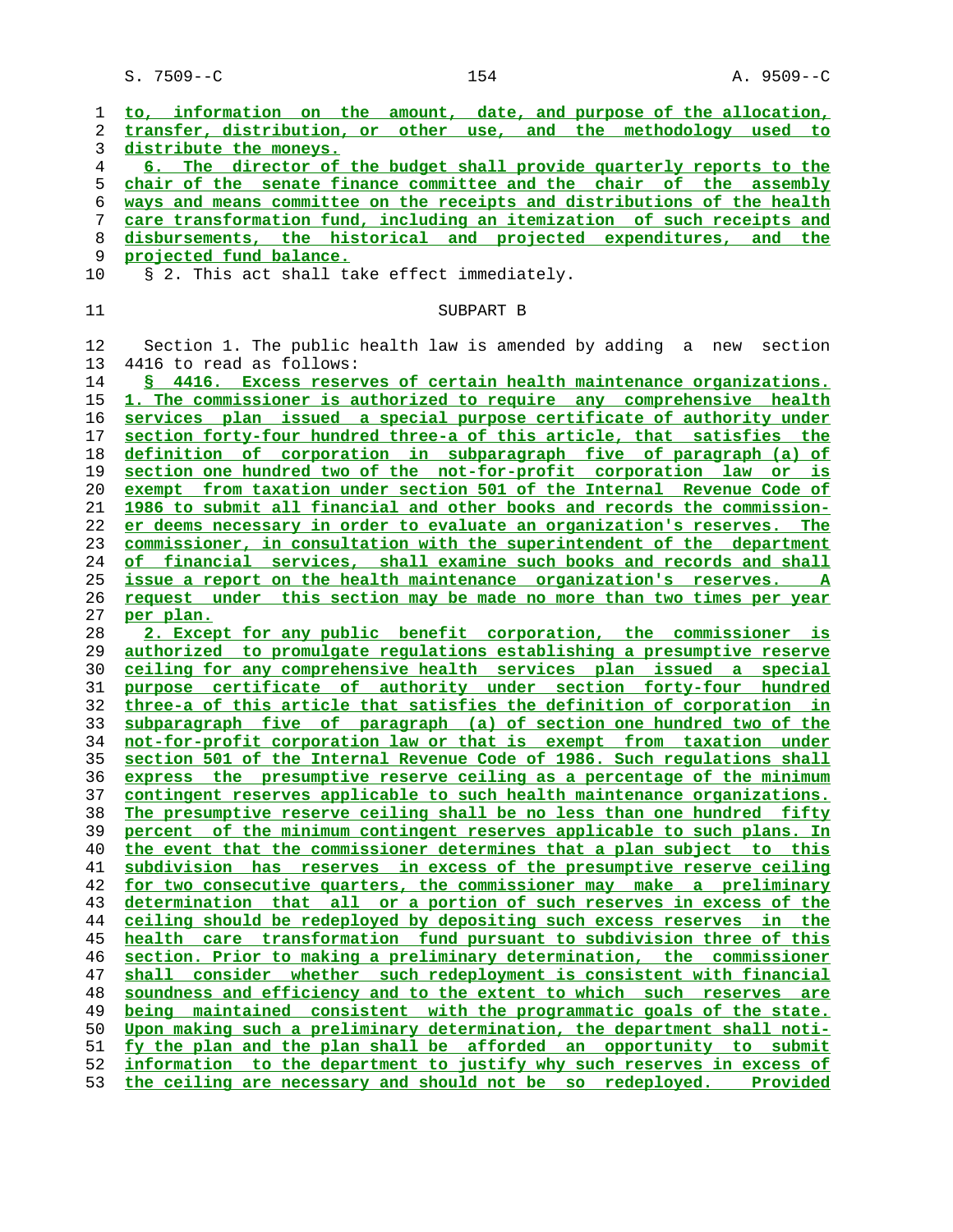to, information on the amount, date, and purpose of the allocation, transfer, distribution, or other use, and the methodology used to distribute the moneys.

6. The director of the budget shall provide quarterly reports to the chair of the senate finance committee and the chair of the assembly ways and means committee on the receipts and distributions of the health care transformation fund, including an itemization of such receipts and disbursements, the historical and projected expenditures, and the projected fund balance.

§ 2. This act shall take effect immediately.

SUBPART B

Section 1. The public health law is amended by adding a new section 4416 to read as follows:

§ 4416. Excess reserves of certain health maintenance organizations. 1. The commissioner is authorized to require any comprehensive health services plan issued a special purpose certificate of authority under section forty-four hundred three-a of this article, that satisfies the definition of corporation in subparagraph five of paragraph (a) of section one hundred two of the not-for-profit corporation law or is exempt from taxation under section 501 of the Internal Revenue Code of 1986 to submit all financial and other books and records the commissioner deems necessary in order to evaluate an organization's reserves. The commissioner, in consultation with the superintendent of the department of financial services, shall examine such books and records and shall issue a report on the health maintenance organization's reserves. A request under this section may be made no more than two times per year per plan.

2. Except for any public benefit corporation, the commissioner is authorized to promulgate regulations establishing a presumptive reserve ceiling for any comprehensive health services plan issued a special purpose certificate of authority under section forty-four hundred three-a of this article that satisfies the definition of corporation in subparagraph five of paragraph (a) of section one hundred two of the not-for-profit corporation law or that is exempt from taxation under section 501 of the Internal Revenue Code of 1986. Such regulations shall express the presumptive reserve ceiling as a percentage of the minimum contingent reserves applicable to such health maintenance organizations. The presumptive reserve ceiling shall be no less than one hundred fifty percent of the minimum contingent reserves applicable to such plans. In the event that the commissioner determines that a plan subject to this subdivision has reserves in excess of the presumptive reserve ceiling for two consecutive quarters, the commissioner may make a preliminary determination that all or a portion of such reserves in excess of the ceiling should be redeployed by depositing such excess reserves in the health care transformation fund pursuant to subdivision three of this section. Prior to making a preliminary determination, the commissioner shall consider whether such redeployment is consistent with financial soundness and efficiency and to the extent to which such reserves are being maintained consistent with the programmatic goals of the state. Upon making such a preliminary determination, the department shall notify the plan and the plan shall be afforded an opportunity to submit information to the department to justify why such reserves in excess of the ceiling are necessary and should not be so redeployed. Provided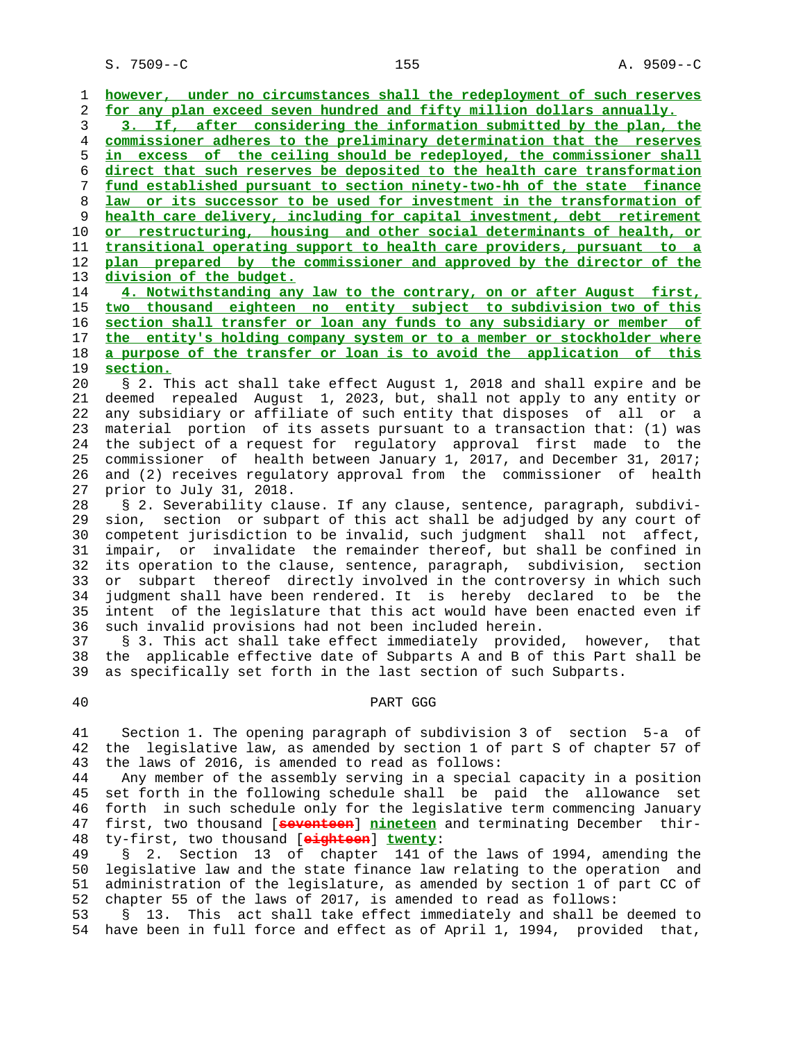however, under no circumstances shall the redeployment of such reserves for any plan exceed seven hundred and fifty million dollars annually.

3. If, after considering the information submitted by the plan, the commissioner adheres to the preliminary determination that the reserves in excess of the ceiling should be redeployed, the commissioner shall direct that such reserves be deposited to the health care transformation fund established pursuant to section ninety-two-hh of the state finance law or its successor to be used for investment in the transformation of health care delivery, including for capital investment, debt retirement or restructuring, housing and other social determinants of health, or transitional operating support to health care providers, pursuant to a plan prepared by the commissioner and approved by the director of the division of the budget.

4. Notwithstanding any law to the contrary, on or after August first, two thousand eighteen no entity subject to subdivision two of this section shall transfer or loan any funds to any subsidiary or member of the entity's holding company system or to a member or stockholder where a purpose of the transfer or loan is to avoid the application of this section.

§ 2. This act shall take effect August 1, 2018 and shall expire and be deemed repealed August 1, 2023, but, shall not apply to any entity or any subsidiary or affiliate of such entity that disposes of all or a material portion of its assets pursuant to a transaction that: (1) was the subject of a request for regulatory approval first made to the commissioner of health between January 1, 2017, and December 31, 2017; and (2) receives regulatory approval from the commissioner of health prior to July 31, 2018.

§ 2. Severability clause. If any clause, sentence, paragraph, subdivision, section or subpart of this act shall be adjudged by any court of competent jurisdiction to be invalid, such judgment shall not affect, impair, or invalidate the remainder thereof, but shall be confined in its operation to the clause, sentence, paragraph, subdivision, section or subpart thereof directly involved in the controversy in which such judgment shall have been rendered. It is hereby declared to be the intent of the legislature that this act would have been enacted even if such invalid provisions had not been included herein.

§ 3. This act shall take effect immediately provided, however, that the applicable effective date of Subparts A and B of this Part shall be as specifically set forth in the last section of such Subparts.

PART GGG

Section 1. The opening paragraph of subdivision 3 of section 5-a of the legislative law, as amended by section 1 of part S of chapter 57 of the laws of 2016, is amended to read as follows:

Any member of the assembly serving in a special capacity in a position set forth in the following schedule shall be paid the allowance set forth in such schedule only for the legislative term commencing January first, two thousand [seventeen] nineteen and terminating December thirty-first, two thousand [eighteen] twenty:

§ 2. Section 13 of chapter 141 of the laws of 1994, amending the legislative law and the state finance law relating to the operation and administration of the legislature, as amended by section 1 of part CC of chapter 55 of the laws of 2017, is amended to read as follows:

§ 13. This act shall take effect immediately and shall be deemed to have been in full force and effect as of April 1, 1994, provided that,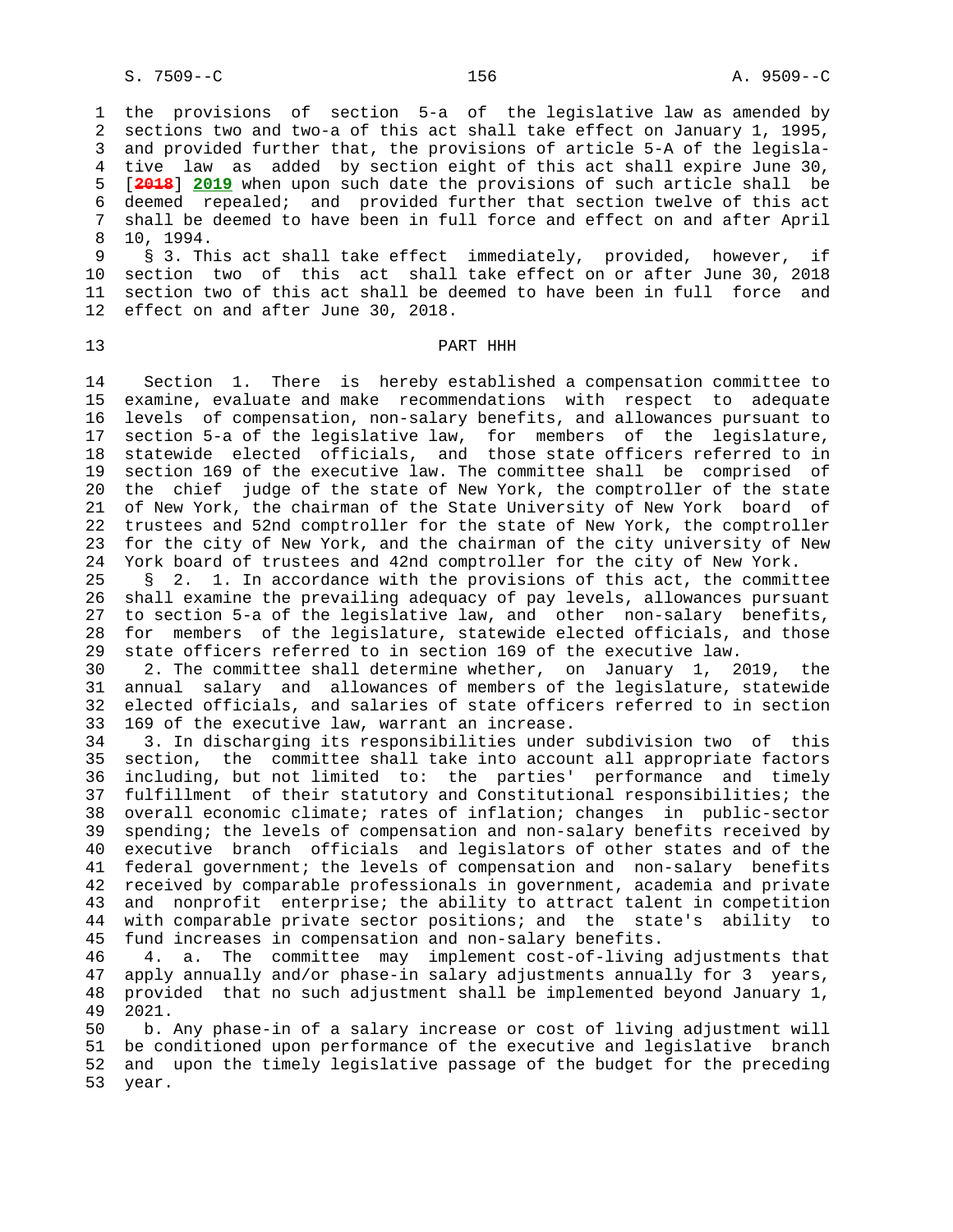the provisions of section 5-a of the legislative law as amended by sections two and two-a of this act shall take effect on January 1, 1995, and provided further that, the provisions of article 5-A of the legislative law as added by section eight of this act shall expire June 30, [~~2018~~] **2019** when upon such date the provisions of such article shall be deemed repealed; and provided further that section twelve of this act shall be deemed to have been in full force and effect on and after April 10, 1994.

§ 3. This act shall take effect immediately, provided, however, if section two of this act shall take effect on or after June 30, 2018 section two of this act shall be deemed to have been in full force and effect on and after June 30, 2018.

PART HHH

Section 1. There is hereby established a compensation committee to examine, evaluate and make recommendations with respect to adequate levels of compensation, non-salary benefits, and allowances pursuant to section 5-a of the legislative law, for members of the legislature, statewide elected officials, and those state officers referred to in section 169 of the executive law. The committee shall be comprised of the chief judge of the state of New York, the comptroller of the state of New York, the chairman of the State University of New York board of trustees and 52nd comptroller for the state of New York, the comptroller for the city of New York, and the chairman of the city university of New York board of trustees and 42nd comptroller for the city of New York.

§ 2. 1. In accordance with the provisions of this act, the committee shall examine the prevailing adequacy of pay levels, allowances pursuant to section 5-a of the legislative law, and other non-salary benefits, for members of the legislature, statewide elected officials, and those state officers referred to in section 169 of the executive law.

2. The committee shall determine whether, on January 1, 2019, the annual salary and allowances of members of the legislature, statewide elected officials, and salaries of state officers referred to in section 169 of the executive law, warrant an increase.

3. In discharging its responsibilities under subdivision two of this section, the committee shall take into account all appropriate factors including, but not limited to: the parties' performance and timely fulfillment of their statutory and Constitutional responsibilities; the overall economic climate; rates of inflation; changes in public-sector spending; the levels of compensation and non-salary benefits received by executive branch officials and legislators of other states and of the federal government; the levels of compensation and non-salary benefits received by comparable professionals in government, academia and private and nonprofit enterprise; the ability to attract talent in competition with comparable private sector positions; and the state's ability to fund increases in compensation and non-salary benefits.

4. a. The committee may implement cost-of-living adjustments that apply annually and/or phase-in salary adjustments annually for 3 years, provided that no such adjustment shall be implemented beyond January 1, 2021.

b. Any phase-in of a salary increase or cost of living adjustment will be conditioned upon performance of the executive and legislative branch and upon the timely legislative passage of the budget for the preceding year.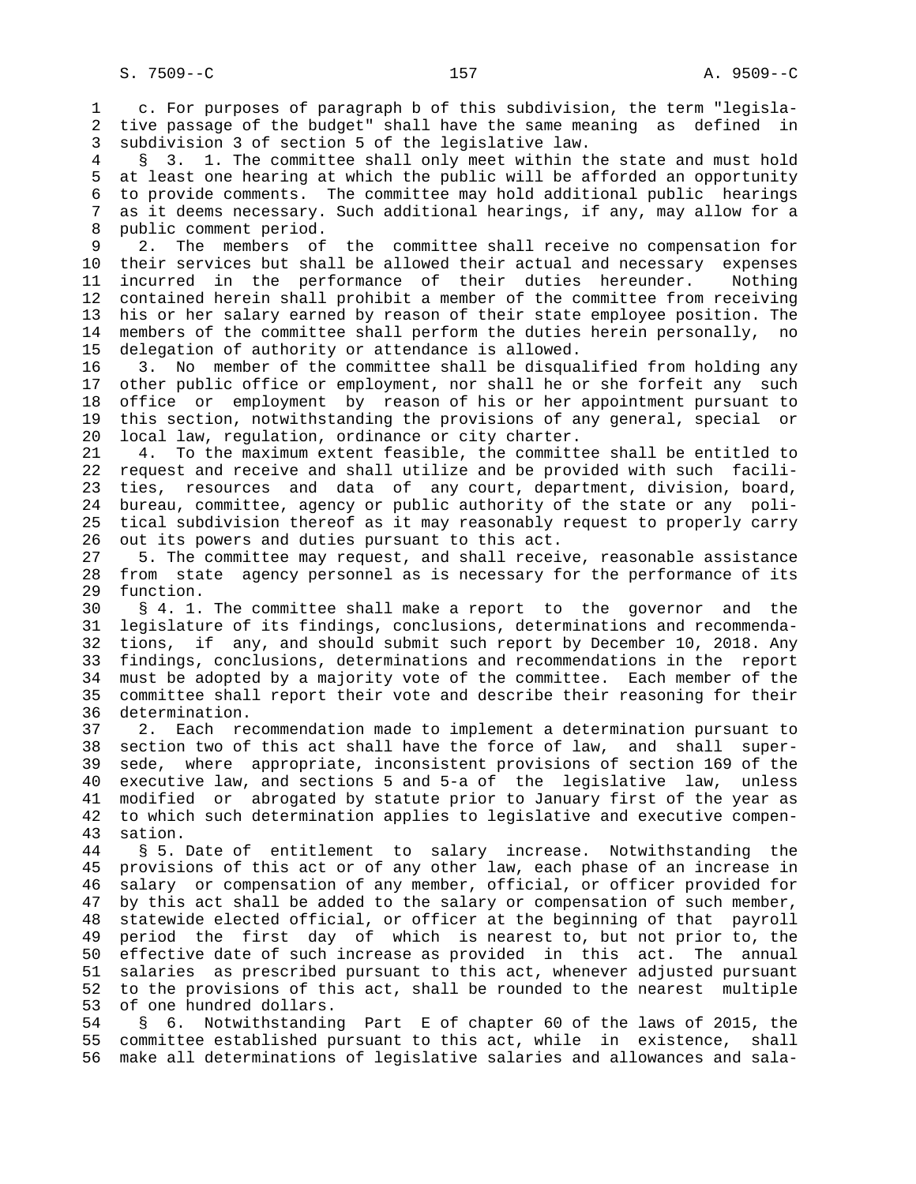c. For purposes of paragraph b of this subdivision, the term "legislative passage of the budget" shall have the same meaning as defined in subdivision 3 of section 5 of the legislative law.

§ 3. 1. The committee shall only meet within the state and must hold at least one hearing at which the public will be afforded an opportunity to provide comments. The committee may hold additional public hearings as it deems necessary. Such additional hearings, if any, may allow for a public comment period.

2. The members of the committee shall receive no compensation for their services but shall be allowed their actual and necessary expenses incurred in the performance of their duties hereunder. Nothing contained herein shall prohibit a member of the committee from receiving his or her salary earned by reason of their state employee position. The members of the committee shall perform the duties herein personally, no delegation of authority or attendance is allowed.

3. No member of the committee shall be disqualified from holding any other public office or employment, nor shall he or she forfeit any such office or employment by reason of his or her appointment pursuant to this section, notwithstanding the provisions of any general, special or local law, regulation, ordinance or city charter.

4. To the maximum extent feasible, the committee shall be entitled to request and receive and shall utilize and be provided with such facilities, resources and data of any court, department, division, board, bureau, committee, agency or public authority of the state or any political subdivision thereof as it may reasonably request to properly carry out its powers and duties pursuant to this act.

5. The committee may request, and shall receive, reasonable assistance from state agency personnel as is necessary for the performance of its function.

§ 4. 1. The committee shall make a report to the governor and the legislature of its findings, conclusions, determinations and recommendations, if any, and should submit such report by December 10, 2018. Any findings, conclusions, determinations and recommendations in the report must be adopted by a majority vote of the committee. Each member of the committee shall report their vote and describe their reasoning for their determination.

2. Each recommendation made to implement a determination pursuant to section two of this act shall have the force of law, and shall supersede, where appropriate, inconsistent provisions of section 169 of the executive law, and sections 5 and 5-a of the legislative law, unless modified or abrogated by statute prior to January first of the year as to which such determination applies to legislative and executive compensation.

§ 5. Date of entitlement to salary increase. Notwithstanding the provisions of this act or of any other law, each phase of an increase in salary or compensation of any member, official, or officer provided for by this act shall be added to the salary or compensation of such member, statewide elected official, or officer at the beginning of that payroll period the first day of which is nearest to, but not prior to, the effective date of such increase as provided in this act. The annual salaries as prescribed pursuant to this act, whenever adjusted pursuant to the provisions of this act, shall be rounded to the nearest multiple of one hundred dollars.

§ 6. Notwithstanding Part E of chapter 60 of the laws of 2015, the committee established pursuant to this act, while in existence, shall make all determinations of legislative salaries and allowances and sala-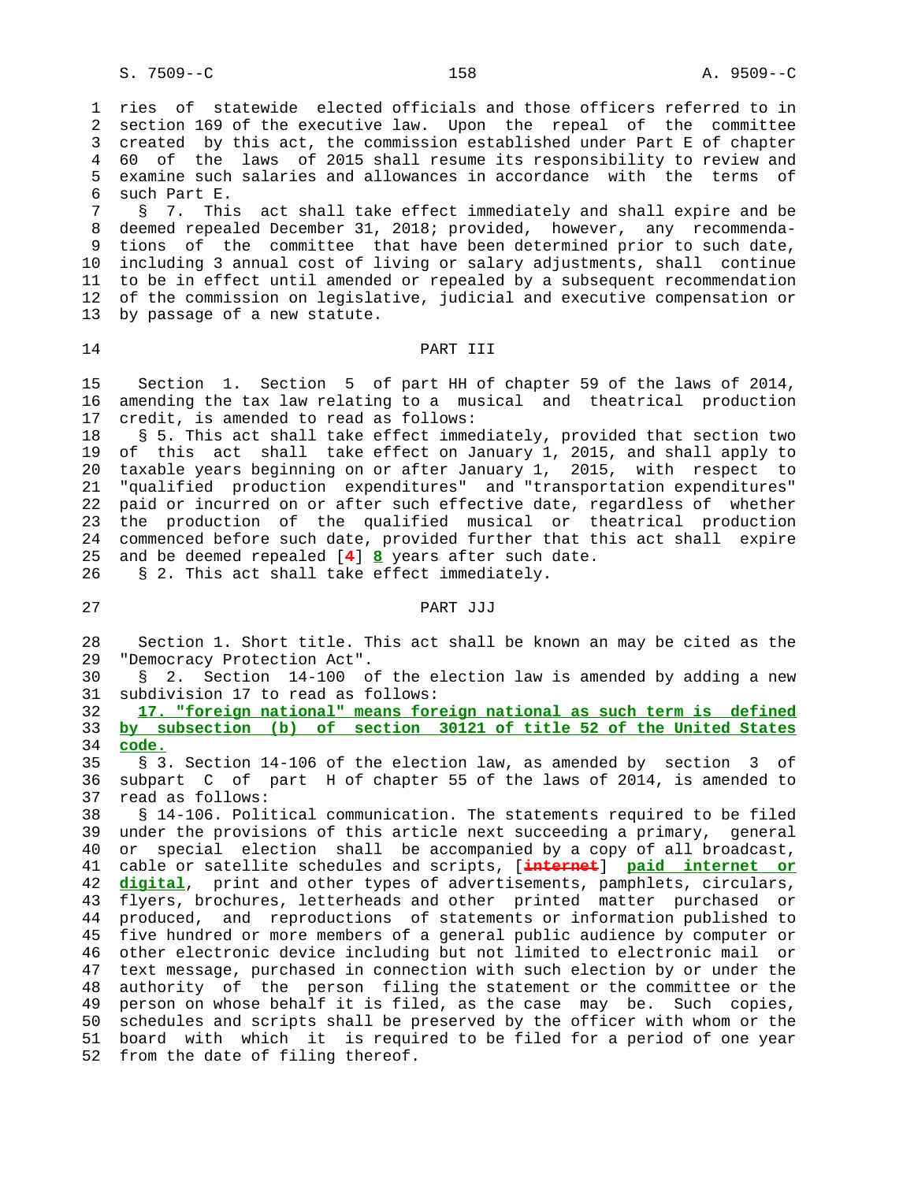ries of statewide elected officials and those officers referred to in section 169 of the executive law. Upon the repeal of the committee created by this act, the commission established under Part E of chapter 60 of the laws of 2015 shall resume its responsibility to review and examine such salaries and allowances in accordance with the terms of such Part E.

§ 7. This act shall take effect immediately and shall expire and be deemed repealed December 31, 2018; provided, however, any recommendations of the committee that have been determined prior to such date, including 3 annual cost of living or salary adjustments, shall continue to be in effect until amended or repealed by a subsequent recommendation of the commission on legislative, judicial and executive compensation or by passage of a new statute.

## PART III

Section 1. Section 5 of part HH of chapter 59 of the laws of 2014, amending the tax law relating to a musical and theatrical production credit, is amended to read as follows:

§ 5. This act shall take effect immediately, provided that section two of this act shall take effect on January 1, 2015, and shall apply to taxable years beginning on or after January 1, 2015, with respect to "qualified production expenditures" and "transportation expenditures" paid or incurred on or after such effective date, regardless of whether the production of the qualified musical or theatrical production commenced before such date, provided further that this act shall expire and be deemed repealed [**4**] **8** years after such date.

§ 2. This act shall take effect immediately.

## PART JJJ

Section 1. Short title. This act shall be known an may be cited as the "Democracy Protection Act".

§ 2. Section 14-100 of the election law is amended by adding a new subdivision 17 to read as follows:

**17. "foreign national" means foreign national as such term is defined by subsection (b) of section 30121 of title 52 of the United States code.**

§ 3. Section 14-106 of the election law, as amended by section 3 of subpart C of part H of chapter 55 of the laws of 2014, is amended to read as follows:

§ 14-106. Political communication. The statements required to be filed under the provisions of this article next succeeding a primary, general or special election shall be accompanied by a copy of all broadcast, cable or satellite schedules and scripts, [**internet**] **paid internet or digital**, print and other types of advertisements, pamphlets, circulars, flyers, brochures, letterheads and other printed matter purchased or produced, and reproductions of statements or information published to five hundred or more members of a general public audience by computer or other electronic device including but not limited to electronic mail or text message, purchased in connection with such election by or under the authority of the person filing the statement or the committee or the person on whose behalf it is filed, as the case may be. Such copies, schedules and scripts shall be preserved by the officer with whom or the board with which it is required to be filed for a period of one year from the date of filing thereof.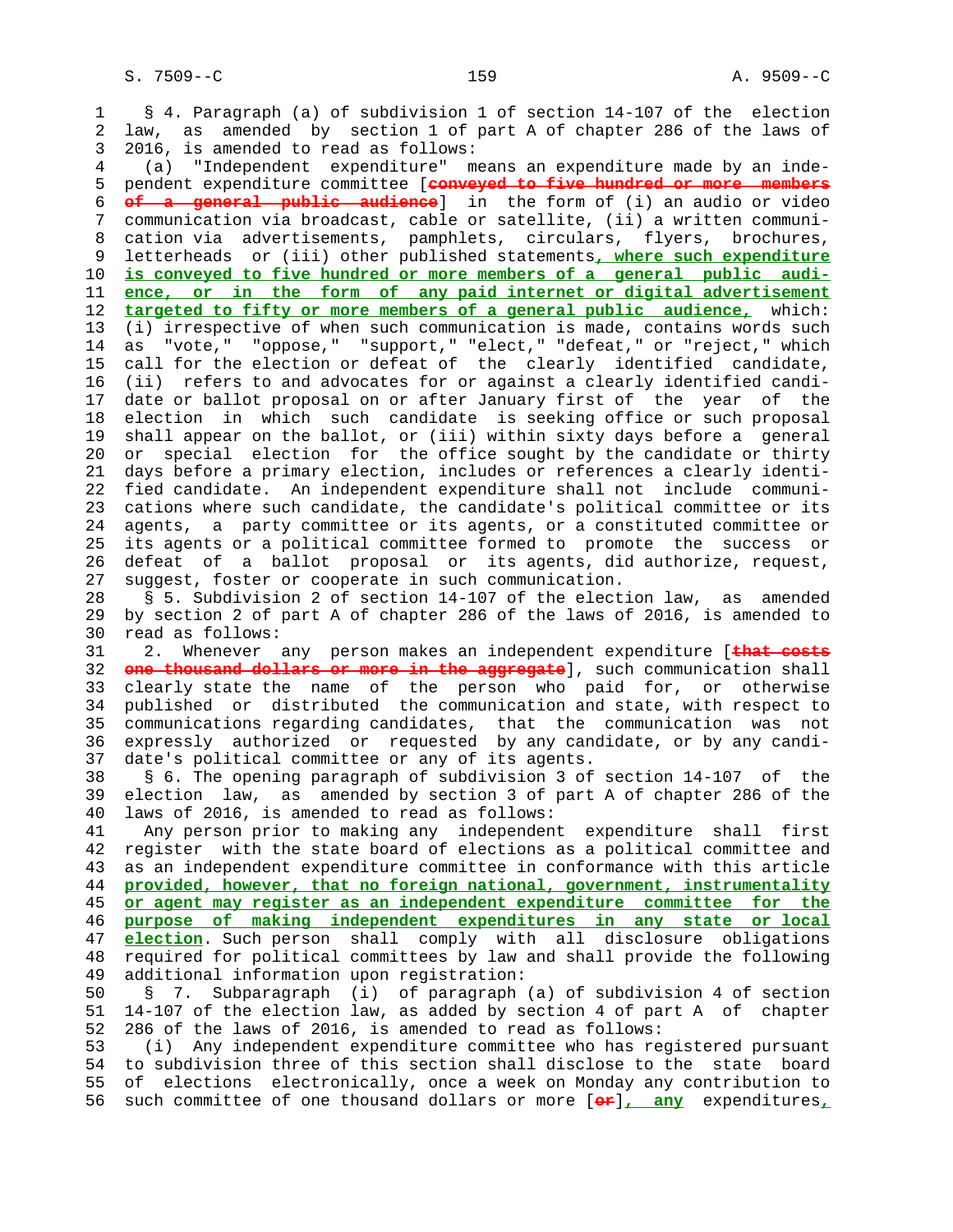§ 4. Paragraph (a) of subdivision 1 of section 14-107 of the election law, as amended by section 1 of part A of chapter 286 of the laws of 2016, is amended to read as follows:

(a) "Independent expenditure" means an expenditure made by an independent expenditure committee [~~conveyed to five hundred or more members of a general public audience~~] in the form of (i) an audio or video communication via broadcast, cable or satellite, (ii) a written communication via advertisements, pamphlets, circulars, flyers, brochures, letterheads or (iii) other published statements, where such expenditure is conveyed to five hundred or more members of a general public audience, or in the form of any paid internet or digital advertisement targeted to fifty or more members of a general public audience, which: (i) irrespective of when such communication is made, contains words such as "vote," "oppose," "support," "elect," "defeat," or "reject," which call for the election or defeat of the clearly identified candidate, (ii) refers to and advocates for or against a clearly identified candidate or ballot proposal on or after January first of the year of the election in which such candidate is seeking office or such proposal shall appear on the ballot, or (iii) within sixty days before a general or special election for the office sought by the candidate or thirty days before a primary election, includes or references a clearly identified candidate. An independent expenditure shall not include communications where such candidate, the candidate's political committee or its agents, a party committee or its agents, or a constituted committee or its agents or a political committee formed to promote the success or defeat of a ballot proposal or its agents, did authorize, request, suggest, foster or cooperate in such communication.

§ 5. Subdivision 2 of section 14-107 of the election law, as amended by section 2 of part A of chapter 286 of the laws of 2016, is amended to read as follows:

2. Whenever any person makes an independent expenditure [~~that costs one thousand dollars or more in the aggregate~~], such communication shall clearly state the name of the person who paid for, or otherwise published or distributed the communication and state, with respect to communications regarding candidates, that the communication was not expressly authorized or requested by any candidate, or by any candidate's political committee or any of its agents.

§ 6. The opening paragraph of subdivision 3 of section 14-107 of the election law, as amended by section 3 of part A of chapter 286 of the laws of 2016, is amended to read as follows:

Any person prior to making any independent expenditure shall first register with the state board of elections as a political committee and as an independent expenditure committee in conformance with this article provided, however, that no foreign national, government, instrumentality or agent may register as an independent expenditure committee for the purpose of making independent expenditures in any state or local election. Such person shall comply with all disclosure obligations required for political committees by law and shall provide the following additional information upon registration:

§ 7. Subparagraph (i) of paragraph (a) of subdivision 4 of section 14-107 of the election law, as added by section 4 of part A of chapter 286 of the laws of 2016, is amended to read as follows:

(i) Any independent expenditure committee who has registered pursuant to subdivision three of this section shall disclose to the state board of elections electronically, once a week on Monday any contribution to such committee of one thousand dollars or more [~~or~~], any expenditures,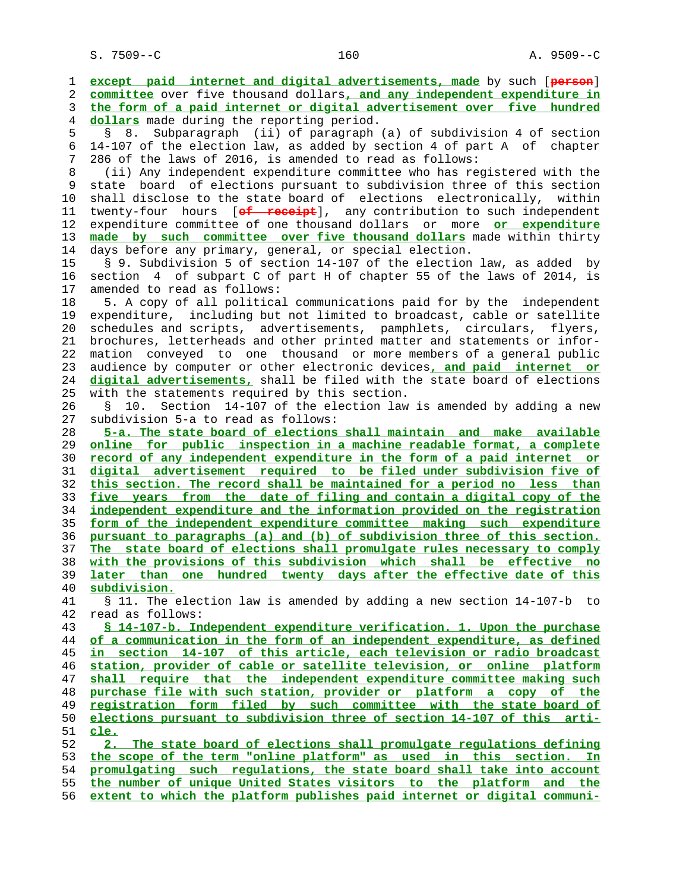except paid internet and digital advertisements, made by such [person] committee over five thousand dollars, and any independent expenditure in the form of a paid internet or digital advertisement over five hundred dollars made during the reporting period.

§ 8. Subparagraph (ii) of paragraph (a) of subdivision 4 of section 14-107 of the election law, as added by section 4 of part A of chapter 286 of the laws of 2016, is amended to read as follows:

(ii) Any independent expenditure committee who has registered with the state board of elections pursuant to subdivision three of this section shall disclose to the state board of elections electronically, within twenty-four hours [of receipt], any contribution to such independent expenditure committee of one thousand dollars or more or expenditure made by such committee over five thousand dollars made within thirty days before any primary, general, or special election.

§ 9. Subdivision 5 of section 14-107 of the election law, as added by section 4 of subpart C of part H of chapter 55 of the laws of 2014, is amended to read as follows:

5. A copy of all political communications paid for by the independent expenditure, including but not limited to broadcast, cable or satellite schedules and scripts, advertisements, pamphlets, circulars, flyers, brochures, letterheads and other printed matter and statements or information conveyed to one thousand or more members of a general public audience by computer or other electronic devices, and paid internet or digital advertisements, shall be filed with the state board of elections with the statements required by this section.

§ 10. Section 14-107 of the election law is amended by adding a new subdivision 5-a to read as follows:

5-a. The state board of elections shall maintain and make available online for public inspection in a machine readable format, a complete record of any independent expenditure in the form of a paid internet or digital advertisement required to be filed under subdivision five of this section. The record shall be maintained for a period no less than five years from the date of filing and contain a digital copy of the independent expenditure and the information provided on the registration form of the independent expenditure committee making such expenditure pursuant to paragraphs (a) and (b) of subdivision three of this section. The state board of elections shall promulgate rules necessary to comply with the provisions of this subdivision which shall be effective no later than one hundred twenty days after the effective date of this subdivision.

§ 11. The election law is amended by adding a new section 14-107-b to read as follows:

§ 14-107-b. Independent expenditure verification. 1. Upon the purchase of a communication in the form of an independent expenditure, as defined in section 14-107 of this article, each television or radio broadcast station, provider of cable or satellite television, or online platform shall require that the independent expenditure committee making such purchase file with such station, provider or platform a copy of the registration form filed by such committee with the state board of elections pursuant to subdivision three of section 14-107 of this article.

2. The state board of elections shall promulgate regulations defining the scope of the term "online platform" as used in this section. In promulgating such regulations, the state board shall take into account the number of unique United States visitors to the platform and the extent to which the platform publishes paid internet or digital communi-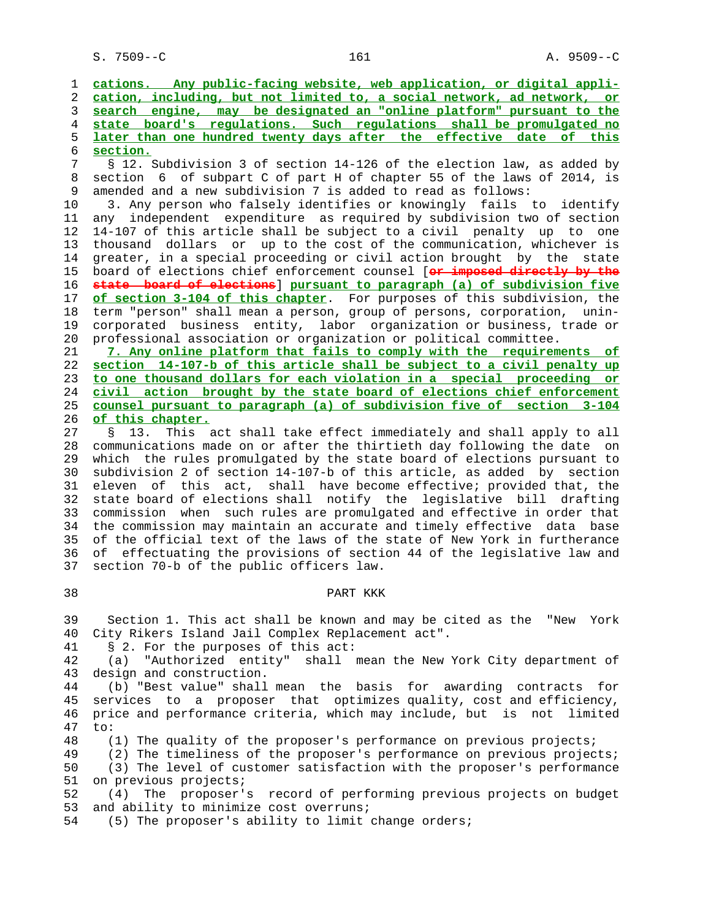cations. Any public-facing website, web application, or digital application, including, but not limited to, a social network, ad network, or search engine, may be designated an "online platform" pursuant to the state board's regulations. Such regulations shall be promulgated no later than one hundred twenty days after the effective date of this section.

§ 12. Subdivision 3 of section 14-126 of the election law, as added by section 6 of subpart C of part H of chapter 55 of the laws of 2014, is amended and a new subdivision 7 is added to read as follows:

3. Any person who falsely identifies or knowingly fails to identify any independent expenditure as required by subdivision two of section 14-107 of this article shall be subject to a civil penalty up to one thousand dollars or up to the cost of the communication, whichever is greater, in a special proceeding or civil action brought by the state board of elections chief enforcement counsel [~~or imposed directly by the state board of elections~~] pursuant to paragraph (a) of subdivision five of section 3-104 of this chapter. For purposes of this subdivision, the term "person" shall mean a person, group of persons, corporation, unincorporated business entity, labor organization or business, trade or professional association or organization or political committee.

7. Any online platform that fails to comply with the requirements of section 14-107-b of this article shall be subject to a civil penalty up to one thousand dollars for each violation in a special proceeding or civil action brought by the state board of elections chief enforcement counsel pursuant to paragraph (a) of subdivision five of section 3-104 of this chapter.

§ 13. This act shall take effect immediately and shall apply to all communications made on or after the thirtieth day following the date on which the rules promulgated by the state board of elections pursuant to subdivision 2 of section 14-107-b of this article, as added by section eleven of this act, shall have become effective; provided that, the state board of elections shall notify the legislative bill drafting commission when such rules are promulgated and effective in order that the commission may maintain an accurate and timely effective data base of the official text of the laws of the state of New York in furtherance of effectuating the provisions of section 44 of the legislative law and section 70-b of the public officers law.

PART KKK

Section 1. This act shall be known and may be cited as the "New York City Rikers Island Jail Complex Replacement act".

§ 2. For the purposes of this act:

(a) "Authorized entity" shall mean the New York City department of design and construction.

(b) "Best value" shall mean the basis for awarding contracts for services to a proposer that optimizes quality, cost and efficiency, price and performance criteria, which may include, but is not limited to:

(1) The quality of the proposer's performance on previous projects;

(2) The timeliness of the proposer's performance on previous projects;

(3) The level of customer satisfaction with the proposer's performance on previous projects;

(4) The proposer's record of performing previous projects on budget and ability to minimize cost overruns;

(5) The proposer's ability to limit change orders;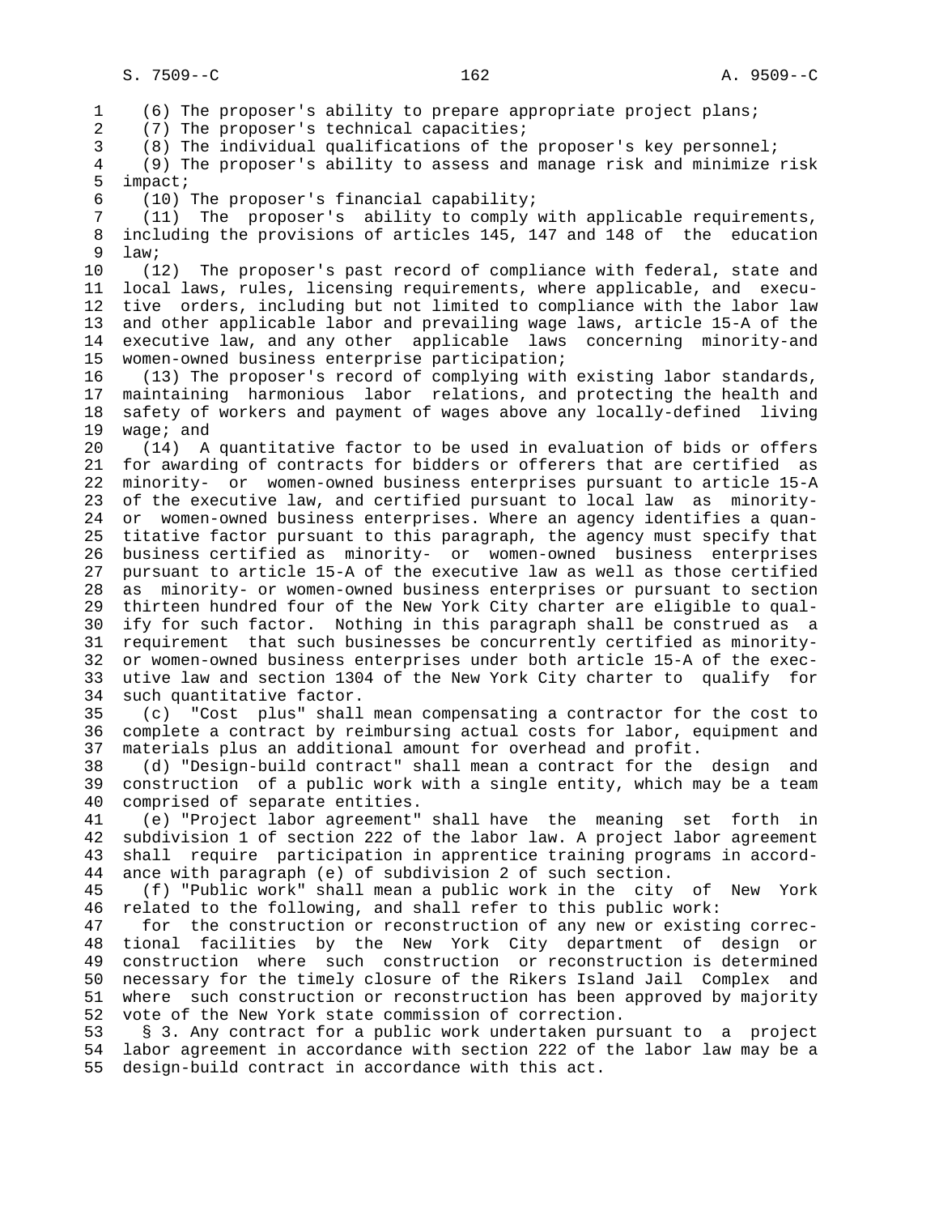(6) The proposer's ability to prepare appropriate project plans;

(7) The proposer's technical capacities;

(8) The individual qualifications of the proposer's key personnel;

(9) The proposer's ability to assess and manage risk and minimize risk impact;

(10) The proposer's financial capability;

(11) The proposer's ability to comply with applicable requirements, including the provisions of articles 145, 147 and 148 of the education law;

(12) The proposer's past record of compliance with federal, state and local laws, rules, licensing requirements, where applicable, and executive orders, including but not limited to compliance with the labor law and other applicable labor and prevailing wage laws, article 15-A of the executive law, and any other applicable laws concerning minority-and women-owned business enterprise participation;

(13) The proposer's record of complying with existing labor standards, maintaining harmonious labor relations, and protecting the health and safety of workers and payment of wages above any locally-defined living wage; and

(14) A quantitative factor to be used in evaluation of bids or offers for awarding of contracts for bidders or offerers that are certified as minority- or women-owned business enterprises pursuant to article 15-A of the executive law, and certified pursuant to local law as minority- or women-owned business enterprises. Where an agency identifies a quantitative factor pursuant to this paragraph, the agency must specify that business certified as minority- or women-owned business enterprises pursuant to article 15-A of the executive law as well as those certified as minority- or women-owned business enterprises or pursuant to section thirteen hundred four of the New York City charter are eligible to qualify for such factor. Nothing in this paragraph shall be construed as a requirement that such businesses be concurrently certified as minority- or women-owned business enterprises under both article 15-A of the executive law and section 1304 of the New York City charter to qualify for such quantitative factor.

(c) "Cost plus" shall mean compensating a contractor for the cost to complete a contract by reimbursing actual costs for labor, equipment and materials plus an additional amount for overhead and profit.

(d) "Design-build contract" shall mean a contract for the design and construction of a public work with a single entity, which may be a team comprised of separate entities.

(e) "Project labor agreement" shall have the meaning set forth in subdivision 1 of section 222 of the labor law. A project labor agreement shall require participation in apprentice training programs in accordance with paragraph (e) of subdivision 2 of such section.

(f) "Public work" shall mean a public work in the city of New York related to the following, and shall refer to this public work:

for the construction or reconstruction of any new or existing correctional facilities by the New York City department of design or construction where such construction or reconstruction is determined necessary for the timely closure of the Rikers Island Jail Complex and where such construction or reconstruction has been approved by majority vote of the New York state commission of correction.

§ 3. Any contract for a public work undertaken pursuant to a project labor agreement in accordance with section 222 of the labor law may be a design-build contract in accordance with this act.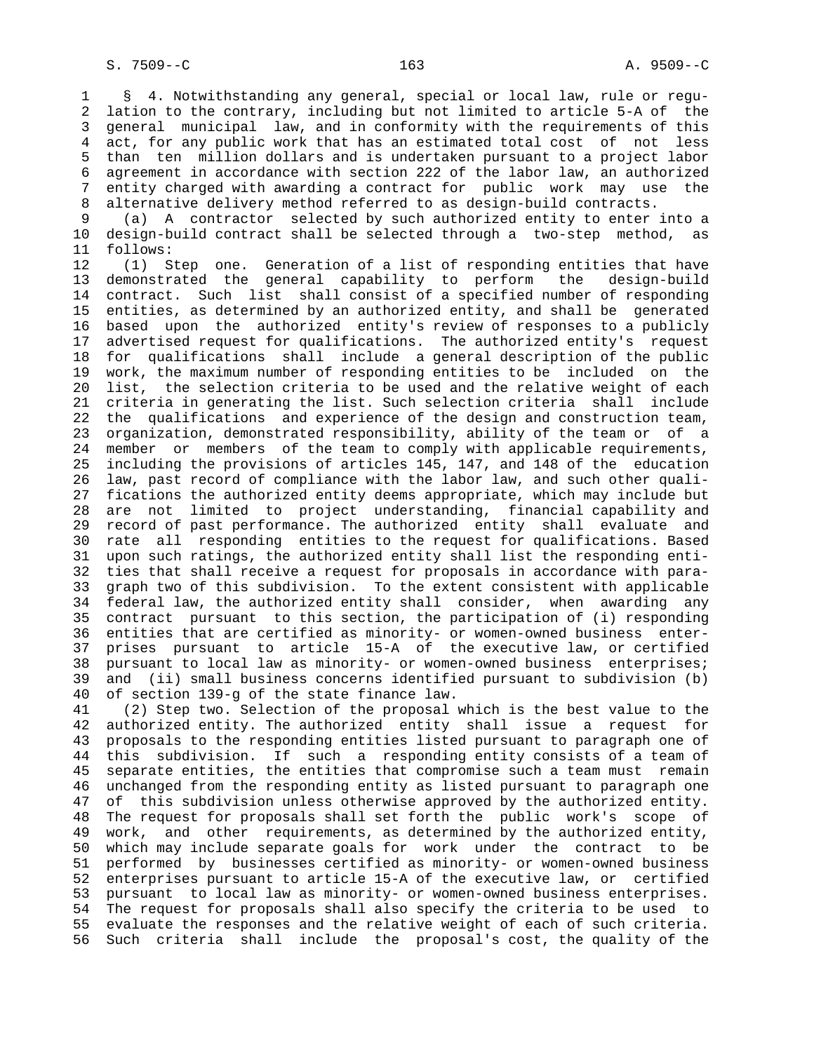§ 4. Notwithstanding any general, special or local law, rule or regulation to the contrary, including but not limited to article 5-A of the general municipal law, and in conformity with the requirements of this act, for any public work that has an estimated total cost of not less than ten million dollars and is undertaken pursuant to a project labor agreement in accordance with section 222 of the labor law, an authorized entity charged with awarding a contract for public work may use the alternative delivery method referred to as design-build contracts.

(a) A contractor selected by such authorized entity to enter into a design-build contract shall be selected through a two-step method, as follows:

(1) Step one. Generation of a list of responding entities that have demonstrated the general capability to perform the design-build contract. Such list shall consist of a specified number of responding entities, as determined by an authorized entity, and shall be generated based upon the authorized entity's review of responses to a publicly advertised request for qualifications. The authorized entity's request for qualifications shall include a general description of the public work, the maximum number of responding entities to be included on the list, the selection criteria to be used and the relative weight of each criteria in generating the list. Such selection criteria shall include the qualifications and experience of the design and construction team, organization, demonstrated responsibility, ability of the team or of a member or members of the team to comply with applicable requirements, including the provisions of articles 145, 147, and 148 of the education law, past record of compliance with the labor law, and such other qualifications the authorized entity deems appropriate, which may include but are not limited to project understanding, financial capability and record of past performance. The authorized entity shall evaluate and rate all responding entities to the request for qualifications. Based upon such ratings, the authorized entity shall list the responding entities that shall receive a request for proposals in accordance with paragraph two of this subdivision. To the extent consistent with applicable federal law, the authorized entity shall consider, when awarding any contract pursuant to this section, the participation of (i) responding entities that are certified as minority- or women-owned business enterprises pursuant to article 15-A of the executive law, or certified pursuant to local law as minority- or women-owned business enterprises; and (ii) small business concerns identified pursuant to subdivision (b) of section 139-g of the state finance law.

(2) Step two. Selection of the proposal which is the best value to the authorized entity. The authorized entity shall issue a request for proposals to the responding entities listed pursuant to paragraph one of this subdivision. If such a responding entity consists of a team of separate entities, the entities that compromise such a team must remain unchanged from the responding entity as listed pursuant to paragraph one of this subdivision unless otherwise approved by the authorized entity. The request for proposals shall set forth the public work's scope of work, and other requirements, as determined by the authorized entity, which may include separate goals for work under the contract to be performed by businesses certified as minority- or women-owned business enterprises pursuant to article 15-A of the executive law, or certified pursuant to local law as minority- or women-owned business enterprises. The request for proposals shall also specify the criteria to be used to evaluate the responses and the relative weight of each of such criteria. Such criteria shall include the proposal's cost, the quality of the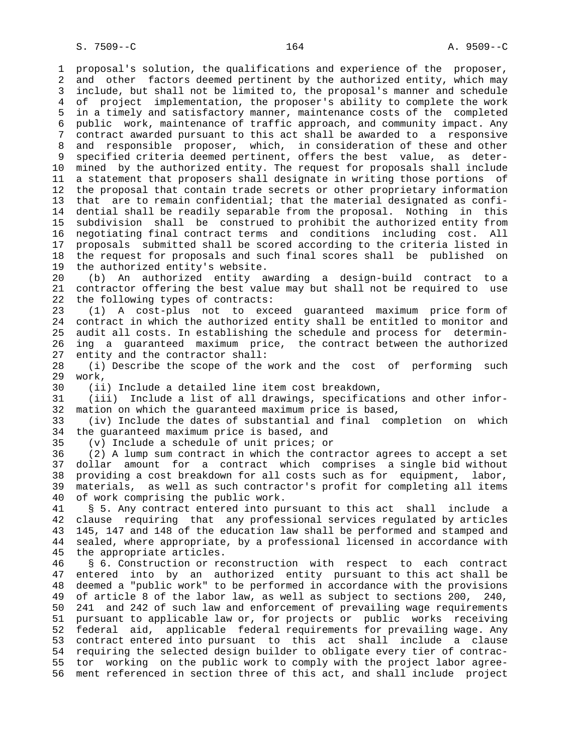proposal's solution, the qualifications and experience of the proposer, and other factors deemed pertinent by the authorized entity, which may include, but shall not be limited to, the proposal's manner and schedule of project implementation, the proposer's ability to complete the work in a timely and satisfactory manner, maintenance costs of the completed public work, maintenance of traffic approach, and community impact. Any contract awarded pursuant to this act shall be awarded to a responsive and responsible proposer, which, in consideration of these and other specified criteria deemed pertinent, offers the best value, as determined by the authorized entity. The request for proposals shall include a statement that proposers shall designate in writing those portions of the proposal that contain trade secrets or other proprietary information that are to remain confidential; that the material designated as confidential shall be readily separable from the proposal. Nothing in this subdivision shall be construed to prohibit the authorized entity from negotiating final contract terms and conditions including cost. All proposals submitted shall be scored according to the criteria listed in the request for proposals and such final scores shall be published on the authorized entity's website.

(b) An authorized entity awarding a design-build contract to a contractor offering the best value may but shall not be required to use the following types of contracts:

(1) A cost-plus not to exceed guaranteed maximum price form of contract in which the authorized entity shall be entitled to monitor and audit all costs. In establishing the schedule and process for determining a guaranteed maximum price, the contract between the authorized entity and the contractor shall:

(i) Describe the scope of the work and the cost of performing such work,

(ii) Include a detailed line item cost breakdown,

(iii) Include a list of all drawings, specifications and other information on which the guaranteed maximum price is based,

(iv) Include the dates of substantial and final completion on which the guaranteed maximum price is based, and

(v) Include a schedule of unit prices; or

(2) A lump sum contract in which the contractor agrees to accept a set dollar amount for a contract which comprises a single bid without providing a cost breakdown for all costs such as for equipment, labor, materials, as well as such contractor's profit for completing all items of work comprising the public work.

§ 5. Any contract entered into pursuant to this act shall include a clause requiring that any professional services regulated by articles 145, 147 and 148 of the education law shall be performed and stamped and sealed, where appropriate, by a professional licensed in accordance with the appropriate articles.

§ 6. Construction or reconstruction with respect to each contract entered into by an authorized entity pursuant to this act shall be deemed a "public work" to be performed in accordance with the provisions of article 8 of the labor law, as well as subject to sections 200, 240, 241 and 242 of such law and enforcement of prevailing wage requirements pursuant to applicable law or, for projects or public works receiving federal aid, applicable federal requirements for prevailing wage. Any contract entered into pursuant to this act shall include a clause requiring the selected design builder to obligate every tier of contractor working on the public work to comply with the project labor agreement referenced in section three of this act, and shall include project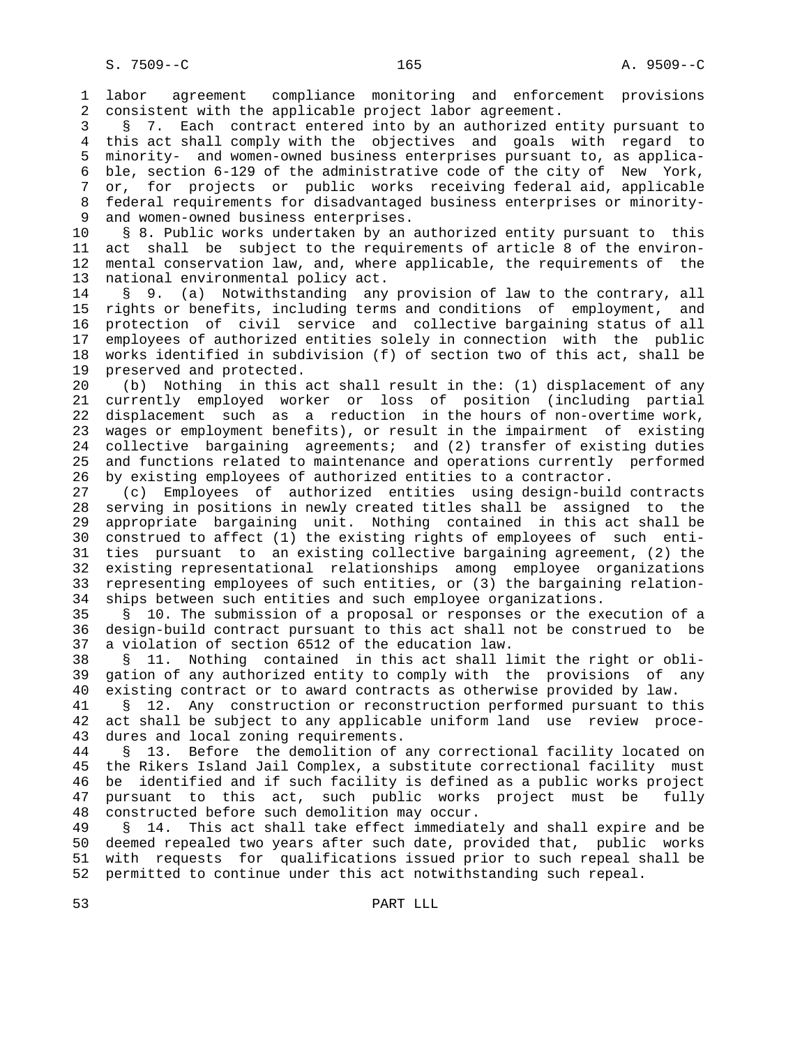labor agreement compliance monitoring and enforcement provisions consistent with the applicable project labor agreement.

§ 7. Each contract entered into by an authorized entity pursuant to this act shall comply with the objectives and goals with regard to minority- and women-owned business enterprises pursuant to, as applicable, section 6-129 of the administrative code of the city of New York, or, for projects or public works receiving federal aid, applicable federal requirements for disadvantaged business enterprises or minority- and women-owned business enterprises.

§ 8. Public works undertaken by an authorized entity pursuant to this act shall be subject to the requirements of article 8 of the environmental conservation law, and, where applicable, the requirements of the national environmental policy act.

§ 9. (a) Notwithstanding any provision of law to the contrary, all rights or benefits, including terms and conditions of employment, and protection of civil service and collective bargaining status of all employees of authorized entities solely in connection with the public works identified in subdivision (f) of section two of this act, shall be preserved and protected.

(b) Nothing in this act shall result in the: (1) displacement of any currently employed worker or loss of position (including partial displacement such as a reduction in the hours of non-overtime work, wages or employment benefits), or result in the impairment of existing collective bargaining agreements; and (2) transfer of existing duties and functions related to maintenance and operations currently performed by existing employees of authorized entities to a contractor.

(c) Employees of authorized entities using design-build contracts serving in positions in newly created titles shall be assigned to the appropriate bargaining unit. Nothing contained in this act shall be construed to affect (1) the existing rights of employees of such entities pursuant to an existing collective bargaining agreement, (2) the existing representational relationships among employee organizations representing employees of such entities, or (3) the bargaining relationships between such entities and such employee organizations.

§ 10. The submission of a proposal or responses or the execution of a design-build contract pursuant to this act shall not be construed to be a violation of section 6512 of the education law.

§ 11. Nothing contained in this act shall limit the right or obligation of any authorized entity to comply with the provisions of any existing contract or to award contracts as otherwise provided by law.

§ 12. Any construction or reconstruction performed pursuant to this act shall be subject to any applicable uniform land use review procedures and local zoning requirements.

§ 13. Before the demolition of any correctional facility located on the Rikers Island Jail Complex, a substitute correctional facility must be identified and if such facility is defined as a public works project pursuant to this act, such public works project must be fully constructed before such demolition may occur.

§ 14. This act shall take effect immediately and shall expire and be deemed repealed two years after such date, provided that, public works with requests for qualifications issued prior to such repeal shall be permitted to continue under this act notwithstanding such repeal.

PART LLL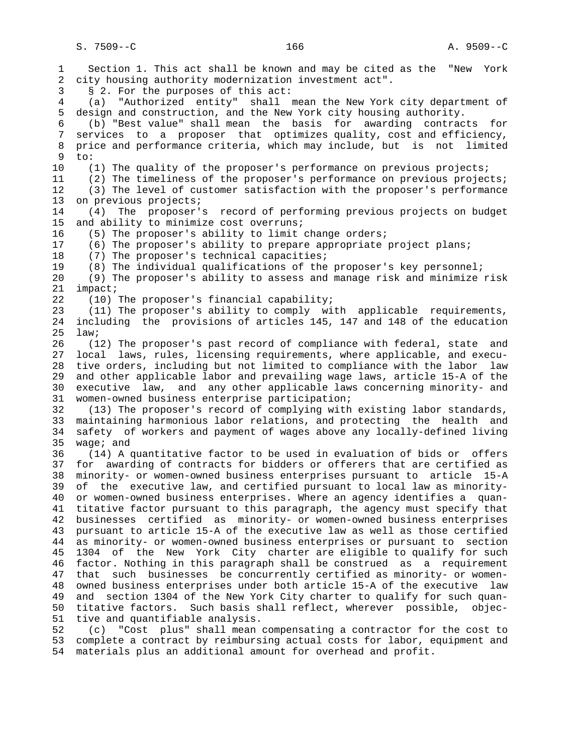Section 1. This act shall be known and may be cited as the "New York city housing authority modernization investment act".

§ 2. For the purposes of this act:

(a) "Authorized entity" shall mean the New York city department of design and construction, and the New York city housing authority.

(b) "Best value" shall mean the basis for awarding contracts for services to a proposer that optimizes quality, cost and efficiency, price and performance criteria, which may include, but is not limited to:

(1) The quality of the proposer's performance on previous projects;

(2) The timeliness of the proposer's performance on previous projects;

(3) The level of customer satisfaction with the proposer's performance on previous projects;

(4) The proposer's record of performing previous projects on budget and ability to minimize cost overruns;

(5) The proposer's ability to limit change orders;

(6) The proposer's ability to prepare appropriate project plans;

(7) The proposer's technical capacities;

(8) The individual qualifications of the proposer's key personnel;

(9) The proposer's ability to assess and manage risk and minimize risk impact;

(10) The proposer's financial capability;

(11) The proposer's ability to comply with applicable requirements, including the provisions of articles 145, 147 and 148 of the education law;

(12) The proposer's past record of compliance with federal, state and local laws, rules, licensing requirements, where applicable, and executive orders, including but not limited to compliance with the labor law and other applicable labor and prevailing wage laws, article 15-A of the executive law, and any other applicable laws concerning minority- and women-owned business enterprise participation;

(13) The proposer's record of complying with existing labor standards, maintaining harmonious labor relations, and protecting the health and safety of workers and payment of wages above any locally-defined living wage; and

(14) A quantitative factor to be used in evaluation of bids or offers for awarding of contracts for bidders or offerers that are certified as minority- or women-owned business enterprises pursuant to article 15-A of the executive law, and certified pursuant to local law as minority- or women-owned business enterprises. Where an agency identifies a quantitative factor pursuant to this paragraph, the agency must specify that businesses certified as minority- or women-owned business enterprises pursuant to article 15-A of the executive law as well as those certified as minority- or women-owned business enterprises or pursuant to section 1304 of the New York City charter are eligible to qualify for such factor. Nothing in this paragraph shall be construed as a requirement that such businesses be concurrently certified as minority- or women-owned business enterprises under both article 15-A of the executive law and section 1304 of the New York City charter to qualify for such quantitative factors. Such basis shall reflect, wherever possible, objective and quantifiable analysis.

(c) "Cost plus" shall mean compensating a contractor for the cost to complete a contract by reimbursing actual costs for labor, equipment and materials plus an additional amount for overhead and profit.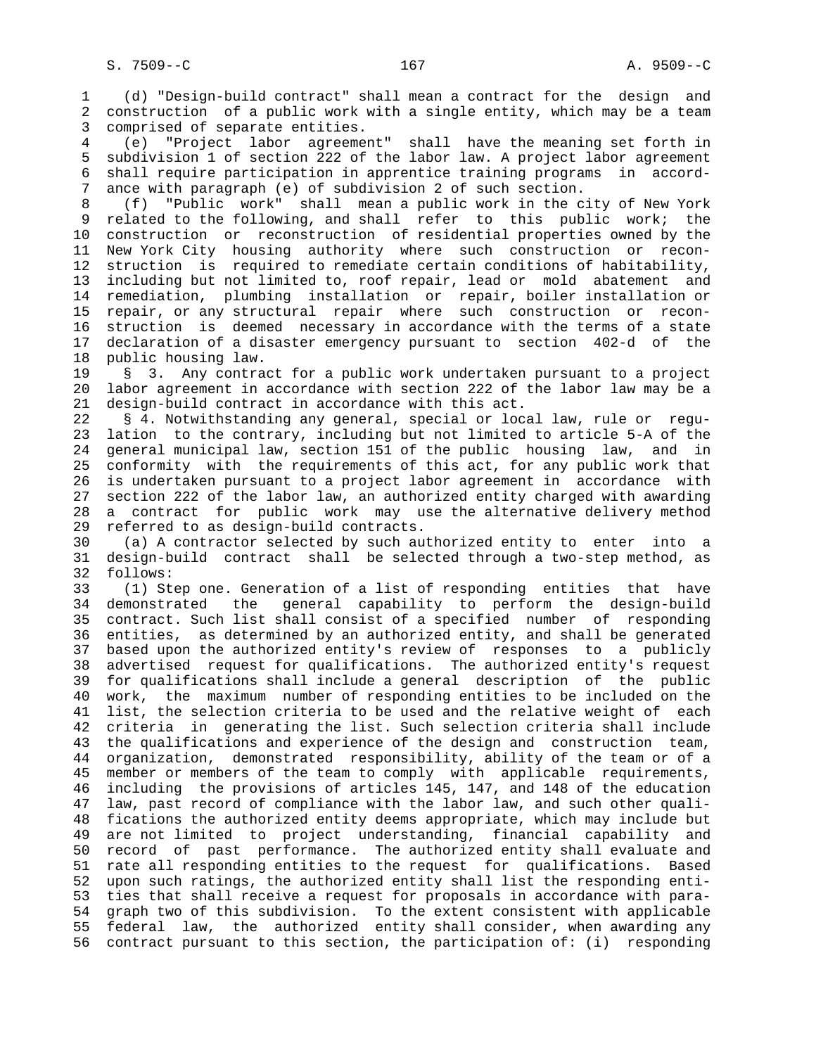(d) "Design-build contract" shall mean a contract for the design and construction of a public work with a single entity, which may be a team comprised of separate entities.

(e) "Project labor agreement" shall have the meaning set forth in subdivision 1 of section 222 of the labor law. A project labor agreement shall require participation in apprentice training programs in accordance with paragraph (e) of subdivision 2 of such section.

(f) "Public work" shall mean a public work in the city of New York related to the following, and shall refer to this public work; the construction or reconstruction of residential properties owned by the New York City housing authority where such construction or reconstruction is required to remediate certain conditions of habitability, including but not limited to, roof repair, lead or mold abatement and remediation, plumbing installation or repair, boiler installation or repair, or any structural repair where such construction or reconstruction is deemed necessary in accordance with the terms of a state declaration of a disaster emergency pursuant to section 402-d of the public housing law.

§ 3. Any contract for a public work undertaken pursuant to a project labor agreement in accordance with section 222 of the labor law may be a design-build contract in accordance with this act.

§ 4. Notwithstanding any general, special or local law, rule or regulation to the contrary, including but not limited to article 5-A of the general municipal law, section 151 of the public housing law, and in conformity with the requirements of this act, for any public work that is undertaken pursuant to a project labor agreement in accordance with section 222 of the labor law, an authorized entity charged with awarding a contract for public work may use the alternative delivery method referred to as design-build contracts.

(a) A contractor selected by such authorized entity to enter into a design-build contract shall be selected through a two-step method, as follows:

(1) Step one. Generation of a list of responding entities that have demonstrated the general capability to perform the design-build contract. Such list shall consist of a specified number of responding entities, as determined by an authorized entity, and shall be generated based upon the authorized entity's review of responses to a publicly advertised request for qualifications. The authorized entity's request for qualifications shall include a general description of the public work, the maximum number of responding entities to be included on the list, the selection criteria to be used and the relative weight of each criteria in generating the list. Such selection criteria shall include the qualifications and experience of the design and construction team, organization, demonstrated responsibility, ability of the team or of a member or members of the team to comply with applicable requirements, including the provisions of articles 145, 147, and 148 of the education law, past record of compliance with the labor law, and such other qualifications the authorized entity deems appropriate, which may include but are not limited to project understanding, financial capability and record of past performance. The authorized entity shall evaluate and rate all responding entities to the request for qualifications. Based upon such ratings, the authorized entity shall list the responding entities that shall receive a request for proposals in accordance with paragraph two of this subdivision. To the extent consistent with applicable federal law, the authorized entity shall consider, when awarding any contract pursuant to this section, the participation of: (i) responding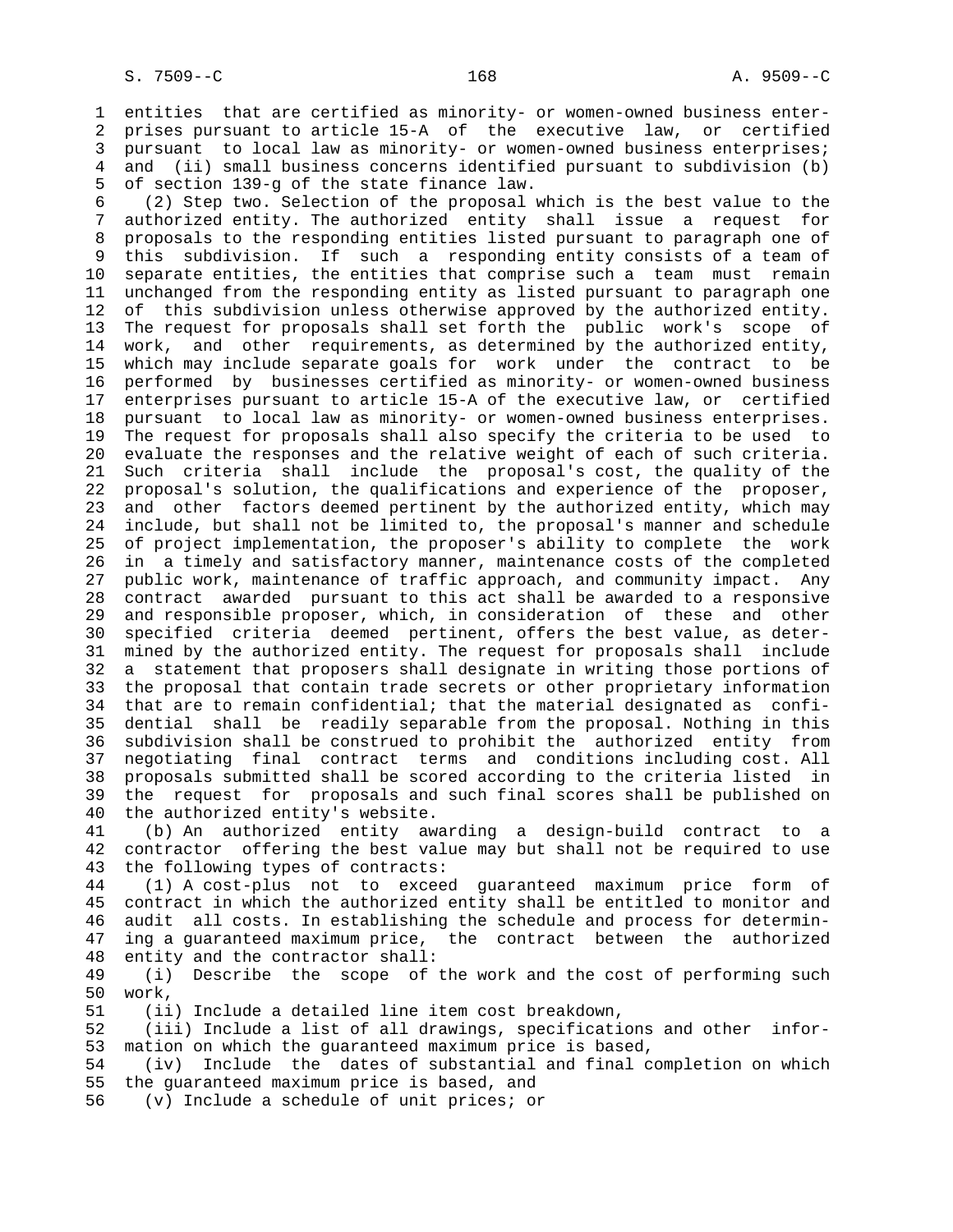entities that are certified as minority- or women-owned business enterprises pursuant to article 15-A of the executive law, or certified pursuant to local law as minority- or women-owned business enterprises; and (ii) small business concerns identified pursuant to subdivision (b) of section 139-g of the state finance law.

(2) Step two. Selection of the proposal which is the best value to the authorized entity. The authorized entity shall issue a request for proposals to the responding entities listed pursuant to paragraph one of this subdivision. If such a responding entity consists of a team of separate entities, the entities that comprise such a team must remain unchanged from the responding entity as listed pursuant to paragraph one of this subdivision unless otherwise approved by the authorized entity. The request for proposals shall set forth the public work's scope of work, and other requirements, as determined by the authorized entity, which may include separate goals for work under the contract to be performed by businesses certified as minority- or women-owned business enterprises pursuant to article 15-A of the executive law, or certified pursuant to local law as minority- or women-owned business enterprises. The request for proposals shall also specify the criteria to be used to evaluate the responses and the relative weight of each of such criteria. Such criteria shall include the proposal's cost, the quality of the proposal's solution, the qualifications and experience of the proposer, and other factors deemed pertinent by the authorized entity, which may include, but shall not be limited to, the proposal's manner and schedule of project implementation, the proposer's ability to complete the work in a timely and satisfactory manner, maintenance costs of the completed public work, maintenance of traffic approach, and community impact. Any contract awarded pursuant to this act shall be awarded to a responsive and responsible proposer, which, in consideration of these and other specified criteria deemed pertinent, offers the best value, as determined by the authorized entity. The request for proposals shall include a statement that proposers shall designate in writing those portions of the proposal that contain trade secrets or other proprietary information that are to remain confidential; that the material designated as confidential shall be readily separable from the proposal. Nothing in this subdivision shall be construed to prohibit the authorized entity from negotiating final contract terms and conditions including cost. All proposals submitted shall be scored according to the criteria listed in the request for proposals and such final scores shall be published on the authorized entity's website.

(b) An authorized entity awarding a design-build contract to a contractor offering the best value may but shall not be required to use the following types of contracts:

(1) A cost-plus not to exceed guaranteed maximum price form of contract in which the authorized entity shall be entitled to monitor and audit all costs. In establishing the schedule and process for determining a guaranteed maximum price, the contract between the authorized entity and the contractor shall:

(i) Describe the scope of the work and the cost of performing such work,

(ii) Include a detailed line item cost breakdown,

(iii) Include a list of all drawings, specifications and other information on which the guaranteed maximum price is based,

(iv) Include the dates of substantial and final completion on which the guaranteed maximum price is based, and

(v) Include a schedule of unit prices; or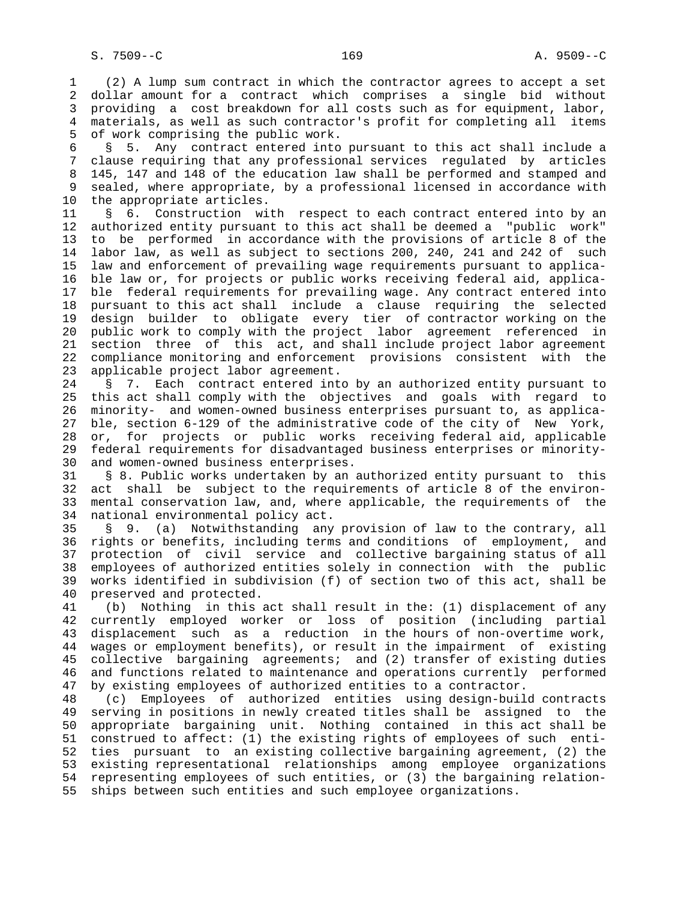(2) A lump sum contract in which the contractor agrees to accept a set dollar amount for a contract which comprises a single bid without providing a cost breakdown for all costs such as for equipment, labor, materials, as well as such contractor's profit for completing all items of work comprising the public work.

§ 5. Any contract entered into pursuant to this act shall include a clause requiring that any professional services regulated by articles 145, 147 and 148 of the education law shall be performed and stamped and sealed, where appropriate, by a professional licensed in accordance with the appropriate articles.

§ 6. Construction with respect to each contract entered into by an authorized entity pursuant to this act shall be deemed a "public work" to be performed in accordance with the provisions of article 8 of the labor law, as well as subject to sections 200, 240, 241 and 242 of such law and enforcement of prevailing wage requirements pursuant to applicable law or, for projects or public works receiving federal aid, applicable federal requirements for prevailing wage. Any contract entered into pursuant to this act shall include a clause requiring the selected design builder to obligate every tier of contractor working on the public work to comply with the project labor agreement referenced in section three of this act, and shall include project labor agreement compliance monitoring and enforcement provisions consistent with the applicable project labor agreement.

§ 7. Each contract entered into by an authorized entity pursuant to this act shall comply with the objectives and goals with regard to minority- and women-owned business enterprises pursuant to, as applicable, section 6-129 of the administrative code of the city of New York, or, for projects or public works receiving federal aid, applicable federal requirements for disadvantaged business enterprises or minority- and women-owned business enterprises.

§ 8. Public works undertaken by an authorized entity pursuant to this act shall be subject to the requirements of article 8 of the environmental conservation law, and, where applicable, the requirements of the national environmental policy act.

§ 9. (a) Notwithstanding any provision of law to the contrary, all rights or benefits, including terms and conditions of employment, and protection of civil service and collective bargaining status of all employees of authorized entities solely in connection with the public works identified in subdivision (f) of section two of this act, shall be preserved and protected.

(b) Nothing in this act shall result in the: (1) displacement of any currently employed worker or loss of position (including partial displacement such as a reduction in the hours of non-overtime work, wages or employment benefits), or result in the impairment of existing collective bargaining agreements; and (2) transfer of existing duties and functions related to maintenance and operations currently performed by existing employees of authorized entities to a contractor.

(c) Employees of authorized entities using design-build contracts serving in positions in newly created titles shall be assigned to the appropriate bargaining unit. Nothing contained in this act shall be construed to affect: (1) the existing rights of employees of such entities pursuant to an existing collective bargaining agreement, (2) the existing representational relationships among employee organizations representing employees of such entities, or (3) the bargaining relationships between such entities and such employee organizations.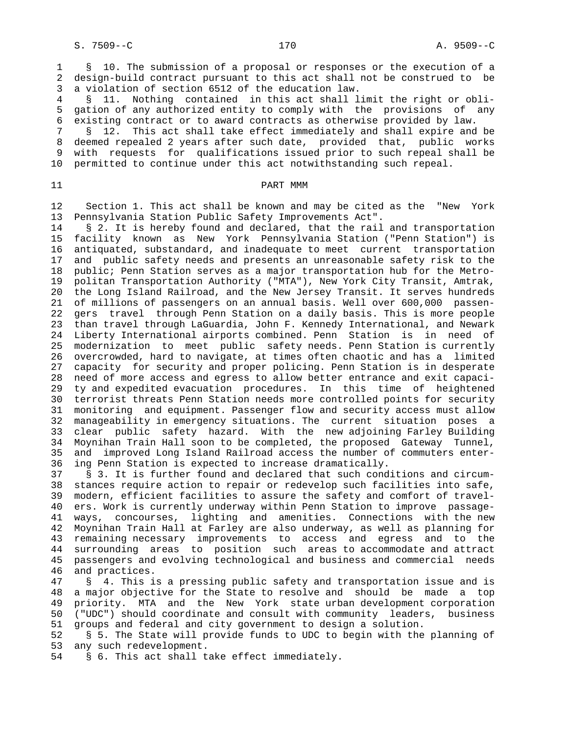§ 10. The submission of a proposal or responses or the execution of a design-build contract pursuant to this act shall not be construed to be a violation of section 6512 of the education law.

§ 11. Nothing contained in this act shall limit the right or obligation of any authorized entity to comply with the provisions of any existing contract or to award contracts as otherwise provided by law.

§ 12. This act shall take effect immediately and shall expire and be deemed repealed 2 years after such date, provided that, public works with requests for qualifications issued prior to such repeal shall be permitted to continue under this act notwithstanding such repeal.

## PART MMM

Section 1. This act shall be known and may be cited as the "New York Pennsylvania Station Public Safety Improvements Act".

§ 2. It is hereby found and declared, that the rail and transportation facility known as New York Pennsylvania Station ("Penn Station") is antiquated, substandard, and inadequate to meet current transportation and public safety needs and presents an unreasonable safety risk to the public; Penn Station serves as a major transportation hub for the Metropolitan Transportation Authority ("MTA"), New York City Transit, Amtrak, the Long Island Railroad, and the New Jersey Transit. It serves hundreds of millions of passengers on an annual basis. Well over 600,000 passengers travel through Penn Station on a daily basis. This is more people than travel through LaGuardia, John F. Kennedy International, and Newark Liberty International airports combined. Penn Station is in need of modernization to meet public safety needs. Penn Station is currently overcrowded, hard to navigate, at times often chaotic and has a limited capacity for security and proper policing. Penn Station is in desperate need of more access and egress to allow better entrance and exit capacity and expedited evacuation procedures. In this time of heightened terrorist threats Penn Station needs more controlled points for security monitoring and equipment. Passenger flow and security access must allow manageability in emergency situations. The current situation poses a clear public safety hazard. With the new adjoining Farley Building Moynihan Train Hall soon to be completed, the proposed Gateway Tunnel, and improved Long Island Railroad access the number of commuters entering Penn Station is expected to increase dramatically.

§ 3. It is further found and declared that such conditions and circumstances require action to repair or redevelop such facilities into safe, modern, efficient facilities to assure the safety and comfort of travelers. Work is currently underway within Penn Station to improve passageways, concourses, lighting and amenities. Connections with the new Moynihan Train Hall at Farley are also underway, as well as planning for remaining necessary improvements to access and egress and to the surrounding areas to position such areas to accommodate and attract passengers and evolving technological and business and commercial needs and practices.

§ 4. This is a pressing public safety and transportation issue and is a major objective for the State to resolve and should be made a top priority. MTA and the New York state urban development corporation ("UDC") should coordinate and consult with community leaders, business groups and federal and city government to design a solution.

§ 5. The State will provide funds to UDC to begin with the planning of any such redevelopment.

§ 6. This act shall take effect immediately.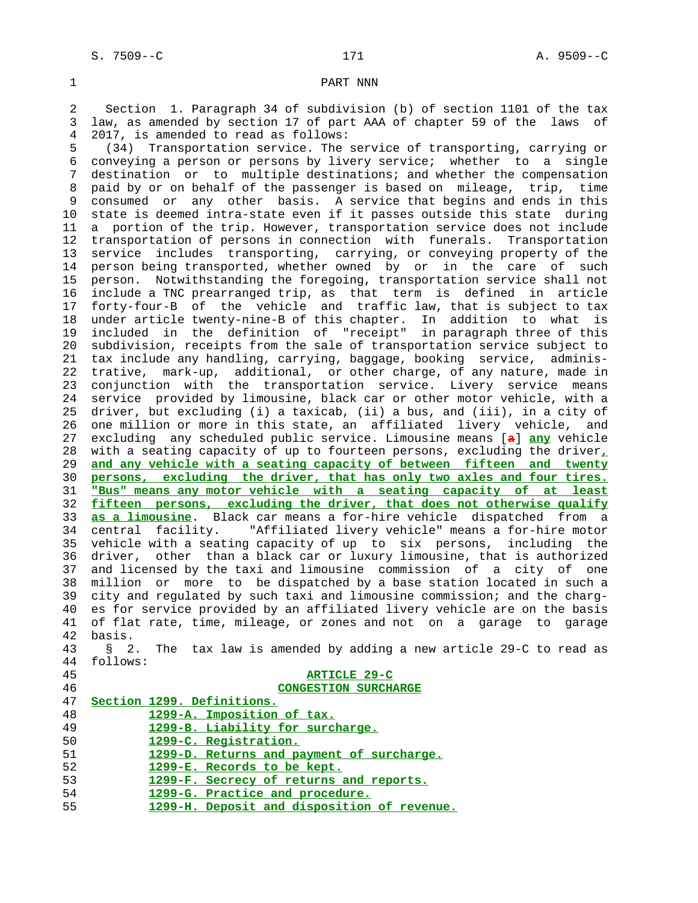PART NNN

Section 1. Paragraph 34 of subdivision (b) of section 1101 of the tax law, as amended by section 17 of part AAA of chapter 59 of the laws of 2017, is amended to read as follows:

(34) Transportation service. The service of transporting, carrying or conveying a person or persons by livery service; whether to a single destination or to multiple destinations; and whether the compensation paid by or on behalf of the passenger is based on mileage, trip, time consumed or any other basis. A service that begins and ends in this state is deemed intra-state even if it passes outside this state during a portion of the trip. However, transportation service does not include transportation of persons in connection with funerals. Transportation service includes transporting, carrying, or conveying property of the person being transported, whether owned by or in the care of such person. Notwithstanding the foregoing, transportation service shall not include a TNC prearranged trip, as that term is defined in article forty-four-B of the vehicle and traffic law, that is subject to tax under article twenty-nine-B of this chapter. In addition to what is included in the definition of "receipt" in paragraph three of this subdivision, receipts from the sale of transportation service subject to tax include any handling, carrying, baggage, booking service, administrative, mark-up, additional, or other charge, of any nature, made in conjunction with the transportation service. Livery service means service provided by limousine, black car or other motor vehicle, with a driver, but excluding (i) a taxicab, (ii) a bus, and (iii), in a city of one million or more in this state, an affiliated livery vehicle, and excluding any scheduled public service. Limousine means [a] **any** vehicle with a seating capacity of up to fourteen persons, excluding the driver**, and any vehicle with a seating capacity of between fifteen and twenty persons, excluding the driver, that has only two axles and four tires. "Bus" means any motor vehicle with a seating capacity of at least fifteen persons, excluding the driver, that does not otherwise qualify as a limousine**. Black car means a for-hire vehicle dispatched from a central facility. "Affiliated livery vehicle" means a for-hire motor vehicle with a seating capacity of up to six persons, including the driver, other than a black car or luxury limousine, that is authorized and licensed by the taxi and limousine commission of a city of one million or more to be dispatched by a base station located in such a city and regulated by such taxi and limousine commission; and the charges for service provided by an affiliated livery vehicle are on the basis of flat rate, time, mileage, or zones and not on a garage to garage basis.

§ 2. The tax law is amended by adding a new article 29-C to read as follows:

**ARTICLE 29-C**

**CONGESTION SURCHARGE**

**Section 1299. Definitions.**
**1299-A. Imposition of tax.**
**1299-B. Liability for surcharge.**
**1299-C. Registration.**
**1299-D. Returns and payment of surcharge.**
**1299-E. Records to be kept.**
**1299-F. Secrecy of returns and reports.**
**1299-G. Practice and procedure.**
**1299-H. Deposit and disposition of revenue.**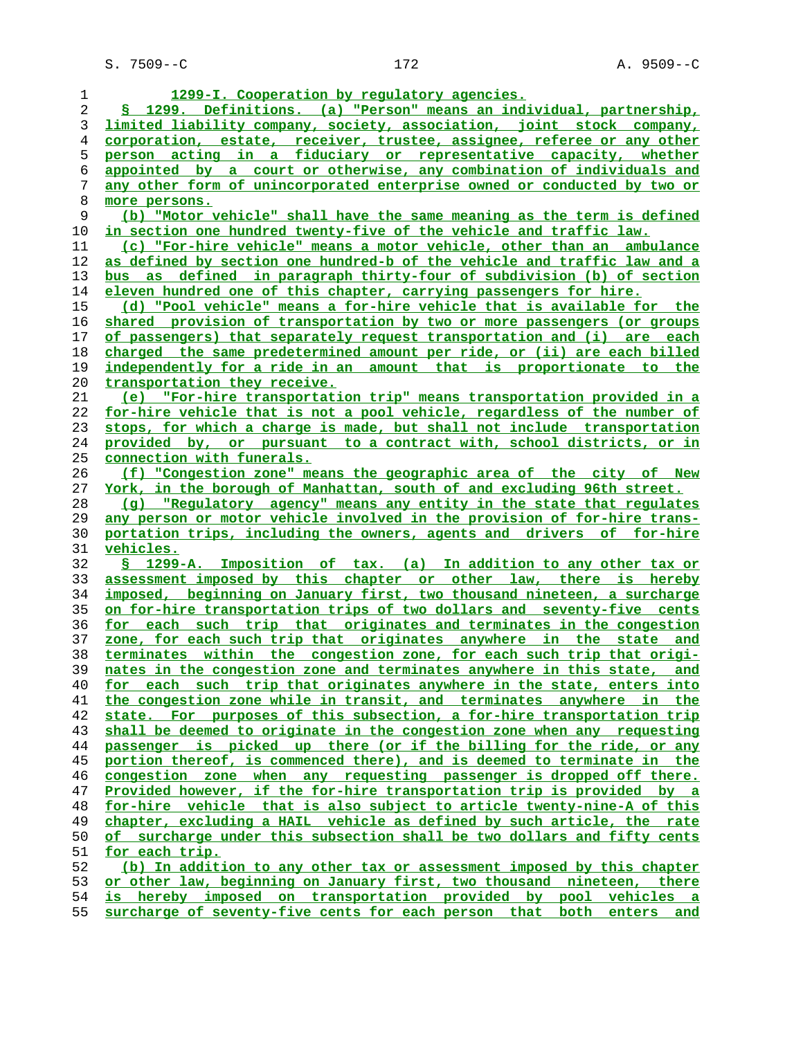1299-I. Cooperation by regulatory agencies.

§ 1299. Definitions. (a) "Person" means an individual, partnership, limited liability company, society, association, joint stock company, corporation, estate, receiver, trustee, assignee, referee or any other person acting in a fiduciary or representative capacity, whether appointed by a court or otherwise, any combination of individuals and any other form of unincorporated enterprise owned or conducted by two or more persons.

(b) "Motor vehicle" shall have the same meaning as the term is defined in section one hundred twenty-five of the vehicle and traffic law.

(c) "For-hire vehicle" means a motor vehicle, other than an ambulance as defined by section one hundred-b of the vehicle and traffic law and a bus as defined in paragraph thirty-four of subdivision (b) of section eleven hundred one of this chapter, carrying passengers for hire.

(d) "Pool vehicle" means a for-hire vehicle that is available for the shared provision of transportation by two or more passengers (or groups of passengers) that separately request transportation and (i) are each charged the same predetermined amount per ride, or (ii) are each billed independently for a ride in an amount that is proportionate to the transportation they receive.

(e) "For-hire transportation trip" means transportation provided in a for-hire vehicle that is not a pool vehicle, regardless of the number of stops, for which a charge is made, but shall not include transportation provided by, or pursuant to a contract with, school districts, or in connection with funerals.

(f) "Congestion zone" means the geographic area of the city of New York, in the borough of Manhattan, south of and excluding 96th street.

(g) "Regulatory agency" means any entity in the state that regulates any person or motor vehicle involved in the provision of for-hire transportation trips, including the owners, agents and drivers of for-hire vehicles.

§ 1299-A. Imposition of tax. (a) In addition to any other tax or assessment imposed by this chapter or other law, there is hereby imposed, beginning on January first, two thousand nineteen, a surcharge on for-hire transportation trips of two dollars and seventy-five cents for each such trip that originates and terminates in the congestion zone, for each such trip that originates anywhere in the state and terminates within the congestion zone, for each such trip that originates in the congestion zone and terminates anywhere in this state, and for each such trip that originates anywhere in the state, enters into the congestion zone while in transit, and terminates anywhere in the state. For purposes of this subsection, a for-hire transportation trip shall be deemed to originate in the congestion zone when any requesting passenger is picked up there (or if the billing for the ride, or any portion thereof, is commenced there), and is deemed to terminate in the congestion zone when any requesting passenger is dropped off there. Provided however, if the for-hire transportation trip is provided by a for-hire vehicle that is also subject to article twenty-nine-A of this chapter, excluding a HAIL vehicle as defined by such article, the rate of surcharge under this subsection shall be two dollars and fifty cents for each trip.

(b) In addition to any other tax or assessment imposed by this chapter or other law, beginning on January first, two thousand nineteen, there is hereby imposed on transportation provided by pool vehicles a surcharge of seventy-five cents for each person that both enters and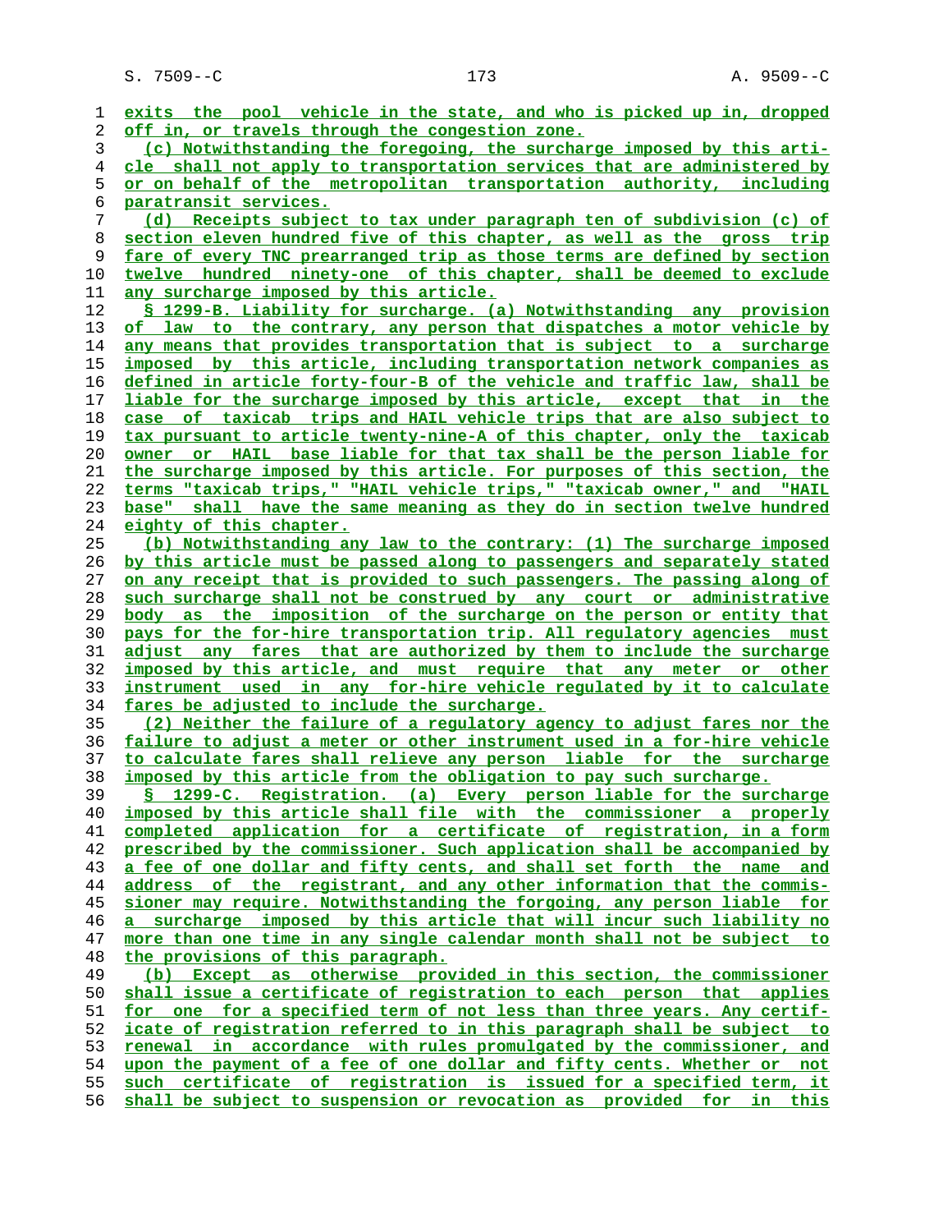exits the pool vehicle in the state, and who is picked up in, dropped off in, or travels through the congestion zone.

(c) Notwithstanding the foregoing, the surcharge imposed by this article shall not apply to transportation services that are administered by or on behalf of the metropolitan transportation authority, including paratransit services.

(d) Receipts subject to tax under paragraph ten of subdivision (c) of section eleven hundred five of this chapter, as well as the gross trip fare of every TNC prearranged trip as those terms are defined by section twelve hundred ninety-one of this chapter, shall be deemed to exclude any surcharge imposed by this article.

§ 1299-B. Liability for surcharge. (a) Notwithstanding any provision of law to the contrary, any person that dispatches a motor vehicle by any means that provides transportation that is subject to a surcharge imposed by this article, including transportation network companies as defined in article forty-four-B of the vehicle and traffic law, shall be liable for the surcharge imposed by this article, except that in the case of taxicab trips and HAIL vehicle trips that are also subject to tax pursuant to article twenty-nine-A of this chapter, only the taxicab owner or HAIL base liable for that tax shall be the person liable for the surcharge imposed by this article. For purposes of this section, the terms "taxicab trips," "HAIL vehicle trips," "taxicab owner," and "HAIL base" shall have the same meaning as they do in section twelve hundred eighty of this chapter.

(b) Notwithstanding any law to the contrary: (1) The surcharge imposed by this article must be passed along to passengers and separately stated on any receipt that is provided to such passengers. The passing along of such surcharge shall not be construed by any court or administrative body as the imposition of the surcharge on the person or entity that pays for the for-hire transportation trip. All regulatory agencies must adjust any fares that are authorized by them to include the surcharge imposed by this article, and must require that any meter or other instrument used in any for-hire vehicle regulated by it to calculate fares be adjusted to include the surcharge.

(2) Neither the failure of a regulatory agency to adjust fares nor the failure to adjust a meter or other instrument used in a for-hire vehicle to calculate fares shall relieve any person liable for the surcharge imposed by this article from the obligation to pay such surcharge.

§ 1299-C. Registration. (a) Every person liable for the surcharge imposed by this article shall file with the commissioner a properly completed application for a certificate of registration, in a form prescribed by the commissioner. Such application shall be accompanied by a fee of one dollar and fifty cents, and shall set forth the name and address of the registrant, and any other information that the commissioner may require. Notwithstanding the forgoing, any person liable for a surcharge imposed by this article that will incur such liability no more than one time in any single calendar month shall not be subject to the provisions of this paragraph.

(b) Except as otherwise provided in this section, the commissioner shall issue a certificate of registration to each person that applies for one for a specified term of not less than three years. Any certificate of registration referred to in this paragraph shall be subject to renewal in accordance with rules promulgated by the commissioner, and upon the payment of a fee of one dollar and fifty cents. Whether or not such certificate of registration is issued for a specified term, it shall be subject to suspension or revocation as provided for in this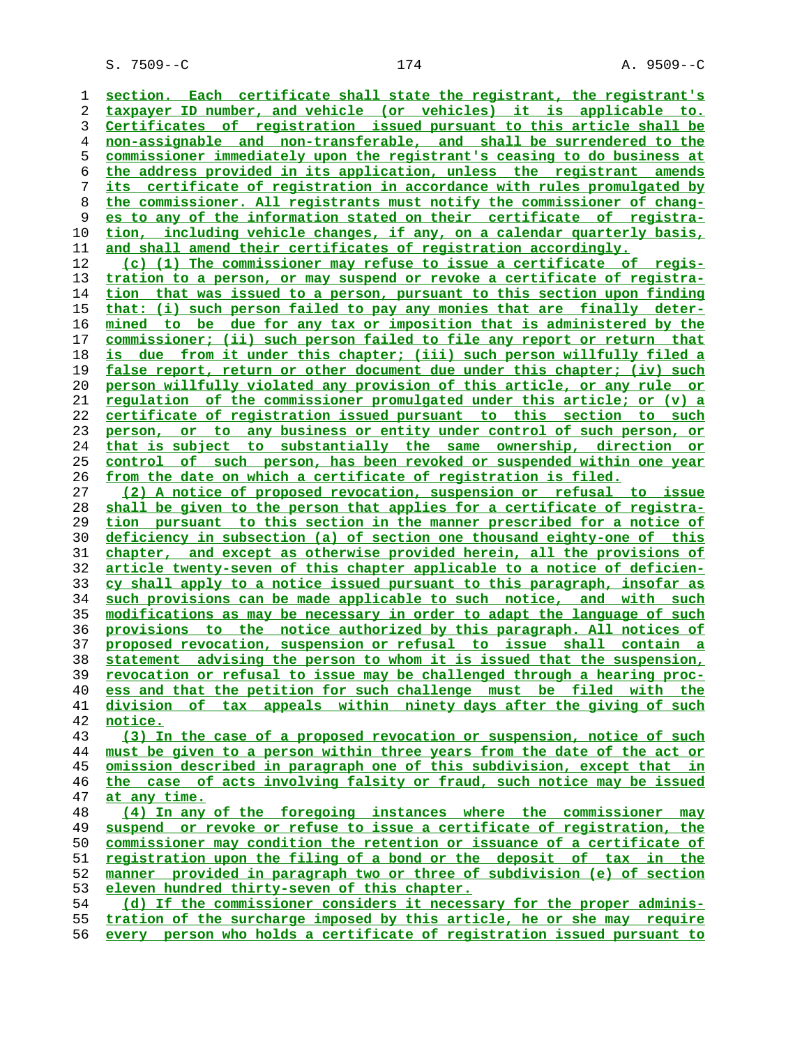section. Each certificate shall state the registrant, the registrant's taxpayer ID number, and vehicle (or vehicles) it is applicable to. Certificates of registration issued pursuant to this article shall be non-assignable and non-transferable, and shall be surrendered to the commissioner immediately upon the registrant's ceasing to do business at the address provided in its application, unless the registrant amends its certificate of registration in accordance with rules promulgated by the commissioner. All registrants must notify the commissioner of changes to any of the information stated on their certificate of registration, including vehicle changes, if any, on a calendar quarterly basis, and shall amend their certificates of registration accordingly.

(c) (1) The commissioner may refuse to issue a certificate of registration to a person, or may suspend or revoke a certificate of registration that was issued to a person, pursuant to this section upon finding that: (i) such person failed to pay any monies that are finally determined to be due for any tax or imposition that is administered by the commissioner; (ii) such person failed to file any report or return that is due from it under this chapter; (iii) such person willfully filed a false report, return or other document due under this chapter; (iv) such person willfully violated any provision of this article, or any rule or regulation of the commissioner promulgated under this article; or (v) a certificate of registration issued pursuant to this section to such person, or to any business or entity under control of such person, or that is subject to substantially the same ownership, direction or control of such person, has been revoked or suspended within one year from the date on which a certificate of registration is filed.

(2) A notice of proposed revocation, suspension or refusal to issue shall be given to the person that applies for a certificate of registration pursuant to this section in the manner prescribed for a notice of deficiency in subsection (a) of section one thousand eighty-one of this chapter, and except as otherwise provided herein, all the provisions of article twenty-seven of this chapter applicable to a notice of deficiency shall apply to a notice issued pursuant to this paragraph, insofar as such provisions can be made applicable to such notice, and with such modifications as may be necessary in order to adapt the language of such provisions to the notice authorized by this paragraph. All notices of proposed revocation, suspension or refusal to issue shall contain a statement advising the person to whom it is issued that the suspension, revocation or refusal to issue may be challenged through a hearing process and that the petition for such challenge must be filed with the division of tax appeals within ninety days after the giving of such notice.

(3) In the case of a proposed revocation or suspension, notice of such must be given to a person within three years from the date of the act or omission described in paragraph one of this subdivision, except that in the case of acts involving falsity or fraud, such notice may be issued at any time.

(4) In any of the foregoing instances where the commissioner may suspend or revoke or refuse to issue a certificate of registration, the commissioner may condition the retention or issuance of a certificate of registration upon the filing of a bond or the deposit of tax in the manner provided in paragraph two or three of subdivision (e) of section eleven hundred thirty-seven of this chapter.

(d) If the commissioner considers it necessary for the proper administration of the surcharge imposed by this article, he or she may require every person who holds a certificate of registration issued pursuant to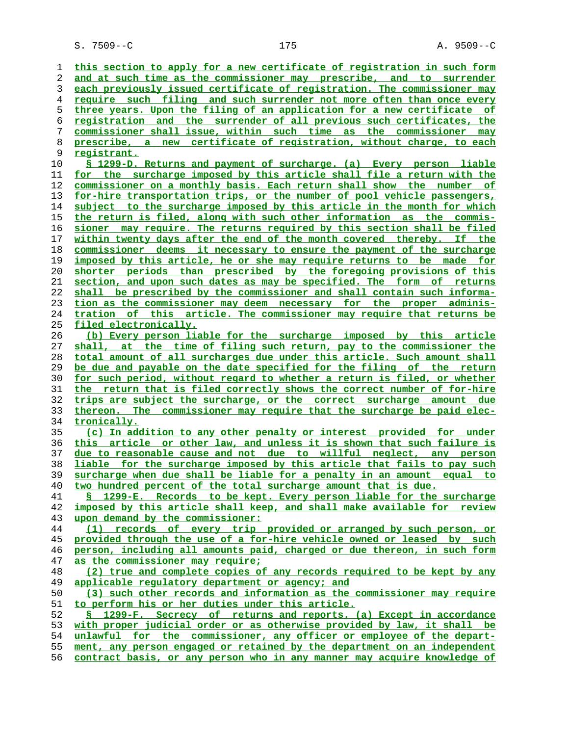this section to apply for a new certificate of registration in such form and at such time as the commissioner may prescribe, and to surrender each previously issued certificate of registration. The commissioner may require such filing and such surrender not more often than once every three years. Upon the filing of an application for a new certificate of registration and the surrender of all previous such certificates, the commissioner shall issue, within such time as the commissioner may prescribe, a new certificate of registration, without charge, to each registrant.

§ 1299-D. Returns and payment of surcharge. (a) Every person liable for the surcharge imposed by this article shall file a return with the commissioner on a monthly basis. Each return shall show the number of for-hire transportation trips, or the number of pool vehicle passengers, subject to the surcharge imposed by this article in the month for which the return is filed, along with such other information as the commissioner may require. The returns required by this section shall be filed within twenty days after the end of the month covered thereby. If the commissioner deems it necessary to ensure the payment of the surcharge imposed by this article, he or she may require returns to be made for shorter periods than prescribed by the foregoing provisions of this section, and upon such dates as may be specified. The form of returns shall be prescribed by the commissioner and shall contain such information as the commissioner may deem necessary for the proper administration of this article. The commissioner may require that returns be filed electronically.

(b) Every person liable for the surcharge imposed by this article shall, at the time of filing such return, pay to the commissioner the total amount of all surcharges due under this article. Such amount shall be due and payable on the date specified for the filing of the return for such period, without regard to whether a return is filed, or whether the return that is filed correctly shows the correct number of for-hire trips are subject the surcharge, or the correct surcharge amount due thereon. The commissioner may require that the surcharge be paid electronically.

(c) In addition to any other penalty or interest provided for under this article or other law, and unless it is shown that such failure is due to reasonable cause and not due to willful neglect, any person liable for the surcharge imposed by this article that fails to pay such surcharge when due shall be liable for a penalty in an amount equal to two hundred percent of the total surcharge amount that is due.

§ 1299-E. Records to be kept. Every person liable for the surcharge imposed by this article shall keep, and shall make available for review upon demand by the commissioner:

(1) records of every trip provided or arranged by such person, or provided through the use of a for-hire vehicle owned or leased by such person, including all amounts paid, charged or due thereon, in such form as the commissioner may require;

(2) true and complete copies of any records required to be kept by any applicable regulatory department or agency; and

(3) such other records and information as the commissioner may require to perform his or her duties under this article.

§ 1299-F. Secrecy of returns and reports. (a) Except in accordance with proper judicial order or as otherwise provided by law, it shall be unlawful for the commissioner, any officer or employee of the department, any person engaged or retained by the department on an independent contract basis, or any person who in any manner may acquire knowledge of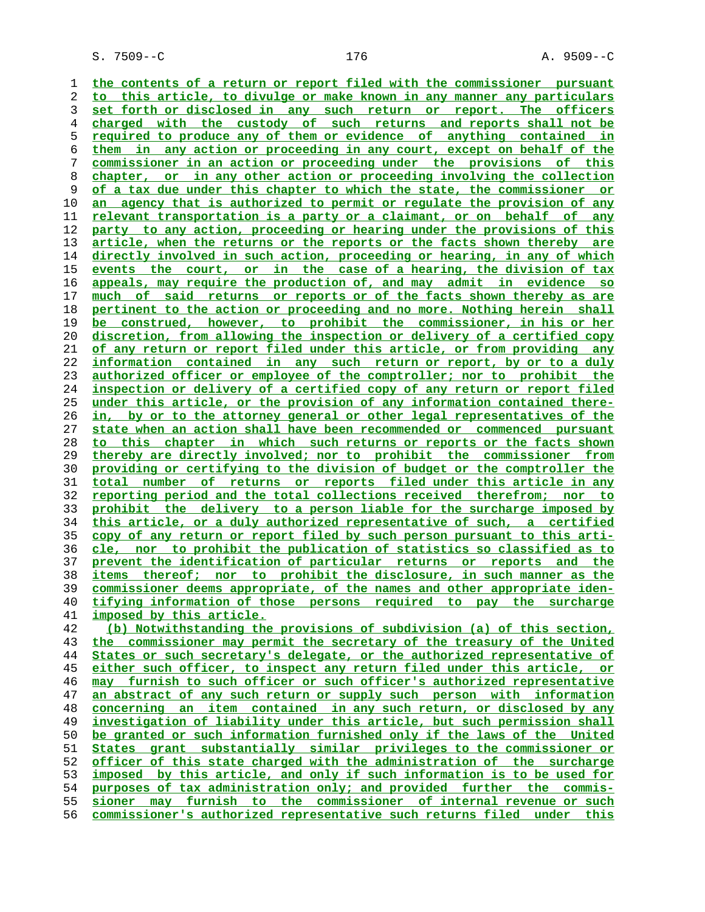the contents of a return or report filed with the commissioner pursuant to this article, to divulge or make known in any manner any particulars set forth or disclosed in any such return or report. The officers charged with the custody of such returns and reports shall not be required to produce any of them or evidence of anything contained in them in any action or proceeding in any court, except on behalf of the commissioner in an action or proceeding under the provisions of this chapter, or in any other action or proceeding involving the collection of a tax due under this chapter to which the state, the commissioner or an agency that is authorized to permit or regulate the provision of any relevant transportation is a party or a claimant, or on behalf of any party to any action, proceeding or hearing under the provisions of this article, when the returns or the reports or the facts shown thereby are directly involved in such action, proceeding or hearing, in any of which events the court, or in the case of a hearing, the division of tax appeals, may require the production of, and may admit in evidence so much of said returns or reports or of the facts shown thereby as are pertinent to the action or proceeding and no more. Nothing herein shall be construed, however, to prohibit the commissioner, in his or her discretion, from allowing the inspection or delivery of a certified copy of any return or report filed under this article, or from providing any information contained in any such return or report, by or to a duly authorized officer or employee of the comptroller; nor to prohibit the inspection or delivery of a certified copy of any return or report filed under this article, or the provision of any information contained therein, by or to the attorney general or other legal representatives of the state when an action shall have been recommended or commenced pursuant to this chapter in which such returns or reports or the facts shown thereby are directly involved; nor to prohibit the commissioner from providing or certifying to the division of budget or the comptroller the total number of returns or reports filed under this article in any reporting period and the total collections received therefrom; nor to prohibit the delivery to a person liable for the surcharge imposed by this article, or a duly authorized representative of such, a certified copy of any return or report filed by such person pursuant to this article, nor to prohibit the publication of statistics so classified as to prevent the identification of particular returns or reports and the items thereof; nor to prohibit the disclosure, in such manner as the commissioner deems appropriate, of the names and other appropriate identifying information of those persons required to pay the surcharge imposed by this article.

(b) Notwithstanding the provisions of subdivision (a) of this section, the commissioner may permit the secretary of the treasury of the United States or such secretary's delegate, or the authorized representative of either such officer, to inspect any return filed under this article, or may furnish to such officer or such officer's authorized representative an abstract of any such return or supply such person with information concerning an item contained in any such return, or disclosed by any investigation of liability under this article, but such permission shall be granted or such information furnished only if the laws of the United States grant substantially similar privileges to the commissioner or officer of this state charged with the administration of the surcharge imposed by this article, and only if such information is to be used for purposes of tax administration only; and provided further the commissioner may furnish to the commissioner of internal revenue or such commissioner's authorized representative such returns filed under this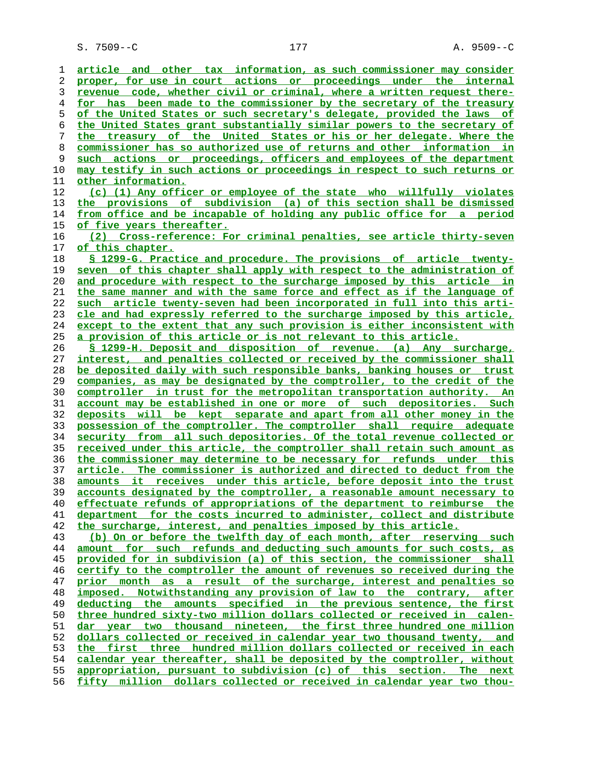article and other tax information, as such commissioner may consider proper, for use in court actions or proceedings under the internal revenue code, whether civil or criminal, where a written request therefor has been made to the commissioner by the secretary of the treasury of the United States or such secretary's delegate, provided the laws of the United States grant substantially similar powers to the secretary of the treasury of the United States or his or her delegate. Where the commissioner has so authorized use of returns and other information in such actions or proceedings, officers and employees of the department may testify in such actions or proceedings in respect to such returns or other information.

(c) (1) Any officer or employee of the state who willfully violates the provisions of subdivision (a) of this section shall be dismissed from office and be incapable of holding any public office for a period of five years thereafter.

(2) Cross-reference: For criminal penalties, see article thirty-seven of this chapter.

§ 1299-G. Practice and procedure. The provisions of article twenty-seven of this chapter shall apply with respect to the administration of and procedure with respect to the surcharge imposed by this article in the same manner and with the same force and effect as if the language of such article twenty-seven had been incorporated in full into this article and had expressly referred to the surcharge imposed by this article, except to the extent that any such provision is either inconsistent with a provision of this article or is not relevant to this article.

§ 1299-H. Deposit and disposition of revenue. (a) Any surcharge, interest, and penalties collected or received by the commissioner shall be deposited daily with such responsible banks, banking houses or trust companies, as may be designated by the comptroller, to the credit of the comptroller in trust for the metropolitan transportation authority. An account may be established in one or more of such depositories. Such deposits will be kept separate and apart from all other money in the possession of the comptroller. The comptroller shall require adequate security from all such depositories. Of the total revenue collected or received under this article, the comptroller shall retain such amount as the commissioner may determine to be necessary for refunds under this article. The commissioner is authorized and directed to deduct from the amounts it receives under this article, before deposit into the trust accounts designated by the comptroller, a reasonable amount necessary to effectuate refunds of appropriations of the department to reimburse the department for the costs incurred to administer, collect and distribute the surcharge, interest, and penalties imposed by this article.

(b) On or before the twelfth day of each month, after reserving such amount for such refunds and deducting such amounts for such costs, as provided for in subdivision (a) of this section, the commissioner shall certify to the comptroller the amount of revenues so received during the prior month as a result of the surcharge, interest and penalties so imposed. Notwithstanding any provision of law to the contrary, after deducting the amounts specified in the previous sentence, the first three hundred sixty-two million dollars collected or received in calendar year two thousand nineteen, the first three hundred one million dollars collected or received in calendar year two thousand twenty, and the first three hundred million dollars collected or received in each calendar year thereafter, shall be deposited by the comptroller, without appropriation, pursuant to subdivision (c) of this section. The next fifty million dollars collected or received in calendar year two thou-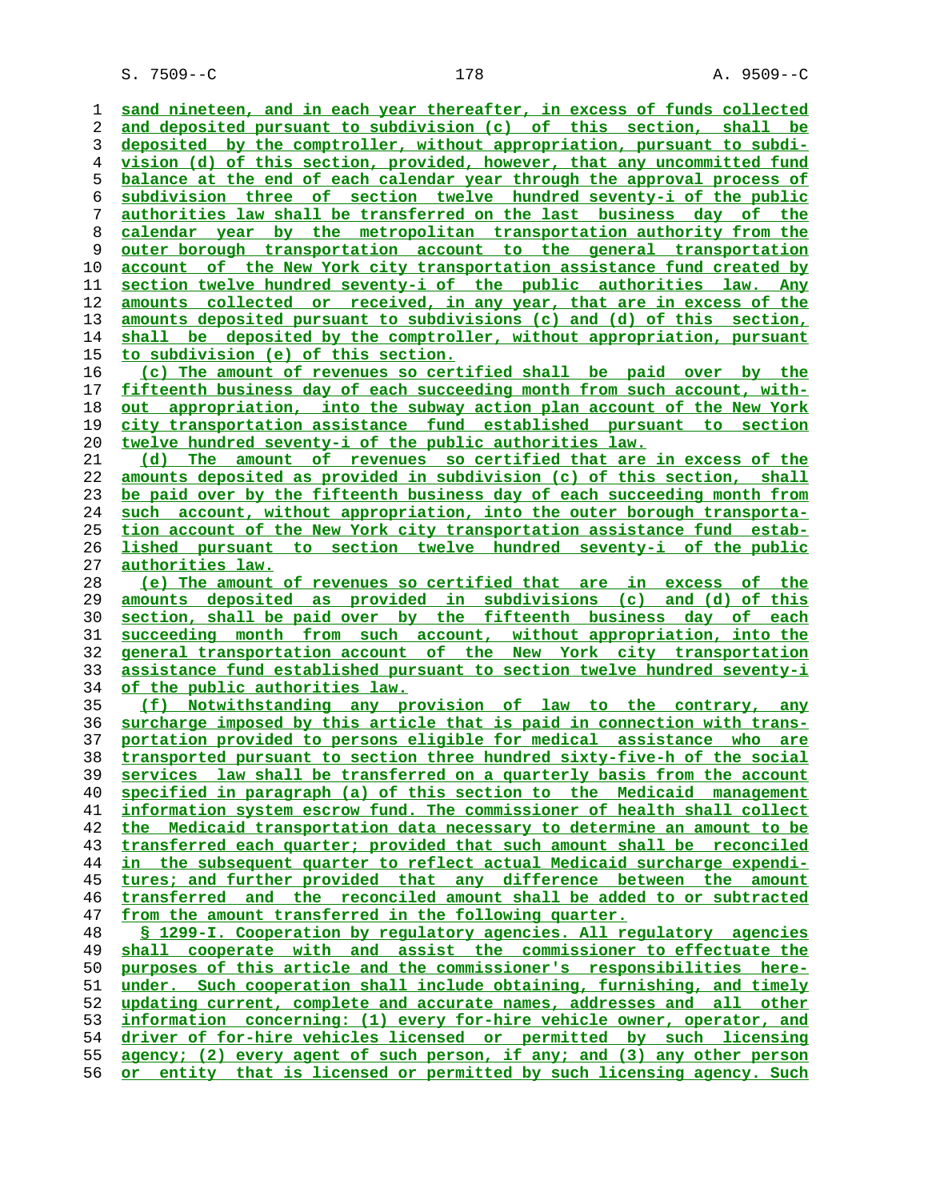sand nineteen, and in each year thereafter, in excess of funds collected and deposited pursuant to subdivision (c) of this section, shall be deposited by the comptroller, without appropriation, pursuant to subdivision (d) of this section, provided, however, that any uncommitted fund balance at the end of each calendar year through the approval process of subdivision three of section twelve hundred seventy-i of the public authorities law shall be transferred on the last business day of the calendar year by the metropolitan transportation authority from the outer borough transportation account to the general transportation account of the New York city transportation assistance fund created by section twelve hundred seventy-i of the public authorities law. Any amounts collected or received, in any year, that are in excess of the amounts deposited pursuant to subdivisions (c) and (d) of this section, shall be deposited by the comptroller, without appropriation, pursuant to subdivision (e) of this section.

(c) The amount of revenues so certified shall be paid over by the fifteenth business day of each succeeding month from such account, without appropriation, into the subway action plan account of the New York city transportation assistance fund established pursuant to section twelve hundred seventy-i of the public authorities law.

(d) The amount of revenues so certified that are in excess of the amounts deposited as provided in subdivision (c) of this section, shall be paid over by the fifteenth business day of each succeeding month from such account, without appropriation, into the outer borough transportation account of the New York city transportation assistance fund established pursuant to section twelve hundred seventy-i of the public authorities law.

(e) The amount of revenues so certified that are in excess of the amounts deposited as provided in subdivisions (c) and (d) of this section, shall be paid over by the fifteenth business day of each succeeding month from such account, without appropriation, into the general transportation account of the New York city transportation assistance fund established pursuant to section twelve hundred seventy-i of the public authorities law.

(f) Notwithstanding any provision of law to the contrary, any surcharge imposed by this article that is paid in connection with transportation provided to persons eligible for medical assistance who are transported pursuant to section three hundred sixty-five-h of the social services law shall be transferred on a quarterly basis from the account specified in paragraph (a) of this section to the Medicaid management information system escrow fund. The commissioner of health shall collect the Medicaid transportation data necessary to determine an amount to be transferred each quarter; provided that such amount shall be reconciled in the subsequent quarter to reflect actual Medicaid surcharge expenditures; and further provided that any difference between the amount transferred and the reconciled amount shall be added to or subtracted from the amount transferred in the following quarter.

§ 1299-I. Cooperation by regulatory agencies. All regulatory agencies shall cooperate with and assist the commissioner to effectuate the purposes of this article and the commissioner's responsibilities hereunder. Such cooperation shall include obtaining, furnishing, and timely updating current, complete and accurate names, addresses and all other information concerning: (1) every for-hire vehicle owner, operator, and driver of for-hire vehicles licensed or permitted by such licensing agency; (2) every agent of such person, if any; and (3) any other person or entity that is licensed or permitted by such licensing agency. Such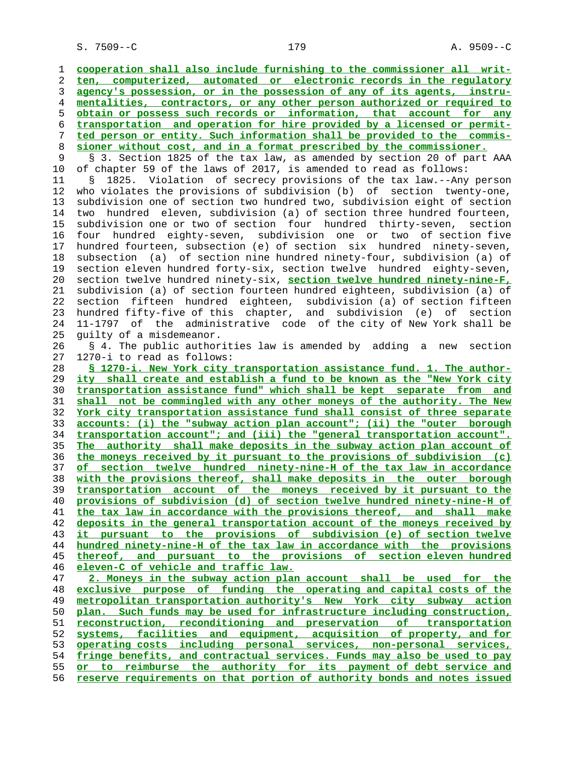cooperation shall also include furnishing to the commissioner all written, computerized, automated or electronic records in the regulatory agency's possession, or in the possession of any of its agents, instrumentalities, contractors, or any other person authorized or required to obtain or possess such records or information, that account for any transportation and operation for hire provided by a licensed or permitted person or entity. Such information shall be provided to the commissioner without cost, and in a format prescribed by the commissioner.

§ 3. Section 1825 of the tax law, as amended by section 20 of part AAA of chapter 59 of the laws of 2017, is amended to read as follows:

§ 1825. Violation of secrecy provisions of the tax law.--Any person who violates the provisions of subdivision (b) of section twenty-one, subdivision one of section two hundred two, subdivision eight of section two hundred eleven, subdivision (a) of section three hundred fourteen, subdivision one or two of section four hundred thirty-seven, section four hundred eighty-seven, subdivision one or two of section five hundred fourteen, subsection (e) of section six hundred ninety-seven, subsection (a) of section nine hundred ninety-four, subdivision (a) of section eleven hundred forty-six, section twelve hundred eighty-seven, section twelve hundred ninety-six, section twelve hundred ninety-nine-F, subdivision (a) of section fourteen hundred eighteen, subdivision (a) of section fifteen hundred eighteen, subdivision (a) of section fifteen hundred fifty-five of this chapter, and subdivision (e) of section 11-1797 of the administrative code of the city of New York shall be guilty of a misdemeanor.

§ 4. The public authorities law is amended by adding a new section 1270-i to read as follows:

§ 1270-i. New York city transportation assistance fund. 1. The authority shall create and establish a fund to be known as the "New York city transportation assistance fund" which shall be kept separate from and shall not be commingled with any other moneys of the authority. The New York city transportation assistance fund shall consist of three separate accounts: (i) the "subway action plan account"; (ii) the "outer borough transportation account"; and (iii) the "general transportation account". The authority shall make deposits in the subway action plan account of the moneys received by it pursuant to the provisions of subdivision (c) of section twelve hundred ninety-nine-H of the tax law in accordance with the provisions thereof, shall make deposits in the outer borough transportation account of the moneys received by it pursuant to the provisions of subdivision (d) of section twelve hundred ninety-nine-H of the tax law in accordance with the provisions thereof, and shall make deposits in the general transportation account of the moneys received by it pursuant to the provisions of subdivision (e) of section twelve hundred ninety-nine-H of the tax law in accordance with the provisions thereof, and pursuant to the provisions of section eleven hundred eleven-C of vehicle and traffic law.

2. Moneys in the subway action plan account shall be used for the exclusive purpose of funding the operating and capital costs of the metropolitan transportation authority's New York city subway action plan. Such funds may be used for infrastructure including construction, reconstruction, reconditioning and preservation of transportation systems, facilities and equipment, acquisition of property, and for operating costs including personal services, non-personal services, fringe benefits, and contractual services. Funds may also be used to pay or to reimburse the authority for its payment of debt service and reserve requirements on that portion of authority bonds and notes issued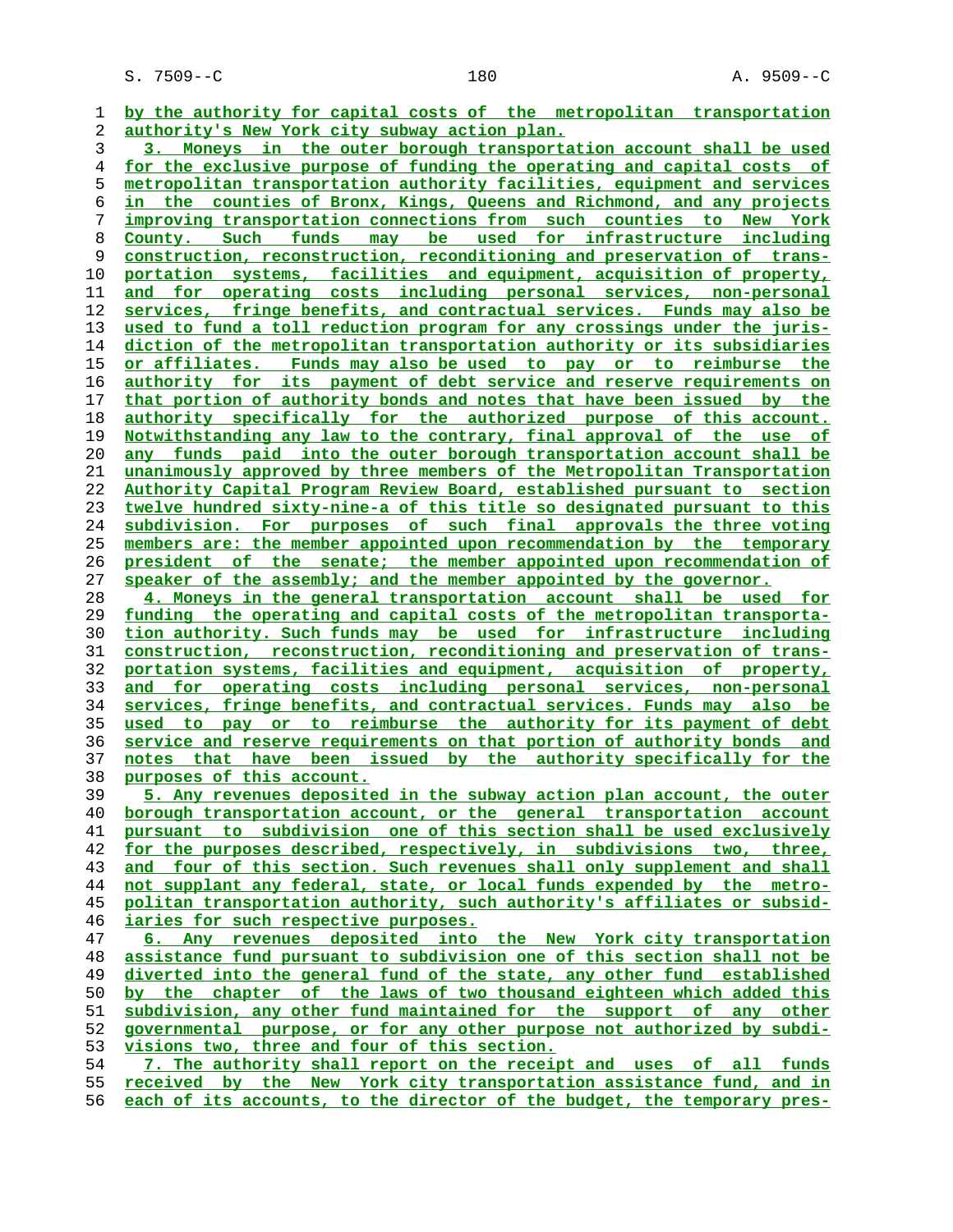by the authority for capital costs of the metropolitan transportation authority's New York city subway action plan.

3. Moneys in the outer borough transportation account shall be used for the exclusive purpose of funding the operating and capital costs of metropolitan transportation authority facilities, equipment and services in the counties of Bronx, Kings, Queens and Richmond, and any projects improving transportation connections from such counties to New York County. Such funds may be used for infrastructure including construction, reconstruction, reconditioning and preservation of transportation systems, facilities and equipment, acquisition of property, and for operating costs including personal services, non-personal services, fringe benefits, and contractual services. Funds may also be used to fund a toll reduction program for any crossings under the jurisdiction of the metropolitan transportation authority or its subsidiaries or affiliates. Funds may also be used to pay or to reimburse the authority for its payment of debt service and reserve requirements on that portion of authority bonds and notes that have been issued by the authority specifically for the authorized purpose of this account. Notwithstanding any law to the contrary, final approval of the use of any funds paid into the outer borough transportation account shall be unanimously approved by three members of the Metropolitan Transportation Authority Capital Program Review Board, established pursuant to section twelve hundred sixty-nine-a of this title so designated pursuant to this subdivision. For purposes of such final approvals the three voting members are: the member appointed upon recommendation by the temporary president of the senate; the member appointed upon recommendation of speaker of the assembly; and the member appointed by the governor.

4. Moneys in the general transportation account shall be used for funding the operating and capital costs of the metropolitan transportation authority. Such funds may be used for infrastructure including construction, reconstruction, reconditioning and preservation of transportation systems, facilities and equipment, acquisition of property, and for operating costs including personal services, non-personal services, fringe benefits, and contractual services. Funds may also be used to pay or to reimburse the authority for its payment of debt service and reserve requirements on that portion of authority bonds and notes that have been issued by the authority specifically for the purposes of this account.

5. Any revenues deposited in the subway action plan account, the outer borough transportation account, or the general transportation account pursuant to subdivision one of this section shall be used exclusively for the purposes described, respectively, in subdivisions two, three, and four of this section. Such revenues shall only supplement and shall not supplant any federal, state, or local funds expended by the metropolitan transportation authority, such authority's affiliates or subsidiaries for such respective purposes.

6. Any revenues deposited into the New York city transportation assistance fund pursuant to subdivision one of this section shall not be diverted into the general fund of the state, any other fund established by the chapter of the laws of two thousand eighteen which added this subdivision, any other fund maintained for the support of any other governmental purpose, or for any other purpose not authorized by subdivisions two, three and four of this section.

7. The authority shall report on the receipt and uses of all funds received by the New York city transportation assistance fund, and in each of its accounts, to the director of the budget, the temporary pres-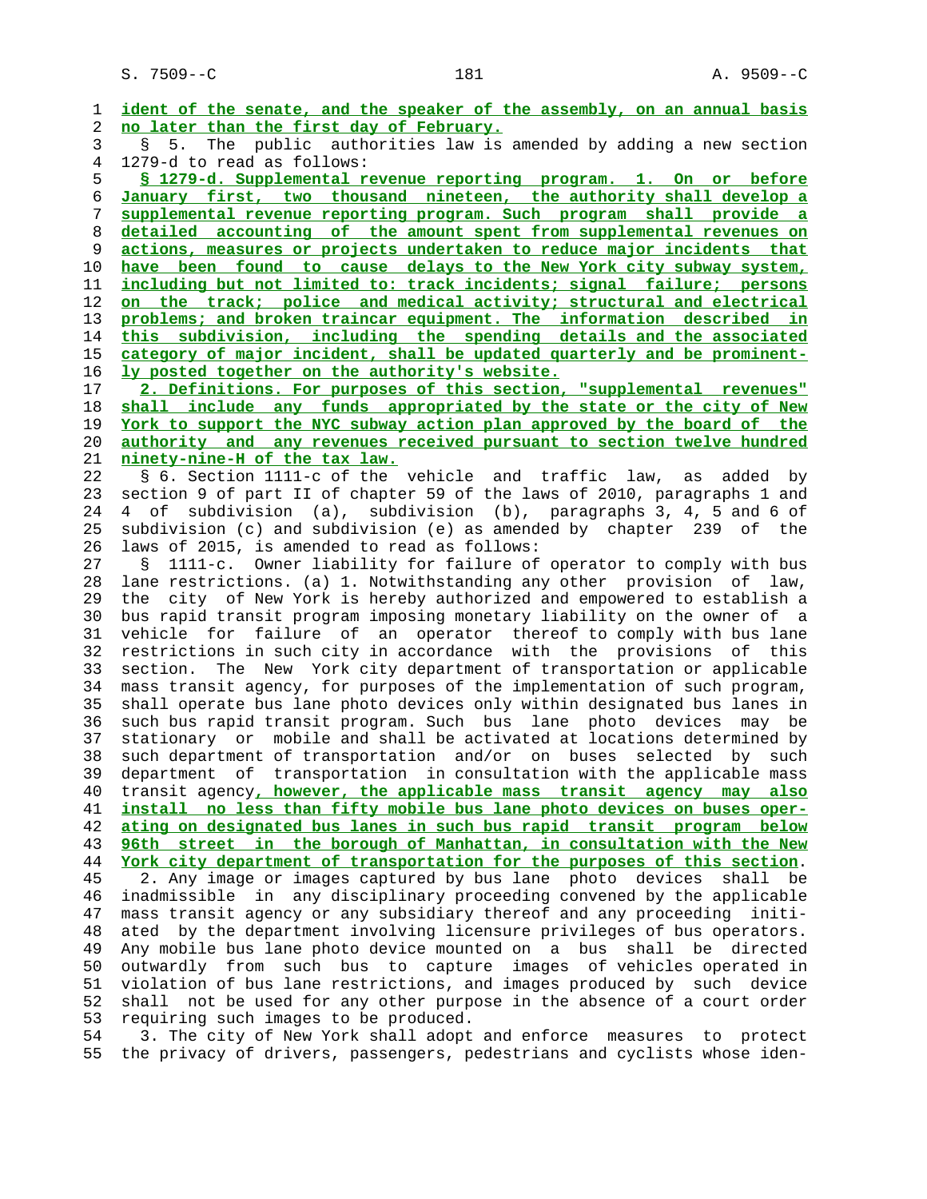ident of the senate, and the speaker of the assembly, on an annual basis no later than the first day of February.

§ 5. The public authorities law is amended by adding a new section 1279-d to read as follows:

**§ 1279-d. Supplemental revenue reporting program.** 1. On or before January first, two thousand nineteen, the authority shall develop a supplemental revenue reporting program. Such program shall provide a detailed accounting of the amount spent from supplemental revenues on actions, measures or projects undertaken to reduce major incidents that have been found to cause delays to the New York city subway system, including but not limited to: track incidents; signal failure; persons on the track; police and medical activity; structural and electrical problems; and broken traincar equipment. The information described in this subdivision, including the spending details and the associated category of major incident, shall be updated quarterly and be prominently posted together on the authority's website.

2. Definitions. For purposes of this section, "supplemental revenues" shall include any funds appropriated by the state or the city of New York to support the NYC subway action plan approved by the board of the authority and any revenues received pursuant to section twelve hundred ninety-nine-H of the tax law.

§ 6. Section 1111-c of the vehicle and traffic law, as added by section 9 of part II of chapter 59 of the laws of 2010, paragraphs 1 and 4 of subdivision (a), subdivision (b), paragraphs 3, 4, 5 and 6 of subdivision (c) and subdivision (e) as amended by chapter 239 of the laws of 2015, is amended to read as follows:

§ 1111-c. Owner liability for failure of operator to comply with bus lane restrictions. (a) 1. Notwithstanding any other provision of law, the city of New York is hereby authorized and empowered to establish a bus rapid transit program imposing monetary liability on the owner of a vehicle for failure of an operator thereof to comply with bus lane restrictions in such city in accordance with the provisions of this section. The New York city department of transportation or applicable mass transit agency, for purposes of the implementation of such program, shall operate bus lane photo devices only within designated bus lanes in such bus rapid transit program. Such bus lane photo devices may be stationary or mobile and shall be activated at locations determined by such department of transportation and/or on buses selected by such department of transportation in consultation with the applicable mass transit agency, however, the applicable mass transit agency may also install no less than fifty mobile bus lane photo devices on buses operating on designated bus lanes in such bus rapid transit program below 96th street in the borough of Manhattan, in consultation with the New York city department of transportation for the purposes of this section.

2. Any image or images captured by bus lane photo devices shall be inadmissible in any disciplinary proceeding convened by the applicable mass transit agency or any subsidiary thereof and any proceeding initiated by the department involving licensure privileges of bus operators. Any mobile bus lane photo device mounted on a bus shall be directed outwardly from such bus to capture images of vehicles operated in violation of bus lane restrictions, and images produced by such device shall not be used for any other purpose in the absence of a court order requiring such images to be produced.

3. The city of New York shall adopt and enforce measures to protect the privacy of drivers, passengers, pedestrians and cyclists whose iden-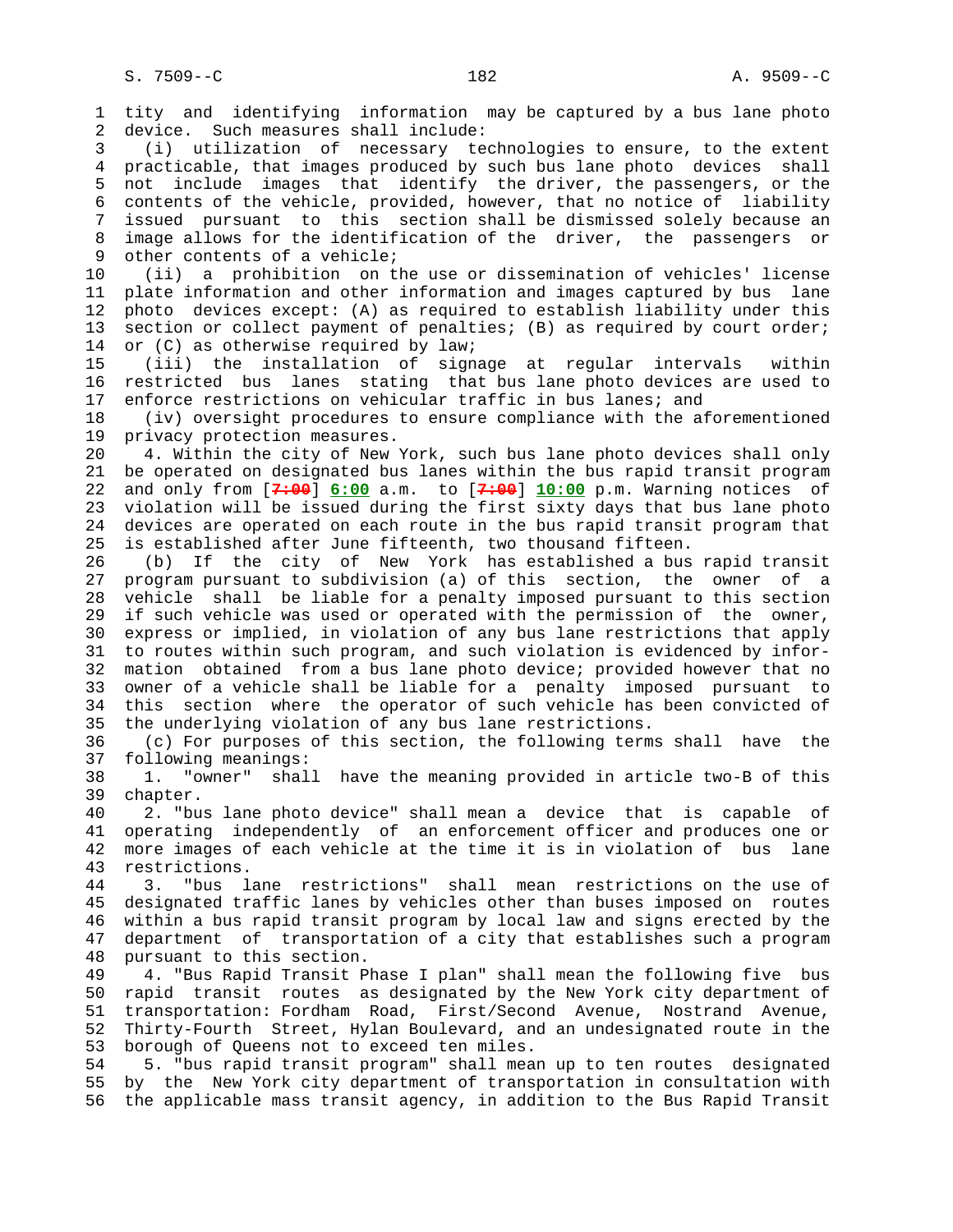tity and identifying information may be captured by a bus lane photo device. Such measures shall include:

(i) utilization of necessary technologies to ensure, to the extent practicable, that images produced by such bus lane photo devices shall not include images that identify the driver, the passengers, or the contents of the vehicle, provided, however, that no notice of liability issued pursuant to this section shall be dismissed solely because an image allows for the identification of the driver, the passengers or other contents of a vehicle;

(ii) a prohibition on the use or dissemination of vehicles' license plate information and other information and images captured by bus lane photo devices except: (A) as required to establish liability under this section or collect payment of penalties; (B) as required by court order; or (C) as otherwise required by law;

(iii) the installation of signage at regular intervals within restricted bus lanes stating that bus lane photo devices are used to enforce restrictions on vehicular traffic in bus lanes; and

(iv) oversight procedures to ensure compliance with the aforementioned privacy protection measures.

4. Within the city of New York, such bus lane photo devices shall only be operated on designated bus lanes within the bus rapid transit program and only from [~~7:00~~] **6:00** a.m. to [~~7:00~~] **10:00** p.m. Warning notices of violation will be issued during the first sixty days that bus lane photo devices are operated on each route in the bus rapid transit program that is established after June fifteenth, two thousand fifteen.

(b) If the city of New York has established a bus rapid transit program pursuant to subdivision (a) of this section, the owner of a vehicle shall be liable for a penalty imposed pursuant to this section if such vehicle was used or operated with the permission of the owner, express or implied, in violation of any bus lane restrictions that apply to routes within such program, and such violation is evidenced by information obtained from a bus lane photo device; provided however that no owner of a vehicle shall be liable for a penalty imposed pursuant to this section where the operator of such vehicle has been convicted of the underlying violation of any bus lane restrictions.

(c) For purposes of this section, the following terms shall have the following meanings:

1. "owner" shall have the meaning provided in article two-B of this chapter.

2. "bus lane photo device" shall mean a device that is capable of operating independently of an enforcement officer and produces one or more images of each vehicle at the time it is in violation of bus lane restrictions.

3. "bus lane restrictions" shall mean restrictions on the use of designated traffic lanes by vehicles other than buses imposed on routes within a bus rapid transit program by local law and signs erected by the department of transportation of a city that establishes such a program pursuant to this section.

4. "Bus Rapid Transit Phase I plan" shall mean the following five bus rapid transit routes as designated by the New York city department of transportation: Fordham Road, First/Second Avenue, Nostrand Avenue, Thirty-Fourth Street, Hylan Boulevard, and an undesignated route in the borough of Queens not to exceed ten miles.

5. "bus rapid transit program" shall mean up to ten routes designated by the New York city department of transportation in consultation with the applicable mass transit agency, in addition to the Bus Rapid Transit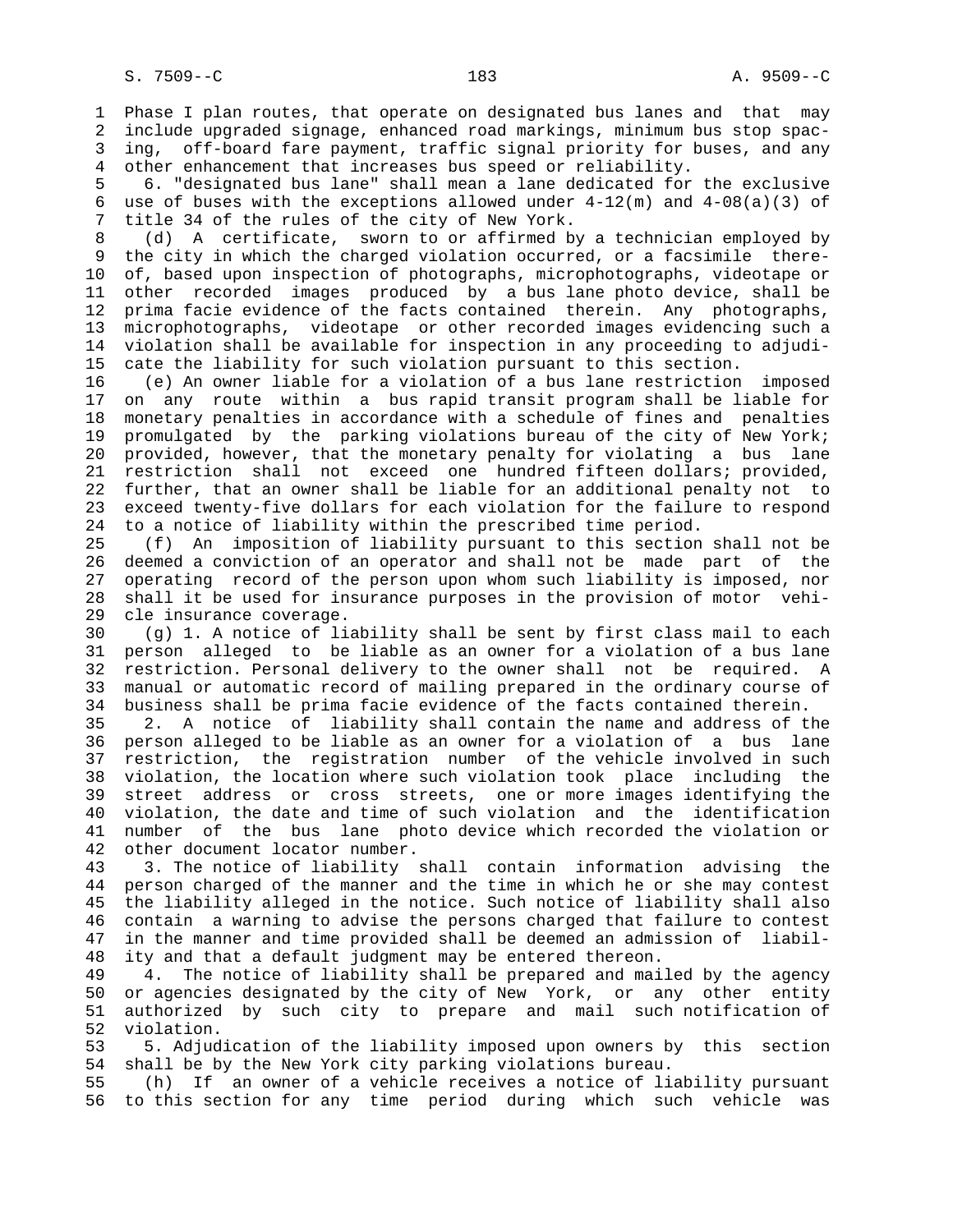Phase I plan routes, that operate on designated bus lanes and that may include upgraded signage, enhanced road markings, minimum bus stop spacing, off-board fare payment, traffic signal priority for buses, and any other enhancement that increases bus speed or reliability.

6. "designated bus lane" shall mean a lane dedicated for the exclusive use of buses with the exceptions allowed under 4-12(m) and 4-08(a)(3) of title 34 of the rules of the city of New York.

(d) A certificate, sworn to or affirmed by a technician employed by the city in which the charged violation occurred, or a facsimile thereof, based upon inspection of photographs, microphotographs, videotape or other recorded images produced by a bus lane photo device, shall be prima facie evidence of the facts contained therein. Any photographs, microphotographs, videotape or other recorded images evidencing such a violation shall be available for inspection in any proceeding to adjudicate the liability for such violation pursuant to this section.

(e) An owner liable for a violation of a bus lane restriction imposed on any route within a bus rapid transit program shall be liable for monetary penalties in accordance with a schedule of fines and penalties promulgated by the parking violations bureau of the city of New York; provided, however, that the monetary penalty for violating a bus lane restriction shall not exceed one hundred fifteen dollars; provided, further, that an owner shall be liable for an additional penalty not to exceed twenty-five dollars for each violation for the failure to respond to a notice of liability within the prescribed time period.

(f) An imposition of liability pursuant to this section shall not be deemed a conviction of an operator and shall not be made part of the operating record of the person upon whom such liability is imposed, nor shall it be used for insurance purposes in the provision of motor vehicle insurance coverage.

(g) 1. A notice of liability shall be sent by first class mail to each person alleged to be liable as an owner for a violation of a bus lane restriction. Personal delivery to the owner shall not be required. A manual or automatic record of mailing prepared in the ordinary course of business shall be prima facie evidence of the facts contained therein.

2. A notice of liability shall contain the name and address of the person alleged to be liable as an owner for a violation of a bus lane restriction, the registration number of the vehicle involved in such violation, the location where such violation took place including the street address or cross streets, one or more images identifying the violation, the date and time of such violation and the identification number of the bus lane photo device which recorded the violation or other document locator number.

3. The notice of liability shall contain information advising the person charged of the manner and the time in which he or she may contest the liability alleged in the notice. Such notice of liability shall also contain a warning to advise the persons charged that failure to contest in the manner and time provided shall be deemed an admission of liability and that a default judgment may be entered thereon.

4. The notice of liability shall be prepared and mailed by the agency or agencies designated by the city of New York, or any other entity authorized by such city to prepare and mail such notification of violation.

5. Adjudication of the liability imposed upon owners by this section shall be by the New York city parking violations bureau.

(h) If an owner of a vehicle receives a notice of liability pursuant to this section for any time period during which such vehicle was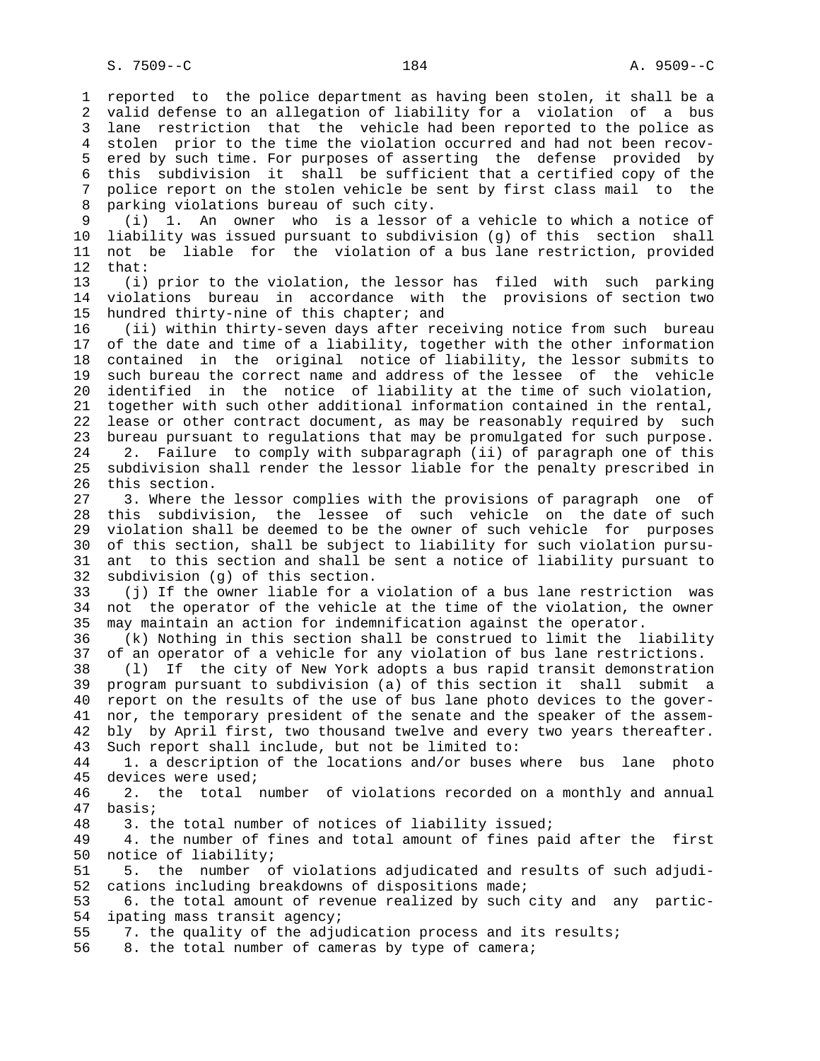reported to the police department as having been stolen, it shall be a valid defense to an allegation of liability for a violation of a bus lane restriction that the vehicle had been reported to the police as stolen prior to the time the violation occurred and had not been recovered by such time. For purposes of asserting the defense provided by this subdivision it shall be sufficient that a certified copy of the police report on the stolen vehicle be sent by first class mail to the parking violations bureau of such city.

(i) 1. An owner who is a lessor of a vehicle to which a notice of liability was issued pursuant to subdivision (g) of this section shall not be liable for the violation of a bus lane restriction, provided that:

(i) prior to the violation, the lessor has filed with such parking violations bureau in accordance with the provisions of section two hundred thirty-nine of this chapter; and

(ii) within thirty-seven days after receiving notice from such bureau of the date and time of a liability, together with the other information contained in the original notice of liability, the lessor submits to such bureau the correct name and address of the lessee of the vehicle identified in the notice of liability at the time of such violation, together with such other additional information contained in the rental, lease or other contract document, as may be reasonably required by such bureau pursuant to regulations that may be promulgated for such purpose.

2. Failure to comply with subparagraph (ii) of paragraph one of this subdivision shall render the lessor liable for the penalty prescribed in this section.

3. Where the lessor complies with the provisions of paragraph one of this subdivision, the lessee of such vehicle on the date of such violation shall be deemed to be the owner of such vehicle for purposes of this section, shall be subject to liability for such violation pursuant to this section and shall be sent a notice of liability pursuant to subdivision (g) of this section.

(j) If the owner liable for a violation of a bus lane restriction was not the operator of the vehicle at the time of the violation, the owner may maintain an action for indemnification against the operator.

(k) Nothing in this section shall be construed to limit the liability of an operator of a vehicle for any violation of bus lane restrictions.

(l) If the city of New York adopts a bus rapid transit demonstration program pursuant to subdivision (a) of this section it shall submit a report on the results of the use of bus lane photo devices to the governor, the temporary president of the senate and the speaker of the assembly by April first, two thousand twelve and every two years thereafter. Such report shall include, but not be limited to:

1. a description of the locations and/or buses where bus lane photo devices were used;

2. the total number of violations recorded on a monthly and annual basis;

3. the total number of notices of liability issued;

4. the number of fines and total amount of fines paid after the first notice of liability;

5. the number of violations adjudicated and results of such adjudications including breakdowns of dispositions made;

6. the total amount of revenue realized by such city and any participating mass transit agency;

7. the quality of the adjudication process and its results;

8. the total number of cameras by type of camera;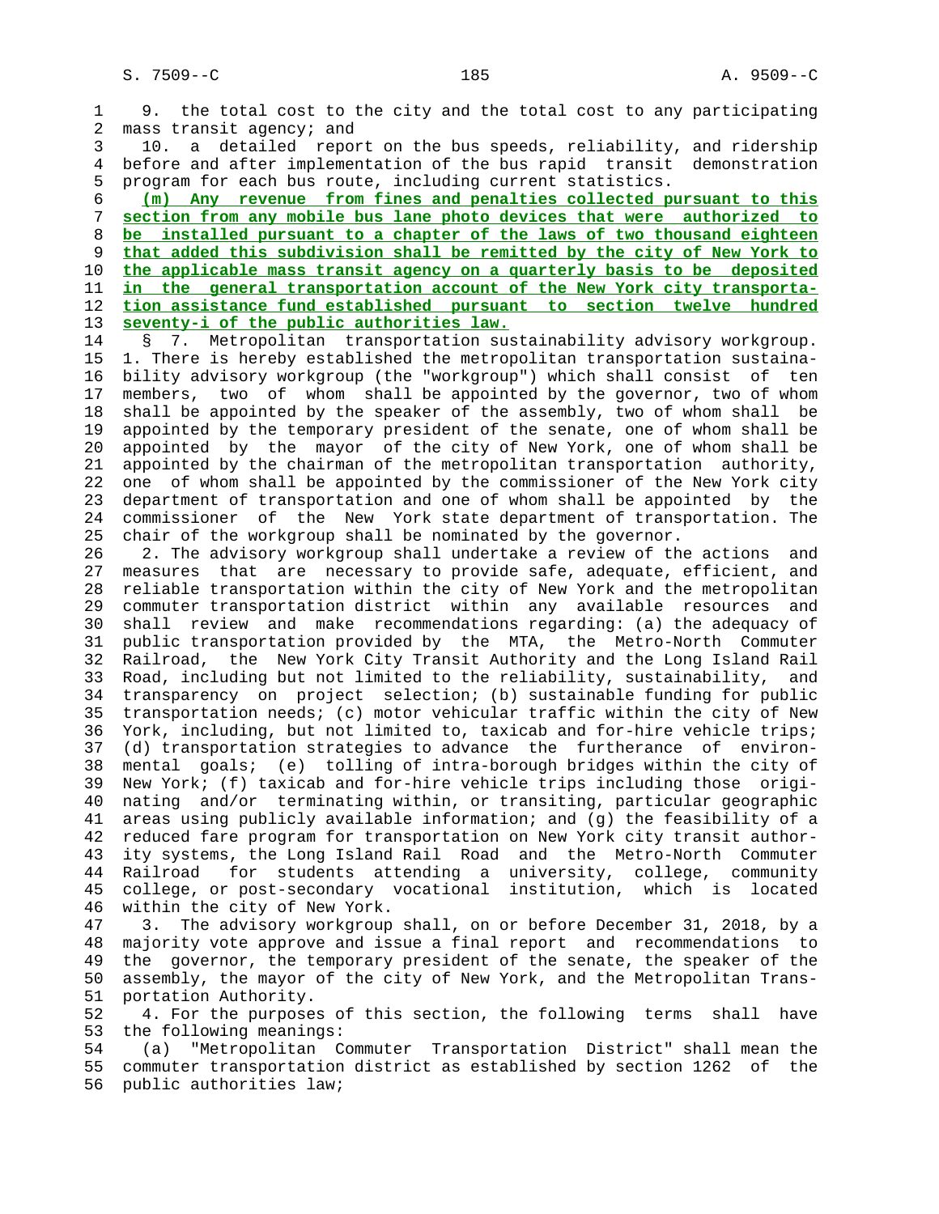9. the total cost to the city and the total cost to any participating mass transit agency; and

10. a detailed report on the bus speeds, reliability, and ridership before and after implementation of the bus rapid transit demonstration program for each bus route, including current statistics.

**(m) Any revenue from fines and penalties collected pursuant to this section from any mobile bus lane photo devices that were authorized to be installed pursuant to a chapter of the laws of two thousand eighteen that added this subdivision shall be remitted by the city of New York to the applicable mass transit agency on a quarterly basis to be deposited in the general transportation account of the New York city transportation assistance fund established pursuant to section twelve hundred seventy-i of the public authorities law.**

§ 7. Metropolitan transportation sustainability advisory workgroup. 1. There is hereby established the metropolitan transportation sustainability advisory workgroup (the "workgroup") which shall consist of ten members, two of whom shall be appointed by the governor, two of whom shall be appointed by the speaker of the assembly, two of whom shall be appointed by the temporary president of the senate, one of whom shall be appointed by the mayor of the city of New York, one of whom shall be appointed by the chairman of the metropolitan transportation authority, one of whom shall be appointed by the commissioner of the New York city department of transportation and one of whom shall be appointed by the commissioner of the New York state department of transportation. The chair of the workgroup shall be nominated by the governor.

2. The advisory workgroup shall undertake a review of the actions and measures that are necessary to provide safe, adequate, efficient, and reliable transportation within the city of New York and the metropolitan commuter transportation district within any available resources and shall review and make recommendations regarding: (a) the adequacy of public transportation provided by the MTA, the Metro-North Commuter Railroad, the New York City Transit Authority and the Long Island Rail Road, including but not limited to the reliability, sustainability, and transparency on project selection; (b) sustainable funding for public transportation needs; (c) motor vehicular traffic within the city of New York, including, but not limited to, taxicab and for-hire vehicle trips; (d) transportation strategies to advance the furtherance of environmental goals; (e) tolling of intra-borough bridges within the city of New York; (f) taxicab and for-hire vehicle trips including those originating and/or terminating within, or transiting, particular geographic areas using publicly available information; and (g) the feasibility of a reduced fare program for transportation on New York city transit authority systems, the Long Island Rail Road and the Metro-North Commuter Railroad for students attending a university, college, community college, or post-secondary vocational institution, which is located within the city of New York.

3. The advisory workgroup shall, on or before December 31, 2018, by a majority vote approve and issue a final report and recommendations to the governor, the temporary president of the senate, the speaker of the assembly, the mayor of the city of New York, and the Metropolitan Transportation Authority.

4. For the purposes of this section, the following terms shall have the following meanings:

(a) "Metropolitan Commuter Transportation District" shall mean the commuter transportation district as established by section 1262 of the public authorities law;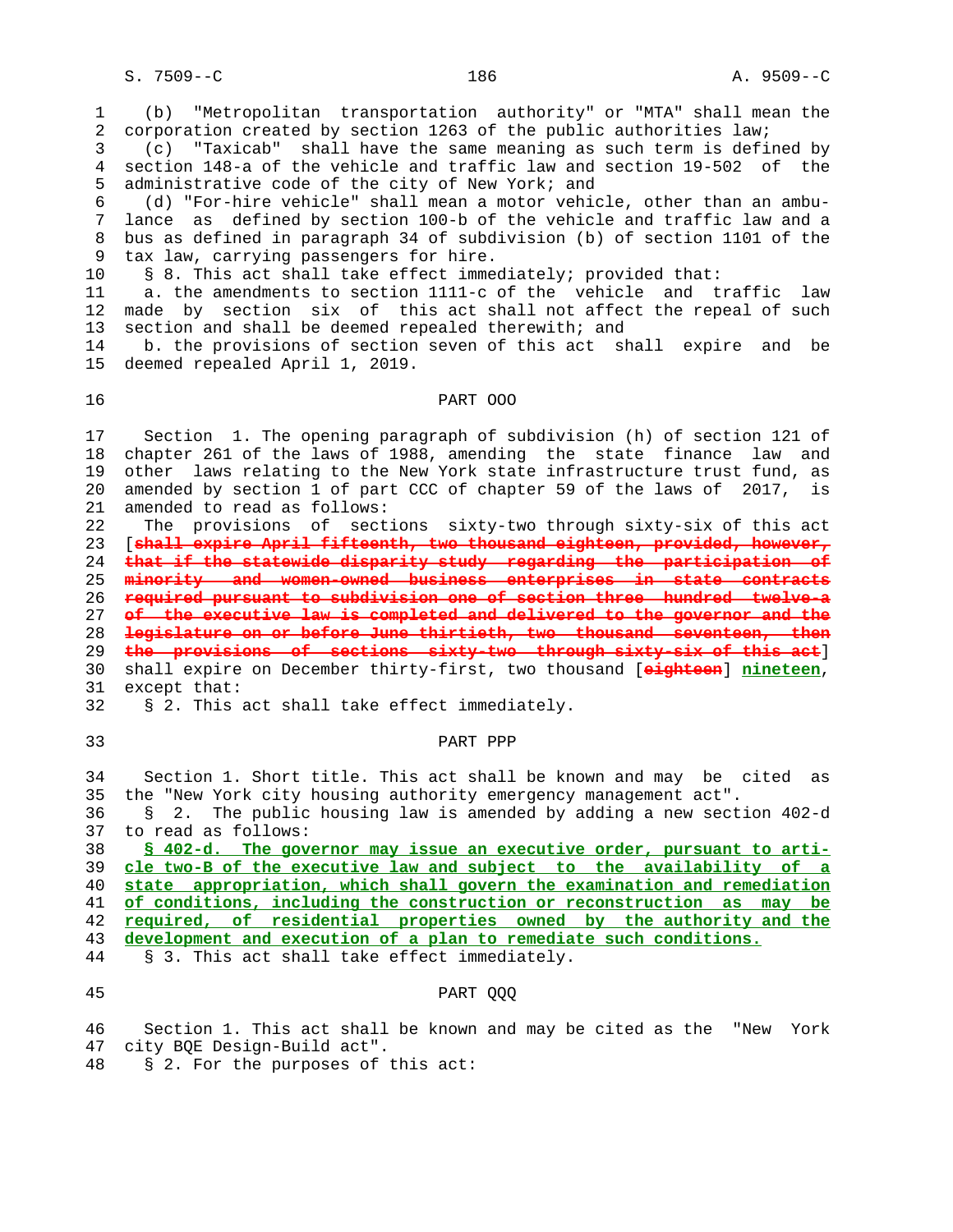(b) "Metropolitan transportation authority" or "MTA" shall mean the corporation created by section 1263 of the public authorities law;

(c) "Taxicab" shall have the same meaning as such term is defined by section 148-a of the vehicle and traffic law and section 19-502 of the administrative code of the city of New York; and

(d) "For-hire vehicle" shall mean a motor vehicle, other than an ambulance as defined by section 100-b of the vehicle and traffic law and a bus as defined in paragraph 34 of subdivision (b) of section 1101 of the tax law, carrying passengers for hire.

§ 8. This act shall take effect immediately; provided that:

a. the amendments to section 1111-c of the vehicle and traffic law made by section six of this act shall not affect the repeal of such section and shall be deemed repealed therewith; and

b. the provisions of section seven of this act shall expire and be deemed repealed April 1, 2019.

PART OOO

Section 1. The opening paragraph of subdivision (h) of section 121 of chapter 261 of the laws of 1988, amending the state finance law and other laws relating to the New York state infrastructure trust fund, as amended by section 1 of part CCC of chapter 59 of the laws of 2017, is amended to read as follows:

The provisions of sections sixty-two through sixty-six of this act [shall expire April fifteenth, two thousand eighteen, provided, however, that if the statewide disparity study regarding the participation of minority and women-owned business enterprises in state contracts required pursuant to subdivision one of section three hundred twelve-a of the executive law is completed and delivered to the governor and the legislature on or before June thirtieth, two thousand seventeen, then the provisions of sections sixty-two through sixty-six of this act] shall expire on December thirty-first, two thousand [eighteen] nineteen, except that:

§ 2. This act shall take effect immediately.

PART PPP

Section 1. Short title. This act shall be known and may be cited as the "New York city housing authority emergency management act".

§ 2. The public housing law is amended by adding a new section 402-d to read as follows:

§ 402-d. The governor may issue an executive order, pursuant to article two-B of the executive law and subject to the availability of a state appropriation, which shall govern the examination and remediation of conditions, including the construction or reconstruction as may be required, of residential properties owned by the authority and the development and execution of a plan to remediate such conditions.

§ 3. This act shall take effect immediately.

PART QQQ

Section 1. This act shall be known and may be cited as the "New York city BQE Design-Build act".

§ 2. For the purposes of this act: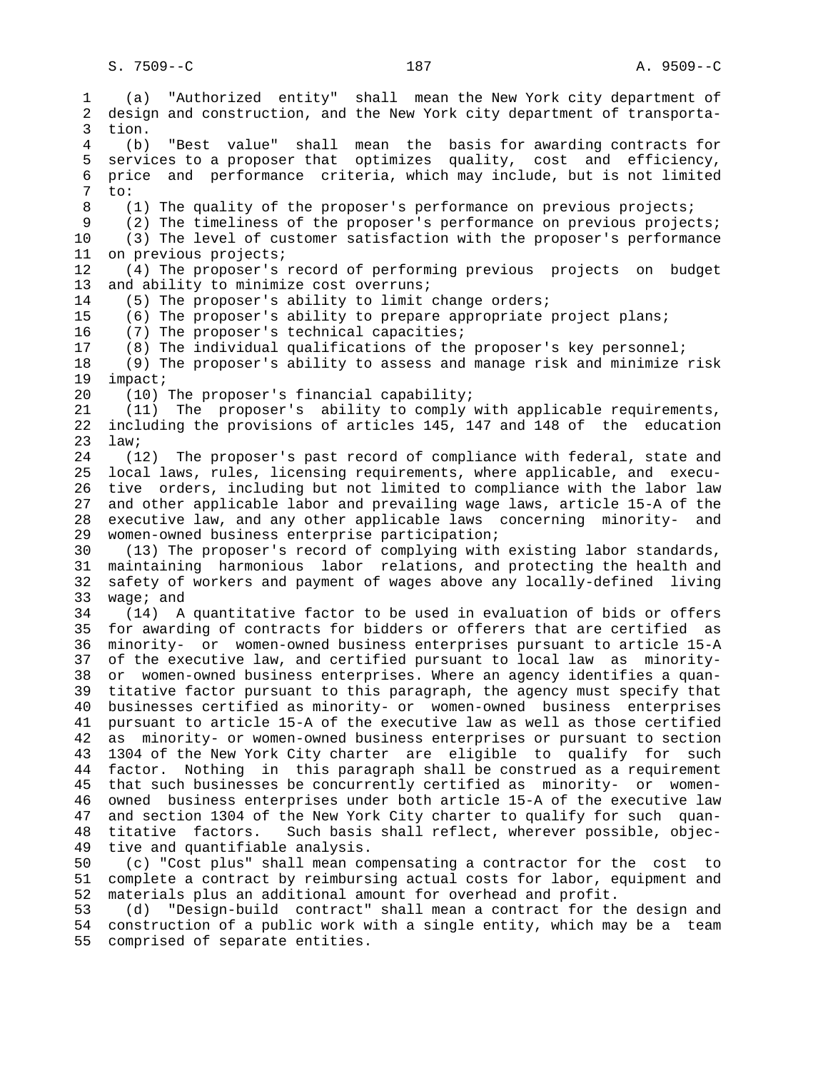(a) "Authorized entity" shall mean the New York city department of design and construction, and the New York city department of transportation.

(b) "Best value" shall mean the basis for awarding contracts for services to a proposer that optimizes quality, cost and efficiency, price and performance criteria, which may include, but is not limited to:

(1) The quality of the proposer's performance on previous projects;

(2) The timeliness of the proposer's performance on previous projects;

(3) The level of customer satisfaction with the proposer's performance on previous projects;

(4) The proposer's record of performing previous projects on budget and ability to minimize cost overruns;

(5) The proposer's ability to limit change orders;

(6) The proposer's ability to prepare appropriate project plans;

(7) The proposer's technical capacities;

(8) The individual qualifications of the proposer's key personnel;

(9) The proposer's ability to assess and manage risk and minimize risk impact;

(10) The proposer's financial capability;

(11) The proposer's ability to comply with applicable requirements, including the provisions of articles 145, 147 and 148 of the education law;

(12) The proposer's past record of compliance with federal, state and local laws, rules, licensing requirements, where applicable, and executive orders, including but not limited to compliance with the labor law and other applicable labor and prevailing wage laws, article 15-A of the executive law, and any other applicable laws concerning minority- and women-owned business enterprise participation;

(13) The proposer's record of complying with existing labor standards, maintaining harmonious labor relations, and protecting the health and safety of workers and payment of wages above any locally-defined living wage; and

(14) A quantitative factor to be used in evaluation of bids or offers for awarding of contracts for bidders or offerers that are certified as minority- or women-owned business enterprises pursuant to article 15-A of the executive law, and certified pursuant to local law as minority- or women-owned business enterprises. Where an agency identifies a quantitative factor pursuant to this paragraph, the agency must specify that businesses certified as minority- or women-owned business enterprises pursuant to article 15-A of the executive law as well as those certified as minority- or women-owned business enterprises or pursuant to section 1304 of the New York City charter are eligible to qualify for such factor. Nothing in this paragraph shall be construed as a requirement that such businesses be concurrently certified as minority- or women-owned business enterprises under both article 15-A of the executive law and section 1304 of the New York City charter to qualify for such quantitative factors. Such basis shall reflect, wherever possible, objective and quantifiable analysis.

(c) "Cost plus" shall mean compensating a contractor for the cost to complete a contract by reimbursing actual costs for labor, equipment and materials plus an additional amount for overhead and profit.

(d) "Design-build contract" shall mean a contract for the design and construction of a public work with a single entity, which may be a team comprised of separate entities.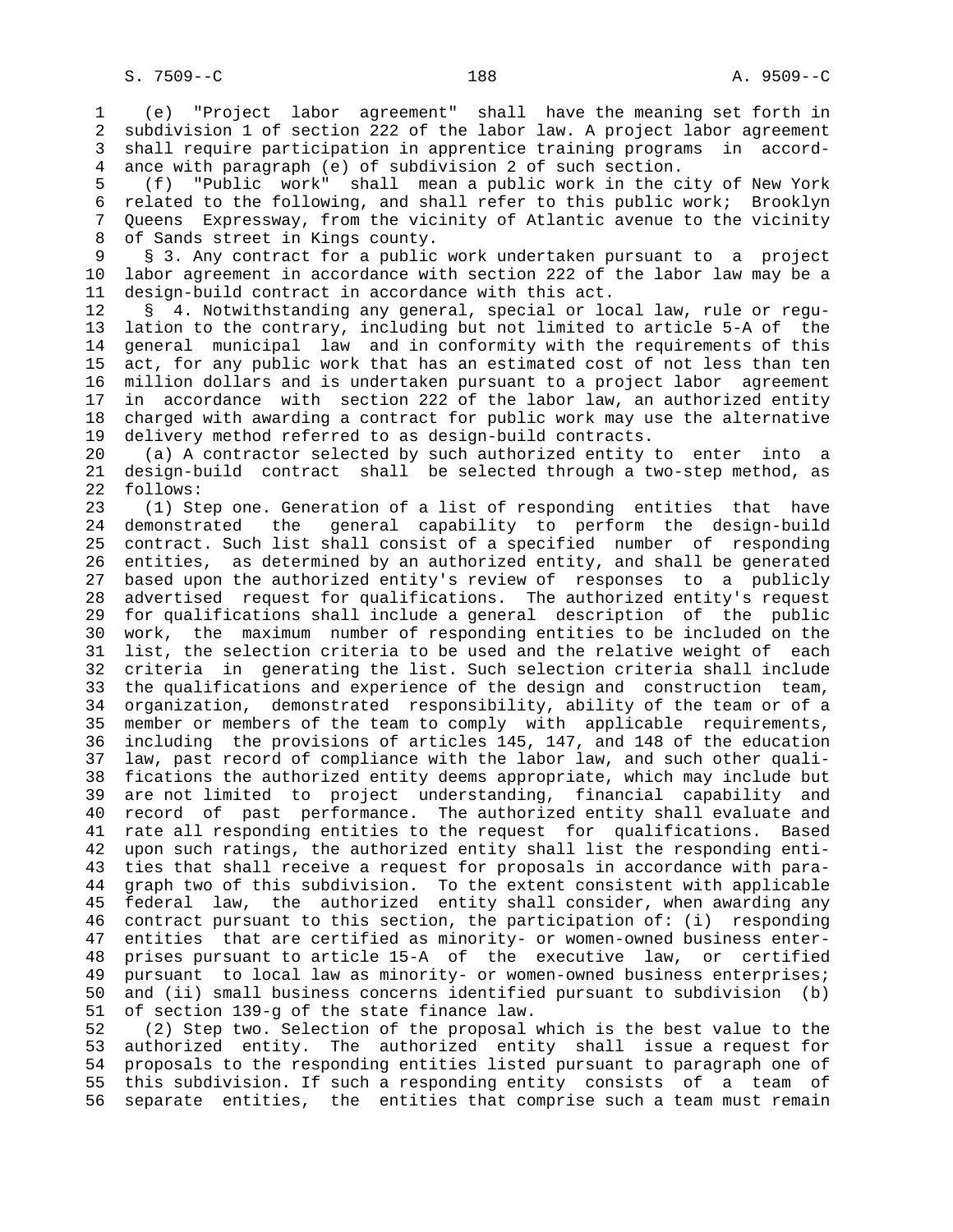(e) "Project labor agreement" shall have the meaning set forth in subdivision 1 of section 222 of the labor law. A project labor agreement shall require participation in apprentice training programs in accordance with paragraph (e) of subdivision 2 of such section.

(f) "Public work" shall mean a public work in the city of New York related to the following, and shall refer to this public work; Brooklyn Queens Expressway, from the vicinity of Atlantic avenue to the vicinity of Sands street in Kings county.

§ 3. Any contract for a public work undertaken pursuant to a project labor agreement in accordance with section 222 of the labor law may be a design-build contract in accordance with this act.

§ 4. Notwithstanding any general, special or local law, rule or regulation to the contrary, including but not limited to article 5-A of the general municipal law and in conformity with the requirements of this act, for any public work that has an estimated cost of not less than ten million dollars and is undertaken pursuant to a project labor agreement in accordance with section 222 of the labor law, an authorized entity charged with awarding a contract for public work may use the alternative delivery method referred to as design-build contracts.

(a) A contractor selected by such authorized entity to enter into a design-build contract shall be selected through a two-step method, as follows:

(1) Step one. Generation of a list of responding entities that have demonstrated the general capability to perform the design-build contract. Such list shall consist of a specified number of responding entities, as determined by an authorized entity, and shall be generated based upon the authorized entity's review of responses to a publicly advertised request for qualifications. The authorized entity's request for qualifications shall include a general description of the public work, the maximum number of responding entities to be included on the list, the selection criteria to be used and the relative weight of each criteria in generating the list. Such selection criteria shall include the qualifications and experience of the design and construction team, organization, demonstrated responsibility, ability of the team or of a member or members of the team to comply with applicable requirements, including the provisions of articles 145, 147, and 148 of the education law, past record of compliance with the labor law, and such other qualifications the authorized entity deems appropriate, which may include but are not limited to project understanding, financial capability and record of past performance. The authorized entity shall evaluate and rate all responding entities to the request for qualifications. Based upon such ratings, the authorized entity shall list the responding entities that shall receive a request for proposals in accordance with paragraph two of this subdivision. To the extent consistent with applicable federal law, the authorized entity shall consider, when awarding any contract pursuant to this section, the participation of: (i) responding entities that are certified as minority- or women-owned business enterprises pursuant to article 15-A of the executive law, or certified pursuant to local law as minority- or women-owned business enterprises; and (ii) small business concerns identified pursuant to subdivision (b) of section 139-g of the state finance law.

(2) Step two. Selection of the proposal which is the best value to the authorized entity. The authorized entity shall issue a request for proposals to the responding entities listed pursuant to paragraph one of this subdivision. If such a responding entity consists of a team of separate entities, the entities that comprise such a team must remain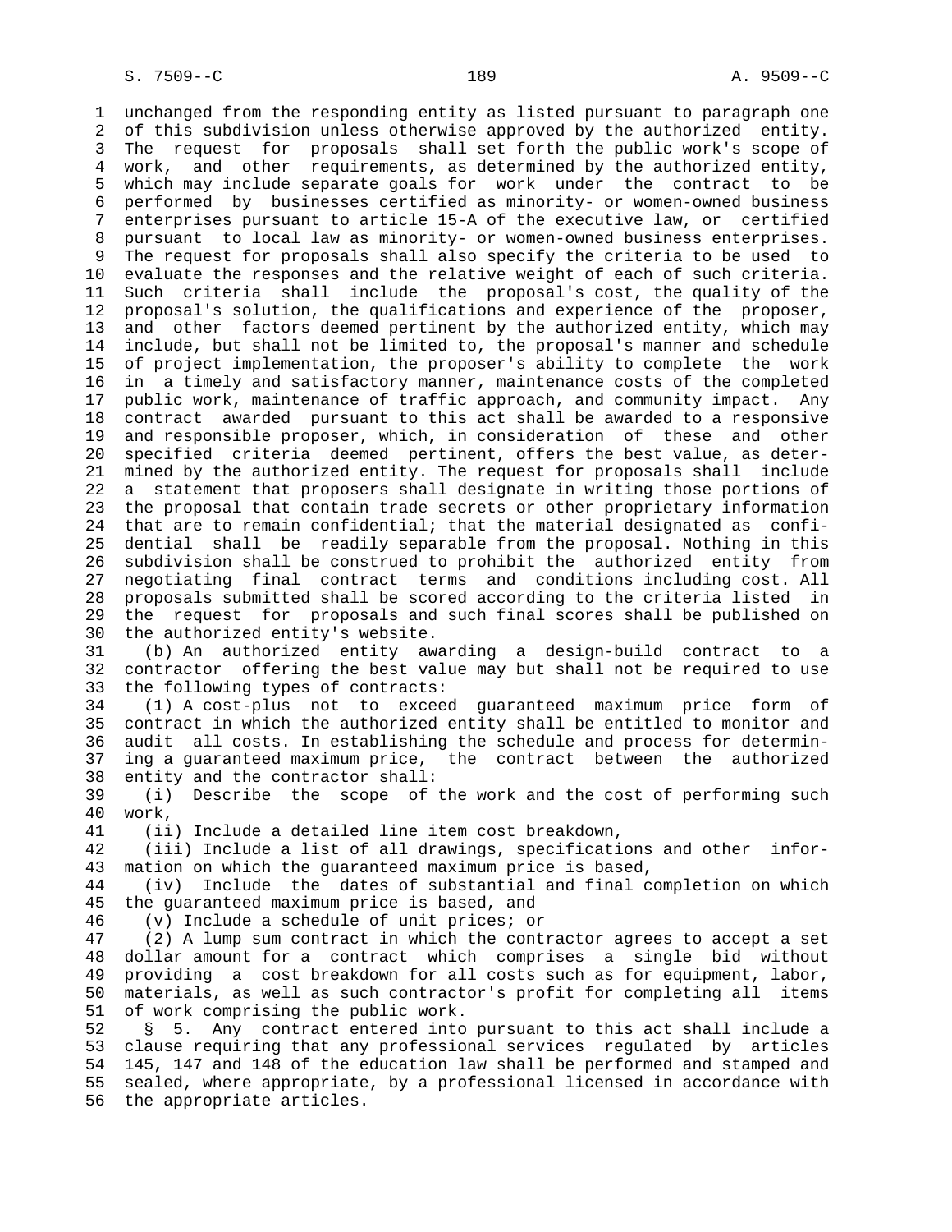unchanged from the responding entity as listed pursuant to paragraph one of this subdivision unless otherwise approved by the authorized entity. The request for proposals shall set forth the public work's scope of work, and other requirements, as determined by the authorized entity, which may include separate goals for work under the contract to be performed by businesses certified as minority- or women-owned business enterprises pursuant to article 15-A of the executive law, or certified pursuant to local law as minority- or women-owned business enterprises. The request for proposals shall also specify the criteria to be used to evaluate the responses and the relative weight of each of such criteria. Such criteria shall include the proposal's cost, the quality of the proposal's solution, the qualifications and experience of the proposer, and other factors deemed pertinent by the authorized entity, which may include, but shall not be limited to, the proposal's manner and schedule of project implementation, the proposer's ability to complete the work in a timely and satisfactory manner, maintenance costs of the completed public work, maintenance of traffic approach, and community impact. Any contract awarded pursuant to this act shall be awarded to a responsive and responsible proposer, which, in consideration of these and other specified criteria deemed pertinent, offers the best value, as determined by the authorized entity. The request for proposals shall include a statement that proposers shall designate in writing those portions of the proposal that contain trade secrets or other proprietary information that are to remain confidential; that the material designated as confidential shall be readily separable from the proposal. Nothing in this subdivision shall be construed to prohibit the authorized entity from negotiating final contract terms and conditions including cost. All proposals submitted shall be scored according to the criteria listed in the request for proposals and such final scores shall be published on the authorized entity's website.

(b) An authorized entity awarding a design-build contract to a contractor offering the best value may but shall not be required to use the following types of contracts:

(1) A cost-plus not to exceed guaranteed maximum price form of contract in which the authorized entity shall be entitled to monitor and audit all costs. In establishing the schedule and process for determining a guaranteed maximum price, the contract between the authorized entity and the contractor shall:

(i) Describe the scope of the work and the cost of performing such work,

(ii) Include a detailed line item cost breakdown,

(iii) Include a list of all drawings, specifications and other information on which the guaranteed maximum price is based,

(iv) Include the dates of substantial and final completion on which the guaranteed maximum price is based, and

(v) Include a schedule of unit prices; or

(2) A lump sum contract in which the contractor agrees to accept a set dollar amount for a contract which comprises a single bid without providing a cost breakdown for all costs such as for equipment, labor, materials, as well as such contractor's profit for completing all items of work comprising the public work.

§ 5. Any contract entered into pursuant to this act shall include a clause requiring that any professional services regulated by articles 145, 147 and 148 of the education law shall be performed and stamped and sealed, where appropriate, by a professional licensed in accordance with the appropriate articles.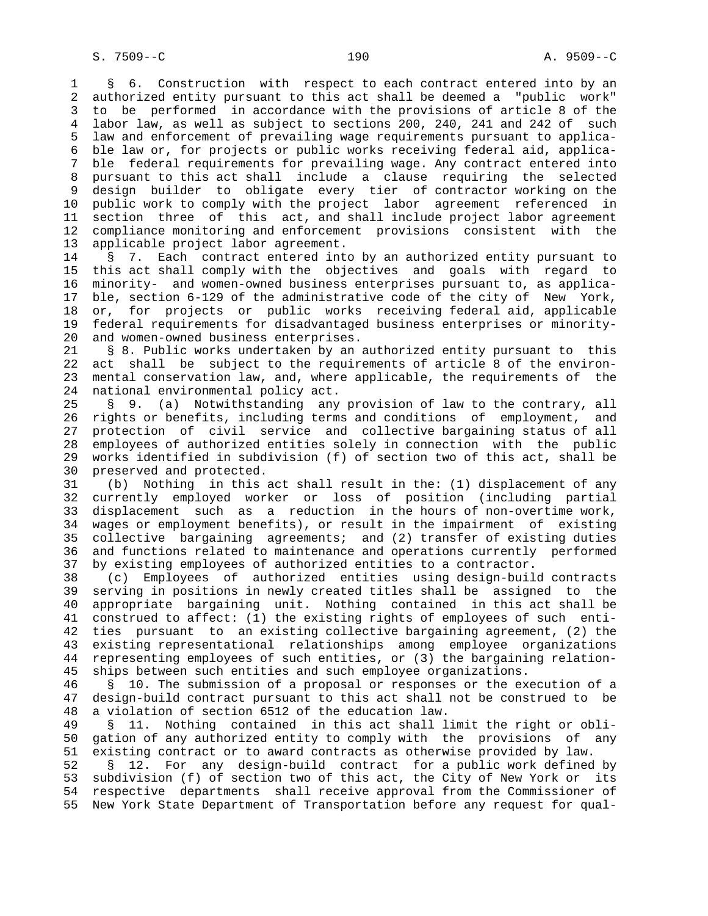§ 6. Construction with respect to each contract entered into by an authorized entity pursuant to this act shall be deemed a "public work" to be performed in accordance with the provisions of article 8 of the labor law, as well as subject to sections 200, 240, 241 and 242 of such law and enforcement of prevailing wage requirements pursuant to applicable law or, for projects or public works receiving federal aid, applicable federal requirements for prevailing wage. Any contract entered into pursuant to this act shall include a clause requiring the selected design builder to obligate every tier of contractor working on the public work to comply with the project labor agreement referenced in section three of this act, and shall include project labor agreement compliance monitoring and enforcement provisions consistent with the applicable project labor agreement.

§ 7. Each contract entered into by an authorized entity pursuant to this act shall comply with the objectives and goals with regard to minority- and women-owned business enterprises pursuant to, as applicable, section 6-129 of the administrative code of the city of New York, or, for projects or public works receiving federal aid, applicable federal requirements for disadvantaged business enterprises or minority- and women-owned business enterprises.

§ 8. Public works undertaken by an authorized entity pursuant to this act shall be subject to the requirements of article 8 of the environmental conservation law, and, where applicable, the requirements of the national environmental policy act.

§ 9. (a) Notwithstanding any provision of law to the contrary, all rights or benefits, including terms and conditions of employment, and protection of civil service and collective bargaining status of all employees of authorized entities solely in connection with the public works identified in subdivision (f) of section two of this act, shall be preserved and protected.

(b) Nothing in this act shall result in the: (1) displacement of any currently employed worker or loss of position (including partial displacement such as a reduction in the hours of non-overtime work, wages or employment benefits), or result in the impairment of existing collective bargaining agreements; and (2) transfer of existing duties and functions related to maintenance and operations currently performed by existing employees of authorized entities to a contractor.

(c) Employees of authorized entities using design-build contracts serving in positions in newly created titles shall be assigned to the appropriate bargaining unit. Nothing contained in this act shall be construed to affect: (1) the existing rights of employees of such entities pursuant to an existing collective bargaining agreement, (2) the existing representational relationships among employee organizations representing employees of such entities, or (3) the bargaining relationships between such entities and such employee organizations.

§ 10. The submission of a proposal or responses or the execution of a design-build contract pursuant to this act shall not be construed to be a violation of section 6512 of the education law.

§ 11. Nothing contained in this act shall limit the right or obligation of any authorized entity to comply with the provisions of any existing contract or to award contracts as otherwise provided by law.

§ 12. For any design-build contract for a public work defined by subdivision (f) of section two of this act, the City of New York or its respective departments shall receive approval from the Commissioner of New York State Department of Transportation before any request for qual-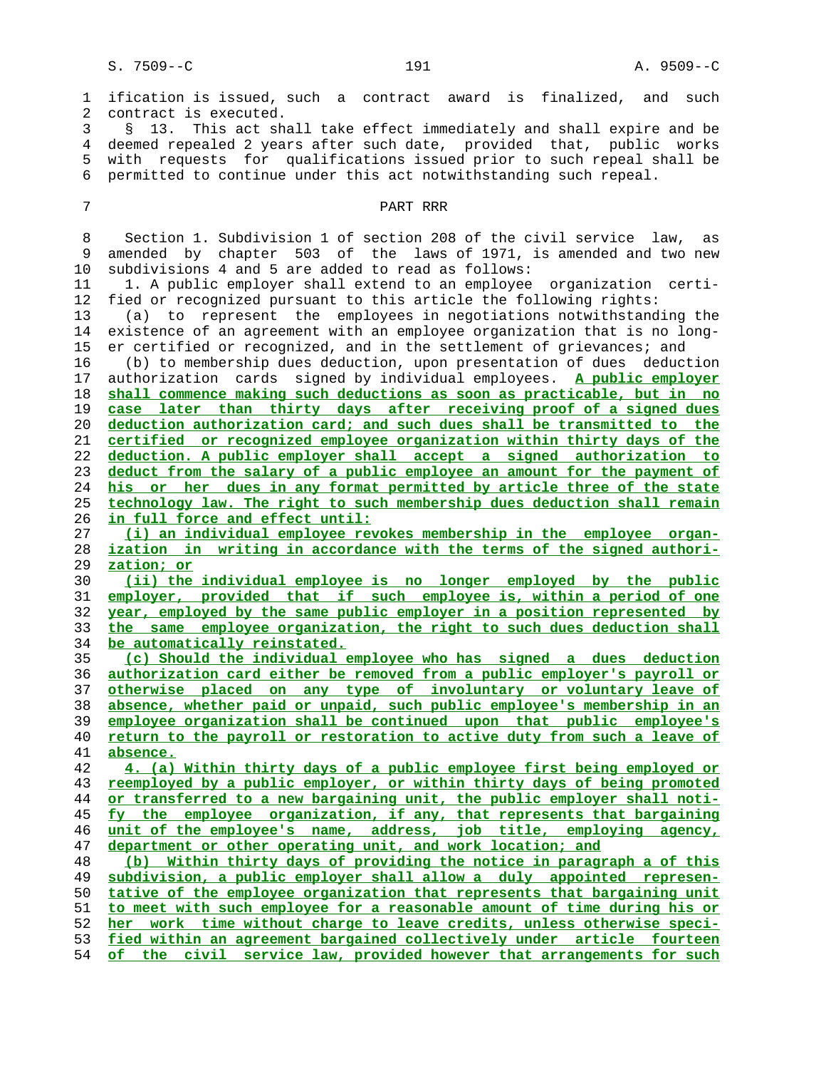ification is issued, such a contract award is finalized, and such contract is executed.

§ 13. This act shall take effect immediately and shall expire and be deemed repealed 2 years after such date, provided that, public works with requests for qualifications issued prior to such repeal shall be permitted to continue under this act notwithstanding such repeal.

PART RRR

Section 1. Subdivision 1 of section 208 of the civil service law, as amended by chapter 503 of the laws of 1971, is amended and two new subdivisions 4 and 5 are added to read as follows:

1. A public employer shall extend to an employee organization certified or recognized pursuant to this article the following rights:

(a) to represent the employees in negotiations notwithstanding the existence of an agreement with an employee organization that is no longer certified or recognized, and in the settlement of grievances; and

(b) to membership dues deduction, upon presentation of dues deduction authorization cards signed by individual employees. A public employer shall commence making such deductions as soon as practicable, but in no case later than thirty days after receiving proof of a signed dues deduction authorization card; and such dues shall be transmitted to the certified or recognized employee organization within thirty days of the deduction. A public employer shall accept a signed authorization to deduct from the salary of a public employee an amount for the payment of his or her dues in any format permitted by article three of the state technology law. The right to such membership dues deduction shall remain in full force and effect until:

(i) an individual employee revokes membership in the employee organization in writing in accordance with the terms of the signed authorization; or

(ii) the individual employee is no longer employed by the public employer, provided that if such employee is, within a period of one year, employed by the same public employer in a position represented by the same employee organization, the right to such dues deduction shall be automatically reinstated.

(c) Should the individual employee who has signed a dues deduction authorization card either be removed from a public employer's payroll or otherwise placed on any type of involuntary or voluntary leave of absence, whether paid or unpaid, such public employee's membership in an employee organization shall be continued upon that public employee's return to the payroll or restoration to active duty from such a leave of absence.

4. (a) Within thirty days of a public employee first being employed or reemployed by a public employer, or within thirty days of being promoted or transferred to a new bargaining unit, the public employer shall notify the employee organization, if any, that represents that bargaining unit of the employee's name, address, job title, employing agency, department or other operating unit, and work location; and

(b) Within thirty days of providing the notice in paragraph a of this subdivision, a public employer shall allow a duly appointed representative of the employee organization that represents that bargaining unit to meet with such employee for a reasonable amount of time during his or her work time without charge to leave credits, unless otherwise specified within an agreement bargained collectively under article fourteen of the civil service law, provided however that arrangements for such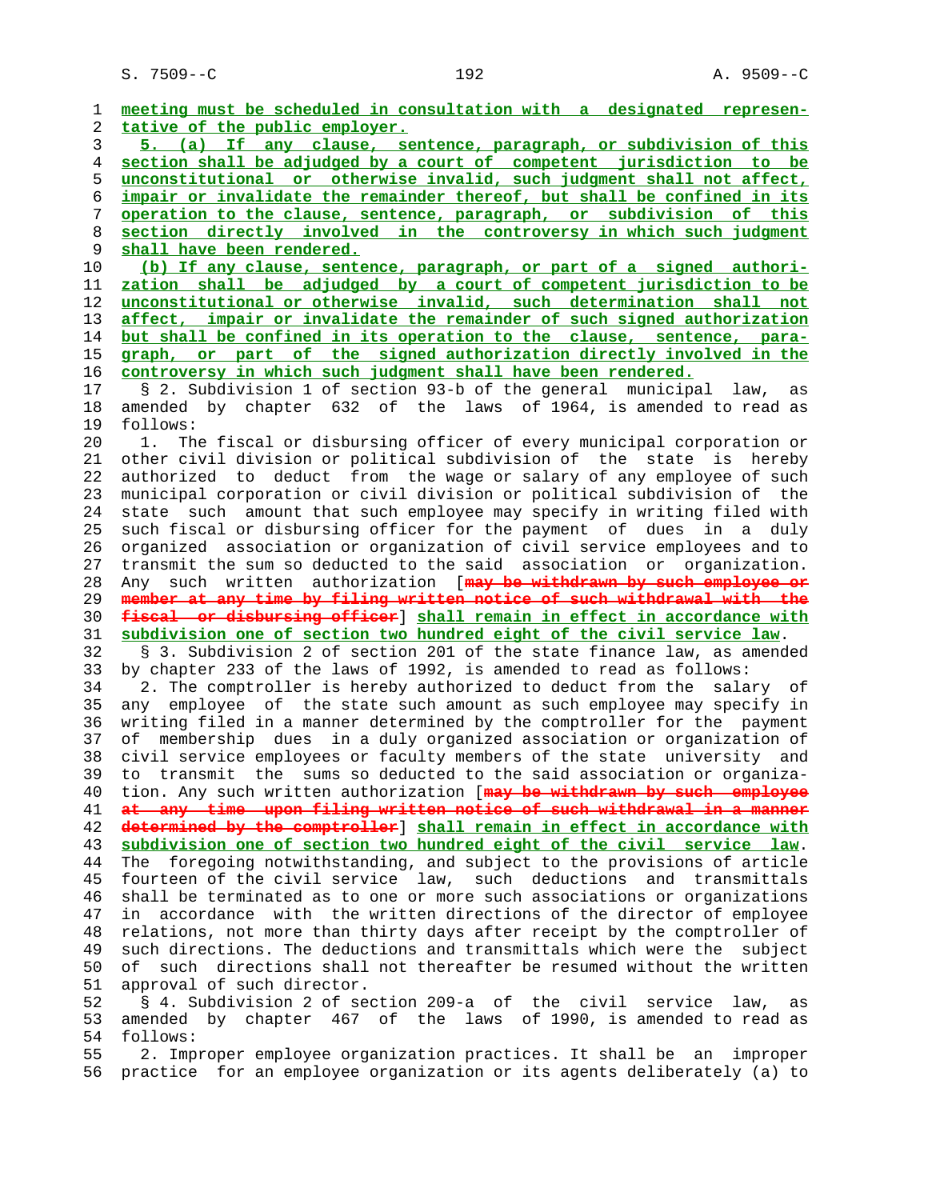meeting must be scheduled in consultation with a designated representative of the public employer.

5. (a) If any clause, sentence, paragraph, or subdivision of this section shall be adjudged by a court of competent jurisdiction to be unconstitutional or otherwise invalid, such judgment shall not affect, impair or invalidate the remainder thereof, but shall be confined in its operation to the clause, sentence, paragraph, or subdivision of this section directly involved in the controversy in which such judgment shall have been rendered.

(b) If any clause, sentence, paragraph, or part of a signed authorization shall be adjudged by a court of competent jurisdiction to be unconstitutional or otherwise invalid, such determination shall not affect, impair or invalidate the remainder of such signed authorization but shall be confined in its operation to the clause, sentence, paragraph, or part of the signed authorization directly involved in the controversy in which such judgment shall have been rendered.

§ 2. Subdivision 1 of section 93-b of the general municipal law, as amended by chapter 632 of the laws of 1964, is amended to read as follows:

1. The fiscal or disbursing officer of every municipal corporation or other civil division or political subdivision of the state is hereby authorized to deduct from the wage or salary of any employee of such municipal corporation or civil division or political subdivision of the state such amount that such employee may specify in writing filed with such fiscal or disbursing officer for the payment of dues in a duly organized association or organization of civil service employees and to transmit the sum so deducted to the said association or organization. Any such written authorization [~~may be withdrawn by such employee or member at any time by filing written notice of such withdrawal with the fiscal or disbursing officer~~] shall remain in effect in accordance with subdivision one of section two hundred eight of the civil service law.

§ 3. Subdivision 2 of section 201 of the state finance law, as amended by chapter 233 of the laws of 1992, is amended to read as follows:

2. The comptroller is hereby authorized to deduct from the salary of any employee of the state such amount as such employee may specify in writing filed in a manner determined by the comptroller for the payment of membership dues in a duly organized association or organization of civil service employees or faculty members of the state university and to transmit the sums so deducted to the said association or organization. Any such written authorization [~~may be withdrawn by such employee at any time upon filing written notice of such withdrawal in a manner determined by the comptroller~~] shall remain in effect in accordance with subdivision one of section two hundred eight of the civil service law. The foregoing notwithstanding, and subject to the provisions of article fourteen of the civil service law, such deductions and transmittals shall be terminated as to one or more such associations or organizations in accordance with the written directions of the director of employee relations, not more than thirty days after receipt by the comptroller of such directions. The deductions and transmittals which were the subject of such directions shall not thereafter be resumed without the written approval of such director.

§ 4. Subdivision 2 of section 209-a of the civil service law, as amended by chapter 467 of the laws of 1990, is amended to read as follows:

2. Improper employee organization practices. It shall be an improper practice for an employee organization or its agents deliberately (a) to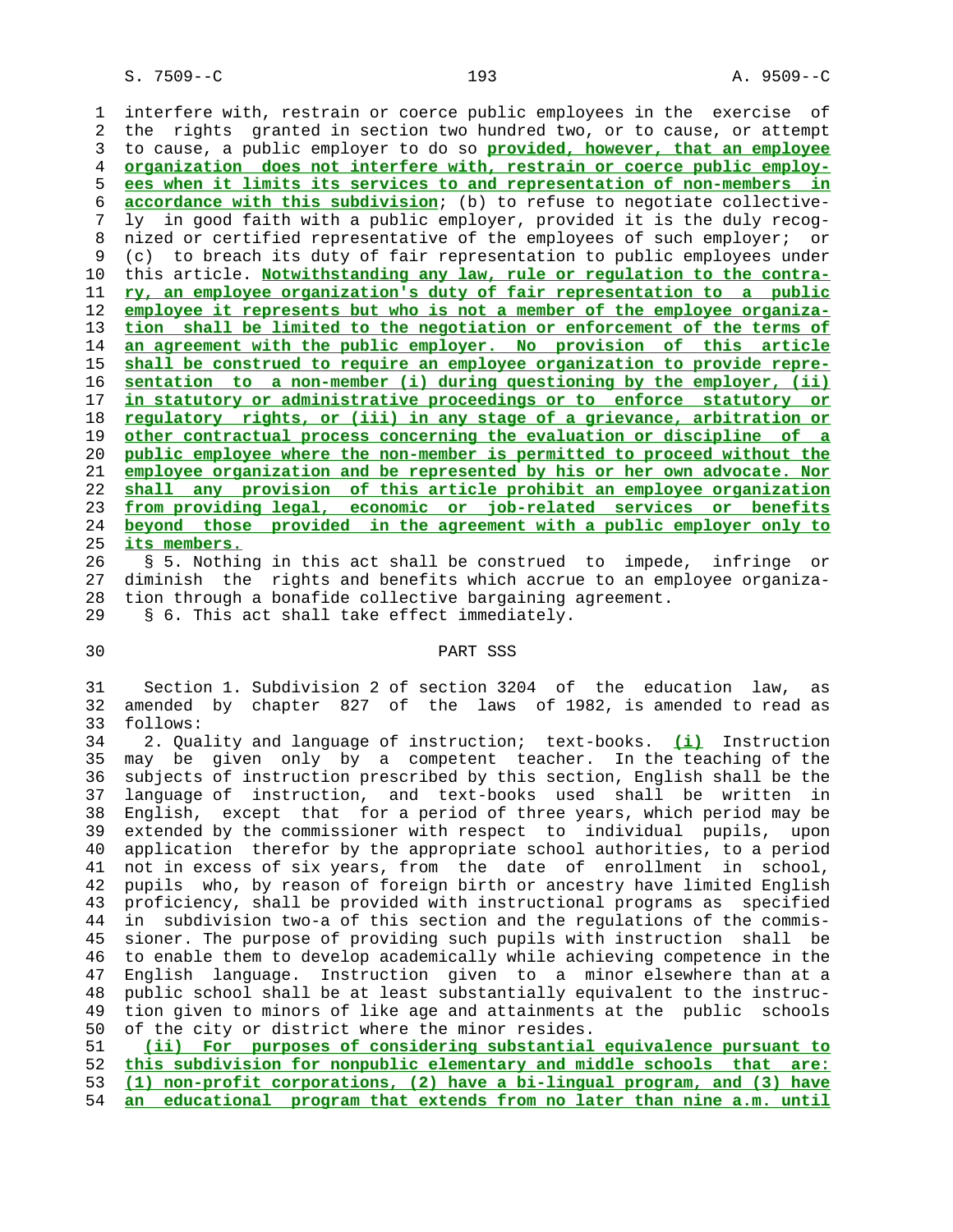interfere with, restrain or coerce public employees in the exercise of the rights granted in section two hundred two, or to cause, or attempt to cause, a public employer to do so **provided, however, that an employee organization does not interfere with, restrain or coerce public employees when it limits its services to and representation of non-members in accordance with this subdivision**; (b) to refuse to negotiate collectively in good faith with a public employer, provided it is the duly recognized or certified representative of the employees of such employer; or (c) to breach its duty of fair representation to public employees under this article. **Notwithstanding any law, rule or regulation to the contrary, an employee organization's duty of fair representation to a public employee it represents but who is not a member of the employee organization shall be limited to the negotiation or enforcement of the terms of an agreement with the public employer. No provision of this article shall be construed to require an employee organization to provide representation to a non-member (i) during questioning by the employer, (ii) in statutory or administrative proceedings or to enforce statutory or regulatory rights, or (iii) in any stage of a grievance, arbitration or other contractual process concerning the evaluation or discipline of a public employee where the non-member is permitted to proceed without the employee organization and be represented by his or her own advocate. Nor shall any provision of this article prohibit an employee organization from providing legal, economic or job-related services or benefits beyond those provided in the agreement with a public employer only to its members.**

§ 5. Nothing in this act shall be construed to impede, infringe or diminish the rights and benefits which accrue to an employee organization through a bonafide collective bargaining agreement.

§ 6. This act shall take effect immediately.

PART SSS

Section 1. Subdivision 2 of section 3204 of the education law, as amended by chapter 827 of the laws of 1982, is amended to read as follows:

2. Quality and language of instruction; text-books. **(i)** Instruction may be given only by a competent teacher. In the teaching of the subjects of instruction prescribed by this section, English shall be the language of instruction, and text-books used shall be written in English, except that for a period of three years, which period may be extended by the commissioner with respect to individual pupils, upon application therefor by the appropriate school authorities, to a period not in excess of six years, from the date of enrollment in school, pupils who, by reason of foreign birth or ancestry have limited English proficiency, shall be provided with instructional programs as specified in subdivision two-a of this section and the regulations of the commissioner. The purpose of providing such pupils with instruction shall be to enable them to develop academically while achieving competence in the English language. Instruction given to a minor elsewhere than at a public school shall be at least substantially equivalent to the instruction given to minors of like age and attainments at the public schools of the city or district where the minor resides.

**(ii) For purposes of considering substantial equivalence pursuant to this subdivision for nonpublic elementary and middle schools that are: (1) non-profit corporations, (2) have a bi-lingual program, and (3) have an educational program that extends from no later than nine a.m. until**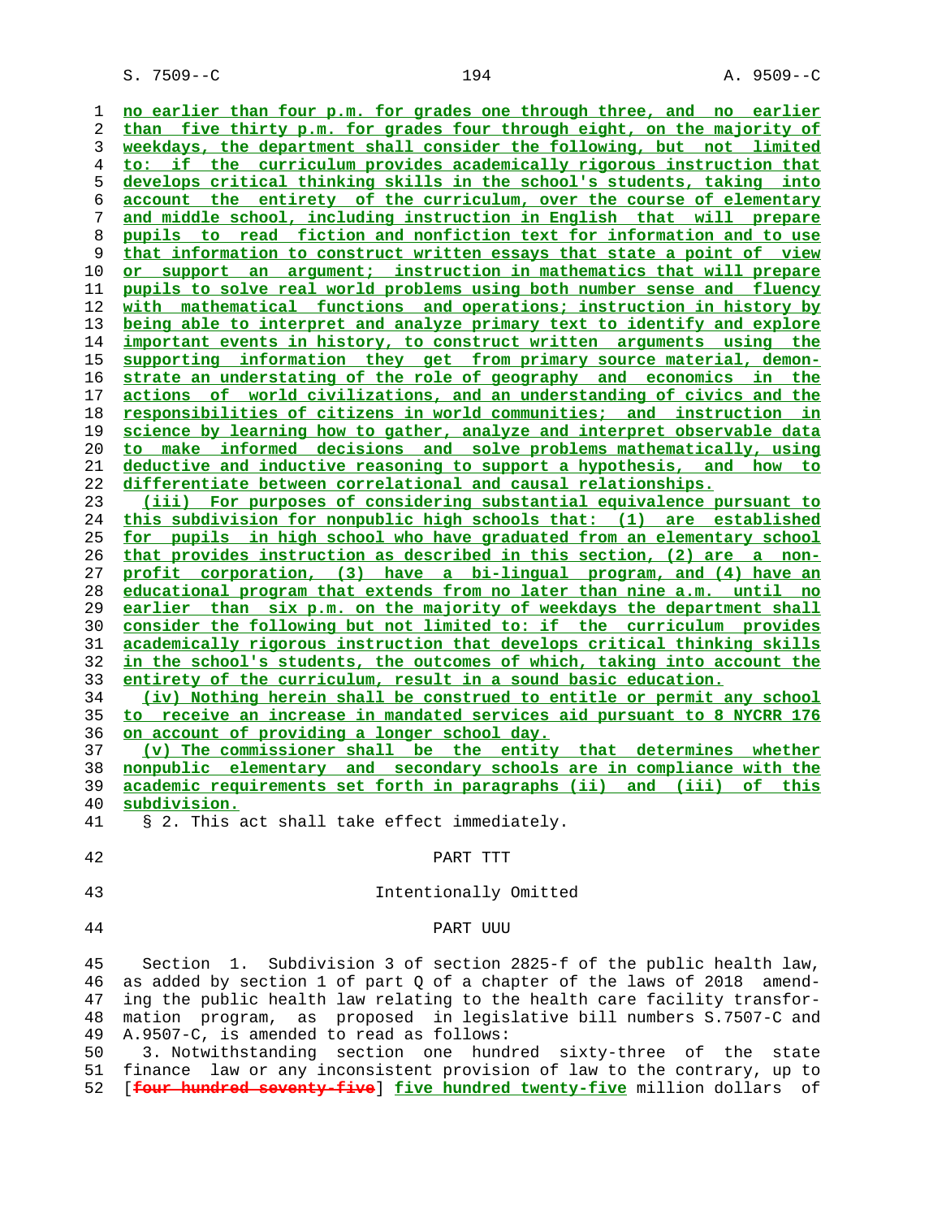no earlier than four p.m. for grades one through three, and no earlier than five thirty p.m. for grades four through eight, on the majority of weekdays, the department shall consider the following, but not limited to: if the curriculum provides academically rigorous instruction that develops critical thinking skills in the school's students, taking into account the entirety of the curriculum, over the course of elementary and middle school, including instruction in English that will prepare pupils to read fiction and nonfiction text for information and to use that information to construct written essays that state a point of view or support an argument; instruction in mathematics that will prepare pupils to solve real world problems using both number sense and fluency with mathematical functions and operations; instruction in history by being able to interpret and analyze primary text to identify and explore important events in history, to construct written arguments using the supporting information they get from primary source material, demonstrate an understating of the role of geography and economics in the actions of world civilizations, and an understanding of civics and the responsibilities of citizens in world communities; and instruction in science by learning how to gather, analyze and interpret observable data to make informed decisions and solve problems mathematically, using deductive and inductive reasoning to support a hypothesis, and how to differentiate between correlational and causal relationships.

(iii) For purposes of considering substantial equivalence pursuant to this subdivision for nonpublic high schools that: (1) are established for pupils in high school who have graduated from an elementary school that provides instruction as described in this section, (2) are a non-profit corporation, (3) have a bi-lingual program, and (4) have an educational program that extends from no later than nine a.m. until no earlier than six p.m. on the majority of weekdays the department shall consider the following but not limited to: if the curriculum provides academically rigorous instruction that develops critical thinking skills in the school's students, the outcomes of which, taking into account the entirety of the curriculum, result in a sound basic education.

(iv) Nothing herein shall be construed to entitle or permit any school to receive an increase in mandated services aid pursuant to 8 NYCRR 176 on account of providing a longer school day.

(v) The commissioner shall be the entity that determines whether nonpublic elementary and secondary schools are in compliance with the academic requirements set forth in paragraphs (ii) and (iii) of this subdivision.

§ 2. This act shall take effect immediately.

PART TTT

Intentionally Omitted

PART UUU

Section 1. Subdivision 3 of section 2825-f of the public health law, as added by section 1 of part Q of a chapter of the laws of 2018 amending the public health law relating to the health care facility transformation program, as proposed in legislative bill numbers S.7507-C and A.9507-C, is amended to read as follows:

3. Notwithstanding section one hundred sixty-three of the state finance law or any inconsistent provision of law to the contrary, up to [~~four hundred seventy-five~~] five hundred twenty-five million dollars of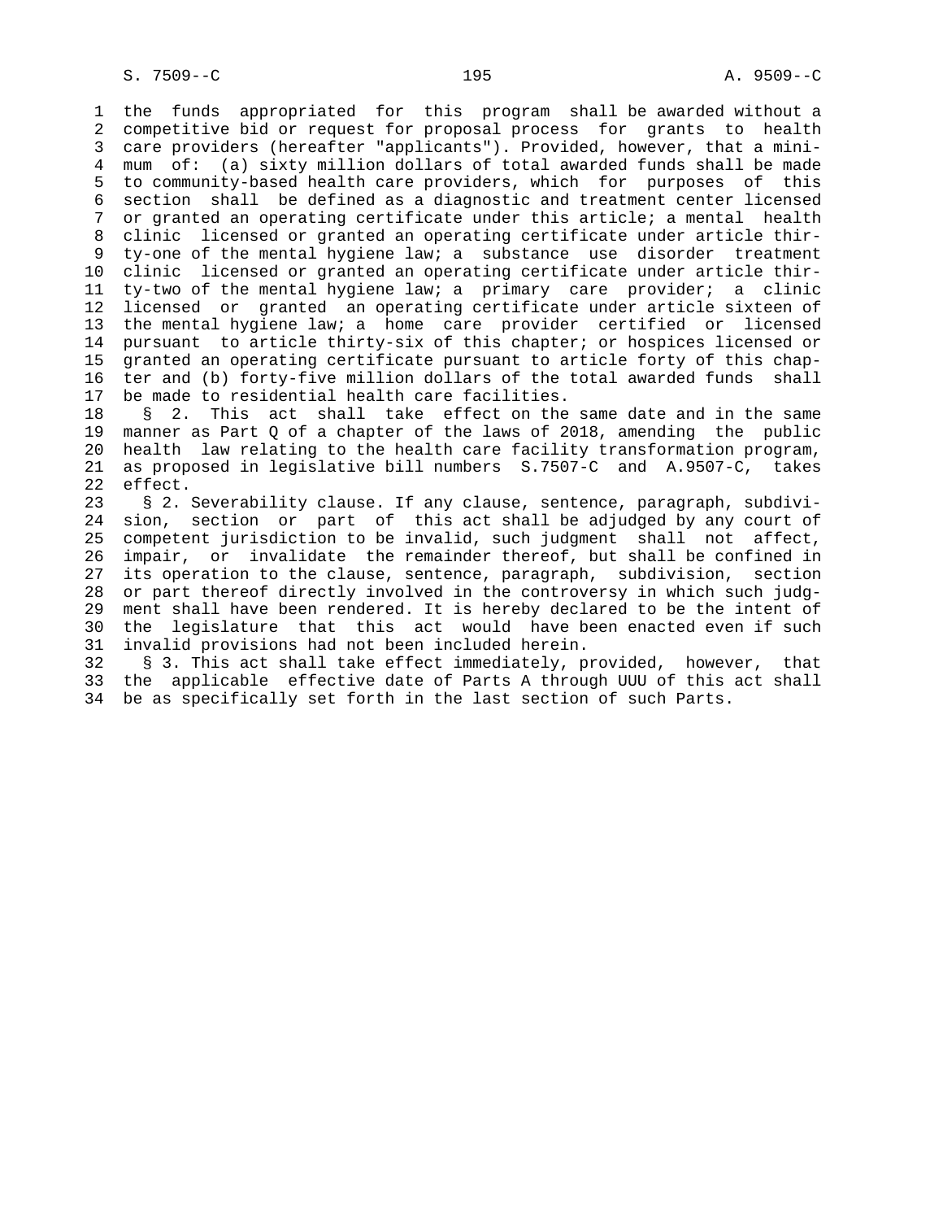the funds appropriated for this program shall be awarded without a competitive bid or request for proposal process for grants to health care providers (hereafter "applicants"). Provided, however, that a minimum of: (a) sixty million dollars of total awarded funds shall be made to community-based health care providers, which for purposes of this section shall be defined as a diagnostic and treatment center licensed or granted an operating certificate under this article; a mental health clinic licensed or granted an operating certificate under article thirty-one of the mental hygiene law; a substance use disorder treatment clinic licensed or granted an operating certificate under article thirty-two of the mental hygiene law; a primary care provider; a clinic licensed or granted an operating certificate under article sixteen of the mental hygiene law; a home care provider certified or licensed pursuant to article thirty-six of this chapter; or hospices licensed or granted an operating certificate pursuant to article forty of this chapter and (b) forty-five million dollars of the total awarded funds shall be made to residential health care facilities.

§ 2. This act shall take effect on the same date and in the same manner as Part Q of a chapter of the laws of 2018, amending the public health law relating to the health care facility transformation program, as proposed in legislative bill numbers S.7507-C and A.9507-C, takes effect.

§ 2. Severability clause. If any clause, sentence, paragraph, subdivision, section or part of this act shall be adjudged by any court of competent jurisdiction to be invalid, such judgment shall not affect, impair, or invalidate the remainder thereof, but shall be confined in its operation to the clause, sentence, paragraph, subdivision, section or part thereof directly involved in the controversy in which such judgment shall have been rendered. It is hereby declared to be the intent of the legislature that this act would have been enacted even if such invalid provisions had not been included herein.

§ 3. This act shall take effect immediately, provided, however, that the applicable effective date of Parts A through UUU of this act shall be as specifically set forth in the last section of such Parts.